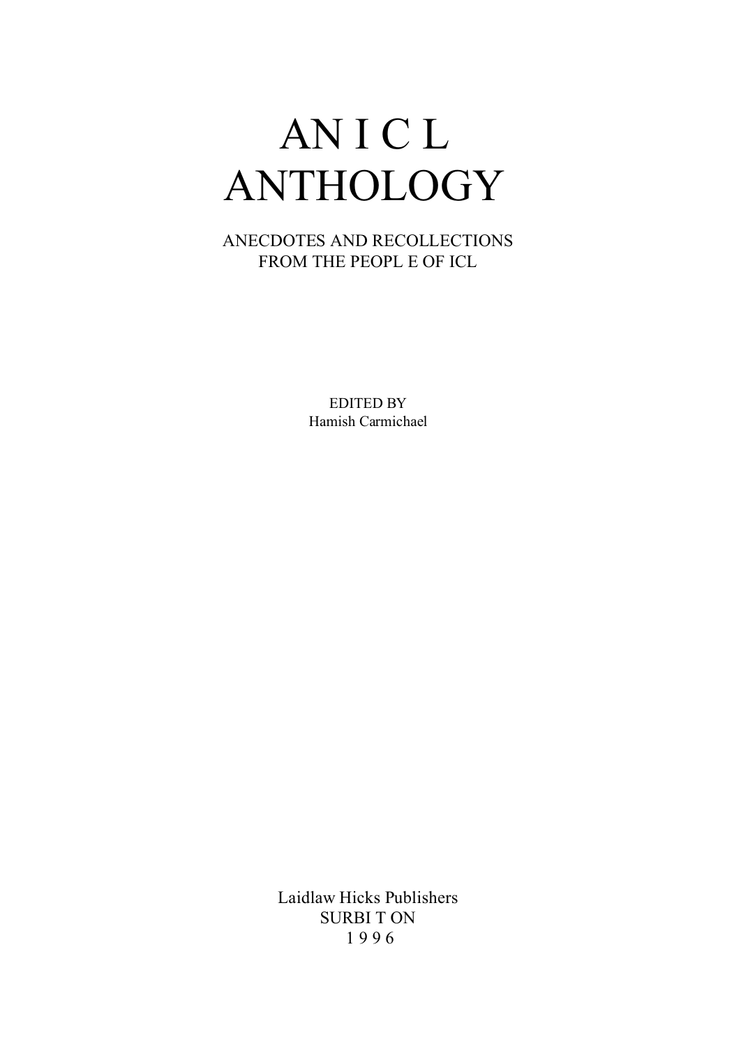# AN I C L ANTHOLOGY

ANECDOTES AND RECOLLECTIONS
FROM THE PEOPL E OF ICL

EDITED BY
Hamish Carmichael

Laidlaw Hicks Publishers
SURBI T ON
1 9 9 6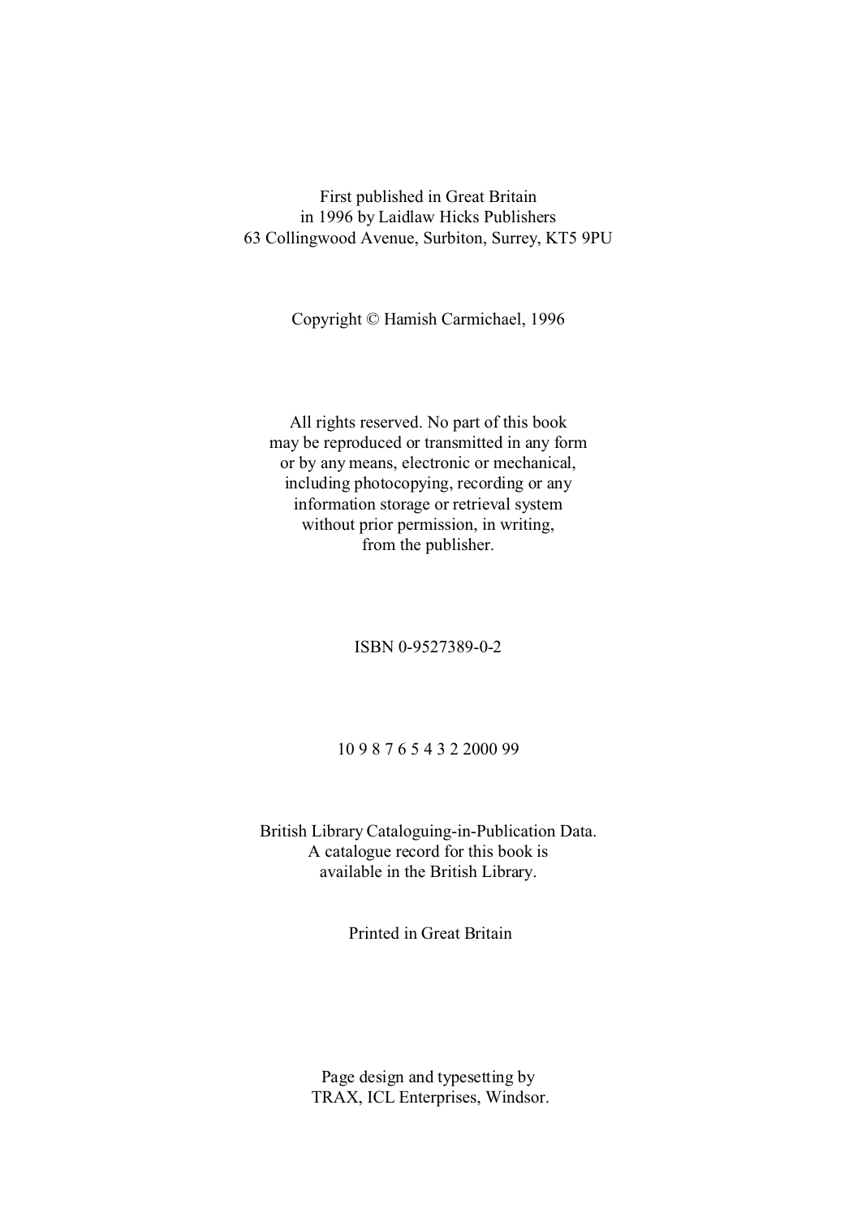First published in Great Britain
in 1996 by Laidlaw Hicks Publishers
63 Collingwood Avenue, Surbiton, Surrey, KT5 9PU

Copyright © Hamish Carmichael, 1996

All rights reserved. No part of this book
may be reproduced or transmitted in any form
or by any means, electronic or mechanical,
including photocopying, recording or any
information storage or retrieval system
without prior permission, in writing,
from the publisher.

ISBN 0-9527389-0-2

10 9 8 7 6 5 4 3 2 2000 99

British Library Cataloguing-in-Publication Data.
A catalogue record for this book is
available in the British Library.

Printed in Great Britain

Page design and typesetting by
TRAX, ICL Enterprises, Windsor.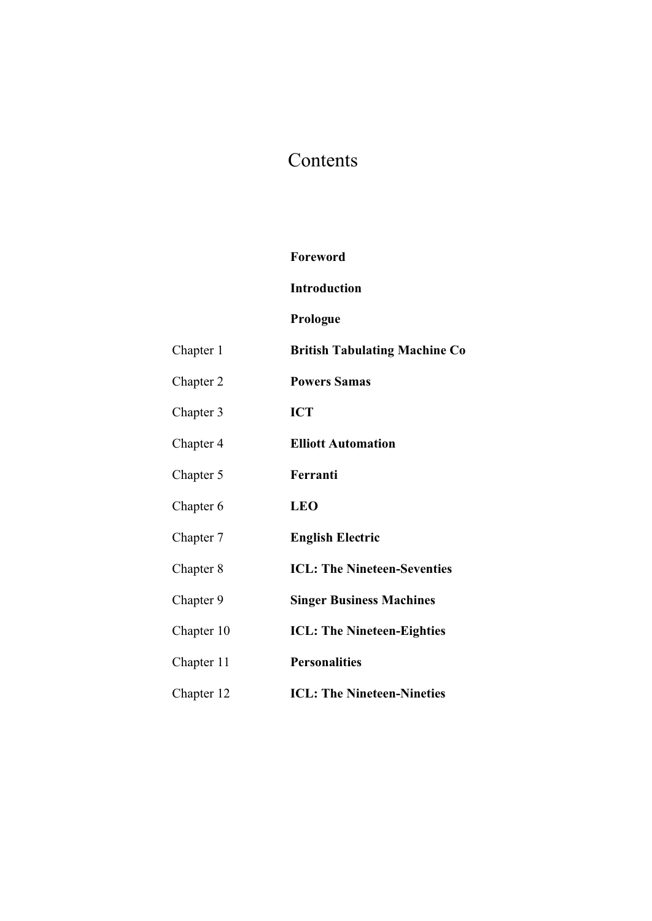# Contents

| | |
|---|---|
| | **Foreword** |
| | **Introduction** |
| | **Prologue** |
| Chapter 1 | **British Tabulating Machine Co** |
| Chapter 2 | **Powers Samas** |
| Chapter 3 | **ICT** |
| Chapter 4 | **Elliott Automation** |
| Chapter 5 | **Ferranti** |
| Chapter 6 | **LEO** |
| Chapter 7 | **English Electric** |
| Chapter 8 | **ICL: The Nineteen-Seventies** |
| Chapter 9 | **Singer Business Machines** |
| Chapter 10 | **ICL: The Nineteen-Eighties** |
| Chapter 11 | **Personalities** |
| Chapter 12 | **ICL: The Nineteen-Nineties** |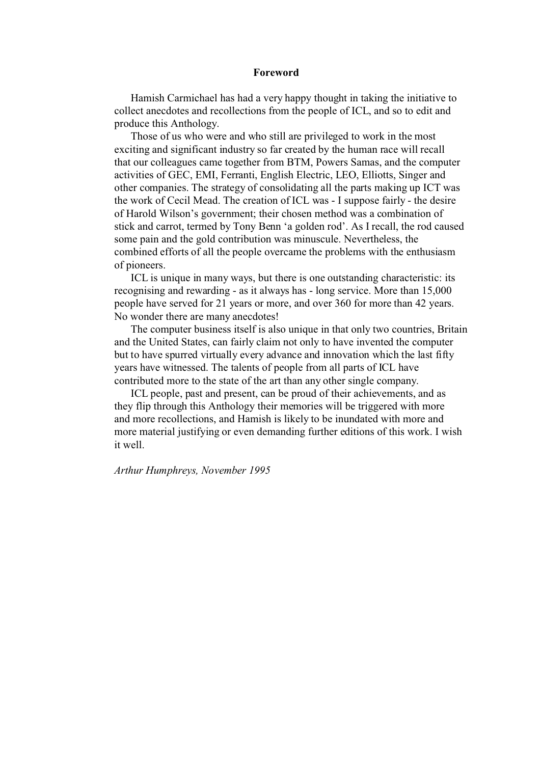# Foreword

Hamish Carmichael has had a very happy thought in taking the initiative to collect anecdotes and recollections from the people of ICL, and so to edit and produce this Anthology.

Those of us who were and who still are privileged to work in the most exciting and significant industry so far created by the human race will recall that our colleagues came together from BTM, Powers Samas, and the computer activities of GEC, EMI, Ferranti, English Electric, LEO, Elliotts, Singer and other companies. The strategy of consolidating all the parts making up ICT was the work of Cecil Mead. The creation of ICL was - I suppose fairly - the desire of Harold Wilson's government; their chosen method was a combination of stick and carrot, termed by Tony Benn 'a golden rod'. As I recall, the rod caused some pain and the gold contribution was minuscule. Nevertheless, the combined efforts of all the people overcame the problems with the enthusiasm of pioneers.

ICL is unique in many ways, but there is one outstanding characteristic: its recognising and rewarding - as it always has - long service. More than 15,000 people have served for 21 years or more, and over 360 for more than 42 years. No wonder there are many anecdotes!

The computer business itself is also unique in that only two countries, Britain and the United States, can fairly claim not only to have invented the computer but to have spurred virtually every advance and innovation which the last fifty years have witnessed. The talents of people from all parts of ICL have contributed more to the state of the art than any other single company.

ICL people, past and present, can be proud of their achievements, and as they flip through this Anthology their memories will be triggered with more and more recollections, and Hamish is likely to be inundated with more and more material justifying or even demanding further editions of this work. I wish it well.

*Arthur Humphreys, November 1995*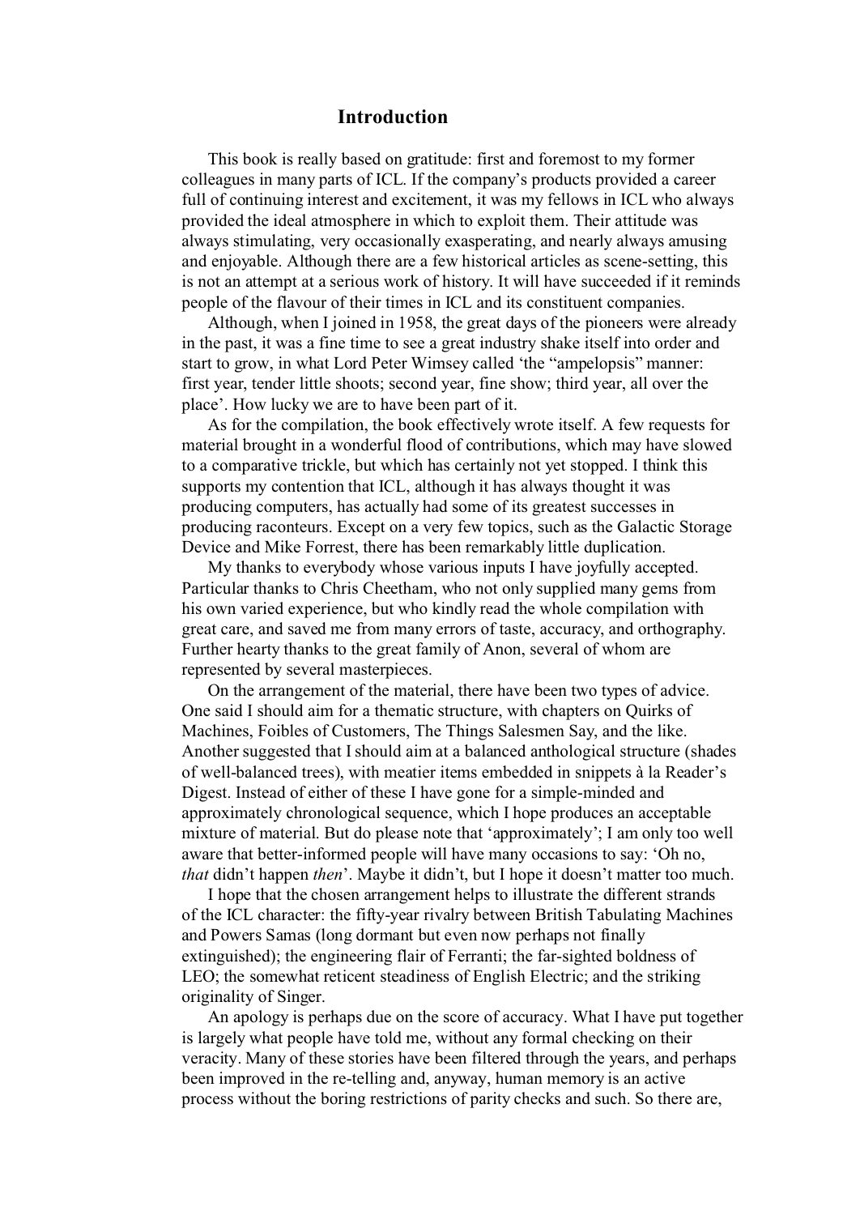# Introduction

This book is really based on gratitude: first and foremost to my former colleagues in many parts of ICL. If the company's products provided a career full of continuing interest and excitement, it was my fellows in ICL who always provided the ideal atmosphere in which to exploit them. Their attitude was always stimulating, very occasionally exasperating, and nearly always amusing and enjoyable. Although there are a few historical articles as scene-setting, this is not an attempt at a serious work of history. It will have succeeded if it reminds people of the flavour of their times in ICL and its constituent companies.

Although, when I joined in 1958, the great days of the pioneers were already in the past, it was a fine time to see a great industry shake itself into order and start to grow, in what Lord Peter Wimsey called 'the "ampelopsis" manner: first year, tender little shoots; second year, fine show; third year, all over the place'. How lucky we are to have been part of it.

As for the compilation, the book effectively wrote itself. A few requests for material brought in a wonderful flood of contributions, which may have slowed to a comparative trickle, but which has certainly not yet stopped. I think this supports my contention that ICL, although it has always thought it was producing computers, has actually had some of its greatest successes in producing raconteurs. Except on a very few topics, such as the Galactic Storage Device and Mike Forrest, there has been remarkably little duplication.

My thanks to everybody whose various inputs I have joyfully accepted. Particular thanks to Chris Cheetham, who not only supplied many gems from his own varied experience, but who kindly read the whole compilation with great care, and saved me from many errors of taste, accuracy, and orthography. Further hearty thanks to the great family of Anon, several of whom are represented by several masterpieces.

On the arrangement of the material, there have been two types of advice. One said I should aim for a thematic structure, with chapters on Quirks of Machines, Foibles of Customers, The Things Salesmen Say, and the like. Another suggested that I should aim at a balanced anthological structure (shades of well-balanced trees), with meatier items embedded in snippets à la Reader's Digest. Instead of either of these I have gone for a simple-minded and approximately chronological sequence, which I hope produces an acceptable mixture of material. But do please note that 'approximately'; I am only too well aware that better-informed people will have many occasions to say: 'Oh no, *that* didn't happen *then*'. Maybe it didn't, but I hope it doesn't matter too much.

I hope that the chosen arrangement helps to illustrate the different strands of the ICL character: the fifty-year rivalry between British Tabulating Machines and Powers Samas (long dormant but even now perhaps not finally extinguished); the engineering flair of Ferranti; the far-sighted boldness of LEO; the somewhat reticent steadiness of English Electric; and the striking originality of Singer.

An apology is perhaps due on the score of accuracy. What I have put together is largely what people have told me, without any formal checking on their veracity. Many of these stories have been filtered through the years, and perhaps been improved in the re-telling and, anyway, human memory is an active process without the boring restrictions of parity checks and such. So there are,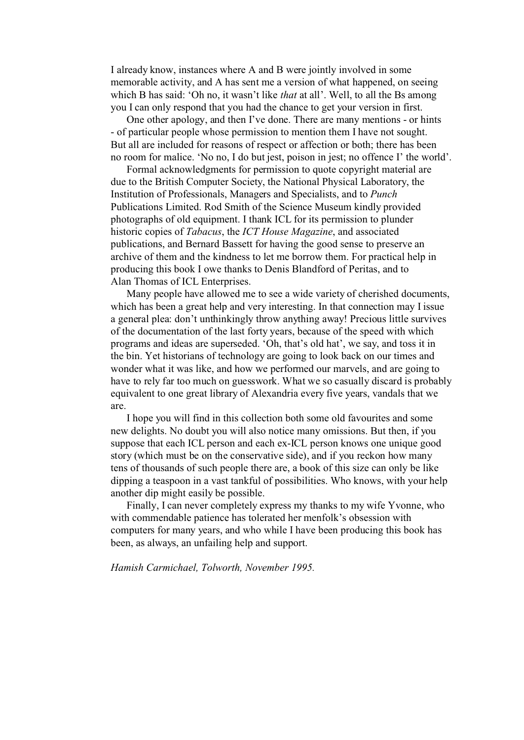I already know, instances where A and B were jointly involved in some memorable activity, and A has sent me a version of what happened, on seeing which B has said: 'Oh no, it wasn't like *that* at all'. Well, to all the Bs among you I can only respond that you had the chance to get your version in first.

One other apology, and then I've done. There are many mentions - or hints - of particular people whose permission to mention them I have not sought. But all are included for reasons of respect or affection or both; there has been no room for malice. 'No no, I do but jest, poison in jest; no offence I' the world'.

Formal acknowledgments for permission to quote copyright material are due to the British Computer Society, the National Physical Laboratory, the Institution of Professionals, Managers and Specialists, and to *Punch* Publications Limited. Rod Smith of the Science Museum kindly provided photographs of old equipment. I thank ICL for its permission to plunder historic copies of *Tabacus*, the *ICT House Magazine*, and associated publications, and Bernard Bassett for having the good sense to preserve an archive of them and the kindness to let me borrow them. For practical help in producing this book I owe thanks to Denis Blandford of Peritas, and to Alan Thomas of ICL Enterprises.

Many people have allowed me to see a wide variety of cherished documents, which has been a great help and very interesting. In that connection may I issue a general plea: don't unthinkingly throw anything away! Precious little survives of the documentation of the last forty years, because of the speed with which programs and ideas are superseded. 'Oh, that's old hat', we say, and toss it in the bin. Yet historians of technology are going to look back on our times and wonder what it was like, and how we performed our marvels, and are going to have to rely far too much on guesswork. What we so casually discard is probably equivalent to one great library of Alexandria every five years, vandals that we are.

I hope you will find in this collection both some old favourites and some new delights. No doubt you will also notice many omissions. But then, if you suppose that each ICL person and each ex-ICL person knows one unique good story (which must be on the conservative side), and if you reckon how many tens of thousands of such people there are, a book of this size can only be like dipping a teaspoon in a vast tankful of possibilities. Who knows, with your help another dip might easily be possible.

Finally, I can never completely express my thanks to my wife Yvonne, who with commendable patience has tolerated her menfolk's obsession with computers for many years, and who while I have been producing this book has been, as always, an unfailing help and support.

*Hamish Carmichael, Tolworth, November 1995.*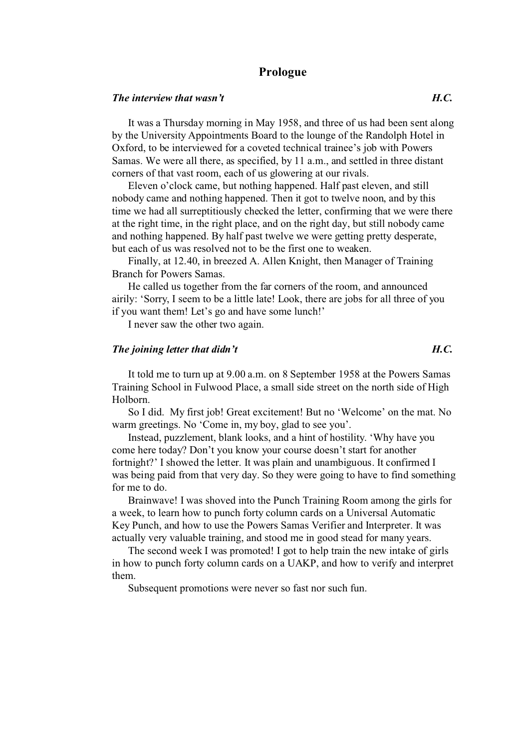# Prologue

### *The interview that wasn't* — *H.C.*

It was a Thursday morning in May 1958, and three of us had been sent along by the University Appointments Board to the lounge of the Randolph Hotel in Oxford, to be interviewed for a coveted technical trainee's job with Powers Samas. We were all there, as specified, by 11 a.m., and settled in three distant corners of that vast room, each of us glowering at our rivals.

Eleven o'clock came, but nothing happened. Half past eleven, and still nobody came and nothing happened. Then it got to twelve noon, and by this time we had all surreptitiously checked the letter, confirming that we were there at the right time, in the right place, and on the right day, but still nobody came and nothing happened. By half past twelve we were getting pretty desperate, but each of us was resolved not to be the first one to weaken.

Finally, at 12.40, in breezed A. Allen Knight, then Manager of Training Branch for Powers Samas.

He called us together from the far corners of the room, and announced airily: 'Sorry, I seem to be a little late! Look, there are jobs for all three of you if you want them! Let's go and have some lunch!'

I never saw the other two again.

### *The joining letter that didn't* — *H.C.*

It told me to turn up at 9.00 a.m. on 8 September 1958 at the Powers Samas Training School in Fulwood Place, a small side street on the north side of High Holborn.

So I did. My first job! Great excitement! But no 'Welcome' on the mat. No warm greetings. No 'Come in, my boy, glad to see you'.

Instead, puzzlement, blank looks, and a hint of hostility. 'Why have you come here today? Don't you know your course doesn't start for another fortnight?' I showed the letter. It was plain and unambiguous. It confirmed I was being paid from that very day. So they were going to have to find something for me to do.

Brainwave! I was shoved into the Punch Training Room among the girls for a week, to learn how to punch forty column cards on a Universal Automatic Key Punch, and how to use the Powers Samas Verifier and Interpreter. It was actually very valuable training, and stood me in good stead for many years.

The second week I was promoted! I got to help train the new intake of girls in how to punch forty column cards on a UAKP, and how to verify and interpret them.

Subsequent promotions were never so fast nor such fun.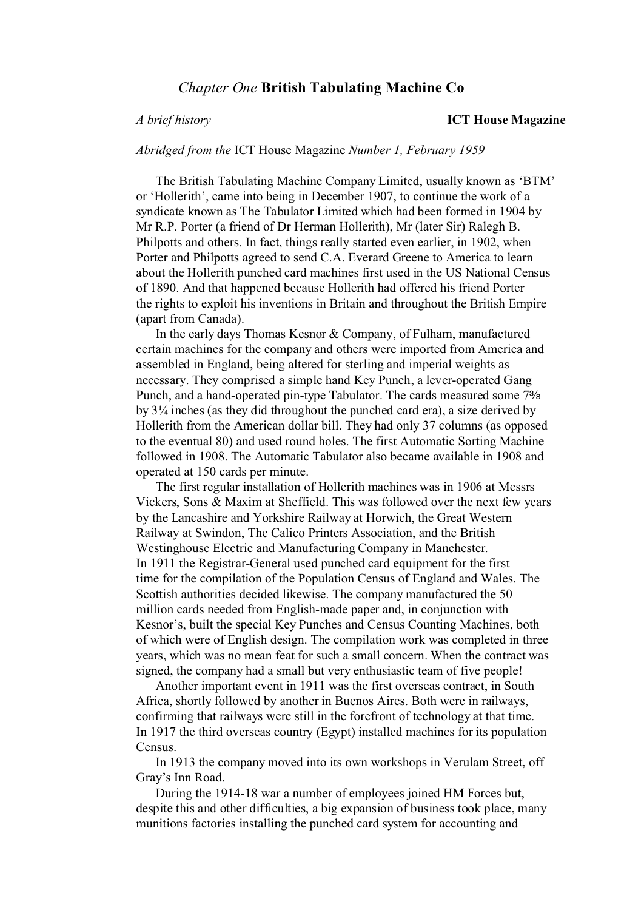# *Chapter One* **British Tabulating Machine Co**

*A brief history* **ICT House Magazine**

*Abridged from the* ICT House Magazine *Number 1, February 1959*

The British Tabulating Machine Company Limited, usually known as 'BTM' or 'Hollerith', came into being in December 1907, to continue the work of a syndicate known as The Tabulator Limited which had been formed in 1904 by Mr R.P. Porter (a friend of Dr Herman Hollerith), Mr (later Sir) Ralegh B. Philpotts and others. In fact, things really started even earlier, in 1902, when Porter and Philpotts agreed to send C.A. Everard Greene to America to learn about the Hollerith punched card machines first used in the US National Census of 1890. And that happened because Hollerith had offered his friend Porter the rights to exploit his inventions in Britain and throughout the British Empire (apart from Canada).

In the early days Thomas Kesnor & Company, of Fulham, manufactured certain machines for the company and others were imported from America and assembled in England, being altered for sterling and imperial weights as necessary. They comprised a simple hand Key Punch, a lever-operated Gang Punch, and a hand-operated pin-type Tabulator. The cards measured some 7⅜ by 3¼ inches (as they did throughout the punched card era), a size derived by Hollerith from the American dollar bill. They had only 37 columns (as opposed to the eventual 80) and used round holes. The first Automatic Sorting Machine followed in 1908. The Automatic Tabulator also became available in 1908 and operated at 150 cards per minute.

The first regular installation of Hollerith machines was in 1906 at Messrs Vickers, Sons & Maxim at Sheffield. This was followed over the next few years by the Lancashire and Yorkshire Railway at Horwich, the Great Western Railway at Swindon, The Calico Printers Association, and the British Westinghouse Electric and Manufacturing Company in Manchester. In 1911 the Registrar-General used punched card equipment for the first time for the compilation of the Population Census of England and Wales. The Scottish authorities decided likewise. The company manufactured the 50 million cards needed from English-made paper and, in conjunction with Kesnor's, built the special Key Punches and Census Counting Machines, both of which were of English design. The compilation work was completed in three years, which was no mean feat for such a small concern. When the contract was signed, the company had a small but very enthusiastic team of five people!

Another important event in 1911 was the first overseas contract, in South Africa, shortly followed by another in Buenos Aires. Both were in railways, confirming that railways were still in the forefront of technology at that time. In 1917 the third overseas country (Egypt) installed machines for its population Census.

In 1913 the company moved into its own workshops in Verulam Street, off Gray's Inn Road.

During the 1914-18 war a number of employees joined HM Forces but, despite this and other difficulties, a big expansion of business took place, many munitions factories installing the punched card system for accounting and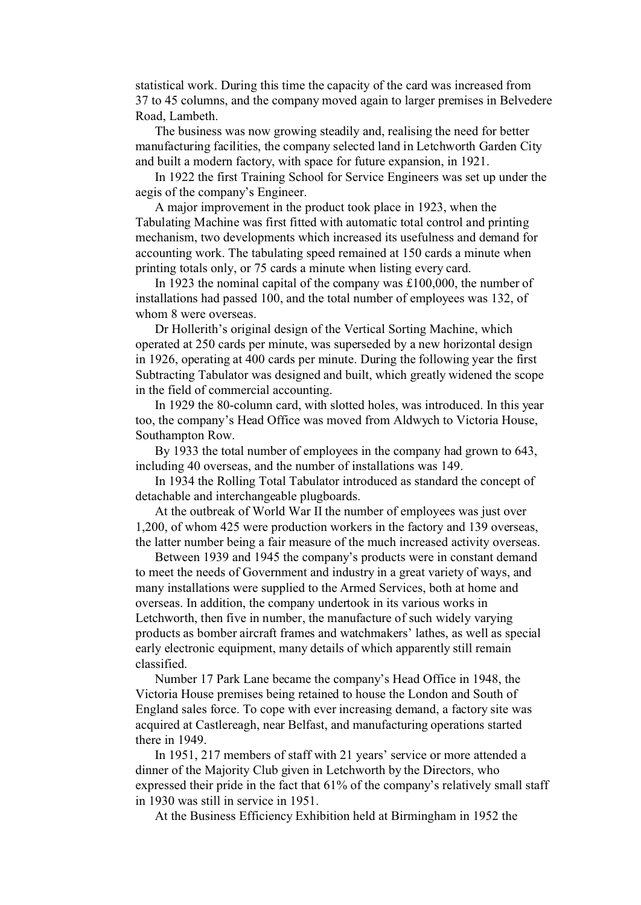statistical work. During this time the capacity of the card was increased from 37 to 45 columns, and the company moved again to larger premises in Belvedere Road, Lambeth.

The business was now growing steadily and, realising the need for better manufacturing facilities, the company selected land in Letchworth Garden City and built a modern factory, with space for future expansion, in 1921.

In 1922 the first Training School for Service Engineers was set up under the aegis of the company's Engineer.

A major improvement in the product took place in 1923, when the Tabulating Machine was first fitted with automatic total control and printing mechanism, two developments which increased its usefulness and demand for accounting work. The tabulating speed remained at 150 cards a minute when printing totals only, or 75 cards a minute when listing every card.

In 1923 the nominal capital of the company was £100,000, the number of installations had passed 100, and the total number of employees was 132, of whom 8 were overseas.

Dr Hollerith's original design of the Vertical Sorting Machine, which operated at 250 cards per minute, was superseded by a new horizontal design in 1926, operating at 400 cards per minute. During the following year the first Subtracting Tabulator was designed and built, which greatly widened the scope in the field of commercial accounting.

In 1929 the 80-column card, with slotted holes, was introduced. In this year too, the company's Head Office was moved from Aldwych to Victoria House, Southampton Row.

By 1933 the total number of employees in the company had grown to 643, including 40 overseas, and the number of installations was 149.

In 1934 the Rolling Total Tabulator introduced as standard the concept of detachable and interchangeable plugboards.

At the outbreak of World War II the number of employees was just over 1,200, of whom 425 were production workers in the factory and 139 overseas, the latter number being a fair measure of the much increased activity overseas.

Between 1939 and 1945 the company's products were in constant demand to meet the needs of Government and industry in a great variety of ways, and many installations were supplied to the Armed Services, both at home and overseas. In addition, the company undertook in its various works in Letchworth, then five in number, the manufacture of such widely varying products as bomber aircraft frames and watchmakers' lathes, as well as special early electronic equipment, many details of which apparently still remain classified.

Number 17 Park Lane became the company's Head Office in 1948, the Victoria House premises being retained to house the London and South of England sales force. To cope with ever increasing demand, a factory site was acquired at Castlereagh, near Belfast, and manufacturing operations started there in 1949.

In 1951, 217 members of staff with 21 years' service or more attended a dinner of the Majority Club given in Letchworth by the Directors, who expressed their pride in the fact that 61% of the company's relatively small staff in 1930 was still in service in 1951.

At the Business Efficiency Exhibition held at Birmingham in 1952 the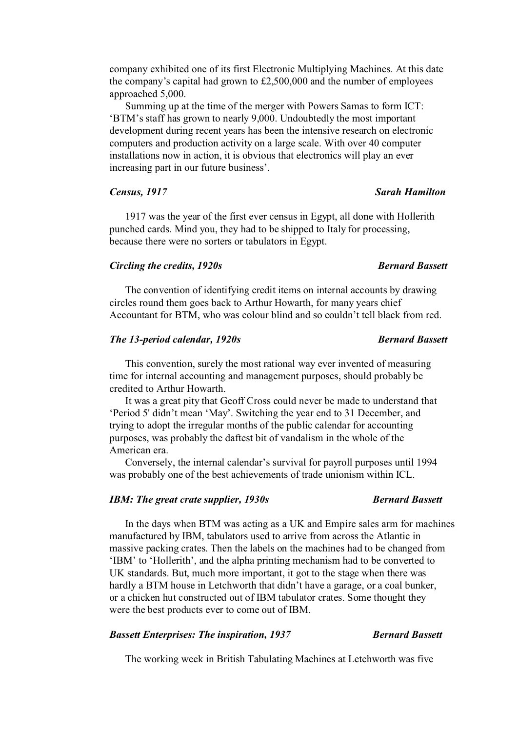company exhibited one of its first Electronic Multiplying Machines. At this date the company's capital had grown to £2,500,000 and the number of employees approached 5,000.

Summing up at the time of the merger with Powers Samas to form ICT: 'BTM's staff has grown to nearly 9,000. Undoubtedly the most important development during recent years has been the intensive research on electronic computers and production activity on a large scale. With over 40 computer installations now in action, it is obvious that electronics will play an ever increasing part in our future business'.

### *Census, 1917* — *Sarah Hamilton*

1917 was the year of the first ever census in Egypt, all done with Hollerith punched cards. Mind you, they had to be shipped to Italy for processing, because there were no sorters or tabulators in Egypt.

### *Circling the credits, 1920s* — *Bernard Bassett*

The convention of identifying credit items on internal accounts by drawing circles round them goes back to Arthur Howarth, for many years chief Accountant for BTM, who was colour blind and so couldn't tell black from red.

### *The 13-period calendar, 1920s* — *Bernard Bassett*

This convention, surely the most rational way ever invented of measuring time for internal accounting and management purposes, should probably be credited to Arthur Howarth.

It was a great pity that Geoff Cross could never be made to understand that 'Period 5' didn't mean 'May'. Switching the year end to 31 December, and trying to adopt the irregular months of the public calendar for accounting purposes, was probably the daftest bit of vandalism in the whole of the American era.

Conversely, the internal calendar's survival for payroll purposes until 1994 was probably one of the best achievements of trade unionism within ICL.

### *IBM: The great crate supplier, 1930s* — *Bernard Bassett*

In the days when BTM was acting as a UK and Empire sales arm for machines manufactured by IBM, tabulators used to arrive from across the Atlantic in massive packing crates. Then the labels on the machines had to be changed from 'IBM' to 'Hollerith', and the alpha printing mechanism had to be converted to UK standards. But, much more important, it got to the stage when there was hardly a BTM house in Letchworth that didn't have a garage, or a coal bunker, or a chicken hut constructed out of IBM tabulator crates. Some thought they were the best products ever to come out of IBM.

### *Bassett Enterprises: The inspiration, 1937* — *Bernard Bassett*

The working week in British Tabulating Machines at Letchworth was five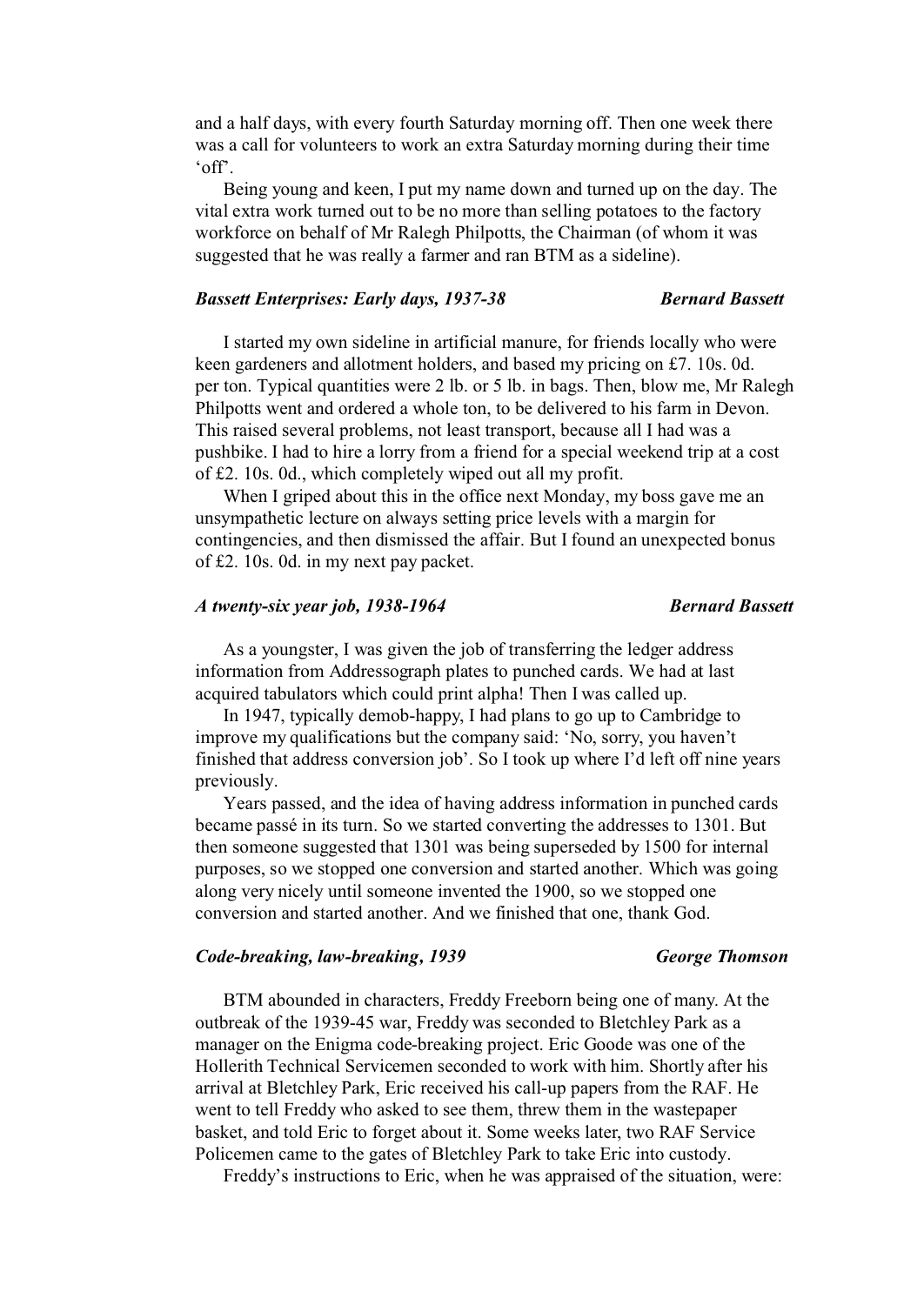and a half days, with every fourth Saturday morning off. Then one week there was a call for volunteers to work an extra Saturday morning during their time 'off'.

Being young and keen, I put my name down and turned up on the day. The vital extra work turned out to be no more than selling potatoes to the factory workforce on behalf of Mr Ralegh Philpotts, the Chairman (of whom it was suggested that he was really a farmer and ran BTM as a sideline).

### *Bassett Enterprises: Early days, 1937-38* — *Bernard Bassett*

I started my own sideline in artificial manure, for friends locally who were keen gardeners and allotment holders, and based my pricing on £7. 10s. 0d. per ton. Typical quantities were 2 lb. or 5 lb. in bags. Then, blow me, Mr Ralegh Philpotts went and ordered a whole ton, to be delivered to his farm in Devon. This raised several problems, not least transport, because all I had was a pushbike. I had to hire a lorry from a friend for a special weekend trip at a cost of £2. 10s. 0d., which completely wiped out all my profit.

When I griped about this in the office next Monday, my boss gave me an unsympathetic lecture on always setting price levels with a margin for contingencies, and then dismissed the affair. But I found an unexpected bonus of £2. 10s. 0d. in my next pay packet.

### *A twenty-six year job, 1938-1964* — *Bernard Bassett*

As a youngster, I was given the job of transferring the ledger address information from Addressograph plates to punched cards. We had at last acquired tabulators which could print alpha! Then I was called up.

In 1947, typically demob-happy, I had plans to go up to Cambridge to improve my qualifications but the company said: 'No, sorry, you haven't finished that address conversion job'. So I took up where I'd left off nine years previously.

Years passed, and the idea of having address information in punched cards became passé in its turn. So we started converting the addresses to 1301. But then someone suggested that 1301 was being superseded by 1500 for internal purposes, so we stopped one conversion and started another. Which was going along very nicely until someone invented the 1900, so we stopped one conversion and started another. And we finished that one, thank God.

### *Code-breaking, law-breaking, 1939* — *George Thomson*

BTM abounded in characters, Freddy Freeborn being one of many. At the outbreak of the 1939-45 war, Freddy was seconded to Bletchley Park as a manager on the Enigma code-breaking project. Eric Goode was one of the Hollerith Technical Servicemen seconded to work with him. Shortly after his arrival at Bletchley Park, Eric received his call-up papers from the RAF. He went to tell Freddy who asked to see them, threw them in the wastepaper basket, and told Eric to forget about it. Some weeks later, two RAF Service Policemen came to the gates of Bletchley Park to take Eric into custody.

Freddy's instructions to Eric, when he was appraised of the situation, were: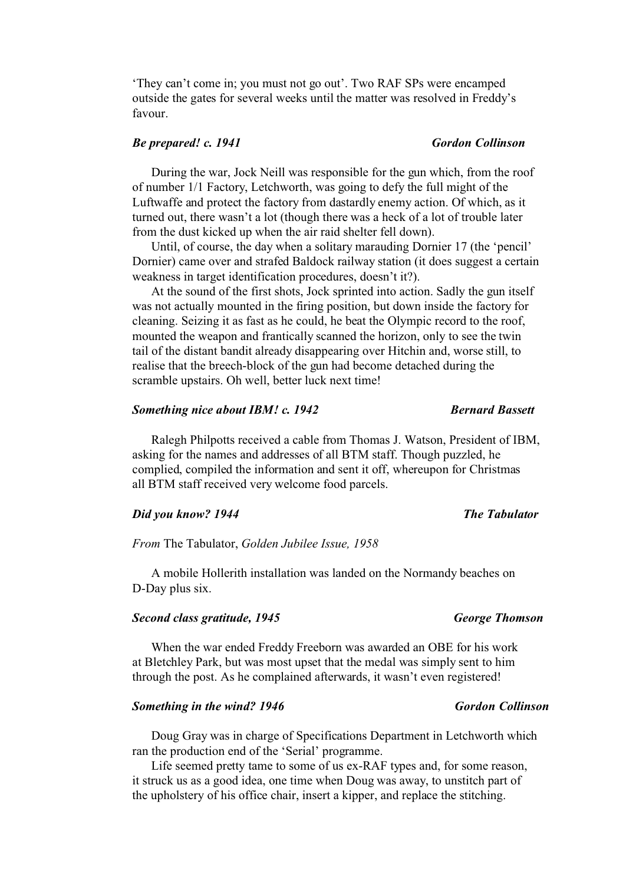‘They can’t come in; you must not go out’. Two RAF SPs were encamped outside the gates for several weeks until the matter was resolved in Freddy’s favour.

### *Be prepared! c. 1941* — *Gordon Collinson*

During the war, Jock Neill was responsible for the gun which, from the roof of number 1/1 Factory, Letchworth, was going to defy the full might of the Luftwaffe and protect the factory from dastardly enemy action. Of which, as it turned out, there wasn’t a lot (though there was a heck of a lot of trouble later from the dust kicked up when the air raid shelter fell down).

Until, of course, the day when a solitary marauding Dornier 17 (the ‘pencil’ Dornier) came over and strafed Baldock railway station (it does suggest a certain weakness in target identification procedures, doesn’t it?).

At the sound of the first shots, Jock sprinted into action. Sadly the gun itself was not actually mounted in the firing position, but down inside the factory for cleaning. Seizing it as fast as he could, he beat the Olympic record to the roof, mounted the weapon and frantically scanned the horizon, only to see the twin tail of the distant bandit already disappearing over Hitchin and, worse still, to realise that the breech-block of the gun had become detached during the scramble upstairs. Oh well, better luck next time!

### *Something nice about IBM! c. 1942* — *Bernard Bassett*

Ralegh Philpotts received a cable from Thomas J. Watson, President of IBM, asking for the names and addresses of all BTM staff. Though puzzled, he complied, compiled the information and sent it off, whereupon for Christmas all BTM staff received very welcome food parcels.

### *Did you know? 1944* — *The Tabulator*

*From* The Tabulator, *Golden Jubilee Issue, 1958*

A mobile Hollerith installation was landed on the Normandy beaches on D-Day plus six.

### *Second class gratitude, 1945* — *George Thomson*

When the war ended Freddy Freeborn was awarded an OBE for his work at Bletchley Park, but was most upset that the medal was simply sent to him through the post. As he complained afterwards, it wasn’t even registered!

### *Something in the wind? 1946* — *Gordon Collinson*

Doug Gray was in charge of Specifications Department in Letchworth which ran the production end of the ‘Serial’ programme.

Life seemed pretty tame to some of us ex-RAF types and, for some reason, it struck us as a good idea, one time when Doug was away, to unstitch part of the upholstery of his office chair, insert a kipper, and replace the stitching.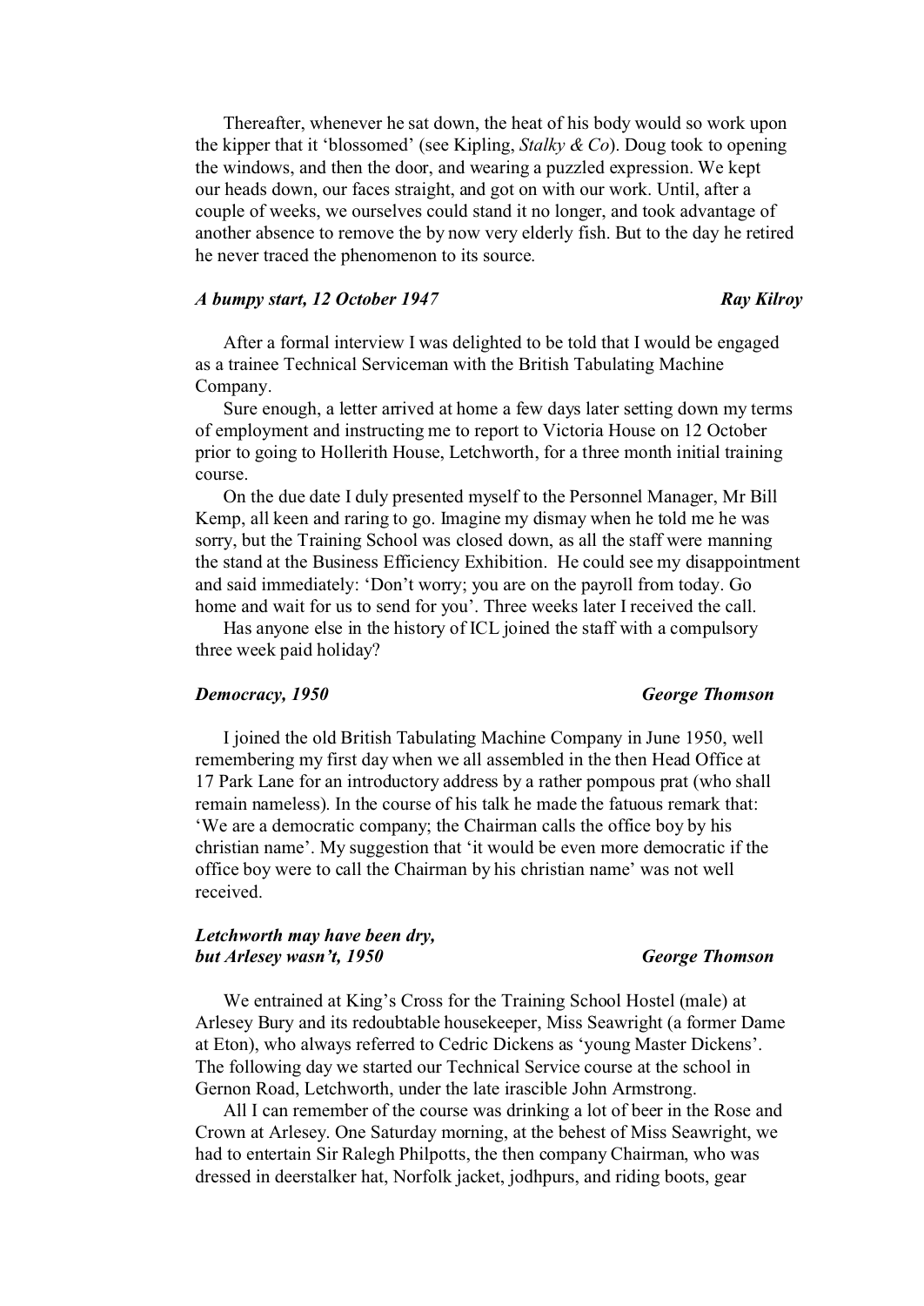Thereafter, whenever he sat down, the heat of his body would so work upon the kipper that it 'blossomed' (see Kipling, *Stalky & Co*). Doug took to opening the windows, and then the door, and wearing a puzzled expression. We kept our heads down, our faces straight, and got on with our work. Until, after a couple of weeks, we ourselves could stand it no longer, and took advantage of another absence to remove the by now very elderly fish. But to the day he retired he never traced the phenomenon to its source.

### *A bumpy start, 12 October 1947* — *Ray Kilroy*

After a formal interview I was delighted to be told that I would be engaged as a trainee Technical Serviceman with the British Tabulating Machine Company.

Sure enough, a letter arrived at home a few days later setting down my terms of employment and instructing me to report to Victoria House on 12 October prior to going to Hollerith House, Letchworth, for a three month initial training course.

On the due date I duly presented myself to the Personnel Manager, Mr Bill Kemp, all keen and raring to go. Imagine my dismay when he told me he was sorry, but the Training School was closed down, as all the staff were manning the stand at the Business Efficiency Exhibition. He could see my disappointment and said immediately: 'Don't worry; you are on the payroll from today. Go home and wait for us to send for you'. Three weeks later I received the call.

Has anyone else in the history of ICL joined the staff with a compulsory three week paid holiday?

### *Democracy, 1950* — *George Thomson*

I joined the old British Tabulating Machine Company in June 1950, well remembering my first day when we all assembled in the then Head Office at 17 Park Lane for an introductory address by a rather pompous prat (who shall remain nameless). In the course of his talk he made the fatuous remark that: 'We are a democratic company; the Chairman calls the office boy by his christian name'. My suggestion that 'it would be even more democratic if the office boy were to call the Chairman by his christian name' was not well received.

### *Letchworth may have been dry, but Arlesey wasn't, 1950* — *George Thomson*

We entrained at King's Cross for the Training School Hostel (male) at Arlesey Bury and its redoubtable housekeeper, Miss Seawright (a former Dame at Eton), who always referred to Cedric Dickens as 'young Master Dickens'. The following day we started our Technical Service course at the school in Gernon Road, Letchworth, under the late irascible John Armstrong.

All I can remember of the course was drinking a lot of beer in the Rose and Crown at Arlesey. One Saturday morning, at the behest of Miss Seawright, we had to entertain Sir Ralegh Philpotts, the then company Chairman, who was dressed in deerstalker hat, Norfolk jacket, jodhpurs, and riding boots, gear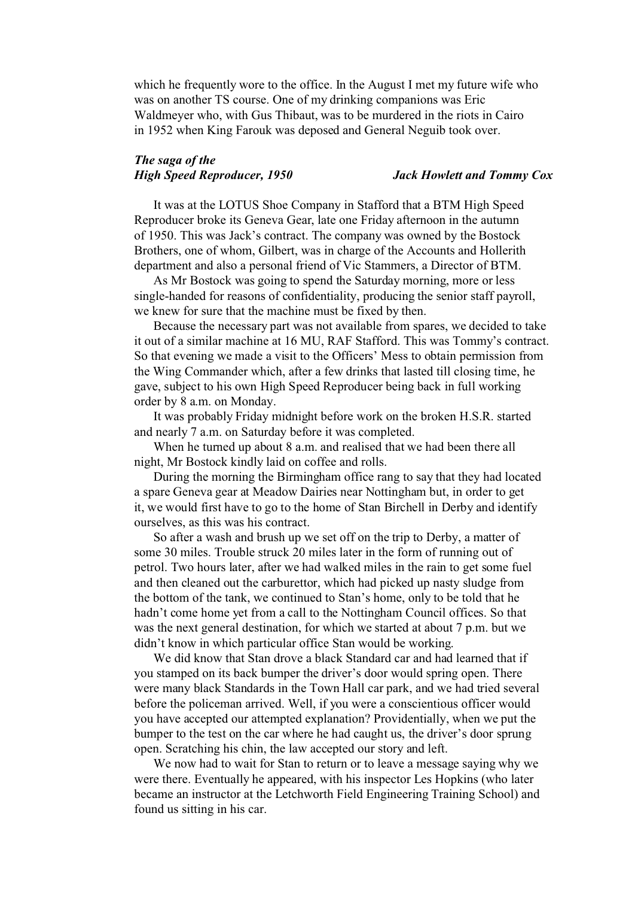which he frequently wore to the office. In the August I met my future wife who was on another TS course. One of my drinking companions was Eric Waldmeyer who, with Gus Thibaut, was to be murdered in the riots in Cairo in 1952 when King Farouk was deposed and General Neguib took over.

### *The saga of the High Speed Reproducer, 1950* — *Jack Howlett and Tommy Cox*

It was at the LOTUS Shoe Company in Stafford that a BTM High Speed Reproducer broke its Geneva Gear, late one Friday afternoon in the autumn of 1950. This was Jack's contract. The company was owned by the Bostock Brothers, one of whom, Gilbert, was in charge of the Accounts and Hollerith department and also a personal friend of Vic Stammers, a Director of BTM.

As Mr Bostock was going to spend the Saturday morning, more or less single-handed for reasons of confidentiality, producing the senior staff payroll, we knew for sure that the machine must be fixed by then.

Because the necessary part was not available from spares, we decided to take it out of a similar machine at 16 MU, RAF Stafford. This was Tommy's contract. So that evening we made a visit to the Officers' Mess to obtain permission from the Wing Commander which, after a few drinks that lasted till closing time, he gave, subject to his own High Speed Reproducer being back in full working order by 8 a.m. on Monday.

It was probably Friday midnight before work on the broken H.S.R. started and nearly 7 a.m. on Saturday before it was completed.

When he turned up about 8 a.m. and realised that we had been there all night, Mr Bostock kindly laid on coffee and rolls.

During the morning the Birmingham office rang to say that they had located a spare Geneva gear at Meadow Dairies near Nottingham but, in order to get it, we would first have to go to the home of Stan Birchell in Derby and identify ourselves, as this was his contract.

So after a wash and brush up we set off on the trip to Derby, a matter of some 30 miles. Trouble struck 20 miles later in the form of running out of petrol. Two hours later, after we had walked miles in the rain to get some fuel and then cleaned out the carburettor, which had picked up nasty sludge from the bottom of the tank, we continued to Stan's home, only to be told that he hadn't come home yet from a call to the Nottingham Council offices. So that was the next general destination, for which we started at about 7 p.m. but we didn't know in which particular office Stan would be working.

We did know that Stan drove a black Standard car and had learned that if you stamped on its back bumper the driver's door would spring open. There were many black Standards in the Town Hall car park, and we had tried several before the policeman arrived. Well, if you were a conscientious officer would you have accepted our attempted explanation? Providentially, when we put the bumper to the test on the car where he had caught us, the driver's door sprung open. Scratching his chin, the law accepted our story and left.

We now had to wait for Stan to return or to leave a message saying why we were there. Eventually he appeared, with his inspector Les Hopkins (who later became an instructor at the Letchworth Field Engineering Training School) and found us sitting in his car.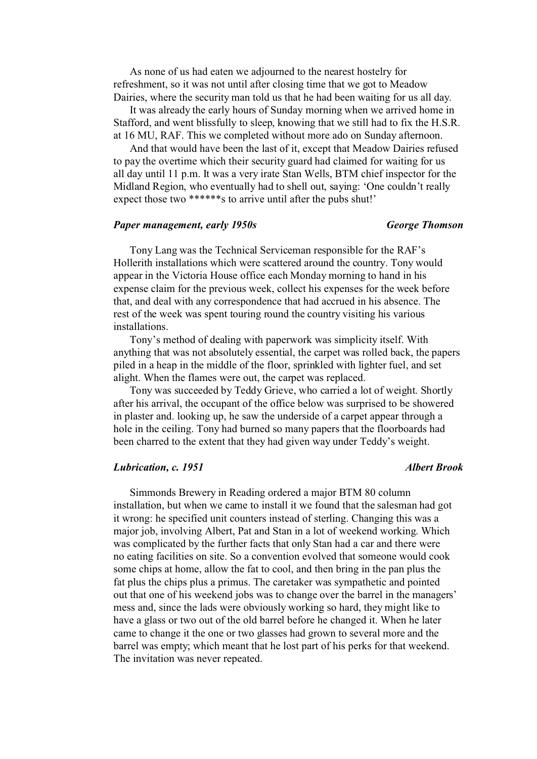As none of us had eaten we adjourned to the nearest hostelry for refreshment, so it was not until after closing time that we got to Meadow Dairies, where the security man told us that he had been waiting for us all day.

It was already the early hours of Sunday morning when we arrived home in Stafford, and went blissfully to sleep, knowing that we still had to fix the H.S.R. at 16 MU, RAF. This we completed without more ado on Sunday afternoon.

And that would have been the last of it, except that Meadow Dairies refused to pay the overtime which their security guard had claimed for waiting for us all day until 11 p.m. It was a very irate Stan Wells, BTM chief inspector for the Midland Region, who eventually had to shell out, saying: 'One couldn't really expect those two ******s to arrive until after the pubs shut!'

### *Paper management, early 1950s* — *George Thomson*

Tony Lang was the Technical Serviceman responsible for the RAF's Hollerith installations which were scattered around the country. Tony would appear in the Victoria House office each Monday morning to hand in his expense claim for the previous week, collect his expenses for the week before that, and deal with any correspondence that had accrued in his absence. The rest of the week was spent touring round the country visiting his various installations.

Tony's method of dealing with paperwork was simplicity itself. With anything that was not absolutely essential, the carpet was rolled back, the papers piled in a heap in the middle of the floor, sprinkled with lighter fuel, and set alight. When the flames were out, the carpet was replaced.

Tony was succeeded by Teddy Grieve, who carried a lot of weight. Shortly after his arrival, the occupant of the office below was surprised to be showered in plaster and. looking up, he saw the underside of a carpet appear through a hole in the ceiling. Tony had burned so many papers that the floorboards had been charred to the extent that they had given way under Teddy's weight.

### *Lubrication, c. 1951* — *Albert Brook*

Simmonds Brewery in Reading ordered a major BTM 80 column installation, but when we came to install it we found that the salesman had got it wrong: he specified unit counters instead of sterling. Changing this was a major job, involving Albert, Pat and Stan in a lot of weekend working. Which was complicated by the further facts that only Stan had a car and there were no eating facilities on site. So a convention evolved that someone would cook some chips at home, allow the fat to cool, and then bring in the pan plus the fat plus the chips plus a primus. The caretaker was sympathetic and pointed out that one of his weekend jobs was to change over the barrel in the managers' mess and, since the lads were obviously working so hard, they might like to have a glass or two out of the old barrel before he changed it. When he later came to change it the one or two glasses had grown to several more and the barrel was empty; which meant that he lost part of his perks for that weekend. The invitation was never repeated.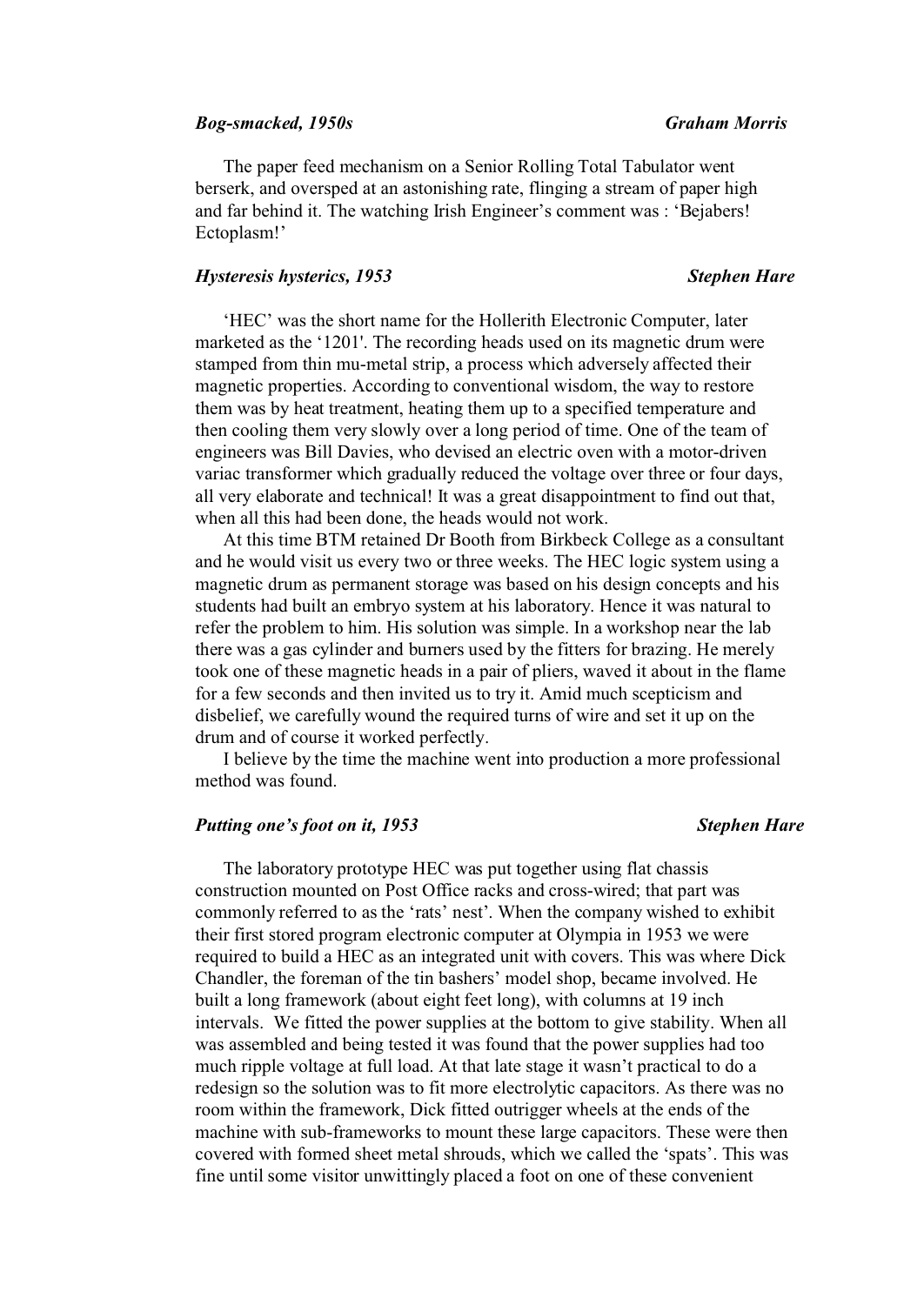### *Bog-smacked, 1950s* — *Graham Morris*

The paper feed mechanism on a Senior Rolling Total Tabulator went berserk, and oversped at an astonishing rate, flinging a stream of paper high and far behind it. The watching Irish Engineer's comment was : 'Bejabers! Ectoplasm!'

### *Hysteresis hysterics, 1953* — *Stephen Hare*

'HEC' was the short name for the Hollerith Electronic Computer, later marketed as the '1201'. The recording heads used on its magnetic drum were stamped from thin mu-metal strip, a process which adversely affected their magnetic properties. According to conventional wisdom, the way to restore them was by heat treatment, heating them up to a specified temperature and then cooling them very slowly over a long period of time. One of the team of engineers was Bill Davies, who devised an electric oven with a motor-driven variac transformer which gradually reduced the voltage over three or four days, all very elaborate and technical! It was a great disappointment to find out that, when all this had been done, the heads would not work.

At this time BTM retained Dr Booth from Birkbeck College as a consultant and he would visit us every two or three weeks. The HEC logic system using a magnetic drum as permanent storage was based on his design concepts and his students had built an embryo system at his laboratory. Hence it was natural to refer the problem to him. His solution was simple. In a workshop near the lab there was a gas cylinder and burners used by the fitters for brazing. He merely took one of these magnetic heads in a pair of pliers, waved it about in the flame for a few seconds and then invited us to try it. Amid much scepticism and disbelief, we carefully wound the required turns of wire and set it up on the drum and of course it worked perfectly.

I believe by the time the machine went into production a more professional method was found.

### *Putting one's foot on it, 1953* — *Stephen Hare*

The laboratory prototype HEC was put together using flat chassis construction mounted on Post Office racks and cross-wired; that part was commonly referred to as the 'rats' nest'. When the company wished to exhibit their first stored program electronic computer at Olympia in 1953 we were required to build a HEC as an integrated unit with covers. This was where Dick Chandler, the foreman of the tin bashers' model shop, became involved. He built a long framework (about eight feet long), with columns at 19 inch intervals. We fitted the power supplies at the bottom to give stability. When all was assembled and being tested it was found that the power supplies had too much ripple voltage at full load. At that late stage it wasn't practical to do a redesign so the solution was to fit more electrolytic capacitors. As there was no room within the framework, Dick fitted outrigger wheels at the ends of the machine with sub-frameworks to mount these large capacitors. These were then covered with formed sheet metal shrouds, which we called the 'spats'. This was fine until some visitor unwittingly placed a foot on one of these convenient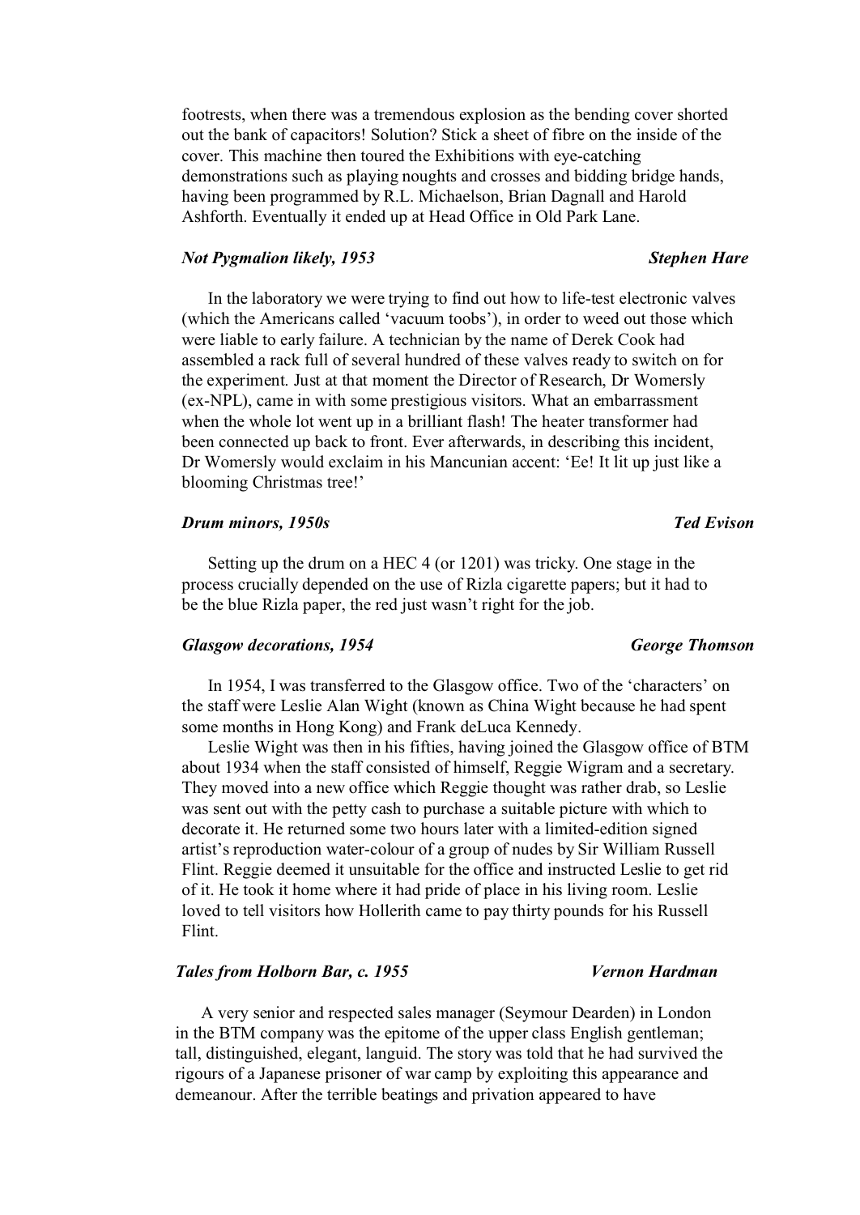footrests, when there was a tremendous explosion as the bending cover shorted out the bank of capacitors! Solution? Stick a sheet of fibre on the inside of the cover. This machine then toured the Exhibitions with eye-catching demonstrations such as playing noughts and crosses and bidding bridge hands, having been programmed by R.L. Michaelson, Brian Dagnall and Harold Ashforth. Eventually it ended up at Head Office in Old Park Lane.

### *Not Pygmalion likely, 1953* — *Stephen Hare*

In the laboratory we were trying to find out how to life-test electronic valves (which the Americans called 'vacuum toobs'), in order to weed out those which were liable to early failure. A technician by the name of Derek Cook had assembled a rack full of several hundred of these valves ready to switch on for the experiment. Just at that moment the Director of Research, Dr Womersly (ex-NPL), came in with some prestigious visitors. What an embarrassment when the whole lot went up in a brilliant flash! The heater transformer had been connected up back to front. Ever afterwards, in describing this incident, Dr Womersly would exclaim in his Mancunian accent: 'Ee! It lit up just like a blooming Christmas tree!'

### *Drum minors, 1950s* — *Ted Evison*

Setting up the drum on a HEC 4 (or 1201) was tricky. One stage in the process crucially depended on the use of Rizla cigarette papers; but it had to be the blue Rizla paper, the red just wasn't right for the job.

### *Glasgow decorations, 1954* — *George Thomson*

In 1954, I was transferred to the Glasgow office. Two of the 'characters' on the staff were Leslie Alan Wight (known as China Wight because he had spent some months in Hong Kong) and Frank deLuca Kennedy.

Leslie Wight was then in his fifties, having joined the Glasgow office of BTM about 1934 when the staff consisted of himself, Reggie Wigram and a secretary. They moved into a new office which Reggie thought was rather drab, so Leslie was sent out with the petty cash to purchase a suitable picture with which to decorate it. He returned some two hours later with a limited-edition signed artist's reproduction water-colour of a group of nudes by Sir William Russell Flint. Reggie deemed it unsuitable for the office and instructed Leslie to get rid of it. He took it home where it had pride of place in his living room. Leslie loved to tell visitors how Hollerith came to pay thirty pounds for his Russell Flint.

### *Tales from Holborn Bar, c. 1955* — *Vernon Hardman*

A very senior and respected sales manager (Seymour Dearden) in London in the BTM company was the epitome of the upper class English gentleman; tall, distinguished, elegant, languid. The story was told that he had survived the rigours of a Japanese prisoner of war camp by exploiting this appearance and demeanour. After the terrible beatings and privation appeared to have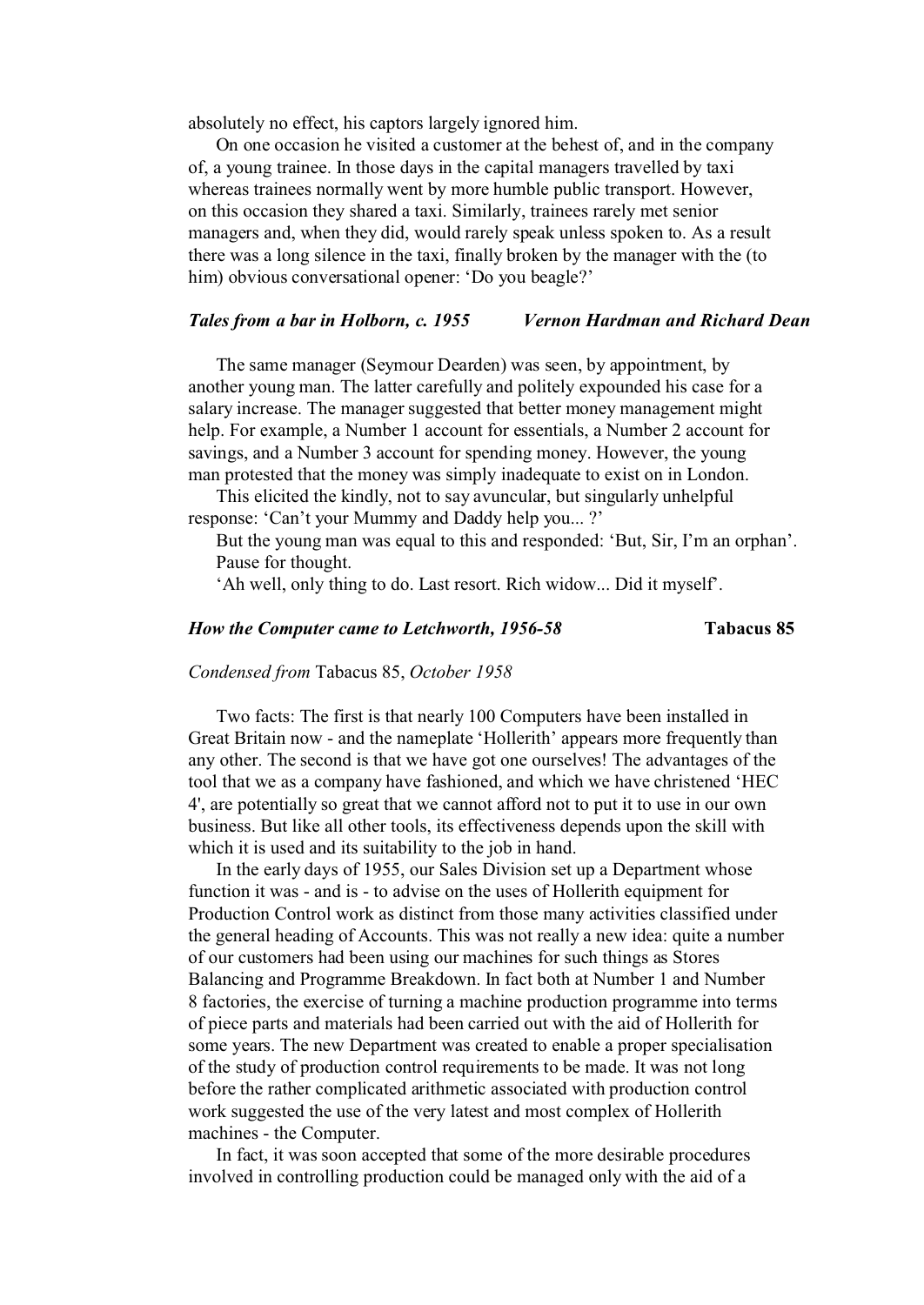absolutely no effect, his captors largely ignored him.

On one occasion he visited a customer at the behest of, and in the company of, a young trainee. In those days in the capital managers travelled by taxi whereas trainees normally went by more humble public transport. However, on this occasion they shared a taxi. Similarly, trainees rarely met senior managers and, when they did, would rarely speak unless spoken to. As a result there was a long silence in the taxi, finally broken by the manager with the (to him) obvious conversational opener: 'Do you beagle?'

### *Tales from a bar in Holborn, c. 1955* — *Vernon Hardman and Richard Dean*

The same manager (Seymour Dearden) was seen, by appointment, by another young man. The latter carefully and politely expounded his case for a salary increase. The manager suggested that better money management might help. For example, a Number 1 account for essentials, a Number 2 account for savings, and a Number 3 account for spending money. However, the young man protested that the money was simply inadequate to exist on in London.

This elicited the kindly, not to say avuncular, but singularly unhelpful response: 'Can't your Mummy and Daddy help you... ?'

But the young man was equal to this and responded: 'But, Sir, I'm an orphan'.

Pause for thought.

'Ah well, only thing to do. Last resort. Rich widow... Did it myself'.

### *How the Computer came to Letchworth, 1956-58* — **Tabacus 85**

*Condensed from* Tabacus 85, *October 1958*

Two facts: The first is that nearly 100 Computers have been installed in Great Britain now - and the nameplate 'Hollerith' appears more frequently than any other. The second is that we have got one ourselves! The advantages of the tool that we as a company have fashioned, and which we have christened 'HEC 4', are potentially so great that we cannot afford not to put it to use in our own business. But like all other tools, its effectiveness depends upon the skill with which it is used and its suitability to the job in hand.

In the early days of 1955, our Sales Division set up a Department whose function it was - and is - to advise on the uses of Hollerith equipment for Production Control work as distinct from those many activities classified under the general heading of Accounts. This was not really a new idea: quite a number of our customers had been using our machines for such things as Stores Balancing and Programme Breakdown. In fact both at Number 1 and Number 8 factories, the exercise of turning a machine production programme into terms of piece parts and materials had been carried out with the aid of Hollerith for some years. The new Department was created to enable a proper specialisation of the study of production control requirements to be made. It was not long before the rather complicated arithmetic associated with production control work suggested the use of the very latest and most complex of Hollerith machines - the Computer.

In fact, it was soon accepted that some of the more desirable procedures involved in controlling production could be managed only with the aid of a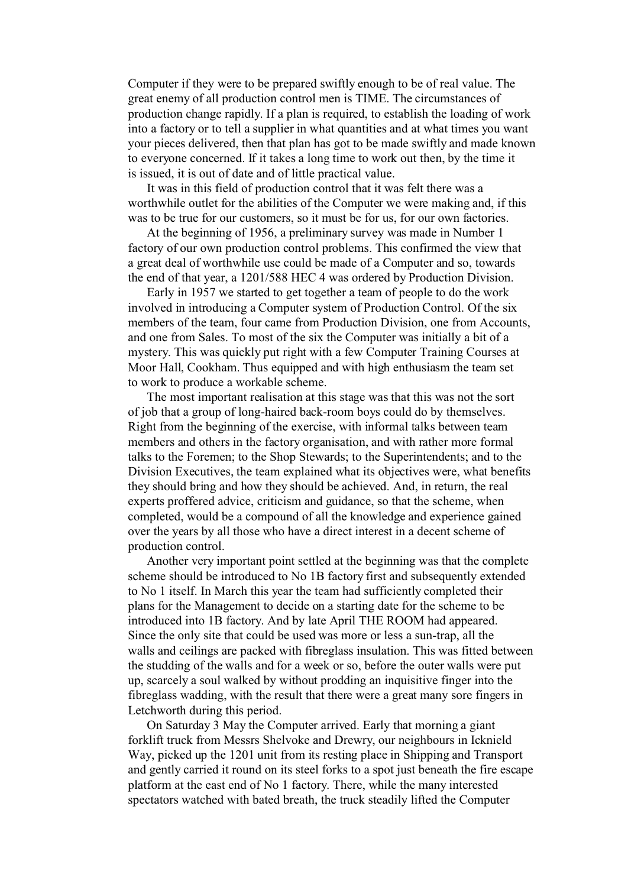Computer if they were to be prepared swiftly enough to be of real value. The great enemy of all production control men is TIME. The circumstances of production change rapidly. If a plan is required, to establish the loading of work into a factory or to tell a supplier in what quantities and at what times you want your pieces delivered, then that plan has got to be made swiftly and made known to everyone concerned. If it takes a long time to work out then, by the time it is issued, it is out of date and of little practical value.

It was in this field of production control that it was felt there was a worthwhile outlet for the abilities of the Computer we were making and, if this was to be true for our customers, so it must be for us, for our own factories.

At the beginning of 1956, a preliminary survey was made in Number 1 factory of our own production control problems. This confirmed the view that a great deal of worthwhile use could be made of a Computer and so, towards the end of that year, a 1201/588 HEC 4 was ordered by Production Division.

Early in 1957 we started to get together a team of people to do the work involved in introducing a Computer system of Production Control. Of the six members of the team, four came from Production Division, one from Accounts, and one from Sales. To most of the six the Computer was initially a bit of a mystery. This was quickly put right with a few Computer Training Courses at Moor Hall, Cookham. Thus equipped and with high enthusiasm the team set to work to produce a workable scheme.

The most important realisation at this stage was that this was not the sort of job that a group of long-haired back-room boys could do by themselves. Right from the beginning of the exercise, with informal talks between team members and others in the factory organisation, and with rather more formal talks to the Foremen; to the Shop Stewards; to the Superintendents; and to the Division Executives, the team explained what its objectives were, what benefits they should bring and how they should be achieved. And, in return, the real experts proffered advice, criticism and guidance, so that the scheme, when completed, would be a compound of all the knowledge and experience gained over the years by all those who have a direct interest in a decent scheme of production control.

Another very important point settled at the beginning was that the complete scheme should be introduced to No 1B factory first and subsequently extended to No 1 itself. In March this year the team had sufficiently completed their plans for the Management to decide on a starting date for the scheme to be introduced into 1B factory. And by late April THE ROOM had appeared. Since the only site that could be used was more or less a sun-trap, all the walls and ceilings are packed with fibreglass insulation. This was fitted between the studding of the walls and for a week or so, before the outer walls were put up, scarcely a soul walked by without prodding an inquisitive finger into the fibreglass wadding, with the result that there were a great many sore fingers in Letchworth during this period.

On Saturday 3 May the Computer arrived. Early that morning a giant forklift truck from Messrs Shelvoke and Drewry, our neighbours in Icknield Way, picked up the 1201 unit from its resting place in Shipping and Transport and gently carried it round on its steel forks to a spot just beneath the fire escape platform at the east end of No 1 factory. There, while the many interested spectators watched with bated breath, the truck steadily lifted the Computer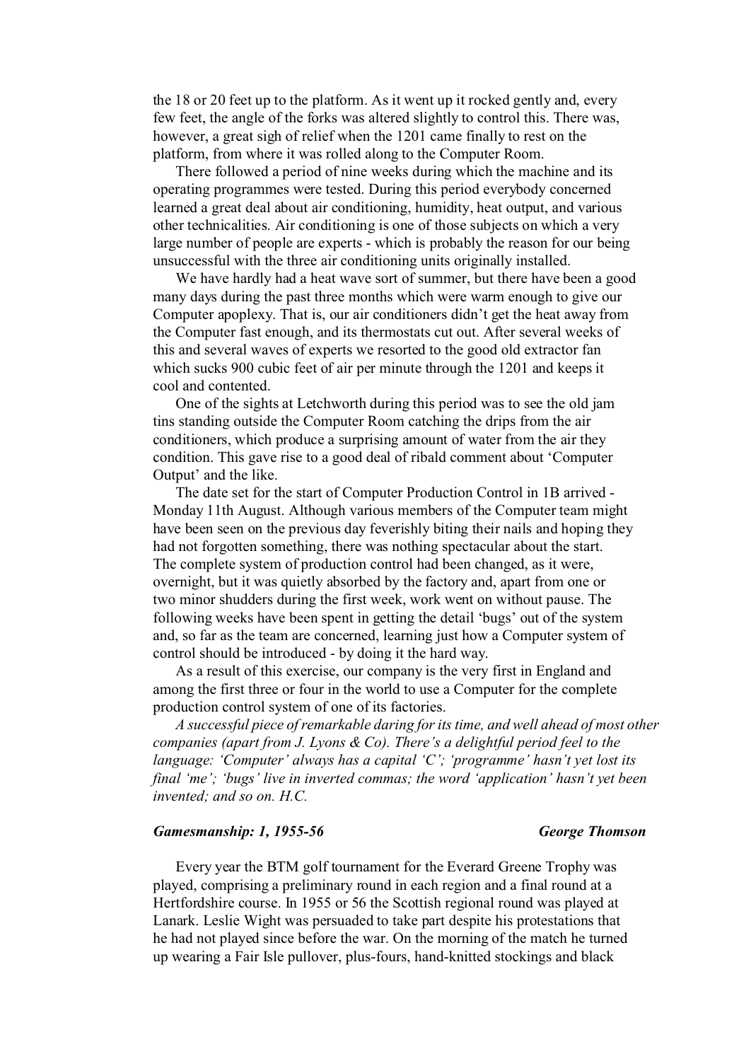the 18 or 20 feet up to the platform. As it went up it rocked gently and, every few feet, the angle of the forks was altered slightly to control this. There was, however, a great sigh of relief when the 1201 came finally to rest on the platform, from where it was rolled along to the Computer Room.

There followed a period of nine weeks during which the machine and its operating programmes were tested. During this period everybody concerned learned a great deal about air conditioning, humidity, heat output, and various other technicalities. Air conditioning is one of those subjects on which a very large number of people are experts - which is probably the reason for our being unsuccessful with the three air conditioning units originally installed.

We have hardly had a heat wave sort of summer, but there have been a good many days during the past three months which were warm enough to give our Computer apoplexy. That is, our air conditioners didn't get the heat away from the Computer fast enough, and its thermostats cut out. After several weeks of this and several waves of experts we resorted to the good old extractor fan which sucks 900 cubic feet of air per minute through the 1201 and keeps it cool and contented.

One of the sights at Letchworth during this period was to see the old jam tins standing outside the Computer Room catching the drips from the air conditioners, which produce a surprising amount of water from the air they condition. This gave rise to a good deal of ribald comment about 'Computer Output' and the like.

The date set for the start of Computer Production Control in 1B arrived - Monday 11th August. Although various members of the Computer team might have been seen on the previous day feverishly biting their nails and hoping they had not forgotten something, there was nothing spectacular about the start. The complete system of production control had been changed, as it were, overnight, but it was quietly absorbed by the factory and, apart from one or two minor shudders during the first week, work went on without pause. The following weeks have been spent in getting the detail 'bugs' out of the system and, so far as the team are concerned, learning just how a Computer system of control should be introduced - by doing it the hard way.

As a result of this exercise, our company is the very first in England and among the first three or four in the world to use a Computer for the complete production control system of one of its factories.

*A successful piece of remarkable daring for its time, and well ahead of most other companies (apart from J. Lyons & Co). There's a delightful period feel to the language: 'Computer' always has a capital 'C'; 'programme' hasn't yet lost its final 'me'; 'bugs' live in inverted commas; the word 'application' hasn't yet been invented; and so on. H.C.*

### *Gamesmanship: 1, 1955-56* — *George Thomson*

Every year the BTM golf tournament for the Everard Greene Trophy was played, comprising a preliminary round in each region and a final round at a Hertfordshire course. In 1955 or 56 the Scottish regional round was played at Lanark. Leslie Wight was persuaded to take part despite his protestations that he had not played since before the war. On the morning of the match he turned up wearing a Fair Isle pullover, plus-fours, hand-knitted stockings and black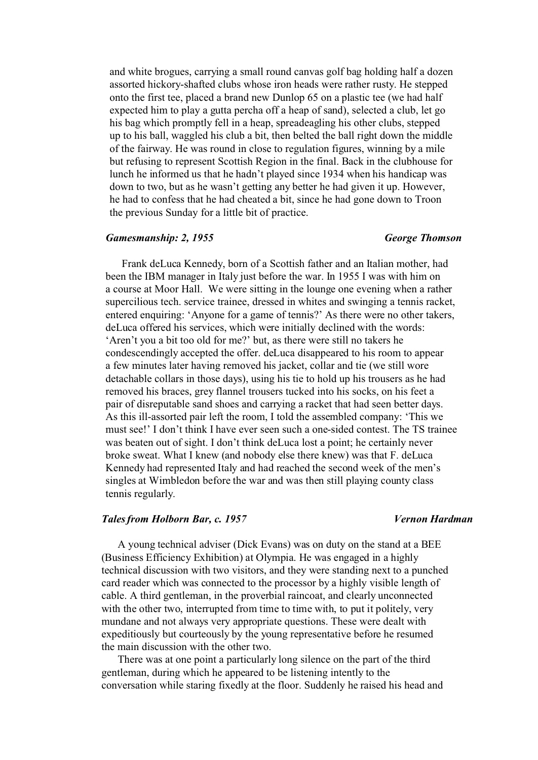and white brogues, carrying a small round canvas golf bag holding half a dozen assorted hickory-shafted clubs whose iron heads were rather rusty. He stepped onto the first tee, placed a brand new Dunlop 65 on a plastic tee (we had half expected him to play a gutta percha off a heap of sand), selected a club, let go his bag which promptly fell in a heap, spreadeagling his other clubs, stepped up to his ball, waggled his club a bit, then belted the ball right down the middle of the fairway. He was round in close to regulation figures, winning by a mile but refusing to represent Scottish Region in the final. Back in the clubhouse for lunch he informed us that he hadn't played since 1934 when his handicap was down to two, but as he wasn't getting any better he had given it up. However, he had to confess that he had cheated a bit, since he had gone down to Troon the previous Sunday for a little bit of practice.

### *Gamesmanship: 2, 1955* — *George Thomson*

Frank deLuca Kennedy, born of a Scottish father and an Italian mother, had been the IBM manager in Italy just before the war. In 1955 I was with him on a course at Moor Hall. We were sitting in the lounge one evening when a rather supercilious tech. service trainee, dressed in whites and swinging a tennis racket, entered enquiring: 'Anyone for a game of tennis?' As there were no other takers, deLuca offered his services, which were initially declined with the words: 'Aren't you a bit too old for me?' but, as there were still no takers he condescendingly accepted the offer. deLuca disappeared to his room to appear a few minutes later having removed his jacket, collar and tie (we still wore detachable collars in those days), using his tie to hold up his trousers as he had removed his braces, grey flannel trousers tucked into his socks, on his feet a pair of disreputable sand shoes and carrying a racket that had seen better days. As this ill-assorted pair left the room, I told the assembled company: 'This we must see!' I don't think I have ever seen such a one-sided contest. The TS trainee was beaten out of sight. I don't think deLuca lost a point; he certainly never broke sweat. What I knew (and nobody else there knew) was that F. deLuca Kennedy had represented Italy and had reached the second week of the men's singles at Wimbledon before the war and was then still playing county class tennis regularly.

### *Tales from Holborn Bar, c. 1957* — *Vernon Hardman*

A young technical adviser (Dick Evans) was on duty on the stand at a BEE (Business Efficiency Exhibition) at Olympia. He was engaged in a highly technical discussion with two visitors, and they were standing next to a punched card reader which was connected to the processor by a highly visible length of cable. A third gentleman, in the proverbial raincoat, and clearly unconnected with the other two, interrupted from time to time with, to put it politely, very mundane and not always very appropriate questions. These were dealt with expeditiously but courteously by the young representative before he resumed the main discussion with the other two.

There was at one point a particularly long silence on the part of the third gentleman, during which he appeared to be listening intently to the conversation while staring fixedly at the floor. Suddenly he raised his head and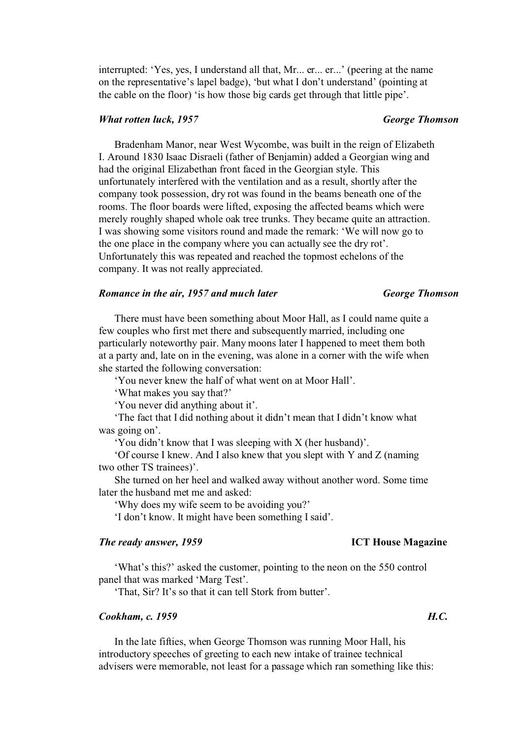interrupted: 'Yes, yes, I understand all that, Mr... er... er...' (peering at the name on the representative's lapel badge), 'but what I don't understand' (pointing at the cable on the floor) 'is how those big cards get through that little pipe'.

***What rotten luck, 1957*** **George Thomson**

Bradenham Manor, near West Wycombe, was built in the reign of Elizabeth I. Around 1830 Isaac Disraeli (father of Benjamin) added a Georgian wing and had the original Elizabethan front faced in the Georgian style. This unfortunately interfered with the ventilation and as a result, shortly after the company took possession, dry rot was found in the beams beneath one of the rooms. The floor boards were lifted, exposing the affected beams which were merely roughly shaped whole oak tree trunks. They became quite an attraction. I was showing some visitors round and made the remark: 'We will now go to the one place in the company where you can actually see the dry rot'. Unfortunately this was repeated and reached the topmost echelons of the company. It was not really appreciated.

***Romance in the air, 1957 and much later*** **George Thomson**

There must have been something about Moor Hall, as I could name quite a few couples who first met there and subsequently married, including one particularly noteworthy pair. Many moons later I happened to meet them both at a party and, late on in the evening, was alone in a corner with the wife when she started the following conversation:

'You never knew the half of what went on at Moor Hall'.

'What makes you say that?'

'You never did anything about it'.

'The fact that I did nothing about it didn't mean that I didn't know what was going on'.

'You didn't know that I was sleeping with X (her husband)'.

'Of course I knew. And I also knew that you slept with Y and Z (naming two other TS trainees)'.

She turned on her heel and walked away without another word. Some time later the husband met me and asked:

'Why does my wife seem to be avoiding you?'

'I don't know. It might have been something I said'.

***The ready answer, 1959*** **ICT House Magazine**

'What's this?' asked the customer, pointing to the neon on the 550 control panel that was marked 'Marg Test'.

'That, Sir? It's so that it can tell Stork from butter'.

***Cookham, c. 1959*** ***H.C.***

In the late fifties, when George Thomson was running Moor Hall, his introductory speeches of greeting to each new intake of trainee technical advisers were memorable, not least for a passage which ran something like this: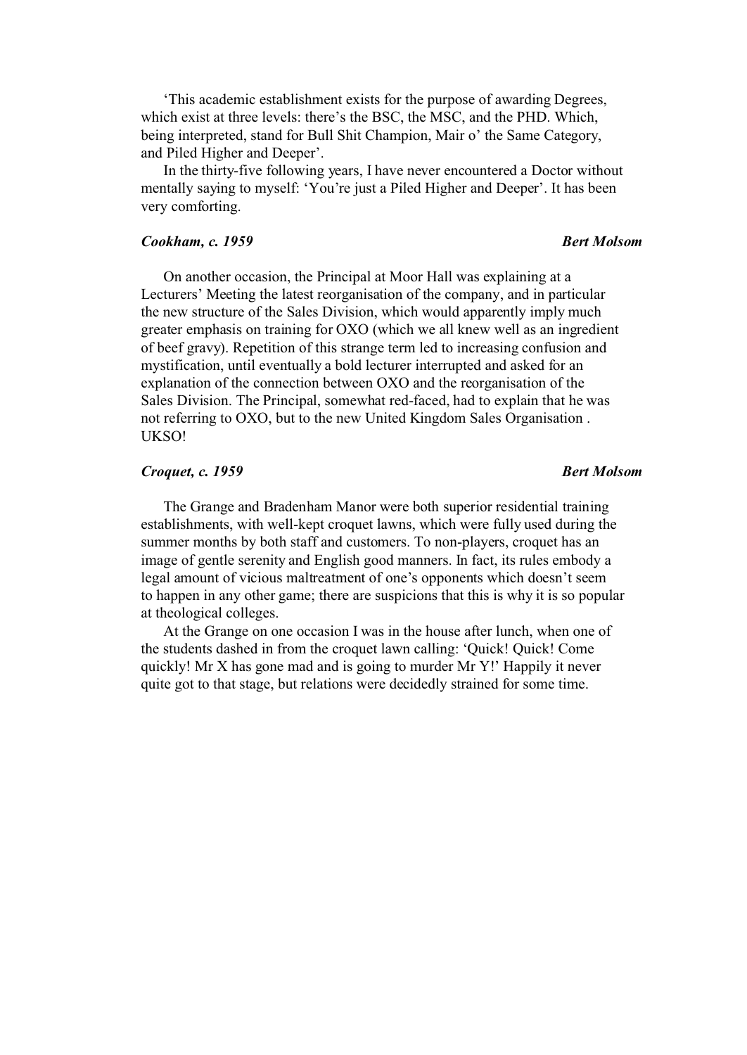'This academic establishment exists for the purpose of awarding Degrees, which exist at three levels: there's the BSC, the MSC, and the PHD. Which, being interpreted, stand for Bull Shit Champion, Mair o' the Same Category, and Piled Higher and Deeper'.

In the thirty-five following years, I have never encountered a Doctor without mentally saying to myself: 'You're just a Piled Higher and Deeper'. It has been very comforting.

***Cookham, c. 1959*** **_Bert Molsom_**

On another occasion, the Principal at Moor Hall was explaining at a Lecturers' Meeting the latest reorganisation of the company, and in particular the new structure of the Sales Division, which would apparently imply much greater emphasis on training for OXO (which we all knew well as an ingredient of beef gravy). Repetition of this strange term led to increasing confusion and mystification, until eventually a bold lecturer interrupted and asked for an explanation of the connection between OXO and the reorganisation of the Sales Division. The Principal, somewhat red-faced, had to explain that he was not referring to OXO, but to the new United Kingdom Sales Organisation . UKSO!

***Croquet, c. 1959*** **_Bert Molsom_**

The Grange and Bradenham Manor were both superior residential training establishments, with well-kept croquet lawns, which were fully used during the summer months by both staff and customers. To non-players, croquet has an image of gentle serenity and English good manners. In fact, its rules embody a legal amount of vicious maltreatment of one's opponents which doesn't seem to happen in any other game; there are suspicions that this is why it is so popular at theological colleges.

At the Grange on one occasion I was in the house after lunch, when one of the students dashed in from the croquet lawn calling: 'Quick! Quick! Come quickly! Mr X has gone mad and is going to murder Mr Y!' Happily it never quite got to that stage, but relations were decidedly strained for some time.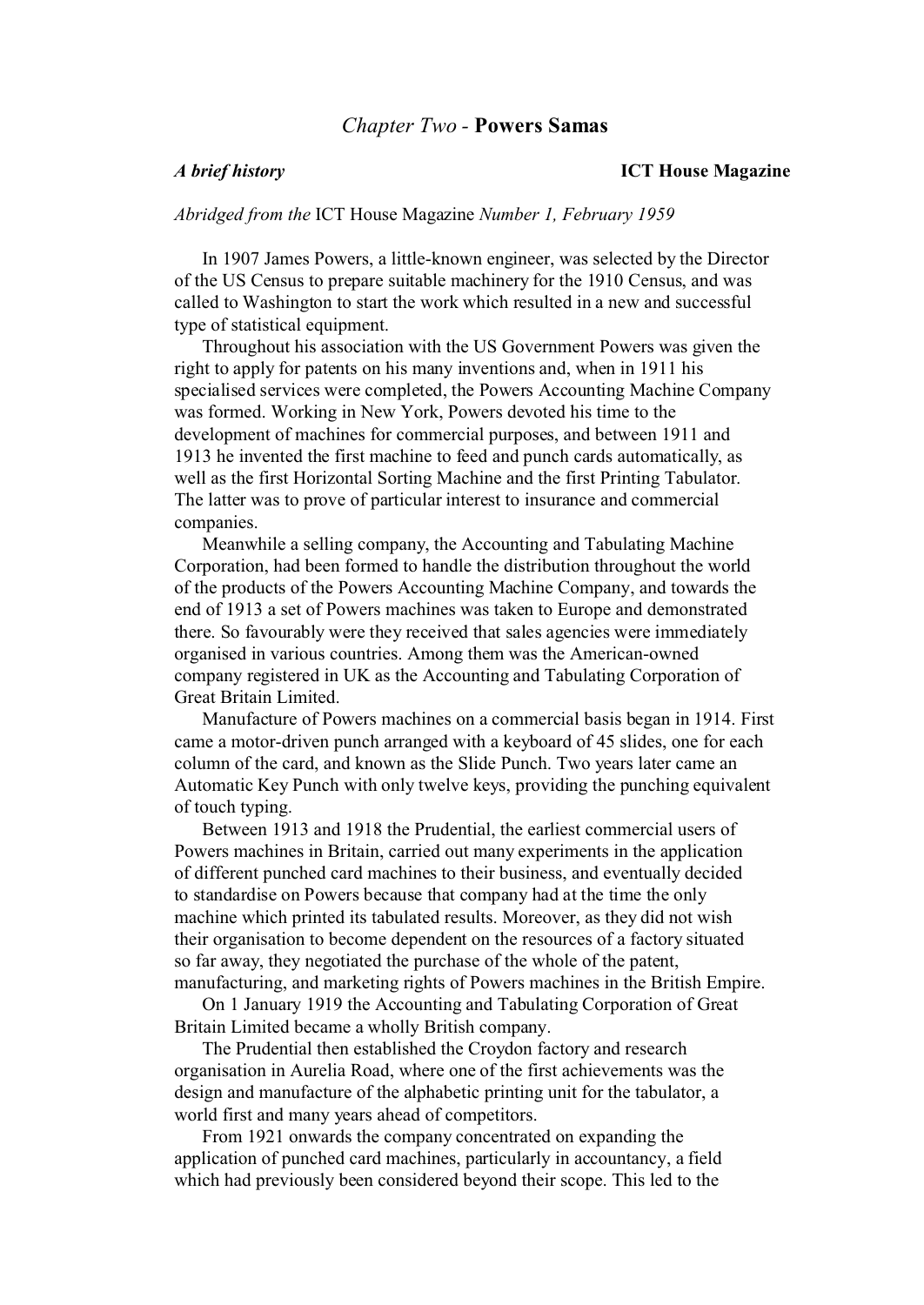# *Chapter Two* - **Powers Samas**

***A brief history*** **ICT House Magazine**

*Abridged from the* ICT House Magazine *Number 1, February 1959*

In 1907 James Powers, a little-known engineer, was selected by the Director of the US Census to prepare suitable machinery for the 1910 Census, and was called to Washington to start the work which resulted in a new and successful type of statistical equipment.

Throughout his association with the US Government Powers was given the right to apply for patents on his many inventions and, when in 1911 his specialised services were completed, the Powers Accounting Machine Company was formed. Working in New York, Powers devoted his time to the development of machines for commercial purposes, and between 1911 and 1913 he invented the first machine to feed and punch cards automatically, as well as the first Horizontal Sorting Machine and the first Printing Tabulator. The latter was to prove of particular interest to insurance and commercial companies.

Meanwhile a selling company, the Accounting and Tabulating Machine Corporation, had been formed to handle the distribution throughout the world of the products of the Powers Accounting Machine Company, and towards the end of 1913 a set of Powers machines was taken to Europe and demonstrated there. So favourably were they received that sales agencies were immediately organised in various countries. Among them was the American-owned company registered in UK as the Accounting and Tabulating Corporation of Great Britain Limited.

Manufacture of Powers machines on a commercial basis began in 1914. First came a motor-driven punch arranged with a keyboard of 45 slides, one for each column of the card, and known as the Slide Punch. Two years later came an Automatic Key Punch with only twelve keys, providing the punching equivalent of touch typing.

Between 1913 and 1918 the Prudential, the earliest commercial users of Powers machines in Britain, carried out many experiments in the application of different punched card machines to their business, and eventually decided to standardise on Powers because that company had at the time the only machine which printed its tabulated results. Moreover, as they did not wish their organisation to become dependent on the resources of a factory situated so far away, they negotiated the purchase of the whole of the patent, manufacturing, and marketing rights of Powers machines in the British Empire.

On 1 January 1919 the Accounting and Tabulating Corporation of Great Britain Limited became a wholly British company.

The Prudential then established the Croydon factory and research organisation in Aurelia Road, where one of the first achievements was the design and manufacture of the alphabetic printing unit for the tabulator, a world first and many years ahead of competitors.

From 1921 onwards the company concentrated on expanding the application of punched card machines, particularly in accountancy, a field which had previously been considered beyond their scope. This led to the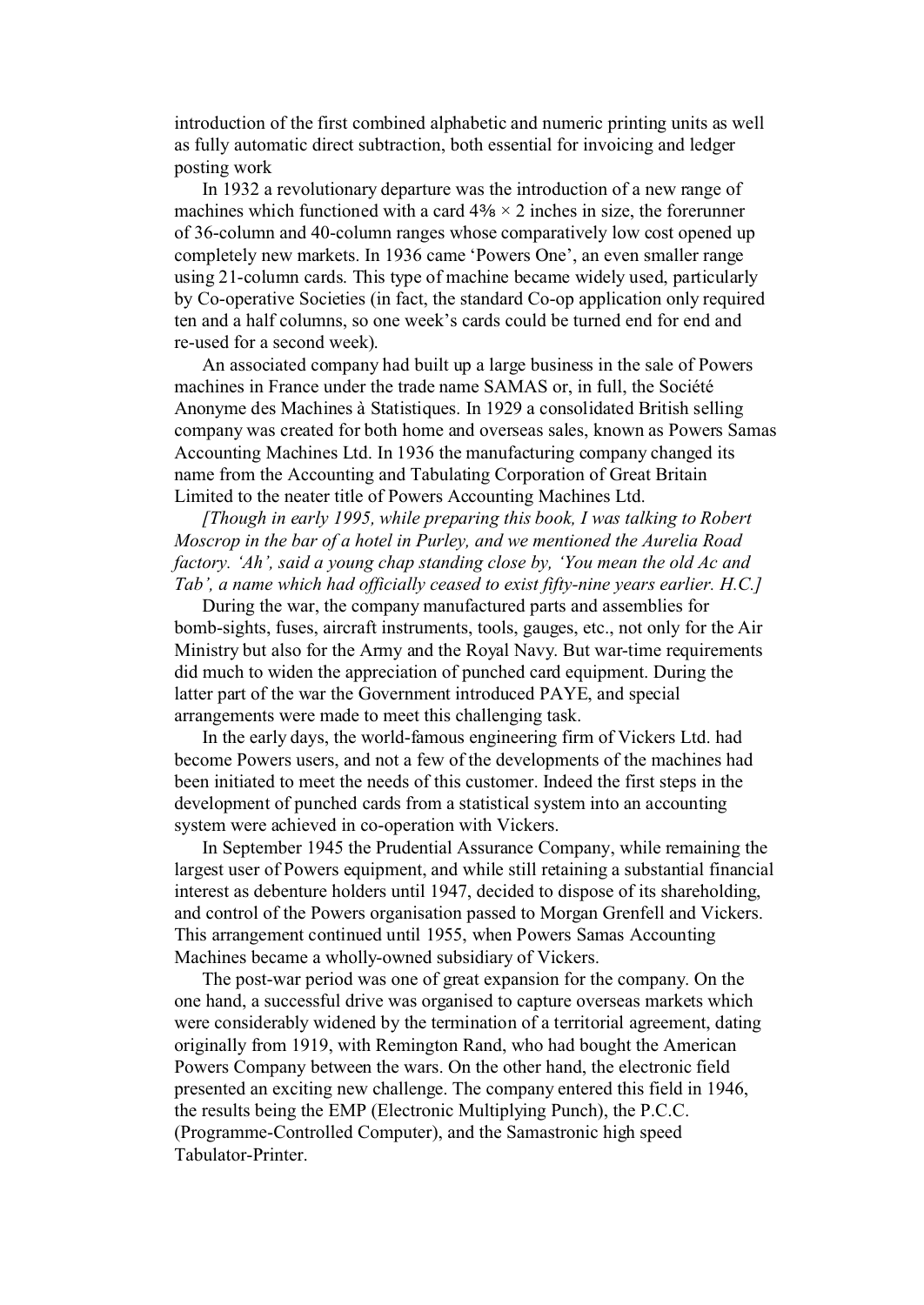introduction of the first combined alphabetic and numeric printing units as well as fully automatic direct subtraction, both essential for invoicing and ledger posting work

In 1932 a revolutionary departure was the introduction of a new range of machines which functioned with a card 4⅜ × 2 inches in size, the forerunner of 36-column and 40-column ranges whose comparatively low cost opened up completely new markets. In 1936 came 'Powers One', an even smaller range using 21-column cards. This type of machine became widely used, particularly by Co-operative Societies (in fact, the standard Co-op application only required ten and a half columns, so one week's cards could be turned end for end and re-used for a second week).

An associated company had built up a large business in the sale of Powers machines in France under the trade name SAMAS or, in full, the Société Anonyme des Machines à Statistiques. In 1929 a consolidated British selling company was created for both home and overseas sales, known as Powers Samas Accounting Machines Ltd. In 1936 the manufacturing company changed its name from the Accounting and Tabulating Corporation of Great Britain Limited to the neater title of Powers Accounting Machines Ltd.

*[Though in early 1995, while preparing this book, I was talking to Robert Moscrop in the bar of a hotel in Purley, and we mentioned the Aurelia Road factory. 'Ah', said a young chap standing close by, 'You mean the old Ac and Tab', a name which had officially ceased to exist fifty-nine years earlier. H.C.]*

During the war, the company manufactured parts and assemblies for bomb-sights, fuses, aircraft instruments, tools, gauges, etc., not only for the Air Ministry but also for the Army and the Royal Navy. But war-time requirements did much to widen the appreciation of punched card equipment. During the latter part of the war the Government introduced PAYE, and special arrangements were made to meet this challenging task.

In the early days, the world-famous engineering firm of Vickers Ltd. had become Powers users, and not a few of the developments of the machines had been initiated to meet the needs of this customer. Indeed the first steps in the development of punched cards from a statistical system into an accounting system were achieved in co-operation with Vickers.

In September 1945 the Prudential Assurance Company, while remaining the largest user of Powers equipment, and while still retaining a substantial financial interest as debenture holders until 1947, decided to dispose of its shareholding, and control of the Powers organisation passed to Morgan Grenfell and Vickers. This arrangement continued until 1955, when Powers Samas Accounting Machines became a wholly-owned subsidiary of Vickers.

The post-war period was one of great expansion for the company. On the one hand, a successful drive was organised to capture overseas markets which were considerably widened by the termination of a territorial agreement, dating originally from 1919, with Remington Rand, who had bought the American Powers Company between the wars. On the other hand, the electronic field presented an exciting new challenge. The company entered this field in 1946, the results being the EMP (Electronic Multiplying Punch), the P.C.C. (Programme-Controlled Computer), and the Samastronic high speed Tabulator-Printer.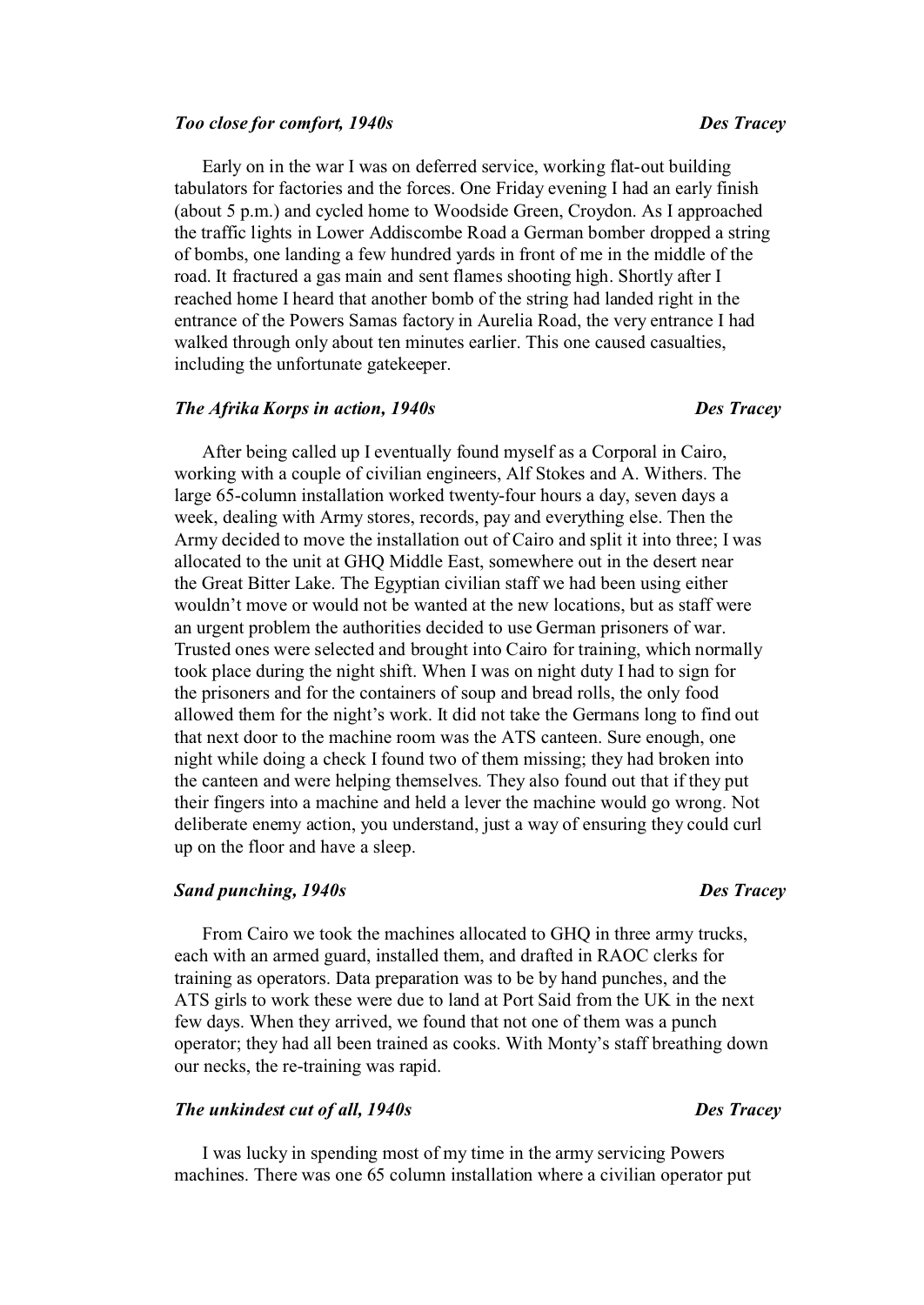### *Too close for comfort, 1940s* — ***Des Tracey***

Early on in the war I was on deferred service, working flat-out building tabulators for factories and the forces. One Friday evening I had an early finish (about 5 p.m.) and cycled home to Woodside Green, Croydon. As I approached the traffic lights in Lower Addiscombe Road a German bomber dropped a string of bombs, one landing a few hundred yards in front of me in the middle of the road. It fractured a gas main and sent flames shooting high. Shortly after I reached home I heard that another bomb of the string had landed right in the entrance of the Powers Samas factory in Aurelia Road, the very entrance I had walked through only about ten minutes earlier. This one caused casualties, including the unfortunate gatekeeper.

### *The Afrika Korps in action, 1940s* — ***Des Tracey***

After being called up I eventually found myself as a Corporal in Cairo, working with a couple of civilian engineers, Alf Stokes and A. Withers. The large 65-column installation worked twenty-four hours a day, seven days a week, dealing with Army stores, records, pay and everything else. Then the Army decided to move the installation out of Cairo and split it into three; I was allocated to the unit at GHQ Middle East, somewhere out in the desert near the Great Bitter Lake. The Egyptian civilian staff we had been using either wouldn't move or would not be wanted at the new locations, but as staff were an urgent problem the authorities decided to use German prisoners of war. Trusted ones were selected and brought into Cairo for training, which normally took place during the night shift. When I was on night duty I had to sign for the prisoners and for the containers of soup and bread rolls, the only food allowed them for the night's work. It did not take the Germans long to find out that next door to the machine room was the ATS canteen. Sure enough, one night while doing a check I found two of them missing; they had broken into the canteen and were helping themselves. They also found out that if they put their fingers into a machine and held a lever the machine would go wrong. Not deliberate enemy action, you understand, just a way of ensuring they could curl up on the floor and have a sleep.

### *Sand punching, 1940s* — ***Des Tracey***

From Cairo we took the machines allocated to GHQ in three army trucks, each with an armed guard, installed them, and drafted in RAOC clerks for training as operators. Data preparation was to be by hand punches, and the ATS girls to work these were due to land at Port Said from the UK in the next few days. When they arrived, we found that not one of them was a punch operator; they had all been trained as cooks. With Monty's staff breathing down our necks, the re-training was rapid.

### *The unkindest cut of all, 1940s* — ***Des Tracey***

I was lucky in spending most of my time in the army servicing Powers machines. There was one 65 column installation where a civilian operator put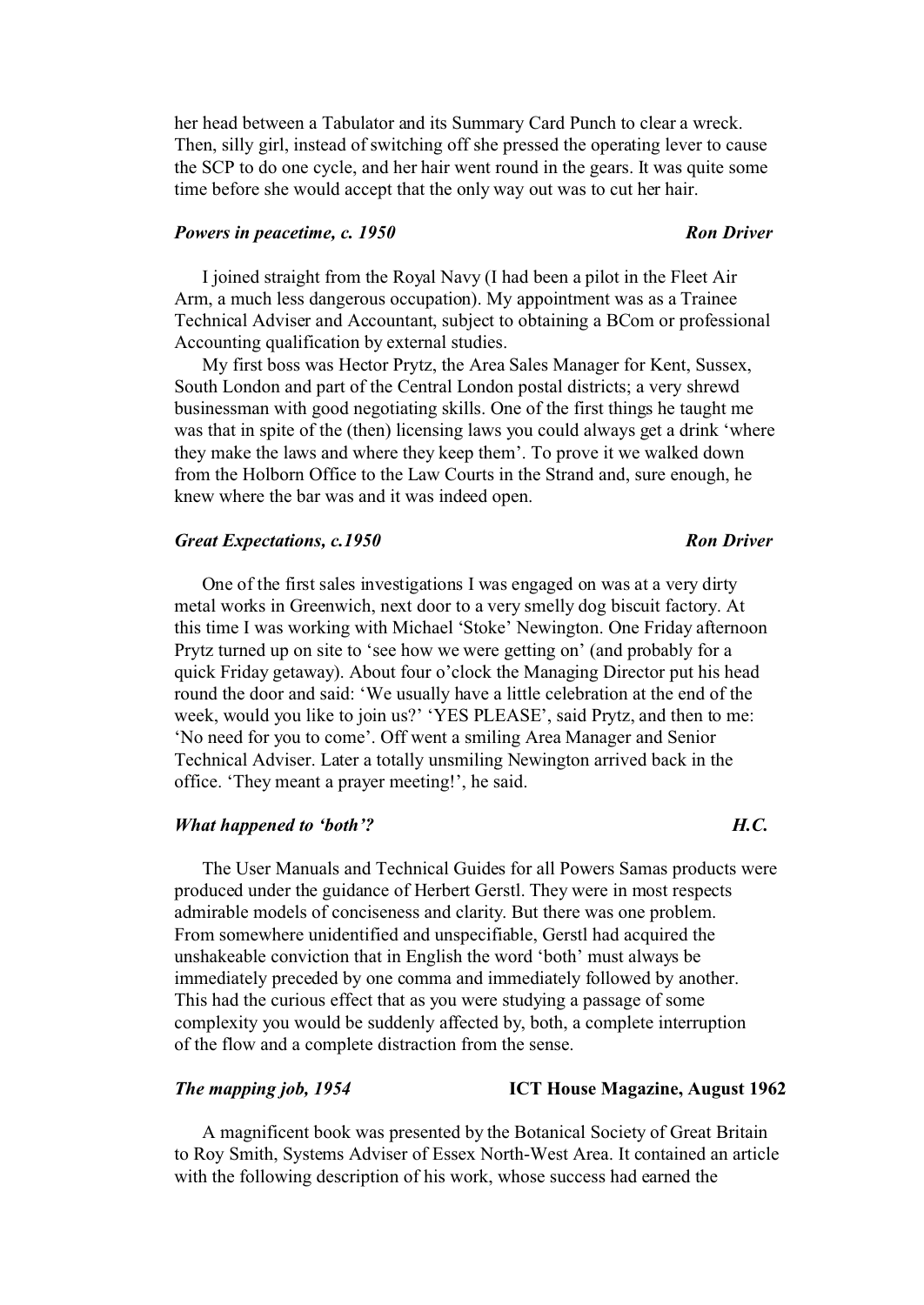her head between a Tabulator and its Summary Card Punch to clear a wreck. Then, silly girl, instead of switching off she pressed the operating lever to cause the SCP to do one cycle, and her hair went round in the gears. It was quite some time before she would accept that the only way out was to cut her hair.

### *Powers in peacetime, c. 1950* — **Ron Driver**

I joined straight from the Royal Navy (I had been a pilot in the Fleet Air Arm, a much less dangerous occupation). My appointment was as a Trainee Technical Adviser and Accountant, subject to obtaining a BCom or professional Accounting qualification by external studies.

My first boss was Hector Prytz, the Area Sales Manager for Kent, Sussex, South London and part of the Central London postal districts; a very shrewd businessman with good negotiating skills. One of the first things he taught me was that in spite of the (then) licensing laws you could always get a drink 'where they make the laws and where they keep them'. To prove it we walked down from the Holborn Office to the Law Courts in the Strand and, sure enough, he knew where the bar was and it was indeed open.

### *Great Expectations, c.1950* — **Ron Driver**

One of the first sales investigations I was engaged on was at a very dirty metal works in Greenwich, next door to a very smelly dog biscuit factory. At this time I was working with Michael 'Stoke' Newington. One Friday afternoon Prytz turned up on site to 'see how we were getting on' (and probably for a quick Friday getaway). About four o'clock the Managing Director put his head round the door and said: 'We usually have a little celebration at the end of the week, would you like to join us?' 'YES PLEASE', said Prytz, and then to me: 'No need for you to come'. Off went a smiling Area Manager and Senior Technical Adviser. Later a totally unsmiling Newington arrived back in the office. 'They meant a prayer meeting!', he said.

### *What happened to 'both'?* — **H.C.**

The User Manuals and Technical Guides for all Powers Samas products were produced under the guidance of Herbert Gerstl. They were in most respects admirable models of conciseness and clarity. But there was one problem. From somewhere unidentified and unspecifiable, Gerstl had acquired the unshakeable conviction that in English the word 'both' must always be immediately preceded by one comma and immediately followed by another. This had the curious effect that as you were studying a passage of some complexity you would be suddenly affected by, both, a complete interruption of the flow and a complete distraction from the sense.

### *The mapping job, 1954* — **ICT House Magazine, August 1962**

A magnificent book was presented by the Botanical Society of Great Britain to Roy Smith, Systems Adviser of Essex North-West Area. It contained an article with the following description of his work, whose success had earned the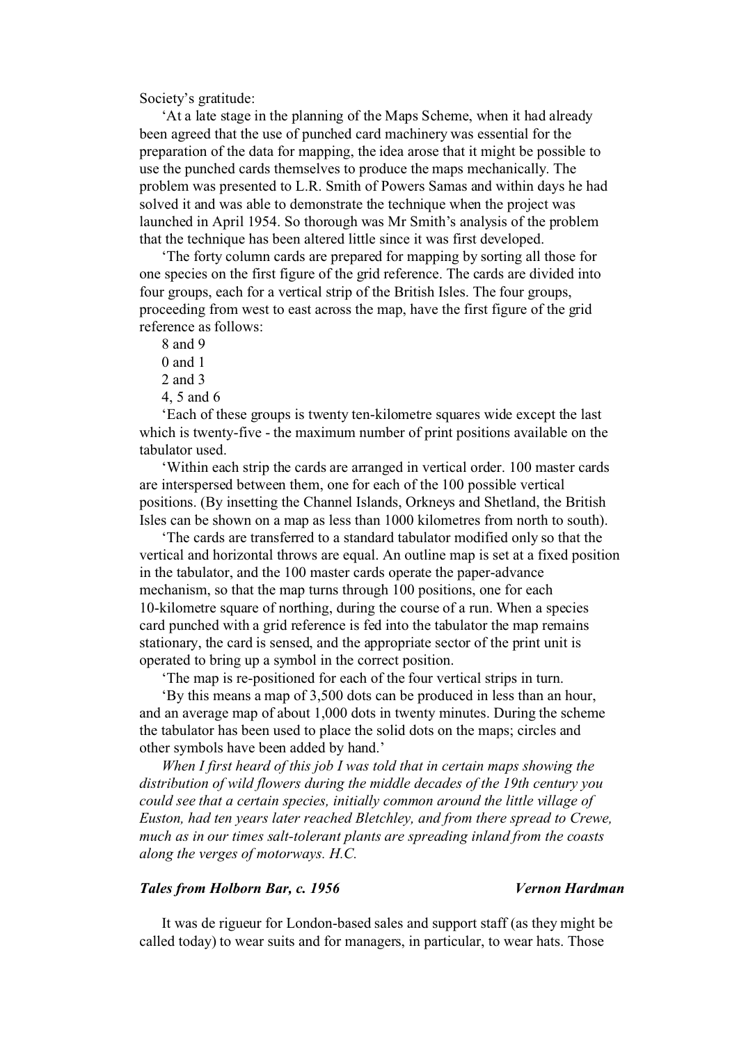Society's gratitude:

'At a late stage in the planning of the Maps Scheme, when it had already been agreed that the use of punched card machinery was essential for the preparation of the data for mapping, the idea arose that it might be possible to use the punched cards themselves to produce the maps mechanically. The problem was presented to L.R. Smith of Powers Samas and within days he had solved it and was able to demonstrate the technique when the project was launched in April 1954. So thorough was Mr Smith's analysis of the problem that the technique has been altered little since it was first developed.

'The forty column cards are prepared for mapping by sorting all those for one species on the first figure of the grid reference. The cards are divided into four groups, each for a vertical strip of the British Isles. The four groups, proceeding from west to east across the map, have the first figure of the grid reference as follows:

8 and 9

0 and 1

2 and 3

4, 5 and 6

'Each of these groups is twenty ten-kilometre squares wide except the last which is twenty-five - the maximum number of print positions available on the tabulator used.

'Within each strip the cards are arranged in vertical order. 100 master cards are interspersed between them, one for each of the 100 possible vertical positions. (By insetting the Channel Islands, Orkneys and Shetland, the British Isles can be shown on a map as less than 1000 kilometres from north to south).

'The cards are transferred to a standard tabulator modified only so that the vertical and horizontal throws are equal. An outline map is set at a fixed position in the tabulator, and the 100 master cards operate the paper-advance mechanism, so that the map turns through 100 positions, one for each 10-kilometre square of northing, during the course of a run. When a species card punched with a grid reference is fed into the tabulator the map remains stationary, the card is sensed, and the appropriate sector of the print unit is operated to bring up a symbol in the correct position.

'The map is re-positioned for each of the four vertical strips in turn.

'By this means a map of 3,500 dots can be produced in less than an hour, and an average map of about 1,000 dots in twenty minutes. During the scheme the tabulator has been used to place the solid dots on the maps; circles and other symbols have been added by hand.'

*When I first heard of this job I was told that in certain maps showing the distribution of wild flowers during the middle decades of the 19th century you could see that a certain species, initially common around the little village of Euston, had ten years later reached Bletchley, and from there spread to Crewe, much as in our times salt-tolerant plants are spreading inland from the coasts along the verges of motorways. H.C.*

### *Tales from Holborn Bar, c. 1956* — *Vernon Hardman*

It was de rigueur for London-based sales and support staff (as they might be called today) to wear suits and for managers, in particular, to wear hats. Those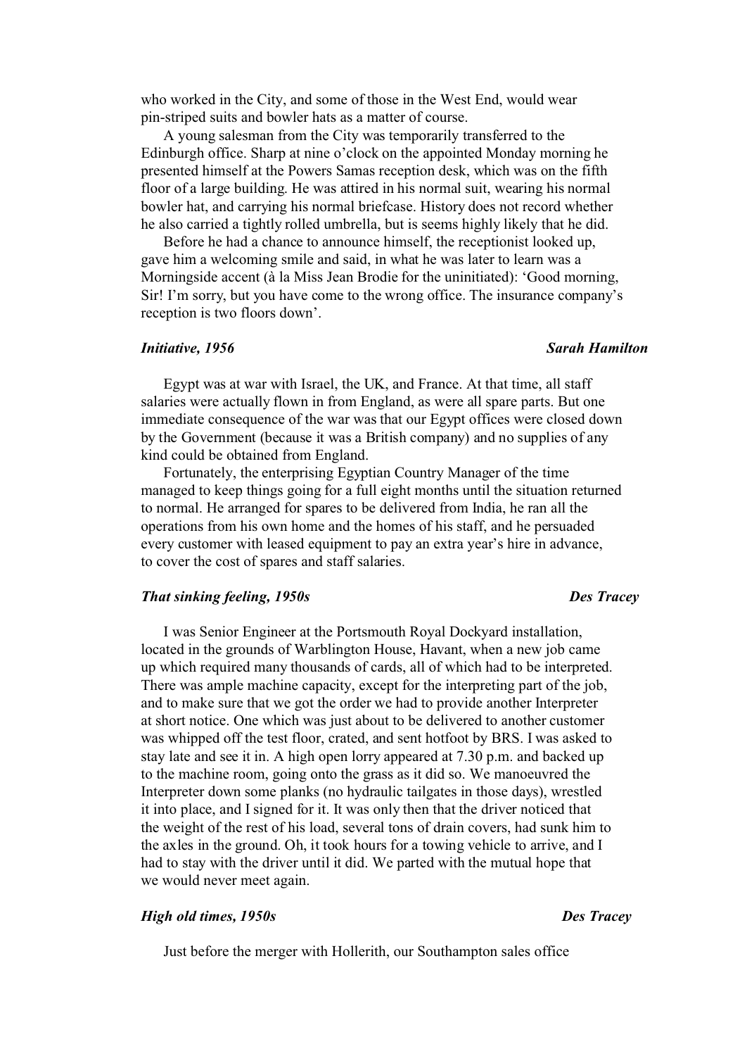who worked in the City, and some of those in the West End, would wear pin-striped suits and bowler hats as a matter of course.

A young salesman from the City was temporarily transferred to the Edinburgh office. Sharp at nine o'clock on the appointed Monday morning he presented himself at the Powers Samas reception desk, which was on the fifth floor of a large building. He was attired in his normal suit, wearing his normal bowler hat, and carrying his normal briefcase. History does not record whether he also carried a tightly rolled umbrella, but is seems highly likely that he did.

Before he had a chance to announce himself, the receptionist looked up, gave him a welcoming smile and said, in what he was later to learn was a Morningside accent (à la Miss Jean Brodie for the uninitiated): 'Good morning, Sir! I'm sorry, but you have come to the wrong office. The insurance company's reception is two floors down'.

### *Initiative, 1956* — *Sarah Hamilton*

Egypt was at war with Israel, the UK, and France. At that time, all staff salaries were actually flown in from England, as were all spare parts. But one immediate consequence of the war was that our Egypt offices were closed down by the Government (because it was a British company) and no supplies of any kind could be obtained from England.

Fortunately, the enterprising Egyptian Country Manager of the time managed to keep things going for a full eight months until the situation returned to normal. He arranged for spares to be delivered from India, he ran all the operations from his own home and the homes of his staff, and he persuaded every customer with leased equipment to pay an extra year's hire in advance, to cover the cost of spares and staff salaries.

### *That sinking feeling, 1950s* — *Des Tracey*

I was Senior Engineer at the Portsmouth Royal Dockyard installation, located in the grounds of Warblington House, Havant, when a new job came up which required many thousands of cards, all of which had to be interpreted. There was ample machine capacity, except for the interpreting part of the job, and to make sure that we got the order we had to provide another Interpreter at short notice. One which was just about to be delivered to another customer was whipped off the test floor, crated, and sent hotfoot by BRS. I was asked to stay late and see it in. A high open lorry appeared at 7.30 p.m. and backed up to the machine room, going onto the grass as it did so. We manoeuvred the Interpreter down some planks (no hydraulic tailgates in those days), wrestled it into place, and I signed for it. It was only then that the driver noticed that the weight of the rest of his load, several tons of drain covers, had sunk him to the axles in the ground. Oh, it took hours for a towing vehicle to arrive, and I had to stay with the driver until it did. We parted with the mutual hope that we would never meet again.

### *High old times, 1950s* — *Des Tracey*

Just before the merger with Hollerith, our Southampton sales office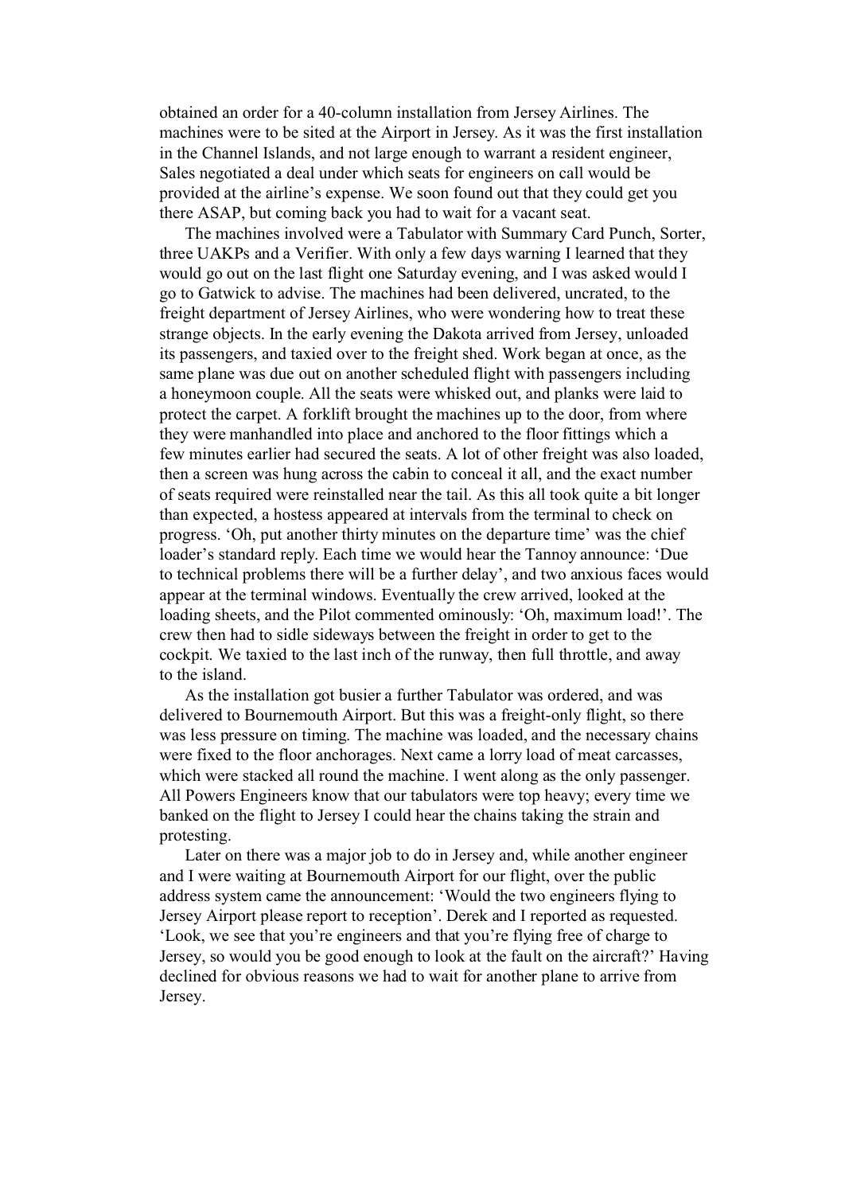obtained an order for a 40-column installation from Jersey Airlines. The machines were to be sited at the Airport in Jersey. As it was the first installation in the Channel Islands, and not large enough to warrant a resident engineer, Sales negotiated a deal under which seats for engineers on call would be provided at the airline's expense. We soon found out that they could get you there ASAP, but coming back you had to wait for a vacant seat.

The machines involved were a Tabulator with Summary Card Punch, Sorter, three UAKPs and a Verifier. With only a few days warning I learned that they would go out on the last flight one Saturday evening, and I was asked would I go to Gatwick to advise. The machines had been delivered, uncrated, to the freight department of Jersey Airlines, who were wondering how to treat these strange objects. In the early evening the Dakota arrived from Jersey, unloaded its passengers, and taxied over to the freight shed. Work began at once, as the same plane was due out on another scheduled flight with passengers including a honeymoon couple. All the seats were whisked out, and planks were laid to protect the carpet. A forklift brought the machines up to the door, from where they were manhandled into place and anchored to the floor fittings which a few minutes earlier had secured the seats. A lot of other freight was also loaded, then a screen was hung across the cabin to conceal it all, and the exact number of seats required were reinstalled near the tail. As this all took quite a bit longer than expected, a hostess appeared at intervals from the terminal to check on progress. 'Oh, put another thirty minutes on the departure time' was the chief loader's standard reply. Each time we would hear the Tannoy announce: 'Due to technical problems there will be a further delay', and two anxious faces would appear at the terminal windows. Eventually the crew arrived, looked at the loading sheets, and the Pilot commented ominously: 'Oh, maximum load!'. The crew then had to sidle sideways between the freight in order to get to the cockpit. We taxied to the last inch of the runway, then full throttle, and away to the island.

As the installation got busier a further Tabulator was ordered, and was delivered to Bournemouth Airport. But this was a freight-only flight, so there was less pressure on timing. The machine was loaded, and the necessary chains were fixed to the floor anchorages. Next came a lorry load of meat carcasses, which were stacked all round the machine. I went along as the only passenger. All Powers Engineers know that our tabulators were top heavy; every time we banked on the flight to Jersey I could hear the chains taking the strain and protesting.

Later on there was a major job to do in Jersey and, while another engineer and I were waiting at Bournemouth Airport for our flight, over the public address system came the announcement: 'Would the two engineers flying to Jersey Airport please report to reception'. Derek and I reported as requested. 'Look, we see that you're engineers and that you're flying free of charge to Jersey, so would you be good enough to look at the fault on the aircraft?' Having declined for obvious reasons we had to wait for another plane to arrive from Jersey.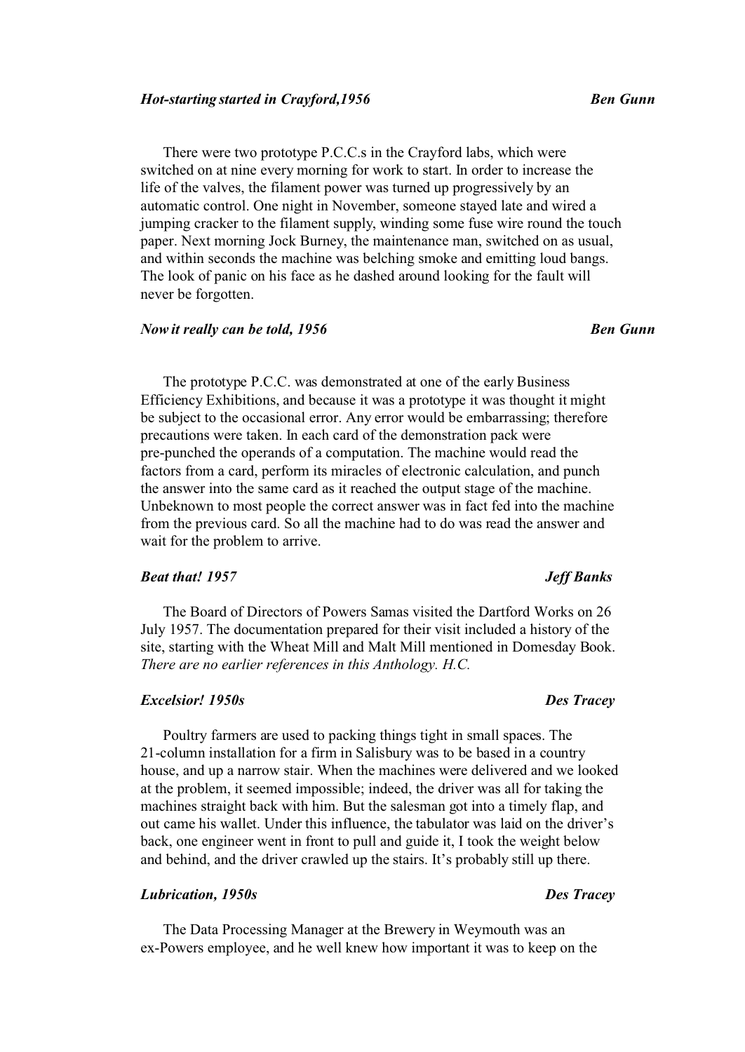### *Hot-starting started in Crayford,1956* — ***Ben Gunn***

There were two prototype P.C.C.s in the Crayford labs, which were switched on at nine every morning for work to start. In order to increase the life of the valves, the filament power was turned up progressively by an automatic control. One night in November, someone stayed late and wired a jumping cracker to the filament supply, winding some fuse wire round the touch paper. Next morning Jock Burney, the maintenance man, switched on as usual, and within seconds the machine was belching smoke and emitting loud bangs. The look of panic on his face as he dashed around looking for the fault will never be forgotten.

### *Now it really can be told, 1956* — ***Ben Gunn***

The prototype P.C.C. was demonstrated at one of the early Business Efficiency Exhibitions, and because it was a prototype it was thought it might be subject to the occasional error. Any error would be embarrassing; therefore precautions were taken. In each card of the demonstration pack were pre-punched the operands of a computation. The machine would read the factors from a card, perform its miracles of electronic calculation, and punch the answer into the same card as it reached the output stage of the machine. Unbeknown to most people the correct answer was in fact fed into the machine from the previous card. So all the machine had to do was read the answer and wait for the problem to arrive.

### *Beat that! 1957* — ***Jeff Banks***

The Board of Directors of Powers Samas visited the Dartford Works on 26 July 1957. The documentation prepared for their visit included a history of the site, starting with the Wheat Mill and Malt Mill mentioned in Domesday Book. *There are no earlier references in this Anthology. H.C.*

### *Excelsior! 1950s* — ***Des Tracey***

Poultry farmers are used to packing things tight in small spaces. The 21-column installation for a firm in Salisbury was to be based in a country house, and up a narrow stair. When the machines were delivered and we looked at the problem, it seemed impossible; indeed, the driver was all for taking the machines straight back with him. But the salesman got into a timely flap, and out came his wallet. Under this influence, the tabulator was laid on the driver's back, one engineer went in front to pull and guide it, I took the weight below and behind, and the driver crawled up the stairs. It's probably still up there.

### *Lubrication, 1950s* — ***Des Tracey***

The Data Processing Manager at the Brewery in Weymouth was an ex-Powers employee, and he well knew how important it was to keep on the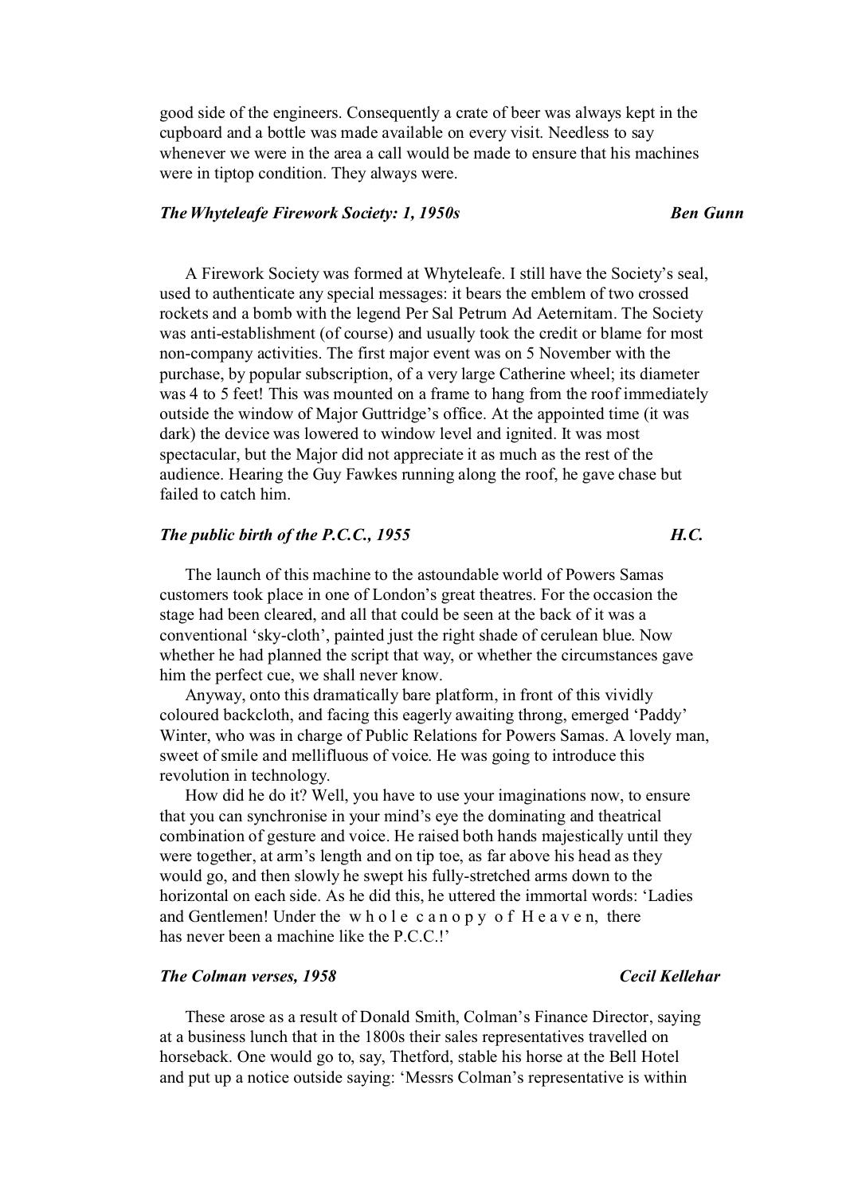good side of the engineers. Consequently a crate of beer was always kept in the cupboard and a bottle was made available on every visit. Needless to say whenever we were in the area a call would be made to ensure that his machines were in tiptop condition. They always were.

### *The Whyteleafe Firework Society: 1, 1950s* — *Ben Gunn*

A Firework Society was formed at Whyteleafe. I still have the Society's seal, used to authenticate any special messages: it bears the emblem of two crossed rockets and a bomb with the legend Per Sal Petrum Ad Aeternitam. The Society was anti-establishment (of course) and usually took the credit or blame for most non-company activities. The first major event was on 5 November with the purchase, by popular subscription, of a very large Catherine wheel; its diameter was 4 to 5 feet! This was mounted on a frame to hang from the roof immediately outside the window of Major Guttridge's office. At the appointed time (it was dark) the device was lowered to window level and ignited. It was most spectacular, but the Major did not appreciate it as much as the rest of the audience. Hearing the Guy Fawkes running along the roof, he gave chase but failed to catch him.

### *The public birth of the P.C.C., 1955* — *H.C.*

The launch of this machine to the astoundable world of Powers Samas customers took place in one of London's great theatres. For the occasion the stage had been cleared, and all that could be seen at the back of it was a conventional 'sky-cloth', painted just the right shade of cerulean blue. Now whether he had planned the script that way, or whether the circumstances gave him the perfect cue, we shall never know.

Anyway, onto this dramatically bare platform, in front of this vividly coloured backcloth, and facing this eagerly awaiting throng, emerged 'Paddy' Winter, who was in charge of Public Relations for Powers Samas. A lovely man, sweet of smile and mellifluous of voice. He was going to introduce this revolution in technology.

How did he do it? Well, you have to use your imaginations now, to ensure that you can synchronise in your mind's eye the dominating and theatrical combination of gesture and voice. He raised both hands majestically until they were together, at arm's length and on tip toe, as far above his head as they would go, and then slowly he swept his fully-stretched arms down to the horizontal on each side. As he did this, he uttered the immortal words: 'Ladies and Gentlemen! Under the w h o l e c a n o p y o f H e a v e n, there has never been a machine like the P.C.C.!'

### *The Colman verses, 1958* — *Cecil Kellehar*

These arose as a result of Donald Smith, Colman's Finance Director, saying at a business lunch that in the 1800s their sales representatives travelled on horseback. One would go to, say, Thetford, stable his horse at the Bell Hotel and put up a notice outside saying: 'Messrs Colman's representative is within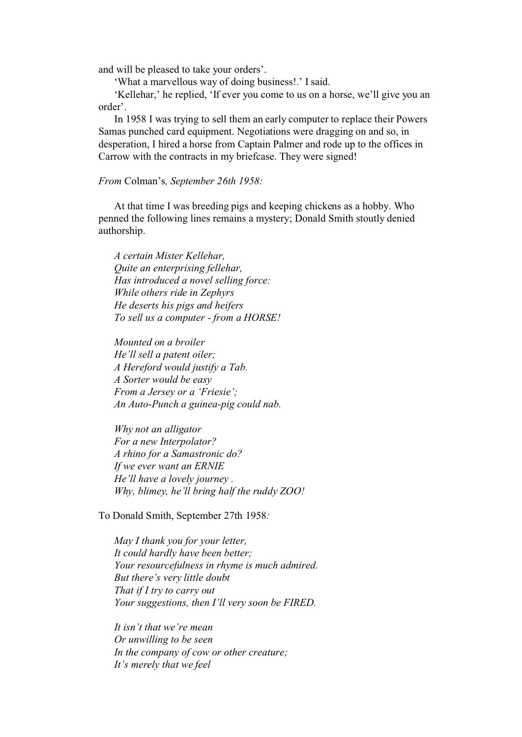and will be pleased to take your orders'.

'What a marvellous way of doing business!.' I said.

'Kellehar,' he replied, 'If ever you come to us on a horse, we'll give you an order'.

In 1958 I was trying to sell them an early computer to replace their Powers Samas punched card equipment. Negotiations were dragging on and so, in desperation, I hired a horse from Captain Palmer and rode up to the offices in Carrow with the contracts in my briefcase. They were signed!

*From* Colman's*, September 26th 1958:*

At that time I was breeding pigs and keeping chickens as a hobby. Who penned the following lines remains a mystery; Donald Smith stoutly denied authorship.

*A certain Mister Kellehar,*
*Quite an enterprising fellehar,*
*Has introduced a novel selling force:*
*While others ride in Zephyrs*
*He deserts his pigs and heifers*
*To sell us a computer - from a HORSE!*

*Mounted on a broiler*
*He'll sell a patent oiler;*
*A Hereford would justify a Tab.*
*A Sorter would be easy*
*From a Jersey or a 'Friesie';*
*An Auto-Punch a guinea-pig could nab.*

*Why not an alligator*
*For a new Interpolator?*
*A rhino for a Samastronic do?*
*If we ever want an ERNIE*
*He'll have a lovely journey .*
*Why, blimey, he'll bring half the ruddy ZOO!*

To Donald Smith, September 27th 1958*:*

*May I thank you for your letter,*
*It could hardly have been better;*
*Your resourcefulness in rhyme is much admired.*
*But there's very little doubt*
*That if I try to carry out*
*Your suggestions, then I'll very soon be FIRED.*

*It isn't that we're mean*
*Or unwilling to be seen*
*In the company of cow or other creature;*
*It's merely that we feel*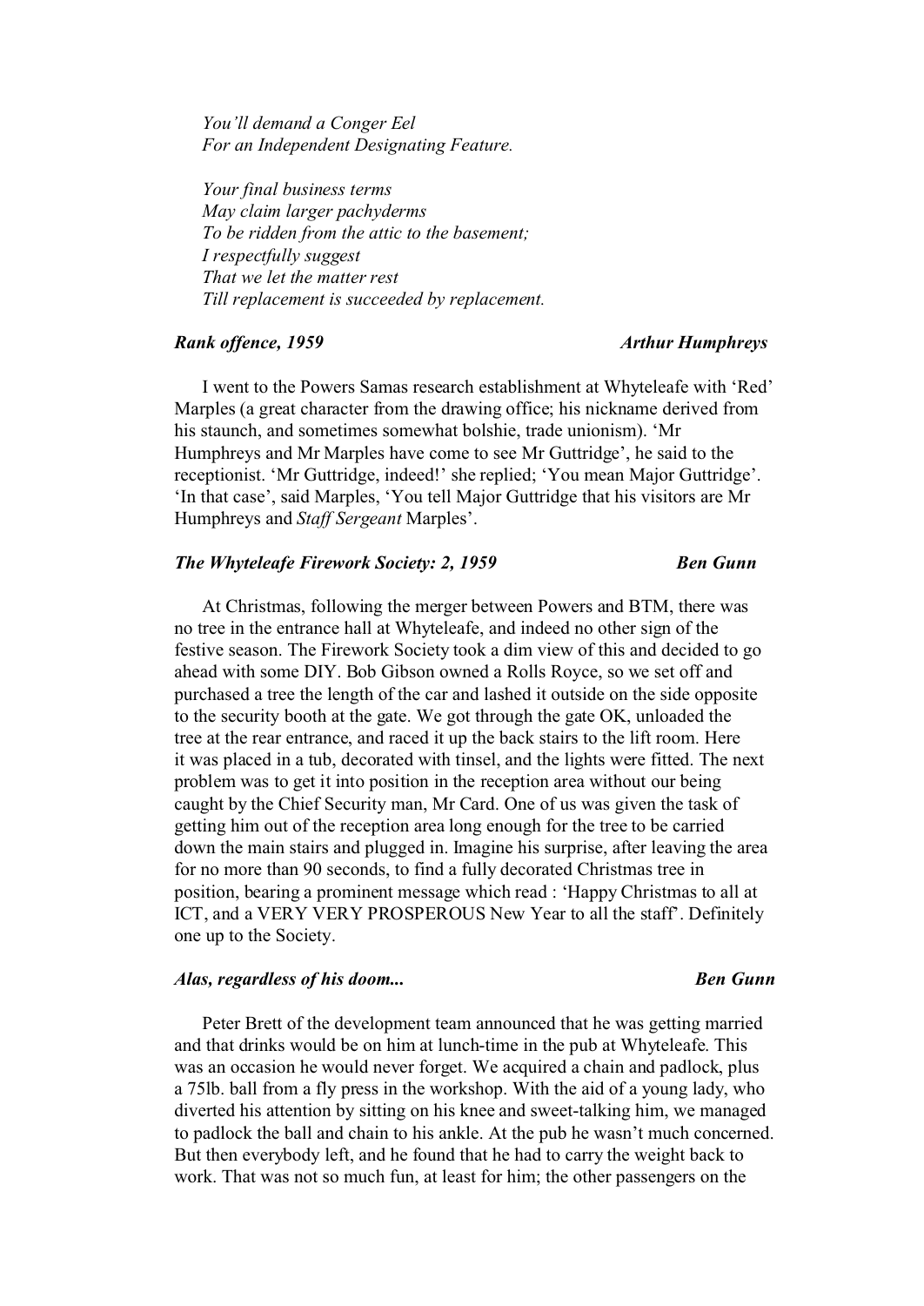*You'll demand a Conger Eel*
*For an Independent Designating Feature.*

*Your final business terms*
*May claim larger pachyderms*
*To be ridden from the attic to the basement;*
*I respectfully suggest*
*That we let the matter rest*
*Till replacement is succeeded by replacement.*

### *Rank offence, 1959* — *Arthur Humphreys*

I went to the Powers Samas research establishment at Whyteleafe with 'Red' Marples (a great character from the drawing office; his nickname derived from his staunch, and sometimes somewhat bolshie, trade unionism). 'Mr Humphreys and Mr Marples have come to see Mr Guttridge', he said to the receptionist. 'Mr Guttridge, indeed!' she replied; 'You mean Major Guttridge'. 'In that case', said Marples, 'You tell Major Guttridge that his visitors are Mr Humphreys and *Staff Sergeant* Marples'.

### *The Whyteleafe Firework Society: 2, 1959* — *Ben Gunn*

At Christmas, following the merger between Powers and BTM, there was no tree in the entrance hall at Whyteleafe, and indeed no other sign of the festive season. The Firework Society took a dim view of this and decided to go ahead with some DIY. Bob Gibson owned a Rolls Royce, so we set off and purchased a tree the length of the car and lashed it outside on the side opposite to the security booth at the gate. We got through the gate OK, unloaded the tree at the rear entrance, and raced it up the back stairs to the lift room. Here it was placed in a tub, decorated with tinsel, and the lights were fitted. The next problem was to get it into position in the reception area without our being caught by the Chief Security man, Mr Card. One of us was given the task of getting him out of the reception area long enough for the tree to be carried down the main stairs and plugged in. Imagine his surprise, after leaving the area for no more than 90 seconds, to find a fully decorated Christmas tree in position, bearing a prominent message which read : 'Happy Christmas to all at ICT, and a VERY VERY PROSPEROUS New Year to all the staff'. Definitely one up to the Society.

### *Alas, regardless of his doom...* — *Ben Gunn*

Peter Brett of the development team announced that he was getting married and that drinks would be on him at lunch-time in the pub at Whyteleafe. This was an occasion he would never forget. We acquired a chain and padlock, plus a 75lb. ball from a fly press in the workshop. With the aid of a young lady, who diverted his attention by sitting on his knee and sweet-talking him, we managed to padlock the ball and chain to his ankle. At the pub he wasn't much concerned. But then everybody left, and he found that he had to carry the weight back to work. That was not so much fun, at least for him; the other passengers on the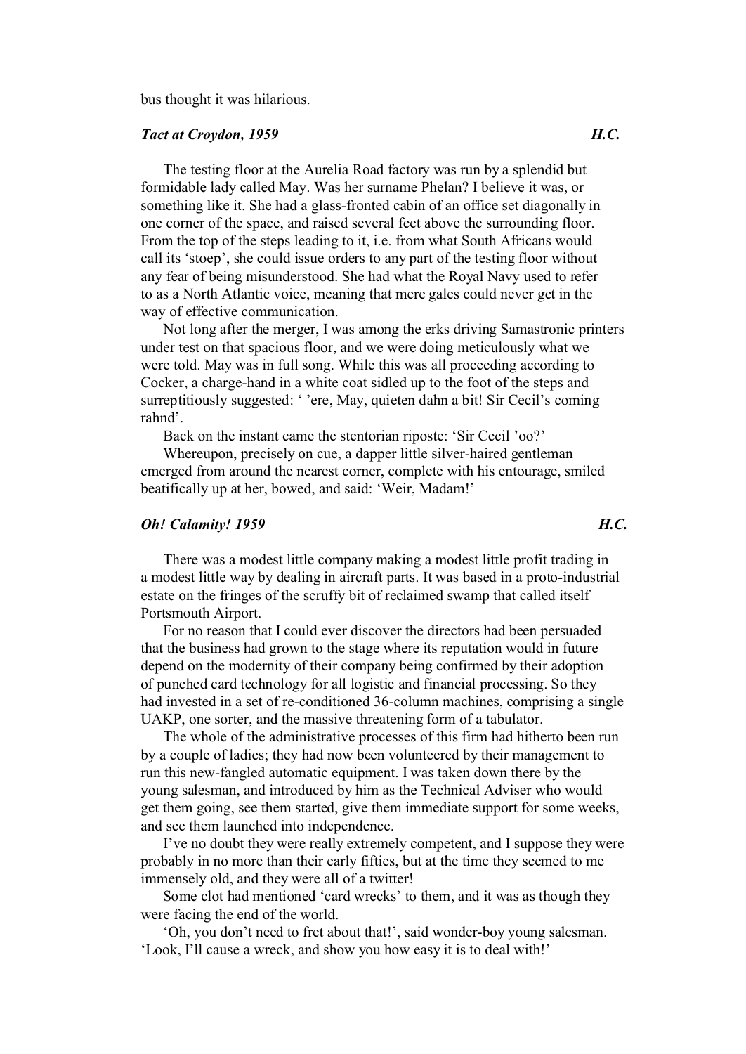bus thought it was hilarious.

### *Tact at Croydon, 1959* **H.C.**

The testing floor at the Aurelia Road factory was run by a splendid but formidable lady called May. Was her surname Phelan? I believe it was, or something like it. She had a glass-fronted cabin of an office set diagonally in one corner of the space, and raised several feet above the surrounding floor. From the top of the steps leading to it, i.e. from what South Africans would call its 'stoep', she could issue orders to any part of the testing floor without any fear of being misunderstood. She had what the Royal Navy used to refer to as a North Atlantic voice, meaning that mere gales could never get in the way of effective communication.

Not long after the merger, I was among the erks driving Samastronic printers under test on that spacious floor, and we were doing meticulously what we were told. May was in full song. While this was all proceeding according to Cocker, a charge-hand in a white coat sidled up to the foot of the steps and surreptitiously suggested: ' 'ere, May, quieten dahn a bit! Sir Cecil's coming rahnd'.

Back on the instant came the stentorian riposte: 'Sir Cecil 'oo?'

Whereupon, precisely on cue, a dapper little silver-haired gentleman emerged from around the nearest corner, complete with his entourage, smiled beatifically up at her, bowed, and said: 'Weir, Madam!'

### *Oh! Calamity! 1959* **H.C.**

There was a modest little company making a modest little profit trading in a modest little way by dealing in aircraft parts. It was based in a proto-industrial estate on the fringes of the scruffy bit of reclaimed swamp that called itself Portsmouth Airport.

For no reason that I could ever discover the directors had been persuaded that the business had grown to the stage where its reputation would in future depend on the modernity of their company being confirmed by their adoption of punched card technology for all logistic and financial processing. So they had invested in a set of re-conditioned 36-column machines, comprising a single UAKP, one sorter, and the massive threatening form of a tabulator.

The whole of the administrative processes of this firm had hitherto been run by a couple of ladies; they had now been volunteered by their management to run this new-fangled automatic equipment. I was taken down there by the young salesman, and introduced by him as the Technical Adviser who would get them going, see them started, give them immediate support for some weeks, and see them launched into independence.

I've no doubt they were really extremely competent, and I suppose they were probably in no more than their early fifties, but at the time they seemed to me immensely old, and they were all of a twitter!

Some clot had mentioned 'card wrecks' to them, and it was as though they were facing the end of the world.

'Oh, you don't need to fret about that!', said wonder-boy young salesman. 'Look, I'll cause a wreck, and show you how easy it is to deal with!'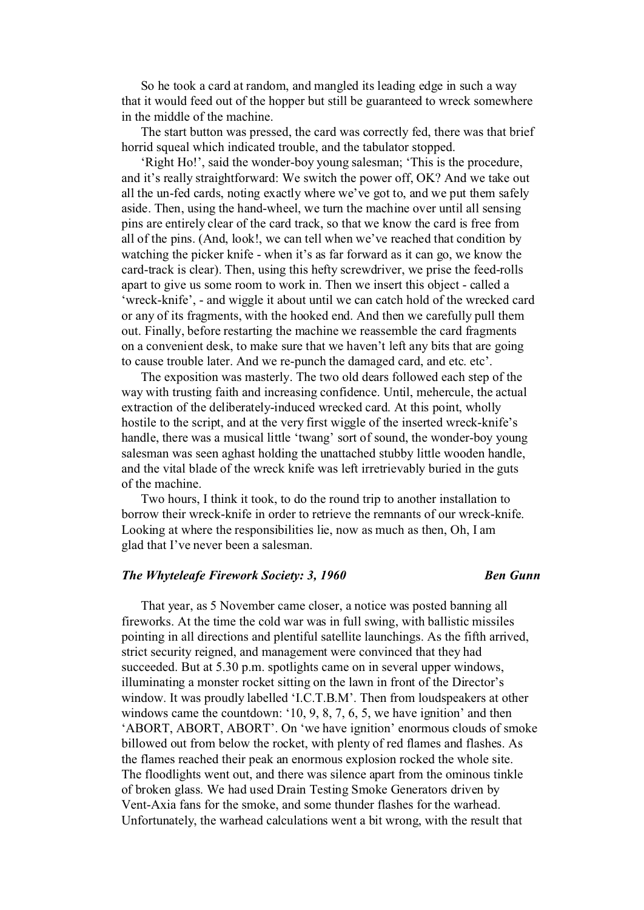So he took a card at random, and mangled its leading edge in such a way that it would feed out of the hopper but still be guaranteed to wreck somewhere in the middle of the machine.

The start button was pressed, the card was correctly fed, there was that brief horrid squeal which indicated trouble, and the tabulator stopped.

'Right Ho!', said the wonder-boy young salesman; 'This is the procedure, and it's really straightforward: We switch the power off, OK? And we take out all the un-fed cards, noting exactly where we've got to, and we put them safely aside. Then, using the hand-wheel, we turn the machine over until all sensing pins are entirely clear of the card track, so that we know the card is free from all of the pins. (And, look!, we can tell when we've reached that condition by watching the picker knife - when it's as far forward as it can go, we know the card-track is clear). Then, using this hefty screwdriver, we prise the feed-rolls apart to give us some room to work in. Then we insert this object - called a 'wreck-knife', - and wiggle it about until we can catch hold of the wrecked card or any of its fragments, with the hooked end. And then we carefully pull them out. Finally, before restarting the machine we reassemble the card fragments on a convenient desk, to make sure that we haven't left any bits that are going to cause trouble later. And we re-punch the damaged card, and etc. etc'.

The exposition was masterly. The two old dears followed each step of the way with trusting faith and increasing confidence. Until, mehercule, the actual extraction of the deliberately-induced wrecked card. At this point, wholly hostile to the script, and at the very first wiggle of the inserted wreck-knife's handle, there was a musical little 'twang' sort of sound, the wonder-boy young salesman was seen aghast holding the unattached stubby little wooden handle, and the vital blade of the wreck knife was left irretrievably buried in the guts of the machine.

Two hours, I think it took, to do the round trip to another installation to borrow their wreck-knife in order to retrieve the remnants of our wreck-knife. Looking at where the responsibilities lie, now as much as then, Oh, I am glad that I've never been a salesman.

## *The Whyteleafe Firework Society: 3, 1960* — *Ben Gunn*

That year, as 5 November came closer, a notice was posted banning all fireworks. At the time the cold war was in full swing, with ballistic missiles pointing in all directions and plentiful satellite launchings. As the fifth arrived, strict security reigned, and management were convinced that they had succeeded. But at 5.30 p.m. spotlights came on in several upper windows, illuminating a monster rocket sitting on the lawn in front of the Director's window. It was proudly labelled 'I.C.T.B.M'. Then from loudspeakers at other windows came the countdown: '10, 9, 8, 7, 6, 5, we have ignition' and then 'ABORT, ABORT, ABORT'. On 'we have ignition' enormous clouds of smoke billowed out from below the rocket, with plenty of red flames and flashes. As the flames reached their peak an enormous explosion rocked the whole site. The floodlights went out, and there was silence apart from the ominous tinkle of broken glass. We had used Drain Testing Smoke Generators driven by Vent-Axia fans for the smoke, and some thunder flashes for the warhead. Unfortunately, the warhead calculations went a bit wrong, with the result that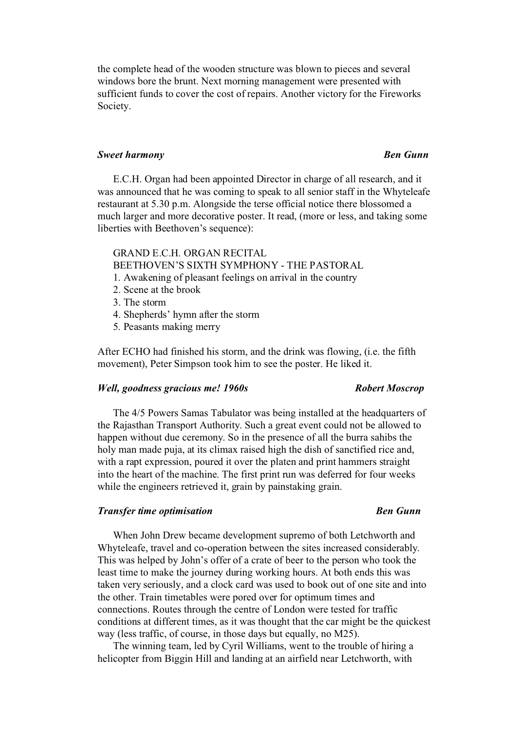the complete head of the wooden structure was blown to pieces and several windows bore the brunt. Next morning management were presented with sufficient funds to cover the cost of repairs. Another victory for the Fireworks Society.

### *Sweet harmony* — *Ben Gunn*

E.C.H. Organ had been appointed Director in charge of all research, and it was announced that he was coming to speak to all senior staff in the Whyteleafe restaurant at 5.30 p.m. Alongside the terse official notice there blossomed a much larger and more decorative poster. It read, (more or less, and taking some liberties with Beethoven's sequence):

GRAND E.C.H. ORGAN RECITAL
BEETHOVEN'S SIXTH SYMPHONY - THE PASTORAL

1. Awakening of pleasant feelings on arrival in the country
2. Scene at the brook
3. The storm
4. Shepherds' hymn after the storm
5. Peasants making merry

After ECHO had finished his storm, and the drink was flowing, (i.e. the fifth movement), Peter Simpson took him to see the poster. He liked it.

### *Well, goodness gracious me! 1960s* — *Robert Moscrop*

The 4/5 Powers Samas Tabulator was being installed at the headquarters of the Rajasthan Transport Authority. Such a great event could not be allowed to happen without due ceremony. So in the presence of all the burra sahibs the holy man made puja, at its climax raised high the dish of sanctified rice and, with a rapt expression, poured it over the platen and print hammers straight into the heart of the machine. The first print run was deferred for four weeks while the engineers retrieved it, grain by painstaking grain.

### *Transfer time optimisation* — *Ben Gunn*

When John Drew became development supremo of both Letchworth and Whyteleafe, travel and co-operation between the sites increased considerably. This was helped by John's offer of a crate of beer to the person who took the least time to make the journey during working hours. At both ends this was taken very seriously, and a clock card was used to book out of one site and into the other. Train timetables were pored over for optimum times and connections. Routes through the centre of London were tested for traffic conditions at different times, as it was thought that the car might be the quickest way (less traffic, of course, in those days but equally, no M25).

The winning team, led by Cyril Williams, went to the trouble of hiring a helicopter from Biggin Hill and landing at an airfield near Letchworth, with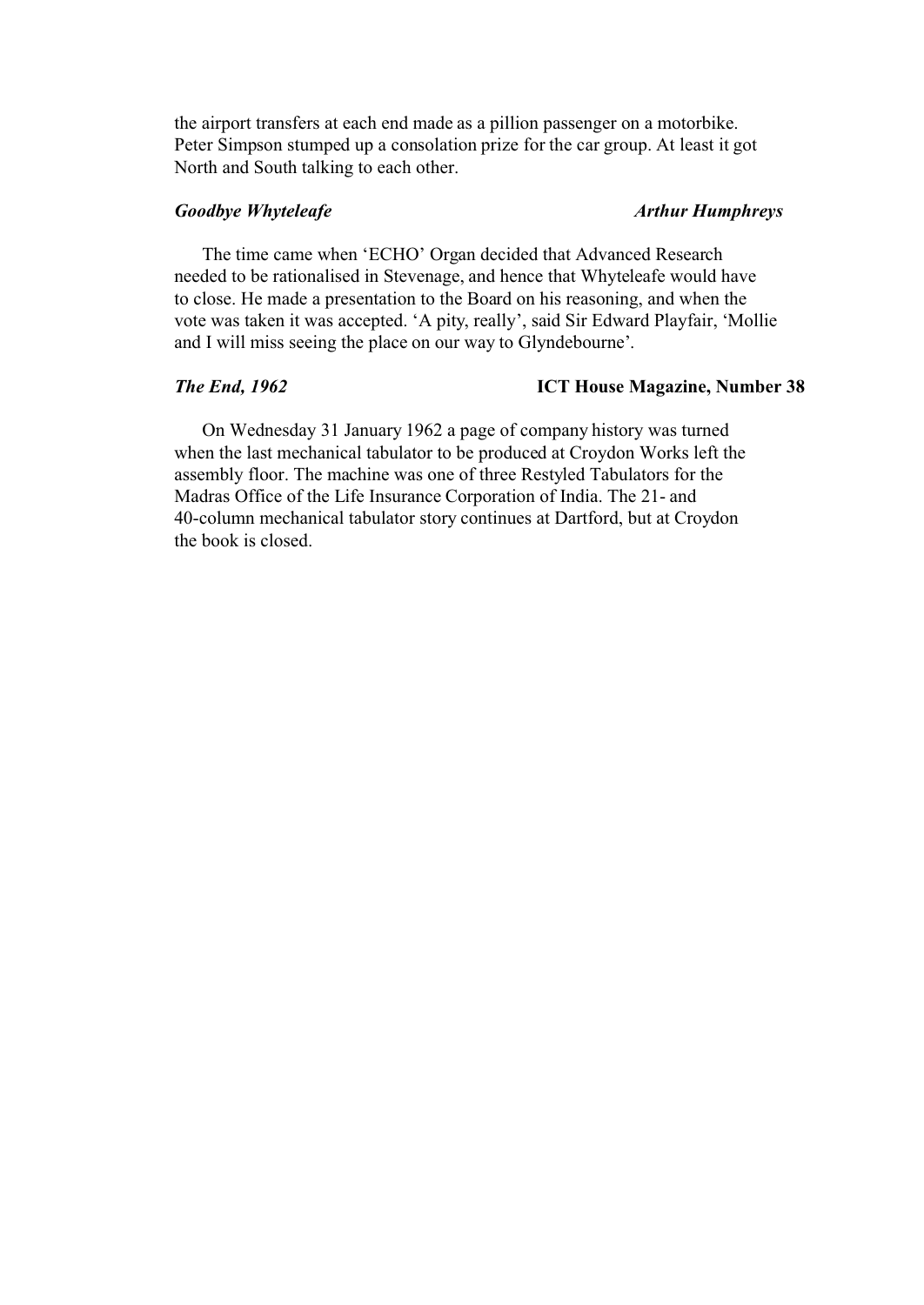the airport transfers at each end made as a pillion passenger on a motorbike. Peter Simpson stumped up a consolation prize for the car group. At least it got North and South talking to each other.

### *Goodbye Whyteleafe* — *Arthur Humphreys*

The time came when 'ECHO' Organ decided that Advanced Research needed to be rationalised in Stevenage, and hence that Whyteleafe would have to close. He made a presentation to the Board on his reasoning, and when the vote was taken it was accepted. 'A pity, really', said Sir Edward Playfair, 'Mollie and I will miss seeing the place on our way to Glyndebourne'.

### *The End, 1962* — **ICT House Magazine, Number 38**

On Wednesday 31 January 1962 a page of company history was turned when the last mechanical tabulator to be produced at Croydon Works left the assembly floor. The machine was one of three Restyled Tabulators for the Madras Office of the Life Insurance Corporation of India. The 21- and 40-column mechanical tabulator story continues at Dartford, but at Croydon the book is closed.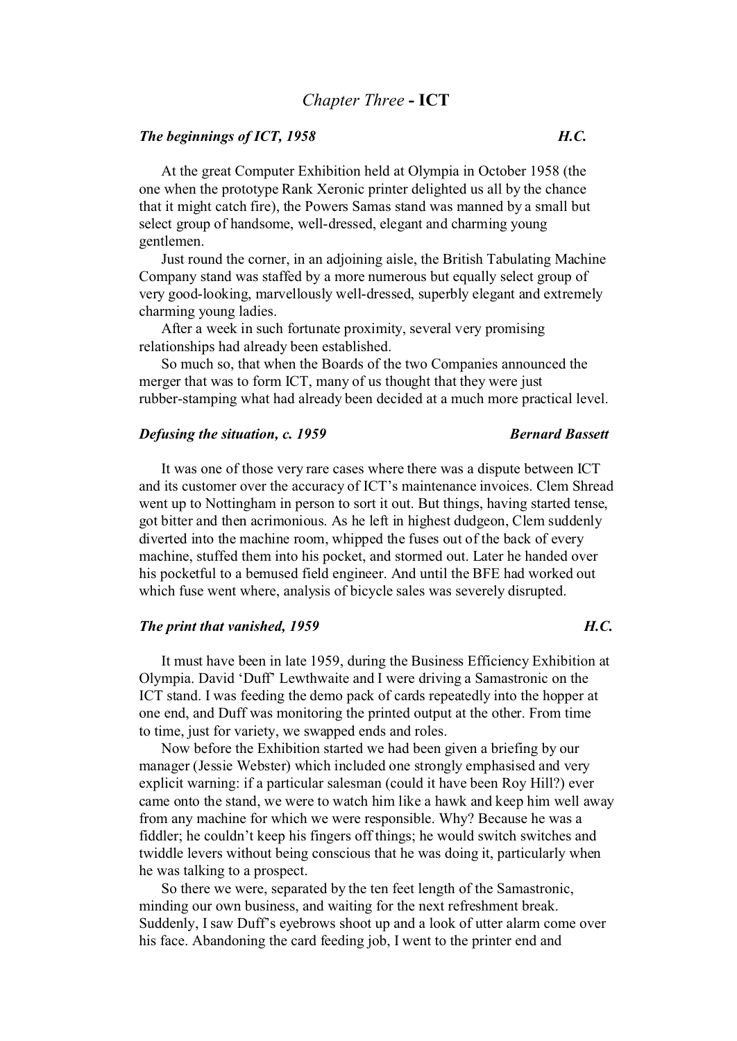# *Chapter Three* - **ICT**

### ***The beginnings of ICT, 1958*** — ***H.C.***

At the great Computer Exhibition held at Olympia in October 1958 (the one when the prototype Rank Xeronic printer delighted us all by the chance that it might catch fire), the Powers Samas stand was manned by a small but select group of handsome, well-dressed, elegant and charming young gentlemen.

Just round the corner, in an adjoining aisle, the British Tabulating Machine Company stand was staffed by a more numerous but equally select group of very good-looking, marvellously well-dressed, superbly elegant and extremely charming young ladies.

After a week in such fortunate proximity, several very promising relationships had already been established.

So much so, that when the Boards of the two Companies announced the merger that was to form ICT, many of us thought that they were just rubber-stamping what had already been decided at a much more practical level.

### ***Defusing the situation, c. 1959*** — ***Bernard Bassett***

It was one of those very rare cases where there was a dispute between ICT and its customer over the accuracy of ICT's maintenance invoices. Clem Shread went up to Nottingham in person to sort it out. But things, having started tense, got bitter and then acrimonious. As he left in highest dudgeon, Clem suddenly diverted into the machine room, whipped the fuses out of the back of every machine, stuffed them into his pocket, and stormed out. Later he handed over his pocketful to a bemused field engineer. And until the BFE had worked out which fuse went where, analysis of bicycle sales was severely disrupted.

### ***The print that vanished, 1959*** — ***H.C.***

It must have been in late 1959, during the Business Efficiency Exhibition at Olympia. David 'Duff' Lewthwaite and I were driving a Samastronic on the ICT stand. I was feeding the demo pack of cards repeatedly into the hopper at one end, and Duff was monitoring the printed output at the other. From time to time, just for variety, we swapped ends and roles.

Now before the Exhibition started we had been given a briefing by our manager (Jessie Webster) which included one strongly emphasised and very explicit warning: if a particular salesman (could it have been Roy Hill?) ever came onto the stand, we were to watch him like a hawk and keep him well away from any machine for which we were responsible. Why? Because he was a fiddler; he couldn't keep his fingers off things; he would switch switches and twiddle levers without being conscious that he was doing it, particularly when he was talking to a prospect.

So there we were, separated by the ten feet length of the Samastronic, minding our own business, and waiting for the next refreshment break. Suddenly, I saw Duff's eyebrows shoot up and a look of utter alarm come over his face. Abandoning the card feeding job, I went to the printer end and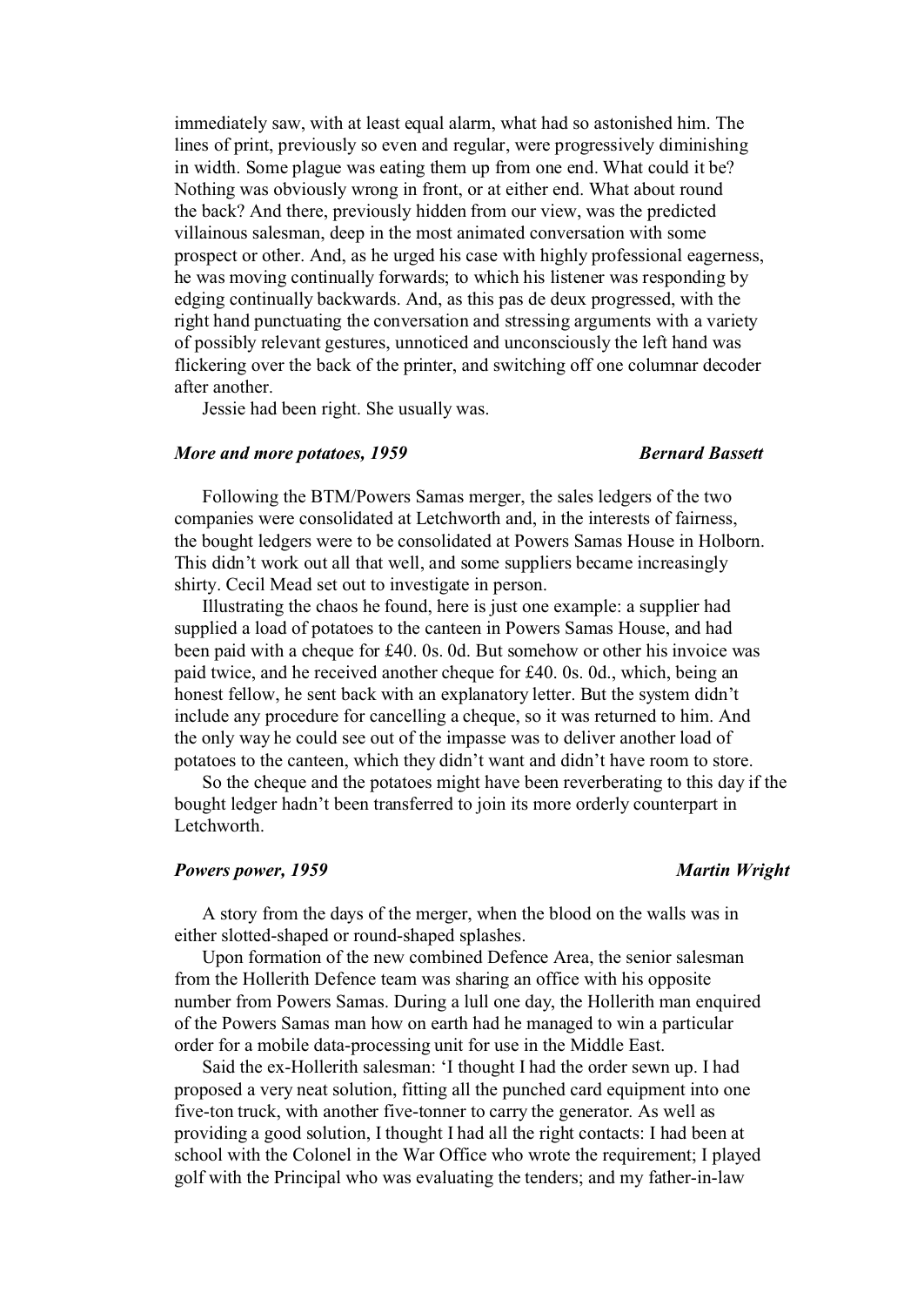immediately saw, with at least equal alarm, what had so astonished him. The lines of print, previously so even and regular, were progressively diminishing in width. Some plague was eating them up from one end. What could it be? Nothing was obviously wrong in front, or at either end. What about round the back? And there, previously hidden from our view, was the predicted villainous salesman, deep in the most animated conversation with some prospect or other. And, as he urged his case with highly professional eagerness, he was moving continually forwards; to which his listener was responding by edging continually backwards. And, as this pas de deux progressed, with the right hand punctuating the conversation and stressing arguments with a variety of possibly relevant gestures, unnoticed and unconsciously the left hand was flickering over the back of the printer, and switching off one columnar decoder after another.

Jessie had been right. She usually was.

### *More and more potatoes, 1959* — *Bernard Bassett*

Following the BTM/Powers Samas merger, the sales ledgers of the two companies were consolidated at Letchworth and, in the interests of fairness, the bought ledgers were to be consolidated at Powers Samas House in Holborn. This didn't work out all that well, and some suppliers became increasingly shirty. Cecil Mead set out to investigate in person.

Illustrating the chaos he found, here is just one example: a supplier had supplied a load of potatoes to the canteen in Powers Samas House, and had been paid with a cheque for £40. 0s. 0d. But somehow or other his invoice was paid twice, and he received another cheque for £40. 0s. 0d., which, being an honest fellow, he sent back with an explanatory letter. But the system didn't include any procedure for cancelling a cheque, so it was returned to him. And the only way he could see out of the impasse was to deliver another load of potatoes to the canteen, which they didn't want and didn't have room to store.

So the cheque and the potatoes might have been reverberating to this day if the bought ledger hadn't been transferred to join its more orderly counterpart in Letchworth.

### *Powers power, 1959* — *Martin Wright*

A story from the days of the merger, when the blood on the walls was in either slotted-shaped or round-shaped splashes.

Upon formation of the new combined Defence Area, the senior salesman from the Hollerith Defence team was sharing an office with his opposite number from Powers Samas. During a lull one day, the Hollerith man enquired of the Powers Samas man how on earth had he managed to win a particular order for a mobile data-processing unit for use in the Middle East.

Said the ex-Hollerith salesman: 'I thought I had the order sewn up. I had proposed a very neat solution, fitting all the punched card equipment into one five-ton truck, with another five-tonner to carry the generator. As well as providing a good solution, I thought I had all the right contacts: I had been at school with the Colonel in the War Office who wrote the requirement; I played golf with the Principal who was evaluating the tenders; and my father-in-law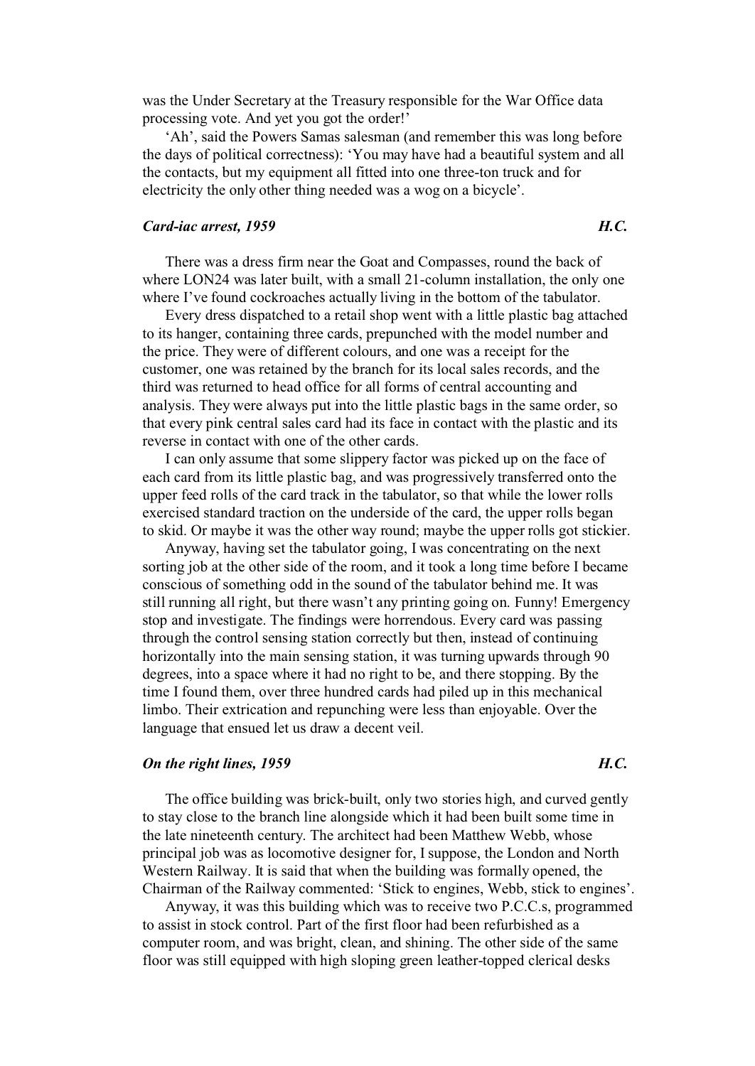was the Under Secretary at the Treasury responsible for the War Office data processing vote. And yet you got the order!'

'Ah', said the Powers Samas salesman (and remember this was long before the days of political correctness): 'You may have had a beautiful system and all the contacts, but my equipment all fitted into one three-ton truck and for electricity the only other thing needed was a wog on a bicycle'.

### *Card-iac arrest, 1959* — *H.C.*

There was a dress firm near the Goat and Compasses, round the back of where LON24 was later built, with a small 21-column installation, the only one where I've found cockroaches actually living in the bottom of the tabulator.

Every dress dispatched to a retail shop went with a little plastic bag attached to its hanger, containing three cards, prepunched with the model number and the price. They were of different colours, and one was a receipt for the customer, one was retained by the branch for its local sales records, and the third was returned to head office for all forms of central accounting and analysis. They were always put into the little plastic bags in the same order, so that every pink central sales card had its face in contact with the plastic and its reverse in contact with one of the other cards.

I can only assume that some slippery factor was picked up on the face of each card from its little plastic bag, and was progressively transferred onto the upper feed rolls of the card track in the tabulator, so that while the lower rolls exercised standard traction on the underside of the card, the upper rolls began to skid. Or maybe it was the other way round; maybe the upper rolls got stickier.

Anyway, having set the tabulator going, I was concentrating on the next sorting job at the other side of the room, and it took a long time before I became conscious of something odd in the sound of the tabulator behind me. It was still running all right, but there wasn't any printing going on. Funny! Emergency stop and investigate. The findings were horrendous. Every card was passing through the control sensing station correctly but then, instead of continuing horizontally into the main sensing station, it was turning upwards through 90 degrees, into a space where it had no right to be, and there stopping. By the time I found them, over three hundred cards had piled up in this mechanical limbo. Their extrication and repunching were less than enjoyable. Over the language that ensued let us draw a decent veil.

### *On the right lines, 1959* — *H.C.*

The office building was brick-built, only two stories high, and curved gently to stay close to the branch line alongside which it had been built some time in the late nineteenth century. The architect had been Matthew Webb, whose principal job was as locomotive designer for, I suppose, the London and North Western Railway. It is said that when the building was formally opened, the Chairman of the Railway commented: 'Stick to engines, Webb, stick to engines'.

Anyway, it was this building which was to receive two P.C.C.s, programmed to assist in stock control. Part of the first floor had been refurbished as a computer room, and was bright, clean, and shining. The other side of the same floor was still equipped with high sloping green leather-topped clerical desks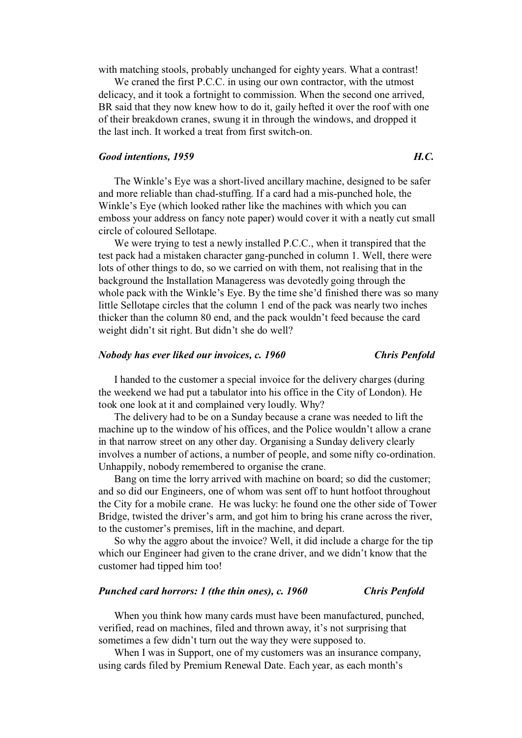with matching stools, probably unchanged for eighty years. What a contrast!

We craned the first P.C.C. in using our own contractor, with the utmost delicacy, and it took a fortnight to commission. When the second one arrived, BR said that they now knew how to do it, gaily hefted it over the roof with one of their breakdown cranes, swung it in through the windows, and dropped it the last inch. It worked a treat from first switch-on.

### *Good intentions, 1959* — *H.C.*

The Winkle's Eye was a short-lived ancillary machine, designed to be safer and more reliable than chad-stuffing. If a card had a mis-punched hole, the Winkle's Eye (which looked rather like the machines with which you can emboss your address on fancy note paper) would cover it with a neatly cut small circle of coloured Sellotape.

We were trying to test a newly installed P.C.C., when it transpired that the test pack had a mistaken character gang-punched in column 1. Well, there were lots of other things to do, so we carried on with them, not realising that in the background the Installation Manageress was devotedly going through the whole pack with the Winkle's Eye. By the time she'd finished there was so many little Sellotape circles that the column 1 end of the pack was nearly two inches thicker than the column 80 end, and the pack wouldn't feed because the card weight didn't sit right. But didn't she do well?

### *Nobody has ever liked our invoices, c. 1960* — *Chris Penfold*

I handed to the customer a special invoice for the delivery charges (during the weekend we had put a tabulator into his office in the City of London). He took one look at it and complained very loudly. Why?

The delivery had to be on a Sunday because a crane was needed to lift the machine up to the window of his offices, and the Police wouldn't allow a crane in that narrow street on any other day. Organising a Sunday delivery clearly involves a number of actions, a number of people, and some nifty co-ordination. Unhappily, nobody remembered to organise the crane.

Bang on time the lorry arrived with machine on board; so did the customer; and so did our Engineers, one of whom was sent off to hunt hotfoot throughout the City for a mobile crane. He was lucky: he found one the other side of Tower Bridge, twisted the driver's arm, and got him to bring his crane across the river, to the customer's premises, lift in the machine, and depart.

So why the aggro about the invoice? Well, it did include a charge for the tip which our Engineer had given to the crane driver, and we didn't know that the customer had tipped him too!

### *Punched card horrors: 1 (the thin ones), c. 1960* — *Chris Penfold*

When you think how many cards must have been manufactured, punched, verified, read on machines, filed and thrown away, it's not surprising that sometimes a few didn't turn out the way they were supposed to.

When I was in Support, one of my customers was an insurance company, using cards filed by Premium Renewal Date. Each year, as each month's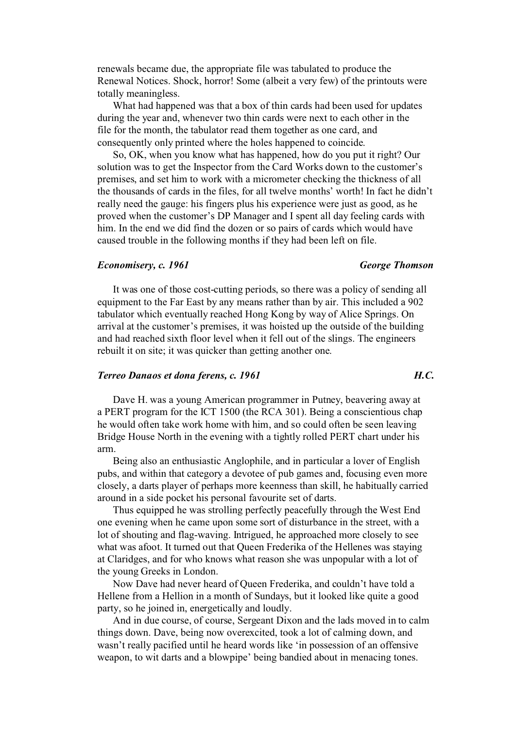renewals became due, the appropriate file was tabulated to produce the Renewal Notices. Shock, horror! Some (albeit a very few) of the printouts were totally meaningless.

What had happened was that a box of thin cards had been used for updates during the year and, whenever two thin cards were next to each other in the file for the month, the tabulator read them together as one card, and consequently only printed where the holes happened to coincide.

So, OK, when you know what has happened, how do you put it right? Our solution was to get the Inspector from the Card Works down to the customer's premises, and set him to work with a micrometer checking the thickness of all the thousands of cards in the files, for all twelve months' worth! In fact he didn't really need the gauge: his fingers plus his experience were just as good, as he proved when the customer's DP Manager and I spent all day feeling cards with him. In the end we did find the dozen or so pairs of cards which would have caused trouble in the following months if they had been left on file.

***Economisery, c. 1961*** — ***George Thomson***

It was one of those cost-cutting periods, so there was a policy of sending all equipment to the Far East by any means rather than by air. This included a 902 tabulator which eventually reached Hong Kong by way of Alice Springs. On arrival at the customer's premises, it was hoisted up the outside of the building and had reached sixth floor level when it fell out of the slings. The engineers rebuilt it on site; it was quicker than getting another one.

***Terreo Danaos et dona ferens, c. 1961*** — ***H.C.***

Dave H. was a young American programmer in Putney, beavering away at a PERT program for the ICT 1500 (the RCA 301). Being a conscientious chap he would often take work home with him, and so could often be seen leaving Bridge House North in the evening with a tightly rolled PERT chart under his arm.

Being also an enthusiastic Anglophile, and in particular a lover of English pubs, and within that category a devotee of pub games and, focusing even more closely, a darts player of perhaps more keenness than skill, he habitually carried around in a side pocket his personal favourite set of darts.

Thus equipped he was strolling perfectly peacefully through the West End one evening when he came upon some sort of disturbance in the street, with a lot of shouting and flag-waving. Intrigued, he approached more closely to see what was afoot. It turned out that Queen Frederika of the Hellenes was staying at Claridges, and for who knows what reason she was unpopular with a lot of the young Greeks in London.

Now Dave had never heard of Queen Frederika, and couldn't have told a Hellene from a Hellion in a month of Sundays, but it looked like quite a good party, so he joined in, energetically and loudly.

And in due course, of course, Sergeant Dixon and the lads moved in to calm things down. Dave, being now overexcited, took a lot of calming down, and wasn't really pacified until he heard words like 'in possession of an offensive weapon, to wit darts and a blowpipe' being bandied about in menacing tones.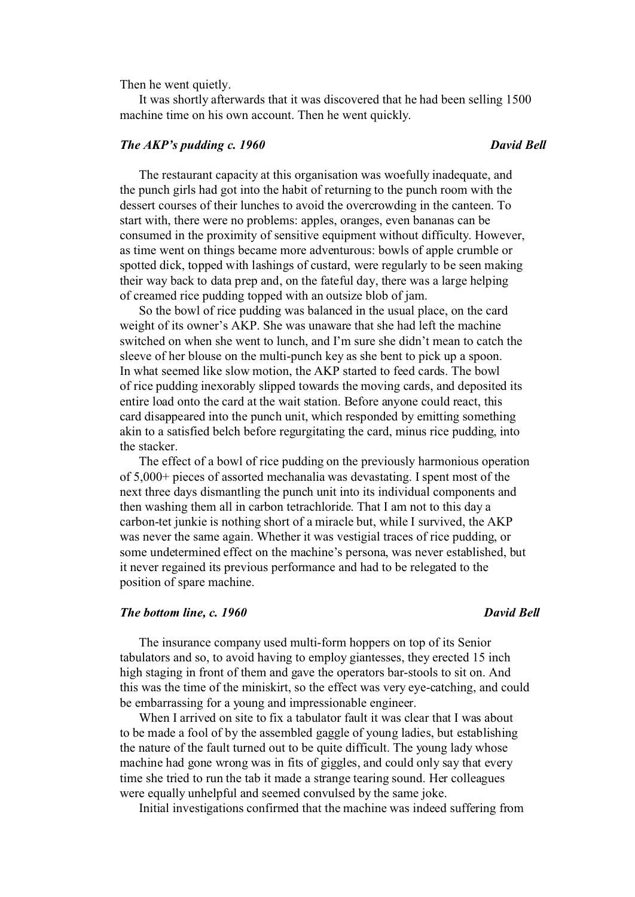Then he went quietly.

It was shortly afterwards that it was discovered that he had been selling 1500 machine time on his own account. Then he went quickly.

### *The AKP's pudding c. 1960* — ***David Bell***

The restaurant capacity at this organisation was woefully inadequate, and the punch girls had got into the habit of returning to the punch room with the dessert courses of their lunches to avoid the overcrowding in the canteen. To start with, there were no problems: apples, oranges, even bananas can be consumed in the proximity of sensitive equipment without difficulty. However, as time went on things became more adventurous: bowls of apple crumble or spotted dick, topped with lashings of custard, were regularly to be seen making their way back to data prep and, on the fateful day, there was a large helping of creamed rice pudding topped with an outsize blob of jam.

So the bowl of rice pudding was balanced in the usual place, on the card weight of its owner's AKP. She was unaware that she had left the machine switched on when she went to lunch, and I'm sure she didn't mean to catch the sleeve of her blouse on the multi-punch key as she bent to pick up a spoon. In what seemed like slow motion, the AKP started to feed cards. The bowl of rice pudding inexorably slipped towards the moving cards, and deposited its entire load onto the card at the wait station. Before anyone could react, this card disappeared into the punch unit, which responded by emitting something akin to a satisfied belch before regurgitating the card, minus rice pudding, into the stacker.

The effect of a bowl of rice pudding on the previously harmonious operation of 5,000+ pieces of assorted mechanalia was devastating. I spent most of the next three days dismantling the punch unit into its individual components and then washing them all in carbon tetrachloride. That I am not to this day a carbon-tet junkie is nothing short of a miracle but, while I survived, the AKP was never the same again. Whether it was vestigial traces of rice pudding, or some undetermined effect on the machine's persona, was never established, but it never regained its previous performance and had to be relegated to the position of spare machine.

### *The bottom line, c. 1960* — ***David Bell***

The insurance company used multi-form hoppers on top of its Senior tabulators and so, to avoid having to employ giantesses, they erected 15 inch high staging in front of them and gave the operators bar-stools to sit on. And this was the time of the miniskirt, so the effect was very eye-catching, and could be embarrassing for a young and impressionable engineer.

When I arrived on site to fix a tabulator fault it was clear that I was about to be made a fool of by the assembled gaggle of young ladies, but establishing the nature of the fault turned out to be quite difficult. The young lady whose machine had gone wrong was in fits of giggles, and could only say that every time she tried to run the tab it made a strange tearing sound. Her colleagues were equally unhelpful and seemed convulsed by the same joke.

Initial investigations confirmed that the machine was indeed suffering from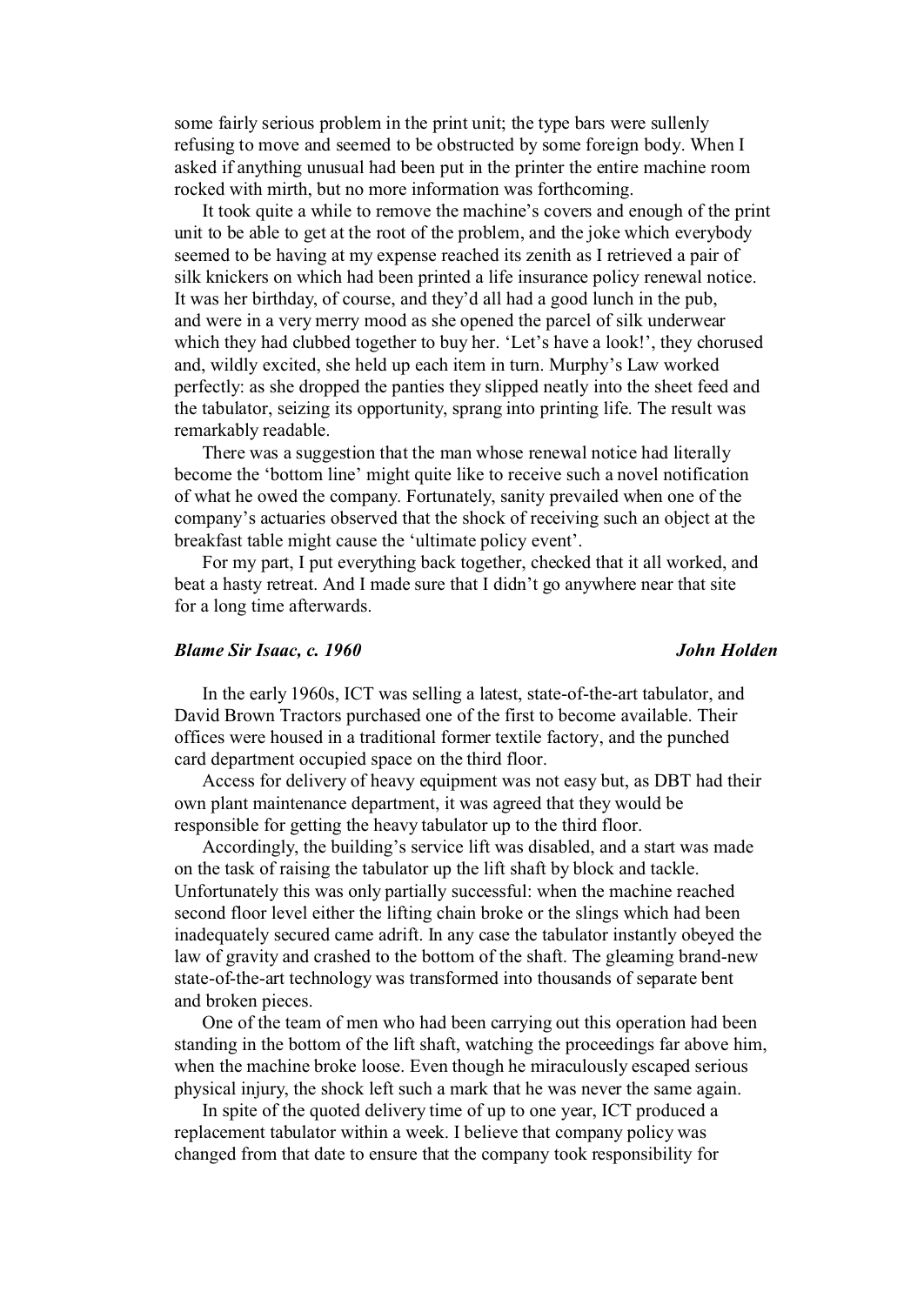some fairly serious problem in the print unit; the type bars were sullenly refusing to move and seemed to be obstructed by some foreign body. When I asked if anything unusual had been put in the printer the entire machine room rocked with mirth, but no more information was forthcoming.

It took quite a while to remove the machine's covers and enough of the print unit to be able to get at the root of the problem, and the joke which everybody seemed to be having at my expense reached its zenith as I retrieved a pair of silk knickers on which had been printed a life insurance policy renewal notice. It was her birthday, of course, and they'd all had a good lunch in the pub, and were in a very merry mood as she opened the parcel of silk underwear which they had clubbed together to buy her. 'Let's have a look!', they chorused and, wildly excited, she held up each item in turn. Murphy's Law worked perfectly: as she dropped the panties they slipped neatly into the sheet feed and the tabulator, seizing its opportunity, sprang into printing life. The result was remarkably readable.

There was a suggestion that the man whose renewal notice had literally become the 'bottom line' might quite like to receive such a novel notification of what he owed the company. Fortunately, sanity prevailed when one of the company's actuaries observed that the shock of receiving such an object at the breakfast table might cause the 'ultimate policy event'.

For my part, I put everything back together, checked that it all worked, and beat a hasty retreat. And I made sure that I didn't go anywhere near that site for a long time afterwards.

### *Blame Sir Isaac, c. 1960* — *John Holden*

In the early 1960s, ICT was selling a latest, state-of-the-art tabulator, and David Brown Tractors purchased one of the first to become available. Their offices were housed in a traditional former textile factory, and the punched card department occupied space on the third floor.

Access for delivery of heavy equipment was not easy but, as DBT had their own plant maintenance department, it was agreed that they would be responsible for getting the heavy tabulator up to the third floor.

Accordingly, the building's service lift was disabled, and a start was made on the task of raising the tabulator up the lift shaft by block and tackle. Unfortunately this was only partially successful: when the machine reached second floor level either the lifting chain broke or the slings which had been inadequately secured came adrift. In any case the tabulator instantly obeyed the law of gravity and crashed to the bottom of the shaft. The gleaming brand-new state-of-the-art technology was transformed into thousands of separate bent and broken pieces.

One of the team of men who had been carrying out this operation had been standing in the bottom of the lift shaft, watching the proceedings far above him, when the machine broke loose. Even though he miraculously escaped serious physical injury, the shock left such a mark that he was never the same again.

In spite of the quoted delivery time of up to one year, ICT produced a replacement tabulator within a week. I believe that company policy was changed from that date to ensure that the company took responsibility for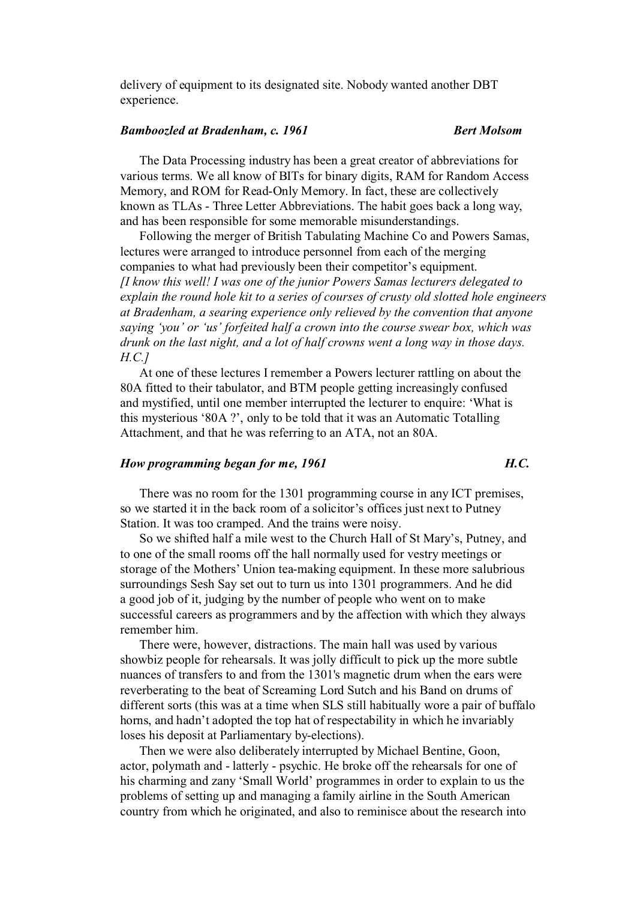delivery of equipment to its designated site. Nobody wanted another DBT experience.

### *Bamboozled at Bradenham, c. 1961* — *Bert Molsom*

The Data Processing industry has been a great creator of abbreviations for various terms. We all know of BITs for binary digits, RAM for Random Access Memory, and ROM for Read-Only Memory. In fact, these are collectively known as TLAs - Three Letter Abbreviations. The habit goes back a long way, and has been responsible for some memorable misunderstandings.

Following the merger of British Tabulating Machine Co and Powers Samas, lectures were arranged to introduce personnel from each of the merging companies to what had previously been their competitor's equipment.
*[I know this well! I was one of the junior Powers Samas lecturers delegated to explain the round hole kit to a series of courses of crusty old slotted hole engineers at Bradenham, a searing experience only relieved by the convention that anyone saying 'you' or 'us' forfeited half a crown into the course swear box, which was drunk on the last night, and a lot of half crowns went a long way in those days. H.C.]*

At one of these lectures I remember a Powers lecturer rattling on about the 80A fitted to their tabulator, and BTM people getting increasingly confused and mystified, until one member interrupted the lecturer to enquire: 'What is this mysterious '80A ?', only to be told that it was an Automatic Totalling Attachment, and that he was referring to an ATA, not an 80A.

### *How programming began for me, 1961* — *H.C.*

There was no room for the 1301 programming course in any ICT premises, so we started it in the back room of a solicitor's offices just next to Putney Station. It was too cramped. And the trains were noisy.

So we shifted half a mile west to the Church Hall of St Mary's, Putney, and to one of the small rooms off the hall normally used for vestry meetings or storage of the Mothers' Union tea-making equipment. In these more salubrious surroundings Sesh Say set out to turn us into 1301 programmers. And he did a good job of it, judging by the number of people who went on to make successful careers as programmers and by the affection with which they always remember him.

There were, however, distractions. The main hall was used by various showbiz people for rehearsals. It was jolly difficult to pick up the more subtle nuances of transfers to and from the 1301's magnetic drum when the ears were reverberating to the beat of Screaming Lord Sutch and his Band on drums of different sorts (this was at a time when SLS still habitually wore a pair of buffalo horns, and hadn't adopted the top hat of respectability in which he invariably loses his deposit at Parliamentary by-elections).

Then we were also deliberately interrupted by Michael Bentine, Goon, actor, polymath and - latterly - psychic. He broke off the rehearsals for one of his charming and zany 'Small World' programmes in order to explain to us the problems of setting up and managing a family airline in the South American country from which he originated, and also to reminisce about the research into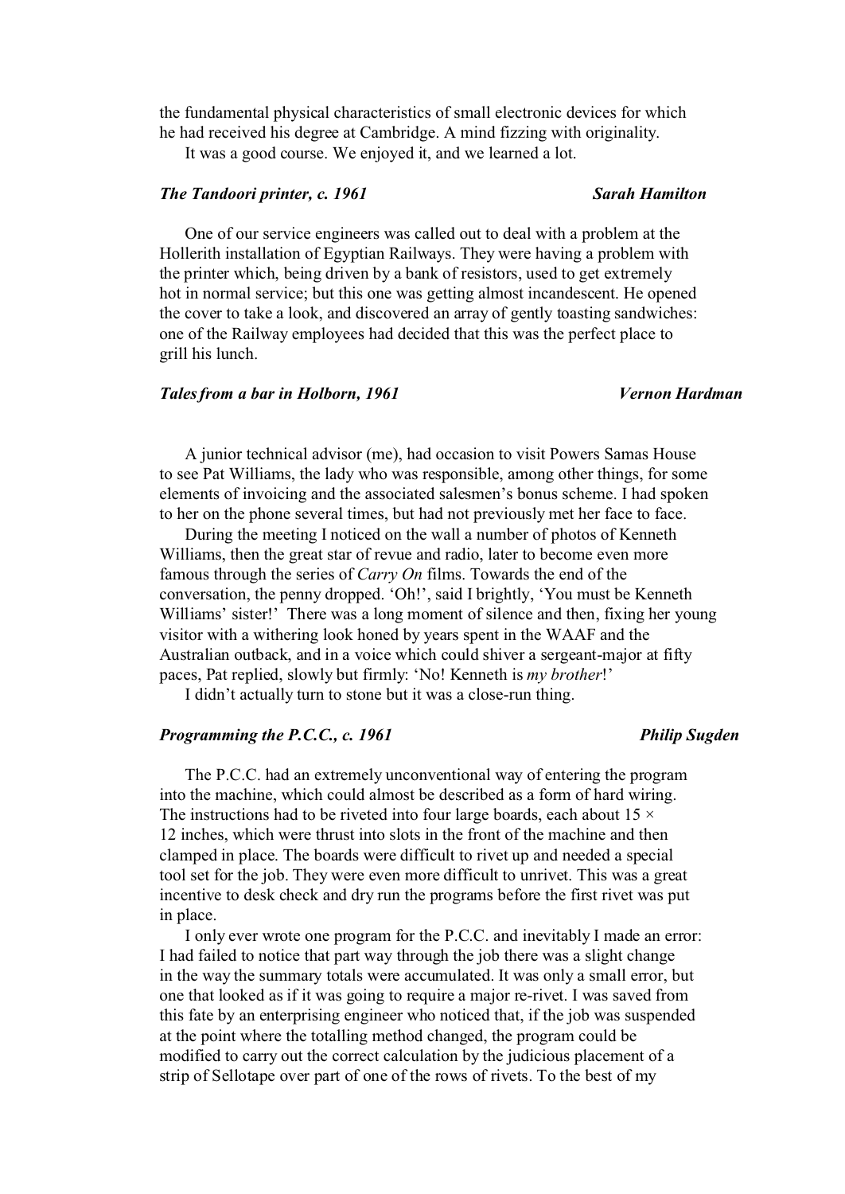the fundamental physical characteristics of small electronic devices for which he had received his degree at Cambridge. A mind fizzing with originality.

It was a good course. We enjoyed it, and we learned a lot.

### *The Tandoori printer, c. 1961* — *Sarah Hamilton*

One of our service engineers was called out to deal with a problem at the Hollerith installation of Egyptian Railways. They were having a problem with the printer which, being driven by a bank of resistors, used to get extremely hot in normal service; but this one was getting almost incandescent. He opened the cover to take a look, and discovered an array of gently toasting sandwiches: one of the Railway employees had decided that this was the perfect place to grill his lunch.

### *Tales from a bar in Holborn, 1961* — *Vernon Hardman*

A junior technical advisor (me), had occasion to visit Powers Samas House to see Pat Williams, the lady who was responsible, among other things, for some elements of invoicing and the associated salesmen's bonus scheme. I had spoken to her on the phone several times, but had not previously met her face to face.

During the meeting I noticed on the wall a number of photos of Kenneth Williams, then the great star of revue and radio, later to become even more famous through the series of *Carry On* films. Towards the end of the conversation, the penny dropped. 'Oh!', said I brightly, 'You must be Kenneth Williams' sister!' There was a long moment of silence and then, fixing her young visitor with a withering look honed by years spent in the WAAF and the Australian outback, and in a voice which could shiver a sergeant-major at fifty paces, Pat replied, slowly but firmly: 'No! Kenneth is *my brother*!'

I didn't actually turn to stone but it was a close-run thing.

### *Programming the P.C.C., c. 1961* — *Philip Sugden*

The P.C.C. had an extremely unconventional way of entering the program into the machine, which could almost be described as a form of hard wiring. The instructions had to be riveted into four large boards, each about 15 × 12 inches, which were thrust into slots in the front of the machine and then clamped in place. The boards were difficult to rivet up and needed a special tool set for the job. They were even more difficult to unrivet. This was a great incentive to desk check and dry run the programs before the first rivet was put in place.

I only ever wrote one program for the P.C.C. and inevitably I made an error: I had failed to notice that part way through the job there was a slight change in the way the summary totals were accumulated. It was only a small error, but one that looked as if it was going to require a major re-rivet. I was saved from this fate by an enterprising engineer who noticed that, if the job was suspended at the point where the totalling method changed, the program could be modified to carry out the correct calculation by the judicious placement of a strip of Sellotape over part of one of the rows of rivets. To the best of my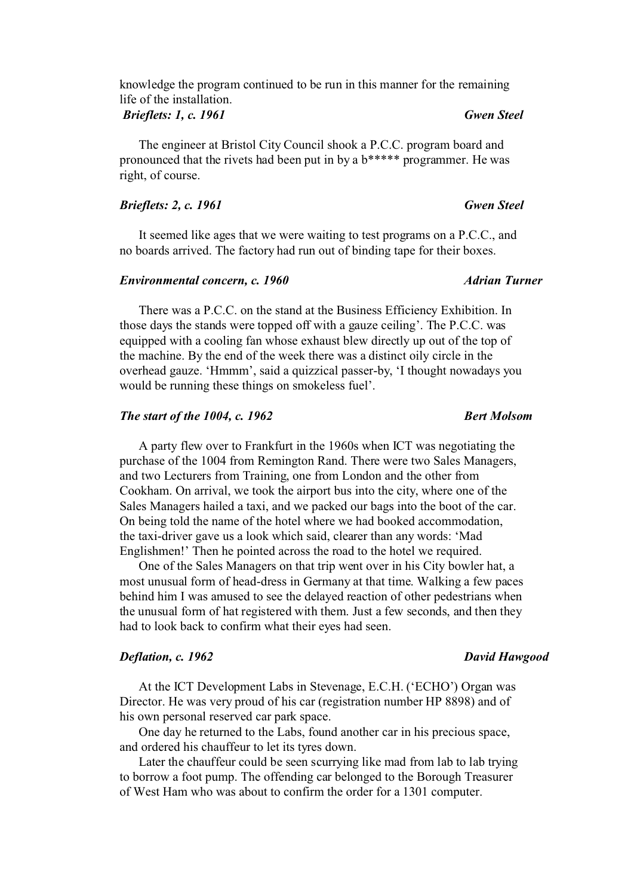knowledge the program continued to be run in this manner for the remaining life of the installation.

### *Brieflets: 1, c. 1961* — *Gwen Steel*

The engineer at Bristol City Council shook a P.C.C. program board and pronounced that the rivets had been put in by a b***** programmer. He was right, of course.

### *Brieflets: 2, c. 1961* — *Gwen Steel*

It seemed like ages that we were waiting to test programs on a P.C.C., and no boards arrived. The factory had run out of binding tape for their boxes.

### *Environmental concern, c. 1960* — *Adrian Turner*

There was a P.C.C. on the stand at the Business Efficiency Exhibition. In those days the stands were topped off with a gauze ceiling'. The P.C.C. was equipped with a cooling fan whose exhaust blew directly up out of the top of the machine. By the end of the week there was a distinct oily circle in the overhead gauze. 'Hmmm', said a quizzical passer-by, 'I thought nowadays you would be running these things on smokeless fuel'.

### *The start of the 1004, c. 1962* — *Bert Molsom*

A party flew over to Frankfurt in the 1960s when ICT was negotiating the purchase of the 1004 from Remington Rand. There were two Sales Managers, and two Lecturers from Training, one from London and the other from Cookham. On arrival, we took the airport bus into the city, where one of the Sales Managers hailed a taxi, and we packed our bags into the boot of the car. On being told the name of the hotel where we had booked accommodation, the taxi-driver gave us a look which said, clearer than any words: 'Mad Englishmen!' Then he pointed across the road to the hotel we required.

One of the Sales Managers on that trip went over in his City bowler hat, a most unusual form of head-dress in Germany at that time. Walking a few paces behind him I was amused to see the delayed reaction of other pedestrians when the unusual form of hat registered with them. Just a few seconds, and then they had to look back to confirm what their eyes had seen.

### *Deflation, c. 1962* — *David Hawgood*

At the ICT Development Labs in Stevenage, E.C.H. ('ECHO') Organ was Director. He was very proud of his car (registration number HP 8898) and of his own personal reserved car park space.

One day he returned to the Labs, found another car in his precious space, and ordered his chauffeur to let its tyres down.

Later the chauffeur could be seen scurrying like mad from lab to lab trying to borrow a foot pump. The offending car belonged to the Borough Treasurer of West Ham who was about to confirm the order for a 1301 computer.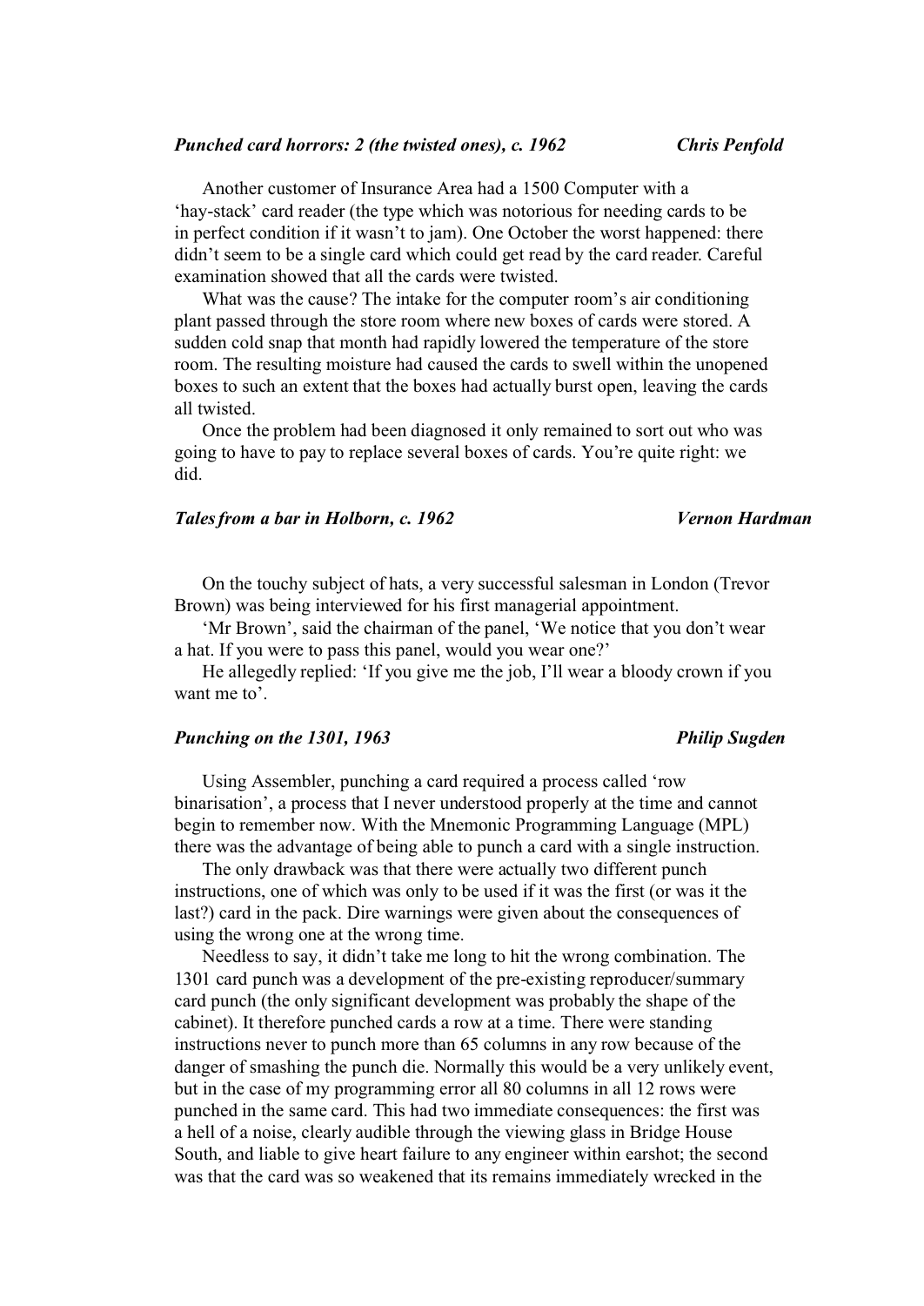### *Punched card horrors: 2 (the twisted ones), c. 1962* — *Chris Penfold*

Another customer of Insurance Area had a 1500 Computer with a 'hay-stack' card reader (the type which was notorious for needing cards to be in perfect condition if it wasn't to jam). One October the worst happened: there didn't seem to be a single card which could get read by the card reader. Careful examination showed that all the cards were twisted.

What was the cause? The intake for the computer room's air conditioning plant passed through the store room where new boxes of cards were stored. A sudden cold snap that month had rapidly lowered the temperature of the store room. The resulting moisture had caused the cards to swell within the unopened boxes to such an extent that the boxes had actually burst open, leaving the cards all twisted.

Once the problem had been diagnosed it only remained to sort out who was going to have to pay to replace several boxes of cards. You're quite right: we did.

### *Tales from a bar in Holborn, c. 1962* — *Vernon Hardman*

On the touchy subject of hats, a very successful salesman in London (Trevor Brown) was being interviewed for his first managerial appointment.

'Mr Brown', said the chairman of the panel, 'We notice that you don't wear a hat. If you were to pass this panel, would you wear one?'

He allegedly replied: 'If you give me the job, I'll wear a bloody crown if you want me to'.

### *Punching on the 1301, 1963* — *Philip Sugden*

Using Assembler, punching a card required a process called 'row binarisation', a process that I never understood properly at the time and cannot begin to remember now. With the Mnemonic Programming Language (MPL) there was the advantage of being able to punch a card with a single instruction.

The only drawback was that there were actually two different punch instructions, one of which was only to be used if it was the first (or was it the last?) card in the pack. Dire warnings were given about the consequences of using the wrong one at the wrong time.

Needless to say, it didn't take me long to hit the wrong combination. The 1301 card punch was a development of the pre-existing reproducer/summary card punch (the only significant development was probably the shape of the cabinet). It therefore punched cards a row at a time. There were standing instructions never to punch more than 65 columns in any row because of the danger of smashing the punch die. Normally this would be a very unlikely event, but in the case of my programming error all 80 columns in all 12 rows were punched in the same card. This had two immediate consequences: the first was a hell of a noise, clearly audible through the viewing glass in Bridge House South, and liable to give heart failure to any engineer within earshot; the second was that the card was so weakened that its remains immediately wrecked in the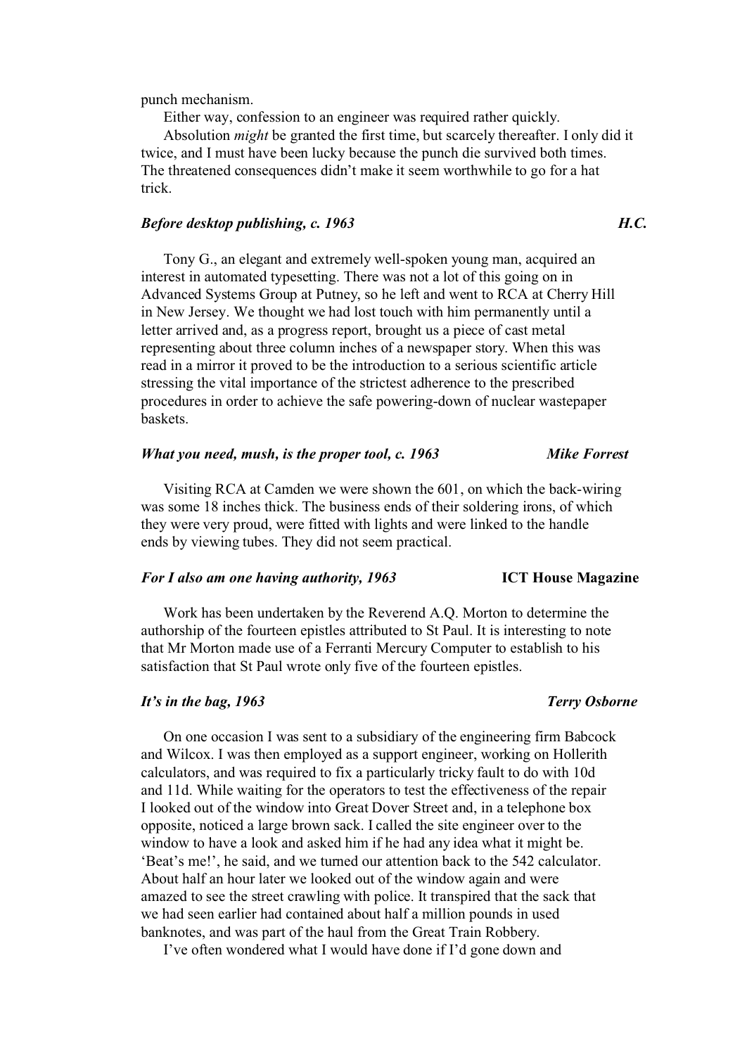punch mechanism.

Either way, confession to an engineer was required rather quickly.

Absolution *might* be granted the first time, but scarcely thereafter. I only did it twice, and I must have been lucky because the punch die survived both times. The threatened consequences didn't make it seem worthwhile to go for a hat trick.

### *Before desktop publishing, c. 1963* — *H.C.*

Tony G., an elegant and extremely well-spoken young man, acquired an interest in automated typesetting. There was not a lot of this going on in Advanced Systems Group at Putney, so he left and went to RCA at Cherry Hill in New Jersey. We thought we had lost touch with him permanently until a letter arrived and, as a progress report, brought us a piece of cast metal representing about three column inches of a newspaper story. When this was read in a mirror it proved to be the introduction to a serious scientific article stressing the vital importance of the strictest adherence to the prescribed procedures in order to achieve the safe powering-down of nuclear wastepaper baskets.

### *What you need, mush, is the proper tool, c. 1963* — *Mike Forrest*

Visiting RCA at Camden we were shown the 601, on which the back-wiring was some 18 inches thick. The business ends of their soldering irons, of which they were very proud, were fitted with lights and were linked to the handle ends by viewing tubes. They did not seem practical.

### *For I also am one having authority, 1963* — **ICT House Magazine**

Work has been undertaken by the Reverend A.Q. Morton to determine the authorship of the fourteen epistles attributed to St Paul. It is interesting to note that Mr Morton made use of a Ferranti Mercury Computer to establish to his satisfaction that St Paul wrote only five of the fourteen epistles.

### *It's in the bag, 1963* — *Terry Osborne*

On one occasion I was sent to a subsidiary of the engineering firm Babcock and Wilcox. I was then employed as a support engineer, working on Hollerith calculators, and was required to fix a particularly tricky fault to do with 10d and 11d. While waiting for the operators to test the effectiveness of the repair I looked out of the window into Great Dover Street and, in a telephone box opposite, noticed a large brown sack. I called the site engineer over to the window to have a look and asked him if he had any idea what it might be. 'Beat's me!', he said, and we turned our attention back to the 542 calculator. About half an hour later we looked out of the window again and were amazed to see the street crawling with police. It transpired that the sack that we had seen earlier had contained about half a million pounds in used banknotes, and was part of the haul from the Great Train Robbery.

I've often wondered what I would have done if I'd gone down and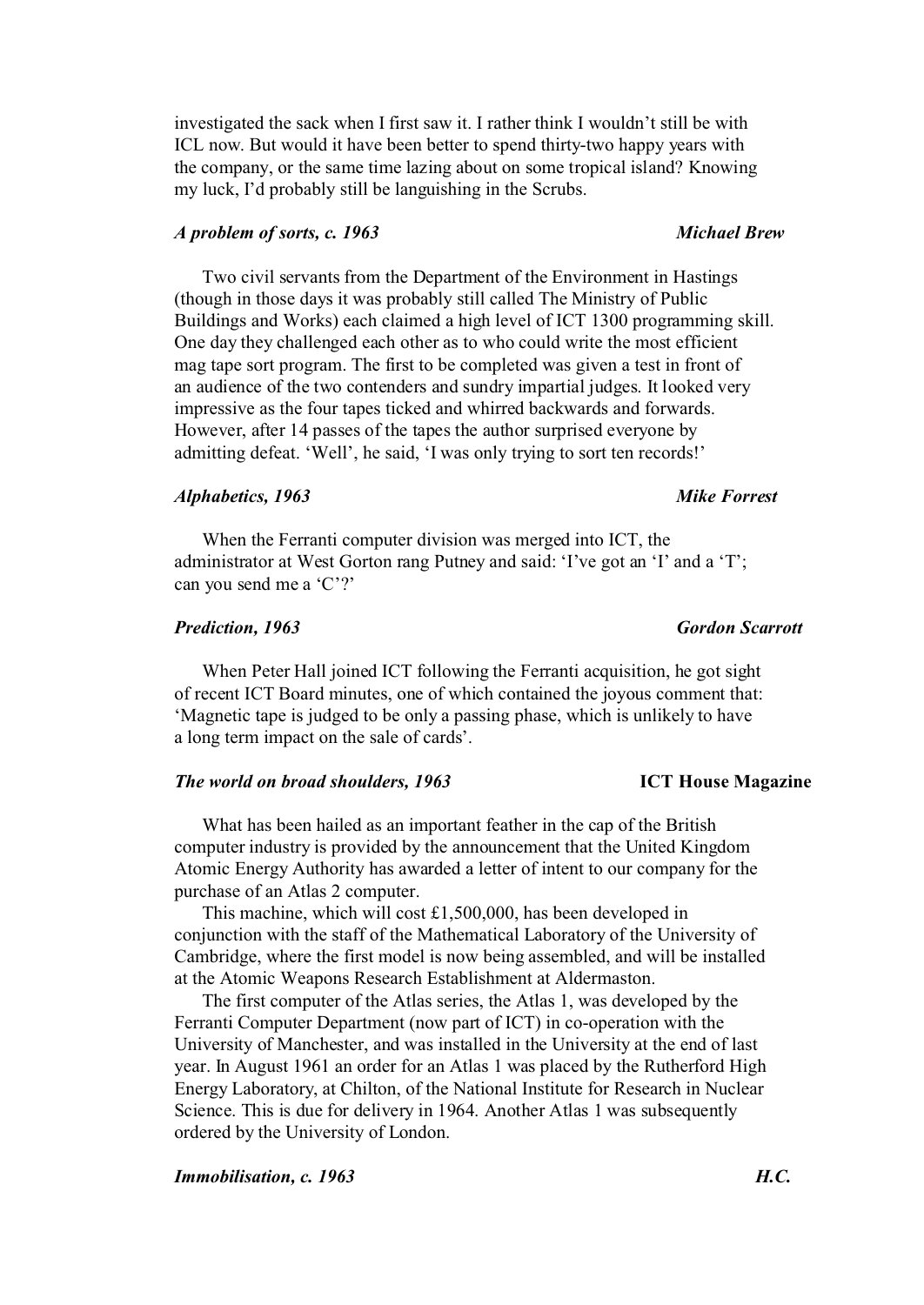investigated the sack when I first saw it. I rather think I wouldn't still be with ICL now. But would it have been better to spend thirty-two happy years with the company, or the same time lazing about on some tropical island? Knowing my luck, I'd probably still be languishing in the Scrubs.

### *A problem of sorts, c. 1963* — *Michael Brew*

Two civil servants from the Department of the Environment in Hastings (though in those days it was probably still called The Ministry of Public Buildings and Works) each claimed a high level of ICT 1300 programming skill. One day they challenged each other as to who could write the most efficient mag tape sort program. The first to be completed was given a test in front of an audience of the two contenders and sundry impartial judges. It looked very impressive as the four tapes ticked and whirred backwards and forwards. However, after 14 passes of the tapes the author surprised everyone by admitting defeat. 'Well', he said, 'I was only trying to sort ten records!'

### *Alphabetics, 1963* — *Mike Forrest*

When the Ferranti computer division was merged into ICT, the administrator at West Gorton rang Putney and said: 'I've got an 'I' and a 'T'; can you send me a 'C'?'

### *Prediction, 1963* — *Gordon Scarrott*

When Peter Hall joined ICT following the Ferranti acquisition, he got sight of recent ICT Board minutes, one of which contained the joyous comment that: 'Magnetic tape is judged to be only a passing phase, which is unlikely to have a long term impact on the sale of cards'.

### *The world on broad shoulders, 1963* — **ICT House Magazine**

What has been hailed as an important feather in the cap of the British computer industry is provided by the announcement that the United Kingdom Atomic Energy Authority has awarded a letter of intent to our company for the purchase of an Atlas 2 computer.

This machine, which will cost £1,500,000, has been developed in conjunction with the staff of the Mathematical Laboratory of the University of Cambridge, where the first model is now being assembled, and will be installed at the Atomic Weapons Research Establishment at Aldermaston.

The first computer of the Atlas series, the Atlas 1, was developed by the Ferranti Computer Department (now part of ICT) in co-operation with the University of Manchester, and was installed in the University at the end of last year. In August 1961 an order for an Atlas 1 was placed by the Rutherford High Energy Laboratory, at Chilton, of the National Institute for Research in Nuclear Science. This is due for delivery in 1964. Another Atlas 1 was subsequently ordered by the University of London.

### *Immobilisation, c. 1963* — *H.C.*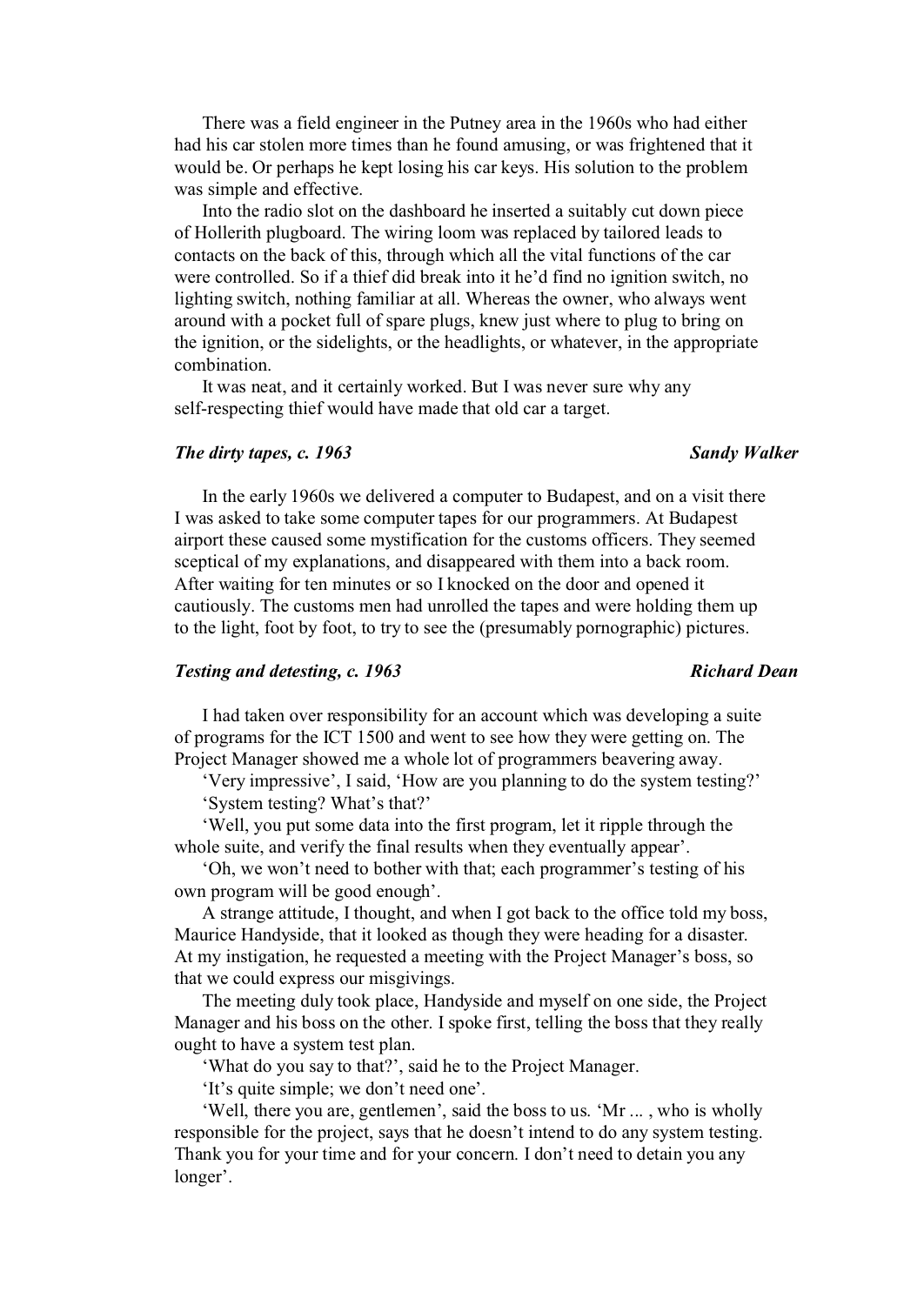There was a field engineer in the Putney area in the 1960s who had either had his car stolen more times than he found amusing, or was frightened that it would be. Or perhaps he kept losing his car keys. His solution to the problem was simple and effective.

Into the radio slot on the dashboard he inserted a suitably cut down piece of Hollerith plugboard. The wiring loom was replaced by tailored leads to contacts on the back of this, through which all the vital functions of the car were controlled. So if a thief did break into it he'd find no ignition switch, no lighting switch, nothing familiar at all. Whereas the owner, who always went around with a pocket full of spare plugs, knew just where to plug to bring on the ignition, or the sidelights, or the headlights, or whatever, in the appropriate combination.

It was neat, and it certainly worked. But I was never sure why any self-respecting thief would have made that old car a target.

### *The dirty tapes, c. 1963* — *Sandy Walker*

In the early 1960s we delivered a computer to Budapest, and on a visit there I was asked to take some computer tapes for our programmers. At Budapest airport these caused some mystification for the customs officers. They seemed sceptical of my explanations, and disappeared with them into a back room. After waiting for ten minutes or so I knocked on the door and opened it cautiously. The customs men had unrolled the tapes and were holding them up to the light, foot by foot, to try to see the (presumably pornographic) pictures.

### *Testing and detesting, c. 1963* — *Richard Dean*

I had taken over responsibility for an account which was developing a suite of programs for the ICT 1500 and went to see how they were getting on. The Project Manager showed me a whole lot of programmers beavering away.

'Very impressive', I said, 'How are you planning to do the system testing?'

'System testing? What's that?'

'Well, you put some data into the first program, let it ripple through the whole suite, and verify the final results when they eventually appear'.

'Oh, we won't need to bother with that; each programmer's testing of his own program will be good enough'.

A strange attitude, I thought, and when I got back to the office told my boss, Maurice Handyside, that it looked as though they were heading for a disaster. At my instigation, he requested a meeting with the Project Manager's boss, so that we could express our misgivings.

The meeting duly took place, Handyside and myself on one side, the Project Manager and his boss on the other. I spoke first, telling the boss that they really ought to have a system test plan.

'What do you say to that?', said he to the Project Manager.

'It's quite simple; we don't need one'.

'Well, there you are, gentlemen', said the boss to us. 'Mr ... , who is wholly responsible for the project, says that he doesn't intend to do any system testing. Thank you for your time and for your concern. I don't need to detain you any longer'.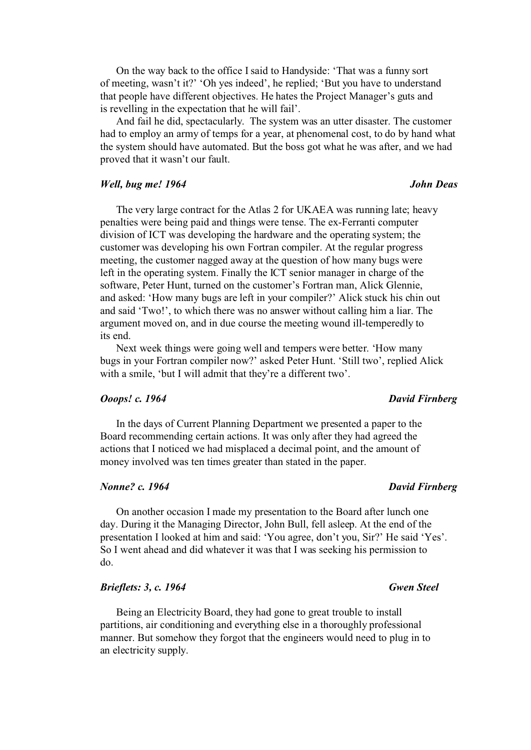On the way back to the office I said to Handyside: 'That was a funny sort of meeting, wasn't it?' 'Oh yes indeed', he replied; 'But you have to understand that people have different objectives. He hates the Project Manager's guts and is revelling in the expectation that he will fail'.

And fail he did, spectacularly. The system was an utter disaster. The customer had to employ an army of temps for a year, at phenomenal cost, to do by hand what the system should have automated. But the boss got what he was after, and we had proved that it wasn't our fault.

### *Well, bug me! 1964* — *John Deas*

The very large contract for the Atlas 2 for UKAEA was running late; heavy penalties were being paid and things were tense. The ex-Ferranti computer division of ICT was developing the hardware and the operating system; the customer was developing his own Fortran compiler. At the regular progress meeting, the customer nagged away at the question of how many bugs were left in the operating system. Finally the ICT senior manager in charge of the software, Peter Hunt, turned on the customer's Fortran man, Alick Glennie, and asked: 'How many bugs are left in your compiler?' Alick stuck his chin out and said 'Two!', to which there was no answer without calling him a liar. The argument moved on, and in due course the meeting wound ill-temperedly to its end.

Next week things were going well and tempers were better. 'How many bugs in your Fortran compiler now?' asked Peter Hunt. 'Still two', replied Alick with a smile, 'but I will admit that they're a different two'.

### *Ooops! c. 1964* — *David Firnberg*

In the days of Current Planning Department we presented a paper to the Board recommending certain actions. It was only after they had agreed the actions that I noticed we had misplaced a decimal point, and the amount of money involved was ten times greater than stated in the paper.

### *Nonne? c. 1964* — *David Firnberg*

On another occasion I made my presentation to the Board after lunch one day. During it the Managing Director, John Bull, fell asleep. At the end of the presentation I looked at him and said: 'You agree, don't you, Sir?' He said 'Yes'. So I went ahead and did whatever it was that I was seeking his permission to do.

### *Brieflets: 3, c. 1964* — *Gwen Steel*

Being an Electricity Board, they had gone to great trouble to install partitions, air conditioning and everything else in a thoroughly professional manner. But somehow they forgot that the engineers would need to plug in to an electricity supply.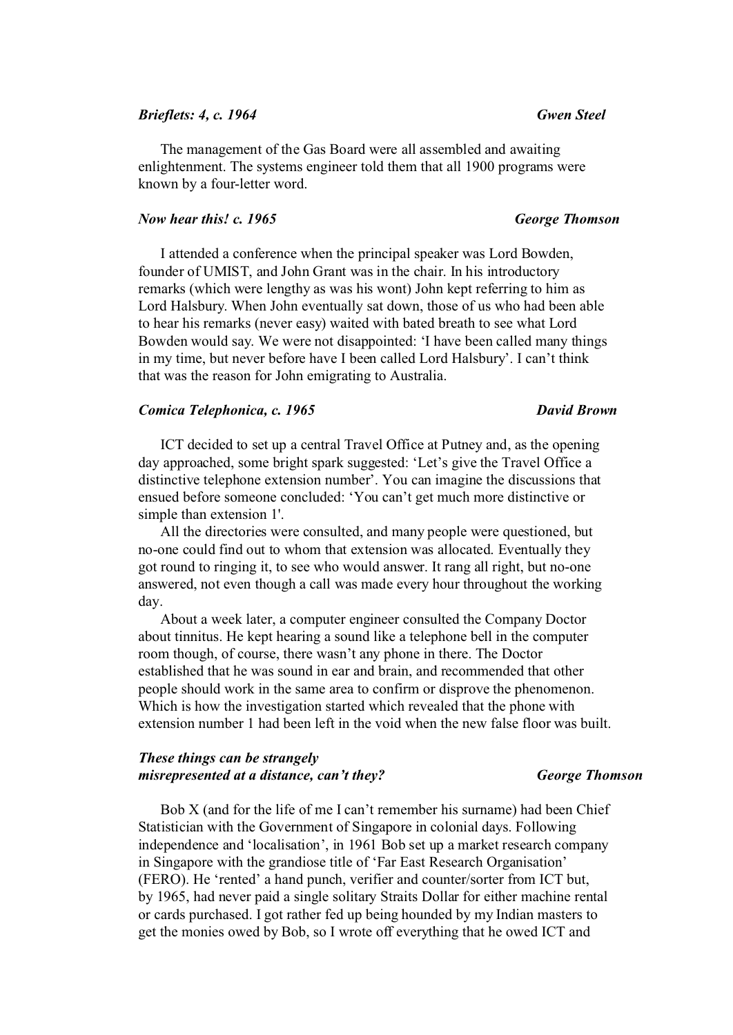***Brieflets: 4, c. 1964*** **_Gwen Steel_**

The management of the Gas Board were all assembled and awaiting enlightenment. The systems engineer told them that all 1900 programs were known by a four-letter word.

***Now hear this! c. 1965*** **_George Thomson_**

I attended a conference when the principal speaker was Lord Bowden, founder of UMIST, and John Grant was in the chair. In his introductory remarks (which were lengthy as was his wont) John kept referring to him as Lord Halsbury. When John eventually sat down, those of us who had been able to hear his remarks (never easy) waited with bated breath to see what Lord Bowden would say. We were not disappointed: 'I have been called many things in my time, but never before have I been called Lord Halsbury'. I can't think that was the reason for John emigrating to Australia.

***Comica Telephonica, c. 1965*** **_David Brown_**

ICT decided to set up a central Travel Office at Putney and, as the opening day approached, some bright spark suggested: 'Let's give the Travel Office a distinctive telephone extension number'. You can imagine the discussions that ensued before someone concluded: 'You can't get much more distinctive or simple than extension 1'.

All the directories were consulted, and many people were questioned, but no-one could find out to whom that extension was allocated. Eventually they got round to ringing it, to see who would answer. It rang all right, but no-one answered, not even though a call was made every hour throughout the working day.

About a week later, a computer engineer consulted the Company Doctor about tinnitus. He kept hearing a sound like a telephone bell in the computer room though, of course, there wasn't any phone in there. The Doctor established that he was sound in ear and brain, and recommended that other people should work in the same area to confirm or disprove the phenomenon. Which is how the investigation started which revealed that the phone with extension number 1 had been left in the void when the new false floor was built.

***These things can be strangely misrepresented at a distance, can't they?*** **_George Thomson_**

Bob X (and for the life of me I can't remember his surname) had been Chief Statistician with the Government of Singapore in colonial days. Following independence and 'localisation', in 1961 Bob set up a market research company in Singapore with the grandiose title of 'Far East Research Organisation' (FERO). He 'rented' a hand punch, verifier and counter/sorter from ICT but, by 1965, had never paid a single solitary Straits Dollar for either machine rental or cards purchased. I got rather fed up being hounded by my Indian masters to get the monies owed by Bob, so I wrote off everything that he owed ICT and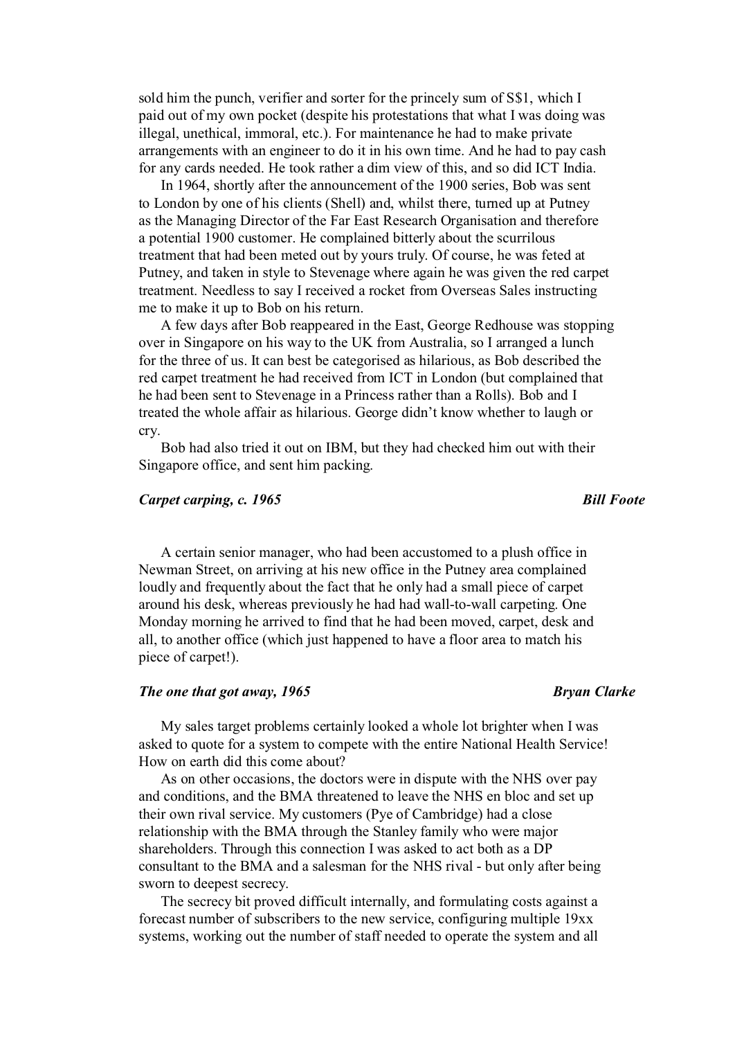sold him the punch, verifier and sorter for the princely sum of S$1, which I paid out of my own pocket (despite his protestations that what I was doing was illegal, unethical, immoral, etc.). For maintenance he had to make private arrangements with an engineer to do it in his own time. And he had to pay cash for any cards needed. He took rather a dim view of this, and so did ICT India.

In 1964, shortly after the announcement of the 1900 series, Bob was sent to London by one of his clients (Shell) and, whilst there, turned up at Putney as the Managing Director of the Far East Research Organisation and therefore a potential 1900 customer. He complained bitterly about the scurrilous treatment that had been meted out by yours truly. Of course, he was feted at Putney, and taken in style to Stevenage where again he was given the red carpet treatment. Needless to say I received a rocket from Overseas Sales instructing me to make it up to Bob on his return.

A few days after Bob reappeared in the East, George Redhouse was stopping over in Singapore on his way to the UK from Australia, so I arranged a lunch for the three of us. It can best be categorised as hilarious, as Bob described the red carpet treatment he had received from ICT in London (but complained that he had been sent to Stevenage in a Princess rather than a Rolls). Bob and I treated the whole affair as hilarious. George didn't know whether to laugh or cry.

Bob had also tried it out on IBM, but they had checked him out with their Singapore office, and sent him packing.

### *Carpet carping, c. 1965* — ***Bill Foote***

A certain senior manager, who had been accustomed to a plush office in Newman Street, on arriving at his new office in the Putney area complained loudly and frequently about the fact that he only had a small piece of carpet around his desk, whereas previously he had had wall-to-wall carpeting. One Monday morning he arrived to find that he had been moved, carpet, desk and all, to another office (which just happened to have a floor area to match his piece of carpet!).

### *The one that got away, 1965* — ***Bryan Clarke***

My sales target problems certainly looked a whole lot brighter when I was asked to quote for a system to compete with the entire National Health Service! How on earth did this come about?

As on other occasions, the doctors were in dispute with the NHS over pay and conditions, and the BMA threatened to leave the NHS en bloc and set up their own rival service. My customers (Pye of Cambridge) had a close relationship with the BMA through the Stanley family who were major shareholders. Through this connection I was asked to act both as a DP consultant to the BMA and a salesman for the NHS rival - but only after being sworn to deepest secrecy.

The secrecy bit proved difficult internally, and formulating costs against a forecast number of subscribers to the new service, configuring multiple 19xx systems, working out the number of staff needed to operate the system and all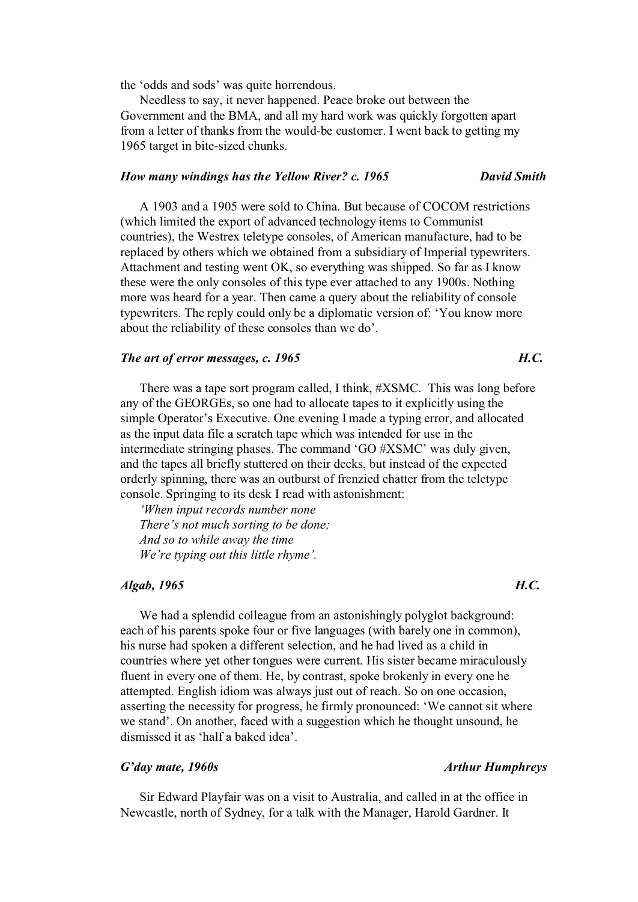the 'odds and sods' was quite horrendous.

Needless to say, it never happened. Peace broke out between the Government and the BMA, and all my hard work was quickly forgotten apart from a letter of thanks from the would-be customer. I went back to getting my 1965 target in bite-sized chunks.

### *How many windings has the Yellow River? c. 1965* — *David Smith*

A 1903 and a 1905 were sold to China. But because of COCOM restrictions (which limited the export of advanced technology items to Communist countries), the Westrex teletype consoles, of American manufacture, had to be replaced by others which we obtained from a subsidiary of Imperial typewriters. Attachment and testing went OK, so everything was shipped. So far as I know these were the only consoles of this type ever attached to any 1900s. Nothing more was heard for a year. Then came a query about the reliability of console typewriters. The reply could only be a diplomatic version of: 'You know more about the reliability of these consoles than we do'.

### *The art of error messages, c. 1965* — *H.C.*

There was a tape sort program called, I think, #XSMC. This was long before any of the GEORGEs, so one had to allocate tapes to it explicitly using the simple Operator's Executive. One evening I made a typing error, and allocated as the input data file a scratch tape which was intended for use in the intermediate stringing phases. The command 'GO #XSMC' was duly given, and the tapes all briefly stuttered on their decks, but instead of the expected orderly spinning, there was an outburst of frenzied chatter from the teletype console. Springing to its desk I read with astonishment:

*'When input records number none*
*There's not much sorting to be done;*
*And so to while away the time*
*We're typing out this little rhyme'.*

### *Algab, 1965* — *H.C.*

We had a splendid colleague from an astonishingly polyglot background: each of his parents spoke four or five languages (with barely one in common), his nurse had spoken a different selection, and he had lived as a child in countries where yet other tongues were current. His sister became miraculously fluent in every one of them. He, by contrast, spoke brokenly in every one he attempted. English idiom was always just out of reach. So on one occasion, asserting the necessity for progress, he firmly pronounced: 'We cannot sit where we stand'. On another, faced with a suggestion which he thought unsound, he dismissed it as 'half a baked idea'.

### *G'day mate, 1960s* — *Arthur Humphreys*

Sir Edward Playfair was on a visit to Australia, and called in at the office in Newcastle, north of Sydney, for a talk with the Manager, Harold Gardner. It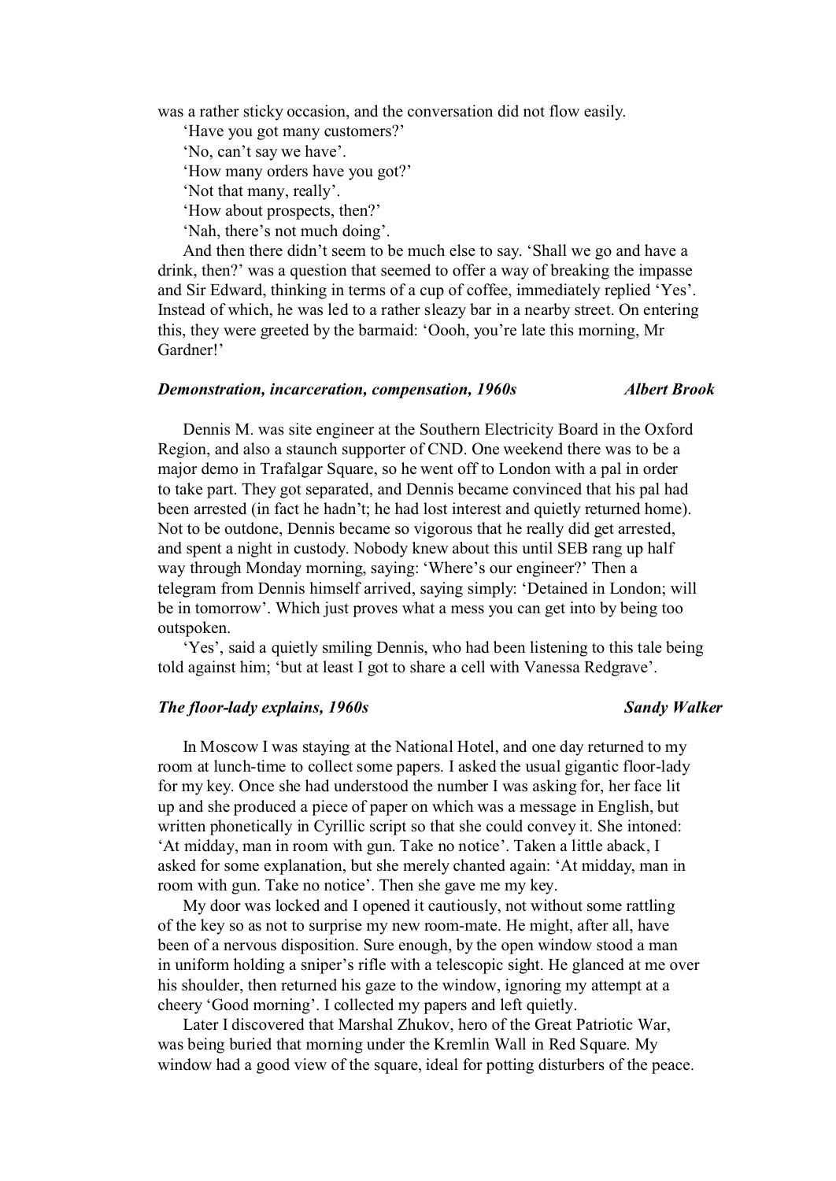was a rather sticky occasion, and the conversation did not flow easily.

'Have you got many customers?'

'No, can't say we have'.

'How many orders have you got?'

'Not that many, really'.

'How about prospects, then?'

'Nah, there's not much doing'.

And then there didn't seem to be much else to say. 'Shall we go and have a drink, then?' was a question that seemed to offer a way of breaking the impasse and Sir Edward, thinking in terms of a cup of coffee, immediately replied 'Yes'. Instead of which, he was led to a rather sleazy bar in a nearby street. On entering this, they were greeted by the barmaid: 'Oooh, you're late this morning, Mr Gardner!'

### *Demonstration, incarceration, compensation, 1960s* — *Albert Brook*

Dennis M. was site engineer at the Southern Electricity Board in the Oxford Region, and also a staunch supporter of CND. One weekend there was to be a major demo in Trafalgar Square, so he went off to London with a pal in order to take part. They got separated, and Dennis became convinced that his pal had been arrested (in fact he hadn't; he had lost interest and quietly returned home). Not to be outdone, Dennis became so vigorous that he really did get arrested, and spent a night in custody. Nobody knew about this until SEB rang up half way through Monday morning, saying: 'Where's our engineer?' Then a telegram from Dennis himself arrived, saying simply: 'Detained in London; will be in tomorrow'. Which just proves what a mess you can get into by being too outspoken.

'Yes', said a quietly smiling Dennis, who had been listening to this tale being told against him; 'but at least I got to share a cell with Vanessa Redgrave'.

### *The floor-lady explains, 1960s* — *Sandy Walker*

In Moscow I was staying at the National Hotel, and one day returned to my room at lunch-time to collect some papers. I asked the usual gigantic floor-lady for my key. Once she had understood the number I was asking for, her face lit up and she produced a piece of paper on which was a message in English, but written phonetically in Cyrillic script so that she could convey it. She intoned: 'At midday, man in room with gun. Take no notice'. Taken a little aback, I asked for some explanation, but she merely chanted again: 'At midday, man in room with gun. Take no notice'. Then she gave me my key.

My door was locked and I opened it cautiously, not without some rattling of the key so as not to surprise my new room-mate. He might, after all, have been of a nervous disposition. Sure enough, by the open window stood a man in uniform holding a sniper's rifle with a telescopic sight. He glanced at me over his shoulder, then returned his gaze to the window, ignoring my attempt at a cheery 'Good morning'. I collected my papers and left quietly.

Later I discovered that Marshal Zhukov, hero of the Great Patriotic War, was being buried that morning under the Kremlin Wall in Red Square. My window had a good view of the square, ideal for potting disturbers of the peace.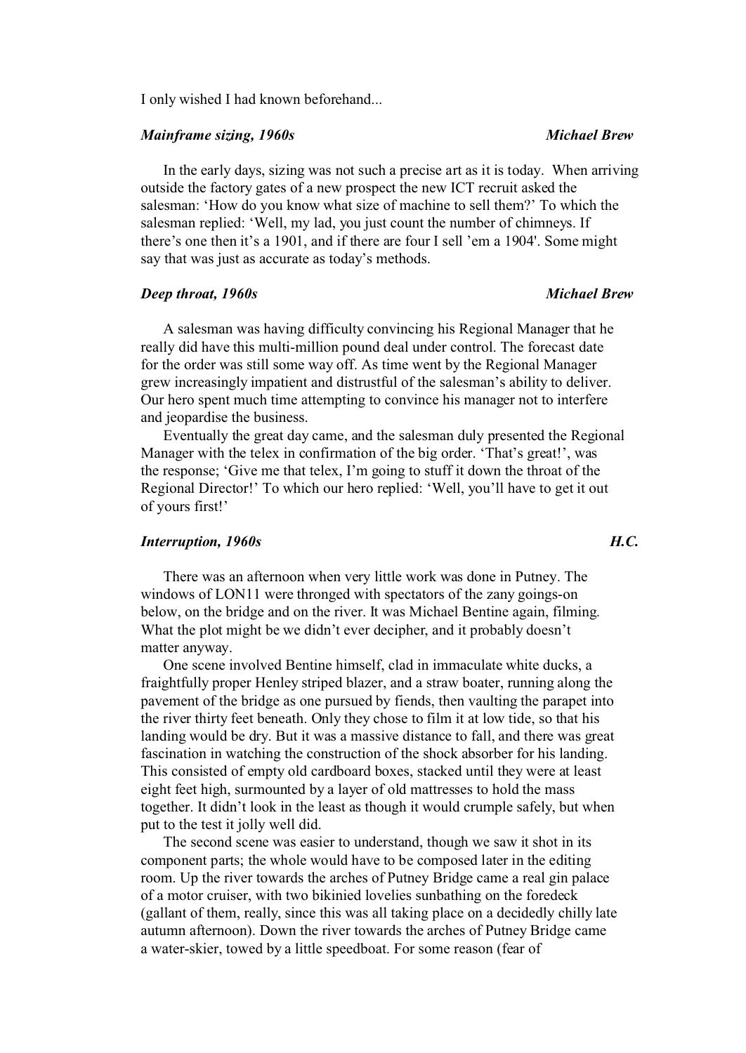I only wished I had known beforehand...

### *Mainframe sizing, 1960s* — *Michael Brew*

In the early days, sizing was not such a precise art as it is today. When arriving outside the factory gates of a new prospect the new ICT recruit asked the salesman: 'How do you know what size of machine to sell them?' To which the salesman replied: 'Well, my lad, you just count the number of chimneys. If there's one then it's a 1901, and if there are four I sell 'em a 1904'. Some might say that was just as accurate as today's methods.

### *Deep throat, 1960s* — *Michael Brew*

A salesman was having difficulty convincing his Regional Manager that he really did have this multi-million pound deal under control. The forecast date for the order was still some way off. As time went by the Regional Manager grew increasingly impatient and distrustful of the salesman's ability to deliver. Our hero spent much time attempting to convince his manager not to interfere and jeopardise the business.

Eventually the great day came, and the salesman duly presented the Regional Manager with the telex in confirmation of the big order. 'That's great!', was the response; 'Give me that telex, I'm going to stuff it down the throat of the Regional Director!' To which our hero replied: 'Well, you'll have to get it out of yours first!'

### *Interruption, 1960s* — *H.C.*

There was an afternoon when very little work was done in Putney. The windows of LON11 were thronged with spectators of the zany goings-on below, on the bridge and on the river. It was Michael Bentine again, filming. What the plot might be we didn't ever decipher, and it probably doesn't matter anyway.

One scene involved Bentine himself, clad in immaculate white ducks, a fraightfully proper Henley striped blazer, and a straw boater, running along the pavement of the bridge as one pursued by fiends, then vaulting the parapet into the river thirty feet beneath. Only they chose to film it at low tide, so that his landing would be dry. But it was a massive distance to fall, and there was great fascination in watching the construction of the shock absorber for his landing. This consisted of empty old cardboard boxes, stacked until they were at least eight feet high, surmounted by a layer of old mattresses to hold the mass together. It didn't look in the least as though it would crumple safely, but when put to the test it jolly well did.

The second scene was easier to understand, though we saw it shot in its component parts; the whole would have to be composed later in the editing room. Up the river towards the arches of Putney Bridge came a real gin palace of a motor cruiser, with two bikinied lovelies sunbathing on the foredeck (gallant of them, really, since this was all taking place on a decidedly chilly late autumn afternoon). Down the river towards the arches of Putney Bridge came a water-skier, towed by a little speedboat. For some reason (fear of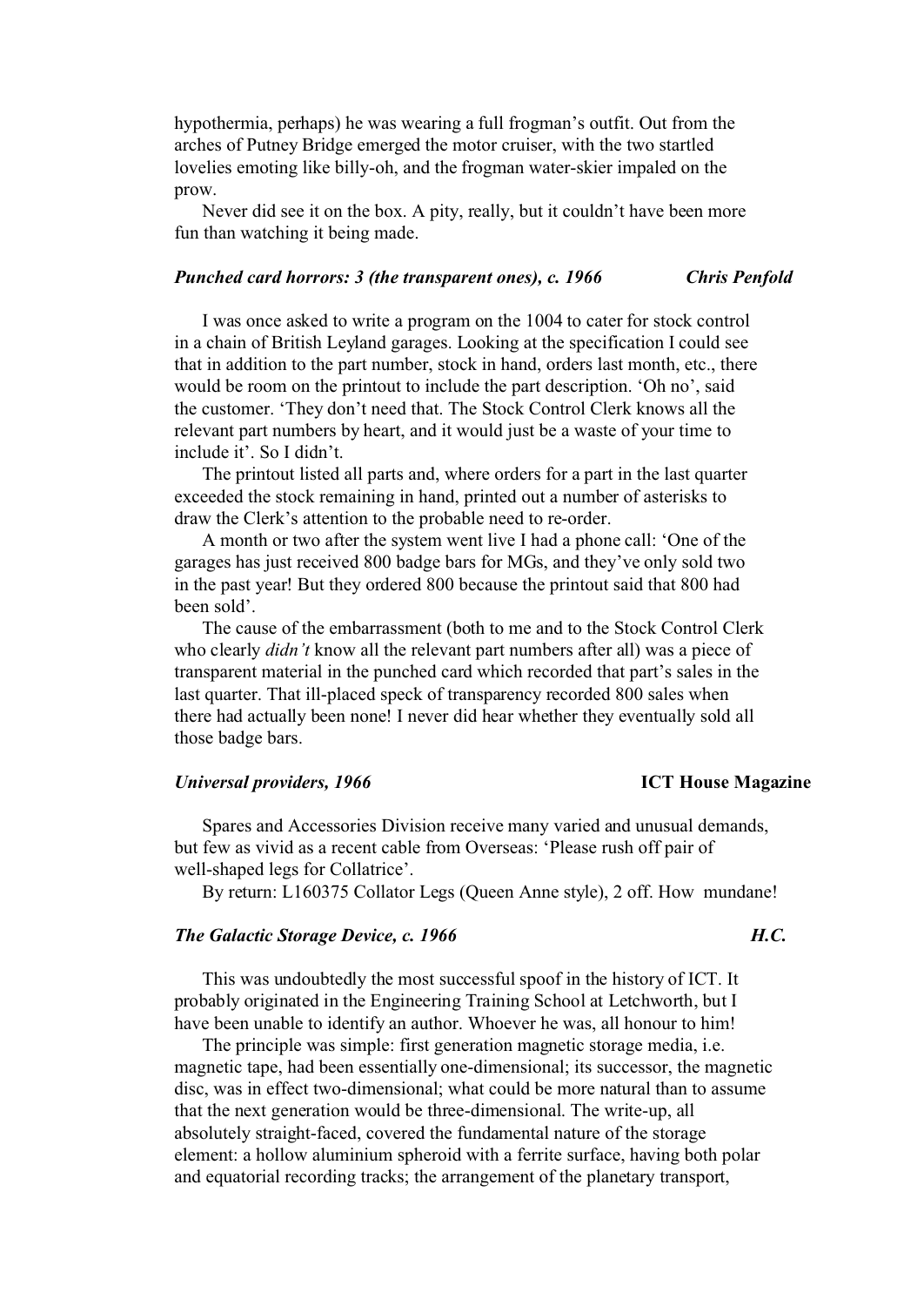hypothermia, perhaps) he was wearing a full frogman's outfit. Out from the arches of Putney Bridge emerged the motor cruiser, with the two startled lovelies emoting like billy-oh, and the frogman water-skier impaled on the prow.

Never did see it on the box. A pity, really, but it couldn't have been more fun than watching it being made.

### *Punched card horrors: 3 (the transparent ones), c. 1966* — *Chris Penfold*

I was once asked to write a program on the 1004 to cater for stock control in a chain of British Leyland garages. Looking at the specification I could see that in addition to the part number, stock in hand, orders last month, etc., there would be room on the printout to include the part description. 'Oh no', said the customer. 'They don't need that. The Stock Control Clerk knows all the relevant part numbers by heart, and it would just be a waste of your time to include it'. So I didn't.

The printout listed all parts and, where orders for a part in the last quarter exceeded the stock remaining in hand, printed out a number of asterisks to draw the Clerk's attention to the probable need to re-order.

A month or two after the system went live I had a phone call: 'One of the garages has just received 800 badge bars for MGs, and they've only sold two in the past year! But they ordered 800 because the printout said that 800 had been sold'.

The cause of the embarrassment (both to me and to the Stock Control Clerk who clearly *didn't* know all the relevant part numbers after all) was a piece of transparent material in the punched card which recorded that part's sales in the last quarter. That ill-placed speck of transparency recorded 800 sales when there had actually been none! I never did hear whether they eventually sold all those badge bars.

### *Universal providers, 1966* — **ICT House Magazine**

Spares and Accessories Division receive many varied and unusual demands, but few as vivid as a recent cable from Overseas: 'Please rush off pair of well-shaped legs for Collatrice'.

By return: L160375 Collator Legs (Queen Anne style), 2 off. How mundane!

### *The Galactic Storage Device, c. 1966* — *H.C.*

This was undoubtedly the most successful spoof in the history of ICT. It probably originated in the Engineering Training School at Letchworth, but I have been unable to identify an author. Whoever he was, all honour to him!

The principle was simple: first generation magnetic storage media, i.e. magnetic tape, had been essentially one-dimensional; its successor, the magnetic disc, was in effect two-dimensional; what could be more natural than to assume that the next generation would be three-dimensional. The write-up, all absolutely straight-faced, covered the fundamental nature of the storage element: a hollow aluminium spheroid with a ferrite surface, having both polar and equatorial recording tracks; the arrangement of the planetary transport,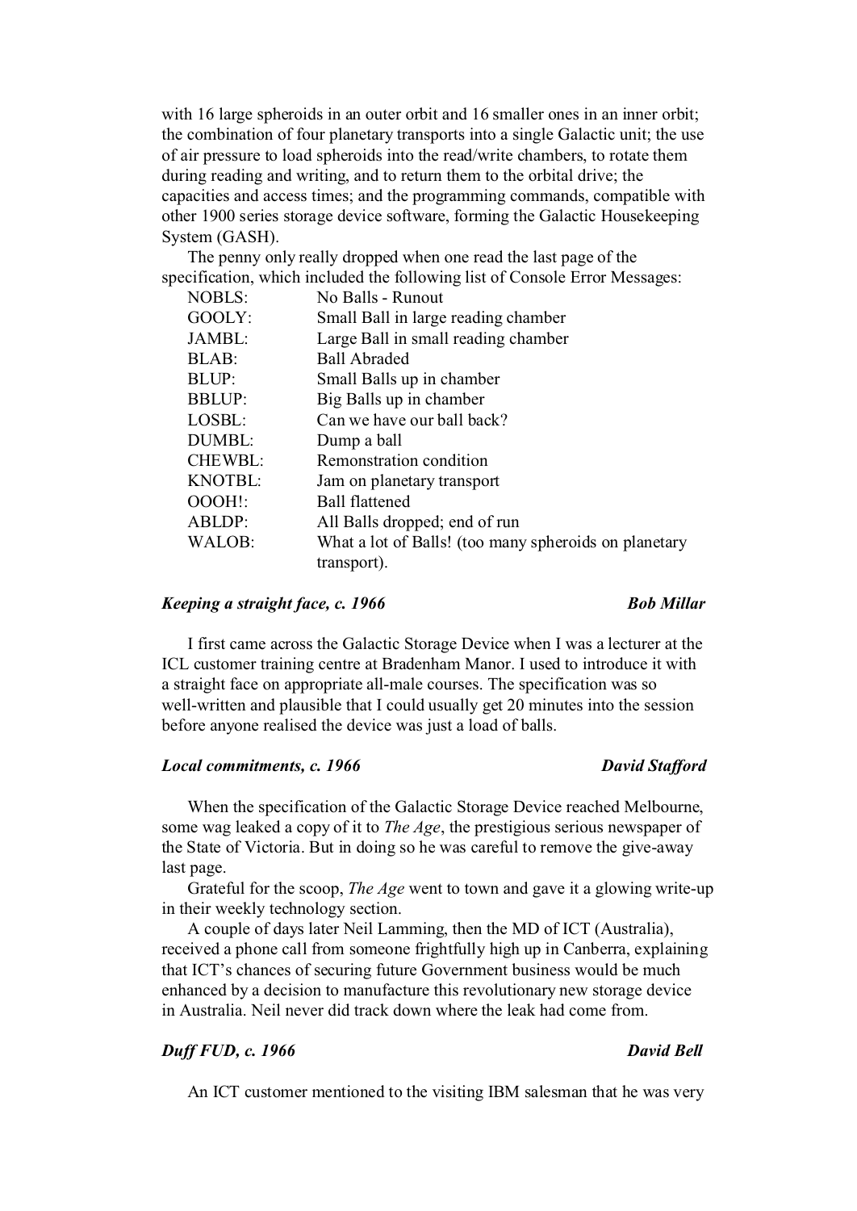with 16 large spheroids in an outer orbit and 16 smaller ones in an inner orbit; the combination of four planetary transports into a single Galactic unit; the use of air pressure to load spheroids into the read/write chambers, to rotate them during reading and writing, and to return them to the orbital drive; the capacities and access times; and the programming commands, compatible with other 1900 series storage device software, forming the Galactic Housekeeping System (GASH).

The penny only really dropped when one read the last page of the specification, which included the following list of Console Error Messages:

| | |
|---|---|
| NOBLS: | No Balls - Runout |
| GOOLY: | Small Ball in large reading chamber |
| JAMBL: | Large Ball in small reading chamber |
| BLAB: | Ball Abraded |
| BLUP: | Small Balls up in chamber |
| BBLUP: | Big Balls up in chamber |
| LOSBL: | Can we have our ball back? |
| DUMBL: | Dump a ball |
| CHEWBL: | Remonstration condition |
| KNOTBL: | Jam on planetary transport |
| OOOH!: | Ball flattened |
| ABLDP: | All Balls dropped; end of run |
| WALOB: | What a lot of Balls! (too many spheroids on planetary transport). |

### *Keeping a straight face, c. 1966* — *Bob Millar*

I first came across the Galactic Storage Device when I was a lecturer at the ICL customer training centre at Bradenham Manor. I used to introduce it with a straight face on appropriate all-male courses. The specification was so well-written and plausible that I could usually get 20 minutes into the session before anyone realised the device was just a load of balls.

### *Local commitments, c. 1966* — *David Stafford*

When the specification of the Galactic Storage Device reached Melbourne, some wag leaked a copy of it to *The Age*, the prestigious serious newspaper of the State of Victoria. But in doing so he was careful to remove the give-away last page.

Grateful for the scoop, *The Age* went to town and gave it a glowing write-up in their weekly technology section.

A couple of days later Neil Lamming, then the MD of ICT (Australia), received a phone call from someone frightfully high up in Canberra, explaining that ICT's chances of securing future Government business would be much enhanced by a decision to manufacture this revolutionary new storage device in Australia. Neil never did track down where the leak had come from.

### *Duff FUD, c. 1966* — *David Bell*

An ICT customer mentioned to the visiting IBM salesman that he was very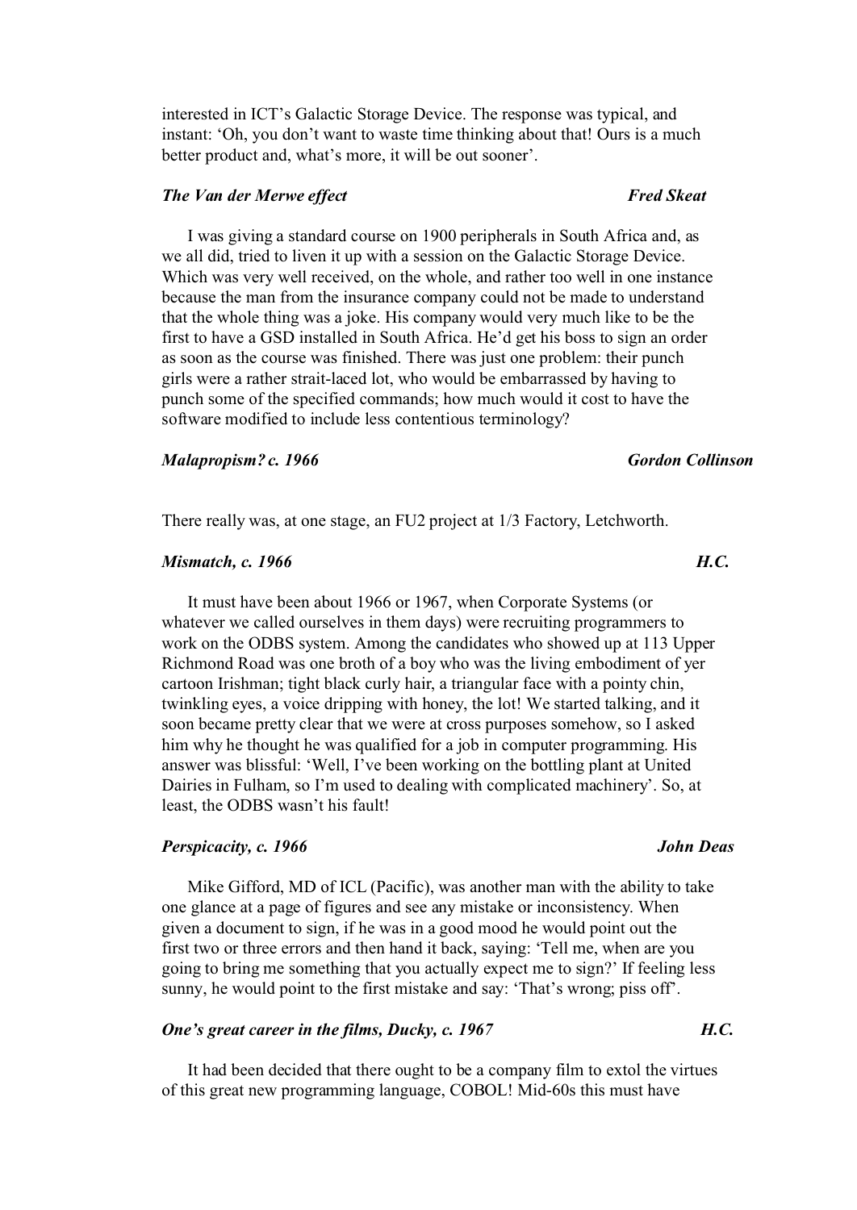interested in ICT's Galactic Storage Device. The response was typical, and instant: 'Oh, you don't want to waste time thinking about that! Ours is a much better product and, what's more, it will be out sooner'.

### *The Van der Merwe effect* — *Fred Skeat*

I was giving a standard course on 1900 peripherals in South Africa and, as we all did, tried to liven it up with a session on the Galactic Storage Device. Which was very well received, on the whole, and rather too well in one instance because the man from the insurance company could not be made to understand that the whole thing was a joke. His company would very much like to be the first to have a GSD installed in South Africa. He'd get his boss to sign an order as soon as the course was finished. There was just one problem: their punch girls were a rather strait-laced lot, who would be embarrassed by having to punch some of the specified commands; how much would it cost to have the software modified to include less contentious terminology?

### *Malapropism? c. 1966* — *Gordon Collinson*

There really was, at one stage, an FU2 project at 1/3 Factory, Letchworth.

### *Mismatch, c. 1966* — *H.C.*

It must have been about 1966 or 1967, when Corporate Systems (or whatever we called ourselves in them days) were recruiting programmers to work on the ODBS system. Among the candidates who showed up at 113 Upper Richmond Road was one broth of a boy who was the living embodiment of yer cartoon Irishman; tight black curly hair, a triangular face with a pointy chin, twinkling eyes, a voice dripping with honey, the lot! We started talking, and it soon became pretty clear that we were at cross purposes somehow, so I asked him why he thought he was qualified for a job in computer programming. His answer was blissful: 'Well, I've been working on the bottling plant at United Dairies in Fulham, so I'm used to dealing with complicated machinery'. So, at least, the ODBS wasn't his fault!

### *Perspicacity, c. 1966* — *John Deas*

Mike Gifford, MD of ICL (Pacific), was another man with the ability to take one glance at a page of figures and see any mistake or inconsistency. When given a document to sign, if he was in a good mood he would point out the first two or three errors and then hand it back, saying: 'Tell me, when are you going to bring me something that you actually expect me to sign?' If feeling less sunny, he would point to the first mistake and say: 'That's wrong; piss off'.

### *One's great career in the films, Ducky, c. 1967* — *H.C.*

It had been decided that there ought to be a company film to extol the virtues of this great new programming language, COBOL! Mid-60s this must have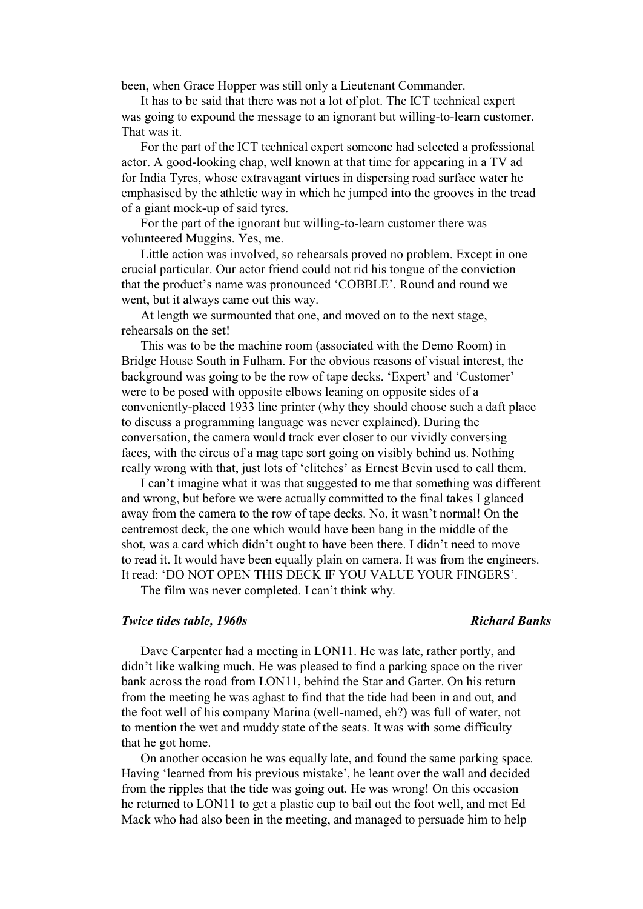been, when Grace Hopper was still only a Lieutenant Commander.

It has to be said that there was not a lot of plot. The ICT technical expert was going to expound the message to an ignorant but willing-to-learn customer. That was it.

For the part of the ICT technical expert someone had selected a professional actor. A good-looking chap, well known at that time for appearing in a TV ad for India Tyres, whose extravagant virtues in dispersing road surface water he emphasised by the athletic way in which he jumped into the grooves in the tread of a giant mock-up of said tyres.

For the part of the ignorant but willing-to-learn customer there was volunteered Muggins. Yes, me.

Little action was involved, so rehearsals proved no problem. Except in one crucial particular. Our actor friend could not rid his tongue of the conviction that the product's name was pronounced 'COBBLE'. Round and round we went, but it always came out this way.

At length we surmounted that one, and moved on to the next stage, rehearsals on the set!

This was to be the machine room (associated with the Demo Room) in Bridge House South in Fulham. For the obvious reasons of visual interest, the background was going to be the row of tape decks. 'Expert' and 'Customer' were to be posed with opposite elbows leaning on opposite sides of a conveniently-placed 1933 line printer (why they should choose such a daft place to discuss a programming language was never explained). During the conversation, the camera would track ever closer to our vividly conversing faces, with the circus of a mag tape sort going on visibly behind us. Nothing really wrong with that, just lots of 'clitches' as Ernest Bevin used to call them.

I can't imagine what it was that suggested to me that something was different and wrong, but before we were actually committed to the final takes I glanced away from the camera to the row of tape decks. No, it wasn't normal! On the centremost deck, the one which would have been bang in the middle of the shot, was a card which didn't ought to have been there. I didn't need to move to read it. It would have been equally plain on camera. It was from the engineers. It read: 'DO NOT OPEN THIS DECK IF YOU VALUE YOUR FINGERS'.

The film was never completed. I can't think why.

### *Twice tides table, 1960s* — ***Richard Banks***

Dave Carpenter had a meeting in LON11. He was late, rather portly, and didn't like walking much. He was pleased to find a parking space on the river bank across the road from LON11, behind the Star and Garter. On his return from the meeting he was aghast to find that the tide had been in and out, and the foot well of his company Marina (well-named, eh?) was full of water, not to mention the wet and muddy state of the seats. It was with some difficulty that he got home.

On another occasion he was equally late, and found the same parking space. Having 'learned from his previous mistake', he leant over the wall and decided from the ripples that the tide was going out. He was wrong! On this occasion he returned to LON11 to get a plastic cup to bail out the foot well, and met Ed Mack who had also been in the meeting, and managed to persuade him to help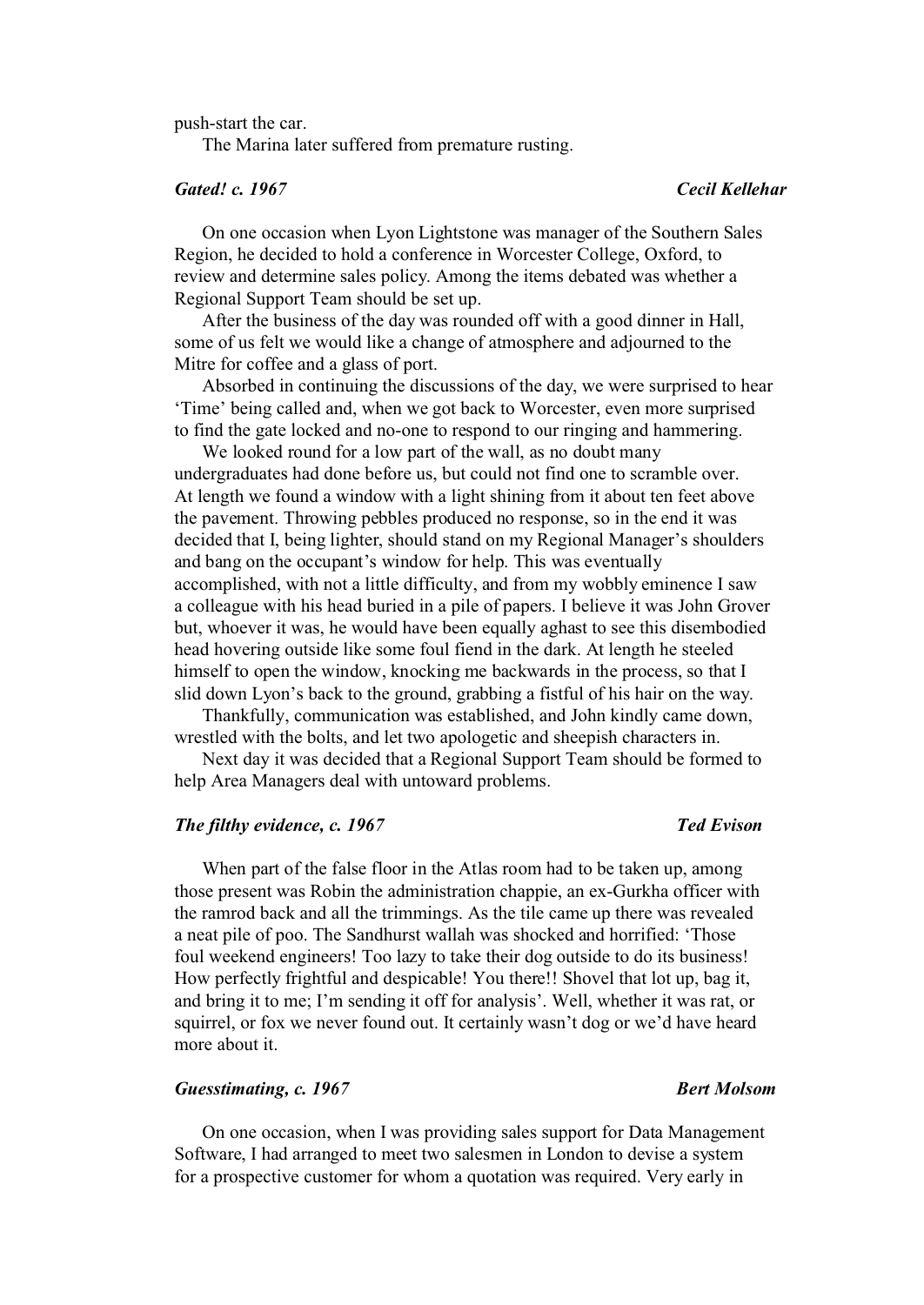push-start the car.

The Marina later suffered from premature rusting.

### *Gated! c. 1967* — *Cecil Kellehar*

On one occasion when Lyon Lightstone was manager of the Southern Sales Region, he decided to hold a conference in Worcester College, Oxford, to review and determine sales policy. Among the items debated was whether a Regional Support Team should be set up.

After the business of the day was rounded off with a good dinner in Hall, some of us felt we would like a change of atmosphere and adjourned to the Mitre for coffee and a glass of port.

Absorbed in continuing the discussions of the day, we were surprised to hear 'Time' being called and, when we got back to Worcester, even more surprised to find the gate locked and no-one to respond to our ringing and hammering.

We looked round for a low part of the wall, as no doubt many undergraduates had done before us, but could not find one to scramble over. At length we found a window with a light shining from it about ten feet above the pavement. Throwing pebbles produced no response, so in the end it was decided that I, being lighter, should stand on my Regional Manager's shoulders and bang on the occupant's window for help. This was eventually accomplished, with not a little difficulty, and from my wobbly eminence I saw a colleague with his head buried in a pile of papers. I believe it was John Grover but, whoever it was, he would have been equally aghast to see this disembodied head hovering outside like some foul fiend in the dark. At length he steeled himself to open the window, knocking me backwards in the process, so that I slid down Lyon's back to the ground, grabbing a fistful of his hair on the way.

Thankfully, communication was established, and John kindly came down, wrestled with the bolts, and let two apologetic and sheepish characters in.

Next day it was decided that a Regional Support Team should be formed to help Area Managers deal with untoward problems.

### *The filthy evidence, c. 1967* — *Ted Evison*

When part of the false floor in the Atlas room had to be taken up, among those present was Robin the administration chappie, an ex-Gurkha officer with the ramrod back and all the trimmings. As the tile came up there was revealed a neat pile of poo. The Sandhurst wallah was shocked and horrified: 'Those foul weekend engineers! Too lazy to take their dog outside to do its business! How perfectly frightful and despicable! You there!! Shovel that lot up, bag it, and bring it to me; I'm sending it off for analysis'. Well, whether it was rat, or squirrel, or fox we never found out. It certainly wasn't dog or we'd have heard more about it.

### *Guesstimating, c. 1967* — *Bert Molsom*

On one occasion, when I was providing sales support for Data Management Software, I had arranged to meet two salesmen in London to devise a system for a prospective customer for whom a quotation was required. Very early in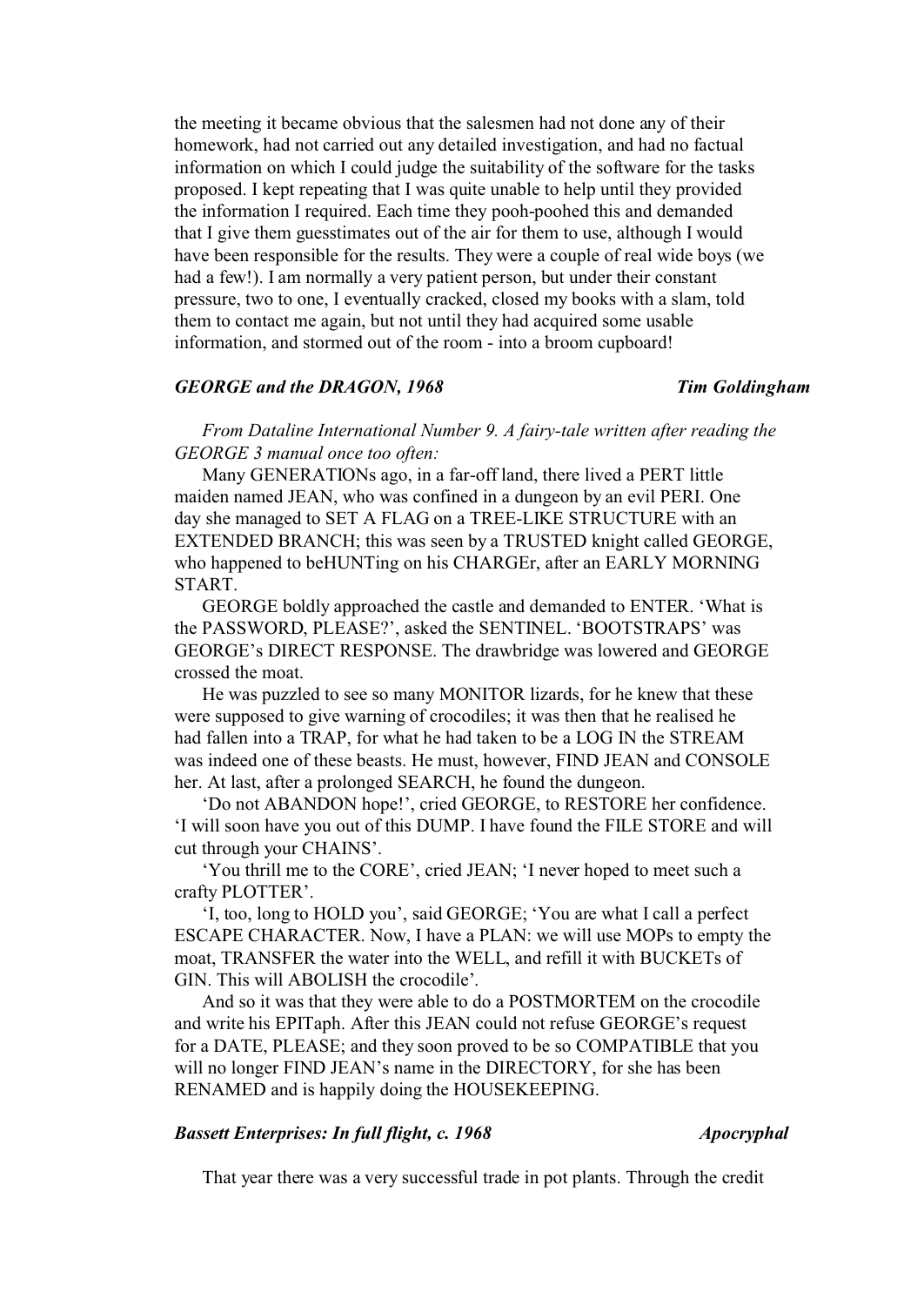the meeting it became obvious that the salesmen had not done any of their homework, had not carried out any detailed investigation, and had no factual information on which I could judge the suitability of the software for the tasks proposed. I kept repeating that I was quite unable to help until they provided the information I required. Each time they pooh-poohed this and demanded that I give them guesstimates out of the air for them to use, although I would have been responsible for the results. They were a couple of real wide boys (we had a few!). I am normally a very patient person, but under their constant pressure, two to one, I eventually cracked, closed my books with a slam, told them to contact me again, but not until they had acquired some usable information, and stormed out of the room - into a broom cupboard!

### *GEORGE and the DRAGON, 1968* — *Tim Goldingham*

*From Dataline International Number 9. A fairy-tale written after reading the GEORGE 3 manual once too often:*

Many GENERATIONs ago, in a far-off land, there lived a PERT little maiden named JEAN, who was confined in a dungeon by an evil PERI. One day she managed to SET A FLAG on a TREE-LIKE STRUCTURE with an EXTENDED BRANCH; this was seen by a TRUSTED knight called GEORGE, who happened to beHUNTing on his CHARGEr, after an EARLY MORNING START.

GEORGE boldly approached the castle and demanded to ENTER. 'What is the PASSWORD, PLEASE?', asked the SENTINEL. 'BOOTSTRAPS' was GEORGE's DIRECT RESPONSE. The drawbridge was lowered and GEORGE crossed the moat.

He was puzzled to see so many MONITOR lizards, for he knew that these were supposed to give warning of crocodiles; it was then that he realised he had fallen into a TRAP, for what he had taken to be a LOG IN the STREAM was indeed one of these beasts. He must, however, FIND JEAN and CONSOLE her. At last, after a prolonged SEARCH, he found the dungeon.

'Do not ABANDON hope!', cried GEORGE, to RESTORE her confidence. 'I will soon have you out of this DUMP. I have found the FILE STORE and will cut through your CHAINS'.

'You thrill me to the CORE', cried JEAN; 'I never hoped to meet such a crafty PLOTTER'.

'I, too, long to HOLD you', said GEORGE; 'You are what I call a perfect ESCAPE CHARACTER. Now, I have a PLAN: we will use MOPs to empty the moat, TRANSFER the water into the WELL, and refill it with BUCKETs of GIN. This will ABOLISH the crocodile'.

And so it was that they were able to do a POSTMORTEM on the crocodile and write his EPITaph. After this JEAN could not refuse GEORGE's request for a DATE, PLEASE; and they soon proved to be so COMPATIBLE that you will no longer FIND JEAN's name in the DIRECTORY, for she has been RENAMED and is happily doing the HOUSEKEEPING.

### *Bassett Enterprises: In full flight, c. 1968* — *Apocryphal*

That year there was a very successful trade in pot plants. Through the credit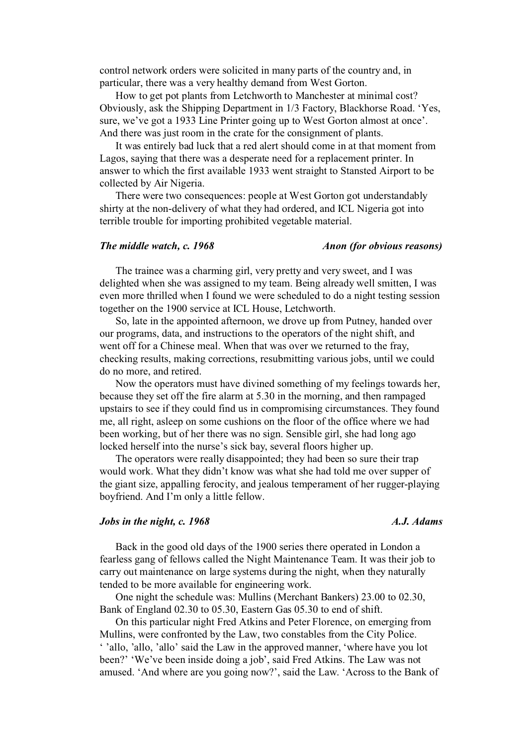control network orders were solicited in many parts of the country and, in particular, there was a very healthy demand from West Gorton.

How to get pot plants from Letchworth to Manchester at minimal cost? Obviously, ask the Shipping Department in 1/3 Factory, Blackhorse Road. 'Yes, sure, we've got a 1933 Line Printer going up to West Gorton almost at once'. And there was just room in the crate for the consignment of plants.

It was entirely bad luck that a red alert should come in at that moment from Lagos, saying that there was a desperate need for a replacement printer. In answer to which the first available 1933 went straight to Stansted Airport to be collected by Air Nigeria.

There were two consequences: people at West Gorton got understandably shirty at the non-delivery of what they had ordered, and ICL Nigeria got into terrible trouble for importing prohibited vegetable material.

### *The middle watch, c. 1968* — *Anon (for obvious reasons)*

The trainee was a charming girl, very pretty and very sweet, and I was delighted when she was assigned to my team. Being already well smitten, I was even more thrilled when I found we were scheduled to do a night testing session together on the 1900 service at ICL House, Letchworth.

So, late in the appointed afternoon, we drove up from Putney, handed over our programs, data, and instructions to the operators of the night shift, and went off for a Chinese meal. When that was over we returned to the fray, checking results, making corrections, resubmitting various jobs, until we could do no more, and retired.

Now the operators must have divined something of my feelings towards her, because they set off the fire alarm at 5.30 in the morning, and then rampaged upstairs to see if they could find us in compromising circumstances. They found me, all right, asleep on some cushions on the floor of the office where we had been working, but of her there was no sign. Sensible girl, she had long ago locked herself into the nurse's sick bay, several floors higher up.

The operators were really disappointed; they had been so sure their trap would work. What they didn't know was what she had told me over supper of the giant size, appalling ferocity, and jealous temperament of her rugger-playing boyfriend. And I'm only a little fellow.

### *Jobs in the night, c. 1968* — *A.J. Adams*

Back in the good old days of the 1900 series there operated in London a fearless gang of fellows called the Night Maintenance Team. It was their job to carry out maintenance on large systems during the night, when they naturally tended to be more available for engineering work.

One night the schedule was: Mullins (Merchant Bankers) 23.00 to 02.30, Bank of England 02.30 to 05.30, Eastern Gas 05.30 to end of shift.

On this particular night Fred Atkins and Peter Florence, on emerging from Mullins, were confronted by the Law, two constables from the City Police. ' 'allo, 'allo, 'allo' said the Law in the approved manner, 'where have you lot been?' 'We've been inside doing a job', said Fred Atkins. The Law was not amused. 'And where are you going now?', said the Law. 'Across to the Bank of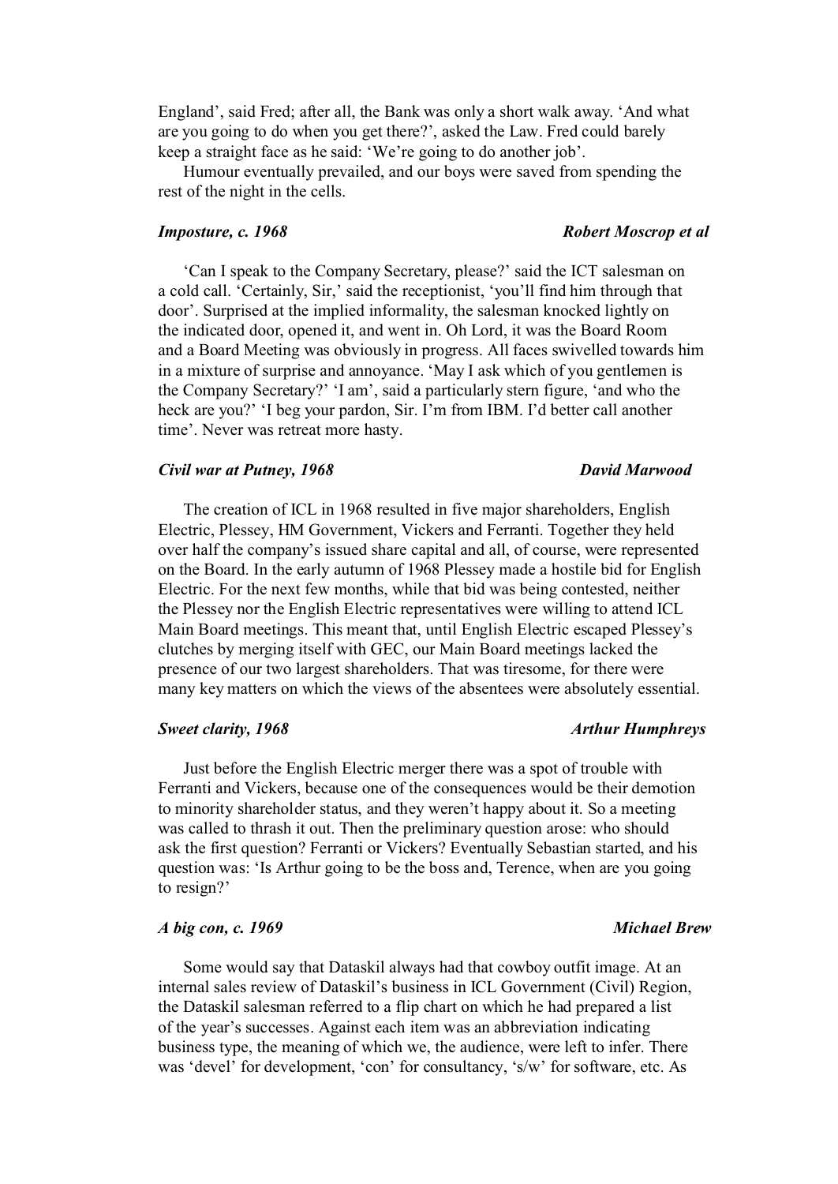England', said Fred; after all, the Bank was only a short walk away. 'And what are you going to do when you get there?', asked the Law. Fred could barely keep a straight face as he said: 'We're going to do another job'.

Humour eventually prevailed, and our boys were saved from spending the rest of the night in the cells.

***Imposture, c. 1968*** — ***Robert Moscrop et al***

'Can I speak to the Company Secretary, please?' said the ICT salesman on a cold call. 'Certainly, Sir,' said the receptionist, 'you'll find him through that door'. Surprised at the implied informality, the salesman knocked lightly on the indicated door, opened it, and went in. Oh Lord, it was the Board Room and a Board Meeting was obviously in progress. All faces swivelled towards him in a mixture of surprise and annoyance. 'May I ask which of you gentlemen is the Company Secretary?' 'I am', said a particularly stern figure, 'and who the heck are you?' 'I beg your pardon, Sir. I'm from IBM. I'd better call another time'. Never was retreat more hasty.

***Civil war at Putney, 1968*** — ***David Marwood***

The creation of ICL in 1968 resulted in five major shareholders, English Electric, Plessey, HM Government, Vickers and Ferranti. Together they held over half the company's issued share capital and all, of course, were represented on the Board. In the early autumn of 1968 Plessey made a hostile bid for English Electric. For the next few months, while that bid was being contested, neither the Plessey nor the English Electric representatives were willing to attend ICL Main Board meetings. This meant that, until English Electric escaped Plessey's clutches by merging itself with GEC, our Main Board meetings lacked the presence of our two largest shareholders. That was tiresome, for there were many key matters on which the views of the absentees were absolutely essential.

***Sweet clarity, 1968*** — ***Arthur Humphreys***

Just before the English Electric merger there was a spot of trouble with Ferranti and Vickers, because one of the consequences would be their demotion to minority shareholder status, and they weren't happy about it. So a meeting was called to thrash it out. Then the preliminary question arose: who should ask the first question? Ferranti or Vickers? Eventually Sebastian started, and his question was: 'Is Arthur going to be the boss and, Terence, when are you going to resign?'

***A big con, c. 1969*** — ***Michael Brew***

Some would say that Dataskil always had that cowboy outfit image. At an internal sales review of Dataskil's business in ICL Government (Civil) Region, the Dataskil salesman referred to a flip chart on which he had prepared a list of the year's successes. Against each item was an abbreviation indicating business type, the meaning of which we, the audience, were left to infer. There was 'devel' for development, 'con' for consultancy, 's/w' for software, etc. As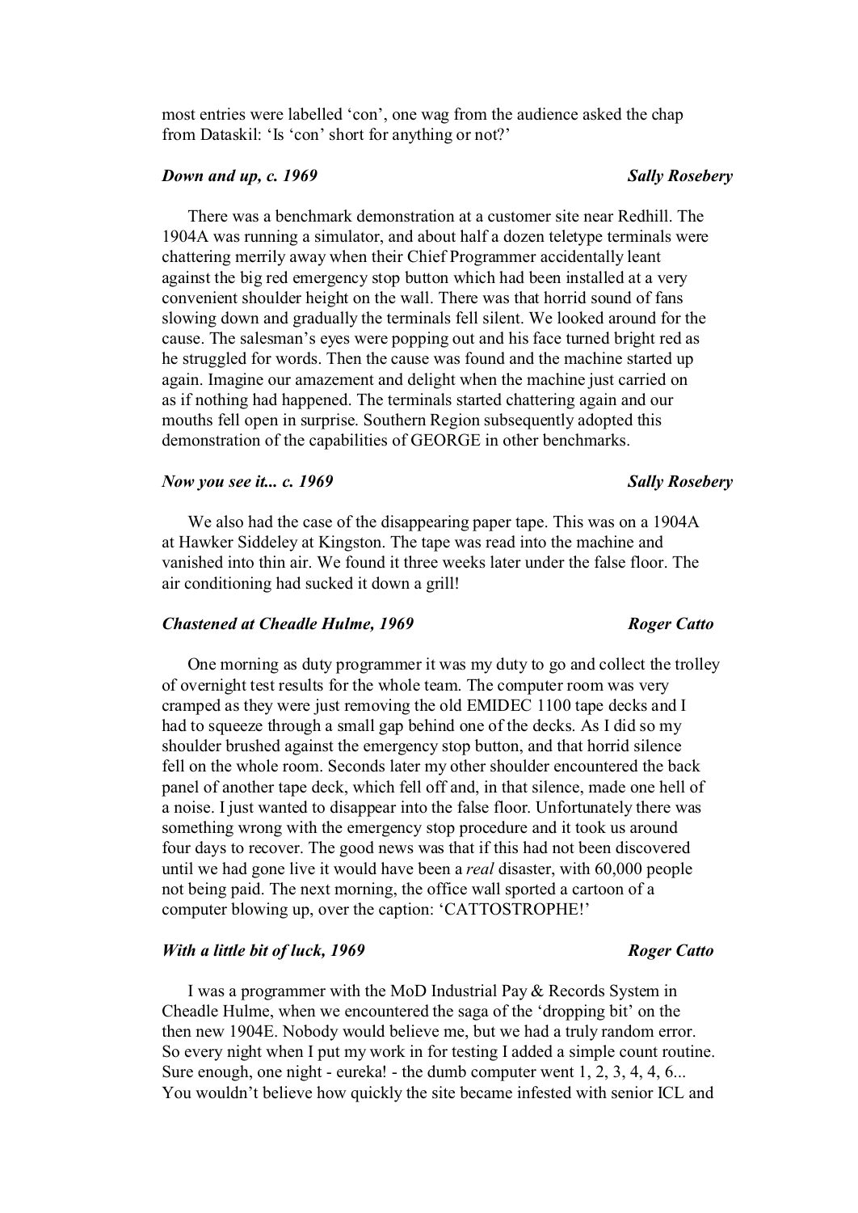most entries were labelled 'con', one wag from the audience asked the chap from Dataskil: 'Is 'con' short for anything or not?'

***Down and up, c. 1969*** ***Sally Rosebery***

There was a benchmark demonstration at a customer site near Redhill. The 1904A was running a simulator, and about half a dozen teletype terminals were chattering merrily away when their Chief Programmer accidentally leant against the big red emergency stop button which had been installed at a very convenient shoulder height on the wall. There was that horrid sound of fans slowing down and gradually the terminals fell silent. We looked around for the cause. The salesman's eyes were popping out and his face turned bright red as he struggled for words. Then the cause was found and the machine started up again. Imagine our amazement and delight when the machine just carried on as if nothing had happened. The terminals started chattering again and our mouths fell open in surprise. Southern Region subsequently adopted this demonstration of the capabilities of GEORGE in other benchmarks.

***Now you see it... c. 1969*** ***Sally Rosebery***

We also had the case of the disappearing paper tape. This was on a 1904A at Hawker Siddeley at Kingston. The tape was read into the machine and vanished into thin air. We found it three weeks later under the false floor. The air conditioning had sucked it down a grill!

***Chastened at Cheadle Hulme, 1969*** ***Roger Catto***

One morning as duty programmer it was my duty to go and collect the trolley of overnight test results for the whole team. The computer room was very cramped as they were just removing the old EMIDEC 1100 tape decks and I had to squeeze through a small gap behind one of the decks. As I did so my shoulder brushed against the emergency stop button, and that horrid silence fell on the whole room. Seconds later my other shoulder encountered the back panel of another tape deck, which fell off and, in that silence, made one hell of a noise. I just wanted to disappear into the false floor. Unfortunately there was something wrong with the emergency stop procedure and it took us around four days to recover. The good news was that if this had not been discovered until we had gone live it would have been a *real* disaster, with 60,000 people not being paid. The next morning, the office wall sported a cartoon of a computer blowing up, over the caption: 'CATTOSTROPHE!'

***With a little bit of luck, 1969*** ***Roger Catto***

I was a programmer with the MoD Industrial Pay & Records System in Cheadle Hulme, when we encountered the saga of the 'dropping bit' on the then new 1904E. Nobody would believe me, but we had a truly random error. So every night when I put my work in for testing I added a simple count routine. Sure enough, one night - eureka! - the dumb computer went 1, 2, 3, 4, 4, 6... You wouldn't believe how quickly the site became infested with senior ICL and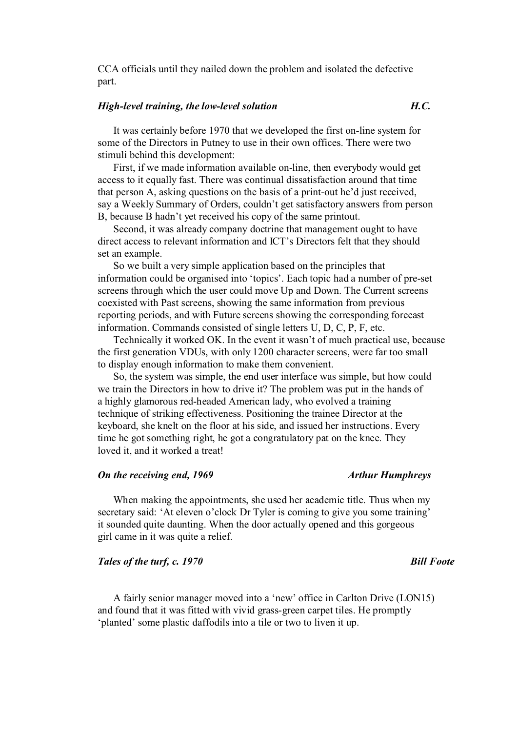CCA officials until they nailed down the problem and isolated the defective part.

### *High-level training, the low-level solution* — *H.C.*

It was certainly before 1970 that we developed the first on-line system for some of the Directors in Putney to use in their own offices. There were two stimuli behind this development:

First, if we made information available on-line, then everybody would get access to it equally fast. There was continual dissatisfaction around that time that person A, asking questions on the basis of a print-out he'd just received, say a Weekly Summary of Orders, couldn't get satisfactory answers from person B, because B hadn't yet received his copy of the same printout.

Second, it was already company doctrine that management ought to have direct access to relevant information and ICT's Directors felt that they should set an example.

So we built a very simple application based on the principles that information could be organised into 'topics'. Each topic had a number of pre-set screens through which the user could move Up and Down. The Current screens coexisted with Past screens, showing the same information from previous reporting periods, and with Future screens showing the corresponding forecast information. Commands consisted of single letters U, D, C, P, F, etc.

Technically it worked OK. In the event it wasn't of much practical use, because the first generation VDUs, with only 1200 character screens, were far too small to display enough information to make them convenient.

So, the system was simple, the end user interface was simple, but how could we train the Directors in how to drive it? The problem was put in the hands of a highly glamorous red-headed American lady, who evolved a training technique of striking effectiveness. Positioning the trainee Director at the keyboard, she knelt on the floor at his side, and issued her instructions. Every time he got something right, he got a congratulatory pat on the knee. They loved it, and it worked a treat!

### *On the receiving end, 1969* — *Arthur Humphreys*

When making the appointments, she used her academic title. Thus when my secretary said: 'At eleven o'clock Dr Tyler is coming to give you some training' it sounded quite daunting. When the door actually opened and this gorgeous girl came in it was quite a relief.

### *Tales of the turf, c. 1970* — *Bill Foote*

A fairly senior manager moved into a 'new' office in Carlton Drive (LON15) and found that it was fitted with vivid grass-green carpet tiles. He promptly 'planted' some plastic daffodils into a tile or two to liven it up.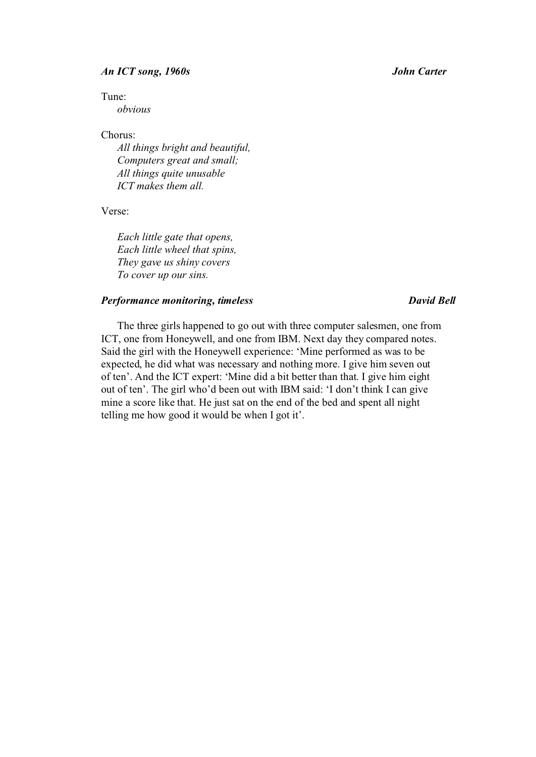### ***An ICT song, 1960s*** — ***John Carter***

Tune:
*obvious*

Chorus:

*All things bright and beautiful,*
*Computers great and small;*
*All things quite unusable*
*ICT makes them all.*

Verse:

*Each little gate that opens,*
*Each little wheel that spins,*
*They gave us shiny covers*
*To cover up our sins.*

### ***Performance monitoring, timeless*** — ***David Bell***

The three girls happened to go out with three computer salesmen, one from ICT, one from Honeywell, and one from IBM. Next day they compared notes. Said the girl with the Honeywell experience: 'Mine performed as was to be expected, he did what was necessary and nothing more. I give him seven out of ten'. And the ICT expert: 'Mine did a bit better than that. I give him eight out of ten'. The girl who'd been out with IBM said: 'I don't think I can give mine a score like that. He just sat on the end of the bed and spent all night telling me how good it would be when I got it'.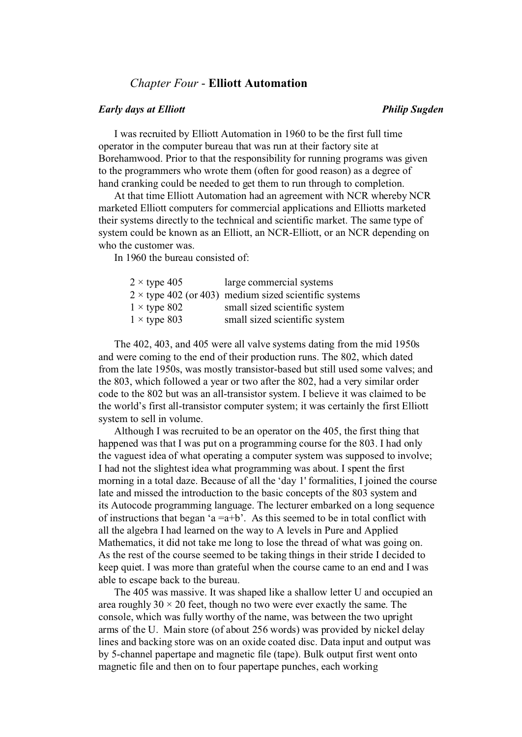# *Chapter Four* - **Elliott Automation**

***Early days at Elliott*** **_Philip Sugden_**

I was recruited by Elliott Automation in 1960 to be the first full time operator in the computer bureau that was run at their factory site at Borehamwood. Prior to that the responsibility for running programs was given to the programmers who wrote them (often for good reason) as a degree of hand cranking could be needed to get them to run through to completion.

At that time Elliott Automation had an agreement with NCR whereby NCR marketed Elliott computers for commercial applications and Elliotts marketed their systems directly to the technical and scientific market. The same type of system could be known as an Elliott, an NCR-Elliott, or an NCR depending on who the customer was.

In 1960 the bureau consisted of:

| | |
|---|---|
| 2 × type 405 | large commercial systems |
| 2 × type 402 (or 403) | medium sized scientific systems |
| 1 × type 802 | small sized scientific system |
| 1 × type 803 | small sized scientific system |

The 402, 403, and 405 were all valve systems dating from the mid 1950s and were coming to the end of their production runs. The 802, which dated from the late 1950s, was mostly transistor-based but still used some valves; and the 803, which followed a year or two after the 802, had a very similar order code to the 802 but was an all-transistor system. I believe it was claimed to be the world's first all-transistor computer system; it was certainly the first Elliott system to sell in volume.

Although I was recruited to be an operator on the 405, the first thing that happened was that I was put on a programming course for the 803. I had only the vaguest idea of what operating a computer system was supposed to involve; I had not the slightest idea what programming was about. I spent the first morning in a total daze. Because of all the 'day 1' formalities, I joined the course late and missed the introduction to the basic concepts of the 803 system and its Autocode programming language. The lecturer embarked on a long sequence of instructions that began 'a =a+b'. As this seemed to be in total conflict with all the algebra I had learned on the way to A levels in Pure and Applied Mathematics, it did not take me long to lose the thread of what was going on. As the rest of the course seemed to be taking things in their stride I decided to keep quiet. I was more than grateful when the course came to an end and I was able to escape back to the bureau.

The 405 was massive. It was shaped like a shallow letter U and occupied an area roughly 30 × 20 feet, though no two were ever exactly the same. The console, which was fully worthy of the name, was between the two upright arms of the U. Main store (of about 256 words) was provided by nickel delay lines and backing store was on an oxide coated disc. Data input and output was by 5-channel papertape and magnetic file (tape). Bulk output first went onto magnetic file and then on to four papertape punches, each working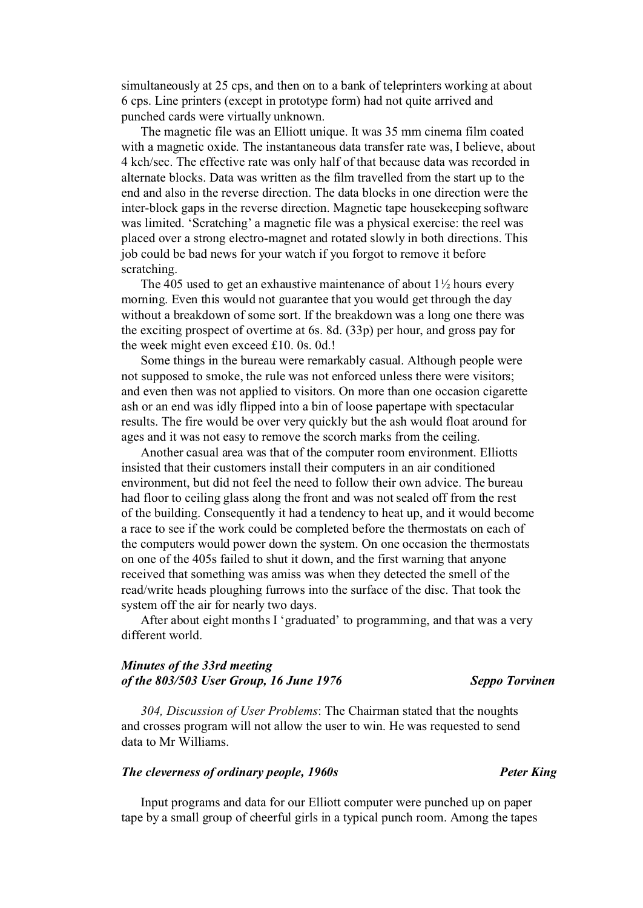simultaneously at 25 cps, and then on to a bank of teleprinters working at about 6 cps. Line printers (except in prototype form) had not quite arrived and punched cards were virtually unknown.

The magnetic file was an Elliott unique. It was 35 mm cinema film coated with a magnetic oxide. The instantaneous data transfer rate was, I believe, about 4 kch/sec. The effective rate was only half of that because data was recorded in alternate blocks. Data was written as the film travelled from the start up to the end and also in the reverse direction. The data blocks in one direction were the inter-block gaps in the reverse direction. Magnetic tape housekeeping software was limited. 'Scratching' a magnetic file was a physical exercise: the reel was placed over a strong electro-magnet and rotated slowly in both directions. This job could be bad news for your watch if you forgot to remove it before scratching.

The 405 used to get an exhaustive maintenance of about 1½ hours every morning. Even this would not guarantee that you would get through the day without a breakdown of some sort. If the breakdown was a long one there was the exciting prospect of overtime at 6s. 8d. (33p) per hour, and gross pay for the week might even exceed £10. 0s. 0d.!

Some things in the bureau were remarkably casual. Although people were not supposed to smoke, the rule was not enforced unless there were visitors; and even then was not applied to visitors. On more than one occasion cigarette ash or an end was idly flipped into a bin of loose papertape with spectacular results. The fire would be over very quickly but the ash would float around for ages and it was not easy to remove the scorch marks from the ceiling.

Another casual area was that of the computer room environment. Elliotts insisted that their customers install their computers in an air conditioned environment, but did not feel the need to follow their own advice. The bureau had floor to ceiling glass along the front and was not sealed off from the rest of the building. Consequently it had a tendency to heat up, and it would become a race to see if the work could be completed before the thermostats on each of the computers would power down the system. On one occasion the thermostats on one of the 405s failed to shut it down, and the first warning that anyone received that something was amiss was when they detected the smell of the read/write heads ploughing furrows into the surface of the disc. That took the system off the air for nearly two days.

After about eight months I 'graduated' to programming, and that was a very different world.

### *Minutes of the 33rd meeting of the 803/503 User Group, 16 June 1976* — *Seppo Torvinen*

*304, Discussion of User Problems*: The Chairman stated that the noughts and crosses program will not allow the user to win. He was requested to send data to Mr Williams.

### *The cleverness of ordinary people, 1960s* — *Peter King*

Input programs and data for our Elliott computer were punched up on paper tape by a small group of cheerful girls in a typical punch room. Among the tapes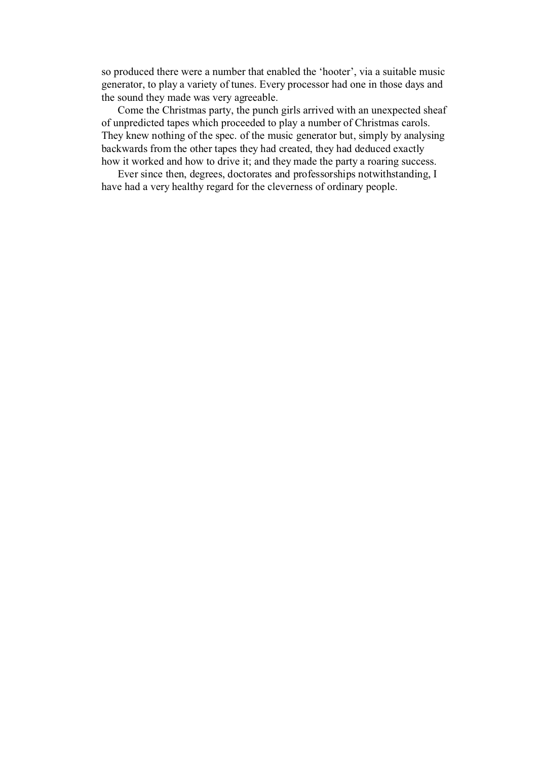so produced there were a number that enabled the ‘hooter’, via a suitable music generator, to play a variety of tunes. Every processor had one in those days and the sound they made was very agreeable.

Come the Christmas party, the punch girls arrived with an unexpected sheaf of unpredicted tapes which proceeded to play a number of Christmas carols. They knew nothing of the spec. of the music generator but, simply by analysing backwards from the other tapes they had created, they had deduced exactly how it worked and how to drive it; and they made the party a roaring success.

Ever since then, degrees, doctorates and professorships notwithstanding, I have had a very healthy regard for the cleverness of ordinary people.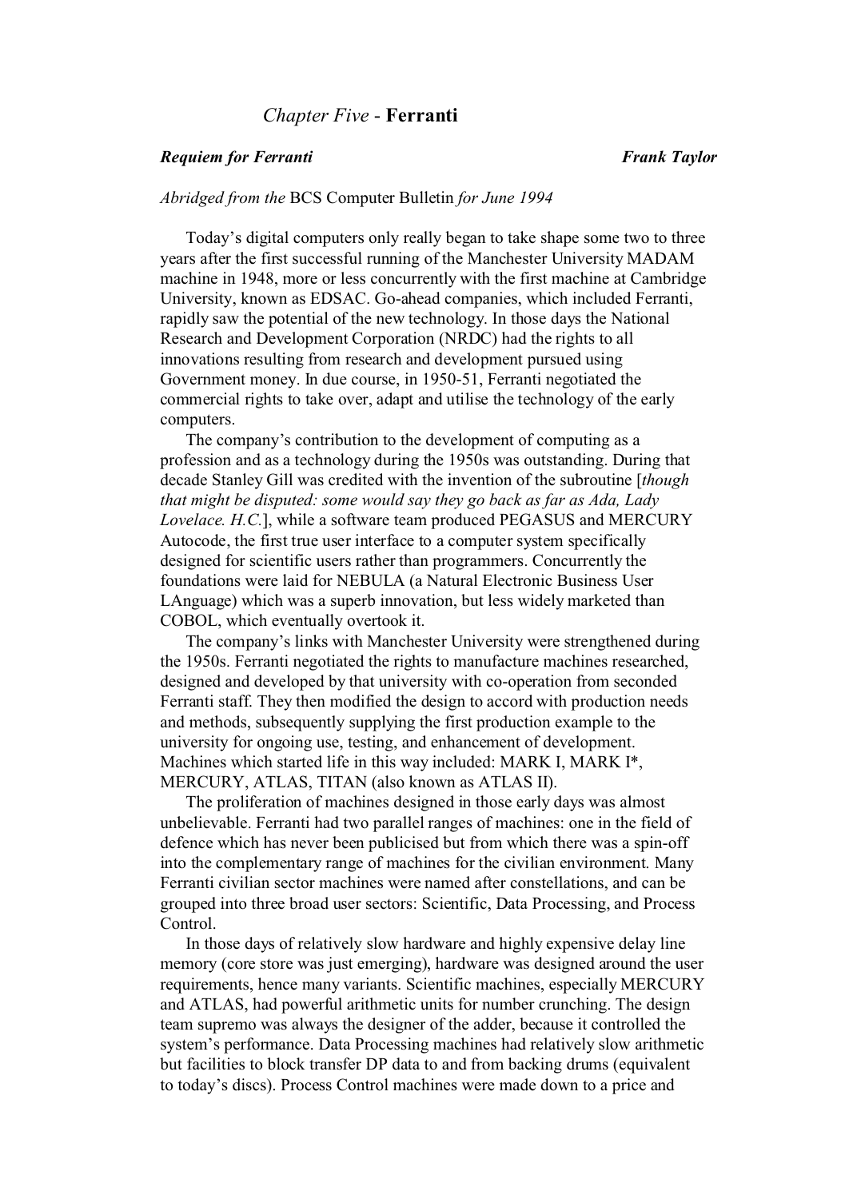# *Chapter Five* - **Ferranti**

***Requiem for Ferranti*** **Frank Taylor**

*Abridged from the* BCS Computer Bulletin *for June 1994*

Today's digital computers only really began to take shape some two to three years after the first successful running of the Manchester University MADAM machine in 1948, more or less concurrently with the first machine at Cambridge University, known as EDSAC. Go-ahead companies, which included Ferranti, rapidly saw the potential of the new technology. In those days the National Research and Development Corporation (NRDC) had the rights to all innovations resulting from research and development pursued using Government money. In due course, in 1950-51, Ferranti negotiated the commercial rights to take over, adapt and utilise the technology of the early computers.

The company's contribution to the development of computing as a profession and as a technology during the 1950s was outstanding. During that decade Stanley Gill was credited with the invention of the subroutine [*though that might be disputed: some would say they go back as far as Ada, Lady Lovelace. H.C.*], while a software team produced PEGASUS and MERCURY Autocode, the first true user interface to a computer system specifically designed for scientific users rather than programmers. Concurrently the foundations were laid for NEBULA (a Natural Electronic Business User LAnguage) which was a superb innovation, but less widely marketed than COBOL, which eventually overtook it.

The company's links with Manchester University were strengthened during the 1950s. Ferranti negotiated the rights to manufacture machines researched, designed and developed by that university with co-operation from seconded Ferranti staff. They then modified the design to accord with production needs and methods, subsequently supplying the first production example to the university for ongoing use, testing, and enhancement of development. Machines which started life in this way included: MARK I, MARK I*, MERCURY, ATLAS, TITAN (also known as ATLAS II).

The proliferation of machines designed in those early days was almost unbelievable. Ferranti had two parallel ranges of machines: one in the field of defence which has never been publicised but from which there was a spin-off into the complementary range of machines for the civilian environment. Many Ferranti civilian sector machines were named after constellations, and can be grouped into three broad user sectors: Scientific, Data Processing, and Process Control.

In those days of relatively slow hardware and highly expensive delay line memory (core store was just emerging), hardware was designed around the user requirements, hence many variants. Scientific machines, especially MERCURY and ATLAS, had powerful arithmetic units for number crunching. The design team supremo was always the designer of the adder, because it controlled the system's performance. Data Processing machines had relatively slow arithmetic but facilities to block transfer DP data to and from backing drums (equivalent to today's discs). Process Control machines were made down to a price and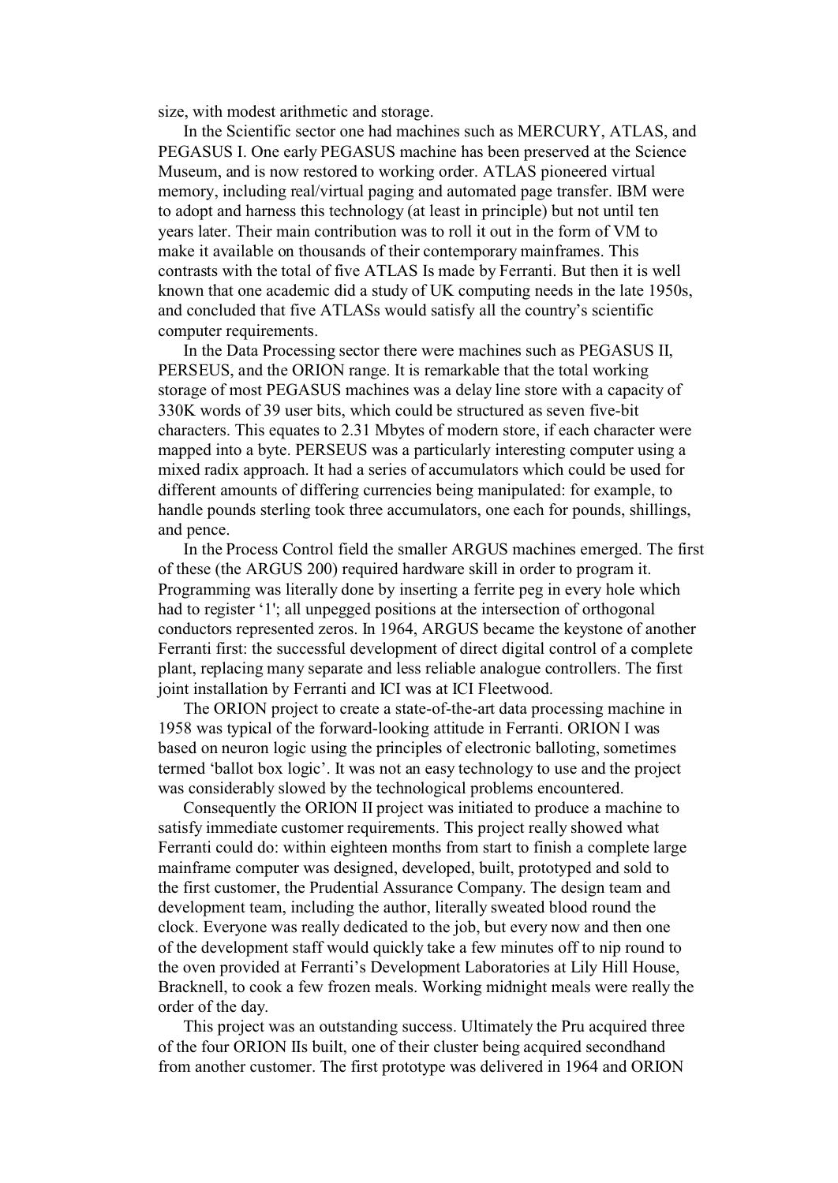size, with modest arithmetic and storage.

In the Scientific sector one had machines such as MERCURY, ATLAS, and PEGASUS I. One early PEGASUS machine has been preserved at the Science Museum, and is now restored to working order. ATLAS pioneered virtual memory, including real/virtual paging and automated page transfer. IBM were to adopt and harness this technology (at least in principle) but not until ten years later. Their main contribution was to roll it out in the form of VM to make it available on thousands of their contemporary mainframes. This contrasts with the total of five ATLAS Is made by Ferranti. But then it is well known that one academic did a study of UK computing needs in the late 1950s, and concluded that five ATLASs would satisfy all the country's scientific computer requirements.

In the Data Processing sector there were machines such as PEGASUS II, PERSEUS, and the ORION range. It is remarkable that the total working storage of most PEGASUS machines was a delay line store with a capacity of 330K words of 39 user bits, which could be structured as seven five-bit characters. This equates to 2.31 Mbytes of modern store, if each character were mapped into a byte. PERSEUS was a particularly interesting computer using a mixed radix approach. It had a series of accumulators which could be used for different amounts of differing currencies being manipulated: for example, to handle pounds sterling took three accumulators, one each for pounds, shillings, and pence.

In the Process Control field the smaller ARGUS machines emerged. The first of these (the ARGUS 200) required hardware skill in order to program it. Programming was literally done by inserting a ferrite peg in every hole which had to register '1'; all unpegged positions at the intersection of orthogonal conductors represented zeros. In 1964, ARGUS became the keystone of another Ferranti first: the successful development of direct digital control of a complete plant, replacing many separate and less reliable analogue controllers. The first joint installation by Ferranti and ICI was at ICI Fleetwood.

The ORION project to create a state-of-the-art data processing machine in 1958 was typical of the forward-looking attitude in Ferranti. ORION I was based on neuron logic using the principles of electronic balloting, sometimes termed 'ballot box logic'. It was not an easy technology to use and the project was considerably slowed by the technological problems encountered.

Consequently the ORION II project was initiated to produce a machine to satisfy immediate customer requirements. This project really showed what Ferranti could do: within eighteen months from start to finish a complete large mainframe computer was designed, developed, built, prototyped and sold to the first customer, the Prudential Assurance Company. The design team and development team, including the author, literally sweated blood round the clock. Everyone was really dedicated to the job, but every now and then one of the development staff would quickly take a few minutes off to nip round to the oven provided at Ferranti's Development Laboratories at Lily Hill House, Bracknell, to cook a few frozen meals. Working midnight meals were really the order of the day.

This project was an outstanding success. Ultimately the Pru acquired three of the four ORION IIs built, one of their cluster being acquired secondhand from another customer. The first prototype was delivered in 1964 and ORION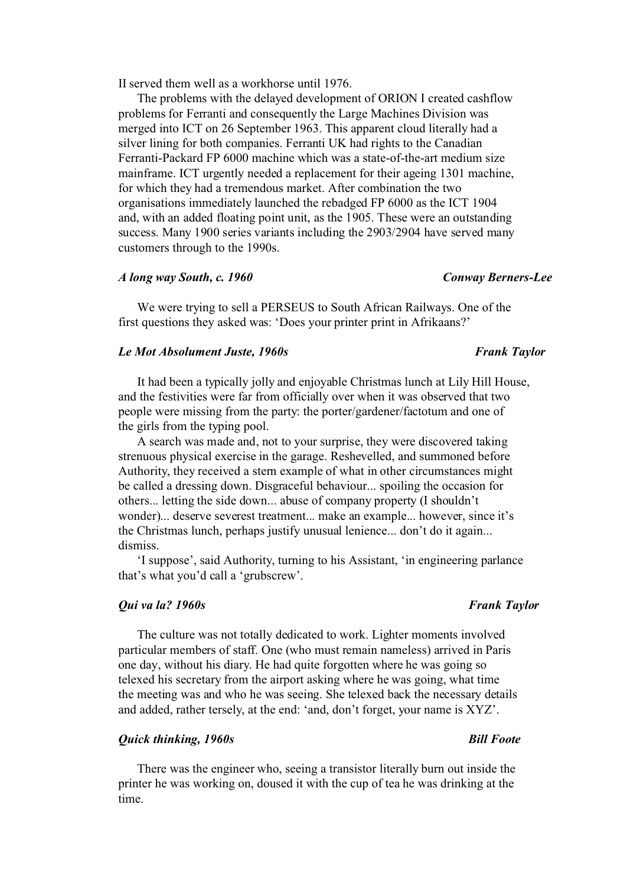II served them well as a workhorse until 1976.

The problems with the delayed development of ORION I created cashflow problems for Ferranti and consequently the Large Machines Division was merged into ICT on 26 September 1963. This apparent cloud literally had a silver lining for both companies. Ferranti UK had rights to the Canadian Ferranti-Packard FP 6000 machine which was a state-of-the-art medium size mainframe. ICT urgently needed a replacement for their ageing 1301 machine, for which they had a tremendous market. After combination the two organisations immediately launched the rebadged FP 6000 as the ICT 1904 and, with an added floating point unit, as the 1905. These were an outstanding success. Many 1900 series variants including the 2903/2904 have served many customers through to the 1990s.

### *A long way South, c. 1960* — *Conway Berners-Lee*

We were trying to sell a PERSEUS to South African Railways. One of the first questions they asked was: 'Does your printer print in Afrikaans?'

### *Le Mot Absolument Juste, 1960s* — *Frank Taylor*

It had been a typically jolly and enjoyable Christmas lunch at Lily Hill House, and the festivities were far from officially over when it was observed that two people were missing from the party: the porter/gardener/factotum and one of the girls from the typing pool.

A search was made and, not to your surprise, they were discovered taking strenuous physical exercise in the garage. Reshevelled, and summoned before Authority, they received a stern example of what in other circumstances might be called a dressing down. Disgraceful behaviour... spoiling the occasion for others... letting the side down... abuse of company property (I shouldn't wonder)... deserve severest treatment... make an example... however, since it's the Christmas lunch, perhaps justify unusual lenience... don't do it again... dismiss.

'I suppose', said Authority, turning to his Assistant, 'in engineering parlance that's what you'd call a 'grubscrew'.

### *Qui va la? 1960s* — *Frank Taylor*

The culture was not totally dedicated to work. Lighter moments involved particular members of staff. One (who must remain nameless) arrived in Paris one day, without his diary. He had quite forgotten where he was going so telexed his secretary from the airport asking where he was going, what time the meeting was and who he was seeing. She telexed back the necessary details and added, rather tersely, at the end: 'and, don't forget, your name is XYZ'.

### *Quick thinking, 1960s* — *Bill Foote*

There was the engineer who, seeing a transistor literally burn out inside the printer he was working on, doused it with the cup of tea he was drinking at the time.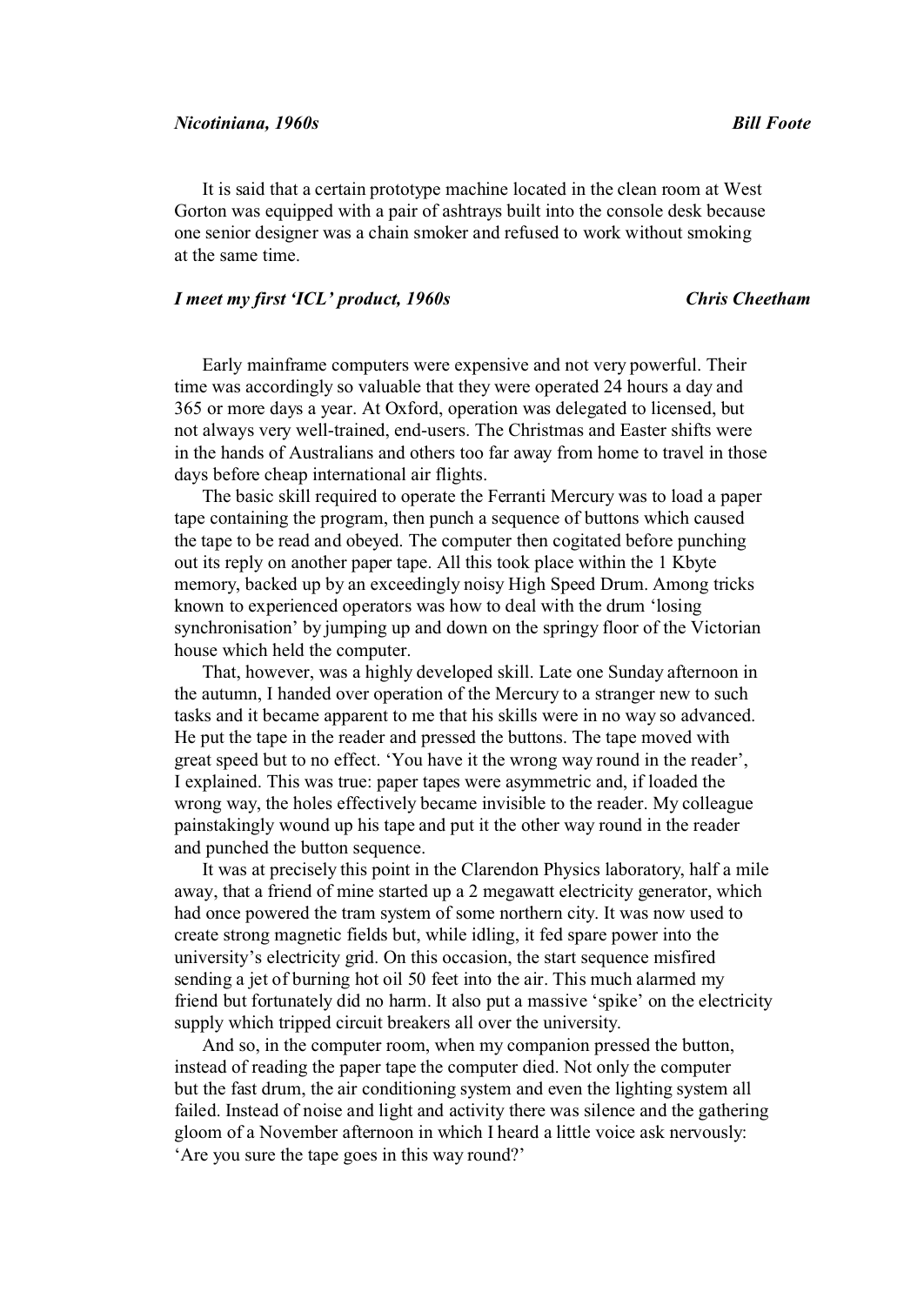### *Nicotiniana, 1960s* — **Bill Foote**

It is said that a certain prototype machine located in the clean room at West Gorton was equipped with a pair of ashtrays built into the console desk because one senior designer was a chain smoker and refused to work without smoking at the same time.

### *I meet my first 'ICL' product, 1960s* — **Chris Cheetham**

Early mainframe computers were expensive and not very powerful. Their time was accordingly so valuable that they were operated 24 hours a day and 365 or more days a year. At Oxford, operation was delegated to licensed, but not always very well-trained, end-users. The Christmas and Easter shifts were in the hands of Australians and others too far away from home to travel in those days before cheap international air flights.

The basic skill required to operate the Ferranti Mercury was to load a paper tape containing the program, then punch a sequence of buttons which caused the tape to be read and obeyed. The computer then cogitated before punching out its reply on another paper tape. All this took place within the 1 Kbyte memory, backed up by an exceedingly noisy High Speed Drum. Among tricks known to experienced operators was how to deal with the drum 'losing synchronisation' by jumping up and down on the springy floor of the Victorian house which held the computer.

That, however, was a highly developed skill. Late one Sunday afternoon in the autumn, I handed over operation of the Mercury to a stranger new to such tasks and it became apparent to me that his skills were in no way so advanced. He put the tape in the reader and pressed the buttons. The tape moved with great speed but to no effect. 'You have it the wrong way round in the reader', I explained. This was true: paper tapes were asymmetric and, if loaded the wrong way, the holes effectively became invisible to the reader. My colleague painstakingly wound up his tape and put it the other way round in the reader and punched the button sequence.

It was at precisely this point in the Clarendon Physics laboratory, half a mile away, that a friend of mine started up a 2 megawatt electricity generator, which had once powered the tram system of some northern city. It was now used to create strong magnetic fields but, while idling, it fed spare power into the university's electricity grid. On this occasion, the start sequence misfired sending a jet of burning hot oil 50 feet into the air. This much alarmed my friend but fortunately did no harm. It also put a massive 'spike' on the electricity supply which tripped circuit breakers all over the university.

And so, in the computer room, when my companion pressed the button, instead of reading the paper tape the computer died. Not only the computer but the fast drum, the air conditioning system and even the lighting system all failed. Instead of noise and light and activity there was silence and the gathering gloom of a November afternoon in which I heard a little voice ask nervously: 'Are you sure the tape goes in this way round?'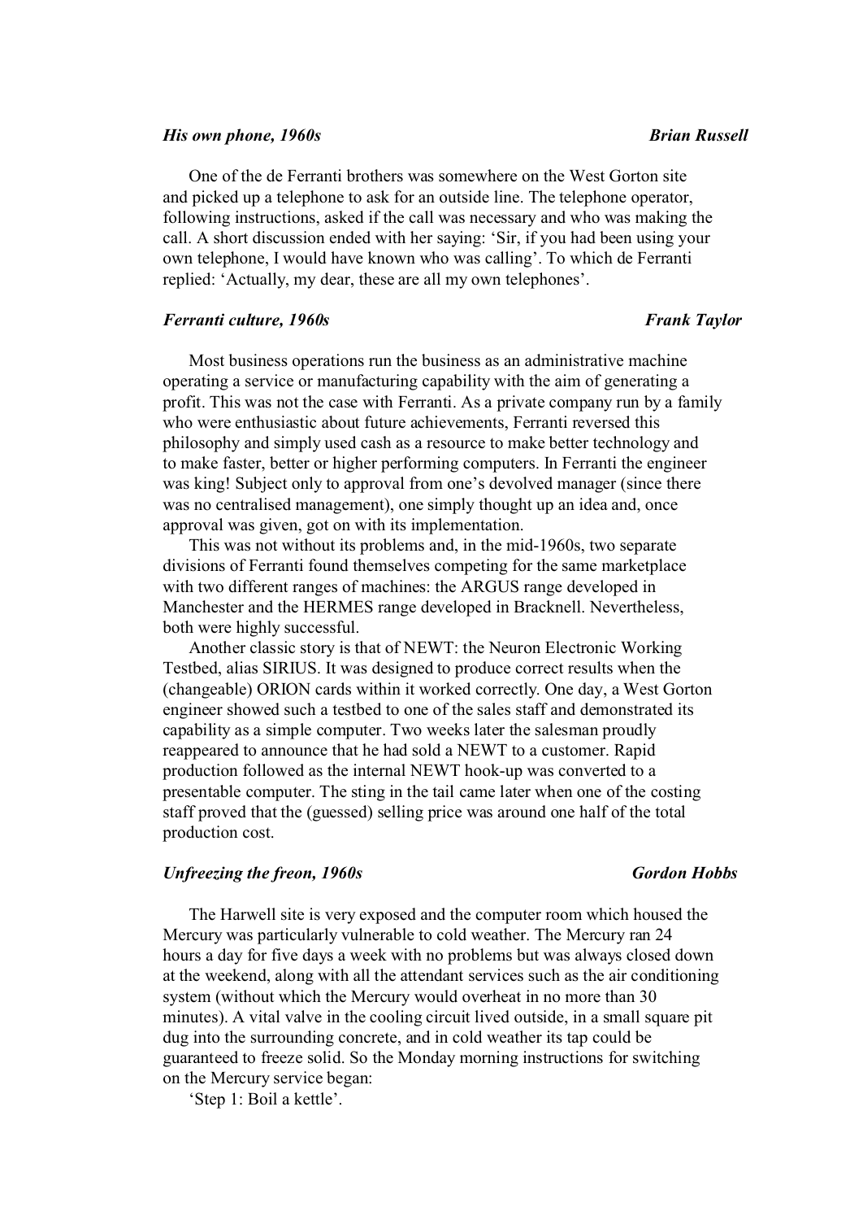### *His own phone, 1960s* — ***Brian Russell***

One of the de Ferranti brothers was somewhere on the West Gorton site and picked up a telephone to ask for an outside line. The telephone operator, following instructions, asked if the call was necessary and who was making the call. A short discussion ended with her saying: 'Sir, if you had been using your own telephone, I would have known who was calling'. To which de Ferranti replied: 'Actually, my dear, these are all my own telephones'.

### *Ferranti culture, 1960s* — ***Frank Taylor***

Most business operations run the business as an administrative machine operating a service or manufacturing capability with the aim of generating a profit. This was not the case with Ferranti. As a private company run by a family who were enthusiastic about future achievements, Ferranti reversed this philosophy and simply used cash as a resource to make better technology and to make faster, better or higher performing computers. In Ferranti the engineer was king! Subject only to approval from one's devolved manager (since there was no centralised management), one simply thought up an idea and, once approval was given, got on with its implementation.

This was not without its problems and, in the mid-1960s, two separate divisions of Ferranti found themselves competing for the same marketplace with two different ranges of machines: the ARGUS range developed in Manchester and the HERMES range developed in Bracknell. Nevertheless, both were highly successful.

Another classic story is that of NEWT: the Neuron Electronic Working Testbed, alias SIRIUS. It was designed to produce correct results when the (changeable) ORION cards within it worked correctly. One day, a West Gorton engineer showed such a testbed to one of the sales staff and demonstrated its capability as a simple computer. Two weeks later the salesman proudly reappeared to announce that he had sold a NEWT to a customer. Rapid production followed as the internal NEWT hook-up was converted to a presentable computer. The sting in the tail came later when one of the costing staff proved that the (guessed) selling price was around one half of the total production cost.

### *Unfreezing the freon, 1960s* — ***Gordon Hobbs***

The Harwell site is very exposed and the computer room which housed the Mercury was particularly vulnerable to cold weather. The Mercury ran 24 hours a day for five days a week with no problems but was always closed down at the weekend, along with all the attendant services such as the air conditioning system (without which the Mercury would overheat in no more than 30 minutes). A vital valve in the cooling circuit lived outside, in a small square pit dug into the surrounding concrete, and in cold weather its tap could be guaranteed to freeze solid. So the Monday morning instructions for switching on the Mercury service began:

'Step 1: Boil a kettle'.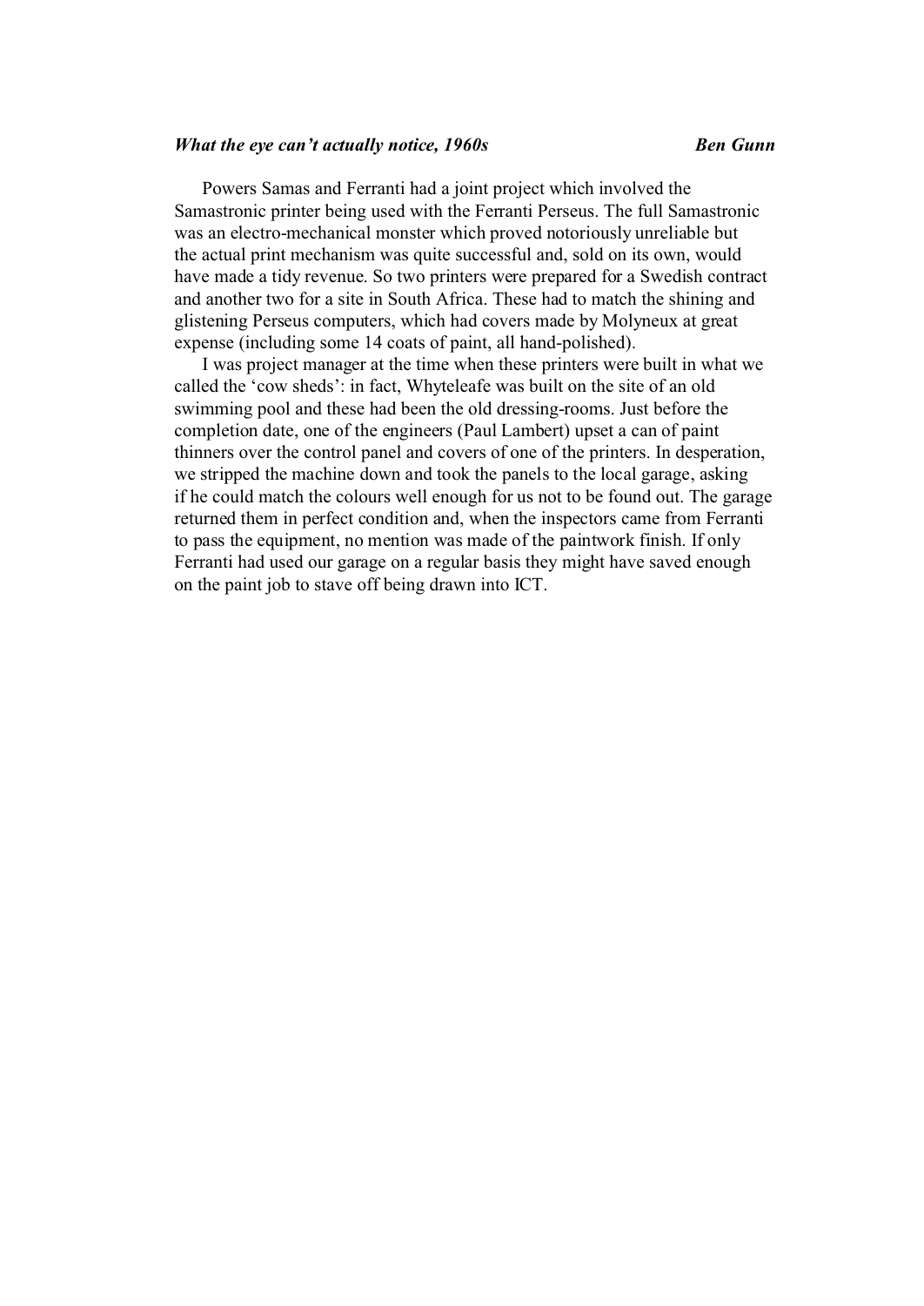### *What the eye can't actually notice, 1960s* **Ben Gunn**

Powers Samas and Ferranti had a joint project which involved the Samastronic printer being used with the Ferranti Perseus. The full Samastronic was an electro-mechanical monster which proved notoriously unreliable but the actual print mechanism was quite successful and, sold on its own, would have made a tidy revenue. So two printers were prepared for a Swedish contract and another two for a site in South Africa. These had to match the shining and glistening Perseus computers, which had covers made by Molyneux at great expense (including some 14 coats of paint, all hand-polished).

I was project manager at the time when these printers were built in what we called the 'cow sheds': in fact, Whyteleafe was built on the site of an old swimming pool and these had been the old dressing-rooms. Just before the completion date, one of the engineers (Paul Lambert) upset a can of paint thinners over the control panel and covers of one of the printers. In desperation, we stripped the machine down and took the panels to the local garage, asking if he could match the colours well enough for us not to be found out. The garage returned them in perfect condition and, when the inspectors came from Ferranti to pass the equipment, no mention was made of the paintwork finish. If only Ferranti had used our garage on a regular basis they might have saved enough on the paint job to stave off being drawn into ICT.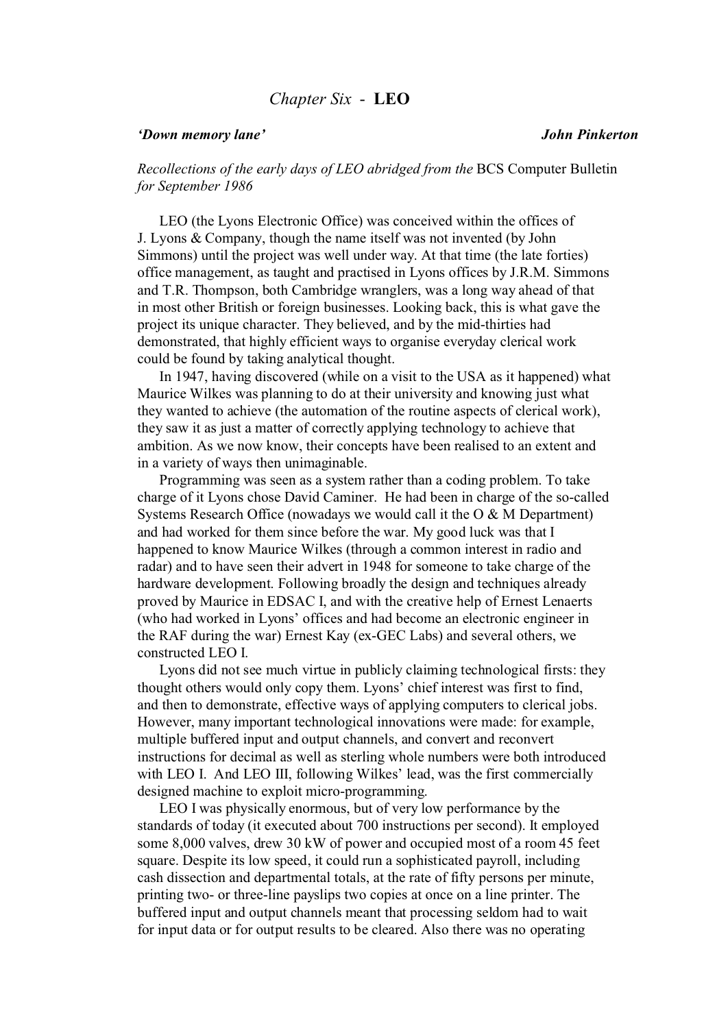# *Chapter Six* - **LEO**

***'Down memory lane'*** **John Pinkerton**

*Recollections of the early days of LEO abridged from the* BCS Computer Bulletin *for September 1986*

LEO (the Lyons Electronic Office) was conceived within the offices of J. Lyons & Company, though the name itself was not invented (by John Simmons) until the project was well under way. At that time (the late forties) office management, as taught and practised in Lyons offices by J.R.M. Simmons and T.R. Thompson, both Cambridge wranglers, was a long way ahead of that in most other British or foreign businesses. Looking back, this is what gave the project its unique character. They believed, and by the mid-thirties had demonstrated, that highly efficient ways to organise everyday clerical work could be found by taking analytical thought.

In 1947, having discovered (while on a visit to the USA as it happened) what Maurice Wilkes was planning to do at their university and knowing just what they wanted to achieve (the automation of the routine aspects of clerical work), they saw it as just a matter of correctly applying technology to achieve that ambition. As we now know, their concepts have been realised to an extent and in a variety of ways then unimaginable.

Programming was seen as a system rather than a coding problem. To take charge of it Lyons chose David Caminer. He had been in charge of the so-called Systems Research Office (nowadays we would call it the O & M Department) and had worked for them since before the war. My good luck was that I happened to know Maurice Wilkes (through a common interest in radio and radar) and to have seen their advert in 1948 for someone to take charge of the hardware development. Following broadly the design and techniques already proved by Maurice in EDSAC I, and with the creative help of Ernest Lenaerts (who had worked in Lyons' offices and had become an electronic engineer in the RAF during the war) Ernest Kay (ex-GEC Labs) and several others, we constructed LEO I.

Lyons did not see much virtue in publicly claiming technological firsts: they thought others would only copy them. Lyons' chief interest was first to find, and then to demonstrate, effective ways of applying computers to clerical jobs. However, many important technological innovations were made: for example, multiple buffered input and output channels, and convert and reconvert instructions for decimal as well as sterling whole numbers were both introduced with LEO I. And LEO III, following Wilkes' lead, was the first commercially designed machine to exploit micro-programming.

LEO I was physically enormous, but of very low performance by the standards of today (it executed about 700 instructions per second). It employed some 8,000 valves, drew 30 kW of power and occupied most of a room 45 feet square. Despite its low speed, it could run a sophisticated payroll, including cash dissection and departmental totals, at the rate of fifty persons per minute, printing two- or three-line payslips two copies at once on a line printer. The buffered input and output channels meant that processing seldom had to wait for input data or for output results to be cleared. Also there was no operating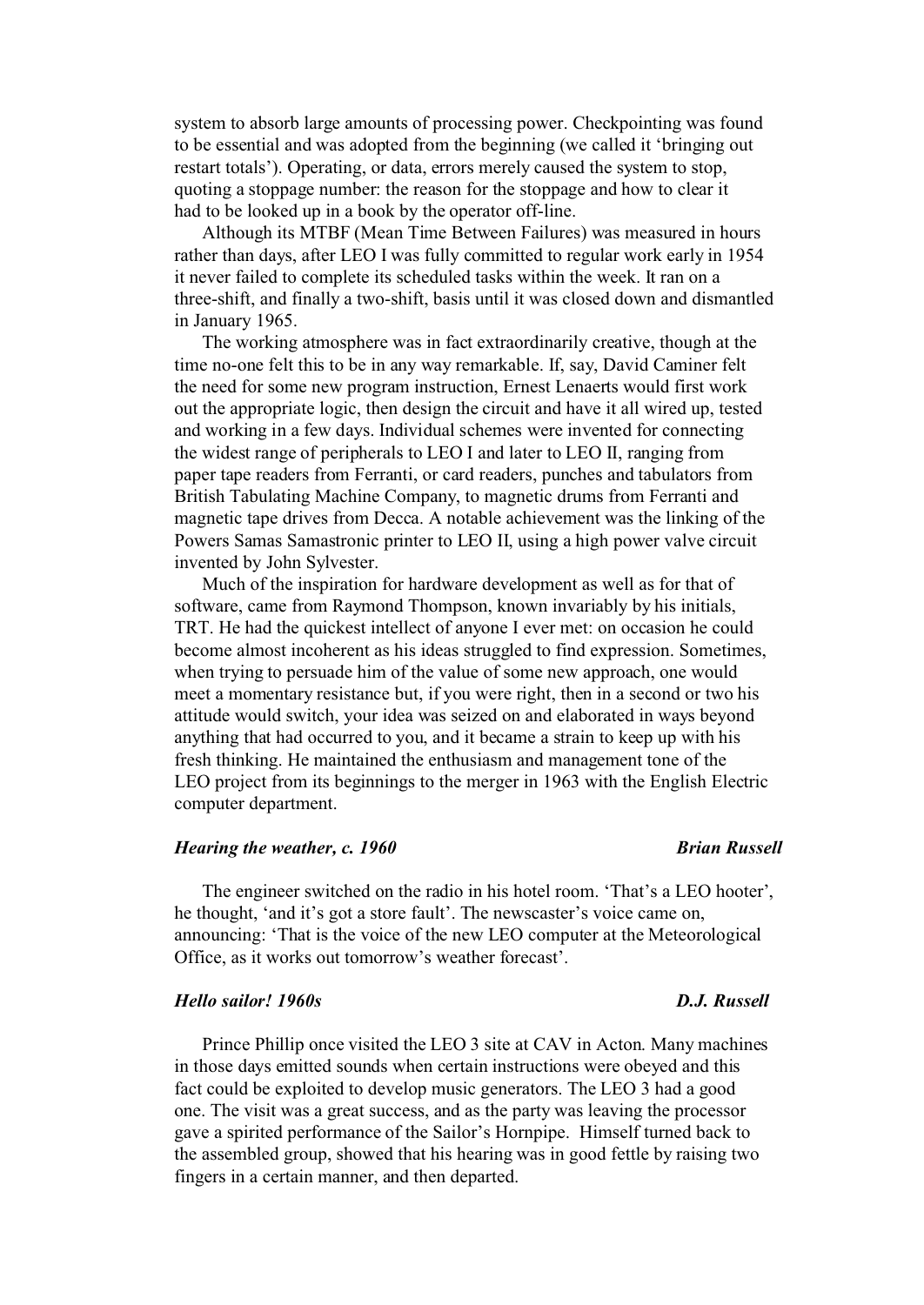system to absorb large amounts of processing power. Checkpointing was found to be essential and was adopted from the beginning (we called it 'bringing out restart totals'). Operating, or data, errors merely caused the system to stop, quoting a stoppage number: the reason for the stoppage and how to clear it had to be looked up in a book by the operator off-line.

Although its MTBF (Mean Time Between Failures) was measured in hours rather than days, after LEO I was fully committed to regular work early in 1954 it never failed to complete its scheduled tasks within the week. It ran on a three-shift, and finally a two-shift, basis until it was closed down and dismantled in January 1965.

The working atmosphere was in fact extraordinarily creative, though at the time no-one felt this to be in any way remarkable. If, say, David Caminer felt the need for some new program instruction, Ernest Lenaerts would first work out the appropriate logic, then design the circuit and have it all wired up, tested and working in a few days. Individual schemes were invented for connecting the widest range of peripherals to LEO I and later to LEO II, ranging from paper tape readers from Ferranti, or card readers, punches and tabulators from British Tabulating Machine Company, to magnetic drums from Ferranti and magnetic tape drives from Decca. A notable achievement was the linking of the Powers Samas Samastronic printer to LEO II, using a high power valve circuit invented by John Sylvester.

Much of the inspiration for hardware development as well as for that of software, came from Raymond Thompson, known invariably by his initials, TRT. He had the quickest intellect of anyone I ever met: on occasion he could become almost incoherent as his ideas struggled to find expression. Sometimes, when trying to persuade him of the value of some new approach, one would meet a momentary resistance but, if you were right, then in a second or two his attitude would switch, your idea was seized on and elaborated in ways beyond anything that had occurred to you, and it became a strain to keep up with his fresh thinking. He maintained the enthusiasm and management tone of the LEO project from its beginnings to the merger in 1963 with the English Electric computer department.

### *Hearing the weather, c. 1960* — *Brian Russell*

The engineer switched on the radio in his hotel room. 'That's a LEO hooter', he thought, 'and it's got a store fault'. The newscaster's voice came on, announcing: 'That is the voice of the new LEO computer at the Meteorological Office, as it works out tomorrow's weather forecast'.

### *Hello sailor! 1960s* — *D.J. Russell*

Prince Phillip once visited the LEO 3 site at CAV in Acton. Many machines in those days emitted sounds when certain instructions were obeyed and this fact could be exploited to develop music generators. The LEO 3 had a good one. The visit was a great success, and as the party was leaving the processor gave a spirited performance of the Sailor's Hornpipe. Himself turned back to the assembled group, showed that his hearing was in good fettle by raising two fingers in a certain manner, and then departed.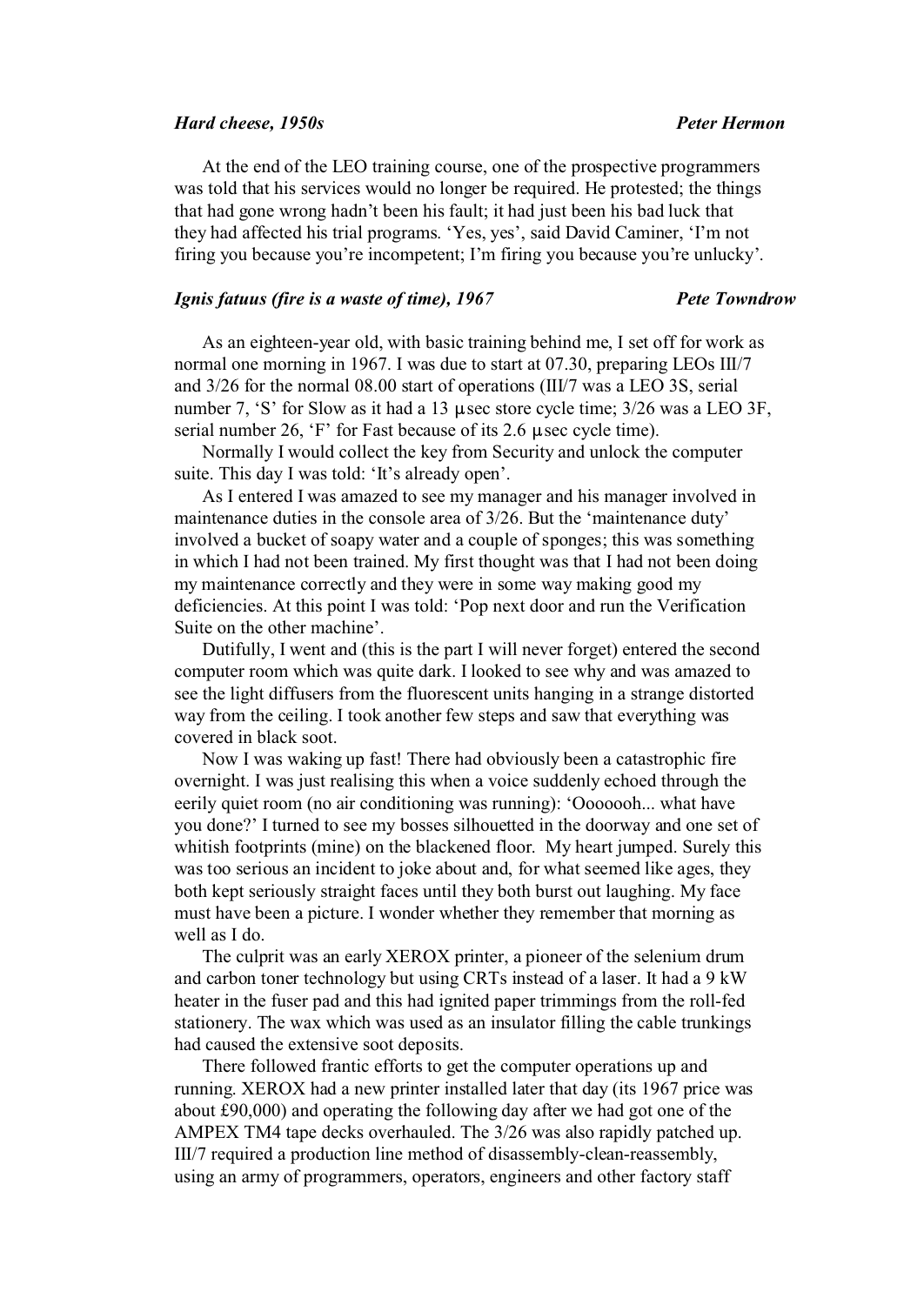### *Hard cheese, 1950s* — ***Peter Hermon***

At the end of the LEO training course, one of the prospective programmers was told that his services would no longer be required. He protested; the things that had gone wrong hadn't been his fault; it had just been his bad luck that they had affected his trial programs. 'Yes, yes', said David Caminer, 'I'm not firing you because you're incompetent; I'm firing you because you're unlucky'.

### *Ignis fatuus (fire is a waste of time), 1967* — ***Pete Towndrow***

As an eighteen-year old, with basic training behind me, I set off for work as normal one morning in 1967. I was due to start at 07.30, preparing LEOs III/7 and 3/26 for the normal 08.00 start of operations (III/7 was a LEO 3S, serial number 7, 'S' for Slow as it had a 13 µsec store cycle time; 3/26 was a LEO 3F, serial number 26, 'F' for Fast because of its 2.6 µsec cycle time).

Normally I would collect the key from Security and unlock the computer suite. This day I was told: 'It's already open'.

As I entered I was amazed to see my manager and his manager involved in maintenance duties in the console area of 3/26. But the 'maintenance duty' involved a bucket of soapy water and a couple of sponges; this was something in which I had not been trained. My first thought was that I had not been doing my maintenance correctly and they were in some way making good my deficiencies. At this point I was told: 'Pop next door and run the Verification Suite on the other machine'.

Dutifully, I went and (this is the part I will never forget) entered the second computer room which was quite dark. I looked to see why and was amazed to see the light diffusers from the fluorescent units hanging in a strange distorted way from the ceiling. I took another few steps and saw that everything was covered in black soot.

Now I was waking up fast! There had obviously been a catastrophic fire overnight. I was just realising this when a voice suddenly echoed through the eerily quiet room (no air conditioning was running): 'Ooooooh... what have you done?' I turned to see my bosses silhouetted in the doorway and one set of whitish footprints (mine) on the blackened floor. My heart jumped. Surely this was too serious an incident to joke about and, for what seemed like ages, they both kept seriously straight faces until they both burst out laughing. My face must have been a picture. I wonder whether they remember that morning as well as I do.

The culprit was an early XEROX printer, a pioneer of the selenium drum and carbon toner technology but using CRTs instead of a laser. It had a 9 kW heater in the fuser pad and this had ignited paper trimmings from the roll-fed stationery. The wax which was used as an insulator filling the cable trunkings had caused the extensive soot deposits.

There followed frantic efforts to get the computer operations up and running. XEROX had a new printer installed later that day (its 1967 price was about £90,000) and operating the following day after we had got one of the AMPEX TM4 tape decks overhauled. The 3/26 was also rapidly patched up. III/7 required a production line method of disassembly-clean-reassembly, using an army of programmers, operators, engineers and other factory staff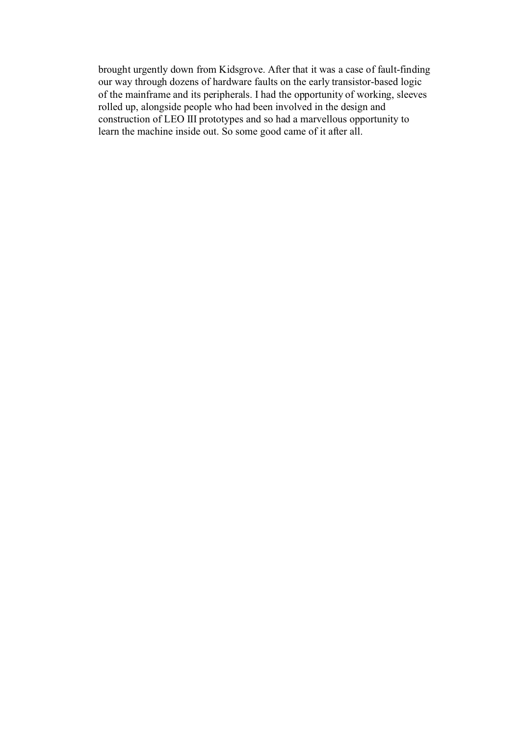brought urgently down from Kidsgrove. After that it was a case of fault-finding our way through dozens of hardware faults on the early transistor-based logic of the mainframe and its peripherals. I had the opportunity of working, sleeves rolled up, alongside people who had been involved in the design and construction of LEO III prototypes and so had a marvellous opportunity to learn the machine inside out. So some good came of it after all.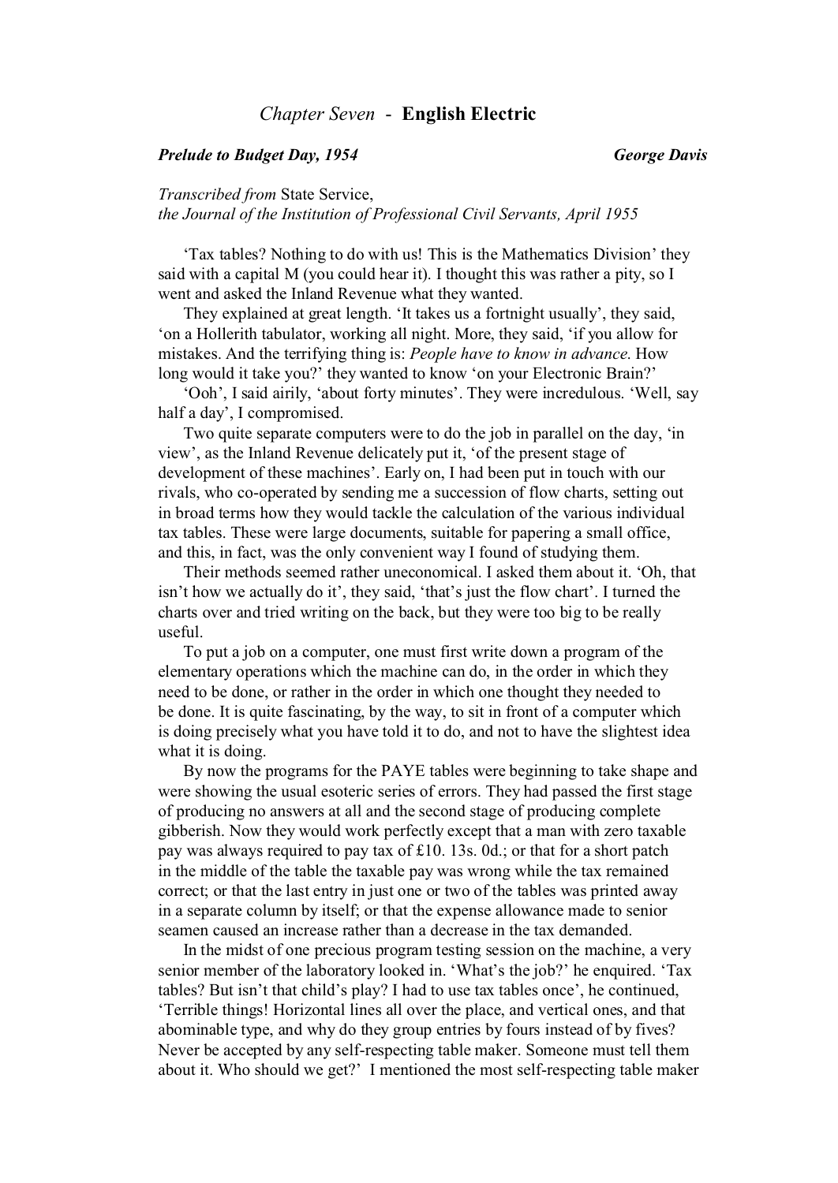# *Chapter Seven* - **English Electric**

***Prelude to Budget Day, 1954*** — ***George Davis***

*Transcribed from* State Service,
*the Journal of the Institution of Professional Civil Servants, April 1955*

'Tax tables? Nothing to do with us! This is the Mathematics Division' they said with a capital M (you could hear it). I thought this was rather a pity, so I went and asked the Inland Revenue what they wanted.

They explained at great length. 'It takes us a fortnight usually', they said, 'on a Hollerith tabulator, working all night. More, they said, 'if you allow for mistakes. And the terrifying thing is: *People have to know in advance.* How long would it take you?' they wanted to know 'on your Electronic Brain?'

'Ooh', I said airily, 'about forty minutes'. They were incredulous. 'Well, say half a day', I compromised.

Two quite separate computers were to do the job in parallel on the day, 'in view', as the Inland Revenue delicately put it, 'of the present stage of development of these machines'. Early on, I had been put in touch with our rivals, who co-operated by sending me a succession of flow charts, setting out in broad terms how they would tackle the calculation of the various individual tax tables. These were large documents, suitable for papering a small office, and this, in fact, was the only convenient way I found of studying them.

Their methods seemed rather uneconomical. I asked them about it. 'Oh, that isn't how we actually do it', they said, 'that's just the flow chart'. I turned the charts over and tried writing on the back, but they were too big to be really useful.

To put a job on a computer, one must first write down a program of the elementary operations which the machine can do, in the order in which they need to be done, or rather in the order in which one thought they needed to be done. It is quite fascinating, by the way, to sit in front of a computer which is doing precisely what you have told it to do, and not to have the slightest idea what it is doing.

By now the programs for the PAYE tables were beginning to take shape and were showing the usual esoteric series of errors. They had passed the first stage of producing no answers at all and the second stage of producing complete gibberish. Now they would work perfectly except that a man with zero taxable pay was always required to pay tax of £10. 13s. 0d.; or that for a short patch in the middle of the table the taxable pay was wrong while the tax remained correct; or that the last entry in just one or two of the tables was printed away in a separate column by itself; or that the expense allowance made to senior seamen caused an increase rather than a decrease in the tax demanded.

In the midst of one precious program testing session on the machine, a very senior member of the laboratory looked in. 'What's the job?' he enquired. 'Tax tables? But isn't that child's play? I had to use tax tables once', he continued, 'Terrible things! Horizontal lines all over the place, and vertical ones, and that abominable type, and why do they group entries by fours instead of by fives? Never be accepted by any self-respecting table maker. Someone must tell them about it. Who should we get?' I mentioned the most self-respecting table maker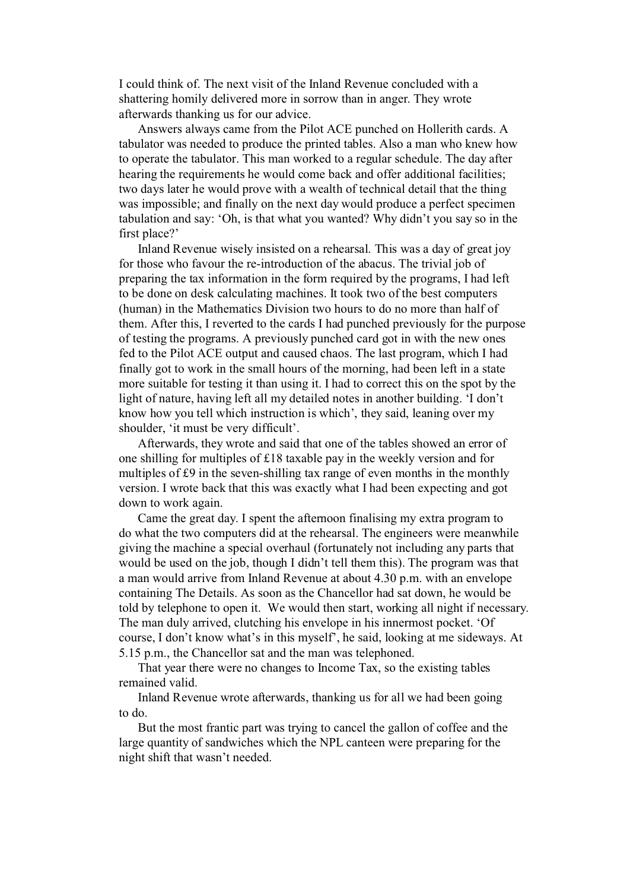I could think of. The next visit of the Inland Revenue concluded with a shattering homily delivered more in sorrow than in anger. They wrote afterwards thanking us for our advice.

Answers always came from the Pilot ACE punched on Hollerith cards. A tabulator was needed to produce the printed tables. Also a man who knew how to operate the tabulator. This man worked to a regular schedule. The day after hearing the requirements he would come back and offer additional facilities; two days later he would prove with a wealth of technical detail that the thing was impossible; and finally on the next day would produce a perfect specimen tabulation and say: 'Oh, is that what you wanted? Why didn't you say so in the first place?'

Inland Revenue wisely insisted on a rehearsal. This was a day of great joy for those who favour the re-introduction of the abacus. The trivial job of preparing the tax information in the form required by the programs, I had left to be done on desk calculating machines. It took two of the best computers (human) in the Mathematics Division two hours to do no more than half of them. After this, I reverted to the cards I had punched previously for the purpose of testing the programs. A previously punched card got in with the new ones fed to the Pilot ACE output and caused chaos. The last program, which I had finally got to work in the small hours of the morning, had been left in a state more suitable for testing it than using it. I had to correct this on the spot by the light of nature, having left all my detailed notes in another building. 'I don't know how you tell which instruction is which', they said, leaning over my shoulder, 'it must be very difficult'.

Afterwards, they wrote and said that one of the tables showed an error of one shilling for multiples of £18 taxable pay in the weekly version and for multiples of £9 in the seven-shilling tax range of even months in the monthly version. I wrote back that this was exactly what I had been expecting and got down to work again.

Came the great day. I spent the afternoon finalising my extra program to do what the two computers did at the rehearsal. The engineers were meanwhile giving the machine a special overhaul (fortunately not including any parts that would be used on the job, though I didn't tell them this). The program was that a man would arrive from Inland Revenue at about 4.30 p.m. with an envelope containing The Details. As soon as the Chancellor had sat down, he would be told by telephone to open it. We would then start, working all night if necessary. The man duly arrived, clutching his envelope in his innermost pocket. 'Of course, I don't know what's in this myself', he said, looking at me sideways. At 5.15 p.m., the Chancellor sat and the man was telephoned.

That year there were no changes to Income Tax, so the existing tables remained valid.

Inland Revenue wrote afterwards, thanking us for all we had been going to do.

But the most frantic part was trying to cancel the gallon of coffee and the large quantity of sandwiches which the NPL canteen were preparing for the night shift that wasn't needed.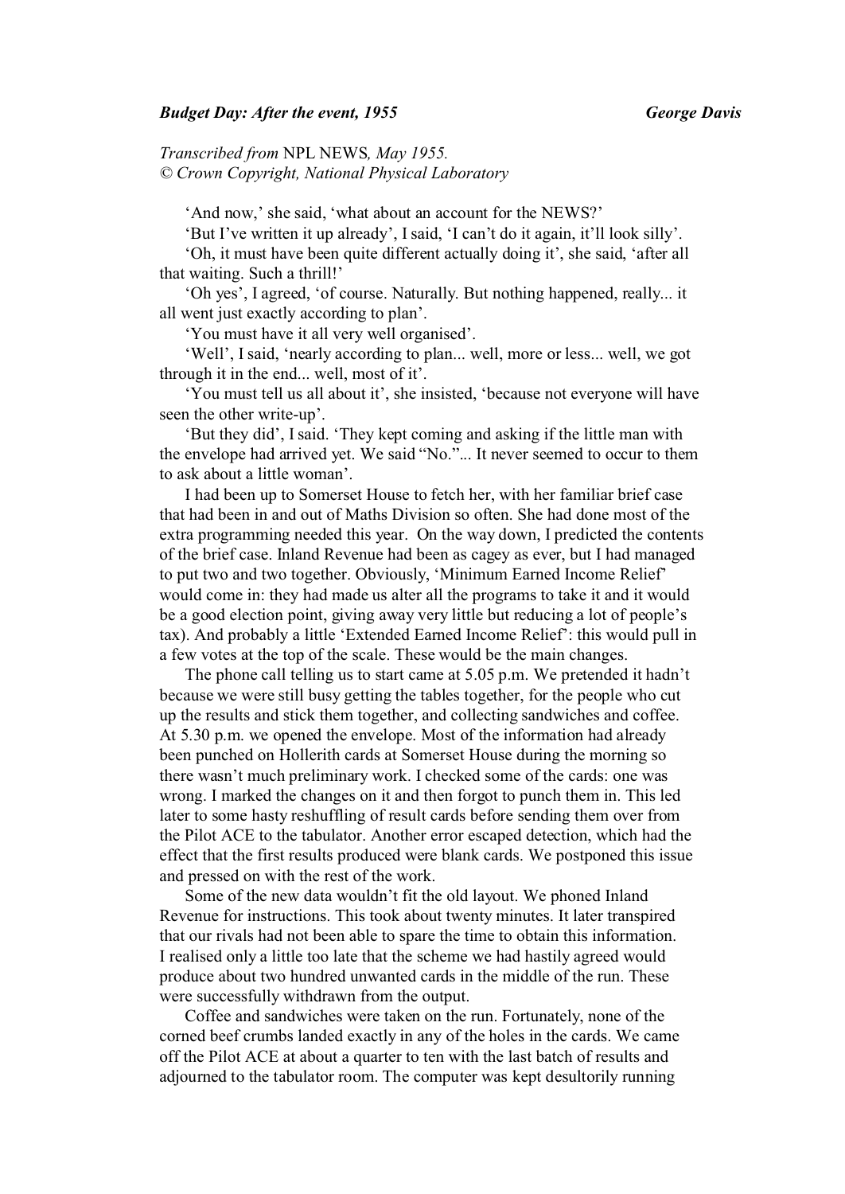***Budget Day: After the event, 1955*** ***George Davis***

*Transcribed from* NPL NEWS*, May 1955.*
*© Crown Copyright, National Physical Laboratory*

'And now,' she said, 'what about an account for the NEWS?'

'But I've written it up already', I said, 'I can't do it again, it'll look silly'.

'Oh, it must have been quite different actually doing it', she said, 'after all that waiting. Such a thrill!'

'Oh yes', I agreed, 'of course. Naturally. But nothing happened, really... it all went just exactly according to plan'.

'You must have it all very well organised'.

'Well', I said, 'nearly according to plan... well, more or less... well, we got through it in the end... well, most of it'.

'You must tell us all about it', she insisted, 'because not everyone will have seen the other write-up'.

'But they did', I said. 'They kept coming and asking if the little man with the envelope had arrived yet. We said "No."... It never seemed to occur to them to ask about a little woman'.

I had been up to Somerset House to fetch her, with her familiar brief case that had been in and out of Maths Division so often. She had done most of the extra programming needed this year. On the way down, I predicted the contents of the brief case. Inland Revenue had been as cagey as ever, but I had managed to put two and two together. Obviously, 'Minimum Earned Income Relief' would come in: they had made us alter all the programs to take it and it would be a good election point, giving away very little but reducing a lot of people's tax). And probably a little 'Extended Earned Income Relief': this would pull in a few votes at the top of the scale. These would be the main changes.

The phone call telling us to start came at 5.05 p.m. We pretended it hadn't because we were still busy getting the tables together, for the people who cut up the results and stick them together, and collecting sandwiches and coffee. At 5.30 p.m. we opened the envelope. Most of the information had already been punched on Hollerith cards at Somerset House during the morning so there wasn't much preliminary work. I checked some of the cards: one was wrong. I marked the changes on it and then forgot to punch them in. This led later to some hasty reshuffling of result cards before sending them over from the Pilot ACE to the tabulator. Another error escaped detection, which had the effect that the first results produced were blank cards. We postponed this issue and pressed on with the rest of the work.

Some of the new data wouldn't fit the old layout. We phoned Inland Revenue for instructions. This took about twenty minutes. It later transpired that our rivals had not been able to spare the time to obtain this information. I realised only a little too late that the scheme we had hastily agreed would produce about two hundred unwanted cards in the middle of the run. These were successfully withdrawn from the output.

Coffee and sandwiches were taken on the run. Fortunately, none of the corned beef crumbs landed exactly in any of the holes in the cards. We came off the Pilot ACE at about a quarter to ten with the last batch of results and adjourned to the tabulator room. The computer was kept desultorily running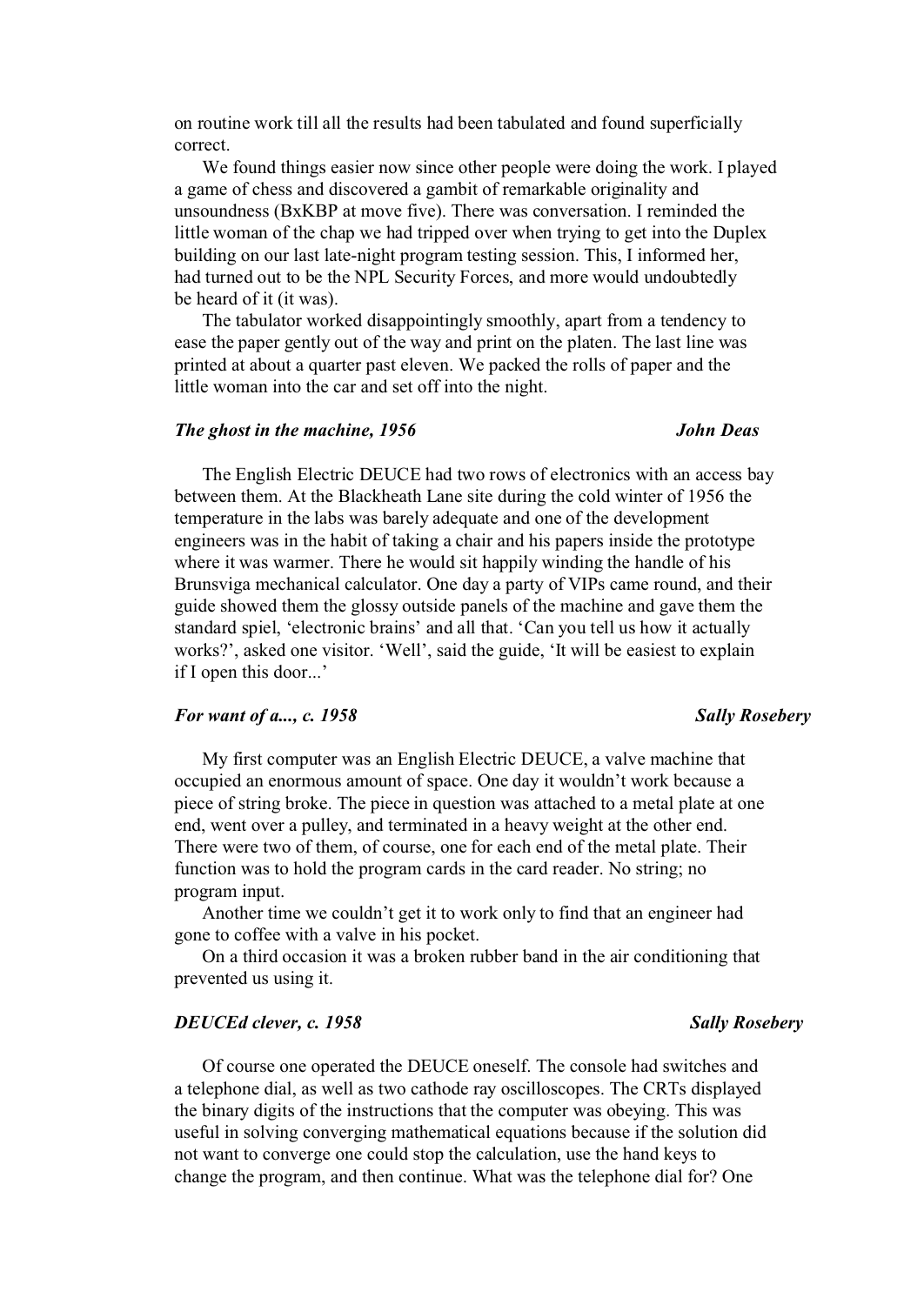on routine work till all the results had been tabulated and found superficially correct.

We found things easier now since other people were doing the work. I played a game of chess and discovered a gambit of remarkable originality and unsoundness (BxKBP at move five). There was conversation. I reminded the little woman of the chap we had tripped over when trying to get into the Duplex building on our last late-night program testing session. This, I informed her, had turned out to be the NPL Security Forces, and more would undoubtedly be heard of it (it was).

The tabulator worked disappointingly smoothly, apart from a tendency to ease the paper gently out of the way and print on the platen. The last line was printed at about a quarter past eleven. We packed the rolls of paper and the little woman into the car and set off into the night.

### *The ghost in the machine, 1956* — *John Deas*

The English Electric DEUCE had two rows of electronics with an access bay between them. At the Blackheath Lane site during the cold winter of 1956 the temperature in the labs was barely adequate and one of the development engineers was in the habit of taking a chair and his papers inside the prototype where it was warmer. There he would sit happily winding the handle of his Brunsviga mechanical calculator. One day a party of VIPs came round, and their guide showed them the glossy outside panels of the machine and gave them the standard spiel, 'electronic brains' and all that. 'Can you tell us how it actually works?', asked one visitor. 'Well', said the guide, 'It will be easiest to explain if I open this door...'

### *For want of a..., c. 1958* — *Sally Rosebery*

My first computer was an English Electric DEUCE, a valve machine that occupied an enormous amount of space. One day it wouldn't work because a piece of string broke. The piece in question was attached to a metal plate at one end, went over a pulley, and terminated in a heavy weight at the other end. There were two of them, of course, one for each end of the metal plate. Their function was to hold the program cards in the card reader. No string; no program input.

Another time we couldn't get it to work only to find that an engineer had gone to coffee with a valve in his pocket.

On a third occasion it was a broken rubber band in the air conditioning that prevented us using it.

### *DEUCEd clever, c. 1958* — *Sally Rosebery*

Of course one operated the DEUCE oneself. The console had switches and a telephone dial, as well as two cathode ray oscilloscopes. The CRTs displayed the binary digits of the instructions that the computer was obeying. This was useful in solving converging mathematical equations because if the solution did not want to converge one could stop the calculation, use the hand keys to change the program, and then continue. What was the telephone dial for? One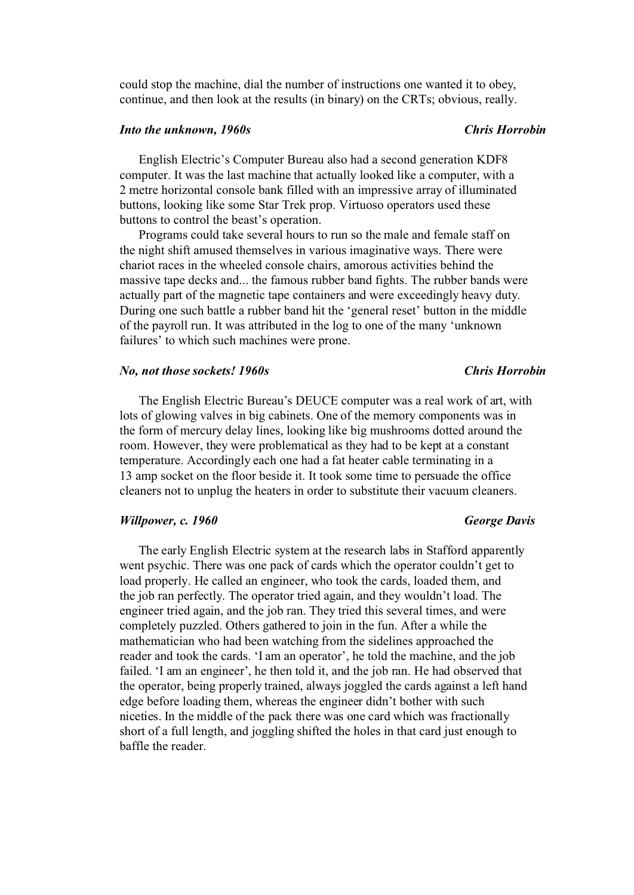could stop the machine, dial the number of instructions one wanted it to obey, continue, and then look at the results (in binary) on the CRTs; obvious, really.

### *Into the unknown, 1960s* — *Chris Horrobin*

English Electric's Computer Bureau also had a second generation KDF8 computer. It was the last machine that actually looked like a computer, with a 2 metre horizontal console bank filled with an impressive array of illuminated buttons, looking like some Star Trek prop. Virtuoso operators used these buttons to control the beast's operation.

Programs could take several hours to run so the male and female staff on the night shift amused themselves in various imaginative ways. There were chariot races in the wheeled console chairs, amorous activities behind the massive tape decks and... the famous rubber band fights. The rubber bands were actually part of the magnetic tape containers and were exceedingly heavy duty. During one such battle a rubber band hit the 'general reset' button in the middle of the payroll run. It was attributed in the log to one of the many 'unknown failures' to which such machines were prone.

### *No, not those sockets! 1960s* — *Chris Horrobin*

The English Electric Bureau's DEUCE computer was a real work of art, with lots of glowing valves in big cabinets. One of the memory components was in the form of mercury delay lines, looking like big mushrooms dotted around the room. However, they were problematical as they had to be kept at a constant temperature. Accordingly each one had a fat heater cable terminating in a 13 amp socket on the floor beside it. It took some time to persuade the office cleaners not to unplug the heaters in order to substitute their vacuum cleaners.

### *Willpower, c. 1960* — *George Davis*

The early English Electric system at the research labs in Stafford apparently went psychic. There was one pack of cards which the operator couldn't get to load properly. He called an engineer, who took the cards, loaded them, and the job ran perfectly. The operator tried again, and they wouldn't load. The engineer tried again, and the job ran. They tried this several times, and were completely puzzled. Others gathered to join in the fun. After a while the mathematician who had been watching from the sidelines approached the reader and took the cards. 'I am an operator', he told the machine, and the job failed. 'I am an engineer', he then told it, and the job ran. He had observed that the operator, being properly trained, always joggled the cards against a left hand edge before loading them, whereas the engineer didn't bother with such niceties. In the middle of the pack there was one card which was fractionally short of a full length, and joggling shifted the holes in that card just enough to baffle the reader.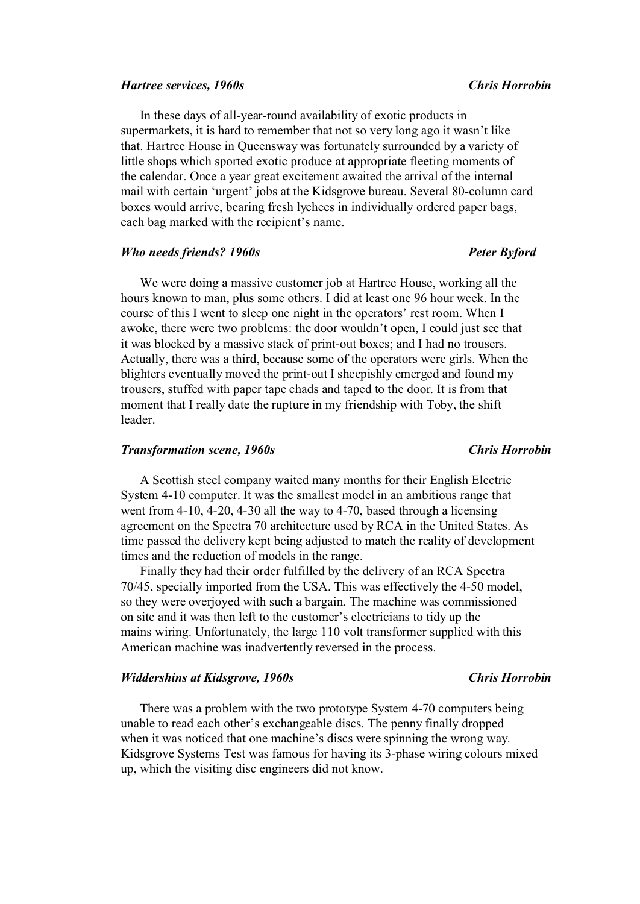***Hartree services, 1960s*** **Chris Horrobin**

In these days of all-year-round availability of exotic products in supermarkets, it is hard to remember that not so very long ago it wasn't like that. Hartree House in Queensway was fortunately surrounded by a variety of little shops which sported exotic produce at appropriate fleeting moments of the calendar. Once a year great excitement awaited the arrival of the internal mail with certain 'urgent' jobs at the Kidsgrove bureau. Several 80-column card boxes would arrive, bearing fresh lychees in individually ordered paper bags, each bag marked with the recipient's name.

***Who needs friends? 1960s*** **Peter Byford**

We were doing a massive customer job at Hartree House, working all the hours known to man, plus some others. I did at least one 96 hour week. In the course of this I went to sleep one night in the operators' rest room. When I awoke, there were two problems: the door wouldn't open, I could just see that it was blocked by a massive stack of print-out boxes; and I had no trousers. Actually, there was a third, because some of the operators were girls. When the blighters eventually moved the print-out I sheepishly emerged and found my trousers, stuffed with paper tape chads and taped to the door. It is from that moment that I really date the rupture in my friendship with Toby, the shift leader.

***Transformation scene, 1960s*** **Chris Horrobin**

A Scottish steel company waited many months for their English Electric System 4-10 computer. It was the smallest model in an ambitious range that went from 4-10, 4-20, 4-30 all the way to 4-70, based through a licensing agreement on the Spectra 70 architecture used by RCA in the United States. As time passed the delivery kept being adjusted to match the reality of development times and the reduction of models in the range.

Finally they had their order fulfilled by the delivery of an RCA Spectra 70/45, specially imported from the USA. This was effectively the 4-50 model, so they were overjoyed with such a bargain. The machine was commissioned on site and it was then left to the customer's electricians to tidy up the mains wiring. Unfortunately, the large 110 volt transformer supplied with this American machine was inadvertently reversed in the process.

***Widdershins at Kidsgrove, 1960s*** **Chris Horrobin**

There was a problem with the two prototype System 4-70 computers being unable to read each other's exchangeable discs. The penny finally dropped when it was noticed that one machine's discs were spinning the wrong way. Kidsgrove Systems Test was famous for having its 3-phase wiring colours mixed up, which the visiting disc engineers did not know.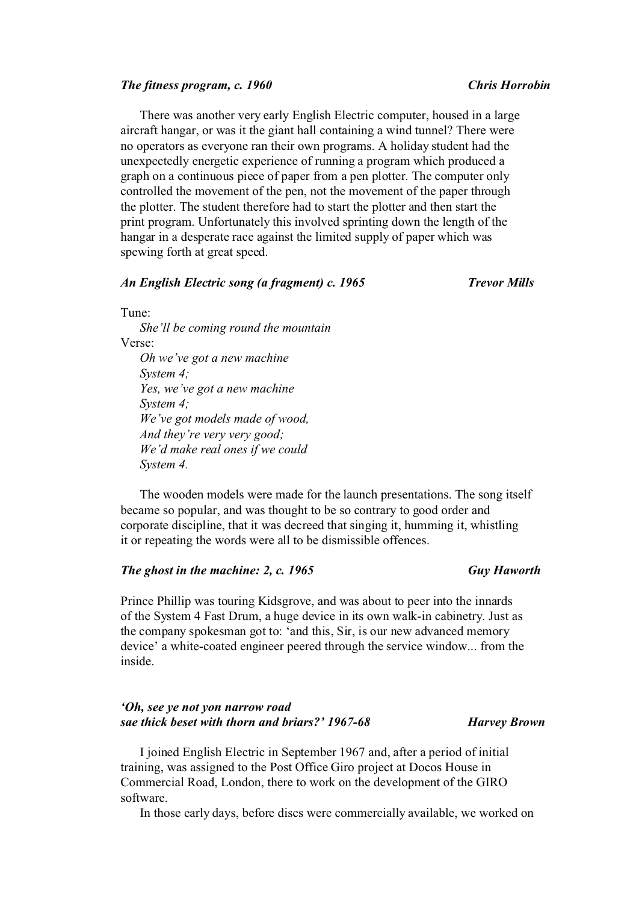### *The fitness program, c. 1960* — *Chris Horrobin*

There was another very early English Electric computer, housed in a large aircraft hangar, or was it the giant hall containing a wind tunnel? There were no operators as everyone ran their own programs. A holiday student had the unexpectedly energetic experience of running a program which produced a graph on a continuous piece of paper from a pen plotter. The computer only controlled the movement of the pen, not the movement of the paper through the plotter. The student therefore had to start the plotter and then start the print program. Unfortunately this involved sprinting down the length of the hangar in a desperate race against the limited supply of paper which was spewing forth at great speed.

### *An English Electric song (a fragment) c. 1965* — *Trevor Mills*

Tune:
*She'll be coming round the mountain*

Verse:
*Oh we've got a new machine*
*System 4;*
*Yes, we've got a new machine*
*System 4;*
*We've got models made of wood,*
*And they're very very good;*
*We'd make real ones if we could*
*System 4.*

The wooden models were made for the launch presentations. The song itself became so popular, and was thought to be so contrary to good order and corporate discipline, that it was decreed that singing it, humming it, whistling it or repeating the words were all to be dismissible offences.

### *The ghost in the machine: 2, c. 1965* — *Guy Haworth*

Prince Phillip was touring Kidsgrove, and was about to peer into the innards of the System 4 Fast Drum, a huge device in its own walk-in cabinetry. Just as the company spokesman got to: 'and this, Sir, is our new advanced memory device' a white-coated engineer peered through the service window... from the inside.

### *'Oh, see ye not yon narrow road sae thick beset with thorn and briars?' 1967-68* — *Harvey Brown*

I joined English Electric in September 1967 and, after a period of initial training, was assigned to the Post Office Giro project at Docos House in Commercial Road, London, there to work on the development of the GIRO software.

In those early days, before discs were commercially available, we worked on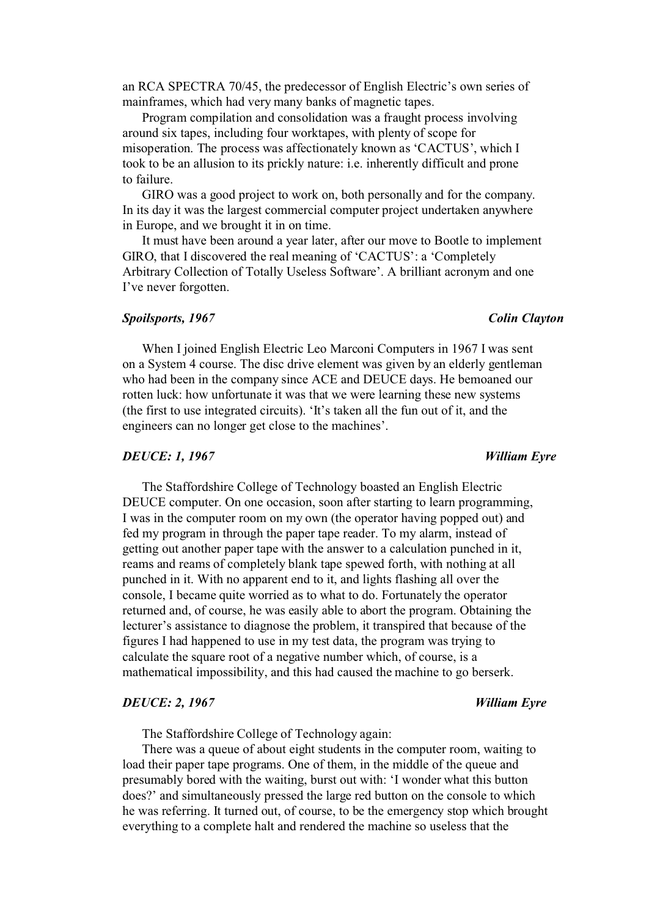an RCA SPECTRA 70/45, the predecessor of English Electric's own series of mainframes, which had very many banks of magnetic tapes.

Program compilation and consolidation was a fraught process involving around six tapes, including four worktapes, with plenty of scope for misoperation. The process was affectionately known as 'CACTUS', which I took to be an allusion to its prickly nature: i.e. inherently difficult and prone to failure.

GIRO was a good project to work on, both personally and for the company. In its day it was the largest commercial computer project undertaken anywhere in Europe, and we brought it in on time.

It must have been around a year later, after our move to Bootle to implement GIRO, that I discovered the real meaning of 'CACTUS': a 'Completely Arbitrary Collection of Totally Useless Software'. A brilliant acronym and one I've never forgotten.

### *Spoilsports, 1967* — *Colin Clayton*

When I joined English Electric Leo Marconi Computers in 1967 I was sent on a System 4 course. The disc drive element was given by an elderly gentleman who had been in the company since ACE and DEUCE days. He bemoaned our rotten luck: how unfortunate it was that we were learning these new systems (the first to use integrated circuits). 'It's taken all the fun out of it, and the engineers can no longer get close to the machines'.

### *DEUCE: 1, 1967* — *William Eyre*

The Staffordshire College of Technology boasted an English Electric DEUCE computer. On one occasion, soon after starting to learn programming, I was in the computer room on my own (the operator having popped out) and fed my program in through the paper tape reader. To my alarm, instead of getting out another paper tape with the answer to a calculation punched in it, reams and reams of completely blank tape spewed forth, with nothing at all punched in it. With no apparent end to it, and lights flashing all over the console, I became quite worried as to what to do. Fortunately the operator returned and, of course, he was easily able to abort the program. Obtaining the lecturer's assistance to diagnose the problem, it transpired that because of the figures I had happened to use in my test data, the program was trying to calculate the square root of a negative number which, of course, is a mathematical impossibility, and this had caused the machine to go berserk.

### *DEUCE: 2, 1967* — *William Eyre*

The Staffordshire College of Technology again:

There was a queue of about eight students in the computer room, waiting to load their paper tape programs. One of them, in the middle of the queue and presumably bored with the waiting, burst out with: 'I wonder what this button does?' and simultaneously pressed the large red button on the console to which he was referring. It turned out, of course, to be the emergency stop which brought everything to a complete halt and rendered the machine so useless that the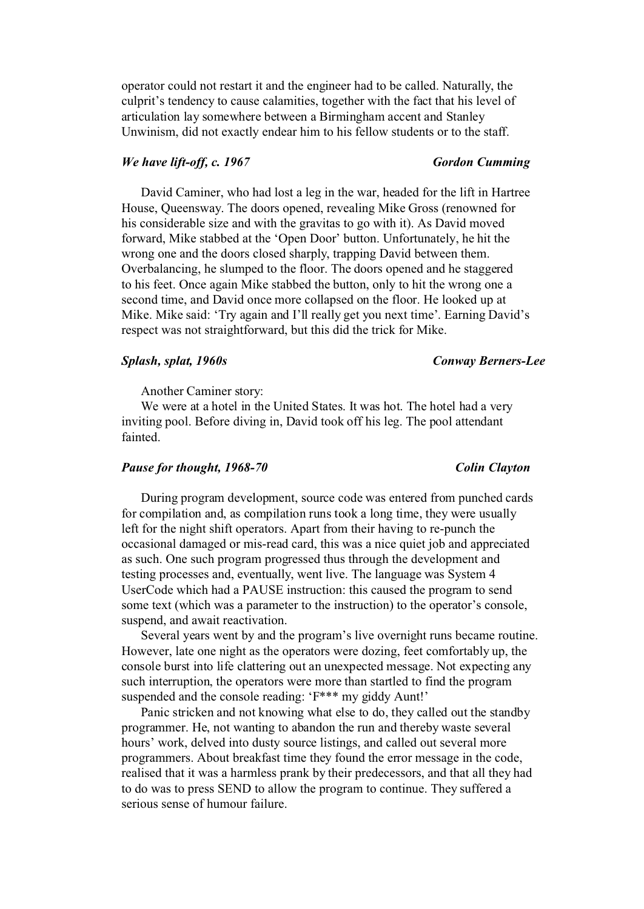operator could not restart it and the engineer had to be called. Naturally, the culprit's tendency to cause calamities, together with the fact that his level of articulation lay somewhere between a Birmingham accent and Stanley Unwinism, did not exactly endear him to his fellow students or to the staff.

### *We have lift-off, c. 1967* — *Gordon Cumming*

David Caminer, who had lost a leg in the war, headed for the lift in Hartree House, Queensway. The doors opened, revealing Mike Gross (renowned for his considerable size and with the gravitas to go with it). As David moved forward, Mike stabbed at the 'Open Door' button. Unfortunately, he hit the wrong one and the doors closed sharply, trapping David between them. Overbalancing, he slumped to the floor. The doors opened and he staggered to his feet. Once again Mike stabbed the button, only to hit the wrong one a second time, and David once more collapsed on the floor. He looked up at Mike. Mike said: 'Try again and I'll really get you next time'. Earning David's respect was not straightforward, but this did the trick for Mike.

### *Splash, splat, 1960s* — *Conway Berners-Lee*

Another Caminer story:

We were at a hotel in the United States. It was hot. The hotel had a very inviting pool. Before diving in, David took off his leg. The pool attendant fainted.

### *Pause for thought, 1968-70* — *Colin Clayton*

During program development, source code was entered from punched cards for compilation and, as compilation runs took a long time, they were usually left for the night shift operators. Apart from their having to re-punch the occasional damaged or mis-read card, this was a nice quiet job and appreciated as such. One such program progressed thus through the development and testing processes and, eventually, went live. The language was System 4 UserCode which had a PAUSE instruction: this caused the program to send some text (which was a parameter to the instruction) to the operator's console, suspend, and await reactivation.

Several years went by and the program's live overnight runs became routine. However, late one night as the operators were dozing, feet comfortably up, the console burst into life clattering out an unexpected message. Not expecting any such interruption, the operators were more than startled to find the program suspended and the console reading: 'F*** my giddy Aunt!'

Panic stricken and not knowing what else to do, they called out the standby programmer. He, not wanting to abandon the run and thereby waste several hours' work, delved into dusty source listings, and called out several more programmers. About breakfast time they found the error message in the code, realised that it was a harmless prank by their predecessors, and that all they had to do was to press SEND to allow the program to continue. They suffered a serious sense of humour failure.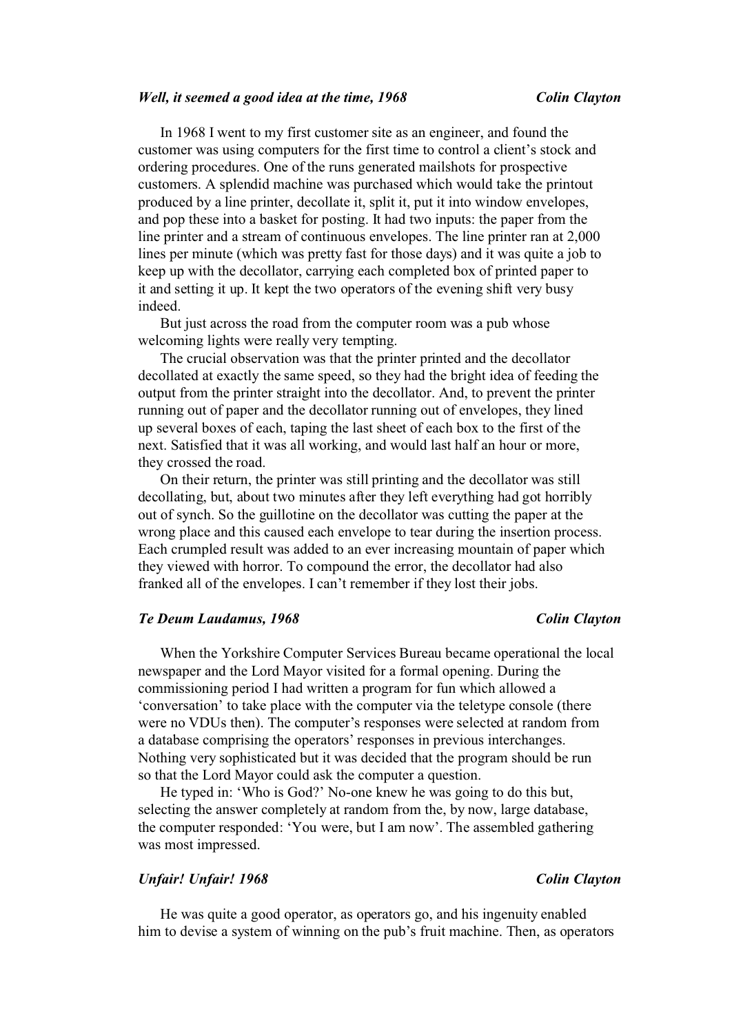### *Well, it seemed a good idea at the time, 1968* — *Colin Clayton*

In 1968 I went to my first customer site as an engineer, and found the customer was using computers for the first time to control a client's stock and ordering procedures. One of the runs generated mailshots for prospective customers. A splendid machine was purchased which would take the printout produced by a line printer, decollate it, split it, put it into window envelopes, and pop these into a basket for posting. It had two inputs: the paper from the line printer and a stream of continuous envelopes. The line printer ran at 2,000 lines per minute (which was pretty fast for those days) and it was quite a job to keep up with the decollator, carrying each completed box of printed paper to it and setting it up. It kept the two operators of the evening shift very busy indeed.

But just across the road from the computer room was a pub whose welcoming lights were really very tempting.

The crucial observation was that the printer printed and the decollator decollated at exactly the same speed, so they had the bright idea of feeding the output from the printer straight into the decollator. And, to prevent the printer running out of paper and the decollator running out of envelopes, they lined up several boxes of each, taping the last sheet of each box to the first of the next. Satisfied that it was all working, and would last half an hour or more, they crossed the road.

On their return, the printer was still printing and the decollator was still decollating, but, about two minutes after they left everything had got horribly out of synch. So the guillotine on the decollator was cutting the paper at the wrong place and this caused each envelope to tear during the insertion process. Each crumpled result was added to an ever increasing mountain of paper which they viewed with horror. To compound the error, the decollator had also franked all of the envelopes. I can't remember if they lost their jobs.

### *Te Deum Laudamus, 1968* — *Colin Clayton*

When the Yorkshire Computer Services Bureau became operational the local newspaper and the Lord Mayor visited for a formal opening. During the commissioning period I had written a program for fun which allowed a 'conversation' to take place with the computer via the teletype console (there were no VDUs then). The computer's responses were selected at random from a database comprising the operators' responses in previous interchanges. Nothing very sophisticated but it was decided that the program should be run so that the Lord Mayor could ask the computer a question.

He typed in: 'Who is God?' No-one knew he was going to do this but, selecting the answer completely at random from the, by now, large database, the computer responded: 'You were, but I am now'. The assembled gathering was most impressed.

### *Unfair! Unfair! 1968* — *Colin Clayton*

He was quite a good operator, as operators go, and his ingenuity enabled him to devise a system of winning on the pub's fruit machine. Then, as operators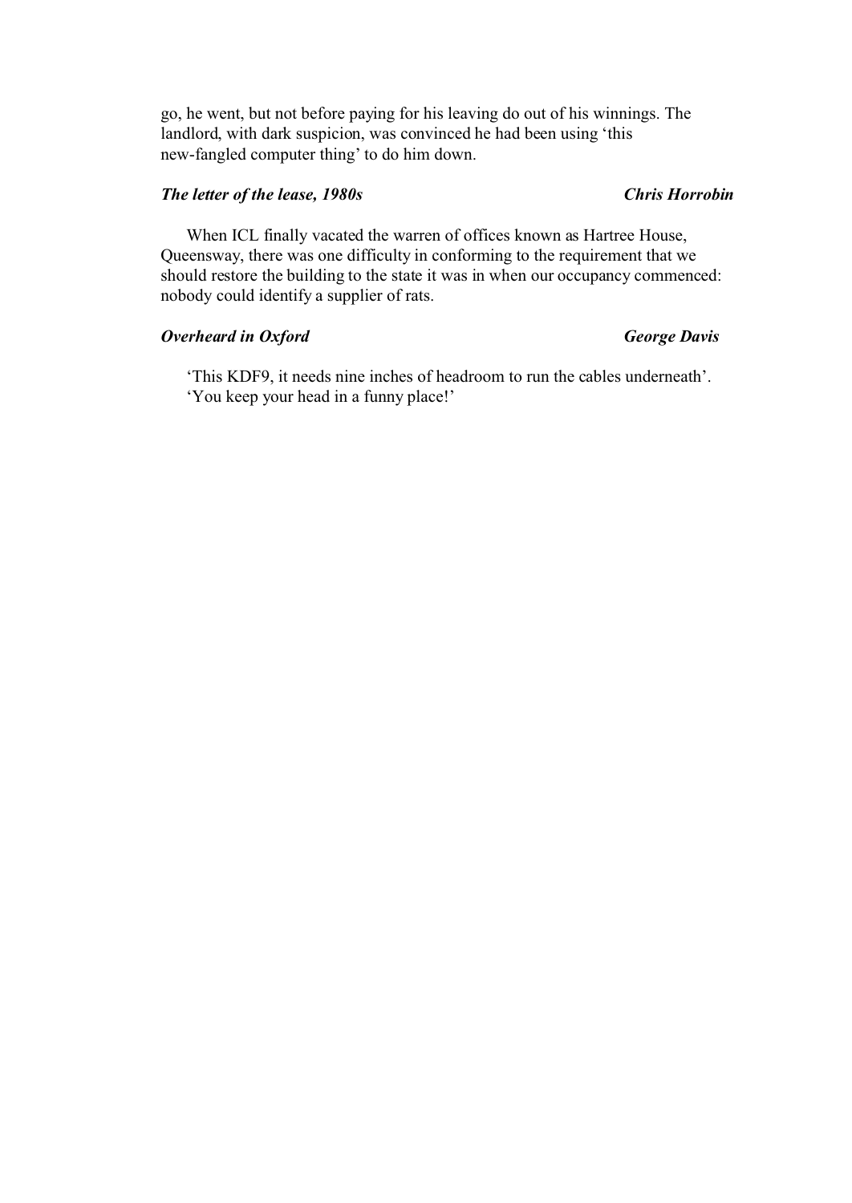go, he went, but not before paying for his leaving do out of his winnings. The landlord, with dark suspicion, was convinced he had been using 'this new-fangled computer thing' to do him down.

### *The letter of the lease, 1980s* — *Chris Horrobin*

When ICL finally vacated the warren of offices known as Hartree House, Queensway, there was one difficulty in conforming to the requirement that we should restore the building to the state it was in when our occupancy commenced: nobody could identify a supplier of rats.

### *Overheard in Oxford* — *George Davis*

'This KDF9, it needs nine inches of headroom to run the cables underneath'.
'You keep your head in a funny place!'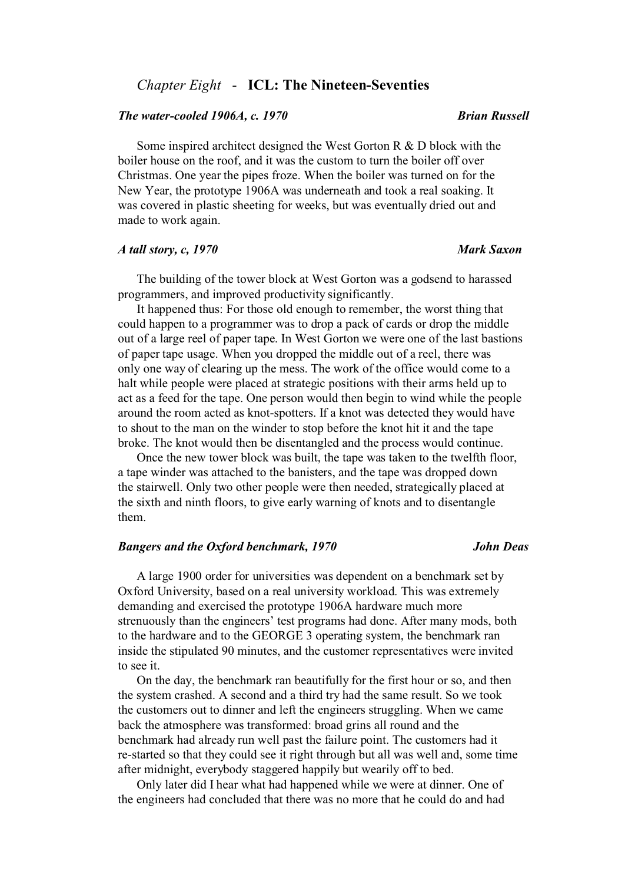## *Chapter Eight* - **ICL: The Nineteen-Seventies**

### *The water-cooled 1906A, c. 1970* — *Brian Russell*

Some inspired architect designed the West Gorton R & D block with the boiler house on the roof, and it was the custom to turn the boiler off over Christmas. One year the pipes froze. When the boiler was turned on for the New Year, the prototype 1906A was underneath and took a real soaking. It was covered in plastic sheeting for weeks, but was eventually dried out and made to work again.

### *A tall story, c, 1970* — *Mark Saxon*

The building of the tower block at West Gorton was a godsend to harassed programmers, and improved productivity significantly.

It happened thus: For those old enough to remember, the worst thing that could happen to a programmer was to drop a pack of cards or drop the middle out of a large reel of paper tape. In West Gorton we were one of the last bastions of paper tape usage. When you dropped the middle out of a reel, there was only one way of clearing up the mess. The work of the office would come to a halt while people were placed at strategic positions with their arms held up to act as a feed for the tape. One person would then begin to wind while the people around the room acted as knot-spotters. If a knot was detected they would have to shout to the man on the winder to stop before the knot hit it and the tape broke. The knot would then be disentangled and the process would continue.

Once the new tower block was built, the tape was taken to the twelfth floor, a tape winder was attached to the banisters, and the tape was dropped down the stairwell. Only two other people were then needed, strategically placed at the sixth and ninth floors, to give early warning of knots and to disentangle them.

### *Bangers and the Oxford benchmark, 1970* — *John Deas*

A large 1900 order for universities was dependent on a benchmark set by Oxford University, based on a real university workload. This was extremely demanding and exercised the prototype 1906A hardware much more strenuously than the engineers' test programs had done. After many mods, both to the hardware and to the GEORGE 3 operating system, the benchmark ran inside the stipulated 90 minutes, and the customer representatives were invited to see it.

On the day, the benchmark ran beautifully for the first hour or so, and then the system crashed. A second and a third try had the same result. So we took the customers out to dinner and left the engineers struggling. When we came back the atmosphere was transformed: broad grins all round and the benchmark had already run well past the failure point. The customers had it re-started so that they could see it right through but all was well and, some time after midnight, everybody staggered happily but wearily off to bed.

Only later did I hear what had happened while we were at dinner. One of the engineers had concluded that there was no more that he could do and had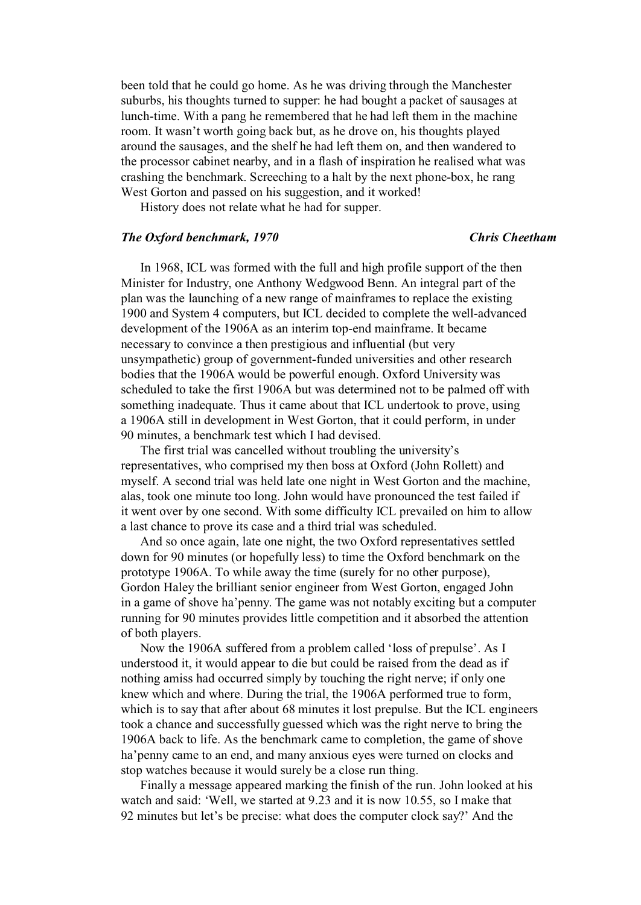been told that he could go home. As he was driving through the Manchester suburbs, his thoughts turned to supper: he had bought a packet of sausages at lunch-time. With a pang he remembered that he had left them in the machine room. It wasn't worth going back but, as he drove on, his thoughts played around the sausages, and the shelf he had left them on, and then wandered to the processor cabinet nearby, and in a flash of inspiration he realised what was crashing the benchmark. Screeching to a halt by the next phone-box, he rang West Gorton and passed on his suggestion, and it worked!

History does not relate what he had for supper.

### *The Oxford benchmark, 1970* — *Chris Cheetham*

In 1968, ICL was formed with the full and high profile support of the then Minister for Industry, one Anthony Wedgwood Benn. An integral part of the plan was the launching of a new range of mainframes to replace the existing 1900 and System 4 computers, but ICL decided to complete the well-advanced development of the 1906A as an interim top-end mainframe. It became necessary to convince a then prestigious and influential (but very unsympathetic) group of government-funded universities and other research bodies that the 1906A would be powerful enough. Oxford University was scheduled to take the first 1906A but was determined not to be palmed off with something inadequate. Thus it came about that ICL undertook to prove, using a 1906A still in development in West Gorton, that it could perform, in under 90 minutes, a benchmark test which I had devised.

The first trial was cancelled without troubling the university's representatives, who comprised my then boss at Oxford (John Rollett) and myself. A second trial was held late one night in West Gorton and the machine, alas, took one minute too long. John would have pronounced the test failed if it went over by one second. With some difficulty ICL prevailed on him to allow a last chance to prove its case and a third trial was scheduled.

And so once again, late one night, the two Oxford representatives settled down for 90 minutes (or hopefully less) to time the Oxford benchmark on the prototype 1906A. To while away the time (surely for no other purpose), Gordon Haley the brilliant senior engineer from West Gorton, engaged John in a game of shove ha'penny. The game was not notably exciting but a computer running for 90 minutes provides little competition and it absorbed the attention of both players.

Now the 1906A suffered from a problem called 'loss of prepulse'. As I understood it, it would appear to die but could be raised from the dead as if nothing amiss had occurred simply by touching the right nerve; if only one knew which and where. During the trial, the 1906A performed true to form, which is to say that after about 68 minutes it lost prepulse. But the ICL engineers took a chance and successfully guessed which was the right nerve to bring the 1906A back to life. As the benchmark came to completion, the game of shove ha'penny came to an end, and many anxious eyes were turned on clocks and stop watches because it would surely be a close run thing.

Finally a message appeared marking the finish of the run. John looked at his watch and said: 'Well, we started at 9.23 and it is now 10.55, so I make that 92 minutes but let's be precise: what does the computer clock say?' And the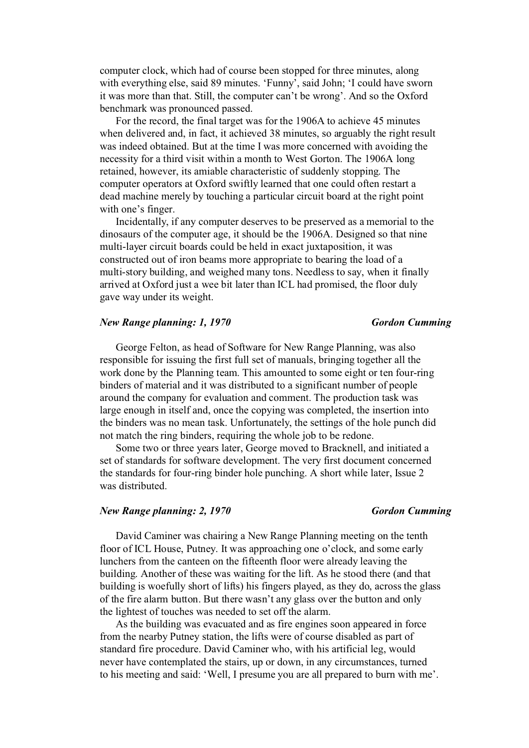computer clock, which had of course been stopped for three minutes, along with everything else, said 89 minutes. 'Funny', said John; 'I could have sworn it was more than that. Still, the computer can't be wrong'. And so the Oxford benchmark was pronounced passed.

For the record, the final target was for the 1906A to achieve 45 minutes when delivered and, in fact, it achieved 38 minutes, so arguably the right result was indeed obtained. But at the time I was more concerned with avoiding the necessity for a third visit within a month to West Gorton. The 1906A long retained, however, its amiable characteristic of suddenly stopping. The computer operators at Oxford swiftly learned that one could often restart a dead machine merely by touching a particular circuit board at the right point with one's finger.

Incidentally, if any computer deserves to be preserved as a memorial to the dinosaurs of the computer age, it should be the 1906A. Designed so that nine multi-layer circuit boards could be held in exact juxtaposition, it was constructed out of iron beams more appropriate to bearing the load of a multi-story building, and weighed many tons. Needless to say, when it finally arrived at Oxford just a wee bit later than ICL had promised, the floor duly gave way under its weight.

### *New Range planning: 1, 1970* — *Gordon Cumming*

George Felton, as head of Software for New Range Planning, was also responsible for issuing the first full set of manuals, bringing together all the work done by the Planning team. This amounted to some eight or ten four-ring binders of material and it was distributed to a significant number of people around the company for evaluation and comment. The production task was large enough in itself and, once the copying was completed, the insertion into the binders was no mean task. Unfortunately, the settings of the hole punch did not match the ring binders, requiring the whole job to be redone.

Some two or three years later, George moved to Bracknell, and initiated a set of standards for software development. The very first document concerned the standards for four-ring binder hole punching. A short while later, Issue 2 was distributed.

### *New Range planning: 2, 1970* — *Gordon Cumming*

David Caminer was chairing a New Range Planning meeting on the tenth floor of ICL House, Putney. It was approaching one o'clock, and some early lunchers from the canteen on the fifteenth floor were already leaving the building. Another of these was waiting for the lift. As he stood there (and that building is woefully short of lifts) his fingers played, as they do, across the glass of the fire alarm button. But there wasn't any glass over the button and only the lightest of touches was needed to set off the alarm.

As the building was evacuated and as fire engines soon appeared in force from the nearby Putney station, the lifts were of course disabled as part of standard fire procedure. David Caminer who, with his artificial leg, would never have contemplated the stairs, up or down, in any circumstances, turned to his meeting and said: 'Well, I presume you are all prepared to burn with me'.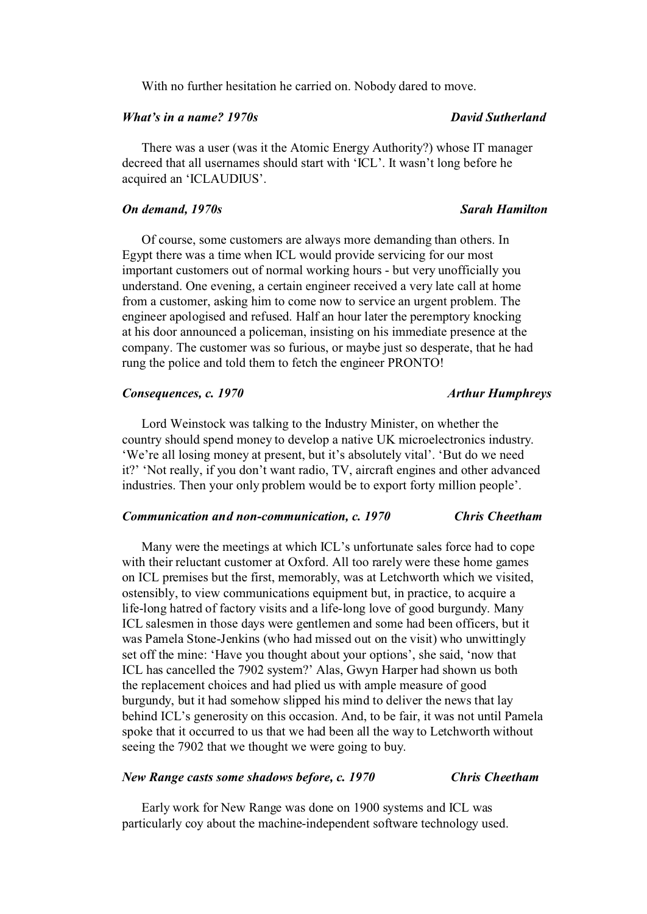With no further hesitation he carried on. Nobody dared to move.

***What's in a name? 1970s*** — ***David Sutherland***

There was a user (was it the Atomic Energy Authority?) whose IT manager decreed that all usernames should start with 'ICL'. It wasn't long before he acquired an 'ICLAUDIUS'.

***On demand, 1970s*** — ***Sarah Hamilton***

Of course, some customers are always more demanding than others. In Egypt there was a time when ICL would provide servicing for our most important customers out of normal working hours - but very unofficially you understand. One evening, a certain engineer received a very late call at home from a customer, asking him to come now to service an urgent problem. The engineer apologised and refused. Half an hour later the peremptory knocking at his door announced a policeman, insisting on his immediate presence at the company. The customer was so furious, or maybe just so desperate, that he had rung the police and told them to fetch the engineer PRONTO!

***Consequences, c. 1970*** — ***Arthur Humphreys***

Lord Weinstock was talking to the Industry Minister, on whether the country should spend money to develop a native UK microelectronics industry. 'We're all losing money at present, but it's absolutely vital'. 'But do we need it?' 'Not really, if you don't want radio, TV, aircraft engines and other advanced industries. Then your only problem would be to export forty million people'.

***Communication and non-communication, c. 1970*** — ***Chris Cheetham***

Many were the meetings at which ICL's unfortunate sales force had to cope with their reluctant customer at Oxford. All too rarely were these home games on ICL premises but the first, memorably, was at Letchworth which we visited, ostensibly, to view communications equipment but, in practice, to acquire a life-long hatred of factory visits and a life-long love of good burgundy. Many ICL salesmen in those days were gentlemen and some had been officers, but it was Pamela Stone-Jenkins (who had missed out on the visit) who unwittingly set off the mine: 'Have you thought about your options', she said, 'now that ICL has cancelled the 7902 system?' Alas, Gwyn Harper had shown us both the replacement choices and had plied us with ample measure of good burgundy, but it had somehow slipped his mind to deliver the news that lay behind ICL's generosity on this occasion. And, to be fair, it was not until Pamela spoke that it occurred to us that we had been all the way to Letchworth without seeing the 7902 that we thought we were going to buy.

***New Range casts some shadows before, c. 1970*** — ***Chris Cheetham***

Early work for New Range was done on 1900 systems and ICL was particularly coy about the machine-independent software technology used.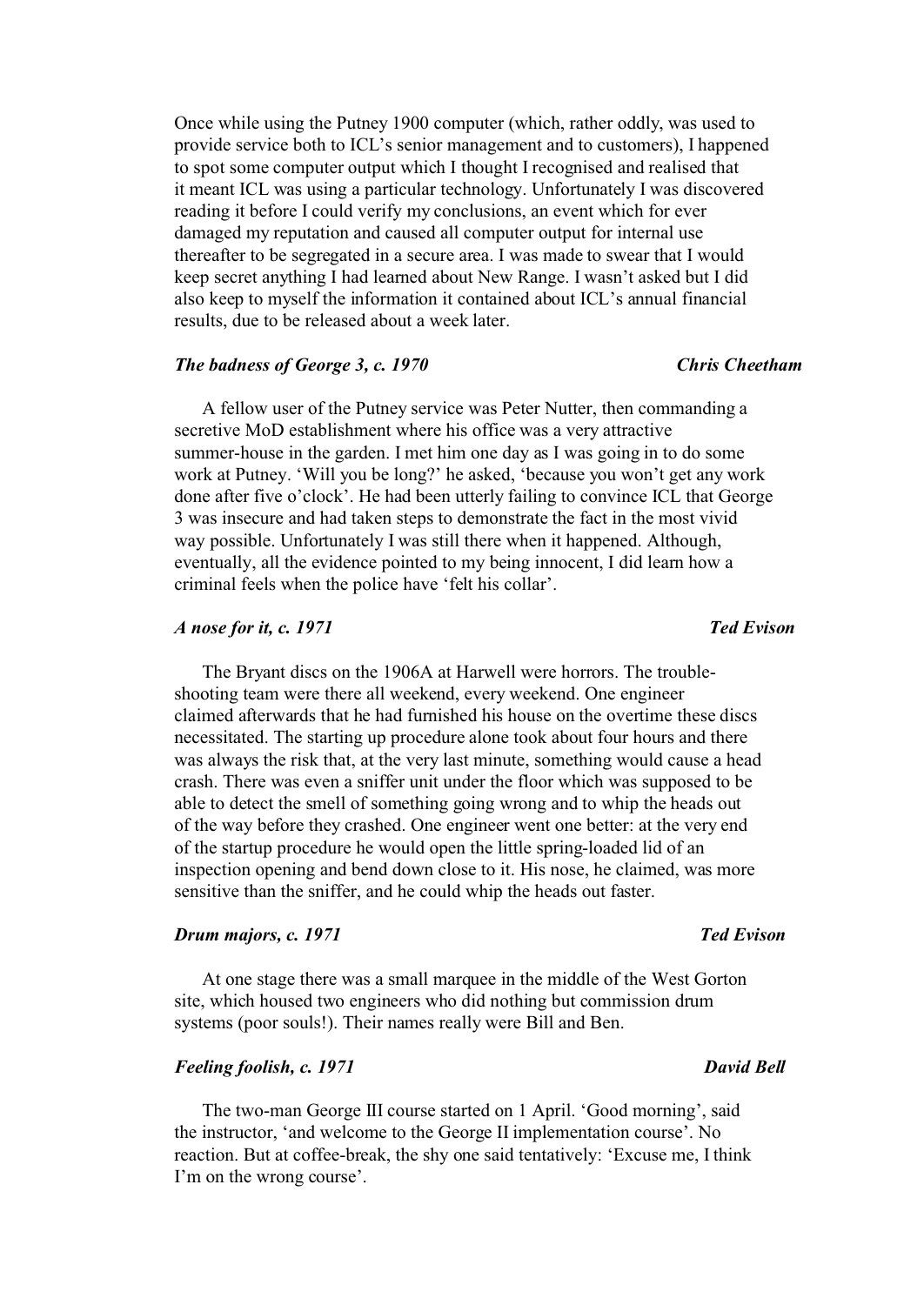Once while using the Putney 1900 computer (which, rather oddly, was used to provide service both to ICL's senior management and to customers), I happened to spot some computer output which I thought I recognised and realised that it meant ICL was using a particular technology. Unfortunately I was discovered reading it before I could verify my conclusions, an event which for ever damaged my reputation and caused all computer output for internal use thereafter to be segregated in a secure area. I was made to swear that I would keep secret anything I had learned about New Range. I wasn't asked but I did also keep to myself the information it contained about ICL's annual financial results, due to be released about a week later.

### *The badness of George 3, c. 1970* — *Chris Cheetham*

A fellow user of the Putney service was Peter Nutter, then commanding a secretive MoD establishment where his office was a very attractive summer-house in the garden. I met him one day as I was going in to do some work at Putney. 'Will you be long?' he asked, 'because you won't get any work done after five o'clock'. He had been utterly failing to convince ICL that George 3 was insecure and had taken steps to demonstrate the fact in the most vivid way possible. Unfortunately I was still there when it happened. Although, eventually, all the evidence pointed to my being innocent, I did learn how a criminal feels when the police have 'felt his collar'.

### *A nose for it, c. 1971* — *Ted Evison*

The Bryant discs on the 1906A at Harwell were horrors. The trouble-shooting team were there all weekend, every weekend. One engineer claimed afterwards that he had furnished his house on the overtime these discs necessitated. The starting up procedure alone took about four hours and there was always the risk that, at the very last minute, something would cause a head crash. There was even a sniffer unit under the floor which was supposed to be able to detect the smell of something going wrong and to whip the heads out of the way before they crashed. One engineer went one better: at the very end of the startup procedure he would open the little spring-loaded lid of an inspection opening and bend down close to it. His nose, he claimed, was more sensitive than the sniffer, and he could whip the heads out faster.

### *Drum majors, c. 1971* — *Ted Evison*

At one stage there was a small marquee in the middle of the West Gorton site, which housed two engineers who did nothing but commission drum systems (poor souls!). Their names really were Bill and Ben.

### *Feeling foolish, c. 1971* — *David Bell*

The two-man George III course started on 1 April. 'Good morning', said the instructor, 'and welcome to the George II implementation course'. No reaction. But at coffee-break, the shy one said tentatively: 'Excuse me, I think I'm on the wrong course'.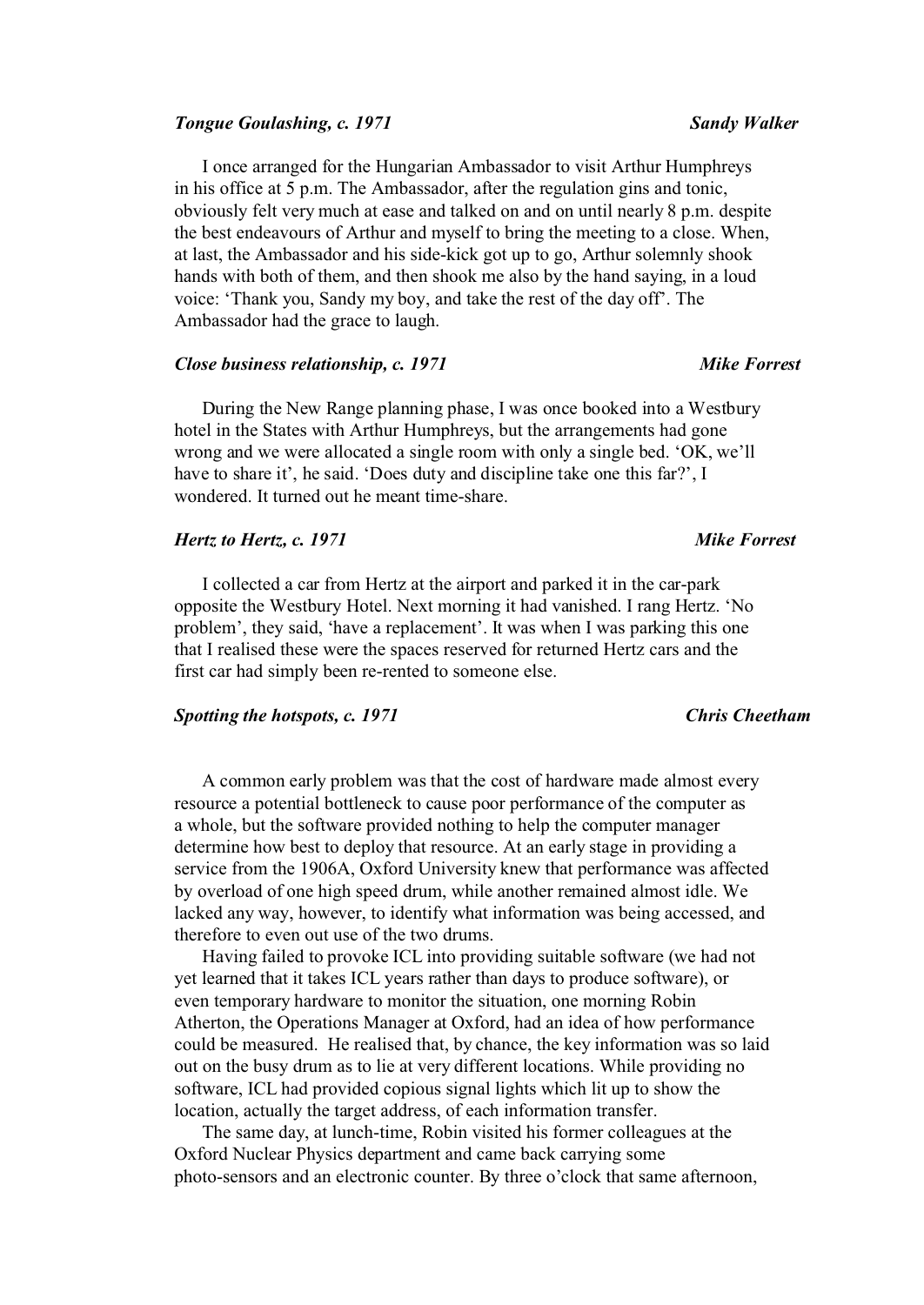***Tongue Goulashing, c. 1971*** — ***Sandy Walker***

I once arranged for the Hungarian Ambassador to visit Arthur Humphreys in his office at 5 p.m. The Ambassador, after the regulation gins and tonic, obviously felt very much at ease and talked on and on until nearly 8 p.m. despite the best endeavours of Arthur and myself to bring the meeting to a close. When, at last, the Ambassador and his side-kick got up to go, Arthur solemnly shook hands with both of them, and then shook me also by the hand saying, in a loud voice: 'Thank you, Sandy my boy, and take the rest of the day off'. The Ambassador had the grace to laugh.

***Close business relationship, c. 1971*** — ***Mike Forrest***

During the New Range planning phase, I was once booked into a Westbury hotel in the States with Arthur Humphreys, but the arrangements had gone wrong and we were allocated a single room with only a single bed. 'OK, we'll have to share it', he said. 'Does duty and discipline take one this far?', I wondered. It turned out he meant time-share.

***Hertz to Hertz, c. 1971*** — ***Mike Forrest***

I collected a car from Hertz at the airport and parked it in the car-park opposite the Westbury Hotel. Next morning it had vanished. I rang Hertz. 'No problem', they said, 'have a replacement'. It was when I was parking this one that I realised these were the spaces reserved for returned Hertz cars and the first car had simply been re-rented to someone else.

***Spotting the hotspots, c. 1971*** — ***Chris Cheetham***

A common early problem was that the cost of hardware made almost every resource a potential bottleneck to cause poor performance of the computer as a whole, but the software provided nothing to help the computer manager determine how best to deploy that resource. At an early stage in providing a service from the 1906A, Oxford University knew that performance was affected by overload of one high speed drum, while another remained almost idle. We lacked any way, however, to identify what information was being accessed, and therefore to even out use of the two drums.

Having failed to provoke ICL into providing suitable software (we had not yet learned that it takes ICL years rather than days to produce software), or even temporary hardware to monitor the situation, one morning Robin Atherton, the Operations Manager at Oxford, had an idea of how performance could be measured. He realised that, by chance, the key information was so laid out on the busy drum as to lie at very different locations. While providing no software, ICL had provided copious signal lights which lit up to show the location, actually the target address, of each information transfer.

The same day, at lunch-time, Robin visited his former colleagues at the Oxford Nuclear Physics department and came back carrying some photo-sensors and an electronic counter. By three o'clock that same afternoon,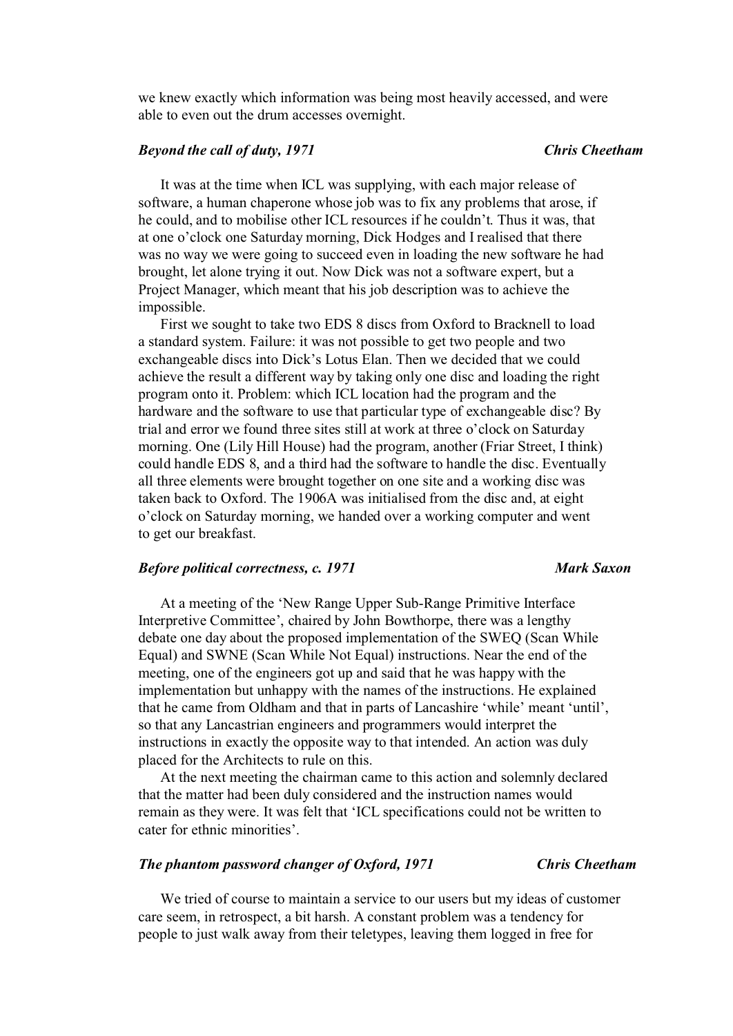we knew exactly which information was being most heavily accessed, and were able to even out the drum accesses overnight.

### *Beyond the call of duty, 1971* — *Chris Cheetham*

It was at the time when ICL was supplying, with each major release of software, a human chaperone whose job was to fix any problems that arose, if he could, and to mobilise other ICL resources if he couldn't. Thus it was, that at one o'clock one Saturday morning, Dick Hodges and I realised that there was no way we were going to succeed even in loading the new software he had brought, let alone trying it out. Now Dick was not a software expert, but a Project Manager, which meant that his job description was to achieve the impossible.

First we sought to take two EDS 8 discs from Oxford to Bracknell to load a standard system. Failure: it was not possible to get two people and two exchangeable discs into Dick's Lotus Elan. Then we decided that we could achieve the result a different way by taking only one disc and loading the right program onto it. Problem: which ICL location had the program and the hardware and the software to use that particular type of exchangeable disc? By trial and error we found three sites still at work at three o'clock on Saturday morning. One (Lily Hill House) had the program, another (Friar Street, I think) could handle EDS 8, and a third had the software to handle the disc. Eventually all three elements were brought together on one site and a working disc was taken back to Oxford. The 1906A was initialised from the disc and, at eight o'clock on Saturday morning, we handed over a working computer and went to get our breakfast.

### *Before political correctness, c. 1971* — *Mark Saxon*

At a meeting of the 'New Range Upper Sub-Range Primitive Interface Interpretive Committee', chaired by John Bowthorpe, there was a lengthy debate one day about the proposed implementation of the SWEQ (Scan While Equal) and SWNE (Scan While Not Equal) instructions. Near the end of the meeting, one of the engineers got up and said that he was happy with the implementation but unhappy with the names of the instructions. He explained that he came from Oldham and that in parts of Lancashire 'while' meant 'until', so that any Lancastrian engineers and programmers would interpret the instructions in exactly the opposite way to that intended. An action was duly placed for the Architects to rule on this.

At the next meeting the chairman came to this action and solemnly declared that the matter had been duly considered and the instruction names would remain as they were. It was felt that 'ICL specifications could not be written to cater for ethnic minorities'.

### *The phantom password changer of Oxford, 1971* — *Chris Cheetham*

We tried of course to maintain a service to our users but my ideas of customer care seem, in retrospect, a bit harsh. A constant problem was a tendency for people to just walk away from their teletypes, leaving them logged in free for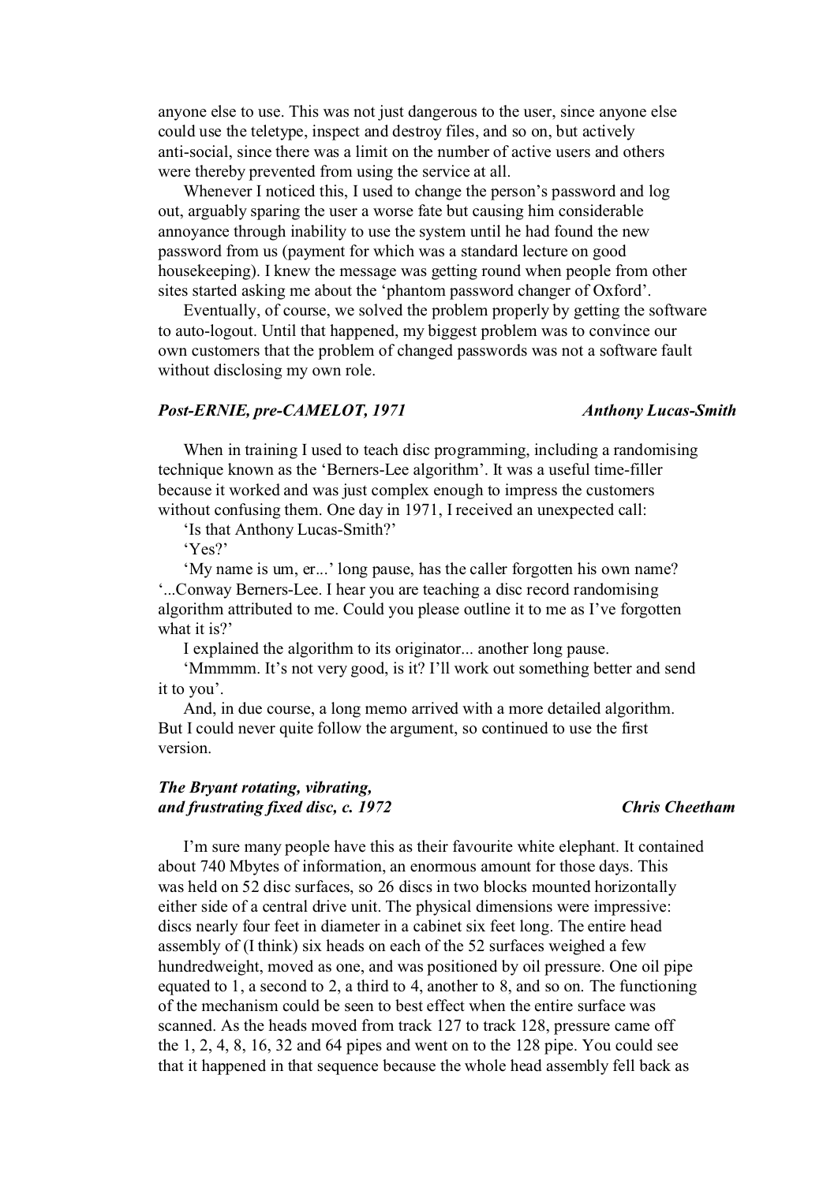anyone else to use. This was not just dangerous to the user, since anyone else could use the teletype, inspect and destroy files, and so on, but actively anti-social, since there was a limit on the number of active users and others were thereby prevented from using the service at all.

Whenever I noticed this, I used to change the person's password and log out, arguably sparing the user a worse fate but causing him considerable annoyance through inability to use the system until he had found the new password from us (payment for which was a standard lecture on good housekeeping). I knew the message was getting round when people from other sites started asking me about the 'phantom password changer of Oxford'.

Eventually, of course, we solved the problem properly by getting the software to auto-logout. Until that happened, my biggest problem was to convince our own customers that the problem of changed passwords was not a software fault without disclosing my own role.

### *Post-ERNIE, pre-CAMELOT, 1971* — *Anthony Lucas-Smith*

When in training I used to teach disc programming, including a randomising technique known as the 'Berners-Lee algorithm'. It was a useful time-filler because it worked and was just complex enough to impress the customers without confusing them. One day in 1971, I received an unexpected call:

'Is that Anthony Lucas-Smith?'

'Yes?'

'My name is um, er...' long pause, has the caller forgotten his own name? '...Conway Berners-Lee. I hear you are teaching a disc record randomising algorithm attributed to me. Could you please outline it to me as I've forgotten what it is?'

I explained the algorithm to its originator... another long pause.

'Mmmmm. It's not very good, is it? I'll work out something better and send it to you'.

And, in due course, a long memo arrived with a more detailed algorithm. But I could never quite follow the argument, so continued to use the first version.

### *The Bryant rotating, vibrating, and frustrating fixed disc, c. 1972* — *Chris Cheetham*

I'm sure many people have this as their favourite white elephant. It contained about 740 Mbytes of information, an enormous amount for those days. This was held on 52 disc surfaces, so 26 discs in two blocks mounted horizontally either side of a central drive unit. The physical dimensions were impressive: discs nearly four feet in diameter in a cabinet six feet long. The entire head assembly of (I think) six heads on each of the 52 surfaces weighed a few hundredweight, moved as one, and was positioned by oil pressure. One oil pipe equated to 1, a second to 2, a third to 4, another to 8, and so on. The functioning of the mechanism could be seen to best effect when the entire surface was scanned. As the heads moved from track 127 to track 128, pressure came off the 1, 2, 4, 8, 16, 32 and 64 pipes and went on to the 128 pipe. You could see that it happened in that sequence because the whole head assembly fell back as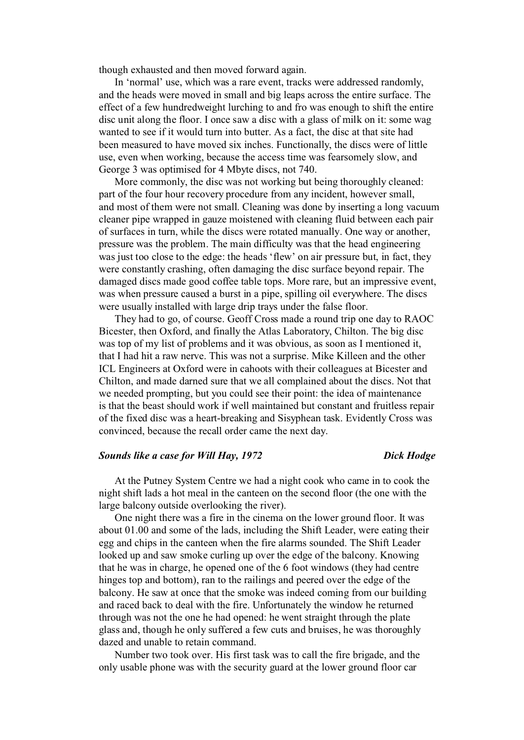though exhausted and then moved forward again.

In 'normal' use, which was a rare event, tracks were addressed randomly, and the heads were moved in small and big leaps across the entire surface. The effect of a few hundredweight lurching to and fro was enough to shift the entire disc unit along the floor. I once saw a disc with a glass of milk on it: some wag wanted to see if it would turn into butter. As a fact, the disc at that site had been measured to have moved six inches. Functionally, the discs were of little use, even when working, because the access time was fearsomely slow, and George 3 was optimised for 4 Mbyte discs, not 740.

More commonly, the disc was not working but being thoroughly cleaned: part of the four hour recovery procedure from any incident, however small, and most of them were not small. Cleaning was done by inserting a long vacuum cleaner pipe wrapped in gauze moistened with cleaning fluid between each pair of surfaces in turn, while the discs were rotated manually. One way or another, pressure was the problem. The main difficulty was that the head engineering was just too close to the edge: the heads 'flew' on air pressure but, in fact, they were constantly crashing, often damaging the disc surface beyond repair. The damaged discs made good coffee table tops. More rare, but an impressive event, was when pressure caused a burst in a pipe, spilling oil everywhere. The discs were usually installed with large drip trays under the false floor.

They had to go, of course. Geoff Cross made a round trip one day to RAOC Bicester, then Oxford, and finally the Atlas Laboratory, Chilton. The big disc was top of my list of problems and it was obvious, as soon as I mentioned it, that I had hit a raw nerve. This was not a surprise. Mike Killeen and the other ICL Engineers at Oxford were in cahoots with their colleagues at Bicester and Chilton, and made darned sure that we all complained about the discs. Not that we needed prompting, but you could see their point: the idea of maintenance is that the beast should work if well maintained but constant and fruitless repair of the fixed disc was a heart-breaking and Sisyphean task. Evidently Cross was convinced, because the recall order came the next day.

### *Sounds like a case for Will Hay, 1972* — ***Dick Hodge***

At the Putney System Centre we had a night cook who came in to cook the night shift lads a hot meal in the canteen on the second floor (the one with the large balcony outside overlooking the river).

One night there was a fire in the cinema on the lower ground floor. It was about 01.00 and some of the lads, including the Shift Leader, were eating their egg and chips in the canteen when the fire alarms sounded. The Shift Leader looked up and saw smoke curling up over the edge of the balcony. Knowing that he was in charge, he opened one of the 6 foot windows (they had centre hinges top and bottom), ran to the railings and peered over the edge of the balcony. He saw at once that the smoke was indeed coming from our building and raced back to deal with the fire. Unfortunately the window he returned through was not the one he had opened: he went straight through the plate glass and, though he only suffered a few cuts and bruises, he was thoroughly dazed and unable to retain command.

Number two took over. His first task was to call the fire brigade, and the only usable phone was with the security guard at the lower ground floor car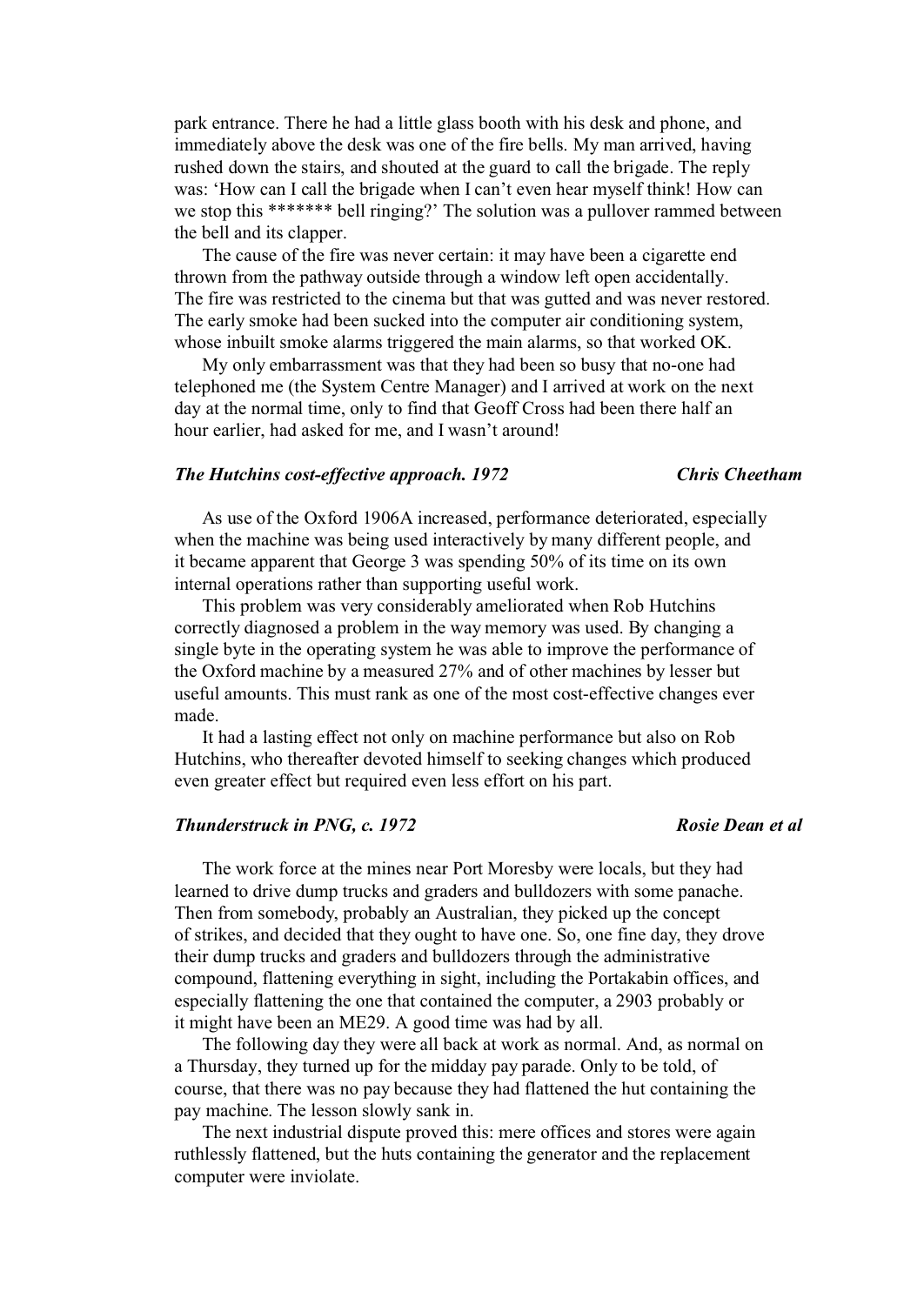park entrance. There he had a little glass booth with his desk and phone, and immediately above the desk was one of the fire bells. My man arrived, having rushed down the stairs, and shouted at the guard to call the brigade. The reply was: 'How can I call the brigade when I can't even hear myself think! How can we stop this ******* bell ringing?' The solution was a pullover rammed between the bell and its clapper.

The cause of the fire was never certain: it may have been a cigarette end thrown from the pathway outside through a window left open accidentally. The fire was restricted to the cinema but that was gutted and was never restored. The early smoke had been sucked into the computer air conditioning system, whose inbuilt smoke alarms triggered the main alarms, so that worked OK.

My only embarrassment was that they had been so busy that no-one had telephoned me (the System Centre Manager) and I arrived at work on the next day at the normal time, only to find that Geoff Cross had been there half an hour earlier, had asked for me, and I wasn't around!

### *The Hutchins cost-effective approach. 1972* — *Chris Cheetham*

As use of the Oxford 1906A increased, performance deteriorated, especially when the machine was being used interactively by many different people, and it became apparent that George 3 was spending 50% of its time on its own internal operations rather than supporting useful work.

This problem was very considerably ameliorated when Rob Hutchins correctly diagnosed a problem in the way memory was used. By changing a single byte in the operating system he was able to improve the performance of the Oxford machine by a measured 27% and of other machines by lesser but useful amounts. This must rank as one of the most cost-effective changes ever made.

It had a lasting effect not only on machine performance but also on Rob Hutchins, who thereafter devoted himself to seeking changes which produced even greater effect but required even less effort on his part.

### *Thunderstruck in PNG, c. 1972* — *Rosie Dean et al*

The work force at the mines near Port Moresby were locals, but they had learned to drive dump trucks and graders and bulldozers with some panache. Then from somebody, probably an Australian, they picked up the concept of strikes, and decided that they ought to have one. So, one fine day, they drove their dump trucks and graders and bulldozers through the administrative compound, flattening everything in sight, including the Portakabin offices, and especially flattening the one that contained the computer, a 2903 probably or it might have been an ME29. A good time was had by all.

The following day they were all back at work as normal. And, as normal on a Thursday, they turned up for the midday pay parade. Only to be told, of course, that there was no pay because they had flattened the hut containing the pay machine. The lesson slowly sank in.

The next industrial dispute proved this: mere offices and stores were again ruthlessly flattened, but the huts containing the generator and the replacement computer were inviolate.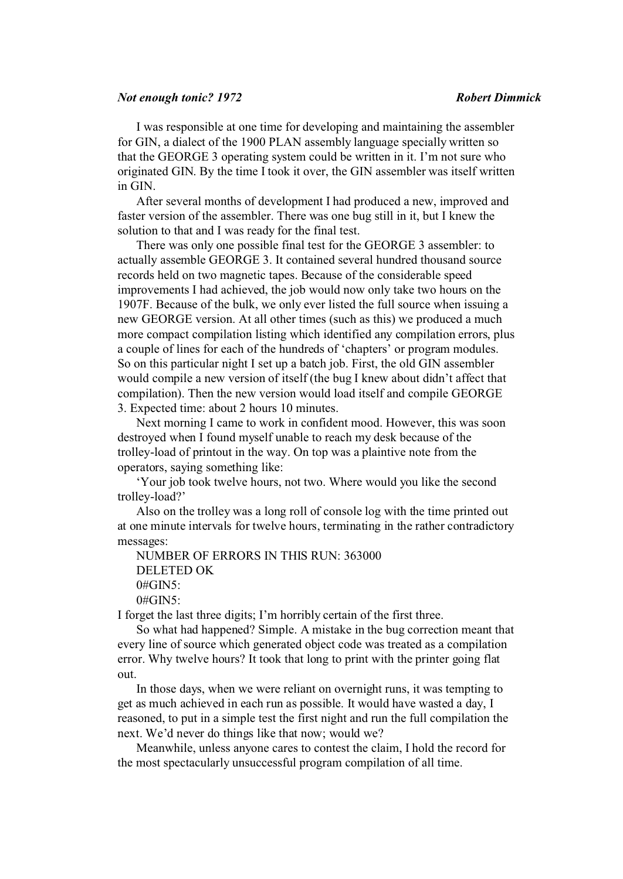## *Not enough tonic? 1972* — ***Robert Dimmick***

I was responsible at one time for developing and maintaining the assembler for GIN, a dialect of the 1900 PLAN assembly language specially written so that the GEORGE 3 operating system could be written in it. I'm not sure who originated GIN. By the time I took it over, the GIN assembler was itself written in GIN.

After several months of development I had produced a new, improved and faster version of the assembler. There was one bug still in it, but I knew the solution to that and I was ready for the final test.

There was only one possible final test for the GEORGE 3 assembler: to actually assemble GEORGE 3. It contained several hundred thousand source records held on two magnetic tapes. Because of the considerable speed improvements I had achieved, the job would now only take two hours on the 1907F. Because of the bulk, we only ever listed the full source when issuing a new GEORGE version. At all other times (such as this) we produced a much more compact compilation listing which identified any compilation errors, plus a couple of lines for each of the hundreds of 'chapters' or program modules. So on this particular night I set up a batch job. First, the old GIN assembler would compile a new version of itself (the bug I knew about didn't affect that compilation). Then the new version would load itself and compile GEORGE 3. Expected time: about 2 hours 10 minutes.

Next morning I came to work in confident mood. However, this was soon destroyed when I found myself unable to reach my desk because of the trolley-load of printout in the way. On top was a plaintive note from the operators, saying something like:

'Your job took twelve hours, not two. Where would you like the second trolley-load?'

Also on the trolley was a long roll of console log with the time printed out at one minute intervals for twelve hours, terminating in the rather contradictory messages:

NUMBER OF ERRORS IN THIS RUN: 363000
DELETED OK
0#GIN5:
0#GIN5:

I forget the last three digits; I'm horribly certain of the first three.

So what had happened? Simple. A mistake in the bug correction meant that every line of source which generated object code was treated as a compilation error. Why twelve hours? It took that long to print with the printer going flat out.

In those days, when we were reliant on overnight runs, it was tempting to get as much achieved in each run as possible. It would have wasted a day, I reasoned, to put in a simple test the first night and run the full compilation the next. We'd never do things like that now; would we?

Meanwhile, unless anyone cares to contest the claim, I hold the record for the most spectacularly unsuccessful program compilation of all time.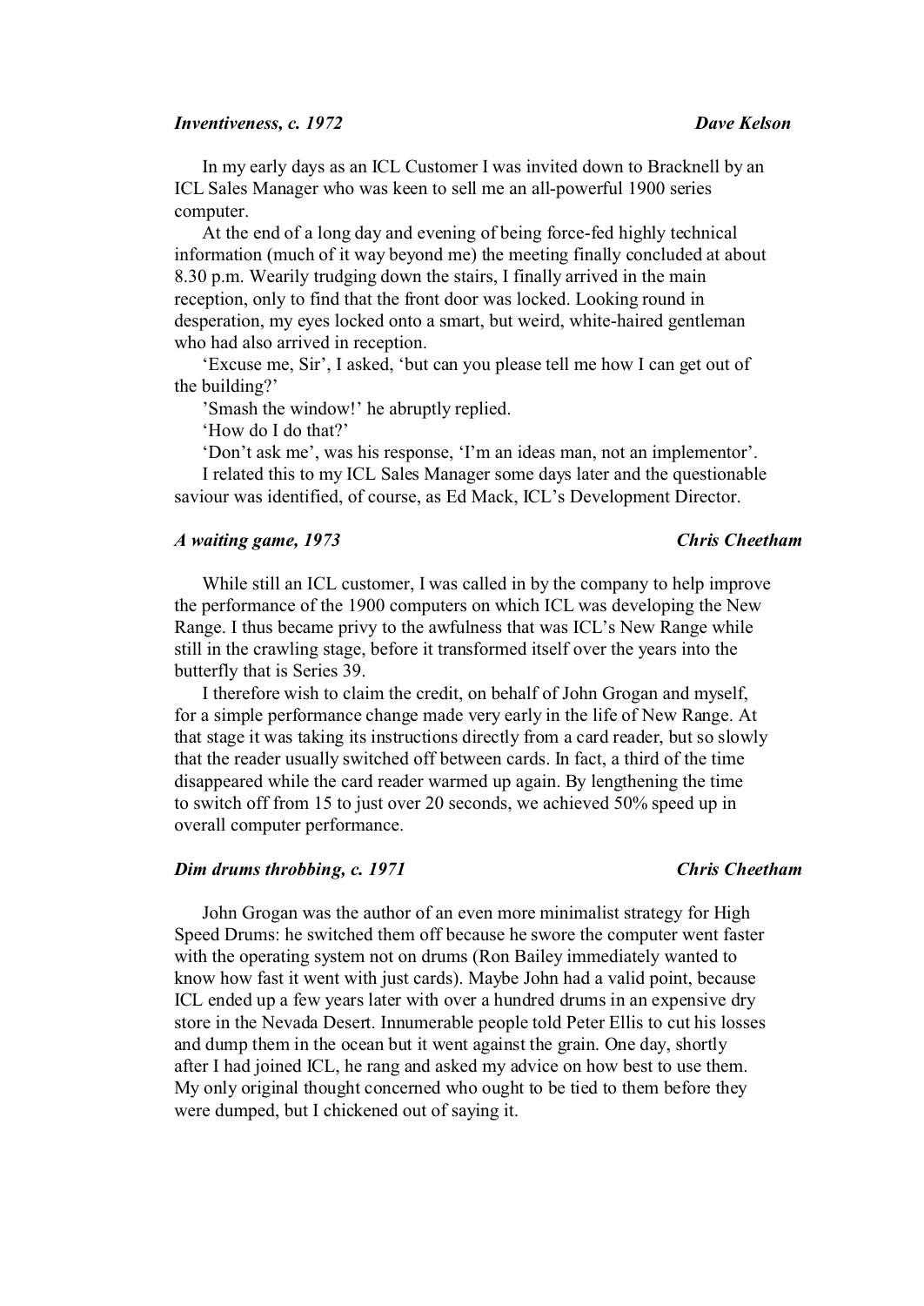***Inventiveness, c. 1972*** ***Dave Kelson***

In my early days as an ICL Customer I was invited down to Bracknell by an ICL Sales Manager who was keen to sell me an all-powerful 1900 series computer.

At the end of a long day and evening of being force-fed highly technical information (much of it way beyond me) the meeting finally concluded at about 8.30 p.m. Wearily trudging down the stairs, I finally arrived in the main reception, only to find that the front door was locked. Looking round in desperation, my eyes locked onto a smart, but weird, white-haired gentleman who had also arrived in reception.

'Excuse me, Sir', I asked, 'but can you please tell me how I can get out of the building?'

'Smash the window!' he abruptly replied.

'How do I do that?'

'Don't ask me', was his response, 'I'm an ideas man, not an implementor'.

I related this to my ICL Sales Manager some days later and the questionable saviour was identified, of course, as Ed Mack, ICL's Development Director.

***A waiting game, 1973*** ***Chris Cheetham***

While still an ICL customer, I was called in by the company to help improve the performance of the 1900 computers on which ICL was developing the New Range. I thus became privy to the awfulness that was ICL's New Range while still in the crawling stage, before it transformed itself over the years into the butterfly that is Series 39.

I therefore wish to claim the credit, on behalf of John Grogan and myself, for a simple performance change made very early in the life of New Range. At that stage it was taking its instructions directly from a card reader, but so slowly that the reader usually switched off between cards. In fact, a third of the time disappeared while the card reader warmed up again. By lengthening the time to switch off from 15 to just over 20 seconds, we achieved 50% speed up in overall computer performance.

***Dim drums throbbing, c. 1971*** ***Chris Cheetham***

John Grogan was the author of an even more minimalist strategy for High Speed Drums: he switched them off because he swore the computer went faster with the operating system not on drums (Ron Bailey immediately wanted to know how fast it went with just cards). Maybe John had a valid point, because ICL ended up a few years later with over a hundred drums in an expensive dry store in the Nevada Desert. Innumerable people told Peter Ellis to cut his losses and dump them in the ocean but it went against the grain. One day, shortly after I had joined ICL, he rang and asked my advice on how best to use them. My only original thought concerned who ought to be tied to them before they were dumped, but I chickened out of saying it.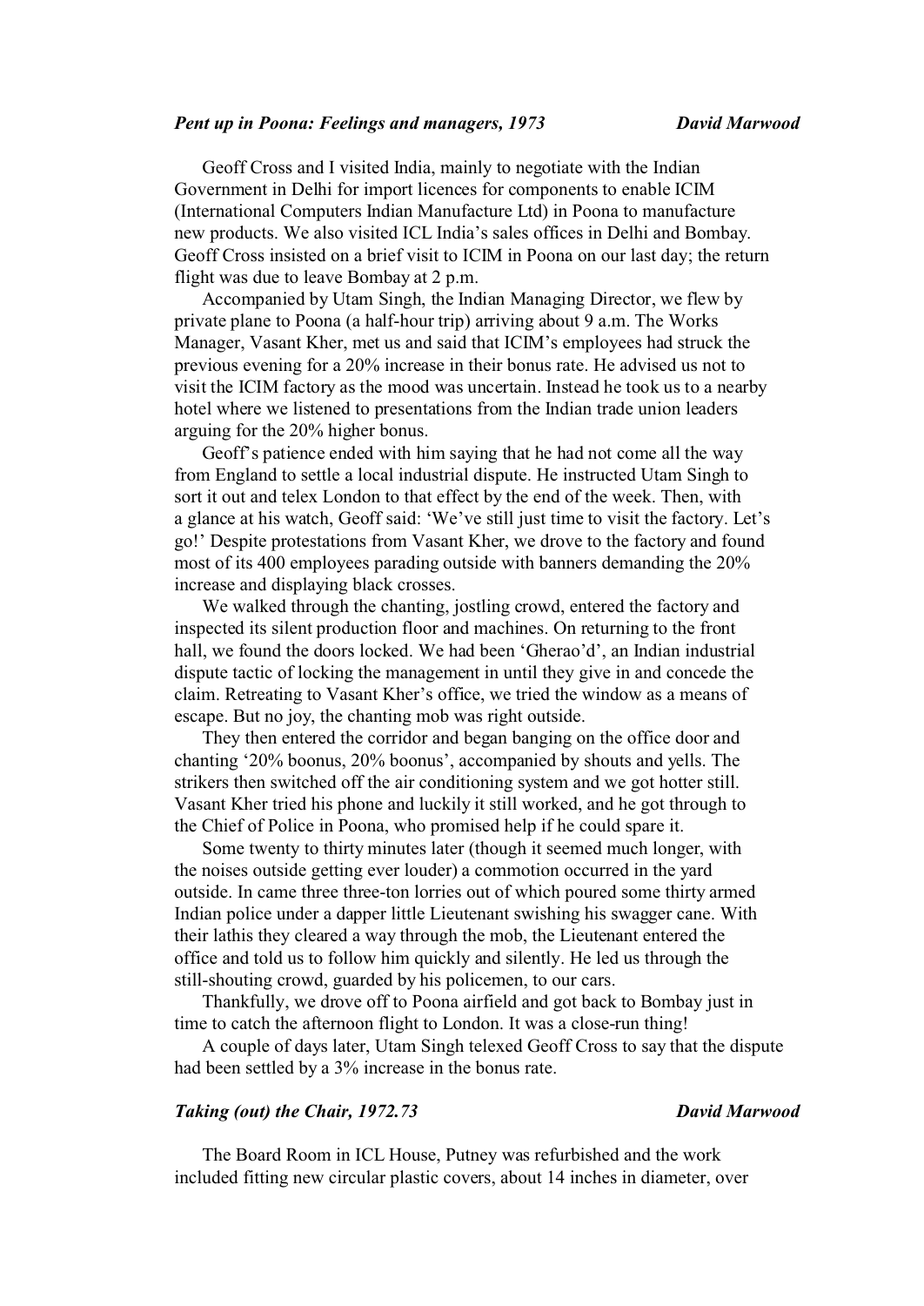### *Pent up in Poona: Feelings and managers, 1973* — **David Marwood**

Geoff Cross and I visited India, mainly to negotiate with the Indian Government in Delhi for import licences for components to enable ICIM (International Computers Indian Manufacture Ltd) in Poona to manufacture new products. We also visited ICL India's sales offices in Delhi and Bombay. Geoff Cross insisted on a brief visit to ICIM in Poona on our last day; the return flight was due to leave Bombay at 2 p.m.

Accompanied by Utam Singh, the Indian Managing Director, we flew by private plane to Poona (a half-hour trip) arriving about 9 a.m. The Works Manager, Vasant Kher, met us and said that ICIM's employees had struck the previous evening for a 20% increase in their bonus rate. He advised us not to visit the ICIM factory as the mood was uncertain. Instead he took us to a nearby hotel where we listened to presentations from the Indian trade union leaders arguing for the 20% higher bonus.

Geoff's patience ended with him saying that he had not come all the way from England to settle a local industrial dispute. He instructed Utam Singh to sort it out and telex London to that effect by the end of the week. Then, with a glance at his watch, Geoff said: 'We've still just time to visit the factory. Let's go!' Despite protestations from Vasant Kher, we drove to the factory and found most of its 400 employees parading outside with banners demanding the 20% increase and displaying black crosses.

We walked through the chanting, jostling crowd, entered the factory and inspected its silent production floor and machines. On returning to the front hall, we found the doors locked. We had been 'Gherao'd', an Indian industrial dispute tactic of locking the management in until they give in and concede the claim. Retreating to Vasant Kher's office, we tried the window as a means of escape. But no joy, the chanting mob was right outside.

They then entered the corridor and began banging on the office door and chanting '20% boonus, 20% boonus', accompanied by shouts and yells. The strikers then switched off the air conditioning system and we got hotter still. Vasant Kher tried his phone and luckily it still worked, and he got through to the Chief of Police in Poona, who promised help if he could spare it.

Some twenty to thirty minutes later (though it seemed much longer, with the noises outside getting ever louder) a commotion occurred in the yard outside. In came three three-ton lorries out of which poured some thirty armed Indian police under a dapper little Lieutenant swishing his swagger cane. With their lathis they cleared a way through the mob, the Lieutenant entered the office and told us to follow him quickly and silently. He led us through the still-shouting crowd, guarded by his policemen, to our cars.

Thankfully, we drove off to Poona airfield and got back to Bombay just in time to catch the afternoon flight to London. It was a close-run thing!

A couple of days later, Utam Singh telexed Geoff Cross to say that the dispute had been settled by a 3% increase in the bonus rate.

### *Taking (out) the Chair, 1972.73* — **David Marwood**

The Board Room in ICL House, Putney was refurbished and the work included fitting new circular plastic covers, about 14 inches in diameter, over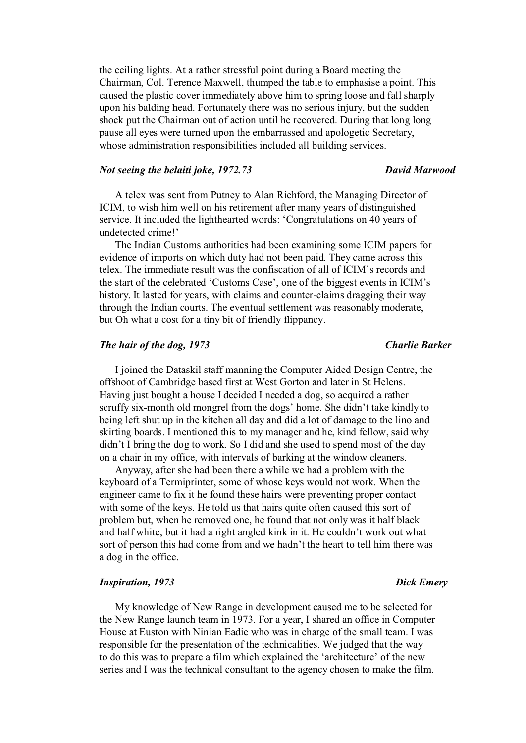the ceiling lights. At a rather stressful point during a Board meeting the Chairman, Col. Terence Maxwell, thumped the table to emphasise a point. This caused the plastic cover immediately above him to spring loose and fall sharply upon his balding head. Fortunately there was no serious injury, but the sudden shock put the Chairman out of action until he recovered. During that long long pause all eyes were turned upon the embarrassed and apologetic Secretary, whose administration responsibilities included all building services.

### *Not seeing the belaiti joke, 1972.73* — *David Marwood*

A telex was sent from Putney to Alan Richford, the Managing Director of ICIM, to wish him well on his retirement after many years of distinguished service. It included the lighthearted words: 'Congratulations on 40 years of undetected crime!'

The Indian Customs authorities had been examining some ICIM papers for evidence of imports on which duty had not been paid. They came across this telex. The immediate result was the confiscation of all of ICIM's records and the start of the celebrated 'Customs Case', one of the biggest events in ICIM's history. It lasted for years, with claims and counter-claims dragging their way through the Indian courts. The eventual settlement was reasonably moderate, but Oh what a cost for a tiny bit of friendly flippancy.

### *The hair of the dog, 1973* — *Charlie Barker*

I joined the Dataskil staff manning the Computer Aided Design Centre, the offshoot of Cambridge based first at West Gorton and later in St Helens. Having just bought a house I decided I needed a dog, so acquired a rather scruffy six-month old mongrel from the dogs' home. She didn't take kindly to being left shut up in the kitchen all day and did a lot of damage to the lino and skirting boards. I mentioned this to my manager and he, kind fellow, said why didn't I bring the dog to work. So I did and she used to spend most of the day on a chair in my office, with intervals of barking at the window cleaners.

Anyway, after she had been there a while we had a problem with the keyboard of a Termiprinter, some of whose keys would not work. When the engineer came to fix it he found these hairs were preventing proper contact with some of the keys. He told us that hairs quite often caused this sort of problem but, when he removed one, he found that not only was it half black and half white, but it had a right angled kink in it. He couldn't work out what sort of person this had come from and we hadn't the heart to tell him there was a dog in the office.

### *Inspiration, 1973* — *Dick Emery*

My knowledge of New Range in development caused me to be selected for the New Range launch team in 1973. For a year, I shared an office in Computer House at Euston with Ninian Eadie who was in charge of the small team. I was responsible for the presentation of the technicalities. We judged that the way to do this was to prepare a film which explained the 'architecture' of the new series and I was the technical consultant to the agency chosen to make the film.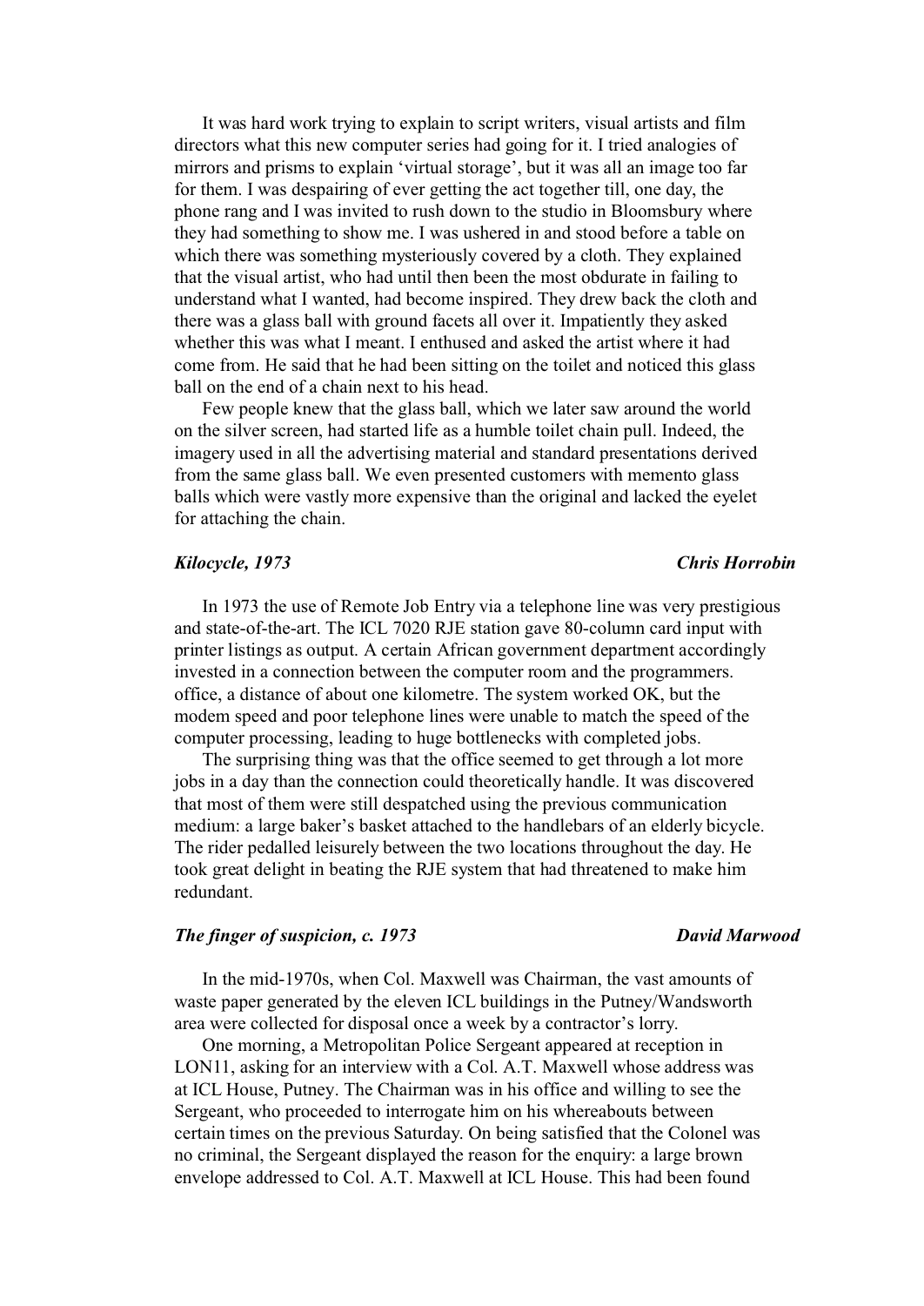It was hard work trying to explain to script writers, visual artists and film directors what this new computer series had going for it. I tried analogies of mirrors and prisms to explain 'virtual storage', but it was all an image too far for them. I was despairing of ever getting the act together till, one day, the phone rang and I was invited to rush down to the studio in Bloomsbury where they had something to show me. I was ushered in and stood before a table on which there was something mysteriously covered by a cloth. They explained that the visual artist, who had until then been the most obdurate in failing to understand what I wanted, had become inspired. They drew back the cloth and there was a glass ball with ground facets all over it. Impatiently they asked whether this was what I meant. I enthused and asked the artist where it had come from. He said that he had been sitting on the toilet and noticed this glass ball on the end of a chain next to his head.

Few people knew that the glass ball, which we later saw around the world on the silver screen, had started life as a humble toilet chain pull. Indeed, the imagery used in all the advertising material and standard presentations derived from the same glass ball. We even presented customers with memento glass balls which were vastly more expensive than the original and lacked the eyelet for attaching the chain.

### *Kilocycle, 1973* — *Chris Horrobin*

In 1973 the use of Remote Job Entry via a telephone line was very prestigious and state-of-the-art. The ICL 7020 RJE station gave 80-column card input with printer listings as output. A certain African government department accordingly invested in a connection between the computer room and the programmers. office, a distance of about one kilometre. The system worked OK, but the modem speed and poor telephone lines were unable to match the speed of the computer processing, leading to huge bottlenecks with completed jobs.

The surprising thing was that the office seemed to get through a lot more jobs in a day than the connection could theoretically handle. It was discovered that most of them were still despatched using the previous communication medium: a large baker's basket attached to the handlebars of an elderly bicycle. The rider pedalled leisurely between the two locations throughout the day. He took great delight in beating the RJE system that had threatened to make him redundant.

### *The finger of suspicion, c. 1973* — *David Marwood*

In the mid-1970s, when Col. Maxwell was Chairman, the vast amounts of waste paper generated by the eleven ICL buildings in the Putney/Wandsworth area were collected for disposal once a week by a contractor's lorry.

One morning, a Metropolitan Police Sergeant appeared at reception in LON11, asking for an interview with a Col. A.T. Maxwell whose address was at ICL House, Putney. The Chairman was in his office and willing to see the Sergeant, who proceeded to interrogate him on his whereabouts between certain times on the previous Saturday. On being satisfied that the Colonel was no criminal, the Sergeant displayed the reason for the enquiry: a large brown envelope addressed to Col. A.T. Maxwell at ICL House. This had been found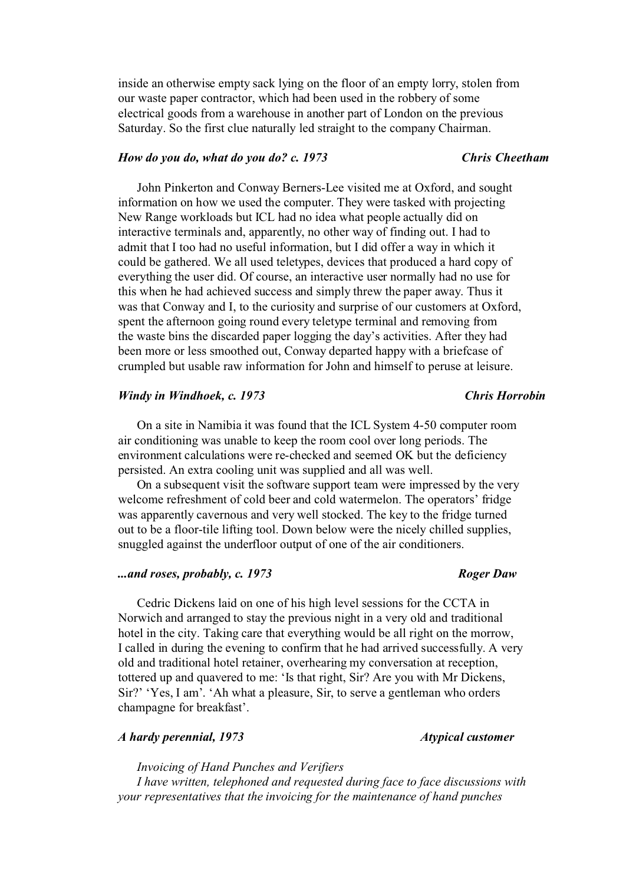inside an otherwise empty sack lying on the floor of an empty lorry, stolen from our waste paper contractor, which had been used in the robbery of some electrical goods from a warehouse in another part of London on the previous Saturday. So the first clue naturally led straight to the company Chairman.

### *How do you do, what do you do? c. 1973* — *Chris Cheetham*

John Pinkerton and Conway Berners-Lee visited me at Oxford, and sought information on how we used the computer. They were tasked with projecting New Range workloads but ICL had no idea what people actually did on interactive terminals and, apparently, no other way of finding out. I had to admit that I too had no useful information, but I did offer a way in which it could be gathered. We all used teletypes, devices that produced a hard copy of everything the user did. Of course, an interactive user normally had no use for this when he had achieved success and simply threw the paper away. Thus it was that Conway and I, to the curiosity and surprise of our customers at Oxford, spent the afternoon going round every teletype terminal and removing from the waste bins the discarded paper logging the day's activities. After they had been more or less smoothed out, Conway departed happy with a briefcase of crumpled but usable raw information for John and himself to peruse at leisure.

### *Windy in Windhoek, c. 1973* — *Chris Horrobin*

On a site in Namibia it was found that the ICL System 4-50 computer room air conditioning was unable to keep the room cool over long periods. The environment calculations were re-checked and seemed OK but the deficiency persisted. An extra cooling unit was supplied and all was well.

On a subsequent visit the software support team were impressed by the very welcome refreshment of cold beer and cold watermelon. The operators' fridge was apparently cavernous and very well stocked. The key to the fridge turned out to be a floor-tile lifting tool. Down below were the nicely chilled supplies, snuggled against the underfloor output of one of the air conditioners.

### *...and roses, probably, c. 1973* — *Roger Daw*

Cedric Dickens laid on one of his high level sessions for the CCTA in Norwich and arranged to stay the previous night in a very old and traditional hotel in the city. Taking care that everything would be all right on the morrow, I called in during the evening to confirm that he had arrived successfully. A very old and traditional hotel retainer, overhearing my conversation at reception, tottered up and quavered to me: 'Is that right, Sir? Are you with Mr Dickens, Sir?' 'Yes, I am'. 'Ah what a pleasure, Sir, to serve a gentleman who orders champagne for breakfast'.

### *A hardy perennial, 1973* — *Atypical customer*

*Invoicing of Hand Punches and Verifiers*

*I have written, telephoned and requested during face to face discussions with your representatives that the invoicing for the maintenance of hand punches*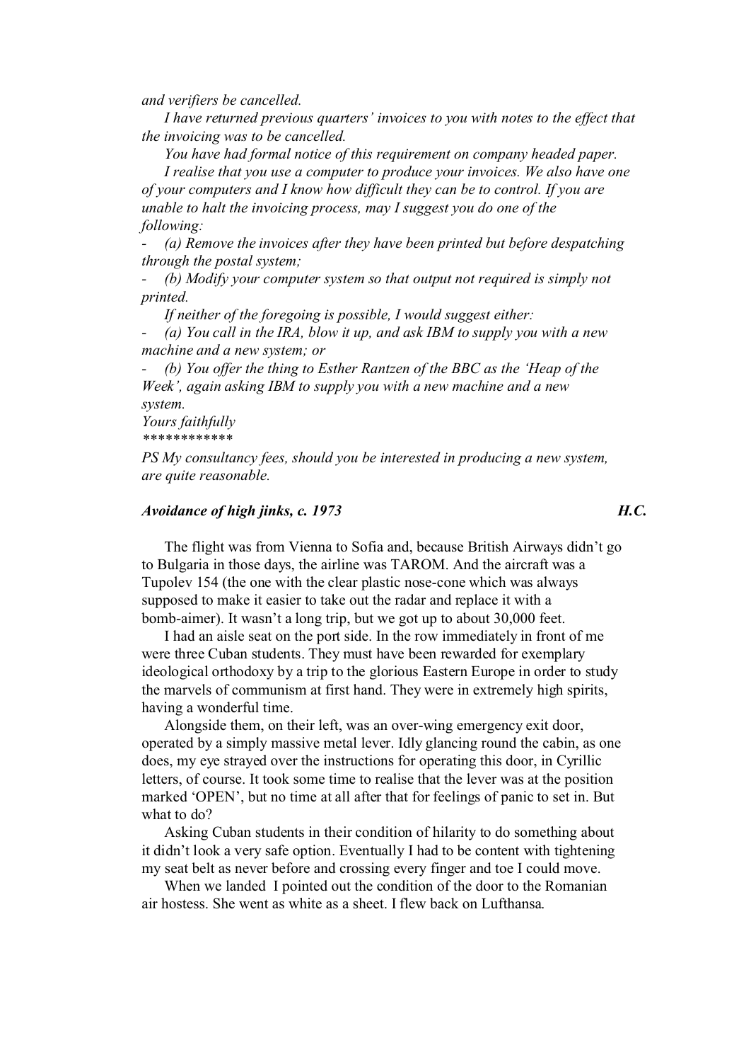*and verifiers be cancelled.*

*I have returned previous quarters' invoices to you with notes to the effect that the invoicing was to be cancelled.*

*You have had formal notice of this requirement on company headed paper.*

*I realise that you use a computer to produce your invoices. We also have one of your computers and I know how difficult they can be to control. If you are unable to halt the invoicing process, may I suggest you do one of the following:*

- *(a) Remove the invoices after they have been printed but before despatching through the postal system;*
- *(b) Modify your computer system so that output not required is simply not printed.*

*If neither of the foregoing is possible, I would suggest either:*

- *(a) You call in the IRA, blow it up, and ask IBM to supply you with a new machine and a new system; or*
- *(b) You offer the thing to Esther Rantzen of the BBC as the 'Heap of the Week', again asking IBM to supply you with a new machine and a new system.*

*Yours faithfully*

*\*\*\*\*\*\*\*\*\*\*\*\**

*PS My consultancy fees, should you be interested in producing a new system, are quite reasonable.*

### *Avoidance of high jinks, c. 1973* — *H.C.*

The flight was from Vienna to Sofia and, because British Airways didn't go to Bulgaria in those days, the airline was TAROM. And the aircraft was a Tupolev 154 (the one with the clear plastic nose-cone which was always supposed to make it easier to take out the radar and replace it with a bomb-aimer). It wasn't a long trip, but we got up to about 30,000 feet.

I had an aisle seat on the port side. In the row immediately in front of me were three Cuban students. They must have been rewarded for exemplary ideological orthodoxy by a trip to the glorious Eastern Europe in order to study the marvels of communism at first hand. They were in extremely high spirits, having a wonderful time.

Alongside them, on their left, was an over-wing emergency exit door, operated by a simply massive metal lever. Idly glancing round the cabin, as one does, my eye strayed over the instructions for operating this door, in Cyrillic letters, of course. It took some time to realise that the lever was at the position marked 'OPEN', but no time at all after that for feelings of panic to set in. But what to do?

Asking Cuban students in their condition of hilarity to do something about it didn't look a very safe option. Eventually I had to be content with tightening my seat belt as never before and crossing every finger and toe I could move.

When we landed I pointed out the condition of the door to the Romanian air hostess. She went as white as a sheet. I flew back on Lufthansa.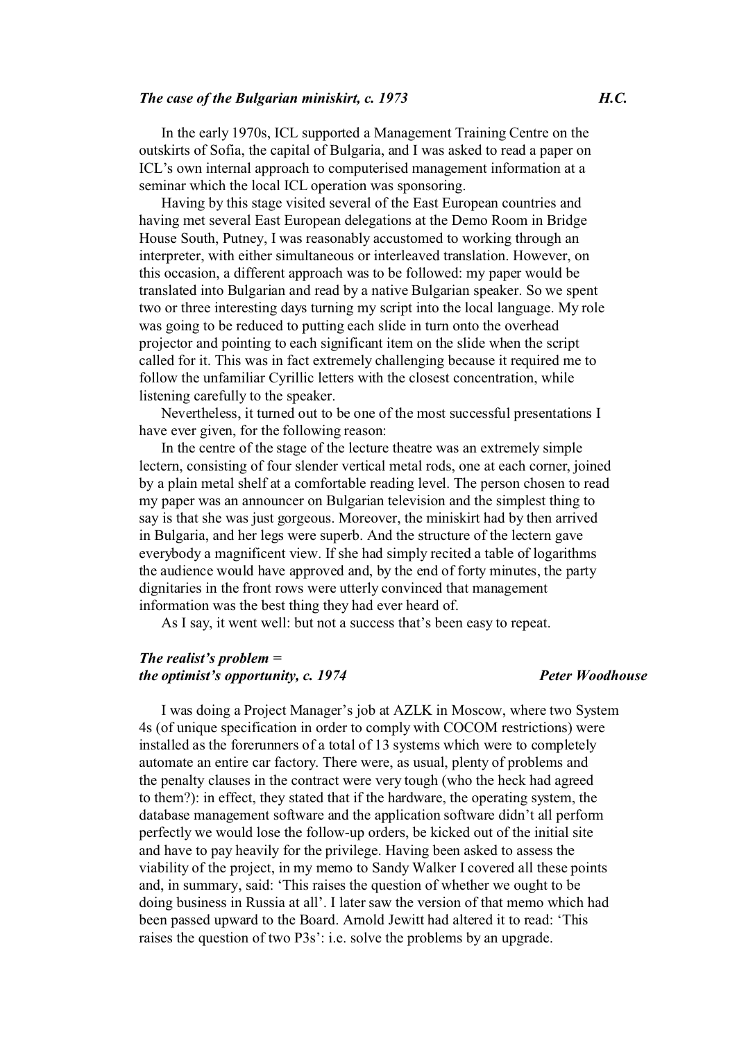### *The case of the Bulgarian miniskirt, c. 1973* — *H.C.*

In the early 1970s, ICL supported a Management Training Centre on the outskirts of Sofia, the capital of Bulgaria, and I was asked to read a paper on ICL's own internal approach to computerised management information at a seminar which the local ICL operation was sponsoring.

Having by this stage visited several of the East European countries and having met several East European delegations at the Demo Room in Bridge House South, Putney, I was reasonably accustomed to working through an interpreter, with either simultaneous or interleaved translation. However, on this occasion, a different approach was to be followed: my paper would be translated into Bulgarian and read by a native Bulgarian speaker. So we spent two or three interesting days turning my script into the local language. My role was going to be reduced to putting each slide in turn onto the overhead projector and pointing to each significant item on the slide when the script called for it. This was in fact extremely challenging because it required me to follow the unfamiliar Cyrillic letters with the closest concentration, while listening carefully to the speaker.

Nevertheless, it turned out to be one of the most successful presentations I have ever given, for the following reason:

In the centre of the stage of the lecture theatre was an extremely simple lectern, consisting of four slender vertical metal rods, one at each corner, joined by a plain metal shelf at a comfortable reading level. The person chosen to read my paper was an announcer on Bulgarian television and the simplest thing to say is that she was just gorgeous. Moreover, the miniskirt had by then arrived in Bulgaria, and her legs were superb. And the structure of the lectern gave everybody a magnificent view. If she had simply recited a table of logarithms the audience would have approved and, by the end of forty minutes, the party dignitaries in the front rows were utterly convinced that management information was the best thing they had ever heard of.

As I say, it went well: but not a success that's been easy to repeat.

### *The realist's problem = the optimist's opportunity, c. 1974* — *Peter Woodhouse*

I was doing a Project Manager's job at AZLK in Moscow, where two System 4s (of unique specification in order to comply with COCOM restrictions) were installed as the forerunners of a total of 13 systems which were to completely automate an entire car factory. There were, as usual, plenty of problems and the penalty clauses in the contract were very tough (who the heck had agreed to them?): in effect, they stated that if the hardware, the operating system, the database management software and the application software didn't all perform perfectly we would lose the follow-up orders, be kicked out of the initial site and have to pay heavily for the privilege. Having been asked to assess the viability of the project, in my memo to Sandy Walker I covered all these points and, in summary, said: 'This raises the question of whether we ought to be doing business in Russia at all'. I later saw the version of that memo which had been passed upward to the Board. Arnold Jewitt had altered it to read: 'This raises the question of two P3s': i.e. solve the problems by an upgrade.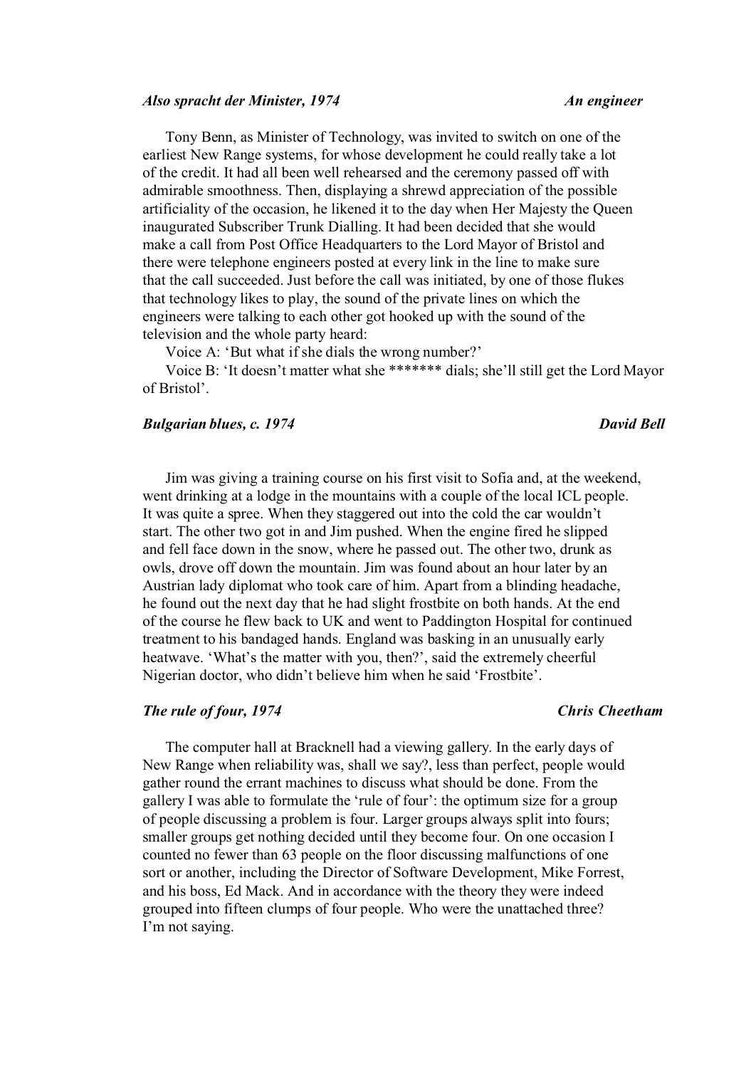### *Also spracht der Minister, 1974* — *An engineer*

Tony Benn, as Minister of Technology, was invited to switch on one of the earliest New Range systems, for whose development he could really take a lot of the credit. It had all been well rehearsed and the ceremony passed off with admirable smoothness. Then, displaying a shrewd appreciation of the possible artificiality of the occasion, he likened it to the day when Her Majesty the Queen inaugurated Subscriber Trunk Dialling. It had been decided that she would make a call from Post Office Headquarters to the Lord Mayor of Bristol and there were telephone engineers posted at every link in the line to make sure that the call succeeded. Just before the call was initiated, by one of those flukes that technology likes to play, the sound of the private lines on which the engineers were talking to each other got hooked up with the sound of the television and the whole party heard:

Voice A: 'But what if she dials the wrong number?'

Voice B: 'It doesn't matter what she ******* dials; she'll still get the Lord Mayor of Bristol'.

### *Bulgarian blues, c. 1974* — *David Bell*

Jim was giving a training course on his first visit to Sofia and, at the weekend, went drinking at a lodge in the mountains with a couple of the local ICL people. It was quite a spree. When they staggered out into the cold the car wouldn't start. The other two got in and Jim pushed. When the engine fired he slipped and fell face down in the snow, where he passed out. The other two, drunk as owls, drove off down the mountain. Jim was found about an hour later by an Austrian lady diplomat who took care of him. Apart from a blinding headache, he found out the next day that he had slight frostbite on both hands. At the end of the course he flew back to UK and went to Paddington Hospital for continued treatment to his bandaged hands. England was basking in an unusually early heatwave. 'What's the matter with you, then?', said the extremely cheerful Nigerian doctor, who didn't believe him when he said 'Frostbite'.

### *The rule of four, 1974* — *Chris Cheetham*

The computer hall at Bracknell had a viewing gallery. In the early days of New Range when reliability was, shall we say?, less than perfect, people would gather round the errant machines to discuss what should be done. From the gallery I was able to formulate the 'rule of four': the optimum size for a group of people discussing a problem is four. Larger groups always split into fours; smaller groups get nothing decided until they become four. On one occasion I counted no fewer than 63 people on the floor discussing malfunctions of one sort or another, including the Director of Software Development, Mike Forrest, and his boss, Ed Mack. And in accordance with the theory they were indeed grouped into fifteen clumps of four people. Who were the unattached three? I'm not saying.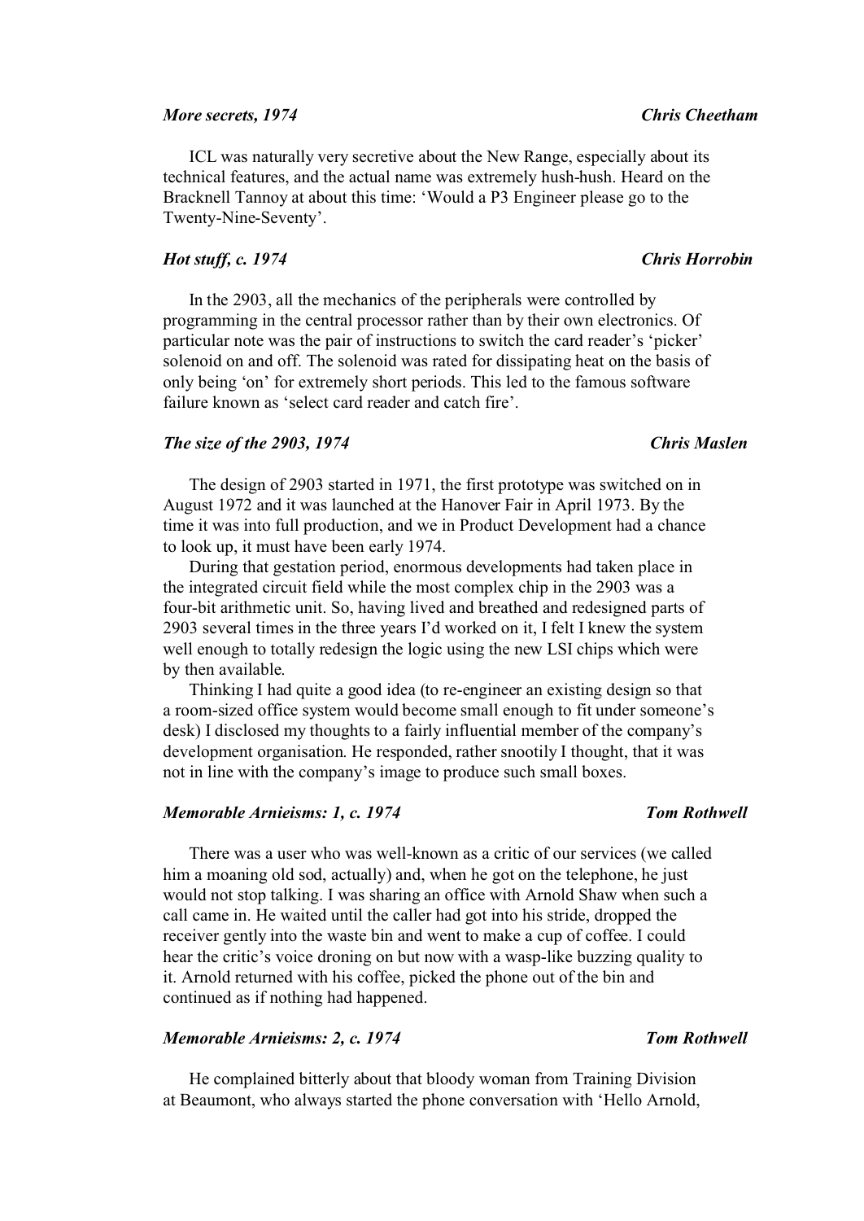### *More secrets, 1974* — ***Chris Cheetham***

ICL was naturally very secretive about the New Range, especially about its technical features, and the actual name was extremely hush-hush. Heard on the Bracknell Tannoy at about this time: 'Would a P3 Engineer please go to the Twenty-Nine-Seventy'.

### *Hot stuff, c. 1974* — ***Chris Horrobin***

In the 2903, all the mechanics of the peripherals were controlled by programming in the central processor rather than by their own electronics. Of particular note was the pair of instructions to switch the card reader's 'picker' solenoid on and off. The solenoid was rated for dissipating heat on the basis of only being 'on' for extremely short periods. This led to the famous software failure known as 'select card reader and catch fire'.

### *The size of the 2903, 1974* — ***Chris Maslen***

The design of 2903 started in 1971, the first prototype was switched on in August 1972 and it was launched at the Hanover Fair in April 1973. By the time it was into full production, and we in Product Development had a chance to look up, it must have been early 1974.

During that gestation period, enormous developments had taken place in the integrated circuit field while the most complex chip in the 2903 was a four-bit arithmetic unit. So, having lived and breathed and redesigned parts of 2903 several times in the three years I'd worked on it, I felt I knew the system well enough to totally redesign the logic using the new LSI chips which were by then available.

Thinking I had quite a good idea (to re-engineer an existing design so that a room-sized office system would become small enough to fit under someone's desk) I disclosed my thoughts to a fairly influential member of the company's development organisation. He responded, rather snootily I thought, that it was not in line with the company's image to produce such small boxes.

### *Memorable Arnieisms: 1, c. 1974* — ***Tom Rothwell***

There was a user who was well-known as a critic of our services (we called him a moaning old sod, actually) and, when he got on the telephone, he just would not stop talking. I was sharing an office with Arnold Shaw when such a call came in. He waited until the caller had got into his stride, dropped the receiver gently into the waste bin and went to make a cup of coffee. I could hear the critic's voice droning on but now with a wasp-like buzzing quality to it. Arnold returned with his coffee, picked the phone out of the bin and continued as if nothing had happened.

### *Memorable Arnieisms: 2, c. 1974* — ***Tom Rothwell***

He complained bitterly about that bloody woman from Training Division at Beaumont, who always started the phone conversation with 'Hello Arnold,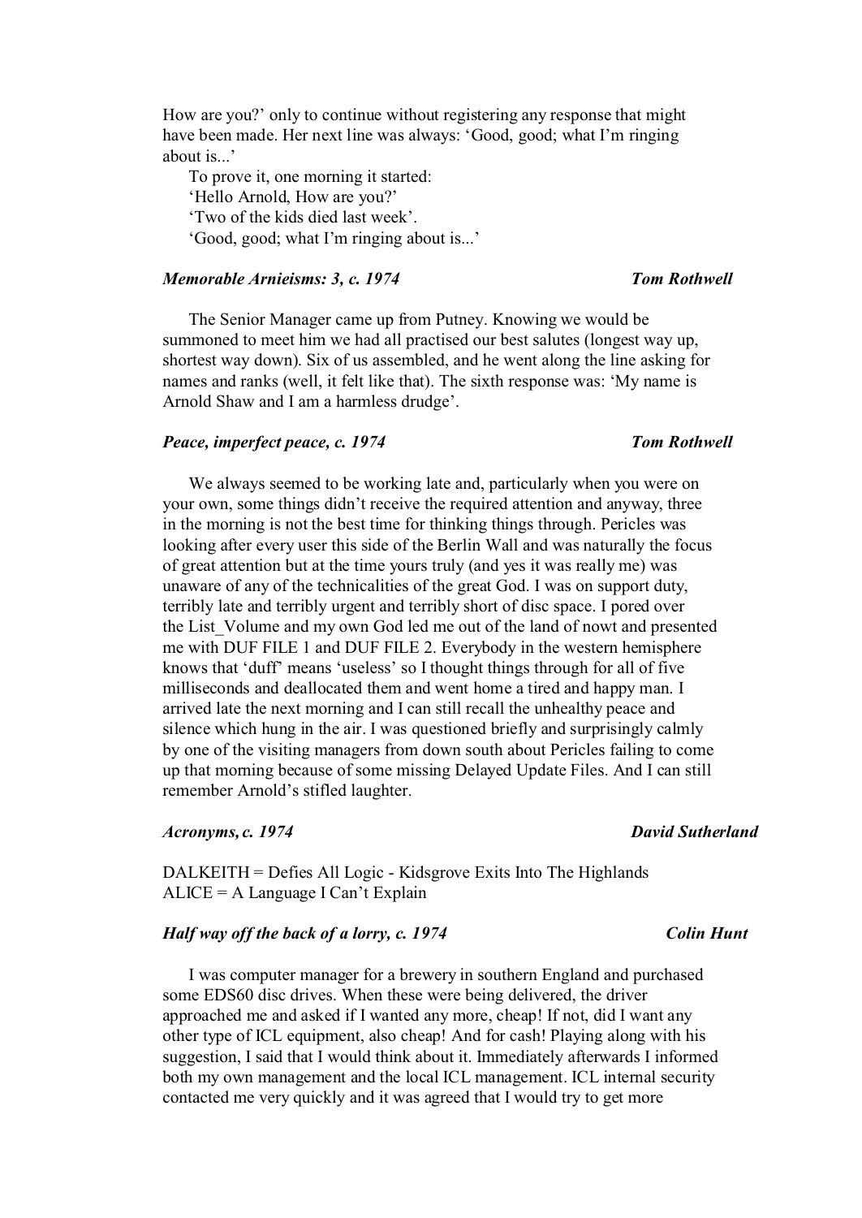How are you?' only to continue without registering any response that might have been made. Her next line was always: 'Good, good; what I'm ringing about is...'

To prove it, one morning it started:

'Hello Arnold, How are you?'

'Two of the kids died last week'.

'Good, good; what I'm ringing about is...'

### *Memorable Arnieisms: 3, c. 1974* — *Tom Rothwell*

The Senior Manager came up from Putney. Knowing we would be summoned to meet him we had all practised our best salutes (longest way up, shortest way down). Six of us assembled, and he went along the line asking for names and ranks (well, it felt like that). The sixth response was: 'My name is Arnold Shaw and I am a harmless drudge'.

### *Peace, imperfect peace, c. 1974* — *Tom Rothwell*

We always seemed to be working late and, particularly when you were on your own, some things didn't receive the required attention and anyway, three in the morning is not the best time for thinking things through. Pericles was looking after every user this side of the Berlin Wall and was naturally the focus of great attention but at the time yours truly (and yes it was really me) was unaware of any of the technicalities of the great God. I was on support duty, terribly late and terribly urgent and terribly short of disc space. I pored over the List_Volume and my own God led me out of the land of nowt and presented me with DUF FILE 1 and DUF FILE 2. Everybody in the western hemisphere knows that 'duff' means 'useless' so I thought things through for all of five milliseconds and deallocated them and went home a tired and happy man. I arrived late the next morning and I can still recall the unhealthy peace and silence which hung in the air. I was questioned briefly and surprisingly calmly by one of the visiting managers from down south about Pericles failing to come up that morning because of some missing Delayed Update Files. And I can still remember Arnold's stifled laughter.

### *Acronyms, c. 1974* — *David Sutherland*

DALKEITH = Defies All Logic - Kidsgrove Exits Into The Highlands
ALICE = A Language I Can't Explain

### *Half way off the back of a lorry, c. 1974* — *Colin Hunt*

I was computer manager for a brewery in southern England and purchased some EDS60 disc drives. When these were being delivered, the driver approached me and asked if I wanted any more, cheap! If not, did I want any other type of ICL equipment, also cheap! And for cash! Playing along with his suggestion, I said that I would think about it. Immediately afterwards I informed both my own management and the local ICL management. ICL internal security contacted me very quickly and it was agreed that I would try to get more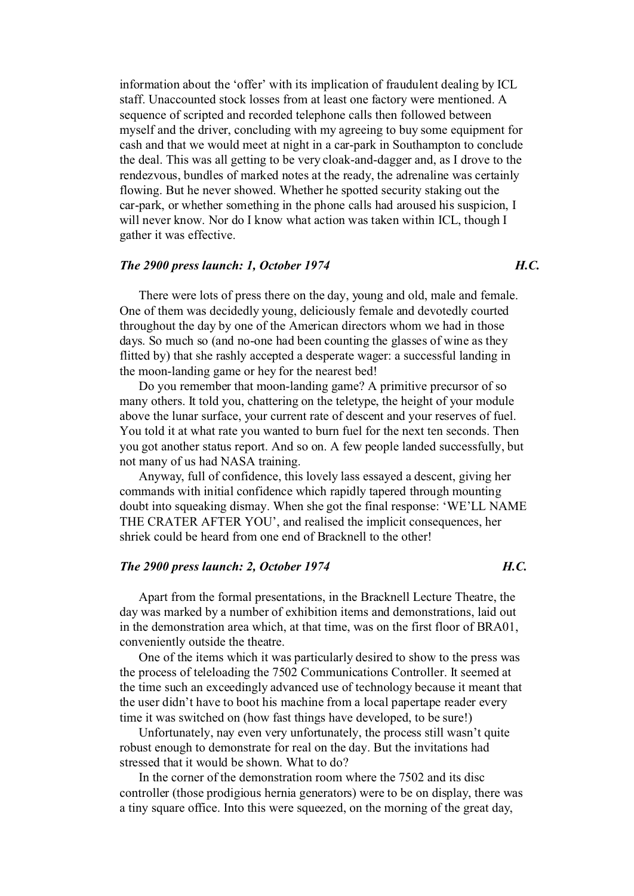information about the 'offer' with its implication of fraudulent dealing by ICL staff. Unaccounted stock losses from at least one factory were mentioned. A sequence of scripted and recorded telephone calls then followed between myself and the driver, concluding with my agreeing to buy some equipment for cash and that we would meet at night in a car-park in Southampton to conclude the deal. This was all getting to be very cloak-and-dagger and, as I drove to the rendezvous, bundles of marked notes at the ready, the adrenaline was certainly flowing. But he never showed. Whether he spotted security staking out the car-park, or whether something in the phone calls had aroused his suspicion, I will never know. Nor do I know what action was taken within ICL, though I gather it was effective.

### *The 2900 press launch: 1, October 1974* — *H.C.*

There were lots of press there on the day, young and old, male and female. One of them was decidedly young, deliciously female and devotedly courted throughout the day by one of the American directors whom we had in those days. So much so (and no-one had been counting the glasses of wine as they flitted by) that she rashly accepted a desperate wager: a successful landing in the moon-landing game or hey for the nearest bed!

Do you remember that moon-landing game? A primitive precursor of so many others. It told you, chattering on the teletype, the height of your module above the lunar surface, your current rate of descent and your reserves of fuel. You told it at what rate you wanted to burn fuel for the next ten seconds. Then you got another status report. And so on. A few people landed successfully, but not many of us had NASA training.

Anyway, full of confidence, this lovely lass essayed a descent, giving her commands with initial confidence which rapidly tapered through mounting doubt into squeaking dismay. When she got the final response: 'WE'LL NAME THE CRATER AFTER YOU', and realised the implicit consequences, her shriek could be heard from one end of Bracknell to the other!

### *The 2900 press launch: 2, October 1974* — *H.C.*

Apart from the formal presentations, in the Bracknell Lecture Theatre, the day was marked by a number of exhibition items and demonstrations, laid out in the demonstration area which, at that time, was on the first floor of BRA01, conveniently outside the theatre.

One of the items which it was particularly desired to show to the press was the process of teleloading the 7502 Communications Controller. It seemed at the time such an exceedingly advanced use of technology because it meant that the user didn't have to boot his machine from a local papertape reader every time it was switched on (how fast things have developed, to be sure!)

Unfortunately, nay even very unfortunately, the process still wasn't quite robust enough to demonstrate for real on the day. But the invitations had stressed that it would be shown. What to do?

In the corner of the demonstration room where the 7502 and its disc controller (those prodigious hernia generators) were to be on display, there was a tiny square office. Into this were squeezed, on the morning of the great day,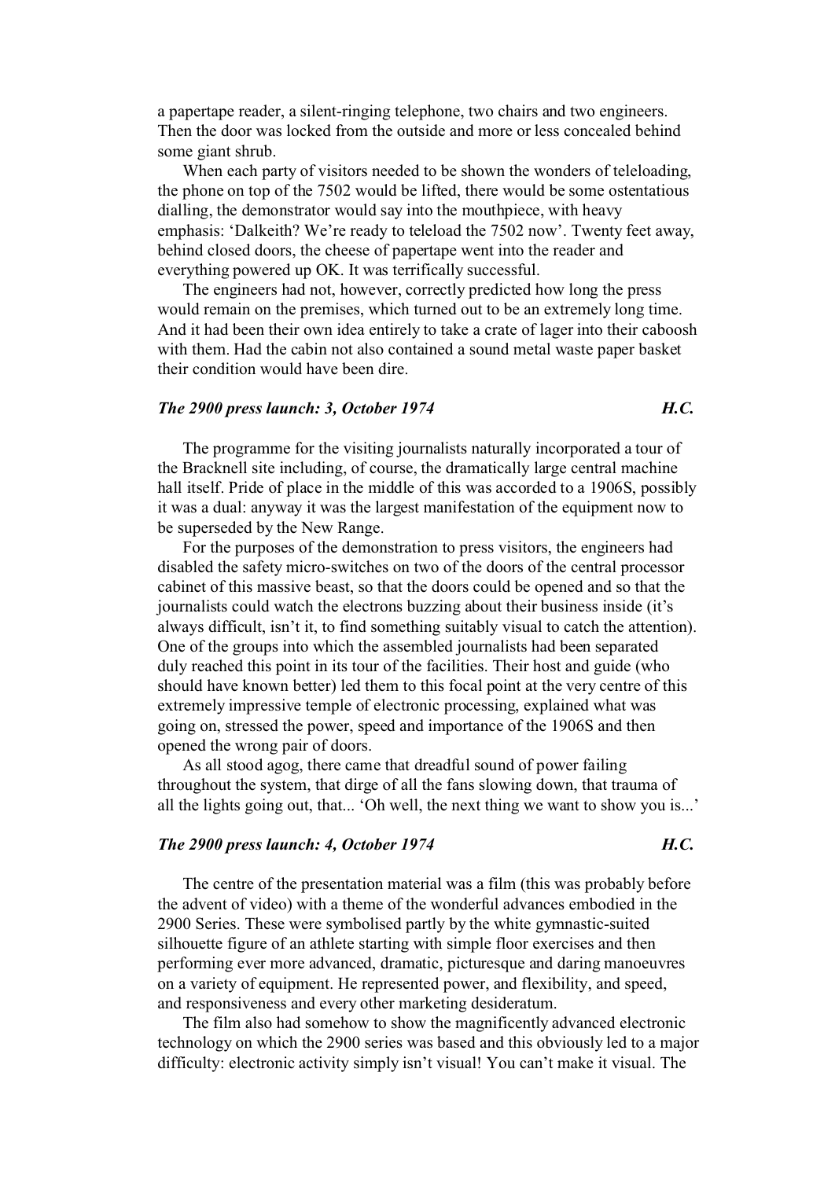a papertape reader, a silent-ringing telephone, two chairs and two engineers. Then the door was locked from the outside and more or less concealed behind some giant shrub.

When each party of visitors needed to be shown the wonders of teleloading, the phone on top of the 7502 would be lifted, there would be some ostentatious dialling, the demonstrator would say into the mouthpiece, with heavy emphasis: 'Dalkeith? We're ready to teleload the 7502 now'. Twenty feet away, behind closed doors, the cheese of papertape went into the reader and everything powered up OK. It was terrifically successful.

The engineers had not, however, correctly predicted how long the press would remain on the premises, which turned out to be an extremely long time. And it had been their own idea entirely to take a crate of lager into their caboosh with them. Had the cabin not also contained a sound metal waste paper basket their condition would have been dire.

### *The 2900 press launch: 3, October 1974* — *H.C.*

The programme for the visiting journalists naturally incorporated a tour of the Bracknell site including, of course, the dramatically large central machine hall itself. Pride of place in the middle of this was accorded to a 1906S, possibly it was a dual: anyway it was the largest manifestation of the equipment now to be superseded by the New Range.

For the purposes of the demonstration to press visitors, the engineers had disabled the safety micro-switches on two of the doors of the central processor cabinet of this massive beast, so that the doors could be opened and so that the journalists could watch the electrons buzzing about their business inside (it's always difficult, isn't it, to find something suitably visual to catch the attention). One of the groups into which the assembled journalists had been separated duly reached this point in its tour of the facilities. Their host and guide (who should have known better) led them to this focal point at the very centre of this extremely impressive temple of electronic processing, explained what was going on, stressed the power, speed and importance of the 1906S and then opened the wrong pair of doors.

As all stood agog, there came that dreadful sound of power failing throughout the system, that dirge of all the fans slowing down, that trauma of all the lights going out, that... 'Oh well, the next thing we want to show you is...'

### *The 2900 press launch: 4, October 1974* — *H.C.*

The centre of the presentation material was a film (this was probably before the advent of video) with a theme of the wonderful advances embodied in the 2900 Series. These were symbolised partly by the white gymnastic-suited silhouette figure of an athlete starting with simple floor exercises and then performing ever more advanced, dramatic, picturesque and daring manoeuvres on a variety of equipment. He represented power, and flexibility, and speed, and responsiveness and every other marketing desideratum.

The film also had somehow to show the magnificently advanced electronic technology on which the 2900 series was based and this obviously led to a major difficulty: electronic activity simply isn't visual! You can't make it visual. The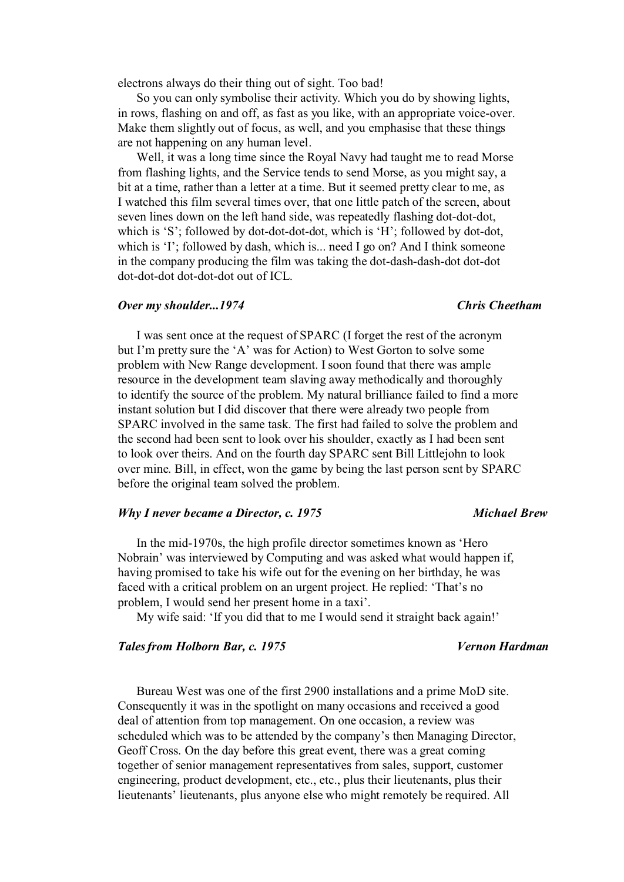electrons always do their thing out of sight. Too bad!

So you can only symbolise their activity. Which you do by showing lights, in rows, flashing on and off, as fast as you like, with an appropriate voice-over. Make them slightly out of focus, as well, and you emphasise that these things are not happening on any human level.

Well, it was a long time since the Royal Navy had taught me to read Morse from flashing lights, and the Service tends to send Morse, as you might say, a bit at a time, rather than a letter at a time. But it seemed pretty clear to me, as I watched this film several times over, that one little patch of the screen, about seven lines down on the left hand side, was repeatedly flashing dot-dot-dot, which is 'S'; followed by dot-dot-dot-dot, which is 'H'; followed by dot-dot, which is 'I'; followed by dash, which is... need I go on? And I think someone in the company producing the film was taking the dot-dash-dash-dot dot-dot dot-dot-dot dot-dot-dot out of ICL.

### *Over my shoulder...1974* — *Chris Cheetham*

I was sent once at the request of SPARC (I forget the rest of the acronym but I'm pretty sure the 'A' was for Action) to West Gorton to solve some problem with New Range development. I soon found that there was ample resource in the development team slaving away methodically and thoroughly to identify the source of the problem. My natural brilliance failed to find a more instant solution but I did discover that there were already two people from SPARC involved in the same task. The first had failed to solve the problem and the second had been sent to look over his shoulder, exactly as I had been sent to look over theirs. And on the fourth day SPARC sent Bill Littlejohn to look over mine. Bill, in effect, won the game by being the last person sent by SPARC before the original team solved the problem.

### *Why I never became a Director, c. 1975* — *Michael Brew*

In the mid-1970s, the high profile director sometimes known as 'Hero Nobrain' was interviewed by Computing and was asked what would happen if, having promised to take his wife out for the evening on her birthday, he was faced with a critical problem on an urgent project. He replied: 'That's no problem, I would send her present home in a taxi'.

My wife said: 'If you did that to me I would send it straight back again!'

### *Tales from Holborn Bar, c. 1975* — *Vernon Hardman*

Bureau West was one of the first 2900 installations and a prime MoD site. Consequently it was in the spotlight on many occasions and received a good deal of attention from top management. On one occasion, a review was scheduled which was to be attended by the company's then Managing Director, Geoff Cross. On the day before this great event, there was a great coming together of senior management representatives from sales, support, customer engineering, product development, etc., etc., plus their lieutenants, plus their lieutenants' lieutenants, plus anyone else who might remotely be required. All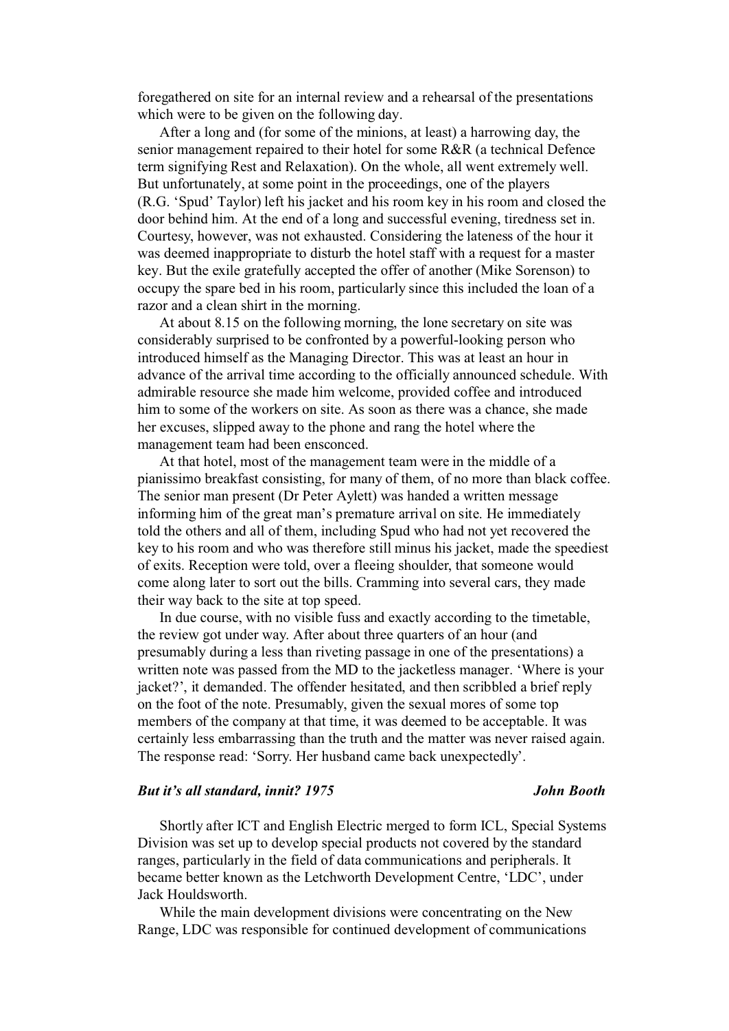foregathered on site for an internal review and a rehearsal of the presentations which were to be given on the following day.

After a long and (for some of the minions, at least) a harrowing day, the senior management repaired to their hotel for some R&R (a technical Defence term signifying Rest and Relaxation). On the whole, all went extremely well. But unfortunately, at some point in the proceedings, one of the players (R.G. 'Spud' Taylor) left his jacket and his room key in his room and closed the door behind him. At the end of a long and successful evening, tiredness set in. Courtesy, however, was not exhausted. Considering the lateness of the hour it was deemed inappropriate to disturb the hotel staff with a request for a master key. But the exile gratefully accepted the offer of another (Mike Sorenson) to occupy the spare bed in his room, particularly since this included the loan of a razor and a clean shirt in the morning.

At about 8.15 on the following morning, the lone secretary on site was considerably surprised to be confronted by a powerful-looking person who introduced himself as the Managing Director. This was at least an hour in advance of the arrival time according to the officially announced schedule. With admirable resource she made him welcome, provided coffee and introduced him to some of the workers on site. As soon as there was a chance, she made her excuses, slipped away to the phone and rang the hotel where the management team had been ensconced.

At that hotel, most of the management team were in the middle of a pianissimo breakfast consisting, for many of them, of no more than black coffee. The senior man present (Dr Peter Aylett) was handed a written message informing him of the great man's premature arrival on site. He immediately told the others and all of them, including Spud who had not yet recovered the key to his room and who was therefore still minus his jacket, made the speediest of exits. Reception were told, over a fleeing shoulder, that someone would come along later to sort out the bills. Cramming into several cars, they made their way back to the site at top speed.

In due course, with no visible fuss and exactly according to the timetable, the review got under way. After about three quarters of an hour (and presumably during a less than riveting passage in one of the presentations) a written note was passed from the MD to the jacketless manager. 'Where is your jacket?', it demanded. The offender hesitated, and then scribbled a brief reply on the foot of the note. Presumably, given the sexual mores of some top members of the company at that time, it was deemed to be acceptable. It was certainly less embarrassing than the truth and the matter was never raised again. The response read: 'Sorry. Her husband came back unexpectedly'.

### *But it's all standard, innit? 1975* — *John Booth*

Shortly after ICT and English Electric merged to form ICL, Special Systems Division was set up to develop special products not covered by the standard ranges, particularly in the field of data communications and peripherals. It became better known as the Letchworth Development Centre, 'LDC', under Jack Houldsworth.

While the main development divisions were concentrating on the New Range, LDC was responsible for continued development of communications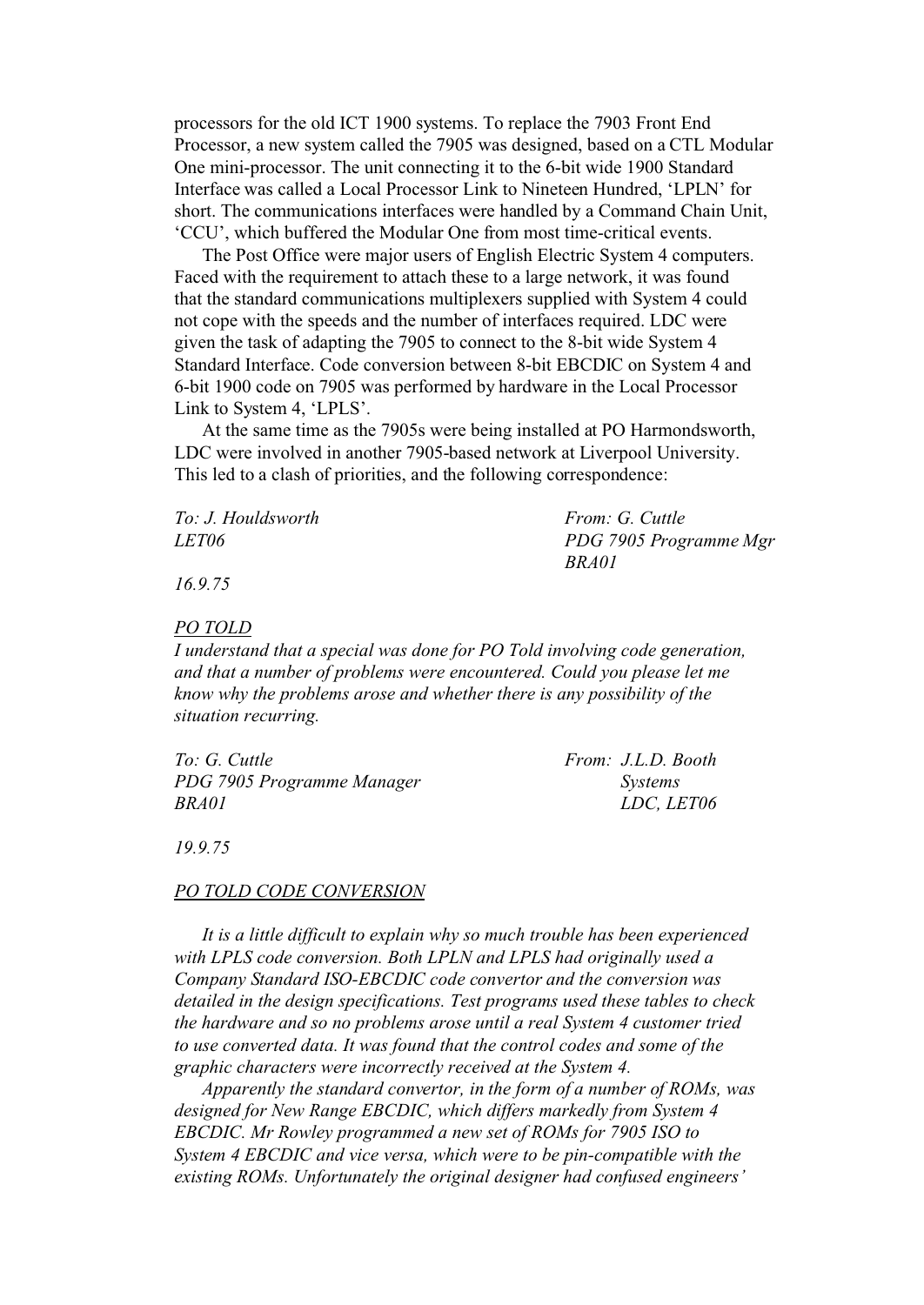processors for the old ICT 1900 systems. To replace the 7903 Front End Processor, a new system called the 7905 was designed, based on a CTL Modular One mini-processor. The unit connecting it to the 6-bit wide 1900 Standard Interface was called a Local Processor Link to Nineteen Hundred, 'LPLN' for short. The communications interfaces were handled by a Command Chain Unit, 'CCU', which buffered the Modular One from most time-critical events.

The Post Office were major users of English Electric System 4 computers. Faced with the requirement to attach these to a large network, it was found that the standard communications multiplexers supplied with System 4 could not cope with the speeds and the number of interfaces required. LDC were given the task of adapting the 7905 to connect to the 8-bit wide System 4 Standard Interface. Code conversion between 8-bit EBCDIC on System 4 and 6-bit 1900 code on 7905 was performed by hardware in the Local Processor Link to System 4, 'LPLS'.

At the same time as the 7905s were being installed at PO Harmondsworth, LDC were involved in another 7905-based network at Liverpool University. This led to a clash of priorities, and the following correspondence:

*To: J. Houldsworth*
*LET06*

*From: G. Cuttle*
*PDG 7905 Programme Mgr*
*BRA01*

*16.9.75*

*<u>PO TOLD</u>*

*I understand that a special was done for PO Told involving code generation, and that a number of problems were encountered. Could you please let me know why the problems arose and whether there is any possibility of the situation recurring.*

*To: G. Cuttle*
*PDG 7905 Programme Manager*
*BRA01*

*From: J.L.D. Booth*
*Systems*
*LDC, LET06*

*19.9.75*

*<u>PO TOLD CODE CONVERSION</u>*

*It is a little difficult to explain why so much trouble has been experienced with LPLS code conversion. Both LPLN and LPLS had originally used a Company Standard ISO-EBCDIC code convertor and the conversion was detailed in the design specifications. Test programs used these tables to check the hardware and so no problems arose until a real System 4 customer tried to use converted data. It was found that the control codes and some of the graphic characters were incorrectly received at the System 4.*

*Apparently the standard convertor, in the form of a number of ROMs, was designed for New Range EBCDIC, which differs markedly from System 4 EBCDIC. Mr Rowley programmed a new set of ROMs for 7905 ISO to System 4 EBCDIC and vice versa, which were to be pin-compatible with the existing ROMs. Unfortunately the original designer had confused engineers'*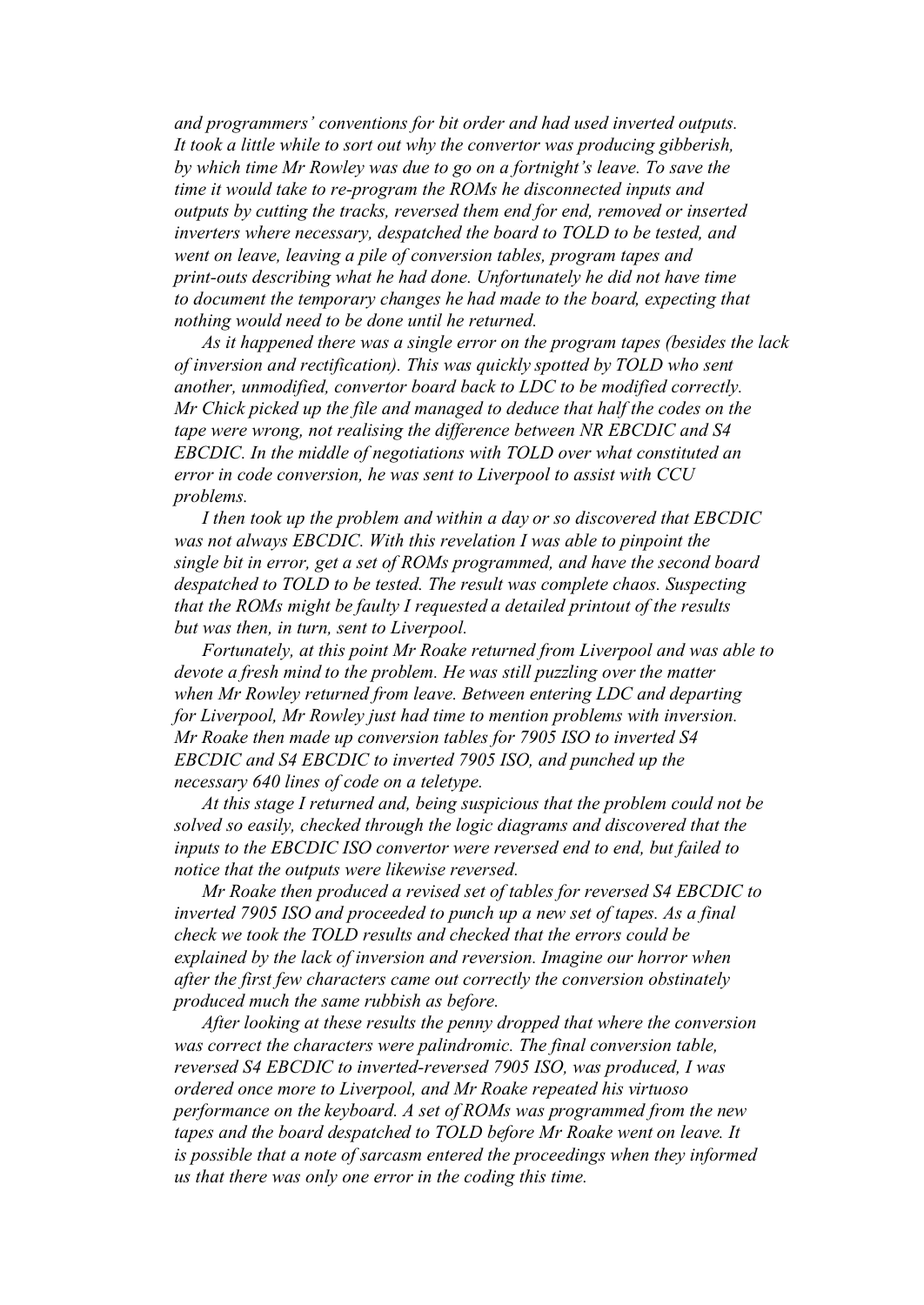*and programmers' conventions for bit order and had used inverted outputs. It took a little while to sort out why the convertor was producing gibberish, by which time Mr Rowley was due to go on a fortnight's leave. To save the time it would take to re-program the ROMs he disconnected inputs and outputs by cutting the tracks, reversed them end for end, removed or inserted inverters where necessary, despatched the board to TOLD to be tested, and went on leave, leaving a pile of conversion tables, program tapes and print-outs describing what he had done. Unfortunately he did not have time to document the temporary changes he had made to the board, expecting that nothing would need to be done until he returned.*

*As it happened there was a single error on the program tapes (besides the lack of inversion and rectification). This was quickly spotted by TOLD who sent another, unmodified, convertor board back to LDC to be modified correctly. Mr Chick picked up the file and managed to deduce that half the codes on the tape were wrong, not realising the difference between NR EBCDIC and S4 EBCDIC. In the middle of negotiations with TOLD over what constituted an error in code conversion, he was sent to Liverpool to assist with CCU problems.*

*I then took up the problem and within a day or so discovered that EBCDIC was not always EBCDIC. With this revelation I was able to pinpoint the single bit in error, get a set of ROMs programmed, and have the second board despatched to TOLD to be tested. The result was complete chaos. Suspecting that the ROMs might be faulty I requested a detailed printout of the results but was then, in turn, sent to Liverpool.*

*Fortunately, at this point Mr Roake returned from Liverpool and was able to devote a fresh mind to the problem. He was still puzzling over the matter when Mr Rowley returned from leave. Between entering LDC and departing for Liverpool, Mr Rowley just had time to mention problems with inversion. Mr Roake then made up conversion tables for 7905 ISO to inverted S4 EBCDIC and S4 EBCDIC to inverted 7905 ISO, and punched up the necessary 640 lines of code on a teletype.*

*At this stage I returned and, being suspicious that the problem could not be solved so easily, checked through the logic diagrams and discovered that the inputs to the EBCDIC ISO convertor were reversed end to end, but failed to notice that the outputs were likewise reversed.*

*Mr Roake then produced a revised set of tables for reversed S4 EBCDIC to inverted 7905 ISO and proceeded to punch up a new set of tapes. As a final check we took the TOLD results and checked that the errors could be explained by the lack of inversion and reversion. Imagine our horror when after the first few characters came out correctly the conversion obstinately produced much the same rubbish as before.*

*After looking at these results the penny dropped that where the conversion was correct the characters were palindromic. The final conversion table, reversed S4 EBCDIC to inverted-reversed 7905 ISO, was produced, I was ordered once more to Liverpool, and Mr Roake repeated his virtuoso performance on the keyboard. A set of ROMs was programmed from the new tapes and the board despatched to TOLD before Mr Roake went on leave. It is possible that a note of sarcasm entered the proceedings when they informed us that there was only one error in the coding this time.*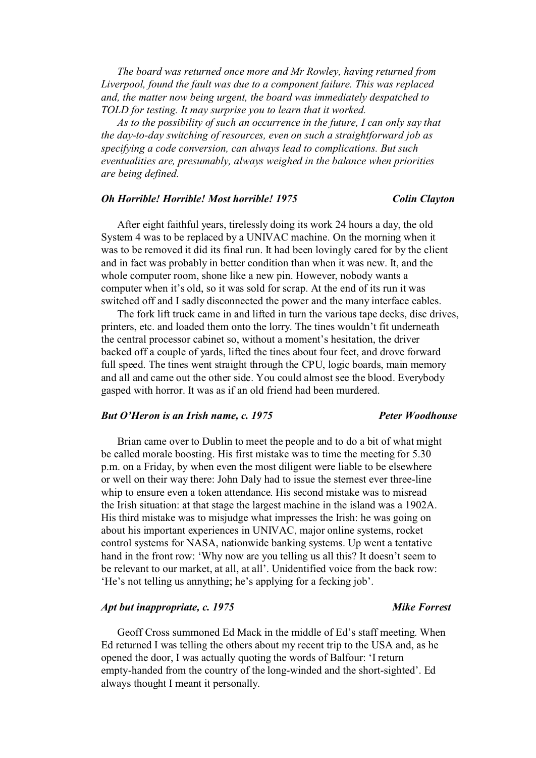*The board was returned once more and Mr Rowley, having returned from Liverpool, found the fault was due to a component failure. This was replaced and, the matter now being urgent, the board was immediately despatched to TOLD for testing. It may surprise you to learn that it worked.*

*As to the possibility of such an occurrence in the future, I can only say that the day-to-day switching of resources, even on such a straightforward job as specifying a code conversion, can always lead to complications. But such eventualities are, presumably, always weighed in the balance when priorities are being defined.*

### *Oh Horrible! Horrible! Most horrible! 1975* — *Colin Clayton*

After eight faithful years, tirelessly doing its work 24 hours a day, the old System 4 was to be replaced by a UNIVAC machine. On the morning when it was to be removed it did its final run. It had been lovingly cared for by the client and in fact was probably in better condition than when it was new. It, and the whole computer room, shone like a new pin. However, nobody wants a computer when it's old, so it was sold for scrap. At the end of its run it was switched off and I sadly disconnected the power and the many interface cables.

The fork lift truck came in and lifted in turn the various tape decks, disc drives, printers, etc. and loaded them onto the lorry. The tines wouldn't fit underneath the central processor cabinet so, without a moment's hesitation, the driver backed off a couple of yards, lifted the tines about four feet, and drove forward full speed. The tines went straight through the CPU, logic boards, main memory and all and came out the other side. You could almost see the blood. Everybody gasped with horror. It was as if an old friend had been murdered.

### *But O'Heron is an Irish name, c. 1975* — *Peter Woodhouse*

Brian came over to Dublin to meet the people and to do a bit of what might be called morale boosting. His first mistake was to time the meeting for 5.30 p.m. on a Friday, by when even the most diligent were liable to be elsewhere or well on their way there: John Daly had to issue the sternest ever three-line whip to ensure even a token attendance. His second mistake was to misread the Irish situation: at that stage the largest machine in the island was a 1902A. His third mistake was to misjudge what impresses the Irish: he was going on about his important experiences in UNIVAC, major online systems, rocket control systems for NASA, nationwide banking systems. Up went a tentative hand in the front row: 'Why now are you telling us all this? It doesn't seem to be relevant to our market, at all, at all'. Unidentified voice from the back row: 'He's not telling us annything; he's applying for a fecking job'.

### *Apt but inappropriate, c. 1975* — *Mike Forrest*

Geoff Cross summoned Ed Mack in the middle of Ed's staff meeting. When Ed returned I was telling the others about my recent trip to the USA and, as he opened the door, I was actually quoting the words of Balfour: 'I return empty-handed from the country of the long-winded and the short-sighted'. Ed always thought I meant it personally.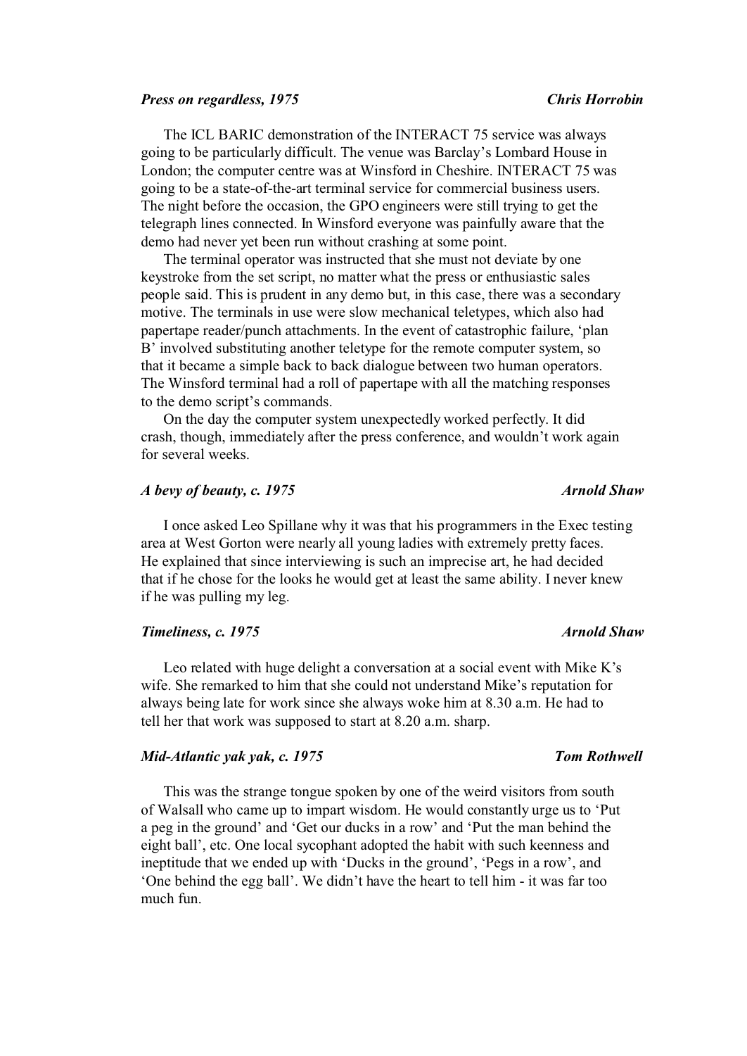***Press on regardless, 1975*** ***Chris Horrobin***

The ICL BARIC demonstration of the INTERACT 75 service was always going to be particularly difficult. The venue was Barclay's Lombard House in London; the computer centre was at Winsford in Cheshire. INTERACT 75 was going to be a state-of-the-art terminal service for commercial business users. The night before the occasion, the GPO engineers were still trying to get the telegraph lines connected. In Winsford everyone was painfully aware that the demo had never yet been run without crashing at some point.

The terminal operator was instructed that she must not deviate by one keystroke from the set script, no matter what the press or enthusiastic sales people said. This is prudent in any demo but, in this case, there was a secondary motive. The terminals in use were slow mechanical teletypes, which also had papertape reader/punch attachments. In the event of catastrophic failure, 'plan B' involved substituting another teletype for the remote computer system, so that it became a simple back to back dialogue between two human operators. The Winsford terminal had a roll of papertape with all the matching responses to the demo script's commands.

On the day the computer system unexpectedly worked perfectly. It did crash, though, immediately after the press conference, and wouldn't work again for several weeks.

***A bevy of beauty, c. 1975*** ***Arnold Shaw***

I once asked Leo Spillane why it was that his programmers in the Exec testing area at West Gorton were nearly all young ladies with extremely pretty faces. He explained that since interviewing is such an imprecise art, he had decided that if he chose for the looks he would get at least the same ability. I never knew if he was pulling my leg.

***Timeliness, c. 1975*** ***Arnold Shaw***

Leo related with huge delight a conversation at a social event with Mike K's wife. She remarked to him that she could not understand Mike's reputation for always being late for work since she always woke him at 8.30 a.m. He had to tell her that work was supposed to start at 8.20 a.m. sharp.

***Mid-Atlantic yak yak, c. 1975*** ***Tom Rothwell***

This was the strange tongue spoken by one of the weird visitors from south of Walsall who came up to impart wisdom. He would constantly urge us to 'Put a peg in the ground' and 'Get our ducks in a row' and 'Put the man behind the eight ball', etc. One local sycophant adopted the habit with such keenness and ineptitude that we ended up with 'Ducks in the ground', 'Pegs in a row', and 'One behind the egg ball'. We didn't have the heart to tell him - it was far too much fun.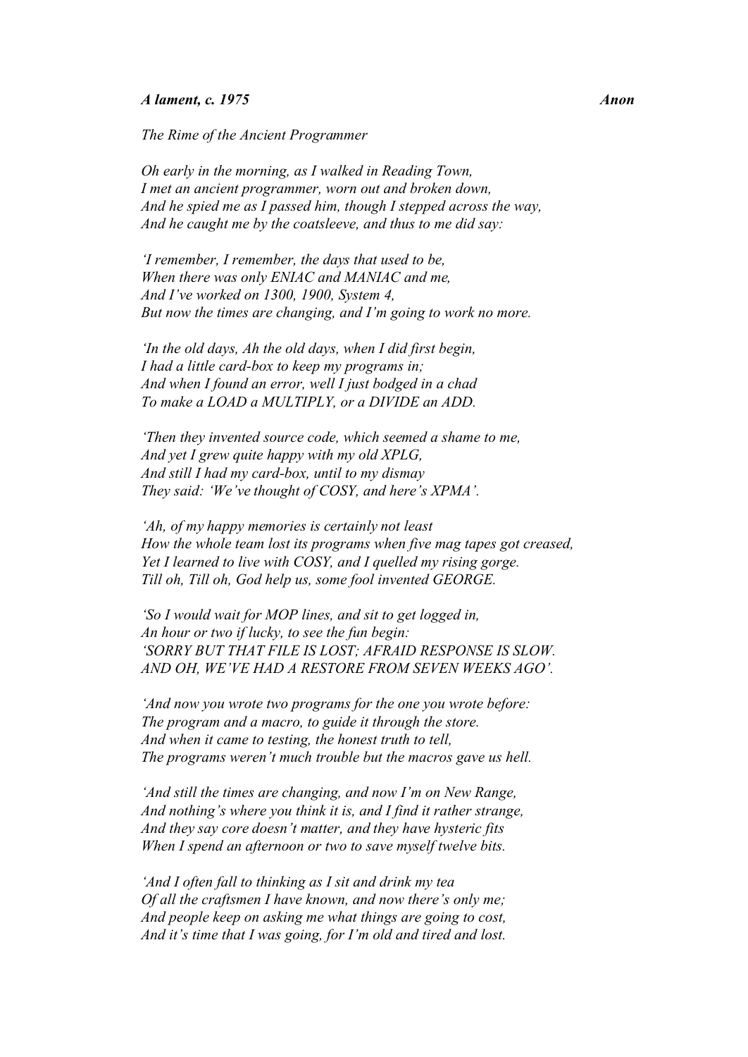***A lament, c. 1975*** ***Anon***

*The Rime of the Ancient Programmer*

*Oh early in the morning, as I walked in Reading Town,*
*I met an ancient programmer, worn out and broken down,*
*And he spied me as I passed him, though I stepped across the way,*
*And he caught me by the coatsleeve, and thus to me did say:*

*'I remember, I remember, the days that used to be,*
*When there was only ENIAC and MANIAC and me,*
*And I've worked on 1300, 1900, System 4,*
*But now the times are changing, and I'm going to work no more.*

*'In the old days, Ah the old days, when I did first begin,*
*I had a little card-box to keep my programs in;*
*And when I found an error, well I just bodged in a chad*
*To make a LOAD a MULTIPLY, or a DIVIDE an ADD.*

*'Then they invented source code, which seemed a shame to me,*
*And yet I grew quite happy with my old XPLG,*
*And still I had my card-box, until to my dismay*
*They said: 'We've thought of COSY, and here's XPMA'.*

*'Ah, of my happy memories is certainly not least*
*How the whole team lost its programs when five mag tapes got creased,*
*Yet I learned to live with COSY, and I quelled my rising gorge.*
*Till oh, Till oh, God help us, some fool invented GEORGE.*

*'So I would wait for MOP lines, and sit to get logged in,*
*An hour or two if lucky, to see the fun begin:*
*'SORRY BUT THAT FILE IS LOST; AFRAID RESPONSE IS SLOW.*
*AND OH, WE'VE HAD A RESTORE FROM SEVEN WEEKS AGO'.*

*'And now you wrote two programs for the one you wrote before:*
*The program and a macro, to guide it through the store.*
*And when it came to testing, the honest truth to tell,*
*The programs weren't much trouble but the macros gave us hell.*

*'And still the times are changing, and now I'm on New Range,*
*And nothing's where you think it is, and I find it rather strange,*
*And they say core doesn't matter, and they have hysteric fits*
*When I spend an afternoon or two to save myself twelve bits.*

*'And I often fall to thinking as I sit and drink my tea*
*Of all the craftsmen I have known, and now there's only me;*
*And people keep on asking me what things are going to cost,*
*And it's time that I was going, for I'm old and tired and lost.*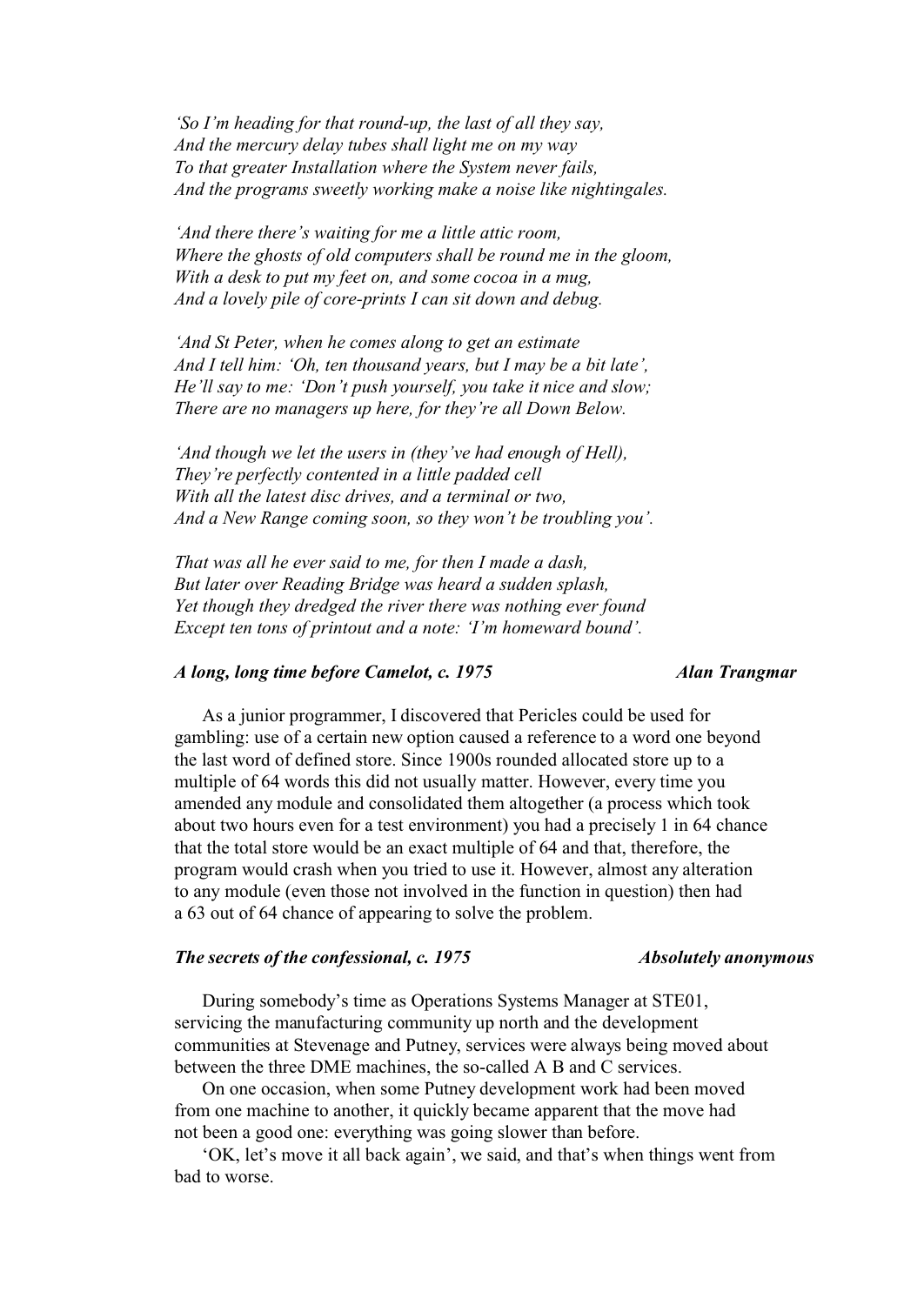*'So I'm heading for that round-up, the last of all they say,*
*And the mercury delay tubes shall light me on my way*
*To that greater Installation where the System never fails,*
*And the programs sweetly working make a noise like nightingales.*

*'And there there's waiting for me a little attic room,*
*Where the ghosts of old computers shall be round me in the gloom,*
*With a desk to put my feet on, and some cocoa in a mug,*
*And a lovely pile of core-prints I can sit down and debug.*

*'And St Peter, when he comes along to get an estimate*
*And I tell him: 'Oh, ten thousand years, but I may be a bit late',*
*He'll say to me: 'Don't push yourself, you take it nice and slow;*
*There are no managers up here, for they're all Down Below.*

*'And though we let the users in (they've had enough of Hell),*
*They're perfectly contented in a little padded cell*
*With all the latest disc drives, and a terminal or two,*
*And a New Range coming soon, so they won't be troubling you'.*

*That was all he ever said to me, for then I made a dash,*
*But later over Reading Bridge was heard a sudden splash,*
*Yet though they dredged the river there was nothing ever found*
*Except ten tons of printout and a note: 'I'm homeward bound'.*

### *A long, long time before Camelot, c. 1975* — *Alan Trangmar*

As a junior programmer, I discovered that Pericles could be used for gambling: use of a certain new option caused a reference to a word one beyond the last word of defined store. Since 1900s rounded allocated store up to a multiple of 64 words this did not usually matter. However, every time you amended any module and consolidated them altogether (a process which took about two hours even for a test environment) you had a precisely 1 in 64 chance that the total store would be an exact multiple of 64 and that, therefore, the program would crash when you tried to use it. However, almost any alteration to any module (even those not involved in the function in question) then had a 63 out of 64 chance of appearing to solve the problem.

### *The secrets of the confessional, c. 1975* — *Absolutely anonymous*

During somebody's time as Operations Systems Manager at STE01, servicing the manufacturing community up north and the development communities at Stevenage and Putney, services were always being moved about between the three DME machines, the so-called A B and C services.

On one occasion, when some Putney development work had been moved from one machine to another, it quickly became apparent that the move had not been a good one: everything was going slower than before.

'OK, let's move it all back again', we said, and that's when things went from bad to worse.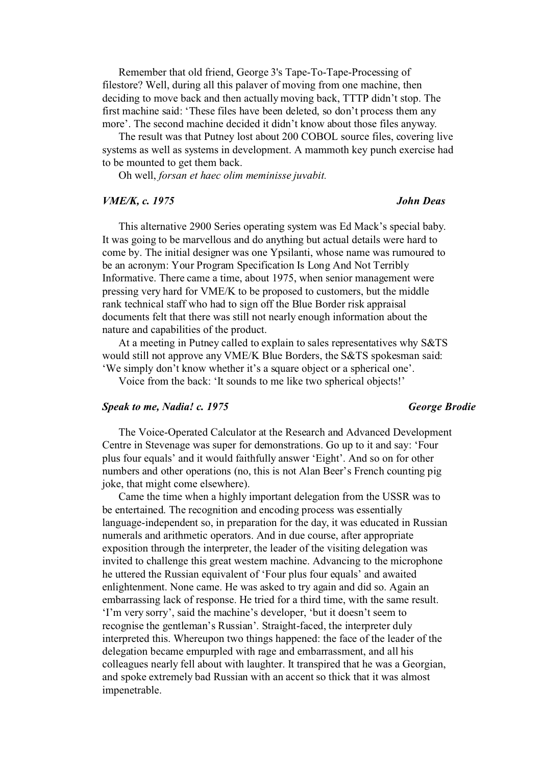Remember that old friend, George 3's Tape-To-Tape-Processing of filestore? Well, during all this palaver of moving from one machine, then deciding to move back and then actually moving back, TTTP didn't stop. The first machine said: 'These files have been deleted, so don't process them any more'. The second machine decided it didn't know about those files anyway.

The result was that Putney lost about 200 COBOL source files, covering live systems as well as systems in development. A mammoth key punch exercise had to be mounted to get them back.

Oh well, *forsan et haec olim meminisse juvabit.*

### *VME/K, c. 1975* — *John Deas*

This alternative 2900 Series operating system was Ed Mack's special baby. It was going to be marvellous and do anything but actual details were hard to come by. The initial designer was one Ypsilanti, whose name was rumoured to be an acronym: Your Program Specification Is Long And Not Terribly Informative. There came a time, about 1975, when senior management were pressing very hard for VME/K to be proposed to customers, but the middle rank technical staff who had to sign off the Blue Border risk appraisal documents felt that there was still not nearly enough information about the nature and capabilities of the product.

At a meeting in Putney called to explain to sales representatives why S&TS would still not approve any VME/K Blue Borders, the S&TS spokesman said: 'We simply don't know whether it's a square object or a spherical one'.

Voice from the back: 'It sounds to me like two spherical objects!'

### *Speak to me, Nadia! c. 1975* — *George Brodie*

The Voice-Operated Calculator at the Research and Advanced Development Centre in Stevenage was super for demonstrations. Go up to it and say: 'Four plus four equals' and it would faithfully answer 'Eight'. And so on for other numbers and other operations (no, this is not Alan Beer's French counting pig joke, that might come elsewhere).

Came the time when a highly important delegation from the USSR was to be entertained. The recognition and encoding process was essentially language-independent so, in preparation for the day, it was educated in Russian numerals and arithmetic operators. And in due course, after appropriate exposition through the interpreter, the leader of the visiting delegation was invited to challenge this great western machine. Advancing to the microphone he uttered the Russian equivalent of 'Four plus four equals' and awaited enlightenment. None came. He was asked to try again and did so. Again an embarrassing lack of response. He tried for a third time, with the same result. 'I'm very sorry', said the machine's developer, 'but it doesn't seem to recognise the gentleman's Russian'. Straight-faced, the interpreter duly interpreted this. Whereupon two things happened: the face of the leader of the delegation became empurpled with rage and embarrassment, and all his colleagues nearly fell about with laughter. It transpired that he was a Georgian, and spoke extremely bad Russian with an accent so thick that it was almost impenetrable.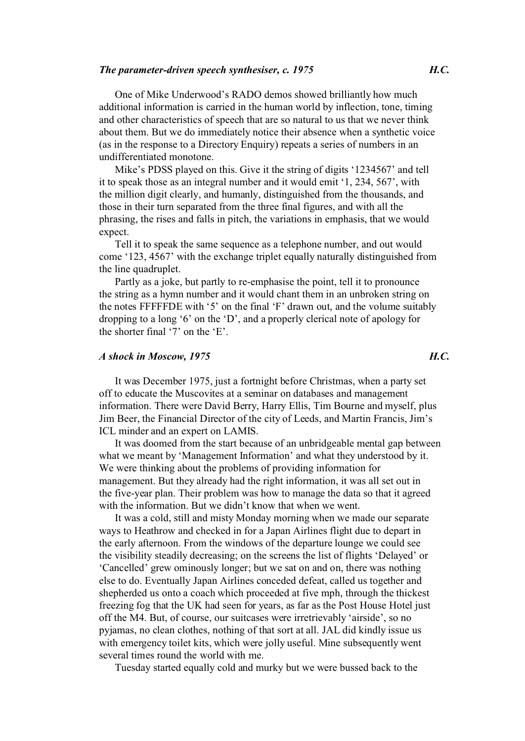### *The parameter-driven speech synthesiser, c. 1975* — ***H.C.***

One of Mike Underwood's RADO demos showed brilliantly how much additional information is carried in the human world by inflection, tone, timing and other characteristics of speech that are so natural to us that we never think about them. But we do immediately notice their absence when a synthetic voice (as in the response to a Directory Enquiry) repeats a series of numbers in an undifferentiated monotone.

Mike's PDSS played on this. Give it the string of digits '1234567' and tell it to speak those as an integral number and it would emit '1, 234, 567', with the million digit clearly, and humanly, distinguished from the thousands, and those in their turn separated from the three final figures, and with all the phrasing, the rises and falls in pitch, the variations in emphasis, that we would expect.

Tell it to speak the same sequence as a telephone number, and out would come '123, 4567' with the exchange triplet equally naturally distinguished from the line quadruplet.

Partly as a joke, but partly to re-emphasise the point, tell it to pronounce the string as a hymn number and it would chant them in an unbroken string on the notes FFFFFDE with '5' on the final 'F' drawn out, and the volume suitably dropping to a long '6' on the 'D', and a properly clerical note of apology for the shorter final '7' on the 'E'.

### *A shock in Moscow, 1975* — ***H.C.***

It was December 1975, just a fortnight before Christmas, when a party set off to educate the Muscovites at a seminar on databases and management information. There were David Berry, Harry Ellis, Tim Bourne and myself, plus Jim Beer, the Financial Director of the city of Leeds, and Martin Francis, Jim's ICL minder and an expert on LAMIS.

It was doomed from the start because of an unbridgeable mental gap between what we meant by 'Management Information' and what they understood by it. We were thinking about the problems of providing information for management. But they already had the right information, it was all set out in the five-year plan. Their problem was how to manage the data so that it agreed with the information. But we didn't know that when we went.

It was a cold, still and misty Monday morning when we made our separate ways to Heathrow and checked in for a Japan Airlines flight due to depart in the early afternoon. From the windows of the departure lounge we could see the visibility steadily decreasing; on the screens the list of flights 'Delayed' or 'Cancelled' grew ominously longer; but we sat on and on, there was nothing else to do. Eventually Japan Airlines conceded defeat, called us together and shepherded us onto a coach which proceeded at five mph, through the thickest freezing fog that the UK had seen for years, as far as the Post House Hotel just off the M4. But, of course, our suitcases were irretrievably 'airside', so no pyjamas, no clean clothes, nothing of that sort at all. JAL did kindly issue us with emergency toilet kits, which were jolly useful. Mine subsequently went several times round the world with me.

Tuesday started equally cold and murky but we were bussed back to the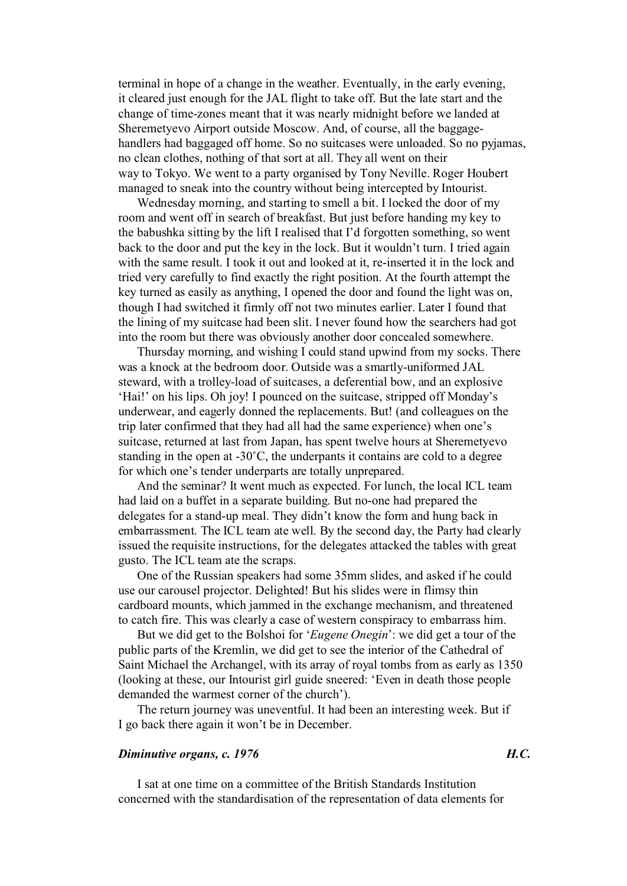terminal in hope of a change in the weather. Eventually, in the early evening, it cleared just enough for the JAL flight to take off. But the late start and the change of time-zones meant that it was nearly midnight before we landed at Sheremetyevo Airport outside Moscow. And, of course, all the baggage-handlers had baggaged off home. So no suitcases were unloaded. So no pyjamas, no clean clothes, nothing of that sort at all. They all went on their way to Tokyo. We went to a party organised by Tony Neville. Roger Houbert managed to sneak into the country without being intercepted by Intourist.

Wednesday morning, and starting to smell a bit. I locked the door of my room and went off in search of breakfast. But just before handing my key to the babushka sitting by the lift I realised that I'd forgotten something, so went back to the door and put the key in the lock. But it wouldn't turn. I tried again with the same result. I took it out and looked at it, re-inserted it in the lock and tried very carefully to find exactly the right position. At the fourth attempt the key turned as easily as anything, I opened the door and found the light was on, though I had switched it firmly off not two minutes earlier. Later I found that the lining of my suitcase had been slit. I never found how the searchers had got into the room but there was obviously another door concealed somewhere.

Thursday morning, and wishing I could stand upwind from my socks. There was a knock at the bedroom door. Outside was a smartly-uniformed JAL steward, with a trolley-load of suitcases, a deferential bow, and an explosive 'Hai!' on his lips. Oh joy! I pounced on the suitcase, stripped off Monday's underwear, and eagerly donned the replacements. But! (and colleagues on the trip later confirmed that they had all had the same experience) when one's suitcase, returned at last from Japan, has spent twelve hours at Sheremetyevo standing in the open at -30˚C, the underpants it contains are cold to a degree for which one's tender underparts are totally unprepared.

And the seminar? It went much as expected. For lunch, the local ICL team had laid on a buffet in a separate building. But no-one had prepared the delegates for a stand-up meal. They didn't know the form and hung back in embarrassment. The ICL team ate well. By the second day, the Party had clearly issued the requisite instructions, for the delegates attacked the tables with great gusto. The ICL team ate the scraps.

One of the Russian speakers had some 35mm slides, and asked if he could use our carousel projector. Delighted! But his slides were in flimsy thin cardboard mounts, which jammed in the exchange mechanism, and threatened to catch fire. This was clearly a case of western conspiracy to embarrass him.

But we did get to the Bolshoi for '*Eugene Onegin*': we did get a tour of the public parts of the Kremlin, we did get to see the interior of the Cathedral of Saint Michael the Archangel, with its array of royal tombs from as early as 1350 (looking at these, our Intourist girl guide sneered: 'Even in death those people demanded the warmest corner of the church').

The return journey was uneventful. It had been an interesting week. But if I go back there again it won't be in December.

### *Diminutive organs, c. 1976* — *H.C.*

I sat at one time on a committee of the British Standards Institution concerned with the standardisation of the representation of data elements for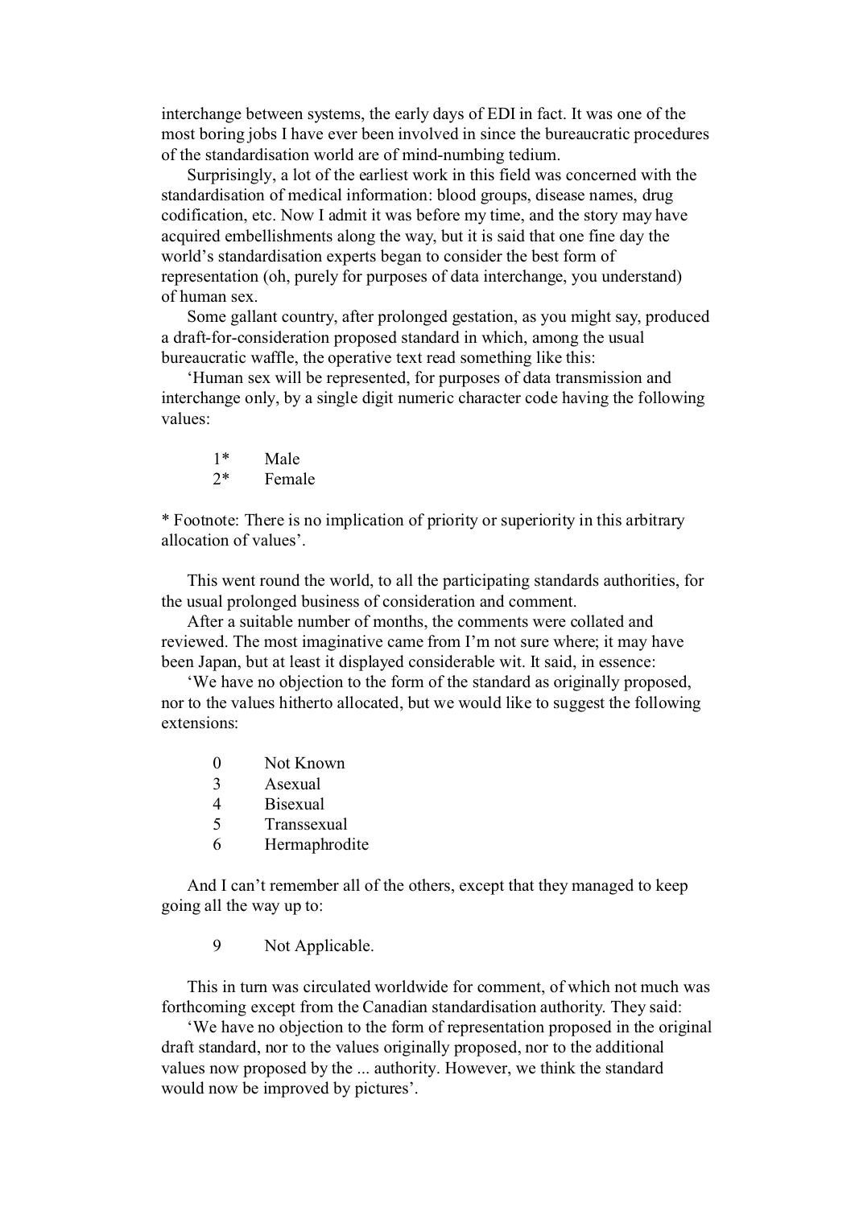interchange between systems, the early days of EDI in fact. It was one of the most boring jobs I have ever been involved in since the bureaucratic procedures of the standardisation world are of mind-numbing tedium.

Surprisingly, a lot of the earliest work in this field was concerned with the standardisation of medical information: blood groups, disease names, drug codification, etc. Now I admit it was before my time, and the story may have acquired embellishments along the way, but it is said that one fine day the world's standardisation experts began to consider the best form of representation (oh, purely for purposes of data interchange, you understand) of human sex.

Some gallant country, after prolonged gestation, as you might say, produced a draft-for-consideration proposed standard in which, among the usual bureaucratic waffle, the operative text read something like this:

'Human sex will be represented, for purposes of data transmission and interchange only, by a single digit numeric character code having the following values:

> 1* Male
> 2* Female

* Footnote: There is no implication of priority or superiority in this arbitrary allocation of values'.

This went round the world, to all the participating standards authorities, for the usual prolonged business of consideration and comment.

After a suitable number of months, the comments were collated and reviewed. The most imaginative came from I'm not sure where; it may have been Japan, but at least it displayed considerable wit. It said, in essence:

'We have no objection to the form of the standard as originally proposed, nor to the values hitherto allocated, but we would like to suggest the following extensions:

> 0 Not Known
> 3 Asexual
> 4 Bisexual
> 5 Transsexual
> 6 Hermaphrodite

And I can't remember all of the others, except that they managed to keep going all the way up to:

> 9 Not Applicable.

This in turn was circulated worldwide for comment, of which not much was forthcoming except from the Canadian standardisation authority. They said:

'We have no objection to the form of representation proposed in the original draft standard, nor to the values originally proposed, nor to the additional values now proposed by the ... authority. However, we think the standard would now be improved by pictures'.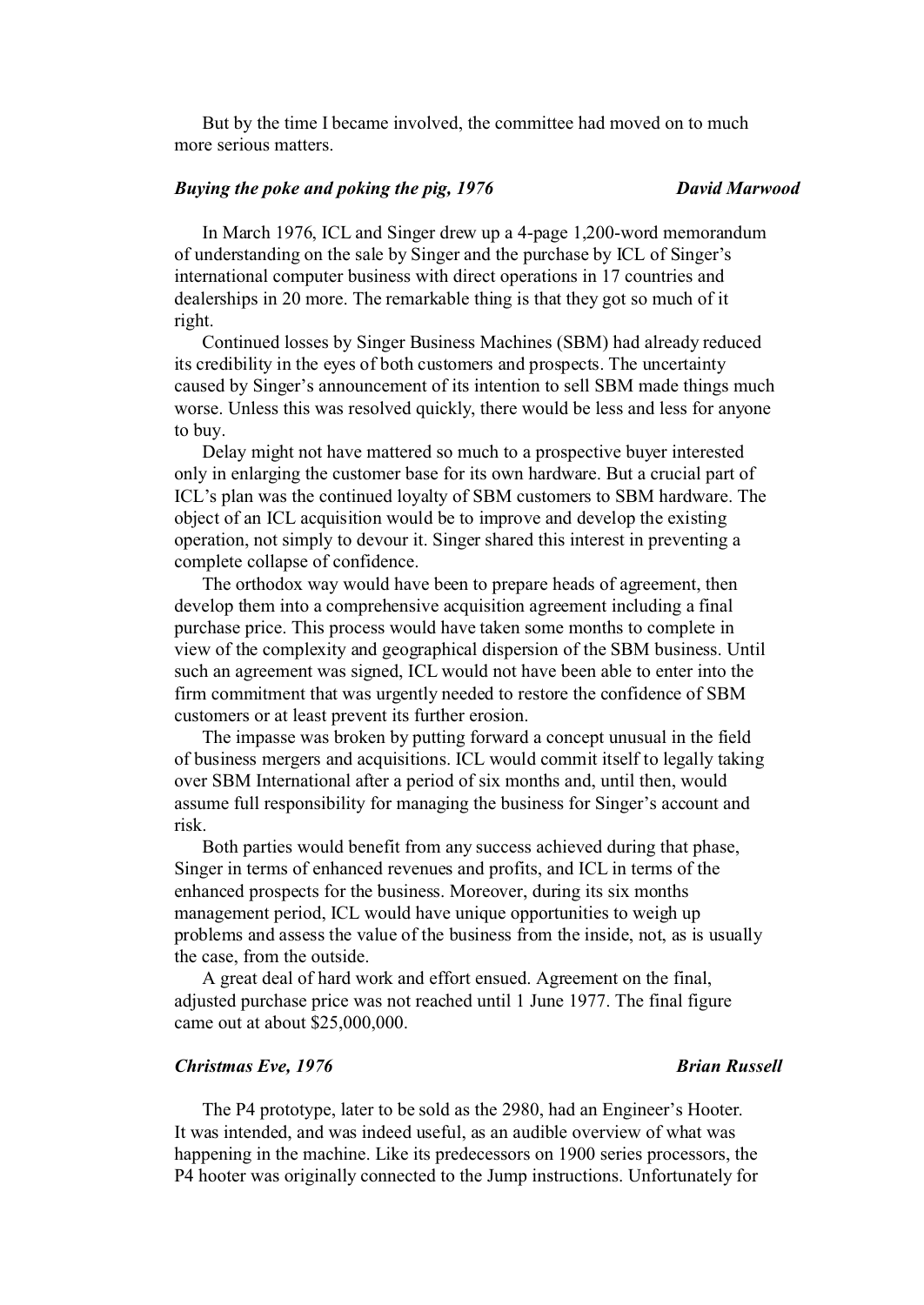But by the time I became involved, the committee had moved on to much more serious matters.

### *Buying the poke and poking the pig, 1976* — *David Marwood*

In March 1976, ICL and Singer drew up a 4-page 1,200-word memorandum of understanding on the sale by Singer and the purchase by ICL of Singer's international computer business with direct operations in 17 countries and dealerships in 20 more. The remarkable thing is that they got so much of it right.

Continued losses by Singer Business Machines (SBM) had already reduced its credibility in the eyes of both customers and prospects. The uncertainty caused by Singer's announcement of its intention to sell SBM made things much worse. Unless this was resolved quickly, there would be less and less for anyone to buy.

Delay might not have mattered so much to a prospective buyer interested only in enlarging the customer base for its own hardware. But a crucial part of ICL's plan was the continued loyalty of SBM customers to SBM hardware. The object of an ICL acquisition would be to improve and develop the existing operation, not simply to devour it. Singer shared this interest in preventing a complete collapse of confidence.

The orthodox way would have been to prepare heads of agreement, then develop them into a comprehensive acquisition agreement including a final purchase price. This process would have taken some months to complete in view of the complexity and geographical dispersion of the SBM business. Until such an agreement was signed, ICL would not have been able to enter into the firm commitment that was urgently needed to restore the confidence of SBM customers or at least prevent its further erosion.

The impasse was broken by putting forward a concept unusual in the field of business mergers and acquisitions. ICL would commit itself to legally taking over SBM International after a period of six months and, until then, would assume full responsibility for managing the business for Singer's account and risk.

Both parties would benefit from any success achieved during that phase, Singer in terms of enhanced revenues and profits, and ICL in terms of the enhanced prospects for the business. Moreover, during its six months management period, ICL would have unique opportunities to weigh up problems and assess the value of the business from the inside, not, as is usually the case, from the outside.

A great deal of hard work and effort ensued. Agreement on the final, adjusted purchase price was not reached until 1 June 1977. The final figure came out at about $25,000,000.

### *Christmas Eve, 1976* — *Brian Russell*

The P4 prototype, later to be sold as the 2980, had an Engineer's Hooter. It was intended, and was indeed useful, as an audible overview of what was happening in the machine. Like its predecessors on 1900 series processors, the P4 hooter was originally connected to the Jump instructions. Unfortunately for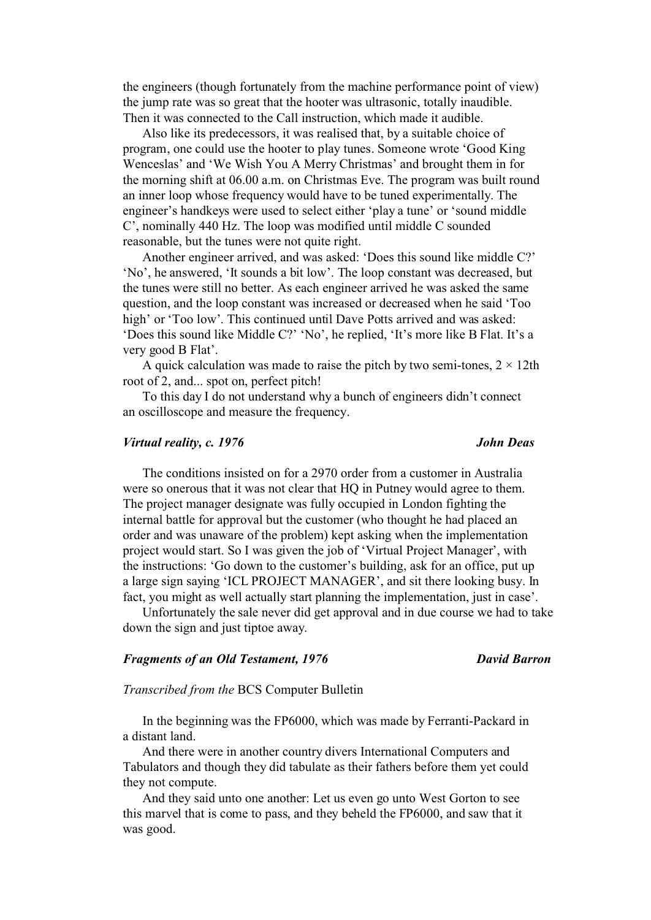the engineers (though fortunately from the machine performance point of view) the jump rate was so great that the hooter was ultrasonic, totally inaudible. Then it was connected to the Call instruction, which made it audible.

Also like its predecessors, it was realised that, by a suitable choice of program, one could use the hooter to play tunes. Someone wrote 'Good King Wenceslas' and 'We Wish You A Merry Christmas' and brought them in for the morning shift at 06.00 a.m. on Christmas Eve. The program was built round an inner loop whose frequency would have to be tuned experimentally. The engineer's handkeys were used to select either 'play a tune' or 'sound middle C', nominally 440 Hz. The loop was modified until middle C sounded reasonable, but the tunes were not quite right.

Another engineer arrived, and was asked: 'Does this sound like middle C?' 'No', he answered, 'It sounds a bit low'. The loop constant was decreased, but the tunes were still no better. As each engineer arrived he was asked the same question, and the loop constant was increased or decreased when he said 'Too high' or 'Too low'. This continued until Dave Potts arrived and was asked: 'Does this sound like Middle C?' 'No', he replied, 'It's more like B Flat. It's a very good B Flat'.

A quick calculation was made to raise the pitch by two semi-tones, 2 × 12th root of 2, and... spot on, perfect pitch!

To this day I do not understand why a bunch of engineers didn't connect an oscilloscope and measure the frequency.

### *Virtual reality, c. 1976* — *John Deas*

The conditions insisted on for a 2970 order from a customer in Australia were so onerous that it was not clear that HQ in Putney would agree to them. The project manager designate was fully occupied in London fighting the internal battle for approval but the customer (who thought he had placed an order and was unaware of the problem) kept asking when the implementation project would start. So I was given the job of 'Virtual Project Manager', with the instructions: 'Go down to the customer's building, ask for an office, put up a large sign saying 'ICL PROJECT MANAGER', and sit there looking busy. In fact, you might as well actually start planning the implementation, just in case'.

Unfortunately the sale never did get approval and in due course we had to take down the sign and just tiptoe away.

### *Fragments of an Old Testament, 1976* — *David Barron*

*Transcribed from the* BCS Computer Bulletin

In the beginning was the FP6000, which was made by Ferranti-Packard in a distant land.

And there were in another country divers International Computers and Tabulators and though they did tabulate as their fathers before them yet could they not compute.

And they said unto one another: Let us even go unto West Gorton to see this marvel that is come to pass, and they beheld the FP6000, and saw that it was good.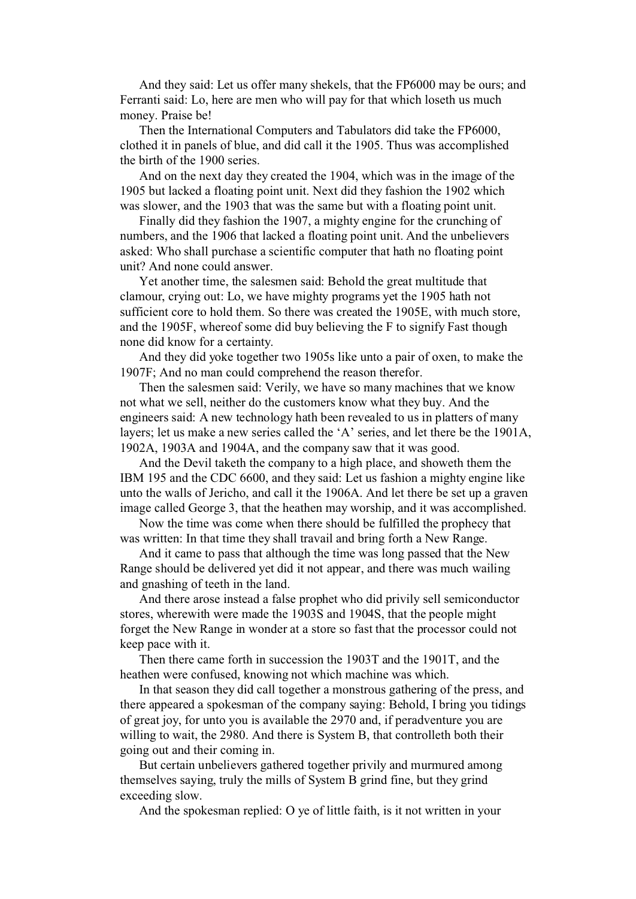And they said: Let us offer many shekels, that the FP6000 may be ours; and Ferranti said: Lo, here are men who will pay for that which loseth us much money. Praise be!

Then the International Computers and Tabulators did take the FP6000, clothed it in panels of blue, and did call it the 1905. Thus was accomplished the birth of the 1900 series.

And on the next day they created the 1904, which was in the image of the 1905 but lacked a floating point unit. Next did they fashion the 1902 which was slower, and the 1903 that was the same but with a floating point unit.

Finally did they fashion the 1907, a mighty engine for the crunching of numbers, and the 1906 that lacked a floating point unit. And the unbelievers asked: Who shall purchase a scientific computer that hath no floating point unit? And none could answer.

Yet another time, the salesmen said: Behold the great multitude that clamour, crying out: Lo, we have mighty programs yet the 1905 hath not sufficient core to hold them. So there was created the 1905E, with much store, and the 1905F, whereof some did buy believing the F to signify Fast though none did know for a certainty.

And they did yoke together two 1905s like unto a pair of oxen, to make the 1907F; And no man could comprehend the reason therefor.

Then the salesmen said: Verily, we have so many machines that we know not what we sell, neither do the customers know what they buy. And the engineers said: A new technology hath been revealed to us in platters of many layers; let us make a new series called the 'A' series, and let there be the 1901A, 1902A, 1903A and 1904A, and the company saw that it was good.

And the Devil taketh the company to a high place, and showeth them the IBM 195 and the CDC 6600, and they said: Let us fashion a mighty engine like unto the walls of Jericho, and call it the 1906A. And let there be set up a graven image called George 3, that the heathen may worship, and it was accomplished.

Now the time was come when there should be fulfilled the prophecy that was written: In that time they shall travail and bring forth a New Range.

And it came to pass that although the time was long passed that the New Range should be delivered yet did it not appear, and there was much wailing and gnashing of teeth in the land.

And there arose instead a false prophet who did privily sell semiconductor stores, wherewith were made the 1903S and 1904S, that the people might forget the New Range in wonder at a store so fast that the processor could not keep pace with it.

Then there came forth in succession the 1903T and the 1901T, and the heathen were confused, knowing not which machine was which.

In that season they did call together a monstrous gathering of the press, and there appeared a spokesman of the company saying: Behold, I bring you tidings of great joy, for unto you is available the 2970 and, if peradventure you are willing to wait, the 2980. And there is System B, that controlleth both their going out and their coming in.

But certain unbelievers gathered together privily and murmured among themselves saying, truly the mills of System B grind fine, but they grind exceeding slow.

And the spokesman replied: O ye of little faith, is it not written in your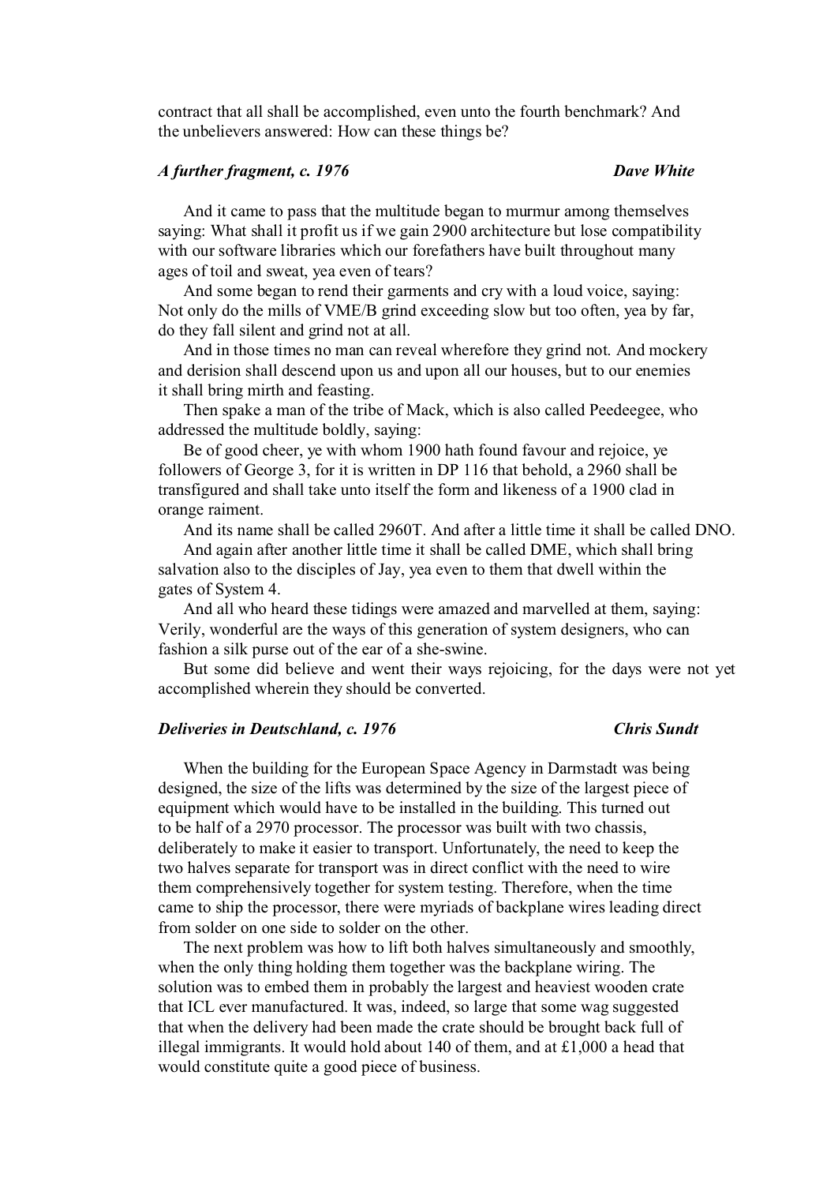contract that all shall be accomplished, even unto the fourth benchmark? And the unbelievers answered: How can these things be?

### *A further fragment, c. 1976* — *Dave White*

And it came to pass that the multitude began to murmur among themselves saying: What shall it profit us if we gain 2900 architecture but lose compatibility with our software libraries which our forefathers have built throughout many ages of toil and sweat, yea even of tears?

And some began to rend their garments and cry with a loud voice, saying: Not only do the mills of VME/B grind exceeding slow but too often, yea by far, do they fall silent and grind not at all.

And in those times no man can reveal wherefore they grind not. And mockery and derision shall descend upon us and upon all our houses, but to our enemies it shall bring mirth and feasting.

Then spake a man of the tribe of Mack, which is also called Peedeegee, who addressed the multitude boldly, saying:

Be of good cheer, ye with whom 1900 hath found favour and rejoice, ye followers of George 3, for it is written in DP 116 that behold, a 2960 shall be transfigured and shall take unto itself the form and likeness of a 1900 clad in orange raiment.

And its name shall be called 2960T. And after a little time it shall be called DNO.

And again after another little time it shall be called DME, which shall bring salvation also to the disciples of Jay, yea even to them that dwell within the gates of System 4.

And all who heard these tidings were amazed and marvelled at them, saying: Verily, wonderful are the ways of this generation of system designers, who can fashion a silk purse out of the ear of a she-swine.

But some did believe and went their ways rejoicing, for the days were not yet accomplished wherein they should be converted.

### *Deliveries in Deutschland, c. 1976* — *Chris Sundt*

When the building for the European Space Agency in Darmstadt was being designed, the size of the lifts was determined by the size of the largest piece of equipment which would have to be installed in the building. This turned out to be half of a 2970 processor. The processor was built with two chassis, deliberately to make it easier to transport. Unfortunately, the need to keep the two halves separate for transport was in direct conflict with the need to wire them comprehensively together for system testing. Therefore, when the time came to ship the processor, there were myriads of backplane wires leading direct from solder on one side to solder on the other.

The next problem was how to lift both halves simultaneously and smoothly, when the only thing holding them together was the backplane wiring. The solution was to embed them in probably the largest and heaviest wooden crate that ICL ever manufactured. It was, indeed, so large that some wag suggested that when the delivery had been made the crate should be brought back full of illegal immigrants. It would hold about 140 of them, and at £1,000 a head that would constitute quite a good piece of business.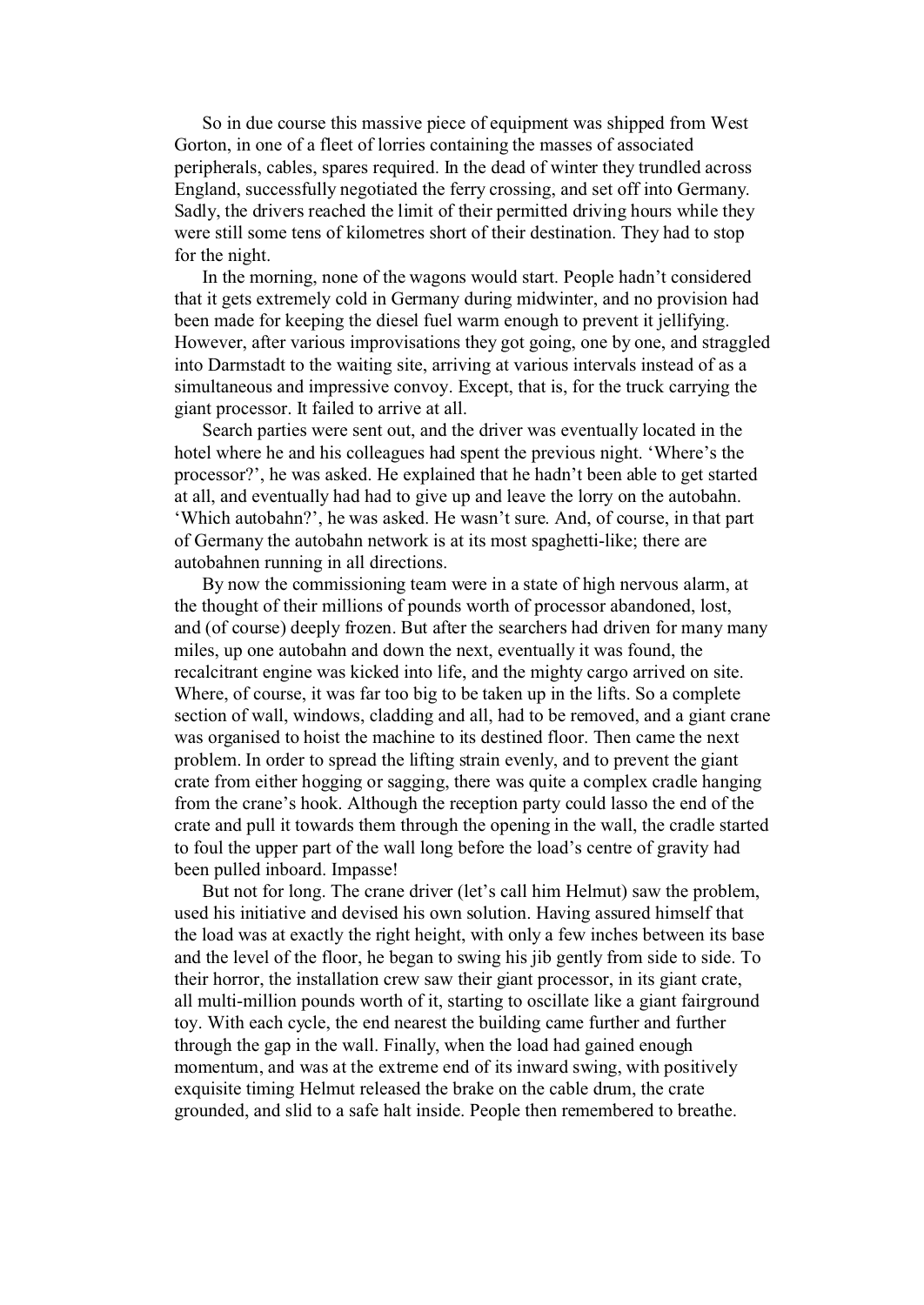So in due course this massive piece of equipment was shipped from West Gorton, in one of a fleet of lorries containing the masses of associated peripherals, cables, spares required. In the dead of winter they trundled across England, successfully negotiated the ferry crossing, and set off into Germany. Sadly, the drivers reached the limit of their permitted driving hours while they were still some tens of kilometres short of their destination. They had to stop for the night.

In the morning, none of the wagons would start. People hadn't considered that it gets extremely cold in Germany during midwinter, and no provision had been made for keeping the diesel fuel warm enough to prevent it jellifying. However, after various improvisations they got going, one by one, and straggled into Darmstadt to the waiting site, arriving at various intervals instead of as a simultaneous and impressive convoy. Except, that is, for the truck carrying the giant processor. It failed to arrive at all.

Search parties were sent out, and the driver was eventually located in the hotel where he and his colleagues had spent the previous night. 'Where's the processor?', he was asked. He explained that he hadn't been able to get started at all, and eventually had had to give up and leave the lorry on the autobahn. 'Which autobahn?', he was asked. He wasn't sure. And, of course, in that part of Germany the autobahn network is at its most spaghetti-like; there are autobahnen running in all directions.

By now the commissioning team were in a state of high nervous alarm, at the thought of their millions of pounds worth of processor abandoned, lost, and (of course) deeply frozen. But after the searchers had driven for many many miles, up one autobahn and down the next, eventually it was found, the recalcitrant engine was kicked into life, and the mighty cargo arrived on site. Where, of course, it was far too big to be taken up in the lifts. So a complete section of wall, windows, cladding and all, had to be removed, and a giant crane was organised to hoist the machine to its destined floor. Then came the next problem. In order to spread the lifting strain evenly, and to prevent the giant crate from either hogging or sagging, there was quite a complex cradle hanging from the crane's hook. Although the reception party could lasso the end of the crate and pull it towards them through the opening in the wall, the cradle started to foul the upper part of the wall long before the load's centre of gravity had been pulled inboard. Impasse!

But not for long. The crane driver (let's call him Helmut) saw the problem, used his initiative and devised his own solution. Having assured himself that the load was at exactly the right height, with only a few inches between its base and the level of the floor, he began to swing his jib gently from side to side. To their horror, the installation crew saw their giant processor, in its giant crate, all multi-million pounds worth of it, starting to oscillate like a giant fairground toy. With each cycle, the end nearest the building came further and further through the gap in the wall. Finally, when the load had gained enough momentum, and was at the extreme end of its inward swing, with positively exquisite timing Helmut released the brake on the cable drum, the crate grounded, and slid to a safe halt inside. People then remembered to breathe.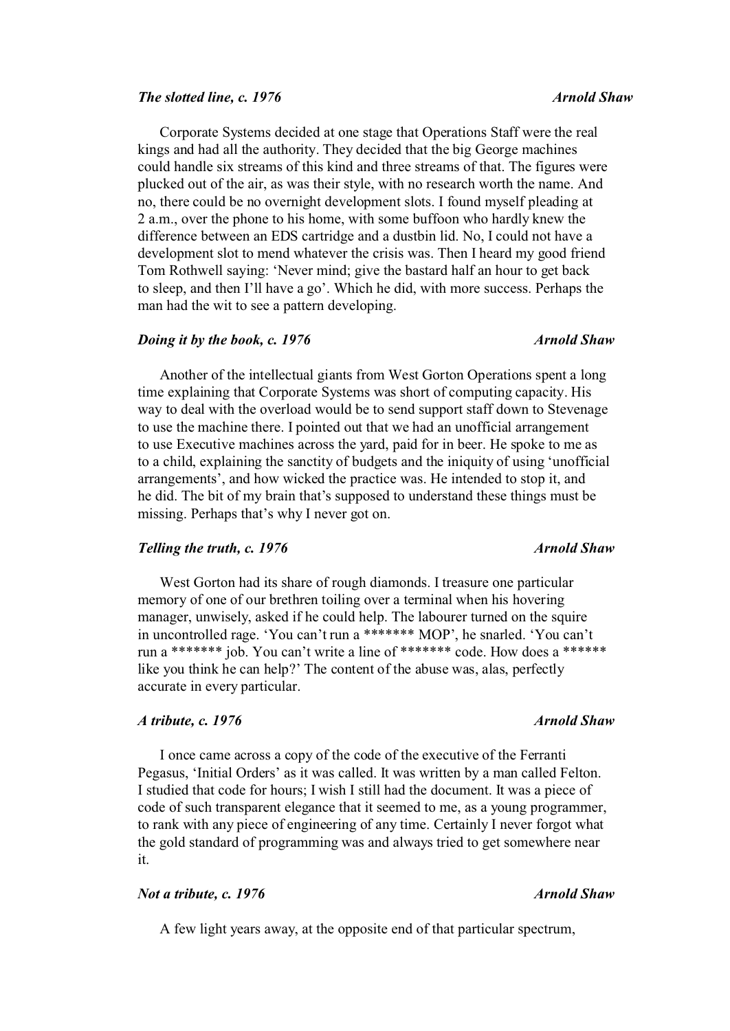### *The slotted line, c. 1976* — *Arnold Shaw*

Corporate Systems decided at one stage that Operations Staff were the real kings and had all the authority. They decided that the big George machines could handle six streams of this kind and three streams of that. The figures were plucked out of the air, as was their style, with no research worth the name. And no, there could be no overnight development slots. I found myself pleading at 2 a.m., over the phone to his home, with some buffoon who hardly knew the difference between an EDS cartridge and a dustbin lid. No, I could not have a development slot to mend whatever the crisis was. Then I heard my good friend Tom Rothwell saying: 'Never mind; give the bastard half an hour to get back to sleep, and then I'll have a go'. Which he did, with more success. Perhaps the man had the wit to see a pattern developing.

### *Doing it by the book, c. 1976* — *Arnold Shaw*

Another of the intellectual giants from West Gorton Operations spent a long time explaining that Corporate Systems was short of computing capacity. His way to deal with the overload would be to send support staff down to Stevenage to use the machine there. I pointed out that we had an unofficial arrangement to use Executive machines across the yard, paid for in beer. He spoke to me as to a child, explaining the sanctity of budgets and the iniquity of using 'unofficial arrangements', and how wicked the practice was. He intended to stop it, and he did. The bit of my brain that's supposed to understand these things must be missing. Perhaps that's why I never got on.

### *Telling the truth, c. 1976* — *Arnold Shaw*

West Gorton had its share of rough diamonds. I treasure one particular memory of one of our brethren toiling over a terminal when his hovering manager, unwisely, asked if he could help. The labourer turned on the squire in uncontrolled rage. 'You can't run a ******* MOP', he snarled. 'You can't run a ******* job. You can't write a line of ******* code. How does a ****** like you think he can help?' The content of the abuse was, alas, perfectly accurate in every particular.

### *A tribute, c. 1976* — *Arnold Shaw*

I once came across a copy of the code of the executive of the Ferranti Pegasus, 'Initial Orders' as it was called. It was written by a man called Felton. I studied that code for hours; I wish I still had the document. It was a piece of code of such transparent elegance that it seemed to me, as a young programmer, to rank with any piece of engineering of any time. Certainly I never forgot what the gold standard of programming was and always tried to get somewhere near it.

### *Not a tribute, c. 1976* — *Arnold Shaw*

A few light years away, at the opposite end of that particular spectrum,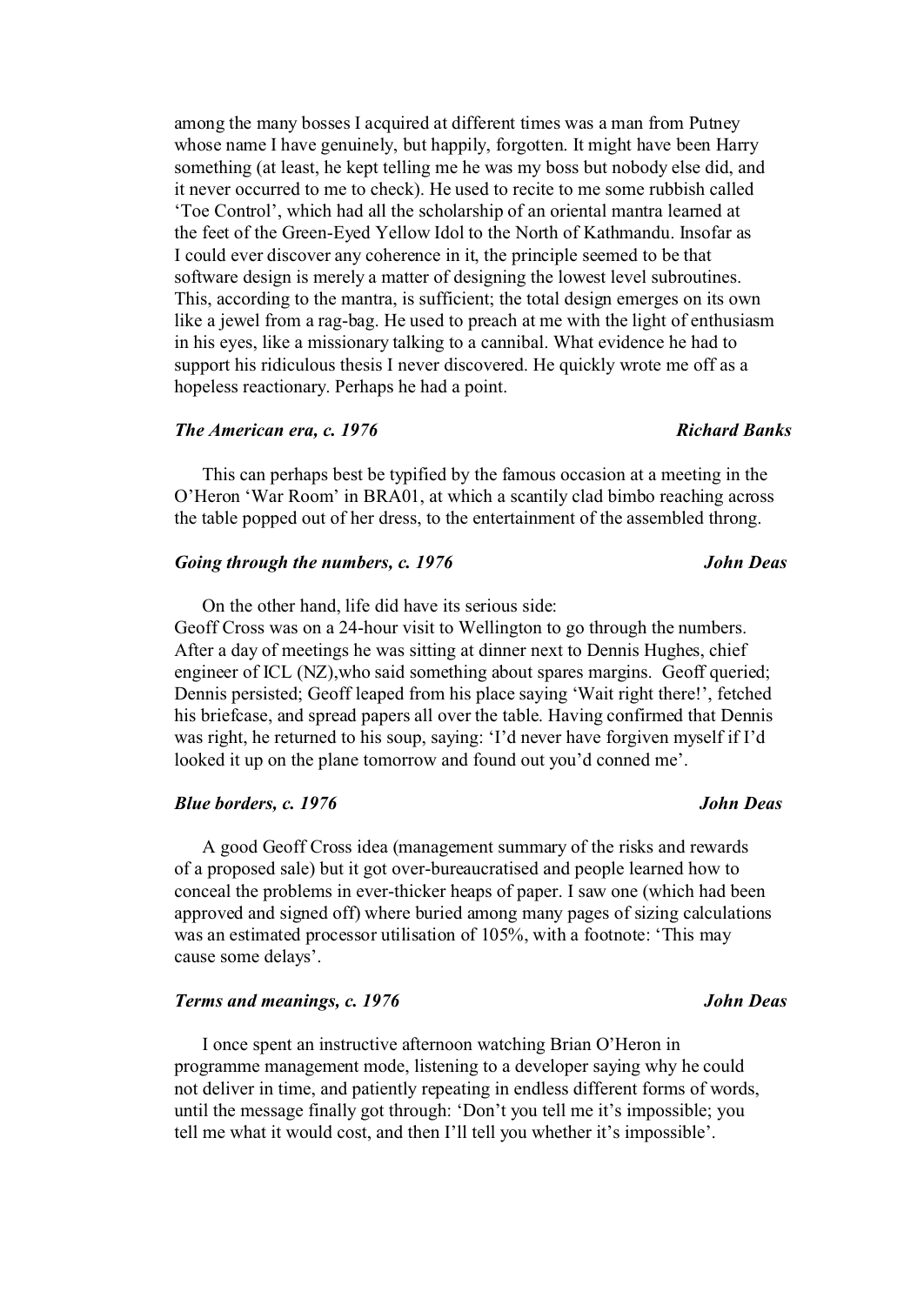among the many bosses I acquired at different times was a man from Putney whose name I have genuinely, but happily, forgotten. It might have been Harry something (at least, he kept telling me he was my boss but nobody else did, and it never occurred to me to check). He used to recite to me some rubbish called 'Toe Control', which had all the scholarship of an oriental mantra learned at the feet of the Green-Eyed Yellow Idol to the North of Kathmandu. Insofar as I could ever discover any coherence in it, the principle seemed to be that software design is merely a matter of designing the lowest level subroutines. This, according to the mantra, is sufficient; the total design emerges on its own like a jewel from a rag-bag. He used to preach at me with the light of enthusiasm in his eyes, like a missionary talking to a cannibal. What evidence he had to support his ridiculous thesis I never discovered. He quickly wrote me off as a hopeless reactionary. Perhaps he had a point.

### *The American era, c. 1976* — *Richard Banks*

This can perhaps best be typified by the famous occasion at a meeting in the O'Heron 'War Room' in BRA01, at which a scantily clad bimbo reaching across the table popped out of her dress, to the entertainment of the assembled throng.

### *Going through the numbers, c. 1976* — *John Deas*

On the other hand, life did have its serious side:
Geoff Cross was on a 24-hour visit to Wellington to go through the numbers. After a day of meetings he was sitting at dinner next to Dennis Hughes, chief engineer of ICL (NZ),who said something about spares margins. Geoff queried; Dennis persisted; Geoff leaped from his place saying 'Wait right there!', fetched his briefcase, and spread papers all over the table. Having confirmed that Dennis was right, he returned to his soup, saying: 'I'd never have forgiven myself if I'd looked it up on the plane tomorrow and found out you'd conned me'.

### *Blue borders, c. 1976* — *John Deas*

A good Geoff Cross idea (management summary of the risks and rewards of a proposed sale) but it got over-bureaucratised and people learned how to conceal the problems in ever-thicker heaps of paper. I saw one (which had been approved and signed off) where buried among many pages of sizing calculations was an estimated processor utilisation of 105%, with a footnote: 'This may cause some delays'.

### *Terms and meanings, c. 1976* — *John Deas*

I once spent an instructive afternoon watching Brian O'Heron in programme management mode, listening to a developer saying why he could not deliver in time, and patiently repeating in endless different forms of words, until the message finally got through: 'Don't you tell me it's impossible; you tell me what it would cost, and then I'll tell you whether it's impossible'.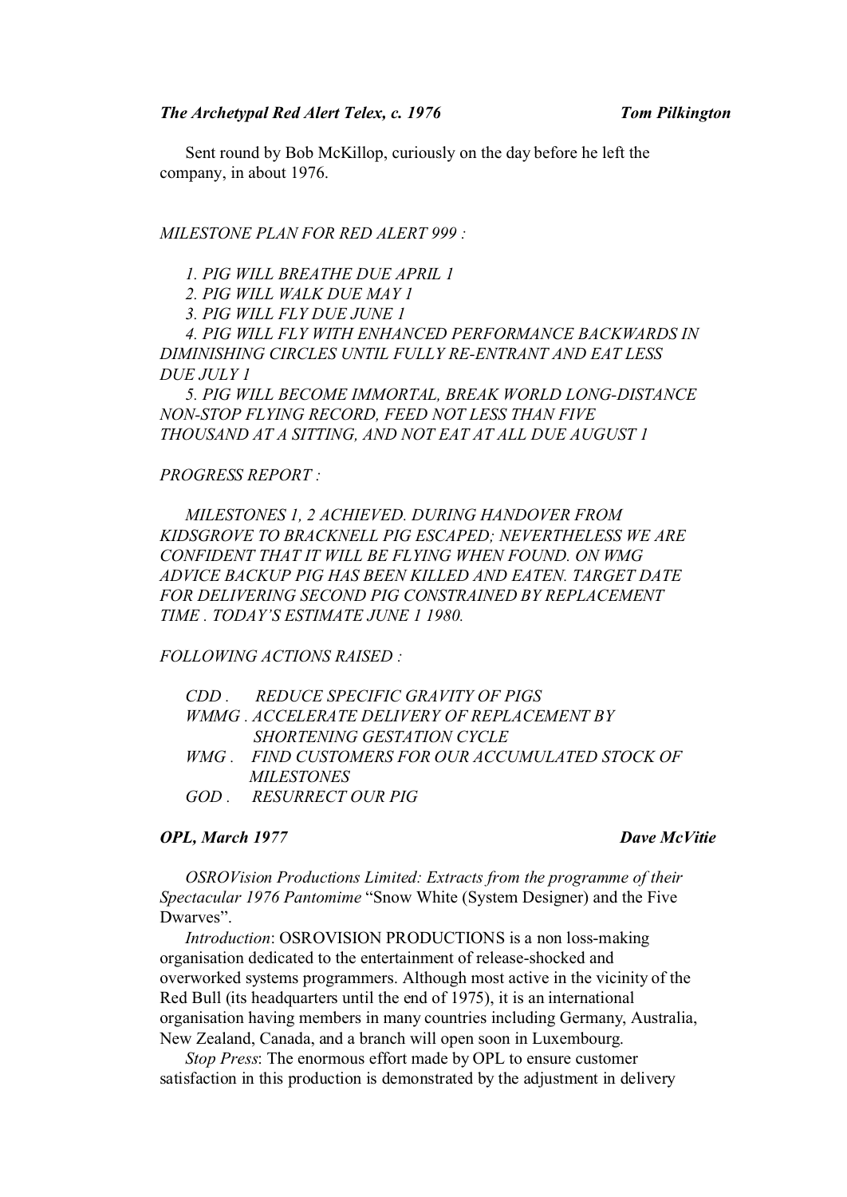### *The Archetypal Red Alert Telex, c. 1976* — *Tom Pilkington*

Sent round by Bob McKillop, curiously on the day before he left the company, in about 1976.

*MILESTONE PLAN FOR RED ALERT 999 :*

*1. PIG WILL BREATHE DUE APRIL 1*
*2. PIG WILL WALK DUE MAY 1*
*3. PIG WILL FLY DUE JUNE 1*
*4. PIG WILL FLY WITH ENHANCED PERFORMANCE BACKWARDS IN DIMINISHING CIRCLES UNTIL FULLY RE-ENTRANT AND EAT LESS DUE JULY 1*
*5. PIG WILL BECOME IMMORTAL, BREAK WORLD LONG-DISTANCE NON-STOP FLYING RECORD, FEED NOT LESS THAN FIVE THOUSAND AT A SITTING, AND NOT EAT AT ALL DUE AUGUST 1*

*PROGRESS REPORT :*

*MILESTONES 1, 2 ACHIEVED. DURING HANDOVER FROM KIDSGROVE TO BRACKNELL PIG ESCAPED; NEVERTHELESS WE ARE CONFIDENT THAT IT WILL BE FLYING WHEN FOUND. ON WMG ADVICE BACKUP PIG HAS BEEN KILLED AND EATEN. TARGET DATE FOR DELIVERING SECOND PIG CONSTRAINED BY REPLACEMENT TIME . TODAY'S ESTIMATE JUNE 1 1980.*

*FOLLOWING ACTIONS RAISED :*

*CDD . REDUCE SPECIFIC GRAVITY OF PIGS*
*WMMG . ACCELERATE DELIVERY OF REPLACEMENT BY SHORTENING GESTATION CYCLE*
*WMG . FIND CUSTOMERS FOR OUR ACCUMULATED STOCK OF MILESTONES*
*GOD . RESURRECT OUR PIG*

### *OPL, March 1977* — *Dave McVitie*

*OSROVision Productions Limited: Extracts from the programme of their Spectacular 1976 Pantomime* "Snow White (System Designer) and the Five Dwarves".

*Introduction*: OSROVISION PRODUCTIONS is a non loss-making organisation dedicated to the entertainment of release-shocked and overworked systems programmers. Although most active in the vicinity of the Red Bull (its headquarters until the end of 1975), it is an international organisation having members in many countries including Germany, Australia, New Zealand, Canada, and a branch will open soon in Luxembourg.

*Stop Press*: The enormous effort made by OPL to ensure customer satisfaction in this production is demonstrated by the adjustment in delivery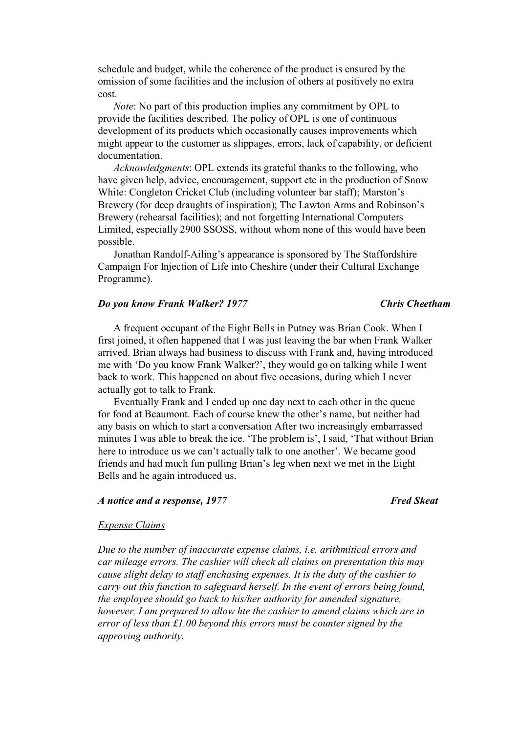schedule and budget, while the coherence of the product is ensured by the omission of some facilities and the inclusion of others at positively no extra cost.

*Note*: No part of this production implies any commitment by OPL to provide the facilities described. The policy of OPL is one of continuous development of its products which occasionally causes improvements which might appear to the customer as slippages, errors, lack of capability, or deficient documentation.

*Acknowledgments*: OPL extends its grateful thanks to the following, who have given help, advice, encouragement, support etc in the production of Snow White: Congleton Cricket Club (including volunteer bar staff); Marston's Brewery (for deep draughts of inspiration); The Lawton Arms and Robinson's Brewery (rehearsal facilities); and not forgetting International Computers Limited, especially 2900 SSOSS, without whom none of this would have been possible.

Jonathan Randolf-Ailing's appearance is sponsored by The Staffordshire Campaign For Injection of Life into Cheshire (under their Cultural Exchange Programme).

### *Do you know Frank Walker? 1977* — *Chris Cheetham*

A frequent occupant of the Eight Bells in Putney was Brian Cook. When I first joined, it often happened that I was just leaving the bar when Frank Walker arrived. Brian always had business to discuss with Frank and, having introduced me with 'Do you know Frank Walker?', they would go on talking while I went back to work. This happened on about five occasions, during which I never actually got to talk to Frank.

Eventually Frank and I ended up one day next to each other in the queue for food at Beaumont. Each of course knew the other's name, but neither had any basis on which to start a conversation After two increasingly embarrassed minutes I was able to break the ice. 'The problem is', I said, 'That without Brian here to introduce us we can't actually talk to one another'. We became good friends and had much fun pulling Brian's leg when next we met in the Eight Bells and he again introduced us.

### *A notice and a response, 1977* — *Fred Skeat*

<u>*Expense Claims*</u>

*Due to the number of inaccurate expense claims, i.e. arithmitical errors and car mileage errors. The cashier will check all claims on presentation this may cause slight delay to staff enchasing expenses. It is the duty of the cashier to carry out this function to safeguard herself. In the event of errors being found, the employee should go back to his/her authority for amended signature, however, I am prepared to allow ~~hte~~ the cashier to amend claims which are in error of less than £1.00 beyond this errors must be counter signed by the approving authority.*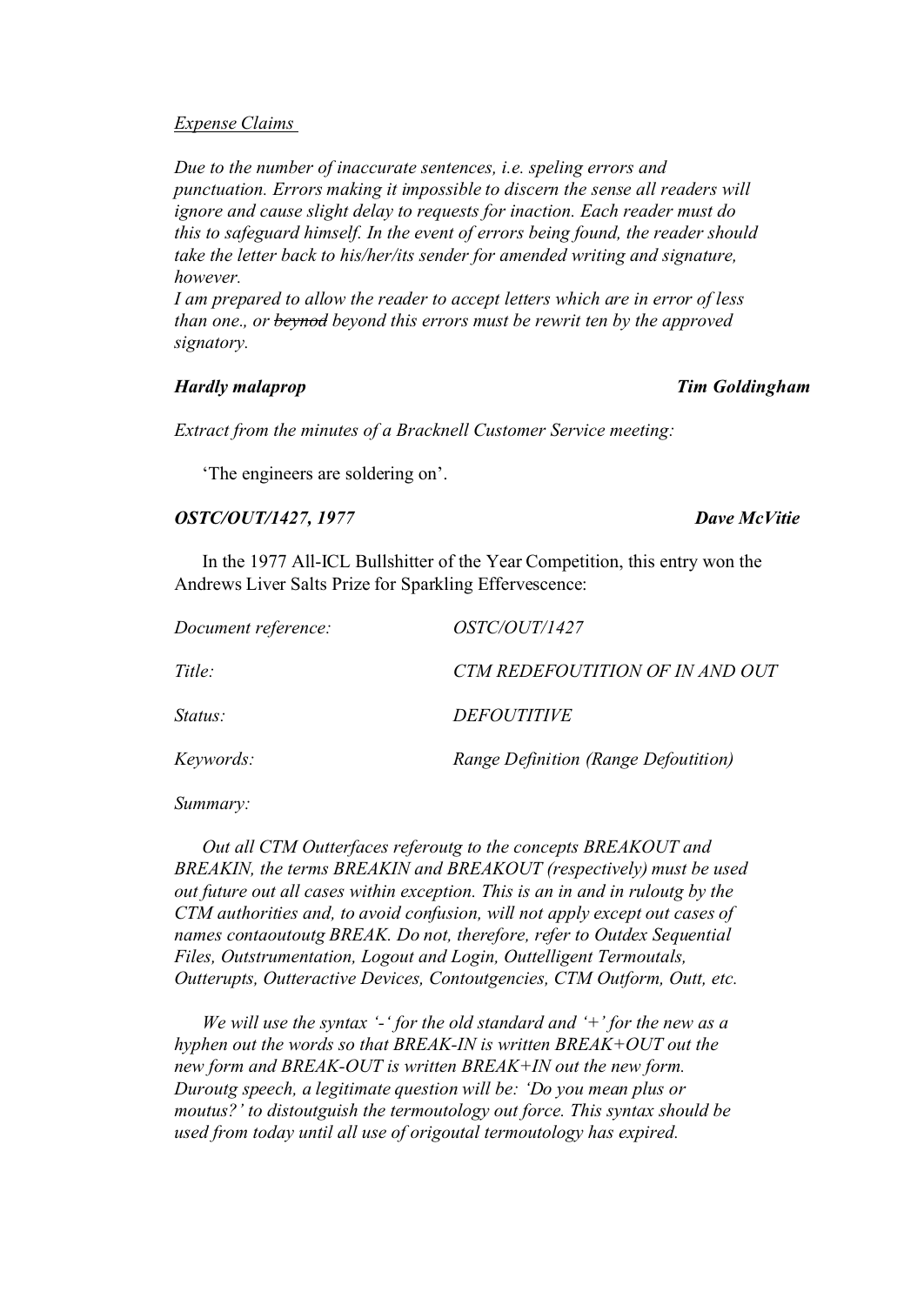*Expense Claims*

*Due to the number of inaccurate sentences, i.e. speling errors and punctuation. Errors making it impossible to discern the sense all readers will ignore and cause slight delay to requests for inaction. Each reader must do this to safeguard himself. In the event of errors being found, the reader should take the letter back to his/her/its sender for amended writing and signature, however.*
*I am prepared to allow the reader to accept letters which are in error of less than one., or ~~beynod~~ beyond this errors must be rewrit ten by the approved signatory.*

### ***Hardly malaprop*** — ***Tim Goldingham***

*Extract from the minutes of a Bracknell Customer Service meeting:*

'The engineers are soldering on'.

### ***OSTC/OUT/1427, 1977*** — ***Dave McVitie***

In the 1977 All-ICL Bullshitter of the Year Competition, this entry won the Andrews Liver Salts Prize for Sparkling Effervescence:

| | |
|---|---|
| *Document reference:* | *OSTC/OUT/1427* |
| *Title:* | *CTM REDEFOUTITION OF IN AND OUT* |
| *Status:* | *DEFOUTITIVE* |
| *Keywords:* | *Range Definition (Range Defoutition)* |

*Summary:*

*Out all CTM Outterfaces referoutg to the concepts BREAKOUT and BREAKIN, the terms BREAKIN and BREAKOUT (respectively) must be used out future out all cases within exception. This is an in and in ruloutg by the CTM authorities and, to avoid confusion, will not apply except out cases of names contaoutoutg BREAK. Do not, therefore, refer to Outdex Sequential Files, Outstrumentation, Logout and Login, Outtelligent Termoutals, Outterupts, Outteractive Devices, Contoutgencies, CTM Outform, Outt, etc.*

*We will use the syntax '-' for the old standard and '+' for the new as a hyphen out the words so that BREAK-IN is written BREAK+OUT out the new form and BREAK-OUT is written BREAK+IN out the new form. Duroutg speech, a legitimate question will be: 'Do you mean plus or moutus?' to distoutguish the termoutology out force. This syntax should be used from today until all use of origoutal termoutology has expired.*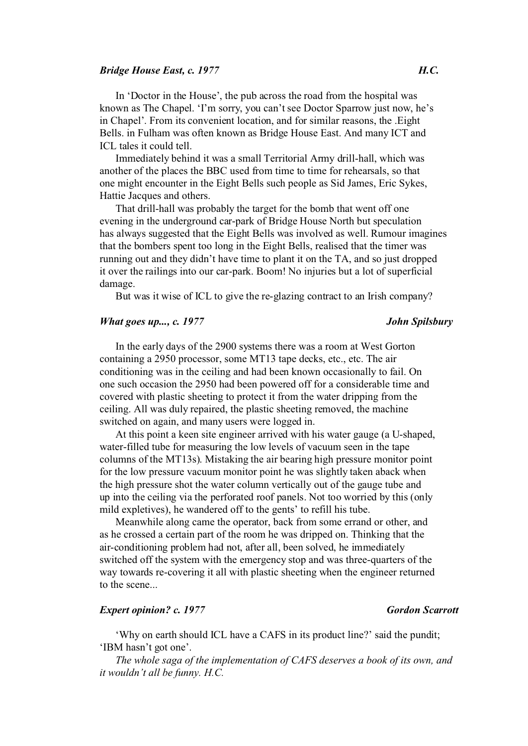### *Bridge House East, c. 1977* **H.C.**

In 'Doctor in the House', the pub across the road from the hospital was known as The Chapel. 'I'm sorry, you can't see Doctor Sparrow just now, he's in Chapel'. From its convenient location, and for similar reasons, the .Eight Bells. in Fulham was often known as Bridge House East. And many ICT and ICL tales it could tell.

Immediately behind it was a small Territorial Army drill-hall, which was another of the places the BBC used from time to time for rehearsals, so that one might encounter in the Eight Bells such people as Sid James, Eric Sykes, Hattie Jacques and others.

That drill-hall was probably the target for the bomb that went off one evening in the underground car-park of Bridge House North but speculation has always suggested that the Eight Bells was involved as well. Rumour imagines that the bombers spent too long in the Eight Bells, realised that the timer was running out and they didn't have time to plant it on the TA, and so just dropped it over the railings into our car-park. Boom! No injuries but a lot of superficial damage.

But was it wise of ICL to give the re-glazing contract to an Irish company?

### *What goes up..., c. 1977* **John Spilsbury**

In the early days of the 2900 systems there was a room at West Gorton containing a 2950 processor, some MT13 tape decks, etc., etc. The air conditioning was in the ceiling and had been known occasionally to fail. On one such occasion the 2950 had been powered off for a considerable time and covered with plastic sheeting to protect it from the water dripping from the ceiling. All was duly repaired, the plastic sheeting removed, the machine switched on again, and many users were logged in.

At this point a keen site engineer arrived with his water gauge (a U-shaped, water-filled tube for measuring the low levels of vacuum seen in the tape columns of the MT13s). Mistaking the air bearing high pressure monitor point for the low pressure vacuum monitor point he was slightly taken aback when the high pressure shot the water column vertically out of the gauge tube and up into the ceiling via the perforated roof panels. Not too worried by this (only mild expletives), he wandered off to the gents' to refill his tube.

Meanwhile along came the operator, back from some errand or other, and as he crossed a certain part of the room he was dripped on. Thinking that the air-conditioning problem had not, after all, been solved, he immediately switched off the system with the emergency stop and was three-quarters of the way towards re-covering it all with plastic sheeting when the engineer returned to the scene...

### *Expert opinion? c. 1977* **Gordon Scarrott**

'Why on earth should ICL have a CAFS in its product line?' said the pundit; 'IBM hasn't got one'.

*The whole saga of the implementation of CAFS deserves a book of its own, and it wouldn't all be funny. H.C.*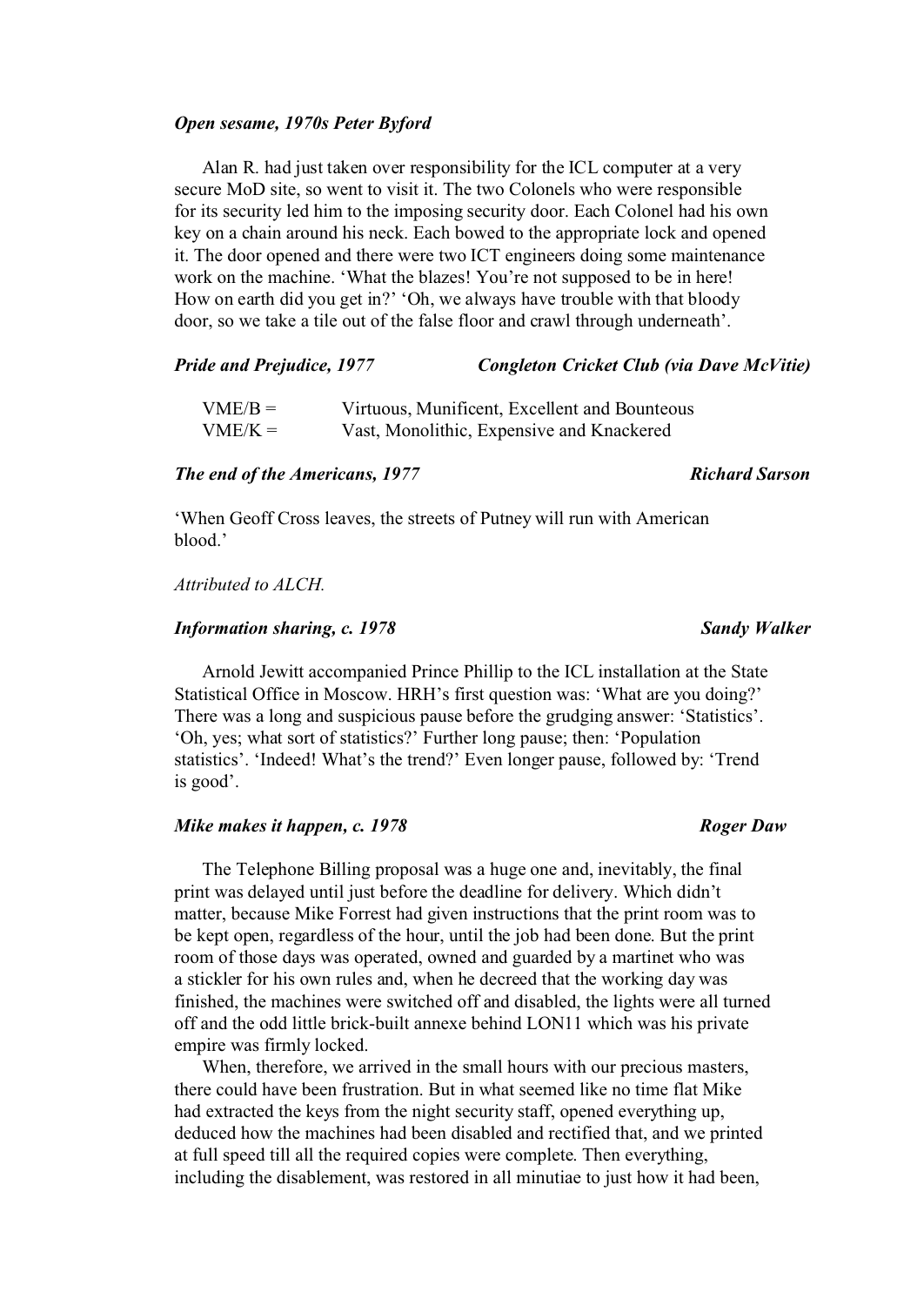***Open sesame, 1970s Peter Byford***

Alan R. had just taken over responsibility for the ICL computer at a very secure MoD site, so went to visit it. The two Colonels who were responsible for its security led him to the imposing security door. Each Colonel had his own key on a chain around his neck. Each bowed to the appropriate lock and opened it. The door opened and there were two ICT engineers doing some maintenance work on the machine. 'What the blazes! You're not supposed to be in here! How on earth did you get in?' 'Oh, we always have trouble with that bloody door, so we take a tile out of the false floor and crawl through underneath'.

***Pride and Prejudice, 1977*** ***Congleton Cricket Club (via Dave McVitie)***

| | |
|---|---|
| VME/B = | Virtuous, Munificent, Excellent and Bounteous |
| VME/K = | Vast, Monolithic, Expensive and Knackered |

***The end of the Americans, 1977*** ***Richard Sarson***

'When Geoff Cross leaves, the streets of Putney will run with American blood.'

*Attributed to ALCH.*

***Information sharing, c. 1978*** ***Sandy Walker***

Arnold Jewitt accompanied Prince Phillip to the ICL installation at the State Statistical Office in Moscow. HRH's first question was: 'What are you doing?' There was a long and suspicious pause before the grudging answer: 'Statistics'. 'Oh, yes; what sort of statistics?' Further long pause; then: 'Population statistics'. 'Indeed! What's the trend?' Even longer pause, followed by: 'Trend is good'.

***Mike makes it happen, c. 1978*** ***Roger Daw***

The Telephone Billing proposal was a huge one and, inevitably, the final print was delayed until just before the deadline for delivery. Which didn't matter, because Mike Forrest had given instructions that the print room was to be kept open, regardless of the hour, until the job had been done. But the print room of those days was operated, owned and guarded by a martinet who was a stickler for his own rules and, when he decreed that the working day was finished, the machines were switched off and disabled, the lights were all turned off and the odd little brick-built annexe behind LON11 which was his private empire was firmly locked.

When, therefore, we arrived in the small hours with our precious masters, there could have been frustration. But in what seemed like no time flat Mike had extracted the keys from the night security staff, opened everything up, deduced how the machines had been disabled and rectified that, and we printed at full speed till all the required copies were complete. Then everything, including the disablement, was restored in all minutiae to just how it had been,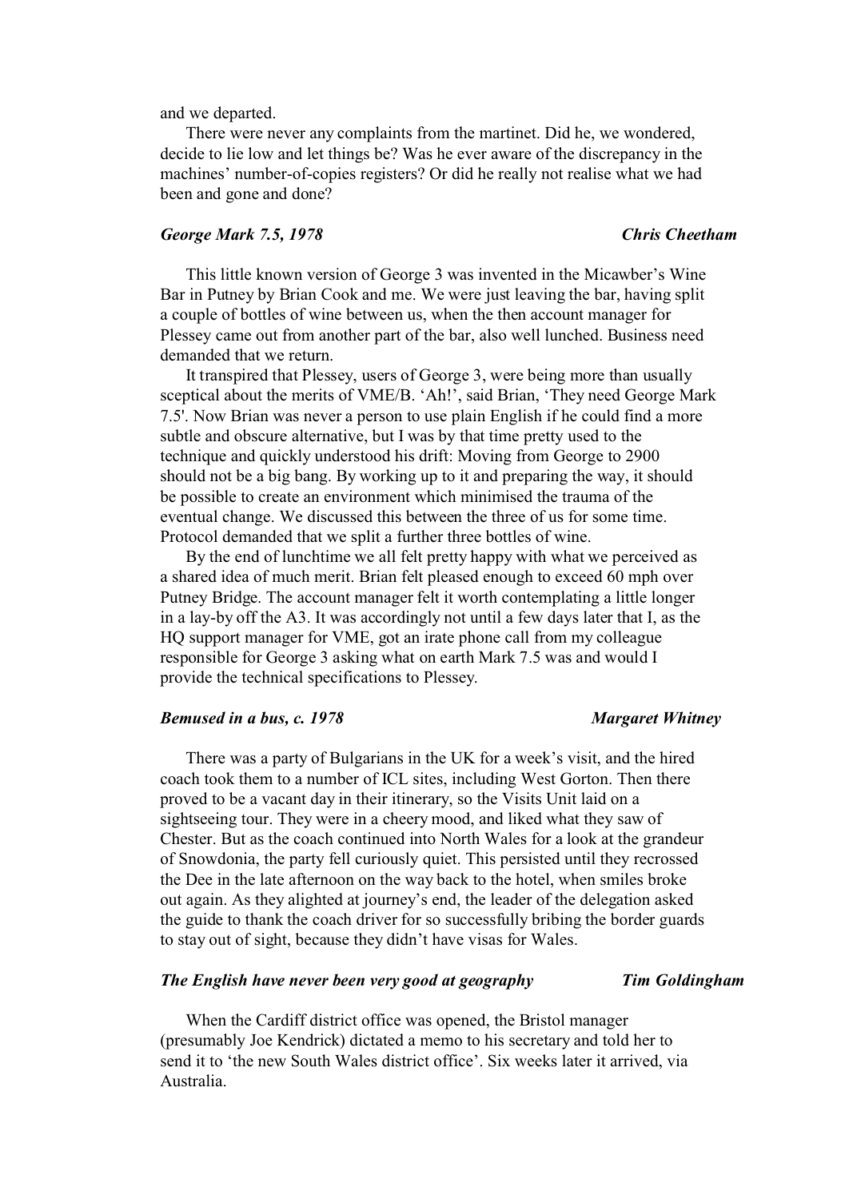and we departed.

There were never any complaints from the martinet. Did he, we wondered, decide to lie low and let things be? Was he ever aware of the discrepancy in the machines' number-of-copies registers? Or did he really not realise what we had been and gone and done?

### *George Mark 7.5, 1978* — *Chris Cheetham*

This little known version of George 3 was invented in the Micawber's Wine Bar in Putney by Brian Cook and me. We were just leaving the bar, having split a couple of bottles of wine between us, when the then account manager for Plessey came out from another part of the bar, also well lunched. Business need demanded that we return.

It transpired that Plessey, users of George 3, were being more than usually sceptical about the merits of VME/B. 'Ah!', said Brian, 'They need George Mark 7.5'. Now Brian was never a person to use plain English if he could find a more subtle and obscure alternative, but I was by that time pretty used to the technique and quickly understood his drift: Moving from George to 2900 should not be a big bang. By working up to it and preparing the way, it should be possible to create an environment which minimised the trauma of the eventual change. We discussed this between the three of us for some time. Protocol demanded that we split a further three bottles of wine.

By the end of lunchtime we all felt pretty happy with what we perceived as a shared idea of much merit. Brian felt pleased enough to exceed 60 mph over Putney Bridge. The account manager felt it worth contemplating a little longer in a lay-by off the A3. It was accordingly not until a few days later that I, as the HQ support manager for VME, got an irate phone call from my colleague responsible for George 3 asking what on earth Mark 7.5 was and would I provide the technical specifications to Plessey.

### *Bemused in a bus, c. 1978* — *Margaret Whitney*

There was a party of Bulgarians in the UK for a week's visit, and the hired coach took them to a number of ICL sites, including West Gorton. Then there proved to be a vacant day in their itinerary, so the Visits Unit laid on a sightseeing tour. They were in a cheery mood, and liked what they saw of Chester. But as the coach continued into North Wales for a look at the grandeur of Snowdonia, the party fell curiously quiet. This persisted until they recrossed the Dee in the late afternoon on the way back to the hotel, when smiles broke out again. As they alighted at journey's end, the leader of the delegation asked the guide to thank the coach driver for so successfully bribing the border guards to stay out of sight, because they didn't have visas for Wales.

### *The English have never been very good at geography* — *Tim Goldingham*

When the Cardiff district office was opened, the Bristol manager (presumably Joe Kendrick) dictated a memo to his secretary and told her to send it to 'the new South Wales district office'. Six weeks later it arrived, via Australia.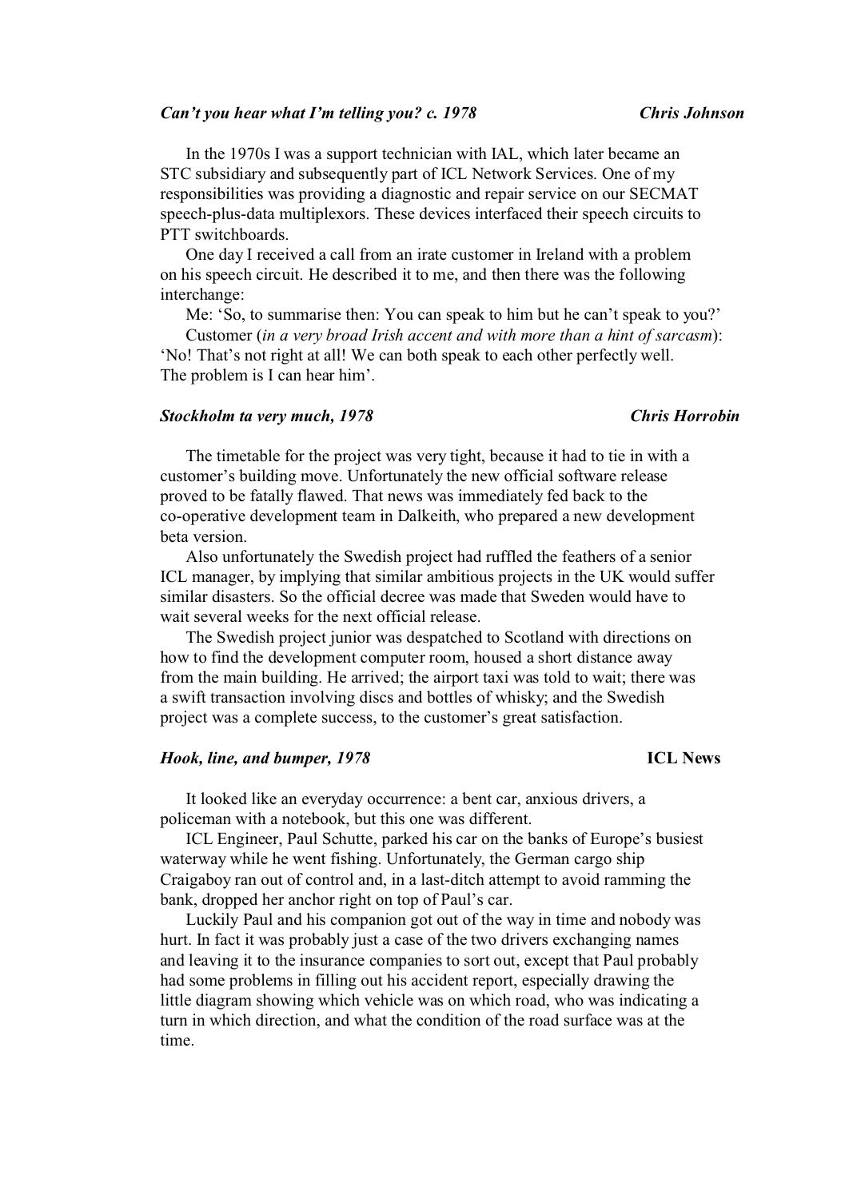### *Can't you hear what I'm telling you? c. 1978* — ***Chris Johnson***

In the 1970s I was a support technician with IAL, which later became an STC subsidiary and subsequently part of ICL Network Services. One of my responsibilities was providing a diagnostic and repair service on our SECMAT speech-plus-data multiplexors. These devices interfaced their speech circuits to PTT switchboards.

One day I received a call from an irate customer in Ireland with a problem on his speech circuit. He described it to me, and then there was the following interchange:

Me: 'So, to summarise then: You can speak to him but he can't speak to you?'

Customer (*in a very broad Irish accent and with more than a hint of sarcasm*): 'No! That's not right at all! We can both speak to each other perfectly well. The problem is I can hear him'.

### *Stockholm ta very much, 1978* — ***Chris Horrobin***

The timetable for the project was very tight, because it had to tie in with a customer's building move. Unfortunately the new official software release proved to be fatally flawed. That news was immediately fed back to the co-operative development team in Dalkeith, who prepared a new development beta version.

Also unfortunately the Swedish project had ruffled the feathers of a senior ICL manager, by implying that similar ambitious projects in the UK would suffer similar disasters. So the official decree was made that Sweden would have to wait several weeks for the next official release.

The Swedish project junior was despatched to Scotland with directions on how to find the development computer room, housed a short distance away from the main building. He arrived; the airport taxi was told to wait; there was a swift transaction involving discs and bottles of whisky; and the Swedish project was a complete success, to the customer's great satisfaction.

### *Hook, line, and bumper, 1978* — **ICL News**

It looked like an everyday occurrence: a bent car, anxious drivers, a policeman with a notebook, but this one was different.

ICL Engineer, Paul Schutte, parked his car on the banks of Europe's busiest waterway while he went fishing. Unfortunately, the German cargo ship Craigaboy ran out of control and, in a last-ditch attempt to avoid ramming the bank, dropped her anchor right on top of Paul's car.

Luckily Paul and his companion got out of the way in time and nobody was hurt. In fact it was probably just a case of the two drivers exchanging names and leaving it to the insurance companies to sort out, except that Paul probably had some problems in filling out his accident report, especially drawing the little diagram showing which vehicle was on which road, who was indicating a turn in which direction, and what the condition of the road surface was at the time.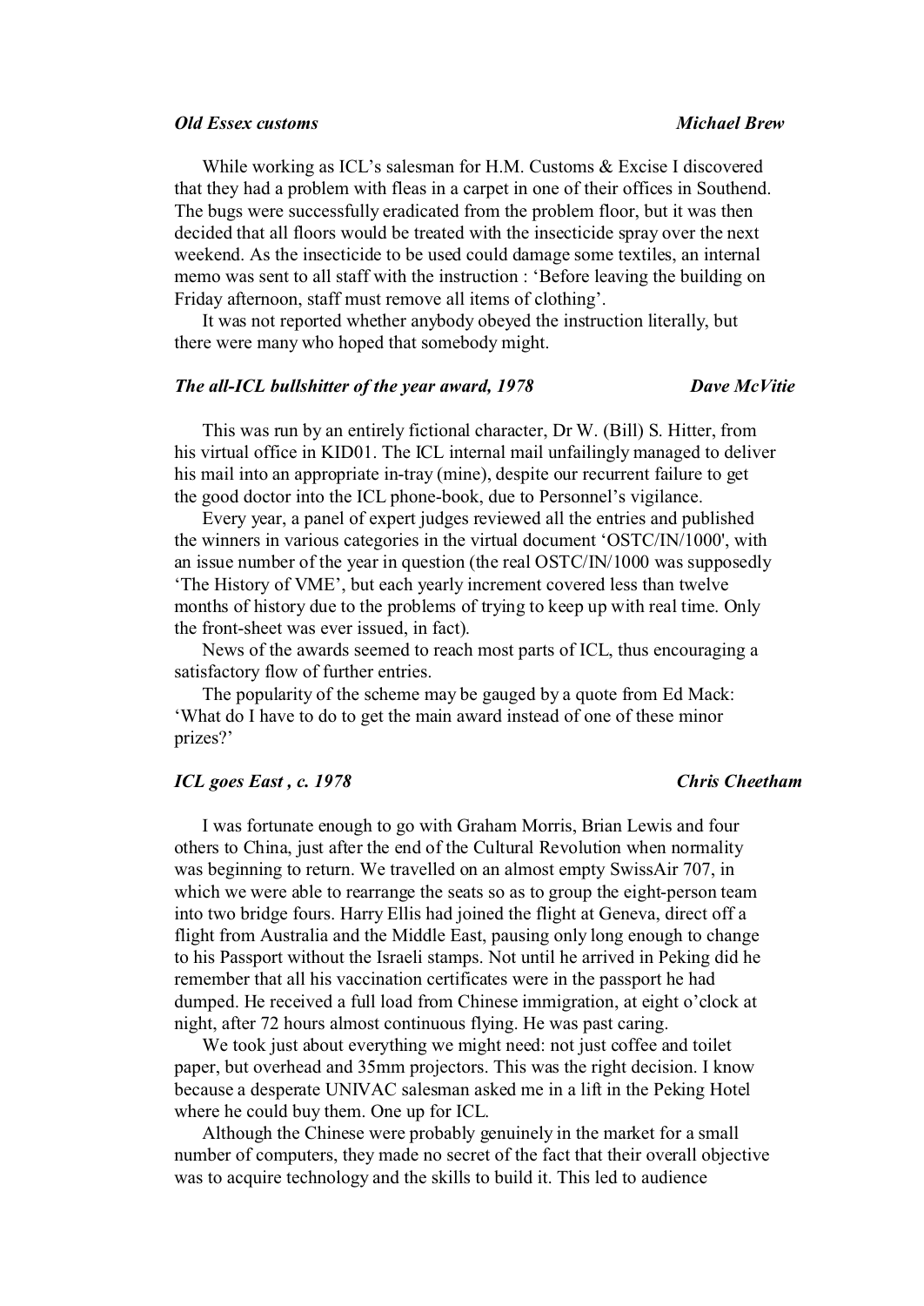### *Old Essex customs* — *Michael Brew*

While working as ICL's salesman for H.M. Customs & Excise I discovered that they had a problem with fleas in a carpet in one of their offices in Southend. The bugs were successfully eradicated from the problem floor, but it was then decided that all floors would be treated with the insecticide spray over the next weekend. As the insecticide to be used could damage some textiles, an internal memo was sent to all staff with the instruction : 'Before leaving the building on Friday afternoon, staff must remove all items of clothing'.

It was not reported whether anybody obeyed the instruction literally, but there were many who hoped that somebody might.

### *The all-ICL bullshitter of the year award, 1978* — *Dave McVitie*

This was run by an entirely fictional character, Dr W. (Bill) S. Hitter, from his virtual office in KID01. The ICL internal mail unfailingly managed to deliver his mail into an appropriate in-tray (mine), despite our recurrent failure to get the good doctor into the ICL phone-book, due to Personnel's vigilance.

Every year, a panel of expert judges reviewed all the entries and published the winners in various categories in the virtual document 'OSTC/IN/1000', with an issue number of the year in question (the real OSTC/IN/1000 was supposedly 'The History of VME', but each yearly increment covered less than twelve months of history due to the problems of trying to keep up with real time. Only the front-sheet was ever issued, in fact).

News of the awards seemed to reach most parts of ICL, thus encouraging a satisfactory flow of further entries.

The popularity of the scheme may be gauged by a quote from Ed Mack: 'What do I have to do to get the main award instead of one of these minor prizes?'

### *ICL goes East , c. 1978* — *Chris Cheetham*

I was fortunate enough to go with Graham Morris, Brian Lewis and four others to China, just after the end of the Cultural Revolution when normality was beginning to return. We travelled on an almost empty SwissAir 707, in which we were able to rearrange the seats so as to group the eight-person team into two bridge fours. Harry Ellis had joined the flight at Geneva, direct off a flight from Australia and the Middle East, pausing only long enough to change to his Passport without the Israeli stamps. Not until he arrived in Peking did he remember that all his vaccination certificates were in the passport he had dumped. He received a full load from Chinese immigration, at eight o'clock at night, after 72 hours almost continuous flying. He was past caring.

We took just about everything we might need: not just coffee and toilet paper, but overhead and 35mm projectors. This was the right decision. I know because a desperate UNIVAC salesman asked me in a lift in the Peking Hotel where he could buy them. One up for ICL.

Although the Chinese were probably genuinely in the market for a small number of computers, they made no secret of the fact that their overall objective was to acquire technology and the skills to build it. This led to audience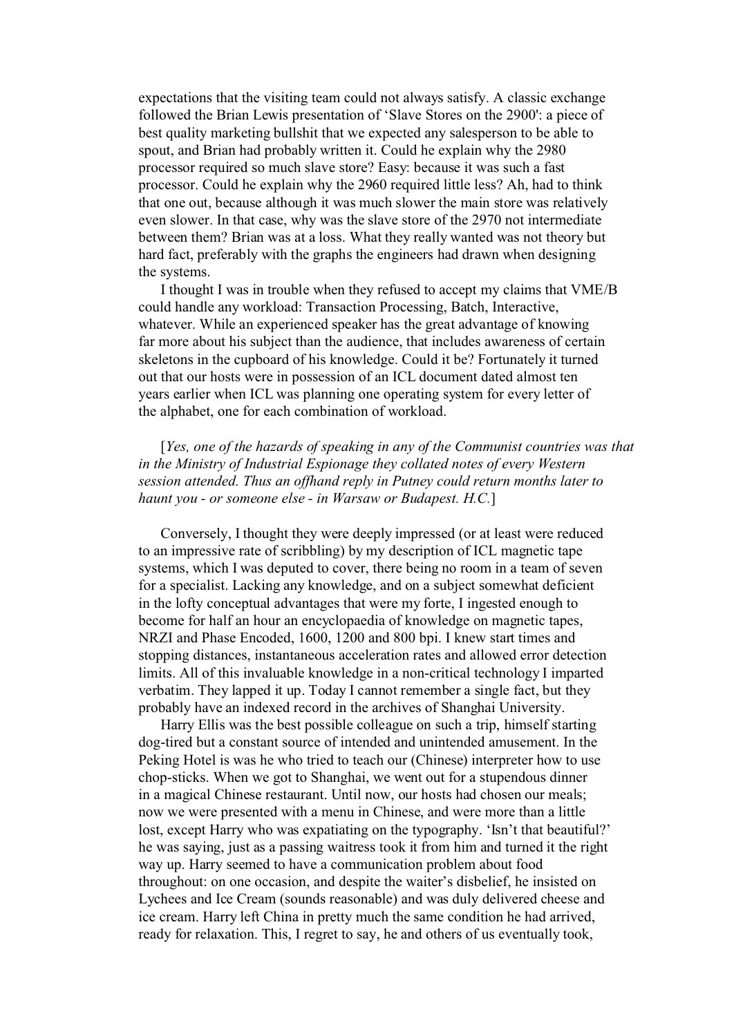expectations that the visiting team could not always satisfy. A classic exchange followed the Brian Lewis presentation of 'Slave Stores on the 2900': a piece of best quality marketing bullshit that we expected any salesperson to be able to spout, and Brian had probably written it. Could he explain why the 2980 processor required so much slave store? Easy: because it was such a fast processor. Could he explain why the 2960 required little less? Ah, had to think that one out, because although it was much slower the main store was relatively even slower. In that case, why was the slave store of the 2970 not intermediate between them? Brian was at a loss. What they really wanted was not theory but hard fact, preferably with the graphs the engineers had drawn when designing the systems.

I thought I was in trouble when they refused to accept my claims that VME/B could handle any workload: Transaction Processing, Batch, Interactive, whatever. While an experienced speaker has the great advantage of knowing far more about his subject than the audience, that includes awareness of certain skeletons in the cupboard of his knowledge. Could it be? Fortunately it turned out that our hosts were in possession of an ICL document dated almost ten years earlier when ICL was planning one operating system for every letter of the alphabet, one for each combination of workload.

[*Yes, one of the hazards of speaking in any of the Communist countries was that in the Ministry of Industrial Espionage they collated notes of every Western session attended. Thus an offhand reply in Putney could return months later to haunt you - or someone else - in Warsaw or Budapest. H.C.*]

Conversely, I thought they were deeply impressed (or at least were reduced to an impressive rate of scribbling) by my description of ICL magnetic tape systems, which I was deputed to cover, there being no room in a team of seven for a specialist. Lacking any knowledge, and on a subject somewhat deficient in the lofty conceptual advantages that were my forte, I ingested enough to become for half an hour an encyclopaedia of knowledge on magnetic tapes, NRZI and Phase Encoded, 1600, 1200 and 800 bpi. I knew start times and stopping distances, instantaneous acceleration rates and allowed error detection limits. All of this invaluable knowledge in a non-critical technology I imparted verbatim. They lapped it up. Today I cannot remember a single fact, but they probably have an indexed record in the archives of Shanghai University.

Harry Ellis was the best possible colleague on such a trip, himself starting dog-tired but a constant source of intended and unintended amusement. In the Peking Hotel is was he who tried to teach our (Chinese) interpreter how to use chop-sticks. When we got to Shanghai, we went out for a stupendous dinner in a magical Chinese restaurant. Until now, our hosts had chosen our meals; now we were presented with a menu in Chinese, and were more than a little lost, except Harry who was expatiating on the typography. 'Isn't that beautiful?' he was saying, just as a passing waitress took it from him and turned it the right way up. Harry seemed to have a communication problem about food throughout: on one occasion, and despite the waiter's disbelief, he insisted on Lychees and Ice Cream (sounds reasonable) and was duly delivered cheese and ice cream. Harry left China in pretty much the same condition he had arrived, ready for relaxation. This, I regret to say, he and others of us eventually took,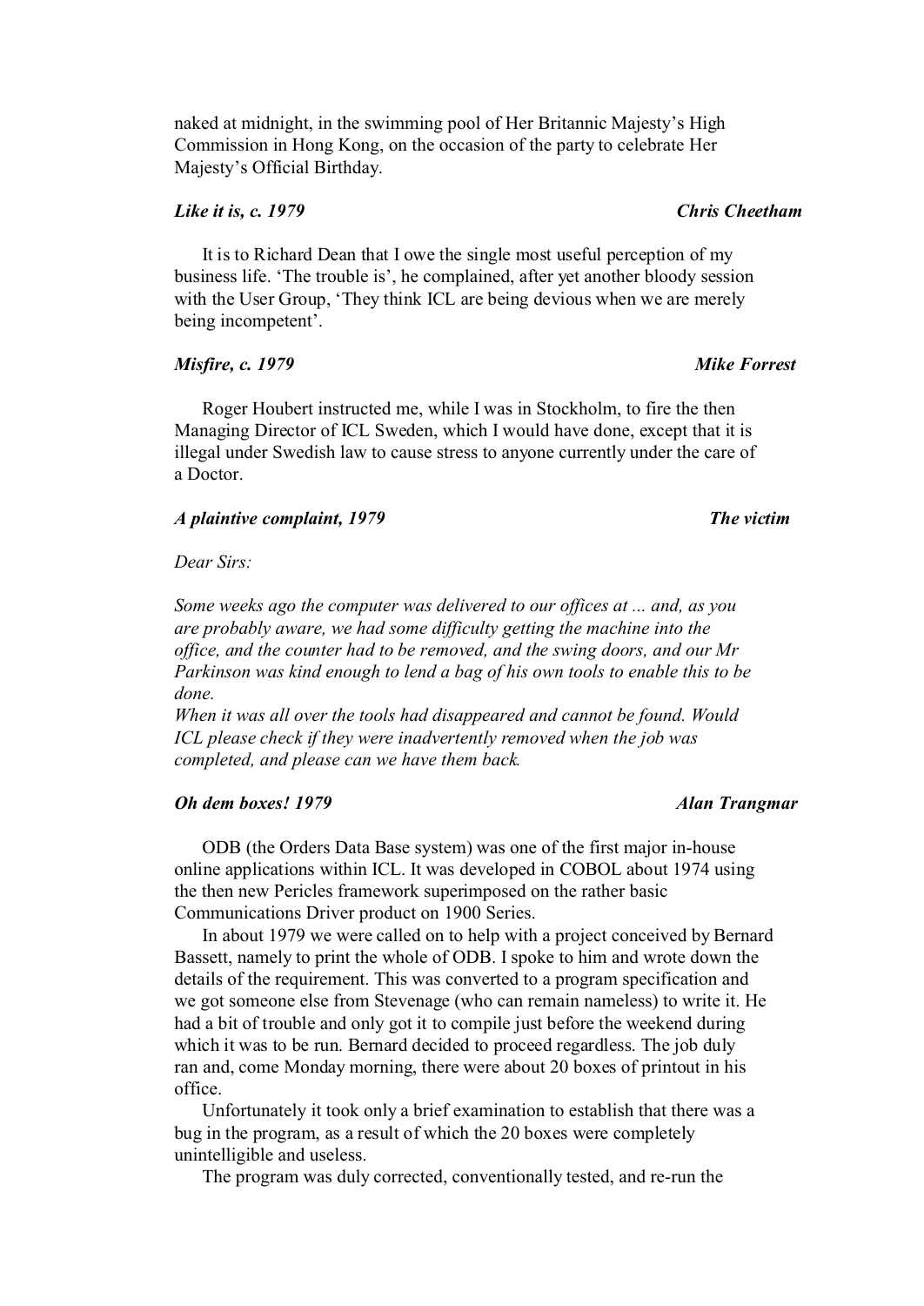naked at midnight, in the swimming pool of Her Britannic Majesty's High Commission in Hong Kong, on the occasion of the party to celebrate Her Majesty's Official Birthday.

***Like it is, c. 1979*** — ***Chris Cheetham***

It is to Richard Dean that I owe the single most useful perception of my business life. 'The trouble is', he complained, after yet another bloody session with the User Group, 'They think ICL are being devious when we are merely being incompetent'.

***Misfire, c. 1979*** — ***Mike Forrest***

Roger Houbert instructed me, while I was in Stockholm, to fire the then Managing Director of ICL Sweden, which I would have done, except that it is illegal under Swedish law to cause stress to anyone currently under the care of a Doctor.

***A plaintive complaint, 1979*** — ***The victim***

*Dear Sirs:*

*Some weeks ago the computer was delivered to our offices at ... and, as you are probably aware, we had some difficulty getting the machine into the office, and the counter had to be removed, and the swing doors, and our Mr Parkinson was kind enough to lend a bag of his own tools to enable this to be done.*
*When it was all over the tools had disappeared and cannot be found. Would ICL please check if they were inadvertently removed when the job was completed, and please can we have them back.*

***Oh dem boxes! 1979*** — ***Alan Trangmar***

ODB (the Orders Data Base system) was one of the first major in-house online applications within ICL. It was developed in COBOL about 1974 using the then new Pericles framework superimposed on the rather basic Communications Driver product on 1900 Series.

In about 1979 we were called on to help with a project conceived by Bernard Bassett, namely to print the whole of ODB. I spoke to him and wrote down the details of the requirement. This was converted to a program specification and we got someone else from Stevenage (who can remain nameless) to write it. He had a bit of trouble and only got it to compile just before the weekend during which it was to be run. Bernard decided to proceed regardless. The job duly ran and, come Monday morning, there were about 20 boxes of printout in his office.

Unfortunately it took only a brief examination to establish that there was a bug in the program, as a result of which the 20 boxes were completely unintelligible and useless.

The program was duly corrected, conventionally tested, and re-run the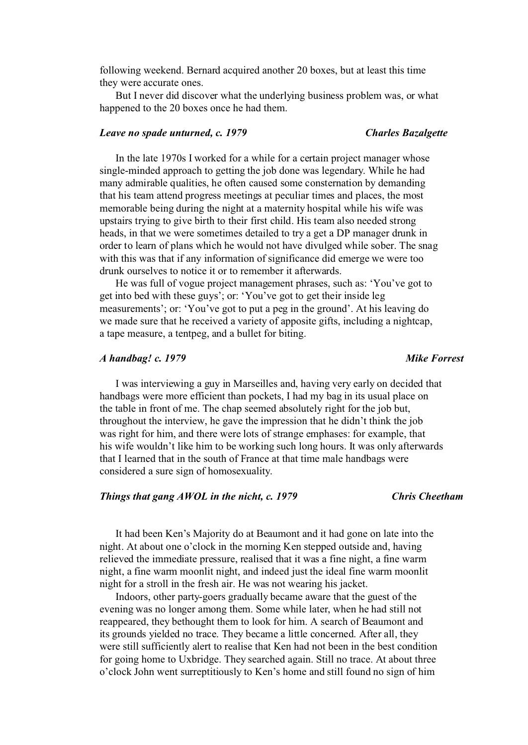following weekend. Bernard acquired another 20 boxes, but at least this time they were accurate ones.

But I never did discover what the underlying business problem was, or what happened to the 20 boxes once he had them.

### *Leave no spade unturned, c. 1979* — *Charles Bazalgette*

In the late 1970s I worked for a while for a certain project manager whose single-minded approach to getting the job done was legendary. While he had many admirable qualities, he often caused some consternation by demanding that his team attend progress meetings at peculiar times and places, the most memorable being during the night at a maternity hospital while his wife was upstairs trying to give birth to their first child. His team also needed strong heads, in that we were sometimes detailed to try a get a DP manager drunk in order to learn of plans which he would not have divulged while sober. The snag with this was that if any information of significance did emerge we were too drunk ourselves to notice it or to remember it afterwards.

He was full of vogue project management phrases, such as: 'You've got to get into bed with these guys'; or: 'You've got to get their inside leg measurements'; or: 'You've got to put a peg in the ground'. At his leaving do we made sure that he received a variety of apposite gifts, including a nightcap, a tape measure, a tentpeg, and a bullet for biting.

### *A handbag! c. 1979* — *Mike Forrest*

I was interviewing a guy in Marseilles and, having very early on decided that handbags were more efficient than pockets, I had my bag in its usual place on the table in front of me. The chap seemed absolutely right for the job but, throughout the interview, he gave the impression that he didn't think the job was right for him, and there were lots of strange emphases: for example, that his wife wouldn't like him to be working such long hours. It was only afterwards that I learned that in the south of France at that time male handbags were considered a sure sign of homosexuality.

### *Things that gang AWOL in the nicht, c. 1979* — *Chris Cheetham*

It had been Ken's Majority do at Beaumont and it had gone on late into the night. At about one o'clock in the morning Ken stepped outside and, having relieved the immediate pressure, realised that it was a fine night, a fine warm night, a fine warm moonlit night, and indeed just the ideal fine warm moonlit night for a stroll in the fresh air. He was not wearing his jacket.

Indoors, other party-goers gradually became aware that the guest of the evening was no longer among them. Some while later, when he had still not reappeared, they bethought them to look for him. A search of Beaumont and its grounds yielded no trace. They became a little concerned. After all, they were still sufficiently alert to realise that Ken had not been in the best condition for going home to Uxbridge. They searched again. Still no trace. At about three o'clock John went surreptitiously to Ken's home and still found no sign of him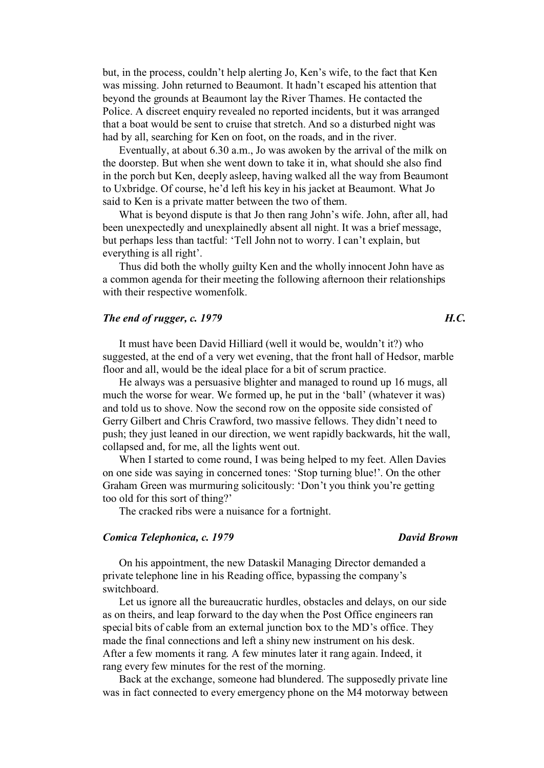but, in the process, couldn't help alerting Jo, Ken's wife, to the fact that Ken was missing. John returned to Beaumont. It hadn't escaped his attention that beyond the grounds at Beaumont lay the River Thames. He contacted the Police. A discreet enquiry revealed no reported incidents, but it was arranged that a boat would be sent to cruise that stretch. And so a disturbed night was had by all, searching for Ken on foot, on the roads, and in the river.

Eventually, at about 6.30 a.m., Jo was awoken by the arrival of the milk on the doorstep. But when she went down to take it in, what should she also find in the porch but Ken, deeply asleep, having walked all the way from Beaumont to Uxbridge. Of course, he'd left his key in his jacket at Beaumont. What Jo said to Ken is a private matter between the two of them.

What is beyond dispute is that Jo then rang John's wife. John, after all, had been unexpectedly and unexplainedly absent all night. It was a brief message, but perhaps less than tactful: 'Tell John not to worry. I can't explain, but everything is all right'.

Thus did both the wholly guilty Ken and the wholly innocent John have as a common agenda for their meeting the following afternoon their relationships with their respective womenfolk.

### *The end of rugger, c. 1979* — *H.C.*

It must have been David Hilliard (well it would be, wouldn't it?) who suggested, at the end of a very wet evening, that the front hall of Hedsor, marble floor and all, would be the ideal place for a bit of scrum practice.

He always was a persuasive blighter and managed to round up 16 mugs, all much the worse for wear. We formed up, he put in the 'ball' (whatever it was) and told us to shove. Now the second row on the opposite side consisted of Gerry Gilbert and Chris Crawford, two massive fellows. They didn't need to push; they just leaned in our direction, we went rapidly backwards, hit the wall, collapsed and, for me, all the lights went out.

When I started to come round, I was being helped to my feet. Allen Davies on one side was saying in concerned tones: 'Stop turning blue!'. On the other Graham Green was murmuring solicitously: 'Don't you think you're getting too old for this sort of thing?'

The cracked ribs were a nuisance for a fortnight.

### *Comica Telephonica, c. 1979* — *David Brown*

On his appointment, the new Dataskil Managing Director demanded a private telephone line in his Reading office, bypassing the company's switchboard.

Let us ignore all the bureaucratic hurdles, obstacles and delays, on our side as on theirs, and leap forward to the day when the Post Office engineers ran special bits of cable from an external junction box to the MD's office. They made the final connections and left a shiny new instrument on his desk. After a few moments it rang. A few minutes later it rang again. Indeed, it rang every few minutes for the rest of the morning.

Back at the exchange, someone had blundered. The supposedly private line was in fact connected to every emergency phone on the M4 motorway between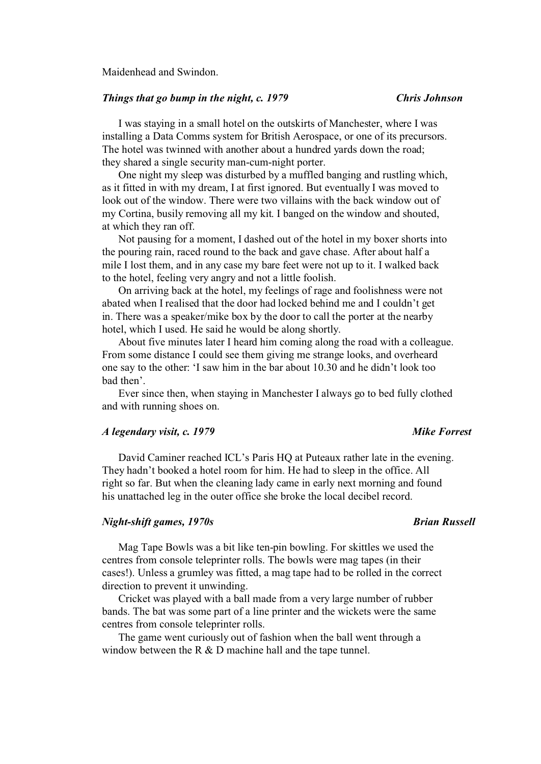Maidenhead and Swindon.

### *Things that go bump in the night, c. 1979* — ***Chris Johnson***

I was staying in a small hotel on the outskirts of Manchester, where I was installing a Data Comms system for British Aerospace, or one of its precursors. The hotel was twinned with another about a hundred yards down the road; they shared a single security man-cum-night porter.

One night my sleep was disturbed by a muffled banging and rustling which, as it fitted in with my dream, I at first ignored. But eventually I was moved to look out of the window. There were two villains with the back window out of my Cortina, busily removing all my kit. I banged on the window and shouted, at which they ran off.

Not pausing for a moment, I dashed out of the hotel in my boxer shorts into the pouring rain, raced round to the back and gave chase. After about half a mile I lost them, and in any case my bare feet were not up to it. I walked back to the hotel, feeling very angry and not a little foolish.

On arriving back at the hotel, my feelings of rage and foolishness were not abated when I realised that the door had locked behind me and I couldn't get in. There was a speaker/mike box by the door to call the porter at the nearby hotel, which I used. He said he would be along shortly.

About five minutes later I heard him coming along the road with a colleague. From some distance I could see them giving me strange looks, and overheard one say to the other: 'I saw him in the bar about 10.30 and he didn't look too bad then'.

Ever since then, when staying in Manchester I always go to bed fully clothed and with running shoes on.

### *A legendary visit, c. 1979* — ***Mike Forrest***

David Caminer reached ICL's Paris HQ at Puteaux rather late in the evening. They hadn't booked a hotel room for him. He had to sleep in the office. All right so far. But when the cleaning lady came in early next morning and found his unattached leg in the outer office she broke the local decibel record.

### *Night-shift games, 1970s* — ***Brian Russell***

Mag Tape Bowls was a bit like ten-pin bowling. For skittles we used the centres from console teleprinter rolls. The bowls were mag tapes (in their cases!). Unless a grumley was fitted, a mag tape had to be rolled in the correct direction to prevent it unwinding.

Cricket was played with a ball made from a very large number of rubber bands. The bat was some part of a line printer and the wickets were the same centres from console teleprinter rolls.

The game went curiously out of fashion when the ball went through a window between the R & D machine hall and the tape tunnel.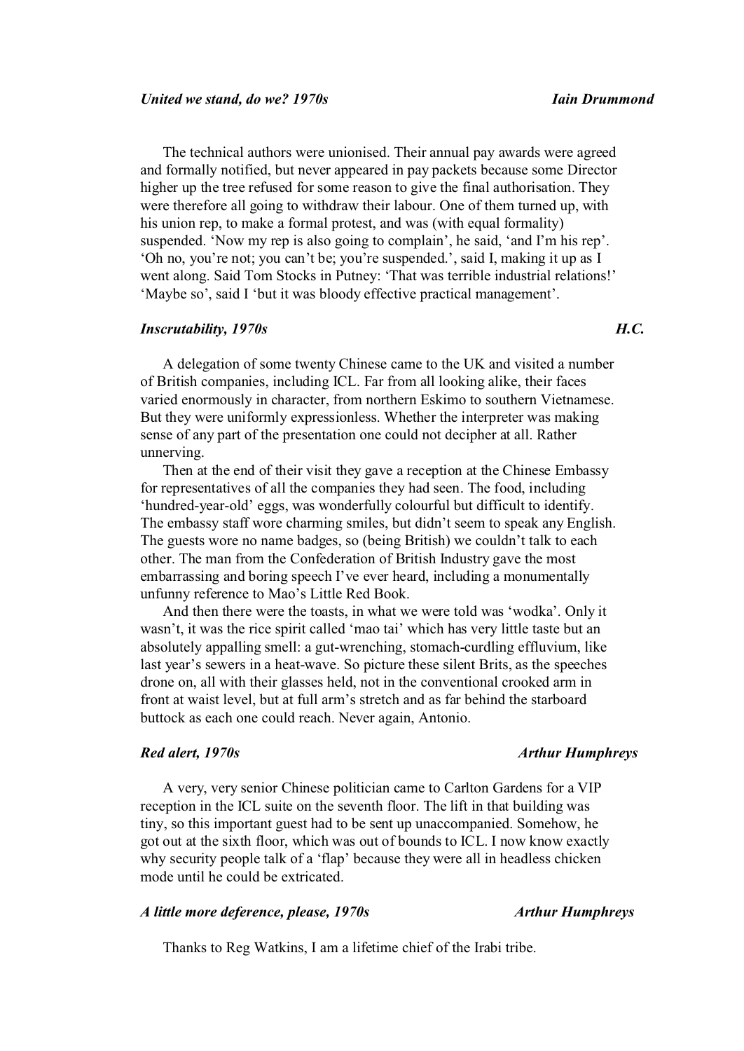### *United we stand, do we? 1970s* — ***Iain Drummond***

The technical authors were unionised. Their annual pay awards were agreed and formally notified, but never appeared in pay packets because some Director higher up the tree refused for some reason to give the final authorisation. They were therefore all going to withdraw their labour. One of them turned up, with his union rep, to make a formal protest, and was (with equal formality) suspended. 'Now my rep is also going to complain', he said, 'and I'm his rep'. 'Oh no, you're not; you can't be; you're suspended.', said I, making it up as I went along. Said Tom Stocks in Putney: 'That was terrible industrial relations!' 'Maybe so', said I 'but it was bloody effective practical management'.

### *Inscrutability, 1970s* — ***H.C.***

A delegation of some twenty Chinese came to the UK and visited a number of British companies, including ICL. Far from all looking alike, their faces varied enormously in character, from northern Eskimo to southern Vietnamese. But they were uniformly expressionless. Whether the interpreter was making sense of any part of the presentation one could not decipher at all. Rather unnerving.

Then at the end of their visit they gave a reception at the Chinese Embassy for representatives of all the companies they had seen. The food, including 'hundred-year-old' eggs, was wonderfully colourful but difficult to identify. The embassy staff wore charming smiles, but didn't seem to speak any English. The guests wore no name badges, so (being British) we couldn't talk to each other. The man from the Confederation of British Industry gave the most embarrassing and boring speech I've ever heard, including a monumentally unfunny reference to Mao's Little Red Book.

And then there were the toasts, in what we were told was 'wodka'. Only it wasn't, it was the rice spirit called 'mao tai' which has very little taste but an absolutely appalling smell: a gut-wrenching, stomach-curdling effluvium, like last year's sewers in a heat-wave. So picture these silent Brits, as the speeches drone on, all with their glasses held, not in the conventional crooked arm in front at waist level, but at full arm's stretch and as far behind the starboard buttock as each one could reach. Never again, Antonio.

### *Red alert, 1970s* — ***Arthur Humphreys***

A very, very senior Chinese politician came to Carlton Gardens for a VIP reception in the ICL suite on the seventh floor. The lift in that building was tiny, so this important guest had to be sent up unaccompanied. Somehow, he got out at the sixth floor, which was out of bounds to ICL. I now know exactly why security people talk of a 'flap' because they were all in headless chicken mode until he could be extricated.

### *A little more deference, please, 1970s* — ***Arthur Humphreys***

Thanks to Reg Watkins, I am a lifetime chief of the Irabi tribe.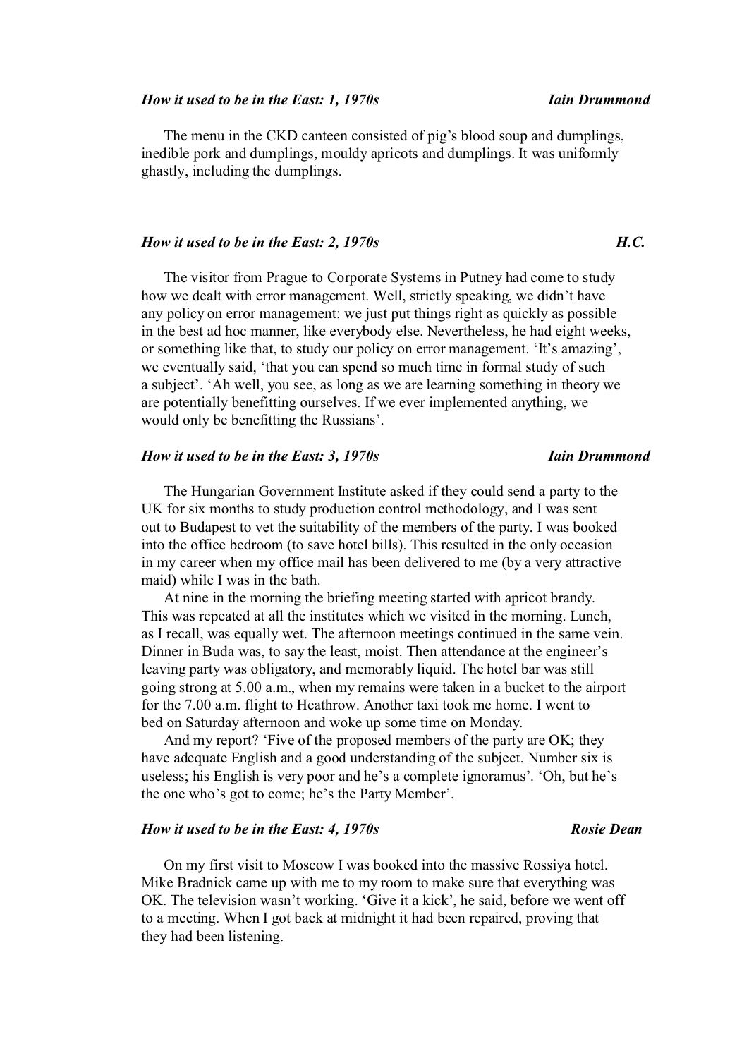### *How it used to be in the East: 1, 1970s* — *Iain Drummond*

The menu in the CKD canteen consisted of pig's blood soup and dumplings, inedible pork and dumplings, mouldy apricots and dumplings. It was uniformly ghastly, including the dumplings.

### *How it used to be in the East: 2, 1970s* — *H.C.*

The visitor from Prague to Corporate Systems in Putney had come to study how we dealt with error management. Well, strictly speaking, we didn't have any policy on error management: we just put things right as quickly as possible in the best ad hoc manner, like everybody else. Nevertheless, he had eight weeks, or something like that, to study our policy on error management. 'It's amazing', we eventually said, 'that you can spend so much time in formal study of such a subject'. 'Ah well, you see, as long as we are learning something in theory we are potentially benefitting ourselves. If we ever implemented anything, we would only be benefitting the Russians'.

### *How it used to be in the East: 3, 1970s* — *Iain Drummond*

The Hungarian Government Institute asked if they could send a party to the UK for six months to study production control methodology, and I was sent out to Budapest to vet the suitability of the members of the party. I was booked into the office bedroom (to save hotel bills). This resulted in the only occasion in my career when my office mail has been delivered to me (by a very attractive maid) while I was in the bath.

At nine in the morning the briefing meeting started with apricot brandy. This was repeated at all the institutes which we visited in the morning. Lunch, as I recall, was equally wet. The afternoon meetings continued in the same vein. Dinner in Buda was, to say the least, moist. Then attendance at the engineer's leaving party was obligatory, and memorably liquid. The hotel bar was still going strong at 5.00 a.m., when my remains were taken in a bucket to the airport for the 7.00 a.m. flight to Heathrow. Another taxi took me home. I went to bed on Saturday afternoon and woke up some time on Monday.

And my report? 'Five of the proposed members of the party are OK; they have adequate English and a good understanding of the subject. Number six is useless; his English is very poor and he's a complete ignoramus'. 'Oh, but he's the one who's got to come; he's the Party Member'.

### *How it used to be in the East: 4, 1970s* — *Rosie Dean*

On my first visit to Moscow I was booked into the massive Rossiya hotel. Mike Bradnick came up with me to my room to make sure that everything was OK. The television wasn't working. 'Give it a kick', he said, before we went off to a meeting. When I got back at midnight it had been repaired, proving that they had been listening.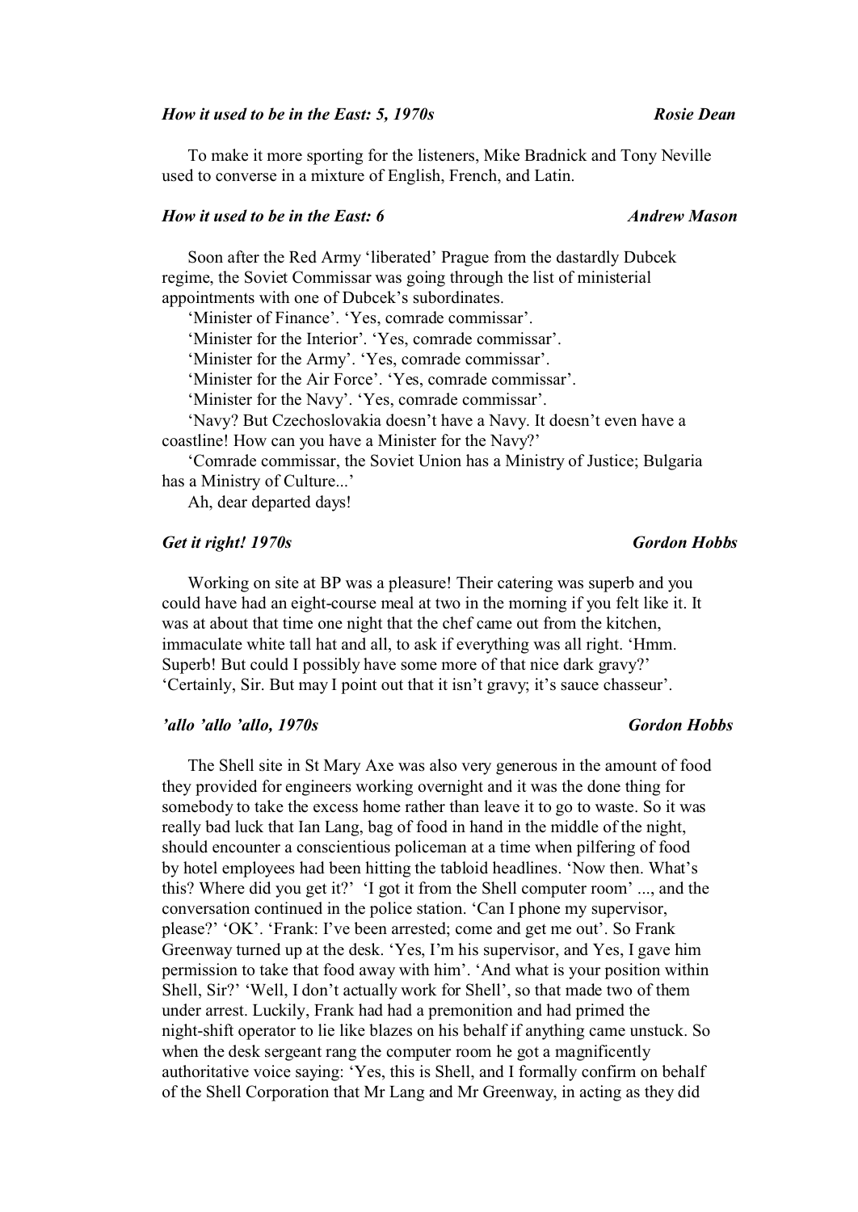### *How it used to be in the East: 5, 1970s* — *Rosie Dean*

To make it more sporting for the listeners, Mike Bradnick and Tony Neville used to converse in a mixture of English, French, and Latin.

### *How it used to be in the East: 6* — *Andrew Mason*

Soon after the Red Army 'liberated' Prague from the dastardly Dubcek regime, the Soviet Commissar was going through the list of ministerial appointments with one of Dubcek's subordinates.

'Minister of Finance'. 'Yes, comrade commissar'.

'Minister for the Interior'. 'Yes, comrade commissar'.

'Minister for the Army'. 'Yes, comrade commissar'.

'Minister for the Air Force'. 'Yes, comrade commissar'.

'Minister for the Navy'. 'Yes, comrade commissar'.

'Navy? But Czechoslovakia doesn't have a Navy. It doesn't even have a coastline! How can you have a Minister for the Navy?'

'Comrade commissar, the Soviet Union has a Ministry of Justice; Bulgaria has a Ministry of Culture...'

Ah, dear departed days!

### *Get it right! 1970s* — *Gordon Hobbs*

Working on site at BP was a pleasure! Their catering was superb and you could have had an eight-course meal at two in the morning if you felt like it. It was at about that time one night that the chef came out from the kitchen, immaculate white tall hat and all, to ask if everything was all right. 'Hmm. Superb! But could I possibly have some more of that nice dark gravy?' 'Certainly, Sir. But may I point out that it isn't gravy; it's sauce chasseur'.

### *'allo 'allo 'allo, 1970s* — *Gordon Hobbs*

The Shell site in St Mary Axe was also very generous in the amount of food they provided for engineers working overnight and it was the done thing for somebody to take the excess home rather than leave it to go to waste. So it was really bad luck that Ian Lang, bag of food in hand in the middle of the night, should encounter a conscientious policeman at a time when pilfering of food by hotel employees had been hitting the tabloid headlines. 'Now then. What's this? Where did you get it?' 'I got it from the Shell computer room' ..., and the conversation continued in the police station. 'Can I phone my supervisor, please?' 'OK'. 'Frank: I've been arrested; come and get me out'. So Frank Greenway turned up at the desk. 'Yes, I'm his supervisor, and Yes, I gave him permission to take that food away with him'. 'And what is your position within Shell, Sir?' 'Well, I don't actually work for Shell', so that made two of them under arrest. Luckily, Frank had had a premonition and had primed the night-shift operator to lie like blazes on his behalf if anything came unstuck. So when the desk sergeant rang the computer room he got a magnificently authoritative voice saying: 'Yes, this is Shell, and I formally confirm on behalf of the Shell Corporation that Mr Lang and Mr Greenway, in acting as they did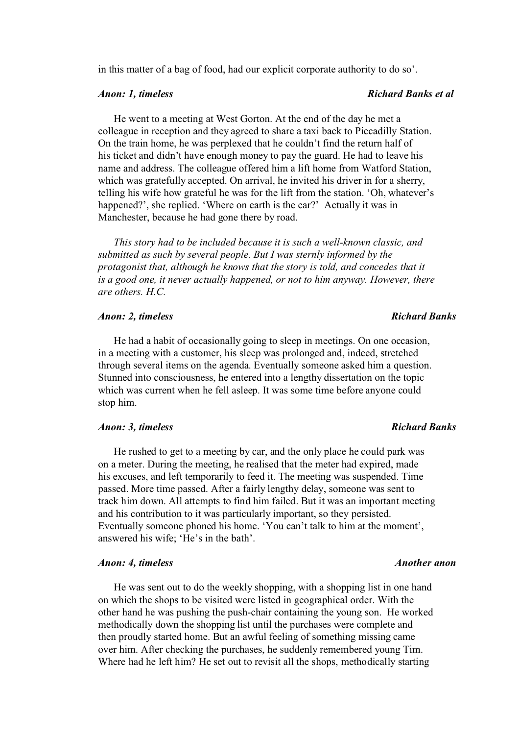in this matter of a bag of food, had our explicit corporate authority to do so'.

***Anon: 1, timeless*** ***Richard Banks et al***

He went to a meeting at West Gorton. At the end of the day he met a colleague in reception and they agreed to share a taxi back to Piccadilly Station. On the train home, he was perplexed that he couldn't find the return half of his ticket and didn't have enough money to pay the guard. He had to leave his name and address. The colleague offered him a lift home from Watford Station, which was gratefully accepted. On arrival, he invited his driver in for a sherry, telling his wife how grateful he was for the lift from the station. 'Oh, whatever's happened?', she replied. 'Where on earth is the car?' Actually it was in Manchester, because he had gone there by road.

*This story had to be included because it is such a well-known classic, and submitted as such by several people. But I was sternly informed by the protagonist that, although he knows that the story is told, and concedes that it is a good one, it never actually happened, or not to him anyway. However, there are others. H.C.*

***Anon: 2, timeless*** ***Richard Banks***

He had a habit of occasionally going to sleep in meetings. On one occasion, in a meeting with a customer, his sleep was prolonged and, indeed, stretched through several items on the agenda. Eventually someone asked him a question. Stunned into consciousness, he entered into a lengthy dissertation on the topic which was current when he fell asleep. It was some time before anyone could stop him.

***Anon: 3, timeless*** ***Richard Banks***

He rushed to get to a meeting by car, and the only place he could park was on a meter. During the meeting, he realised that the meter had expired, made his excuses, and left temporarily to feed it. The meeting was suspended. Time passed. More time passed. After a fairly lengthy delay, someone was sent to track him down. All attempts to find him failed. But it was an important meeting and his contribution to it was particularly important, so they persisted. Eventually someone phoned his home. 'You can't talk to him at the moment', answered his wife; 'He's in the bath'.

***Anon: 4, timeless*** ***Another anon***

He was sent out to do the weekly shopping, with a shopping list in one hand on which the shops to be visited were listed in geographical order. With the other hand he was pushing the push-chair containing the young son. He worked methodically down the shopping list until the purchases were complete and then proudly started home. But an awful feeling of something missing came over him. After checking the purchases, he suddenly remembered young Tim. Where had he left him? He set out to revisit all the shops, methodically starting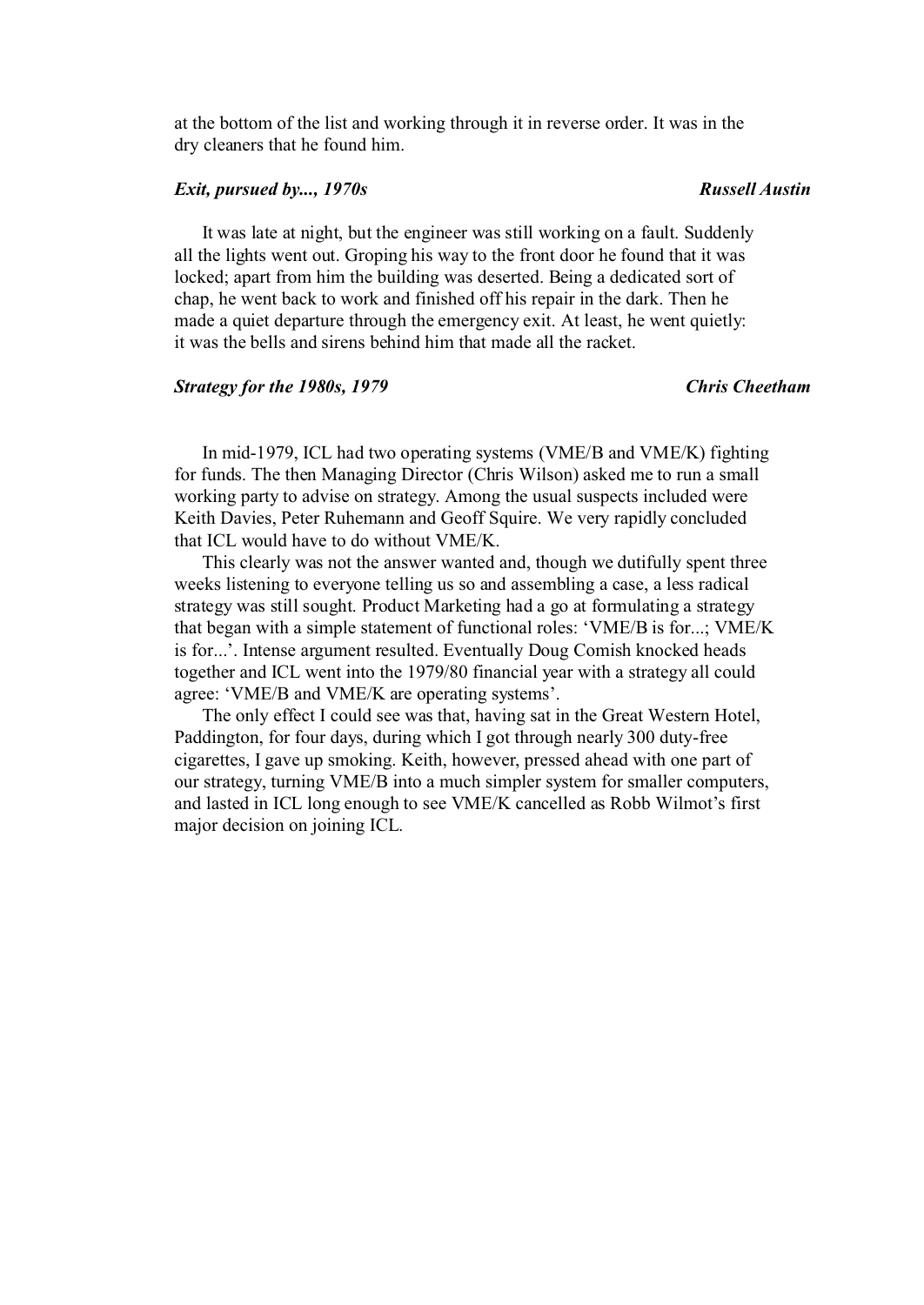at the bottom of the list and working through it in reverse order. It was in the dry cleaners that he found him.

### *Exit, pursued by..., 1970s* — *Russell Austin*

It was late at night, but the engineer was still working on a fault. Suddenly all the lights went out. Groping his way to the front door he found that it was locked; apart from him the building was deserted. Being a dedicated sort of chap, he went back to work and finished off his repair in the dark. Then he made a quiet departure through the emergency exit. At least, he went quietly: it was the bells and sirens behind him that made all the racket.

### *Strategy for the 1980s, 1979* — *Chris Cheetham*

In mid-1979, ICL had two operating systems (VME/B and VME/K) fighting for funds. The then Managing Director (Chris Wilson) asked me to run a small working party to advise on strategy. Among the usual suspects included were Keith Davies, Peter Ruhemann and Geoff Squire. We very rapidly concluded that ICL would have to do without VME/K.

This clearly was not the answer wanted and, though we dutifully spent three weeks listening to everyone telling us so and assembling a case, a less radical strategy was still sought. Product Marketing had a go at formulating a strategy that began with a simple statement of functional roles: 'VME/B is for...; VME/K is for...'. Intense argument resulted. Eventually Doug Comish knocked heads together and ICL went into the 1979/80 financial year with a strategy all could agree: 'VME/B and VME/K are operating systems'.

The only effect I could see was that, having sat in the Great Western Hotel, Paddington, for four days, during which I got through nearly 300 duty-free cigarettes, I gave up smoking. Keith, however, pressed ahead with one part of our strategy, turning VME/B into a much simpler system for smaller computers, and lasted in ICL long enough to see VME/K cancelled as Robb Wilmot's first major decision on joining ICL.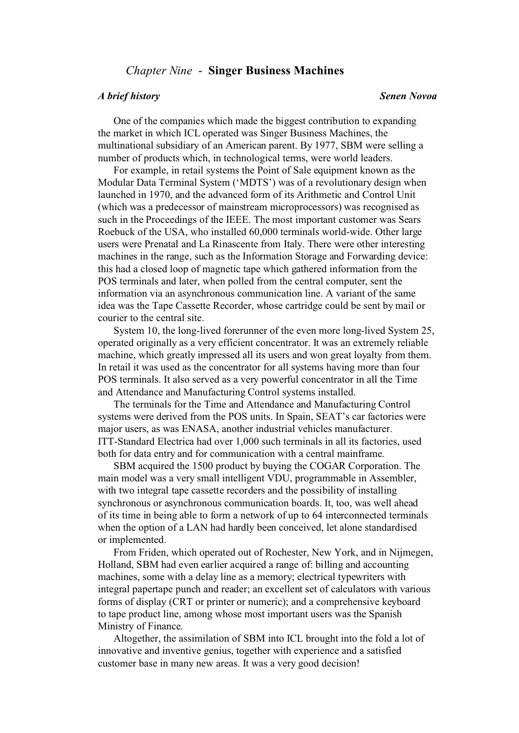# *Chapter Nine* - **Singer Business Machines**

***A brief history*** **_Senen Novoa_**

One of the companies which made the biggest contribution to expanding the market in which ICL operated was Singer Business Machines, the multinational subsidiary of an American parent. By 1977, SBM were selling a number of products which, in technological terms, were world leaders.

For example, in retail systems the Point of Sale equipment known as the Modular Data Terminal System ('MDTS') was of a revolutionary design when launched in 1970, and the advanced form of its Arithmetic and Control Unit (which was a predecessor of mainstream microprocessors) was recognised as such in the Proceedings of the IEEE. The most important customer was Sears Roebuck of the USA, who installed 60,000 terminals world-wide. Other large users were Prenatal and La Rinascente from Italy. There were other interesting machines in the range, such as the Information Storage and Forwarding device: this had a closed loop of magnetic tape which gathered information from the POS terminals and later, when polled from the central computer, sent the information via an asynchronous communication line. A variant of the same idea was the Tape Cassette Recorder, whose cartridge could be sent by mail or courier to the central site.

System 10, the long-lived forerunner of the even more long-lived System 25, operated originally as a very efficient concentrator. It was an extremely reliable machine, which greatly impressed all its users and won great loyalty from them. In retail it was used as the concentrator for all systems having more than four POS terminals. It also served as a very powerful concentrator in all the Time and Attendance and Manufacturing Control systems installed.

The terminals for the Time and Attendance and Manufacturing Control systems were derived from the POS units. In Spain, SEAT's car factories were major users, as was ENASA, another industrial vehicles manufacturer. ITT-Standard Electrica had over 1,000 such terminals in all its factories, used both for data entry and for communication with a central mainframe.

SBM acquired the 1500 product by buying the COGAR Corporation. The main model was a very small intelligent VDU, programmable in Assembler, with two integral tape cassette recorders and the possibility of installing synchronous or asynchronous communication boards. It, too, was well ahead of its time in being able to form a network of up to 64 interconnected terminals when the option of a LAN had hardly been conceived, let alone standardised or implemented.

From Friden, which operated out of Rochester, New York, and in Nijmegen, Holland, SBM had even earlier acquired a range of: billing and accounting machines, some with a delay line as a memory; electrical typewriters with integral papertape punch and reader; an excellent set of calculators with various forms of display (CRT or printer or numeric); and a comprehensive keyboard to tape product line, among whose most important users was the Spanish Ministry of Finance.

Altogether, the assimilation of SBM into ICL brought into the fold a lot of innovative and inventive genius, together with experience and a satisfied customer base in many new areas. It was a very good decision!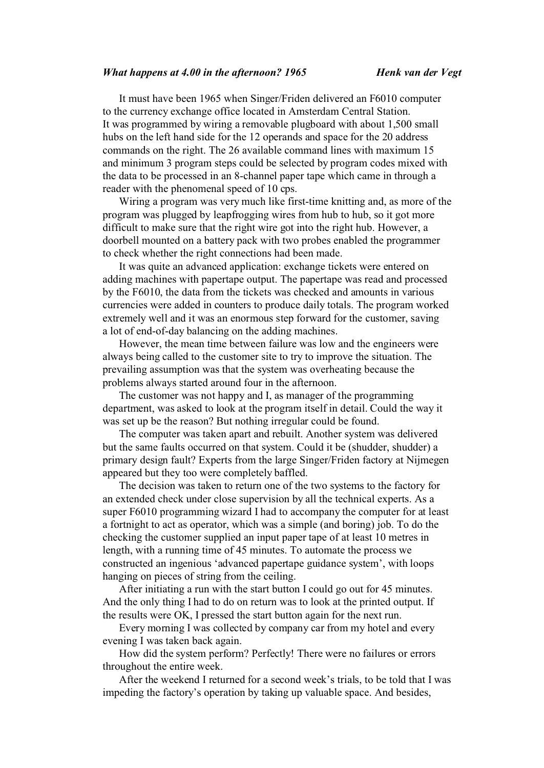***What happens at 4.00 in the afternoon? 1965*** — ***Henk van der Vegt***

It must have been 1965 when Singer/Friden delivered an F6010 computer to the currency exchange office located in Amsterdam Central Station. It was programmed by wiring a removable plugboard with about 1,500 small hubs on the left hand side for the 12 operands and space for the 20 address commands on the right. The 26 available command lines with maximum 15 and minimum 3 program steps could be selected by program codes mixed with the data to be processed in an 8-channel paper tape which came in through a reader with the phenomenal speed of 10 cps.

Wiring a program was very much like first-time knitting and, as more of the program was plugged by leapfrogging wires from hub to hub, so it got more difficult to make sure that the right wire got into the right hub. However, a doorbell mounted on a battery pack with two probes enabled the programmer to check whether the right connections had been made.

It was quite an advanced application: exchange tickets were entered on adding machines with papertape output. The papertape was read and processed by the F6010, the data from the tickets was checked and amounts in various currencies were added in counters to produce daily totals. The program worked extremely well and it was an enormous step forward for the customer, saving a lot of end-of-day balancing on the adding machines.

However, the mean time between failure was low and the engineers were always being called to the customer site to try to improve the situation. The prevailing assumption was that the system was overheating because the problems always started around four in the afternoon.

The customer was not happy and I, as manager of the programming department, was asked to look at the program itself in detail. Could the way it was set up be the reason? But nothing irregular could be found.

The computer was taken apart and rebuilt. Another system was delivered but the same faults occurred on that system. Could it be (shudder, shudder) a primary design fault? Experts from the large Singer/Friden factory at Nijmegen appeared but they too were completely baffled.

The decision was taken to return one of the two systems to the factory for an extended check under close supervision by all the technical experts. As a super F6010 programming wizard I had to accompany the computer for at least a fortnight to act as operator, which was a simple (and boring) job. To do the checking the customer supplied an input paper tape of at least 10 metres in length, with a running time of 45 minutes. To automate the process we constructed an ingenious 'advanced papertape guidance system', with loops hanging on pieces of string from the ceiling.

After initiating a run with the start button I could go out for 45 minutes. And the only thing I had to do on return was to look at the printed output. If the results were OK, I pressed the start button again for the next run.

Every morning I was collected by company car from my hotel and every evening I was taken back again.

How did the system perform? Perfectly! There were no failures or errors throughout the entire week.

After the weekend I returned for a second week's trials, to be told that I was impeding the factory's operation by taking up valuable space. And besides,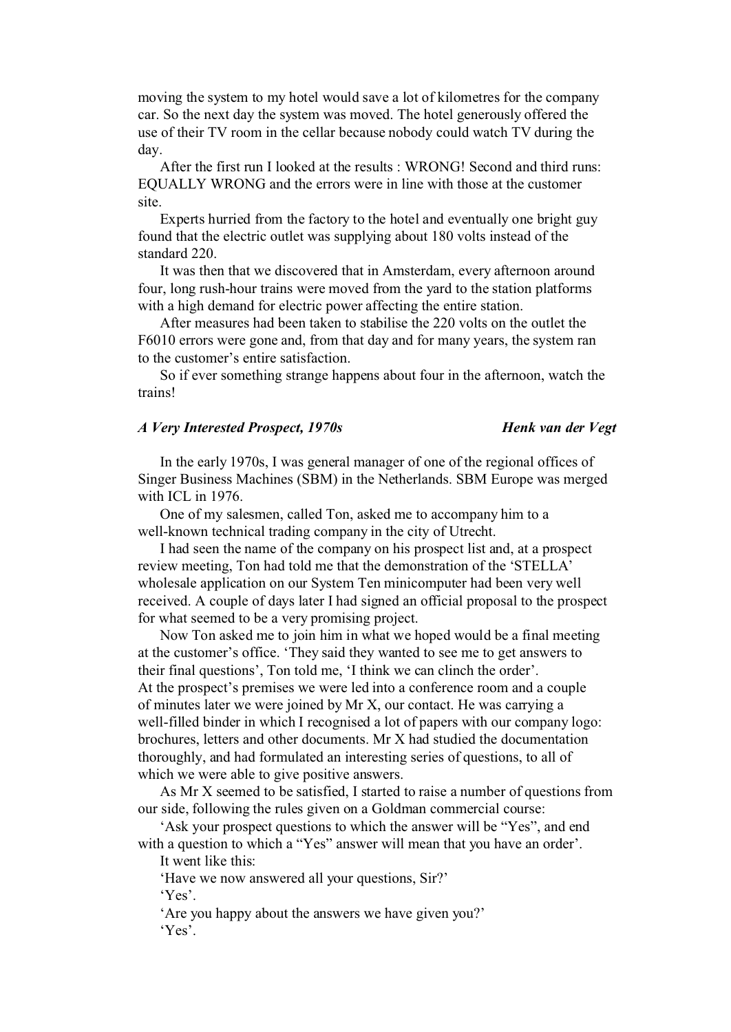moving the system to my hotel would save a lot of kilometres for the company car. So the next day the system was moved. The hotel generously offered the use of their TV room in the cellar because nobody could watch TV during the day.

After the first run I looked at the results : WRONG! Second and third runs: EQUALLY WRONG and the errors were in line with those at the customer site.

Experts hurried from the factory to the hotel and eventually one bright guy found that the electric outlet was supplying about 180 volts instead of the standard 220.

It was then that we discovered that in Amsterdam, every afternoon around four, long rush-hour trains were moved from the yard to the station platforms with a high demand for electric power affecting the entire station.

After measures had been taken to stabilise the 220 volts on the outlet the F6010 errors were gone and, from that day and for many years, the system ran to the customer's entire satisfaction.

So if ever something strange happens about four in the afternoon, watch the trains!

### *A Very Interested Prospect, 1970s* — *Henk van der Vegt*

In the early 1970s, I was general manager of one of the regional offices of Singer Business Machines (SBM) in the Netherlands. SBM Europe was merged with ICL in 1976.

One of my salesmen, called Ton, asked me to accompany him to a well-known technical trading company in the city of Utrecht.

I had seen the name of the company on his prospect list and, at a prospect review meeting, Ton had told me that the demonstration of the 'STELLA' wholesale application on our System Ten minicomputer had been very well received. A couple of days later I had signed an official proposal to the prospect for what seemed to be a very promising project.

Now Ton asked me to join him in what we hoped would be a final meeting at the customer's office. 'They said they wanted to see me to get answers to their final questions', Ton told me, 'I think we can clinch the order'.

At the prospect's premises we were led into a conference room and a couple of minutes later we were joined by Mr X, our contact. He was carrying a well-filled binder in which I recognised a lot of papers with our company logo: brochures, letters and other documents. Mr X had studied the documentation thoroughly, and had formulated an interesting series of questions, to all of which we were able to give positive answers.

As Mr X seemed to be satisfied, I started to raise a number of questions from our side, following the rules given on a Goldman commercial course:

'Ask your prospect questions to which the answer will be "Yes", and end with a question to which a "Yes" answer will mean that you have an order'.

It went like this:

'Have we now answered all your questions, Sir?'

'Yes'.

'Are you happy about the answers we have given you?'

'Yes'.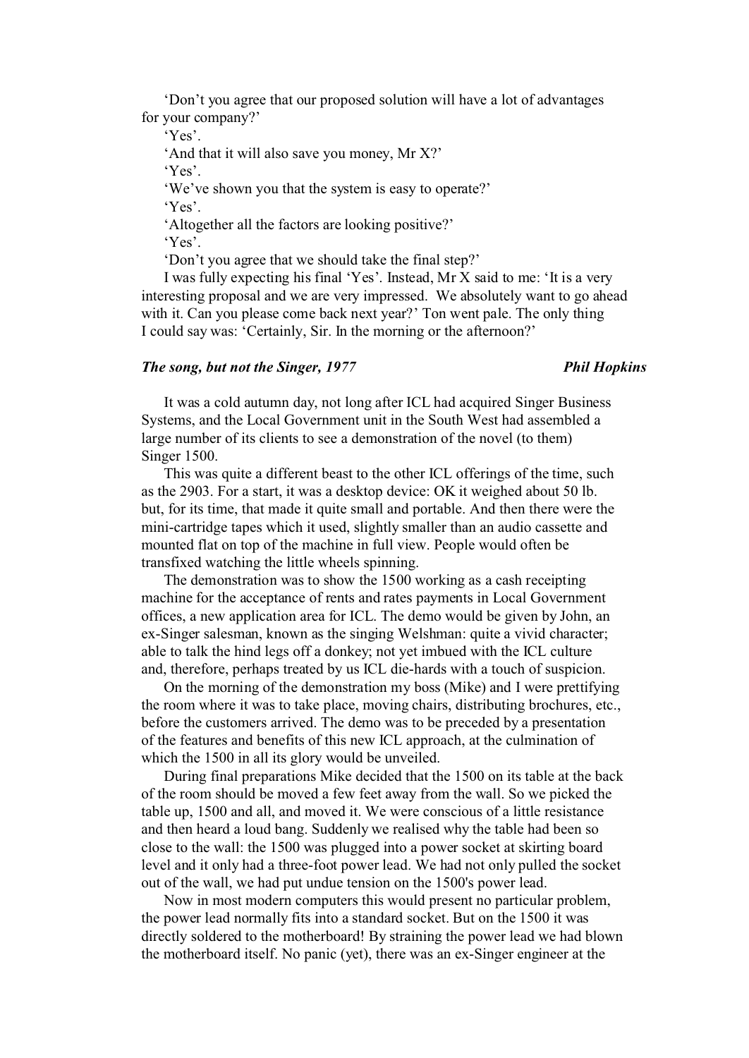‘Don’t you agree that our proposed solution will have a lot of advantages for your company?’

‘Yes’.

‘And that it will also save you money, Mr X?’

‘Yes’.

‘We’ve shown you that the system is easy to operate?’

‘Yes’.

‘Altogether all the factors are looking positive?’

‘Yes’.

‘Don’t you agree that we should take the final step?’

I was fully expecting his final ‘Yes’. Instead, Mr X said to me: ‘It is a very interesting proposal and we are very impressed. We absolutely want to go ahead with it. Can you please come back next year?’ Ton went pale. The only thing I could say was: ‘Certainly, Sir. In the morning or the afternoon?’

### *The song, but not the Singer, 1977* — *Phil Hopkins*

It was a cold autumn day, not long after ICL had acquired Singer Business Systems, and the Local Government unit in the South West had assembled a large number of its clients to see a demonstration of the novel (to them) Singer 1500.

This was quite a different beast to the other ICL offerings of the time, such as the 2903. For a start, it was a desktop device: OK it weighed about 50 lb. but, for its time, that made it quite small and portable. And then there were the mini-cartridge tapes which it used, slightly smaller than an audio cassette and mounted flat on top of the machine in full view. People would often be transfixed watching the little wheels spinning.

The demonstration was to show the 1500 working as a cash receipting machine for the acceptance of rents and rates payments in Local Government offices, a new application area for ICL. The demo would be given by John, an ex-Singer salesman, known as the singing Welshman: quite a vivid character; able to talk the hind legs off a donkey; not yet imbued with the ICL culture and, therefore, perhaps treated by us ICL die-hards with a touch of suspicion.

On the morning of the demonstration my boss (Mike) and I were prettifying the room where it was to take place, moving chairs, distributing brochures, etc., before the customers arrived. The demo was to be preceded by a presentation of the features and benefits of this new ICL approach, at the culmination of which the 1500 in all its glory would be unveiled.

During final preparations Mike decided that the 1500 on its table at the back of the room should be moved a few feet away from the wall. So we picked the table up, 1500 and all, and moved it. We were conscious of a little resistance and then heard a loud bang. Suddenly we realised why the table had been so close to the wall: the 1500 was plugged into a power socket at skirting board level and it only had a three-foot power lead. We had not only pulled the socket out of the wall, we had put undue tension on the 1500's power lead.

Now in most modern computers this would present no particular problem, the power lead normally fits into a standard socket. But on the 1500 it was directly soldered to the motherboard! By straining the power lead we had blown the motherboard itself. No panic (yet), there was an ex-Singer engineer at the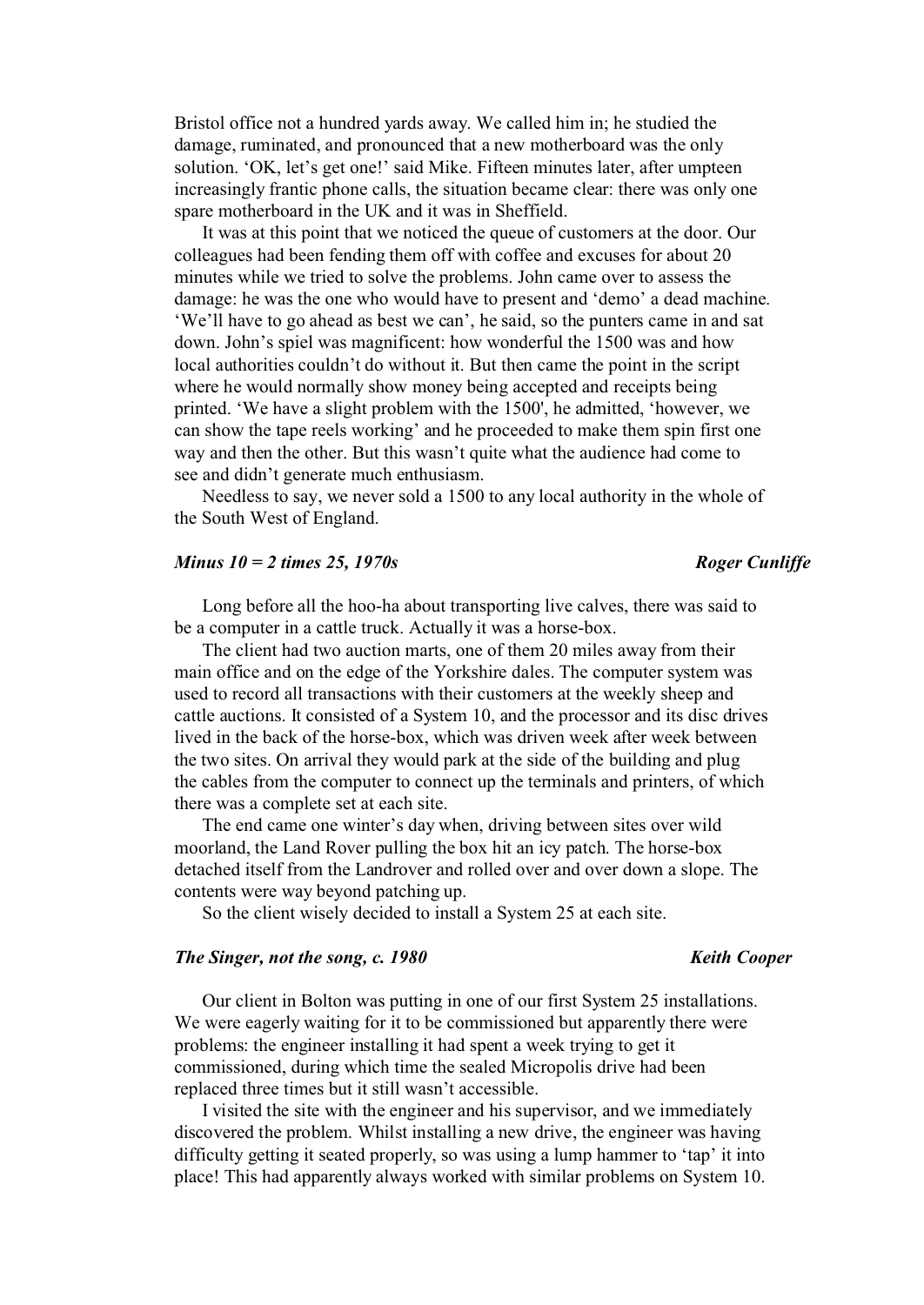Bristol office not a hundred yards away. We called him in; he studied the damage, ruminated, and pronounced that a new motherboard was the only solution. 'OK, let's get one!' said Mike. Fifteen minutes later, after umpteen increasingly frantic phone calls, the situation became clear: there was only one spare motherboard in the UK and it was in Sheffield.

It was at this point that we noticed the queue of customers at the door. Our colleagues had been fending them off with coffee and excuses for about 20 minutes while we tried to solve the problems. John came over to assess the damage: he was the one who would have to present and 'demo' a dead machine. 'We'll have to go ahead as best we can', he said, so the punters came in and sat down. John's spiel was magnificent: how wonderful the 1500 was and how local authorities couldn't do without it. But then came the point in the script where he would normally show money being accepted and receipts being printed. 'We have a slight problem with the 1500', he admitted, 'however, we can show the tape reels working' and he proceeded to make them spin first one way and then the other. But this wasn't quite what the audience had come to see and didn't generate much enthusiasm.

Needless to say, we never sold a 1500 to any local authority in the whole of the South West of England.

### *Minus 10 = 2 times 25, 1970s* — *Roger Cunliffe*

Long before all the hoo-ha about transporting live calves, there was said to be a computer in a cattle truck. Actually it was a horse-box.

The client had two auction marts, one of them 20 miles away from their main office and on the edge of the Yorkshire dales. The computer system was used to record all transactions with their customers at the weekly sheep and cattle auctions. It consisted of a System 10, and the processor and its disc drives lived in the back of the horse-box, which was driven week after week between the two sites. On arrival they would park at the side of the building and plug the cables from the computer to connect up the terminals and printers, of which there was a complete set at each site.

The end came one winter's day when, driving between sites over wild moorland, the Land Rover pulling the box hit an icy patch. The horse-box detached itself from the Landrover and rolled over and over down a slope. The contents were way beyond patching up.

So the client wisely decided to install a System 25 at each site.

### *The Singer, not the song, c. 1980* — *Keith Cooper*

Our client in Bolton was putting in one of our first System 25 installations. We were eagerly waiting for it to be commissioned but apparently there were problems: the engineer installing it had spent a week trying to get it commissioned, during which time the sealed Micropolis drive had been replaced three times but it still wasn't accessible.

I visited the site with the engineer and his supervisor, and we immediately discovered the problem. Whilst installing a new drive, the engineer was having difficulty getting it seated properly, so was using a lump hammer to 'tap' it into place! This had apparently always worked with similar problems on System 10.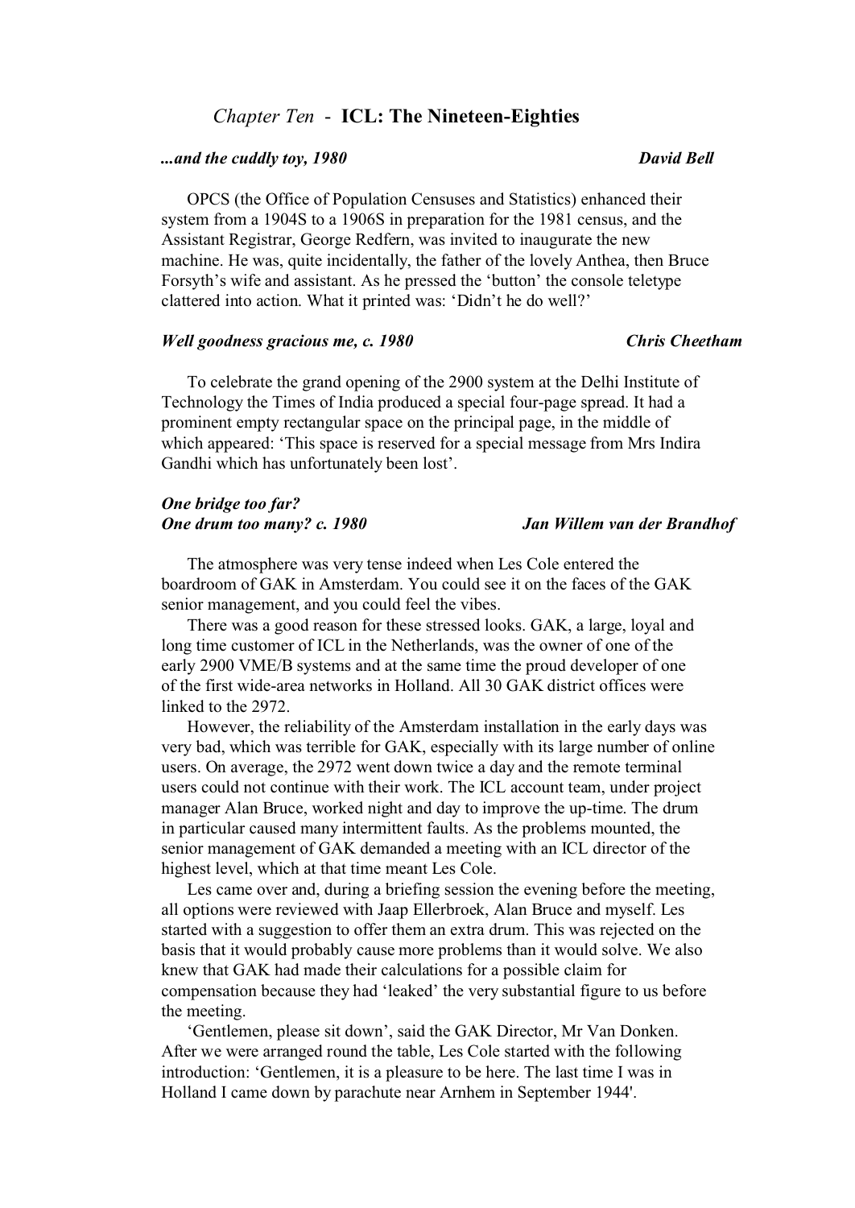## *Chapter Ten* - **ICL: The Nineteen-Eighties**

### *...and the cuddly toy, 1980* — *David Bell*

OPCS (the Office of Population Censuses and Statistics) enhanced their system from a 1904S to a 1906S in preparation for the 1981 census, and the Assistant Registrar, George Redfern, was invited to inaugurate the new machine. He was, quite incidentally, the father of the lovely Anthea, then Bruce Forsyth's wife and assistant. As he pressed the 'button' the console teletype clattered into action. What it printed was: 'Didn't he do well?'

### *Well goodness gracious me, c. 1980* — *Chris Cheetham*

To celebrate the grand opening of the 2900 system at the Delhi Institute of Technology the Times of India produced a special four-page spread. It had a prominent empty rectangular space on the principal page, in the middle of which appeared: 'This space is reserved for a special message from Mrs Indira Gandhi which has unfortunately been lost'.

### *One bridge too far?*
### *One drum too many? c. 1980* — *Jan Willem van der Brandhof*

The atmosphere was very tense indeed when Les Cole entered the boardroom of GAK in Amsterdam. You could see it on the faces of the GAK senior management, and you could feel the vibes.

There was a good reason for these stressed looks. GAK, a large, loyal and long time customer of ICL in the Netherlands, was the owner of one of the early 2900 VME/B systems and at the same time the proud developer of one of the first wide-area networks in Holland. All 30 GAK district offices were linked to the 2972.

However, the reliability of the Amsterdam installation in the early days was very bad, which was terrible for GAK, especially with its large number of online users. On average, the 2972 went down twice a day and the remote terminal users could not continue with their work. The ICL account team, under project manager Alan Bruce, worked night and day to improve the up-time. The drum in particular caused many intermittent faults. As the problems mounted, the senior management of GAK demanded a meeting with an ICL director of the highest level, which at that time meant Les Cole.

Les came over and, during a briefing session the evening before the meeting, all options were reviewed with Jaap Ellerbroek, Alan Bruce and myself. Les started with a suggestion to offer them an extra drum. This was rejected on the basis that it would probably cause more problems than it would solve. We also knew that GAK had made their calculations for a possible claim for compensation because they had 'leaked' the very substantial figure to us before the meeting.

'Gentlemen, please sit down', said the GAK Director, Mr Van Donken. After we were arranged round the table, Les Cole started with the following introduction: 'Gentlemen, it is a pleasure to be here. The last time I was in Holland I came down by parachute near Arnhem in September 1944'.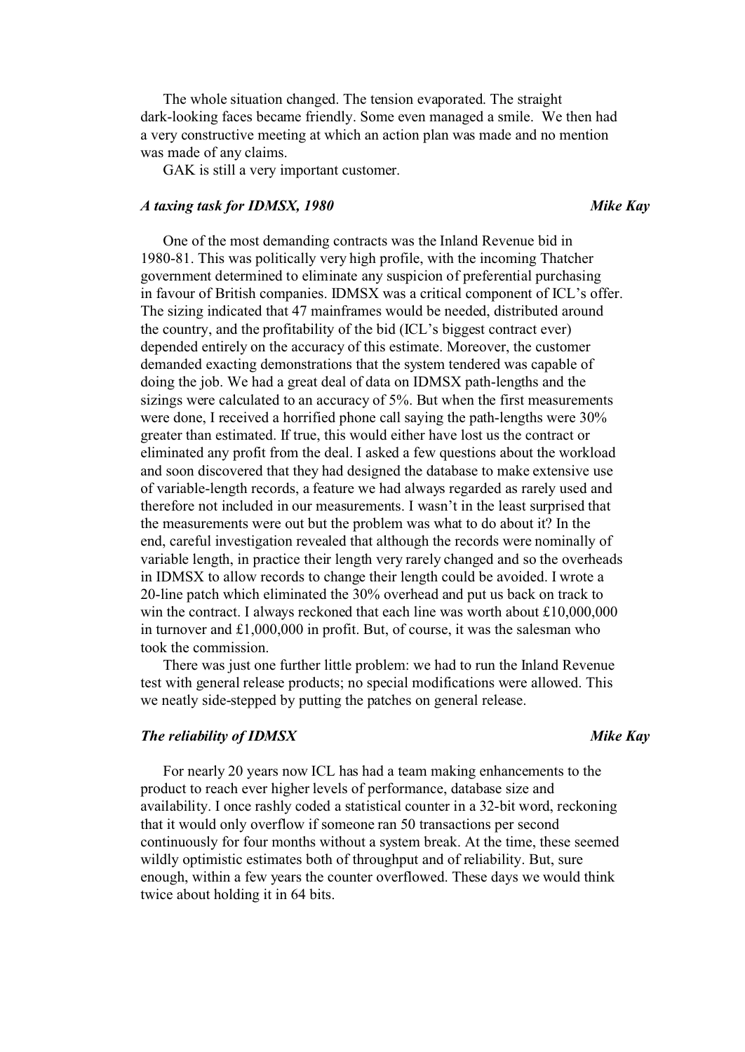The whole situation changed. The tension evaporated. The straight dark-looking faces became friendly. Some even managed a smile. We then had a very constructive meeting at which an action plan was made and no mention was made of any claims.

GAK is still a very important customer.

### *A taxing task for IDMSX, 1980* — *Mike Kay*

One of the most demanding contracts was the Inland Revenue bid in 1980-81. This was politically very high profile, with the incoming Thatcher government determined to eliminate any suspicion of preferential purchasing in favour of British companies. IDMSX was a critical component of ICL's offer. The sizing indicated that 47 mainframes would be needed, distributed around the country, and the profitability of the bid (ICL's biggest contract ever) depended entirely on the accuracy of this estimate. Moreover, the customer demanded exacting demonstrations that the system tendered was capable of doing the job. We had a great deal of data on IDMSX path-lengths and the sizings were calculated to an accuracy of 5%. But when the first measurements were done, I received a horrified phone call saying the path-lengths were 30% greater than estimated. If true, this would either have lost us the contract or eliminated any profit from the deal. I asked a few questions about the workload and soon discovered that they had designed the database to make extensive use of variable-length records, a feature we had always regarded as rarely used and therefore not included in our measurements. I wasn't in the least surprised that the measurements were out but the problem was what to do about it? In the end, careful investigation revealed that although the records were nominally of variable length, in practice their length very rarely changed and so the overheads in IDMSX to allow records to change their length could be avoided. I wrote a 20-line patch which eliminated the 30% overhead and put us back on track to win the contract. I always reckoned that each line was worth about £10,000,000 in turnover and £1,000,000 in profit. But, of course, it was the salesman who took the commission.

There was just one further little problem: we had to run the Inland Revenue test with general release products; no special modifications were allowed. This we neatly side-stepped by putting the patches on general release.

### *The reliability of IDMSX* — *Mike Kay*

For nearly 20 years now ICL has had a team making enhancements to the product to reach ever higher levels of performance, database size and availability. I once rashly coded a statistical counter in a 32-bit word, reckoning that it would only overflow if someone ran 50 transactions per second continuously for four months without a system break. At the time, these seemed wildly optimistic estimates both of throughput and of reliability. But, sure enough, within a few years the counter overflowed. These days we would think twice about holding it in 64 bits.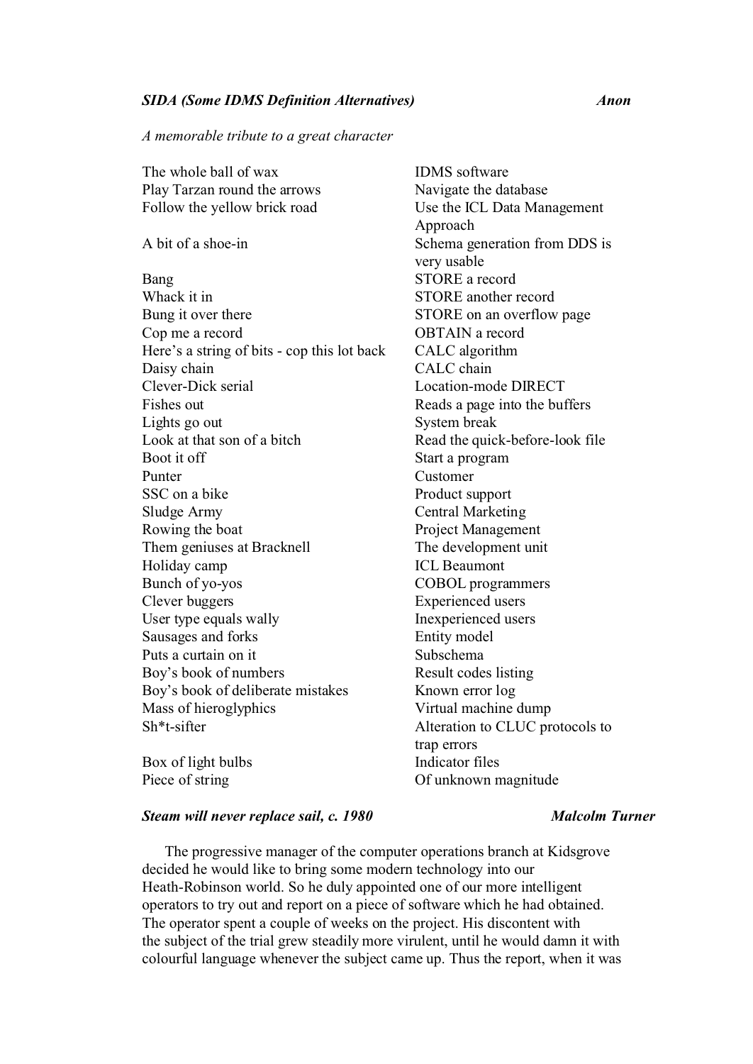### *SIDA (Some IDMS Definition Alternatives)* — *Anon*

*A memorable tribute to a great character*

| | |
|---|---|
| The whole ball of wax | IDMS software |
| Play Tarzan round the arrows | Navigate the database |
| Follow the yellow brick road | Use the ICL Data Management Approach |
| A bit of a shoe-in | Schema generation from DDS is very usable |
| Bang | STORE a record |
| Whack it in | STORE another record |
| Bung it over there | STORE on an overflow page |
| Cop me a record | OBTAIN a record |
| Here's a string of bits - cop this lot back | CALC algorithm |
| Daisy chain | CALC chain |
| Clever-Dick serial | Location-mode DIRECT |
| Fishes out | Reads a page into the buffers |
| Lights go out | System break |
| Look at that son of a bitch | Read the quick-before-look file |
| Boot it off | Start a program |
| Punter | Customer |
| SSC on a bike | Product support |
| Sludge Army | Central Marketing |
| Rowing the boat | Project Management |
| Them geniuses at Bracknell | The development unit |
| Holiday camp | ICL Beaumont |
| Bunch of yo-yos | COBOL programmers |
| Clever buggers | Experienced users |
| User type equals wally | Inexperienced users |
| Sausages and forks | Entity model |
| Puts a curtain on it | Subschema |
| Boy's book of numbers | Result codes listing |
| Boy's book of deliberate mistakes | Known error log |
| Mass of hieroglyphics | Virtual machine dump |
| Sh*t-sifter | Alteration to CLUC protocols to trap errors |
| Box of light bulbs | Indicator files |
| Piece of string | Of unknown magnitude |

### *Steam will never replace sail, c. 1980* — *Malcolm Turner*

The progressive manager of the computer operations branch at Kidsgrove decided he would like to bring some modern technology into our Heath-Robinson world. So he duly appointed one of our more intelligent operators to try out and report on a piece of software which he had obtained. The operator spent a couple of weeks on the project. His discontent with the subject of the trial grew steadily more virulent, until he would damn it with colourful language whenever the subject came up. Thus the report, when it was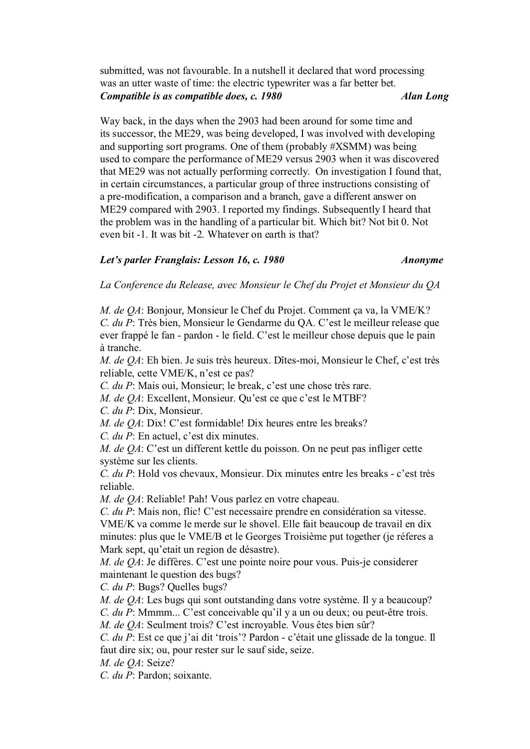submitted, was not favourable. In a nutshell it declared that word processing was an utter waste of time: the electric typewriter was a far better bet.

### *Compatible is as compatible does, c. 1980* — *Alan Long*

Way back, in the days when the 2903 had been around for some time and its successor, the ME29, was being developed, I was involved with developing and supporting sort programs. One of them (probably #XSMM) was being used to compare the performance of ME29 versus 2903 when it was discovered that ME29 was not actually performing correctly. On investigation I found that, in certain circumstances, a particular group of three instructions consisting of a pre-modification, a comparison and a branch, gave a different answer on ME29 compared with 2903. I reported my findings. Subsequently I heard that the problem was in the handling of a particular bit. Which bit? Not bit 0. Not even bit -1. It was bit -2. Whatever on earth is that?

### *Let's parler Franglais: Lesson 16, c. 1980* — *Anonyme*

*La Conference du Release, avec Monsieur le Chef du Projet et Monsieur du QA*

*M. de QA*: Bonjour, Monsieur le Chef du Projet. Comment ça va, la VME/K?
*C. du P*: Très bien, Monsieur le Gendarme du QA. C'est le meilleur release que ever frappé le fan - pardon - le field. C'est le meilleur chose depuis que le pain à tranche.
*M. de QA*: Eh bien. Je suis très heureux. Dîtes-moi, Monsieur le Chef, c'est très reliable, cette VME/K, n'est ce pas?
*C. du P*: Mais oui, Monsieur; le break, c'est une chose très rare.
*M. de QA*: Excellent, Monsieur. Qu'est ce que c'est le MTBF?
*C. du P*: Dix, Monsieur.
*M. de QA*: Dix! C'est formidable! Dix heures entre les breaks?
*C. du P*: En actuel, c'est dix minutes.
*M. de QA*: C'est un different kettle du poisson. On ne peut pas infliger cette système sur les clients.
*C. du P*: Hold vos chevaux, Monsieur. Dix minutes entre les breaks - c'est très reliable.
*M. de QA*: Reliable! Pah! Vous parlez en votre chapeau.
*C. du P*: Mais non, flic! C'est necessaire prendre en considération sa vitesse. VME/K va comme le merde sur le shovel. Elle fait beaucoup de travail en dix minutes: plus que le VME/B et le Georges Troisième put together (je réferes a Mark sept, qu'etait un region de désastre).
*M. de QA*: Je diffères. C'est une pointe noire pour vous. Puis-je considerer maintenant le question des bugs?
*C. du P*: Bugs? Quelles bugs?
*M. de QA*: Les bugs qui sont outstanding dans votre système. Il y a beaucoup?
*C. du P*: Mmmm... C'est conceivable qu'il y a un ou deux; ou peut-être trois.
*M. de QA*: Seulment trois? C'est incroyable. Vous êtes bien sûr?
*C. du P*: Est ce que j'ai dit 'trois'? Pardon - c'était une glissade de la tongue. Il faut dire six; ou, pour rester sur le sauf side, seize.
*M. de QA*: Seize?
*C. du P*: Pardon; soixante.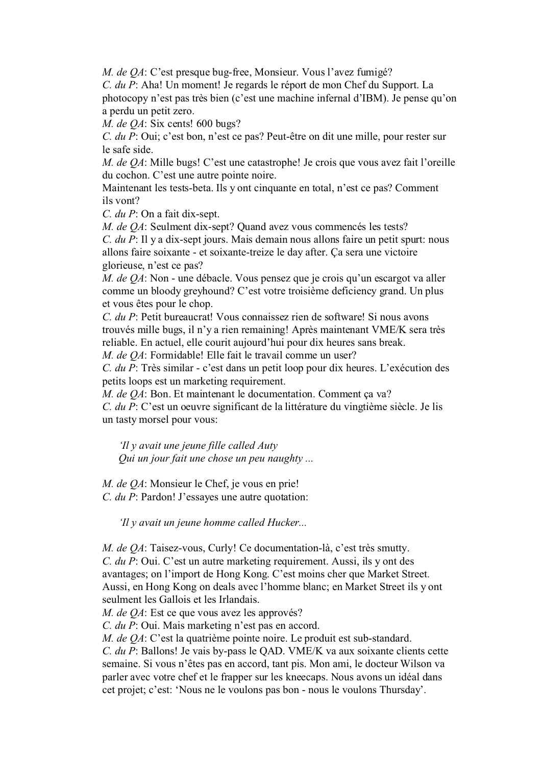*M. de QA*: C'est presque bug-free, Monsieur. Vous l'avez fumigé?
*C. du P*: Aha! Un moment! Je regards le réport de mon Chef du Support. La photocopy n'est pas très bien (c'est une machine infernal d'IBM). Je pense qu'on a perdu un petit zero.
*M. de QA*: Six cents! 600 bugs?
*C. du P*: Oui; c'est bon, n'est ce pas? Peut-être on dit une mille, pour rester sur le safe side.
*M. de QA*: Mille bugs! C'est une catastrophe! Je crois que vous avez fait l'oreille du cochon. C'est une autre pointe noire.
Maintenant les tests-beta. Ils y ont cinquante en total, n'est ce pas? Comment ils vont?
*C. du P*: On a fait dix-sept.
*M. de QA*: Seulment dix-sept? Quand avez vous commencés les tests?
*C. du P*: Il y a dix-sept jours. Mais demain nous allons faire un petit spurt: nous allons faire soixante - et soixante-treize le day after. Ça sera une victoire glorieuse, n'est ce pas?
*M. de QA*: Non - une débacle. Vous pensez que je crois qu'un escargot va aller comme un bloody greyhound? C'est votre troisième deficiency grand. Un plus et vous êtes pour le chop.
*C. du P*: Petit bureaucrat! Vous connaissez rien de software! Si nous avons trouvés mille bugs, il n'y a rien remaining! Après maintenant VME/K sera très reliable. En actuel, elle courit aujourd'hui pour dix heures sans break.
*M. de QA*: Formidable! Elle fait le travail comme un user?
*C. du P*: Très similar - c'est dans un petit loop pour dix heures. L'exécution des petits loops est un marketing requirement.
*M. de QA*: Bon. Et maintenant le documentation. Comment ça va?
*C. du P*: C'est un oeuvre significant de la littérature du vingtième siècle. Je lis un tasty morsel pour vous:

> *'Il y avait une jeune fille called Auty*
> *Qui un jour fait une chose un peu naughty ...*

*M. de QA*: Monsieur le Chef, je vous en prie!
*C. du P*: Pardon! J'essayes une autre quotation:

> *'Il y avait un jeune homme called Hucker...*

*M. de QA*: Taisez-vous, Curly! Ce documentation-là, c'est très smutty.
*C. du P*: Oui. C'est un autre marketing requirement. Aussi, ils y ont des avantages; on l'import de Hong Kong. C'est moins cher que Market Street. Aussi, en Hong Kong on deals avec l'homme blanc; en Market Street ils y ont seulment les Gallois et les Irlandais.
*M. de QA*: Est ce que vous avez les approvés?
*C. du P*: Oui. Mais marketing n'est pas en accord.
*M. de QA*: C'est la quatrième pointe noire. Le produit est sub-standard.
*C. du P*: Ballons! Je vais by-pass le QAD. VME/K va aux soixante clients cette semaine. Si vous n'êtes pas en accord, tant pis. Mon ami, le docteur Wilson va parler avec votre chef et le frapper sur les kneecaps. Nous avons un idéal dans cet projet; c'est: 'Nous ne le voulons pas bon - nous le voulons Thursday'.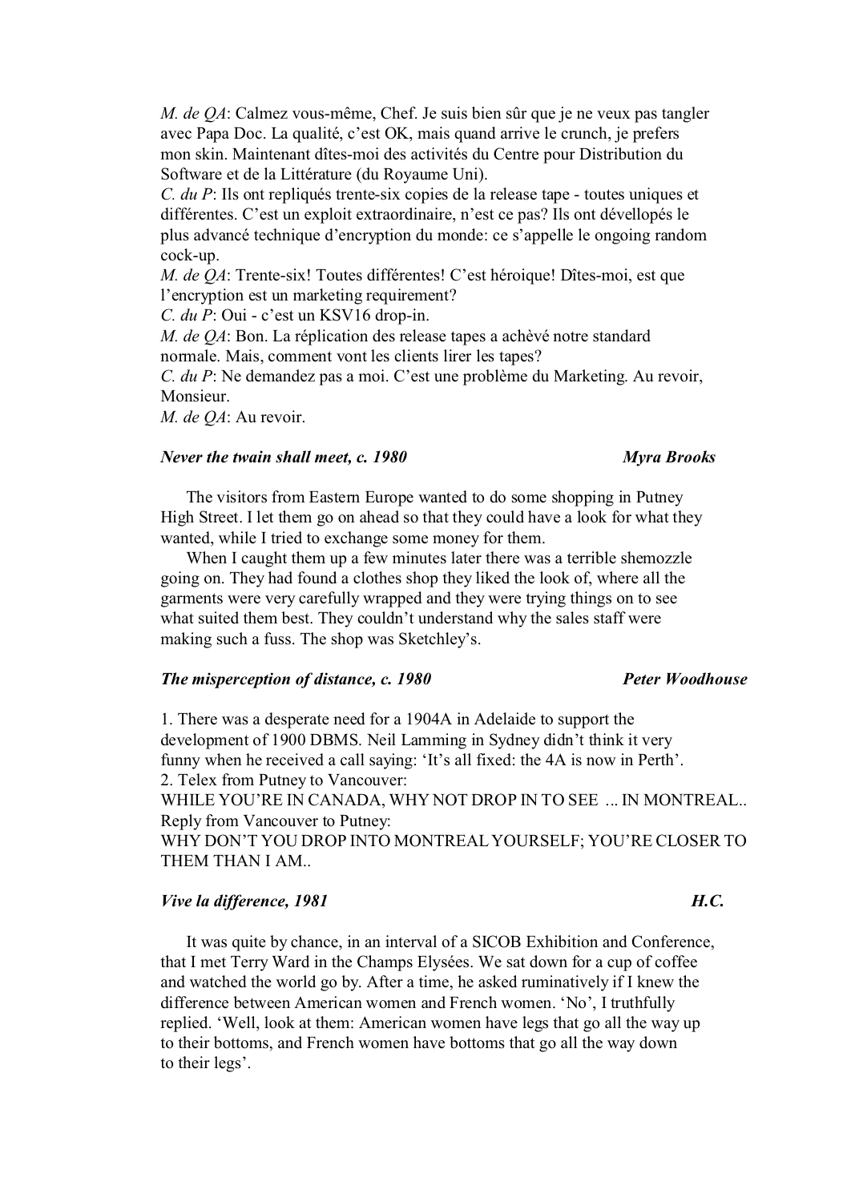*M. de QA*: Calmez vous-même, Chef. Je suis bien sûr que je ne veux pas tangler avec Papa Doc. La qualité, c'est OK, mais quand arrive le crunch, je prefers mon skin. Maintenant dîtes-moi des activités du Centre pour Distribution du Software et de la Littérature (du Royaume Uni).
*C. du P*: Ils ont repliqués trente-six copies de la release tape - toutes uniques et différentes. C'est un exploit extraordinaire, n'est ce pas? Ils ont dévellopés le plus advancé technique d'encryption du monde: ce s'appelle le ongoing random cock-up.
*M. de QA*: Trente-six! Toutes différentes! C'est héroique! Dîtes-moi, est que l'encryption est un marketing requirement?
*C. du P*: Oui - c'est un KSV16 drop-in.
*M. de QA*: Bon. La réplication des release tapes a achèvé notre standard normale. Mais, comment vont les clients lirer les tapes?
*C. du P*: Ne demandez pas a moi. C'est une problème du Marketing. Au revoir, Monsieur.
*M. de QA*: Au revoir.

### *Never the twain shall meet, c. 1980* — *Myra Brooks*

The visitors from Eastern Europe wanted to do some shopping in Putney High Street. I let them go on ahead so that they could have a look for what they wanted, while I tried to exchange some money for them.

When I caught them up a few minutes later there was a terrible shemozzle going on. They had found a clothes shop they liked the look of, where all the garments were very carefully wrapped and they were trying things on to see what suited them best. They couldn't understand why the sales staff were making such a fuss. The shop was Sketchley's.

### *The misperception of distance, c. 1980* — *Peter Woodhouse*

1. There was a desperate need for a 1904A in Adelaide to support the development of 1900 DBMS. Neil Lamming in Sydney didn't think it very funny when he received a call saying: 'It's all fixed: the 4A is now in Perth'.
2. Telex from Putney to Vancouver:
WHILE YOU'RE IN CANADA, WHY NOT DROP IN TO SEE ... IN MONTREAL..
Reply from Vancouver to Putney:
WHY DON'T YOU DROP INTO MONTREAL YOURSELF; YOU'RE CLOSER TO THEM THAN I AM..

### *Vive la difference, 1981* — *H.C.*

It was quite by chance, in an interval of a SICOB Exhibition and Conference, that I met Terry Ward in the Champs Elysées. We sat down for a cup of coffee and watched the world go by. After a time, he asked ruminatively if I knew the difference between American women and French women. 'No', I truthfully replied. 'Well, look at them: American women have legs that go all the way up to their bottoms, and French women have bottoms that go all the way down to their legs'.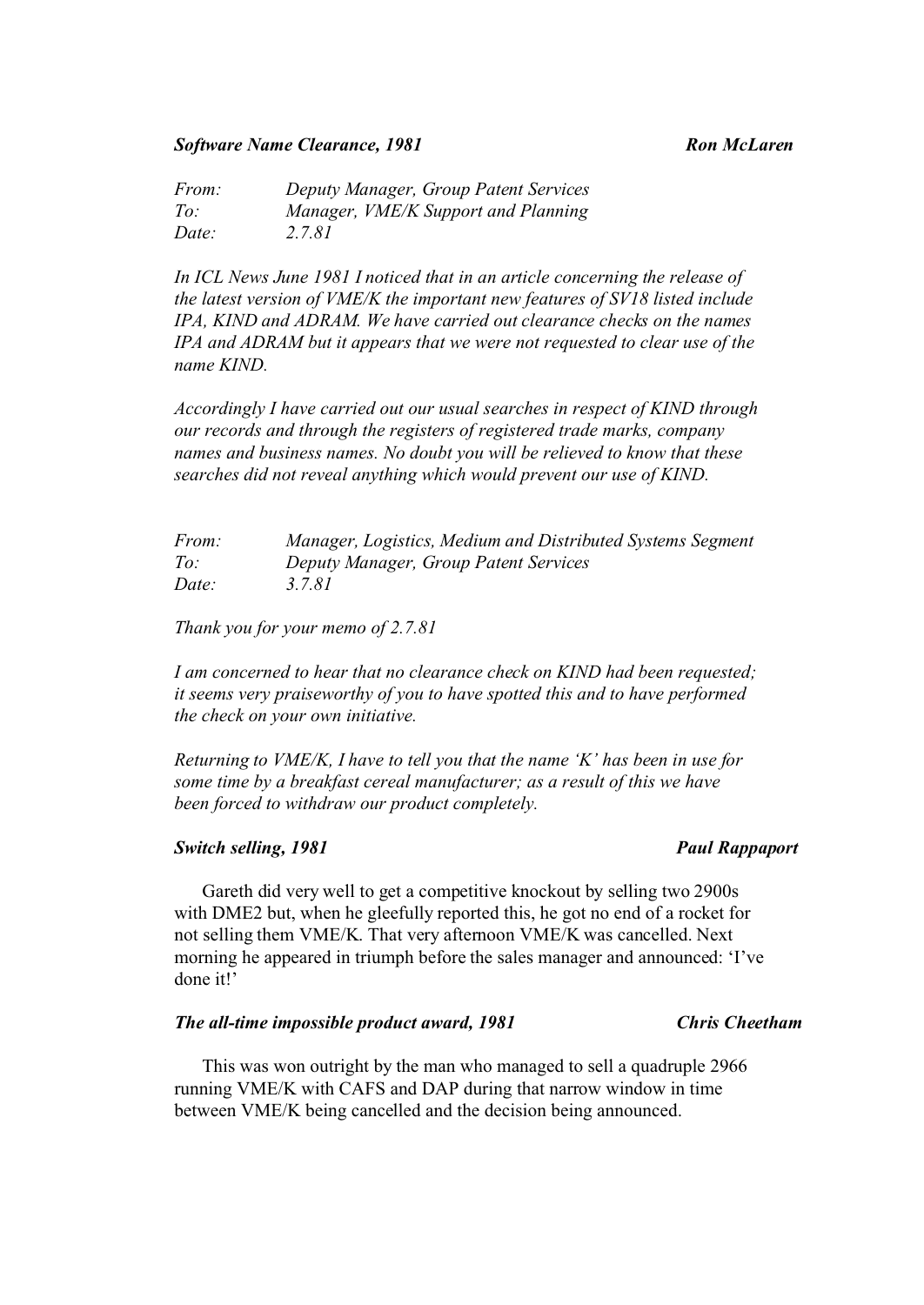***Software Name Clearance, 1981*** ***Ron McLaren***

*From: Deputy Manager, Group Patent Services*
*To: Manager, VME/K Support and Planning*
*Date: 2.7.81*

*In ICL News June 1981 I noticed that in an article concerning the release of the latest version of VME/K the important new features of SV18 listed include IPA, KIND and ADRAM. We have carried out clearance checks on the names IPA and ADRAM but it appears that we were not requested to clear use of the name KIND.*

*Accordingly I have carried out our usual searches in respect of KIND through our records and through the registers of registered trade marks, company names and business names. No doubt you will be relieved to know that these searches did not reveal anything which would prevent our use of KIND.*

*From: Manager, Logistics, Medium and Distributed Systems Segment*
*To: Deputy Manager, Group Patent Services*
*Date: 3.7.81*

*Thank you for your memo of 2.7.81*

*I am concerned to hear that no clearance check on KIND had been requested; it seems very praiseworthy of you to have spotted this and to have performed the check on your own initiative.*

*Returning to VME/K, I have to tell you that the name 'K' has been in use for some time by a breakfast cereal manufacturer; as a result of this we have been forced to withdraw our product completely.*

***Switch selling, 1981*** ***Paul Rappaport***

Gareth did very well to get a competitive knockout by selling two 2900s with DME2 but, when he gleefully reported this, he got no end of a rocket for not selling them VME/K. That very afternoon VME/K was cancelled. Next morning he appeared in triumph before the sales manager and announced: 'I've done it!'

***The all-time impossible product award, 1981*** ***Chris Cheetham***

This was won outright by the man who managed to sell a quadruple 2966 running VME/K with CAFS and DAP during that narrow window in time between VME/K being cancelled and the decision being announced.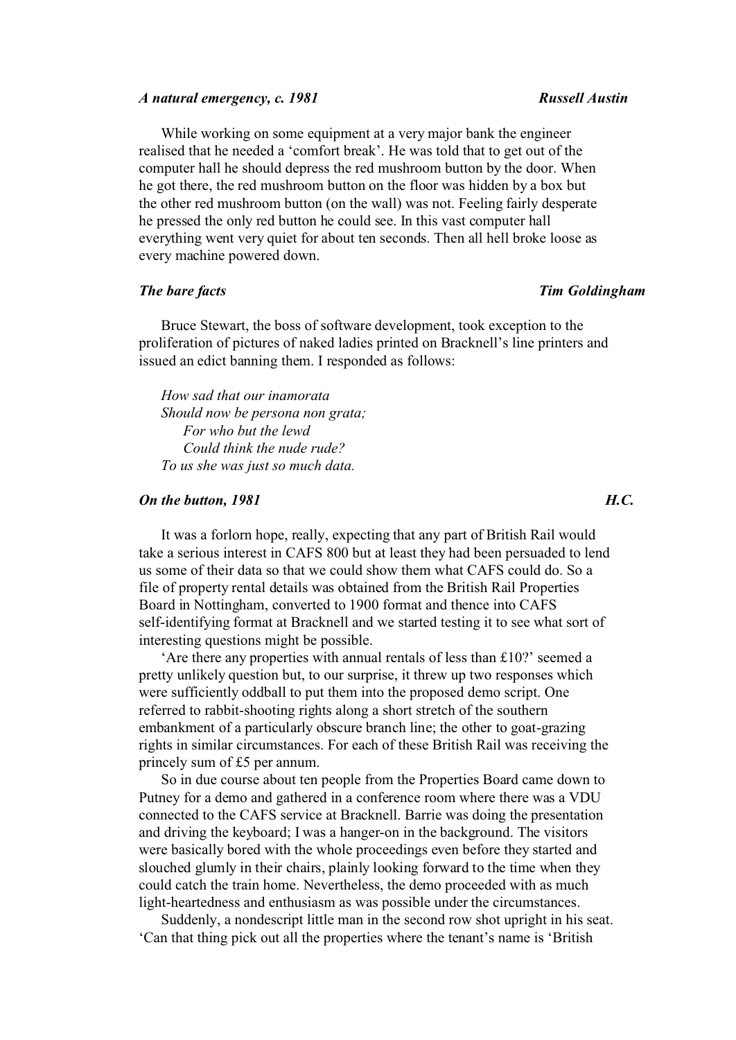### *A natural emergency, c. 1981* — *Russell Austin*

While working on some equipment at a very major bank the engineer realised that he needed a 'comfort break'. He was told that to get out of the computer hall he should depress the red mushroom button by the door. When he got there, the red mushroom button on the floor was hidden by a box but the other red mushroom button (on the wall) was not. Feeling fairly desperate he pressed the only red button he could see. In this vast computer hall everything went very quiet for about ten seconds. Then all hell broke loose as every machine powered down.

### *The bare facts* — *Tim Goldingham*

Bruce Stewart, the boss of software development, took exception to the proliferation of pictures of naked ladies printed on Bracknell's line printers and issued an edict banning them. I responded as follows:

*How sad that our inamorata*
*Should now be persona non grata;*
*For who but the lewd*
*Could think the nude rude?*
*To us she was just so much data.*

### *On the button, 1981* — *H.C.*

It was a forlorn hope, really, expecting that any part of British Rail would take a serious interest in CAFS 800 but at least they had been persuaded to lend us some of their data so that we could show them what CAFS could do. So a file of property rental details was obtained from the British Rail Properties Board in Nottingham, converted to 1900 format and thence into CAFS self-identifying format at Bracknell and we started testing it to see what sort of interesting questions might be possible.

'Are there any properties with annual rentals of less than £10?' seemed a pretty unlikely question but, to our surprise, it threw up two responses which were sufficiently oddball to put them into the proposed demo script. One referred to rabbit-shooting rights along a short stretch of the southern embankment of a particularly obscure branch line; the other to goat-grazing rights in similar circumstances. For each of these British Rail was receiving the princely sum of £5 per annum.

So in due course about ten people from the Properties Board came down to Putney for a demo and gathered in a conference room where there was a VDU connected to the CAFS service at Bracknell. Barrie was doing the presentation and driving the keyboard; I was a hanger-on in the background. The visitors were basically bored with the whole proceedings even before they started and slouched glumly in their chairs, plainly looking forward to the time when they could catch the train home. Nevertheless, the demo proceeded with as much light-heartedness and enthusiasm as was possible under the circumstances.

Suddenly, a nondescript little man in the second row shot upright in his seat. 'Can that thing pick out all the properties where the tenant's name is 'British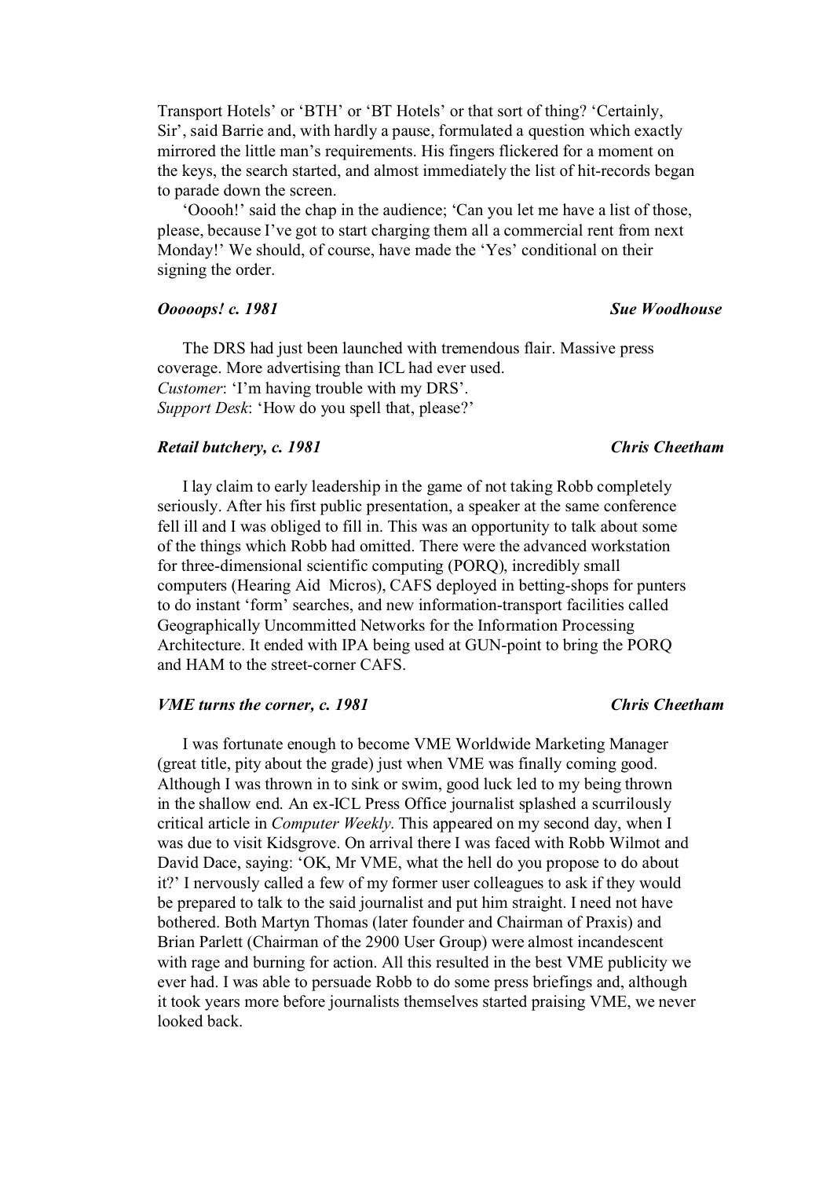Transport Hotels' or 'BTH' or 'BT Hotels' or that sort of thing? 'Certainly, Sir', said Barrie and, with hardly a pause, formulated a question which exactly mirrored the little man's requirements. His fingers flickered for a moment on the keys, the search started, and almost immediately the list of hit-records began to parade down the screen.

'Ooooh!' said the chap in the audience; 'Can you let me have a list of those, please, because I've got to start charging them all a commercial rent from next Monday!' We should, of course, have made the 'Yes' conditional on their signing the order.

### ***Ooooops! c. 1981*** — ***Sue Woodhouse***

The DRS had just been launched with tremendous flair. Massive press coverage. More advertising than ICL had ever used.

*Customer*: 'I'm having trouble with my DRS'.
*Support Desk*: 'How do you spell that, please?'

### ***Retail butchery, c. 1981*** — ***Chris Cheetham***

I lay claim to early leadership in the game of not taking Robb completely seriously. After his first public presentation, a speaker at the same conference fell ill and I was obliged to fill in. This was an opportunity to talk about some of the things which Robb had omitted. There were the advanced workstation for three-dimensional scientific computing (PORQ), incredibly small computers (Hearing Aid Micros), CAFS deployed in betting-shops for punters to do instant 'form' searches, and new information-transport facilities called Geographically Uncommitted Networks for the Information Processing Architecture. It ended with IPA being used at GUN-point to bring the PORQ and HAM to the street-corner CAFS.

### ***VME turns the corner, c. 1981*** — ***Chris Cheetham***

I was fortunate enough to become VME Worldwide Marketing Manager (great title, pity about the grade) just when VME was finally coming good. Although I was thrown in to sink or swim, good luck led to my being thrown in the shallow end. An ex-ICL Press Office journalist splashed a scurrilously critical article in *Computer Weekly*. This appeared on my second day, when I was due to visit Kidsgrove. On arrival there I was faced with Robb Wilmot and David Dace, saying: 'OK, Mr VME, what the hell do you propose to do about it?' I nervously called a few of my former user colleagues to ask if they would be prepared to talk to the said journalist and put him straight. I need not have bothered. Both Martyn Thomas (later founder and Chairman of Praxis) and Brian Parlett (Chairman of the 2900 User Group) were almost incandescent with rage and burning for action. All this resulted in the best VME publicity we ever had. I was able to persuade Robb to do some press briefings and, although it took years more before journalists themselves started praising VME, we never looked back.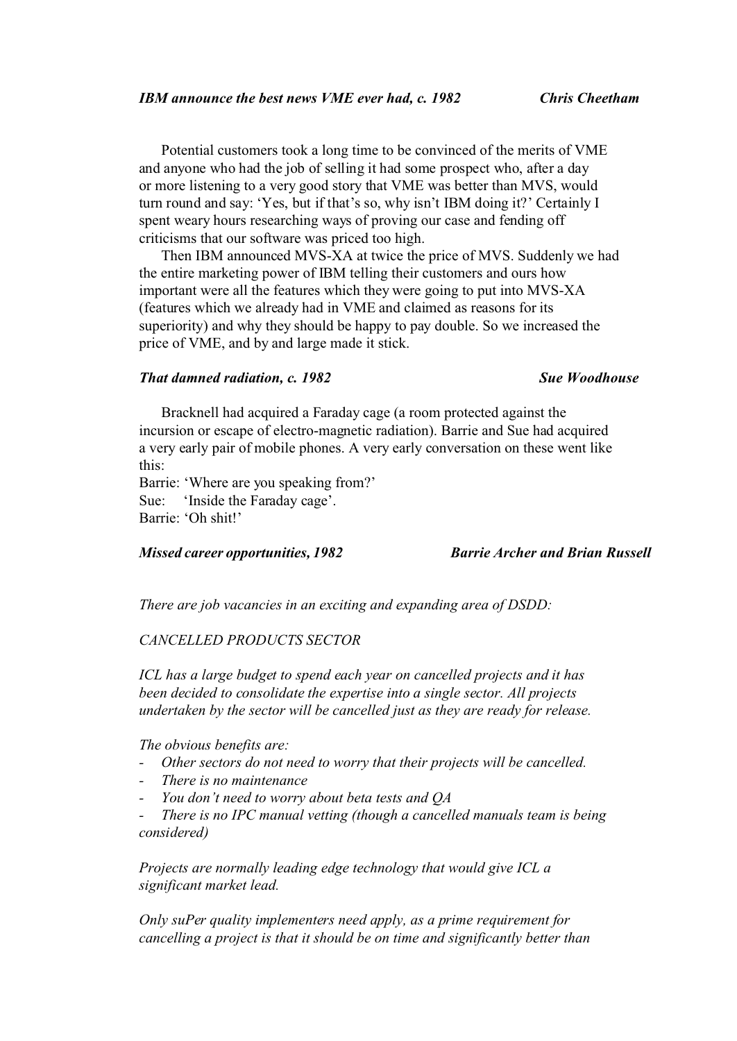### *IBM announce the best news VME ever had, c. 1982* — *Chris Cheetham*

Potential customers took a long time to be convinced of the merits of VME and anyone who had the job of selling it had some prospect who, after a day or more listening to a very good story that VME was better than MVS, would turn round and say: 'Yes, but if that's so, why isn't IBM doing it?' Certainly I spent weary hours researching ways of proving our case and fending off criticisms that our software was priced too high.

Then IBM announced MVS-XA at twice the price of MVS. Suddenly we had the entire marketing power of IBM telling their customers and ours how important were all the features which they were going to put into MVS-XA (features which we already had in VME and claimed as reasons for its superiority) and why they should be happy to pay double. So we increased the price of VME, and by and large made it stick.

### *That damned radiation, c. 1982* — *Sue Woodhouse*

Bracknell had acquired a Faraday cage (a room protected against the incursion or escape of electro-magnetic radiation). Barrie and Sue had acquired a very early pair of mobile phones. A very early conversation on these went like this:

Barrie: 'Where are you speaking from?'
Sue: 'Inside the Faraday cage'.
Barrie: 'Oh shit!'

### *Missed career opportunities, 1982* — *Barrie Archer and Brian Russell*

*There are job vacancies in an exciting and expanding area of DSDD:*

*CANCELLED PRODUCTS SECTOR*

*ICL has a large budget to spend each year on cancelled projects and it has been decided to consolidate the expertise into a single sector. All projects undertaken by the sector will be cancelled just as they are ready for release.*

*The obvious benefits are:*

- *Other sectors do not need to worry that their projects will be cancelled.*
- *There is no maintenance*
- *You don't need to worry about beta tests and QA*
- *There is no IPC manual vetting (though a cancelled manuals team is being considered)*

*Projects are normally leading edge technology that would give ICL a significant market lead.*

*Only suPer quality implementers need apply, as a prime requirement for cancelling a project is that it should be on time and significantly better than*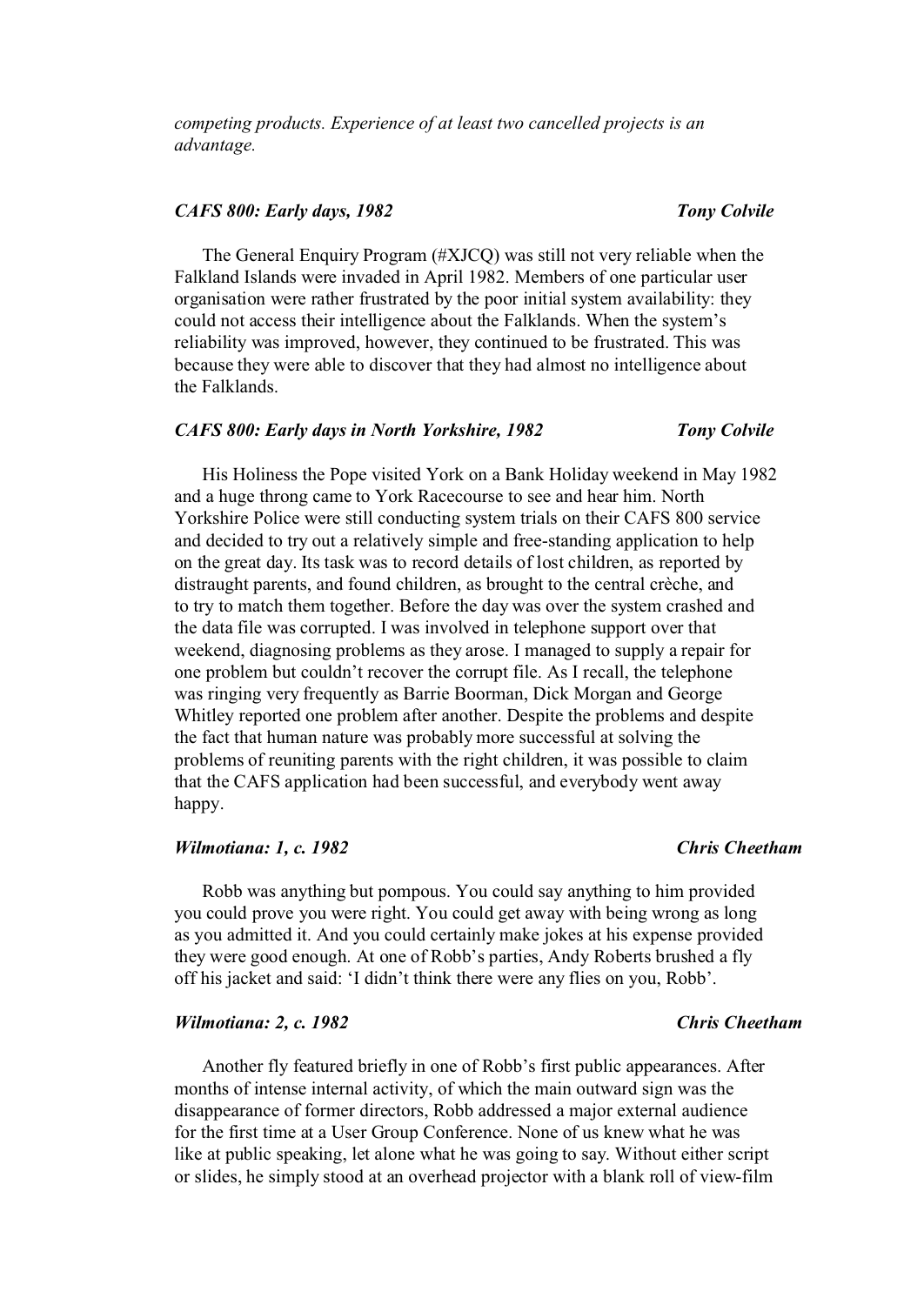*competing products. Experience of at least two cancelled projects is an advantage.*

### *CAFS 800: Early days, 1982* — *Tony Colvile*

The General Enquiry Program (#XJCQ) was still not very reliable when the Falkland Islands were invaded in April 1982. Members of one particular user organisation were rather frustrated by the poor initial system availability: they could not access their intelligence about the Falklands. When the system's reliability was improved, however, they continued to be frustrated. This was because they were able to discover that they had almost no intelligence about the Falklands.

### *CAFS 800: Early days in North Yorkshire, 1982* — *Tony Colvile*

His Holiness the Pope visited York on a Bank Holiday weekend in May 1982 and a huge throng came to York Racecourse to see and hear him. North Yorkshire Police were still conducting system trials on their CAFS 800 service and decided to try out a relatively simple and free-standing application to help on the great day. Its task was to record details of lost children, as reported by distraught parents, and found children, as brought to the central crèche, and to try to match them together. Before the day was over the system crashed and the data file was corrupted. I was involved in telephone support over that weekend, diagnosing problems as they arose. I managed to supply a repair for one problem but couldn't recover the corrupt file. As I recall, the telephone was ringing very frequently as Barrie Boorman, Dick Morgan and George Whitley reported one problem after another. Despite the problems and despite the fact that human nature was probably more successful at solving the problems of reuniting parents with the right children, it was possible to claim that the CAFS application had been successful, and everybody went away happy.

### *Wilmotiana: 1, c. 1982* — *Chris Cheetham*

Robb was anything but pompous. You could say anything to him provided you could prove you were right. You could get away with being wrong as long as you admitted it. And you could certainly make jokes at his expense provided they were good enough. At one of Robb's parties, Andy Roberts brushed a fly off his jacket and said: 'I didn't think there were any flies on you, Robb'.

### *Wilmotiana: 2, c. 1982* — *Chris Cheetham*

Another fly featured briefly in one of Robb's first public appearances. After months of intense internal activity, of which the main outward sign was the disappearance of former directors, Robb addressed a major external audience for the first time at a User Group Conference. None of us knew what he was like at public speaking, let alone what he was going to say. Without either script or slides, he simply stood at an overhead projector with a blank roll of view-film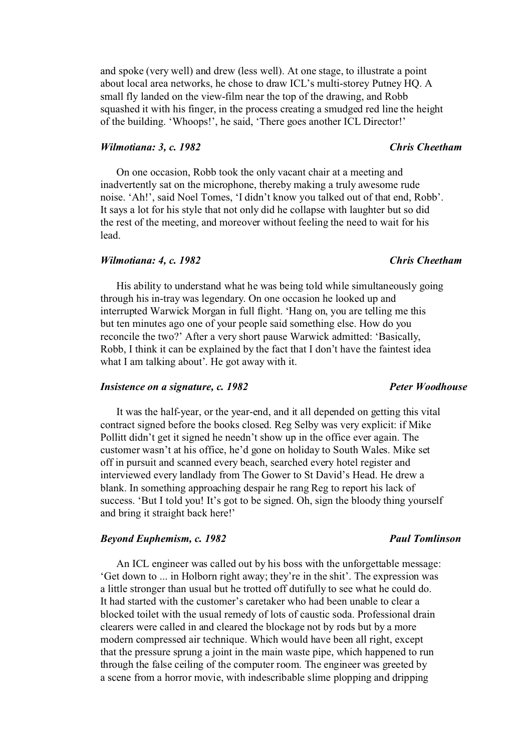and spoke (very well) and drew (less well). At one stage, to illustrate a point about local area networks, he chose to draw ICL's multi-storey Putney HQ. A small fly landed on the view-film near the top of the drawing, and Robb squashed it with his finger, in the process creating a smudged red line the height of the building. 'Whoops!', he said, 'There goes another ICL Director!'

### *Wilmotiana: 3, c. 1982* — *Chris Cheetham*

On one occasion, Robb took the only vacant chair at a meeting and inadvertently sat on the microphone, thereby making a truly awesome rude noise. 'Ah!', said Noel Tomes, 'I didn't know you talked out of that end, Robb'. It says a lot for his style that not only did he collapse with laughter but so did the rest of the meeting, and moreover without feeling the need to wait for his lead.

### *Wilmotiana: 4, c. 1982* — *Chris Cheetham*

His ability to understand what he was being told while simultaneously going through his in-tray was legendary. On one occasion he looked up and interrupted Warwick Morgan in full flight. 'Hang on, you are telling me this but ten minutes ago one of your people said something else. How do you reconcile the two?' After a very short pause Warwick admitted: 'Basically, Robb, I think it can be explained by the fact that I don't have the faintest idea what I am talking about'. He got away with it.

### *Insistence on a signature, c. 1982* — *Peter Woodhouse*

It was the half-year, or the year-end, and it all depended on getting this vital contract signed before the books closed. Reg Selby was very explicit: if Mike Pollitt didn't get it signed he needn't show up in the office ever again. The customer wasn't at his office, he'd gone on holiday to South Wales. Mike set off in pursuit and scanned every beach, searched every hotel register and interviewed every landlady from The Gower to St David's Head. He drew a blank. In something approaching despair he rang Reg to report his lack of success. 'But I told you! It's got to be signed. Oh, sign the bloody thing yourself and bring it straight back here!'

### *Beyond Euphemism, c. 1982* — *Paul Tomlinson*

An ICL engineer was called out by his boss with the unforgettable message: 'Get down to ... in Holborn right away; they're in the shit'. The expression was a little stronger than usual but he trotted off dutifully to see what he could do. It had started with the customer's caretaker who had been unable to clear a blocked toilet with the usual remedy of lots of caustic soda. Professional drain clearers were called in and cleared the blockage not by rods but by a more modern compressed air technique. Which would have been all right, except that the pressure sprung a joint in the main waste pipe, which happened to run through the false ceiling of the computer room. The engineer was greeted by a scene from a horror movie, with indescribable slime plopping and dripping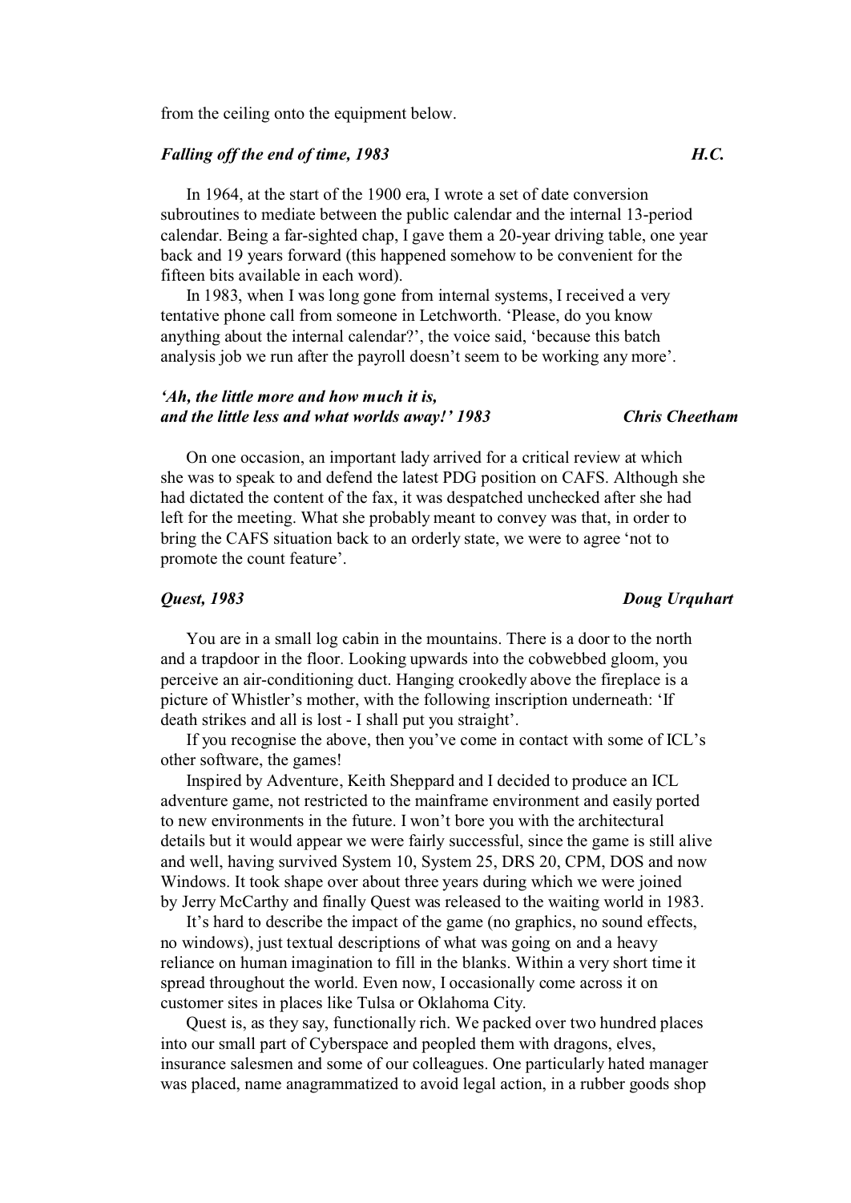from the ceiling onto the equipment below.

### *Falling off the end of time, 1983* — *H.C.*

In 1964, at the start of the 1900 era, I wrote a set of date conversion subroutines to mediate between the public calendar and the internal 13-period calendar. Being a far-sighted chap, I gave them a 20-year driving table, one year back and 19 years forward (this happened somehow to be convenient for the fifteen bits available in each word).

In 1983, when I was long gone from internal systems, I received a very tentative phone call from someone in Letchworth. 'Please, do you know anything about the internal calendar?', the voice said, 'because this batch analysis job we run after the payroll doesn't seem to be working any more'.

### *'Ah, the little more and how much it is, and the little less and what worlds away!' 1983* — *Chris Cheetham*

On one occasion, an important lady arrived for a critical review at which she was to speak to and defend the latest PDG position on CAFS. Although she had dictated the content of the fax, it was despatched unchecked after she had left for the meeting. What she probably meant to convey was that, in order to bring the CAFS situation back to an orderly state, we were to agree 'not to promote the count feature'.

### *Quest, 1983* — *Doug Urquhart*

You are in a small log cabin in the mountains. There is a door to the north and a trapdoor in the floor. Looking upwards into the cobwebbed gloom, you perceive an air-conditioning duct. Hanging crookedly above the fireplace is a picture of Whistler's mother, with the following inscription underneath: 'If death strikes and all is lost - I shall put you straight'.

If you recognise the above, then you've come in contact with some of ICL's other software, the games!

Inspired by Adventure, Keith Sheppard and I decided to produce an ICL adventure game, not restricted to the mainframe environment and easily ported to new environments in the future. I won't bore you with the architectural details but it would appear we were fairly successful, since the game is still alive and well, having survived System 10, System 25, DRS 20, CPM, DOS and now Windows. It took shape over about three years during which we were joined by Jerry McCarthy and finally Quest was released to the waiting world in 1983.

It's hard to describe the impact of the game (no graphics, no sound effects, no windows), just textual descriptions of what was going on and a heavy reliance on human imagination to fill in the blanks. Within a very short time it spread throughout the world. Even now, I occasionally come across it on customer sites in places like Tulsa or Oklahoma City.

Quest is, as they say, functionally rich. We packed over two hundred places into our small part of Cyberspace and peopled them with dragons, elves, insurance salesmen and some of our colleagues. One particularly hated manager was placed, name anagrammatized to avoid legal action, in a rubber goods shop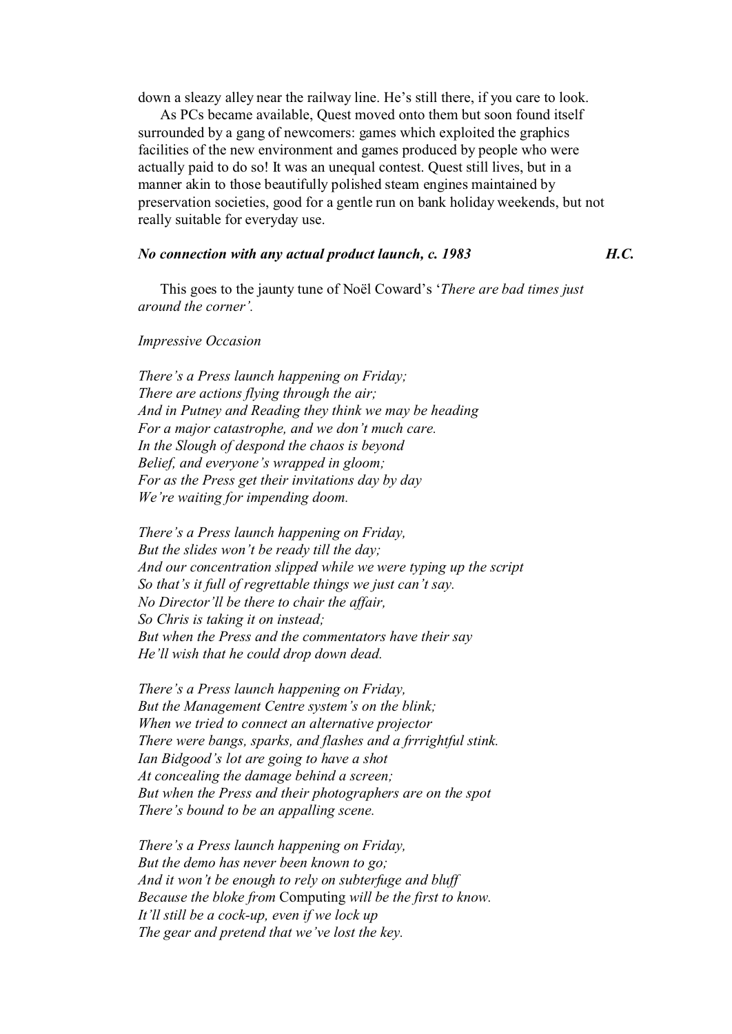down a sleazy alley near the railway line. He's still there, if you care to look.

As PCs became available, Quest moved onto them but soon found itself surrounded by a gang of newcomers: games which exploited the graphics facilities of the new environment and games produced by people who were actually paid to do so! It was an unequal contest. Quest still lives, but in a manner akin to those beautifully polished steam engines maintained by preservation societies, good for a gentle run on bank holiday weekends, but not really suitable for everyday use.

***No connection with any actual product launch, c. 1983*** **H.C.**

This goes to the jaunty tune of Noël Coward's '*There are bad times just around the corner'.*

*Impressive Occasion*

*There's a Press launch happening on Friday;*
*There are actions flying through the air;*
*And in Putney and Reading they think we may be heading*
*For a major catastrophe, and we don't much care.*
*In the Slough of despond the chaos is beyond*
*Belief, and everyone's wrapped in gloom;*
*For as the Press get their invitations day by day*
*We're waiting for impending doom.*

*There's a Press launch happening on Friday,*
*But the slides won't be ready till the day;*
*And our concentration slipped while we were typing up the script*
*So that's it full of regrettable things we just can't say.*
*No Director'll be there to chair the affair,*
*So Chris is taking it on instead;*
*But when the Press and the commentators have their say*
*He'll wish that he could drop down dead.*

*There's a Press launch happening on Friday,*
*But the Management Centre system's on the blink;*
*When we tried to connect an alternative projector*
*There were bangs, sparks, and flashes and a frrrightful stink.*
*Ian Bidgood's lot are going to have a shot*
*At concealing the damage behind a screen;*
*But when the Press and their photographers are on the spot*
*There's bound to be an appalling scene.*

*There's a Press launch happening on Friday,*
*But the demo has never been known to go;*
*And it won't be enough to rely on subterfuge and bluff*
*Because the bloke from* Computing *will be the first to know.*
*It'll still be a cock-up, even if we lock up*
*The gear and pretend that we've lost the key.*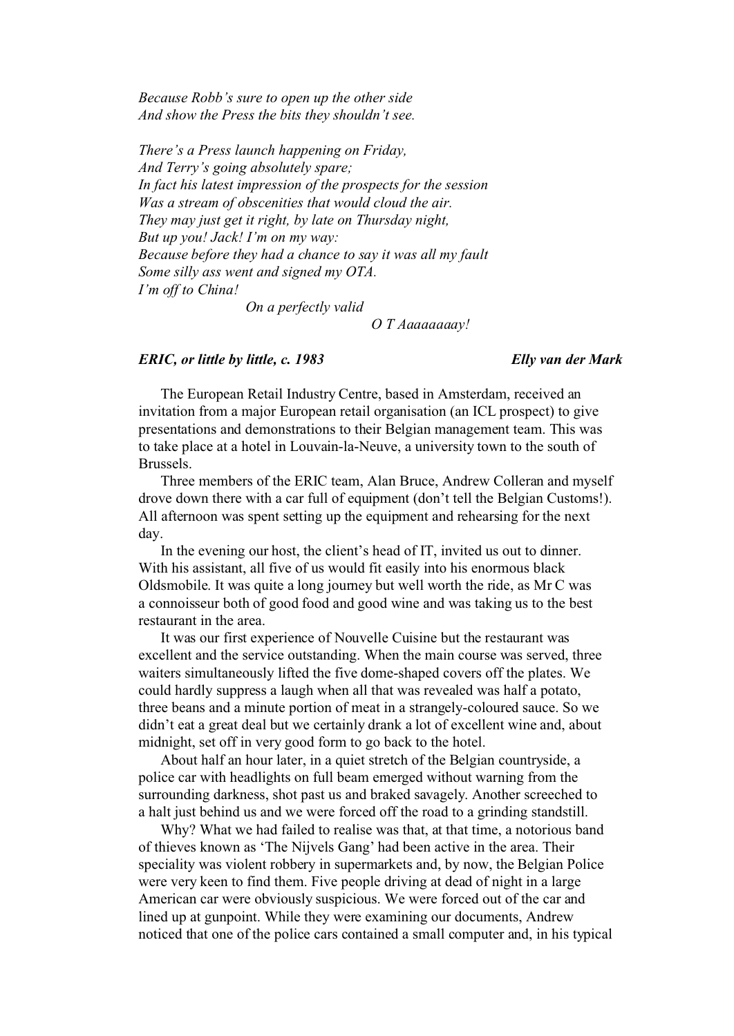*Because Robb's sure to open up the other side*
*And show the Press the bits they shouldn't see.*

*There's a Press launch happening on Friday,*
*And Terry's going absolutely spare;*
*In fact his latest impression of the prospects for the session*
*Was a stream of obscenities that would cloud the air.*
*They may just get it right, by late on Thursday night,*
*But up you! Jack! I'm on my way:*
*Because before they had a chance to say it was all my fault*
*Some silly ass went and signed my OTA.*
*I'm off to China!*
*On a perfectly valid*
*O T Aaaaaaaay!*

### *ERIC, or little by little, c. 1983* — *Elly van der Mark*

The European Retail Industry Centre, based in Amsterdam, received an invitation from a major European retail organisation (an ICL prospect) to give presentations and demonstrations to their Belgian management team. This was to take place at a hotel in Louvain-la-Neuve, a university town to the south of Brussels.

Three members of the ERIC team, Alan Bruce, Andrew Colleran and myself drove down there with a car full of equipment (don't tell the Belgian Customs!). All afternoon was spent setting up the equipment and rehearsing for the next day.

In the evening our host, the client's head of IT, invited us out to dinner. With his assistant, all five of us would fit easily into his enormous black Oldsmobile. It was quite a long journey but well worth the ride, as Mr C was a connoisseur both of good food and good wine and was taking us to the best restaurant in the area.

It was our first experience of Nouvelle Cuisine but the restaurant was excellent and the service outstanding. When the main course was served, three waiters simultaneously lifted the five dome-shaped covers off the plates. We could hardly suppress a laugh when all that was revealed was half a potato, three beans and a minute portion of meat in a strangely-coloured sauce. So we didn't eat a great deal but we certainly drank a lot of excellent wine and, about midnight, set off in very good form to go back to the hotel.

About half an hour later, in a quiet stretch of the Belgian countryside, a police car with headlights on full beam emerged without warning from the surrounding darkness, shot past us and braked savagely. Another screeched to a halt just behind us and we were forced off the road to a grinding standstill.

Why? What we had failed to realise was that, at that time, a notorious band of thieves known as 'The Nijvels Gang' had been active in the area. Their speciality was violent robbery in supermarkets and, by now, the Belgian Police were very keen to find them. Five people driving at dead of night in a large American car were obviously suspicious. We were forced out of the car and lined up at gunpoint. While they were examining our documents, Andrew noticed that one of the police cars contained a small computer and, in his typical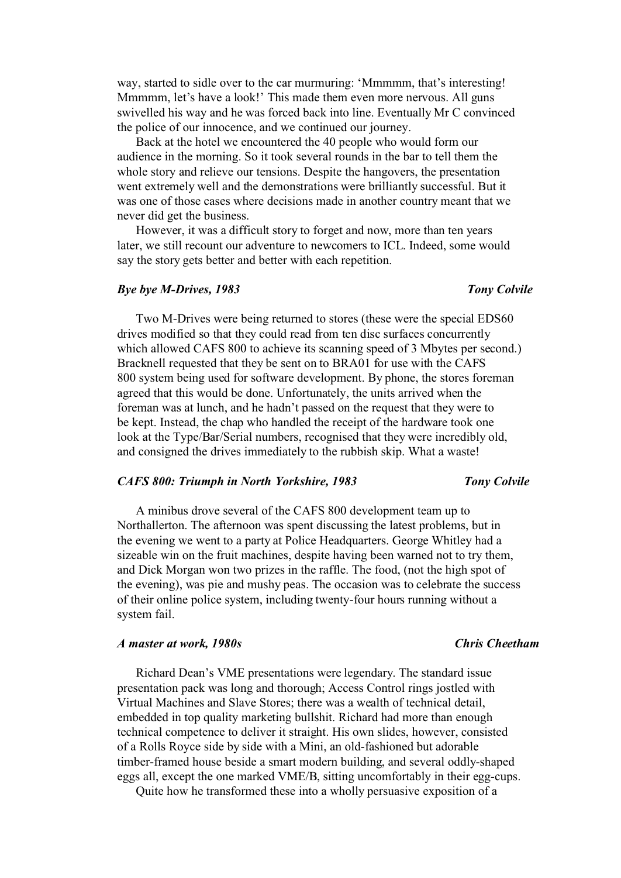way, started to sidle over to the car murmuring: 'Mmmmm, that's interesting! Mmmmm, let's have a look!' This made them even more nervous. All guns swivelled his way and he was forced back into line. Eventually Mr C convinced the police of our innocence, and we continued our journey.

Back at the hotel we encountered the 40 people who would form our audience in the morning. So it took several rounds in the bar to tell them the whole story and relieve our tensions. Despite the hangovers, the presentation went extremely well and the demonstrations were brilliantly successful. But it was one of those cases where decisions made in another country meant that we never did get the business.

However, it was a difficult story to forget and now, more than ten years later, we still recount our adventure to newcomers to ICL. Indeed, some would say the story gets better and better with each repetition.

### *Bye bye M-Drives, 1983* — *Tony Colvile*

Two M-Drives were being returned to stores (these were the special EDS60 drives modified so that they could read from ten disc surfaces concurrently which allowed CAFS 800 to achieve its scanning speed of 3 Mbytes per second.) Bracknell requested that they be sent on to BRA01 for use with the CAFS 800 system being used for software development. By phone, the stores foreman agreed that this would be done. Unfortunately, the units arrived when the foreman was at lunch, and he hadn't passed on the request that they were to be kept. Instead, the chap who handled the receipt of the hardware took one look at the Type/Bar/Serial numbers, recognised that they were incredibly old, and consigned the drives immediately to the rubbish skip. What a waste!

### *CAFS 800: Triumph in North Yorkshire, 1983* — *Tony Colvile*

A minibus drove several of the CAFS 800 development team up to Northallerton. The afternoon was spent discussing the latest problems, but in the evening we went to a party at Police Headquarters. George Whitley had a sizeable win on the fruit machines, despite having been warned not to try them, and Dick Morgan won two prizes in the raffle. The food, (not the high spot of the evening), was pie and mushy peas. The occasion was to celebrate the success of their online police system, including twenty-four hours running without a system fail.

### *A master at work, 1980s* — *Chris Cheetham*

Richard Dean's VME presentations were legendary. The standard issue presentation pack was long and thorough; Access Control rings jostled with Virtual Machines and Slave Stores; there was a wealth of technical detail, embedded in top quality marketing bullshit. Richard had more than enough technical competence to deliver it straight. His own slides, however, consisted of a Rolls Royce side by side with a Mini, an old-fashioned but adorable timber-framed house beside a smart modern building, and several oddly-shaped eggs all, except the one marked VME/B, sitting uncomfortably in their egg-cups.

Quite how he transformed these into a wholly persuasive exposition of a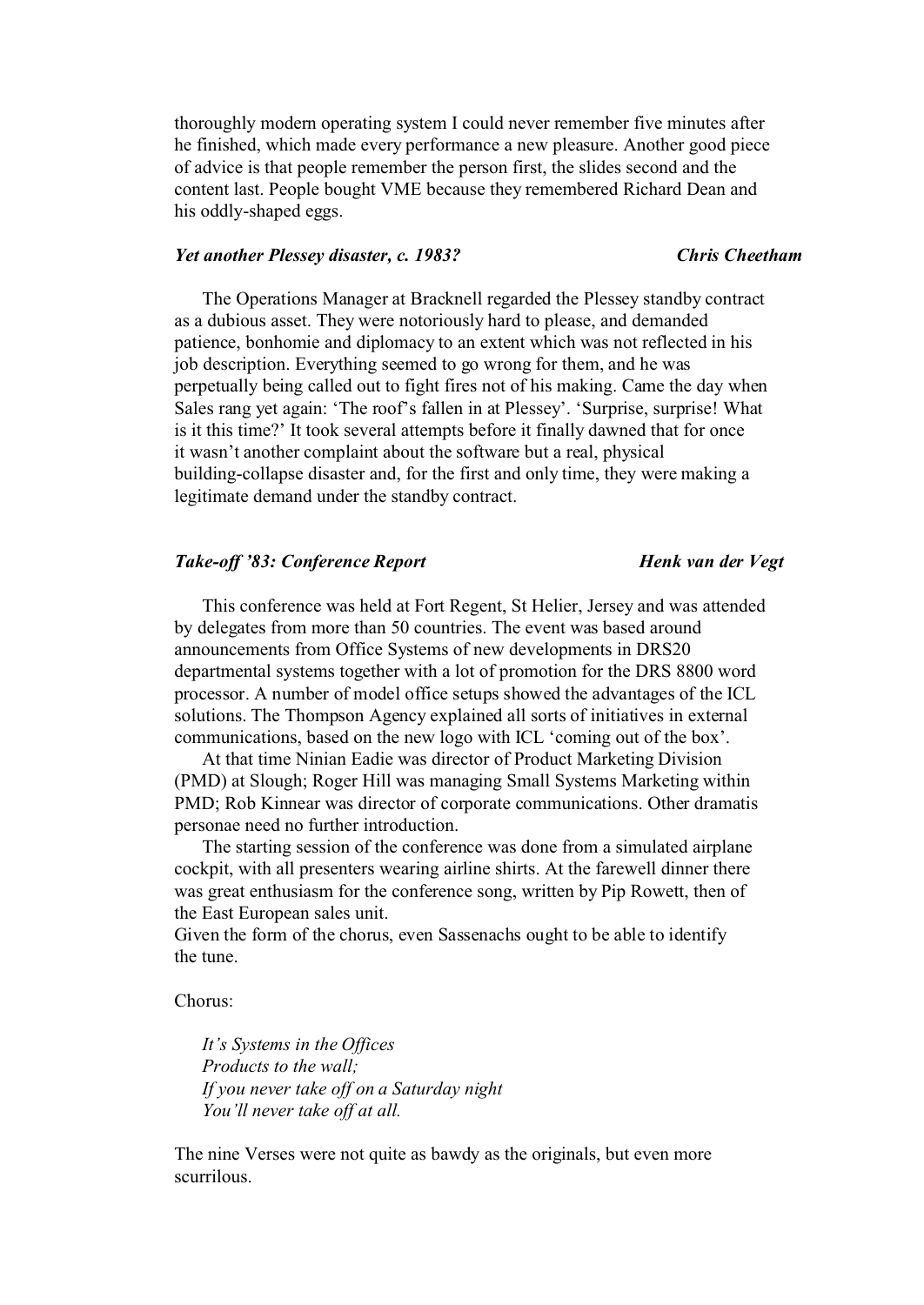thoroughly modern operating system I could never remember five minutes after he finished, which made every performance a new pleasure. Another good piece of advice is that people remember the person first, the slides second and the content last. People bought VME because they remembered Richard Dean and his oddly-shaped eggs.

### *Yet another Plessey disaster, c. 1983?* — *Chris Cheetham*

The Operations Manager at Bracknell regarded the Plessey standby contract as a dubious asset. They were notoriously hard to please, and demanded patience, bonhomie and diplomacy to an extent which was not reflected in his job description. Everything seemed to go wrong for them, and he was perpetually being called out to fight fires not of his making. Came the day when Sales rang yet again: 'The roof's fallen in at Plessey'. 'Surprise, surprise! What is it this time?' It took several attempts before it finally dawned that for once it wasn't another complaint about the software but a real, physical building-collapse disaster and, for the first and only time, they were making a legitimate demand under the standby contract.

### *Take-off '83: Conference Report* — *Henk van der Vegt*

This conference was held at Fort Regent, St Helier, Jersey and was attended by delegates from more than 50 countries. The event was based around announcements from Office Systems of new developments in DRS20 departmental systems together with a lot of promotion for the DRS 8800 word processor. A number of model office setups showed the advantages of the ICL solutions. The Thompson Agency explained all sorts of initiatives in external communications, based on the new logo with ICL 'coming out of the box'.

At that time Ninian Eadie was director of Product Marketing Division (PMD) at Slough; Roger Hill was managing Small Systems Marketing within PMD; Rob Kinnear was director of corporate communications. Other dramatis personae need no further introduction.

The starting session of the conference was done from a simulated airplane cockpit, with all presenters wearing airline shirts. At the farewell dinner there was great enthusiasm for the conference song, written by Pip Rowett, then of the East European sales unit.

Given the form of the chorus, even Sassenachs ought to be able to identify the tune.

Chorus:

*It's Systems in the Offices*
*Products to the wall;*
*If you never take off on a Saturday night*
*You'll never take off at all.*

The nine Verses were not quite as bawdy as the originals, but even more scurrilous.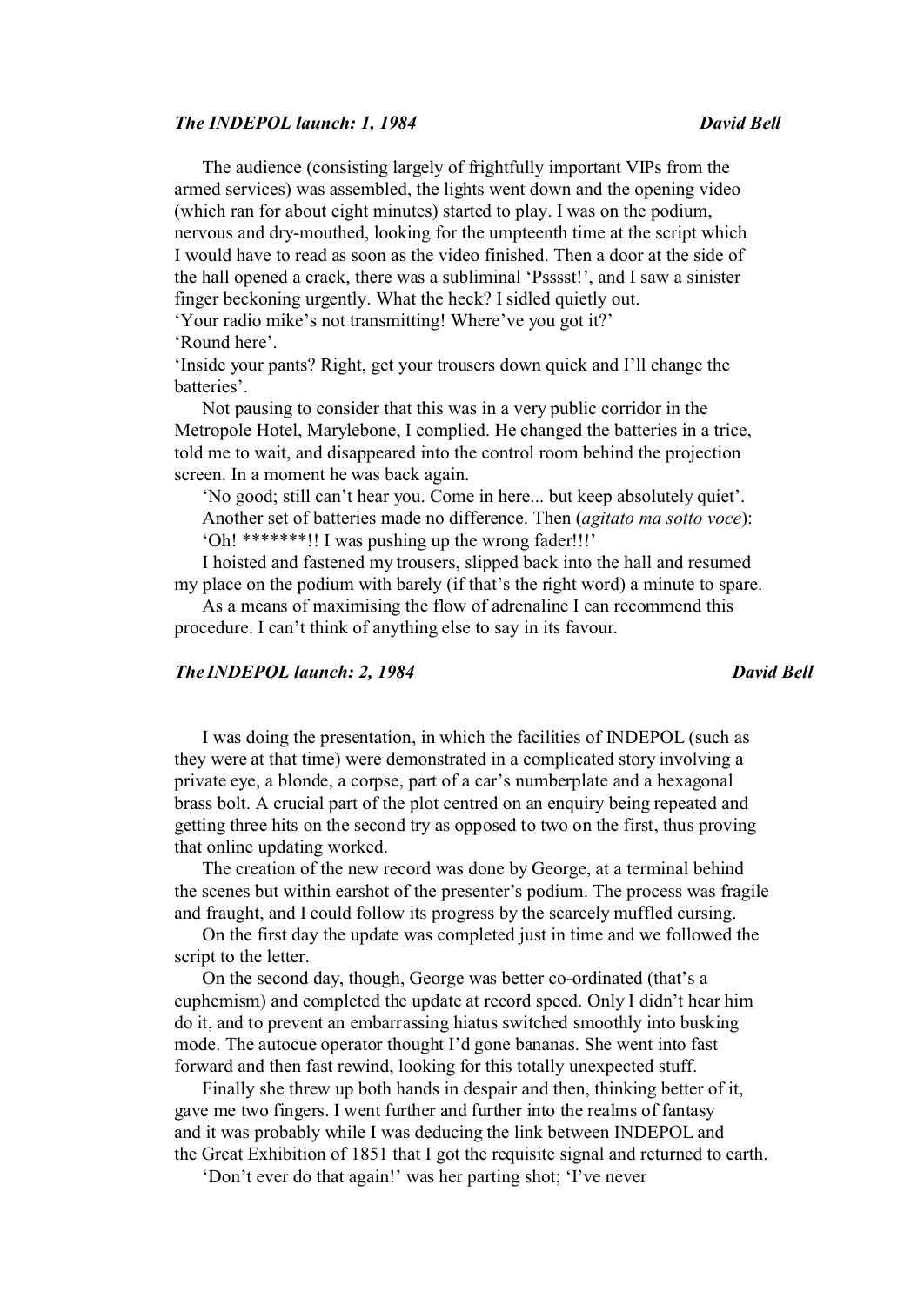### *The INDEPOL launch: 1, 1984* — ***David Bell***

The audience (consisting largely of frightfully important VIPs from the armed services) was assembled, the lights went down and the opening video (which ran for about eight minutes) started to play. I was on the podium, nervous and dry-mouthed, looking for the umpteenth time at the script which I would have to read as soon as the video finished. Then a door at the side of the hall opened a crack, there was a subliminal 'Psssst!', and I saw a sinister finger beckoning urgently. What the heck? I sidled quietly out.

'Your radio mike's not transmitting! Where've you got it?'

'Round here'.

'Inside your pants? Right, get your trousers down quick and I'll change the batteries'.

Not pausing to consider that this was in a very public corridor in the Metropole Hotel, Marylebone, I complied. He changed the batteries in a trice, told me to wait, and disappeared into the control room behind the projection screen. In a moment he was back again.

'No good; still can't hear you. Come in here... but keep absolutely quiet'.

Another set of batteries made no difference. Then (*agitato ma sotto voce*): 'Oh! *******!! I was pushing up the wrong fader!!!'

I hoisted and fastened my trousers, slipped back into the hall and resumed my place on the podium with barely (if that's the right word) a minute to spare.

As a means of maximising the flow of adrenaline I can recommend this procedure. I can't think of anything else to say in its favour.

### *The INDEPOL launch: 2, 1984* — ***David Bell***

I was doing the presentation, in which the facilities of INDEPOL (such as they were at that time) were demonstrated in a complicated story involving a private eye, a blonde, a corpse, part of a car's numberplate and a hexagonal brass bolt. A crucial part of the plot centred on an enquiry being repeated and getting three hits on the second try as opposed to two on the first, thus proving that online updating worked.

The creation of the new record was done by George, at a terminal behind the scenes but within earshot of the presenter's podium. The process was fragile and fraught, and I could follow its progress by the scarcely muffled cursing.

On the first day the update was completed just in time and we followed the script to the letter.

On the second day, though, George was better co-ordinated (that's a euphemism) and completed the update at record speed. Only I didn't hear him do it, and to prevent an embarrassing hiatus switched smoothly into busking mode. The autocue operator thought I'd gone bananas. She went into fast forward and then fast rewind, looking for this totally unexpected stuff.

Finally she threw up both hands in despair and then, thinking better of it, gave me two fingers. I went further and further into the realms of fantasy and it was probably while I was deducing the link between INDEPOL and the Great Exhibition of 1851 that I got the requisite signal and returned to earth.

'Don't ever do that again!' was her parting shot; 'I've never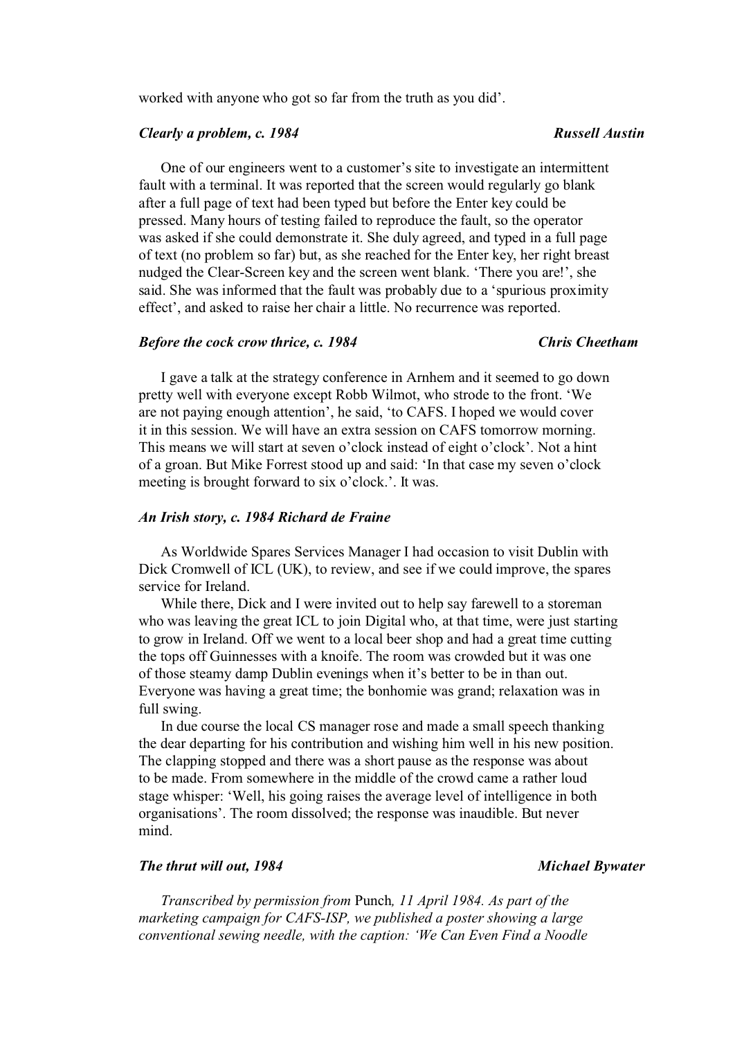worked with anyone who got so far from the truth as you did'.

### *Clearly a problem, c. 1984* — *Russell Austin*

One of our engineers went to a customer's site to investigate an intermittent fault with a terminal. It was reported that the screen would regularly go blank after a full page of text had been typed but before the Enter key could be pressed. Many hours of testing failed to reproduce the fault, so the operator was asked if she could demonstrate it. She duly agreed, and typed in a full page of text (no problem so far) but, as she reached for the Enter key, her right breast nudged the Clear-Screen key and the screen went blank. 'There you are!', she said. She was informed that the fault was probably due to a 'spurious proximity effect', and asked to raise her chair a little. No recurrence was reported.

### *Before the cock crow thrice, c. 1984* — *Chris Cheetham*

I gave a talk at the strategy conference in Arnhem and it seemed to go down pretty well with everyone except Robb Wilmot, who strode to the front. 'We are not paying enough attention', he said, 'to CAFS. I hoped we would cover it in this session. We will have an extra session on CAFS tomorrow morning. This means we will start at seven o'clock instead of eight o'clock'. Not a hint of a groan. But Mike Forrest stood up and said: 'In that case my seven o'clock meeting is brought forward to six o'clock.'. It was.

### *An Irish story, c. 1984 Richard de Fraine*

As Worldwide Spares Services Manager I had occasion to visit Dublin with Dick Cromwell of ICL (UK), to review, and see if we could improve, the spares service for Ireland.

While there, Dick and I were invited out to help say farewell to a storeman who was leaving the great ICL to join Digital who, at that time, were just starting to grow in Ireland. Off we went to a local beer shop and had a great time cutting the tops off Guinnesses with a knoife. The room was crowded but it was one of those steamy damp Dublin evenings when it's better to be in than out. Everyone was having a great time; the bonhomie was grand; relaxation was in full swing.

In due course the local CS manager rose and made a small speech thanking the dear departing for his contribution and wishing him well in his new position. The clapping stopped and there was a short pause as the response was about to be made. From somewhere in the middle of the crowd came a rather loud stage whisper: 'Well, his going raises the average level of intelligence in both organisations'. The room dissolved; the response was inaudible. But never mind.

### *The thrut will out, 1984* — *Michael Bywater*

*Transcribed by permission from* Punch*, 11 April 1984. As part of the marketing campaign for CAFS-ISP, we published a poster showing a large conventional sewing needle, with the caption: 'We Can Even Find a Noodle*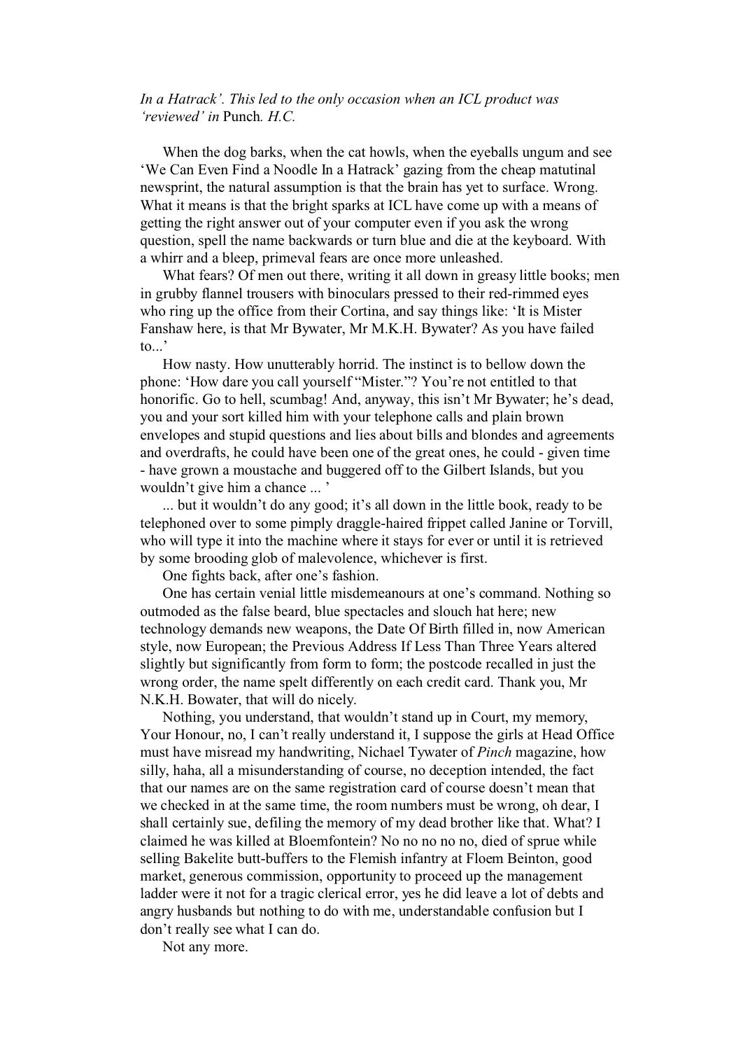*In a Hatrack'. This led to the only occasion when an ICL product was 'reviewed' in* Punch. *H.C.*

When the dog barks, when the cat howls, when the eyeballs ungum and see 'We Can Even Find a Noodle In a Hatrack' gazing from the cheap matutinal newsprint, the natural assumption is that the brain has yet to surface. Wrong. What it means is that the bright sparks at ICL have come up with a means of getting the right answer out of your computer even if you ask the wrong question, spell the name backwards or turn blue and die at the keyboard. With a whirr and a bleep, primeval fears are once more unleashed.

What fears? Of men out there, writing it all down in greasy little books; men in grubby flannel trousers with binoculars pressed to their red-rimmed eyes who ring up the office from their Cortina, and say things like: 'It is Mister Fanshaw here, is that Mr Bywater, Mr M.K.H. Bywater? As you have failed to...'

How nasty. How unutterably horrid. The instinct is to bellow down the phone: 'How dare you call yourself "Mister."? You're not entitled to that honorific. Go to hell, scumbag! And, anyway, this isn't Mr Bywater; he's dead, you and your sort killed him with your telephone calls and plain brown envelopes and stupid questions and lies about bills and blondes and agreements and overdrafts, he could have been one of the great ones, he could - given time - have grown a moustache and buggered off to the Gilbert Islands, but you wouldn't give him a chance ... '

... but it wouldn't do any good; it's all down in the little book, ready to be telephoned over to some pimply draggle-haired frippet called Janine or Torvill, who will type it into the machine where it stays for ever or until it is retrieved by some brooding glob of malevolence, whichever is first.

One fights back, after one's fashion.

One has certain venial little misdemeanours at one's command. Nothing so outmoded as the false beard, blue spectacles and slouch hat here; new technology demands new weapons, the Date Of Birth filled in, now American style, now European; the Previous Address If Less Than Three Years altered slightly but significantly from form to form; the postcode recalled in just the wrong order, the name spelt differently on each credit card. Thank you, Mr N.K.H. Bowater, that will do nicely.

Nothing, you understand, that wouldn't stand up in Court, my memory, Your Honour, no, I can't really understand it, I suppose the girls at Head Office must have misread my handwriting, Nichael Tywater of *Pinch* magazine, how silly, haha, all a misunderstanding of course, no deception intended, the fact that our names are on the same registration card of course doesn't mean that we checked in at the same time, the room numbers must be wrong, oh dear, I shall certainly sue, defiling the memory of my dead brother like that. What? I claimed he was killed at Bloemfontein? No no no no no, died of sprue while selling Bakelite butt-buffers to the Flemish infantry at Floem Beinton, good market, generous commission, opportunity to proceed up the management ladder were it not for a tragic clerical error, yes he did leave a lot of debts and angry husbands but nothing to do with me, understandable confusion but I don't really see what I can do.

Not any more.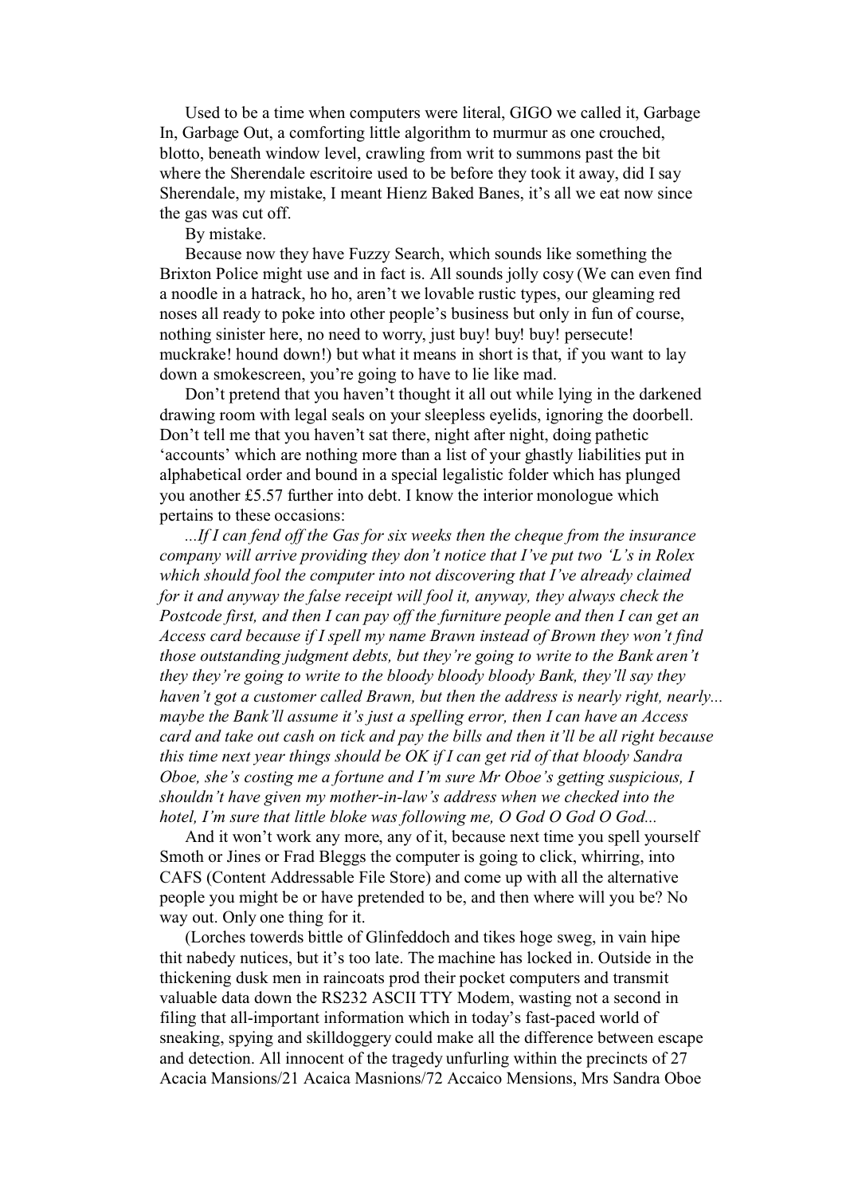Used to be a time when computers were literal, GIGO we called it, Garbage In, Garbage Out, a comforting little algorithm to murmur as one crouched, blotto, beneath window level, crawling from writ to summons past the bit where the Sherendale escritoire used to be before they took it away, did I say Sherendale, my mistake, I meant Hienz Baked Banes, it's all we eat now since the gas was cut off.

By mistake.

Because now they have Fuzzy Search, which sounds like something the Brixton Police might use and in fact is. All sounds jolly cosy (We can even find a noodle in a hatrack, ho ho, aren't we lovable rustic types, our gleaming red noses all ready to poke into other people's business but only in fun of course, nothing sinister here, no need to worry, just buy! buy! buy! persecute! muckrake! hound down!) but what it means in short is that, if you want to lay down a smokescreen, you're going to have to lie like mad.

Don't pretend that you haven't thought it all out while lying in the darkened drawing room with legal seals on your sleepless eyelids, ignoring the doorbell. Don't tell me that you haven't sat there, night after night, doing pathetic 'accounts' which are nothing more than a list of your ghastly liabilities put in alphabetical order and bound in a special legalistic folder which has plunged you another £5.57 further into debt. I know the interior monologue which pertains to these occasions:

*...If I can fend off the Gas for six weeks then the cheque from the insurance company will arrive providing they don't notice that I've put two 'L's in Rolex which should fool the computer into not discovering that I've already claimed for it and anyway the false receipt will fool it, anyway, they always check the Postcode first, and then I can pay off the furniture people and then I can get an Access card because if I spell my name Brawn instead of Brown they won't find those outstanding judgment debts, but they're going to write to the Bank aren't they they're going to write to the bloody bloody bloody Bank, they'll say they haven't got a customer called Brawn, but then the address is nearly right, nearly... maybe the Bank'll assume it's just a spelling error, then I can have an Access card and take out cash on tick and pay the bills and then it'll be all right because this time next year things should be OK if I can get rid of that bloody Sandra Oboe, she's costing me a fortune and I'm sure Mr Oboe's getting suspicious, I shouldn't have given my mother-in-law's address when we checked into the hotel, I'm sure that little bloke was following me, O God O God O God...*

And it won't work any more, any of it, because next time you spell yourself Smoth or Jines or Frad Bleggs the computer is going to click, whirring, into CAFS (Content Addressable File Store) and come up with all the alternative people you might be or have pretended to be, and then where will you be? No way out. Only one thing for it.

(Lorches towards bittle of Glinfeddoch and tikes hoge sweg, in vain hipe thit nabedy nutices, but it's too late. The machine has locked in. Outside in the thickening dusk men in raincoats prod their pocket computers and transmit valuable data down the RS232 ASCII TTY Modem, wasting not a second in filing that all-important information which in today's fast-paced world of sneaking, spying and skilldoggery could make all the difference between escape and detection. All innocent of the tragedy unfurling within the precincts of 27 Acacia Mansions/21 Acaica Masnions/72 Accaico Mensions, Mrs Sandra Oboe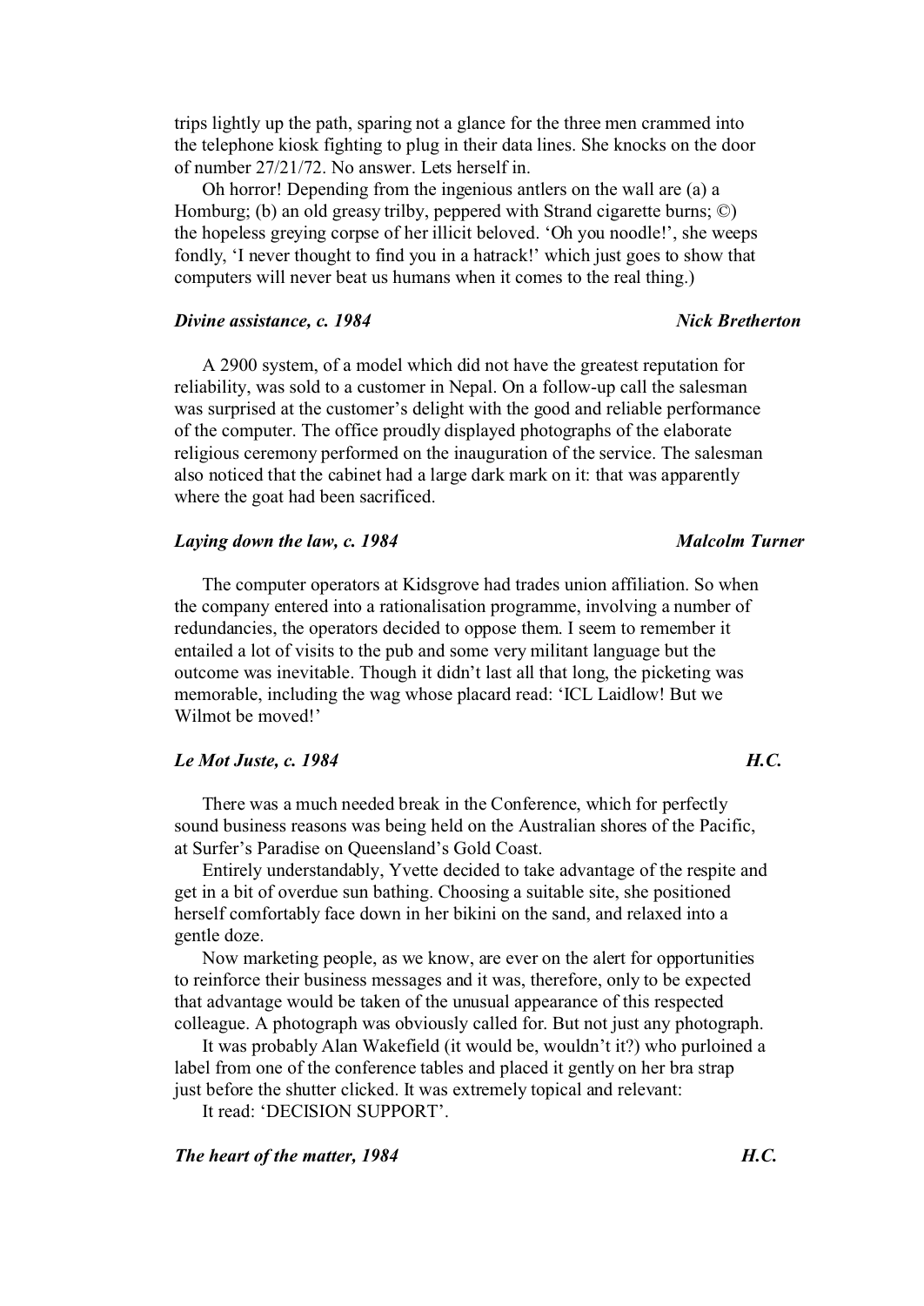trips lightly up the path, sparing not a glance for the three men crammed into the telephone kiosk fighting to plug in their data lines. She knocks on the door of number 27/21/72. No answer. Lets herself in.

Oh horror! Depending from the ingenious antlers on the wall are (a) a Homburg; (b) an old greasy trilby, peppered with Strand cigarette burns; ©) the hopeless greying corpse of her illicit beloved. 'Oh you noodle!', she weeps fondly, 'I never thought to find you in a hatrack!' which just goes to show that computers will never beat us humans when it comes to the real thing.)

### *Divine assistance, c. 1984* — *Nick Bretherton*

A 2900 system, of a model which did not have the greatest reputation for reliability, was sold to a customer in Nepal. On a follow-up call the salesman was surprised at the customer's delight with the good and reliable performance of the computer. The office proudly displayed photographs of the elaborate religious ceremony performed on the inauguration of the service. The salesman also noticed that the cabinet had a large dark mark on it: that was apparently where the goat had been sacrificed.

### *Laying down the law, c. 1984* — *Malcolm Turner*

The computer operators at Kidsgrove had trades union affiliation. So when the company entered into a rationalisation programme, involving a number of redundancies, the operators decided to oppose them. I seem to remember it entailed a lot of visits to the pub and some very militant language but the outcome was inevitable. Though it didn't last all that long, the picketing was memorable, including the wag whose placard read: 'ICL Laidlow! But we Wilmot be moved!'

### *Le Mot Juste, c. 1984* — *H.C.*

There was a much needed break in the Conference, which for perfectly sound business reasons was being held on the Australian shores of the Pacific, at Surfer's Paradise on Queensland's Gold Coast.

Entirely understandably, Yvette decided to take advantage of the respite and get in a bit of overdue sun bathing. Choosing a suitable site, she positioned herself comfortably face down in her bikini on the sand, and relaxed into a gentle doze.

Now marketing people, as we know, are ever on the alert for opportunities to reinforce their business messages and it was, therefore, only to be expected that advantage would be taken of the unusual appearance of this respected colleague. A photograph was obviously called for. But not just any photograph.

It was probably Alan Wakefield (it would be, wouldn't it?) who purloined a label from one of the conference tables and placed it gently on her bra strap just before the shutter clicked. It was extremely topical and relevant:

It read: 'DECISION SUPPORT'.

### *The heart of the matter, 1984* — *H.C.*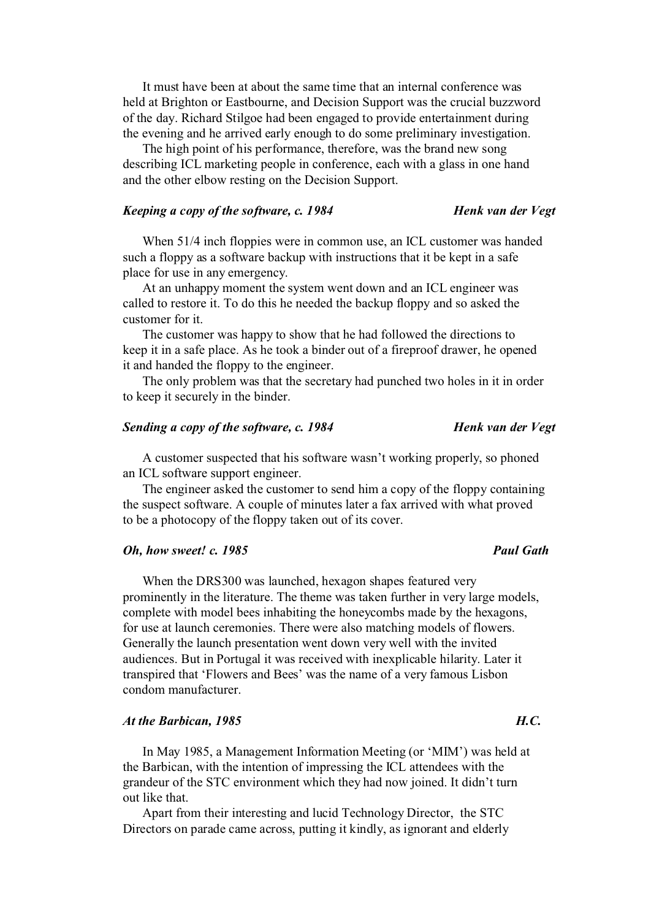It must have been at about the same time that an internal conference was held at Brighton or Eastbourne, and Decision Support was the crucial buzzword of the day. Richard Stilgoe had been engaged to provide entertainment during the evening and he arrived early enough to do some preliminary investigation.

The high point of his performance, therefore, was the brand new song describing ICL marketing people in conference, each with a glass in one hand and the other elbow resting on the Decision Support.

***Keeping a copy of the software, c. 1984*** — ***Henk van der Vegt***

When 51/4 inch floppies were in common use, an ICL customer was handed such a floppy as a software backup with instructions that it be kept in a safe place for use in any emergency.

At an unhappy moment the system went down and an ICL engineer was called to restore it. To do this he needed the backup floppy and so asked the customer for it.

The customer was happy to show that he had followed the directions to keep it in a safe place. As he took a binder out of a fireproof drawer, he opened it and handed the floppy to the engineer.

The only problem was that the secretary had punched two holes in it in order to keep it securely in the binder.

***Sending a copy of the software, c. 1984*** — ***Henk van der Vegt***

A customer suspected that his software wasn't working properly, so phoned an ICL software support engineer.

The engineer asked the customer to send him a copy of the floppy containing the suspect software. A couple of minutes later a fax arrived with what proved to be a photocopy of the floppy taken out of its cover.

***Oh, how sweet! c. 1985*** — ***Paul Gath***

When the DRS300 was launched, hexagon shapes featured very prominently in the literature. The theme was taken further in very large models, complete with model bees inhabiting the honeycombs made by the hexagons, for use at launch ceremonies. There were also matching models of flowers. Generally the launch presentation went down very well with the invited audiences. But in Portugal it was received with inexplicable hilarity. Later it transpired that 'Flowers and Bees' was the name of a very famous Lisbon condom manufacturer.

***At the Barbican, 1985*** — ***H.C.***

In May 1985, a Management Information Meeting (or 'MIM') was held at the Barbican, with the intention of impressing the ICL attendees with the grandeur of the STC environment which they had now joined. It didn't turn out like that.

Apart from their interesting and lucid Technology Director, the STC Directors on parade came across, putting it kindly, as ignorant and elderly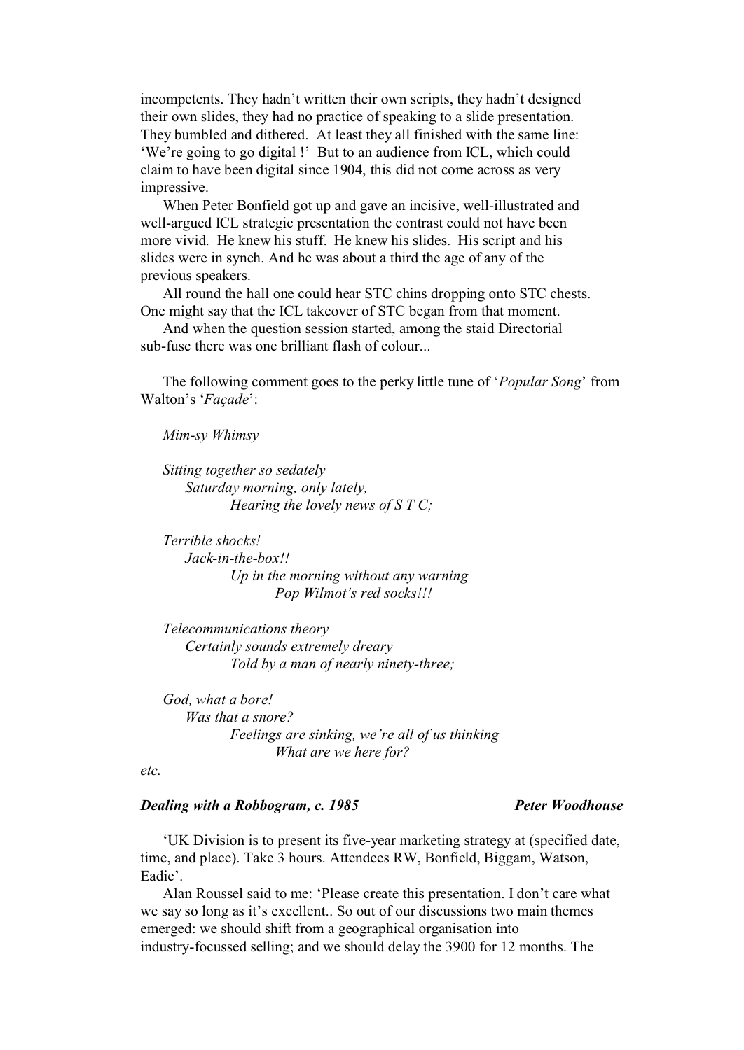incompetents. They hadn't written their own scripts, they hadn't designed their own slides, they had no practice of speaking to a slide presentation. They bumbled and dithered. At least they all finished with the same line: 'We're going to go digital !' But to an audience from ICL, which could claim to have been digital since 1904, this did not come across as very impressive.

When Peter Bonfield got up and gave an incisive, well-illustrated and well-argued ICL strategic presentation the contrast could not have been more vivid. He knew his stuff. He knew his slides. His script and his slides were in synch. And he was about a third the age of any of the previous speakers.

All round the hall one could hear STC chins dropping onto STC chests. One might say that the ICL takeover of STC began from that moment.

And when the question session started, among the staid Directorial sub-fusc there was one brilliant flash of colour...

The following comment goes to the perky little tune of '*Popular Song*' from Walton's '*Façade*':

*Mim-sy Whimsy*

*Sitting together so sedately*
*Saturday morning, only lately,*
*Hearing the lovely news of S T C;*

*Terrible shocks!*
*Jack-in-the-box!!*
*Up in the morning without any warning*
*Pop Wilmot's red socks!!!*

*Telecommunications theory*
*Certainly sounds extremely dreary*
*Told by a man of nearly ninety-three;*

*God, what a bore!*
*Was that a snore?*
*Feelings are sinking, we're all of us thinking*
*What are we here for?*

*etc.*

### *Dealing with a Robbogram, c. 1985* — *Peter Woodhouse*

'UK Division is to present its five-year marketing strategy at (specified date, time, and place). Take 3 hours. Attendees RW, Bonfield, Biggam, Watson, Eadie'.

Alan Roussel said to me: 'Please create this presentation. I don't care what we say so long as it's excellent.. So out of our discussions two main themes emerged: we should shift from a geographical organisation into industry-focussed selling; and we should delay the 3900 for 12 months. The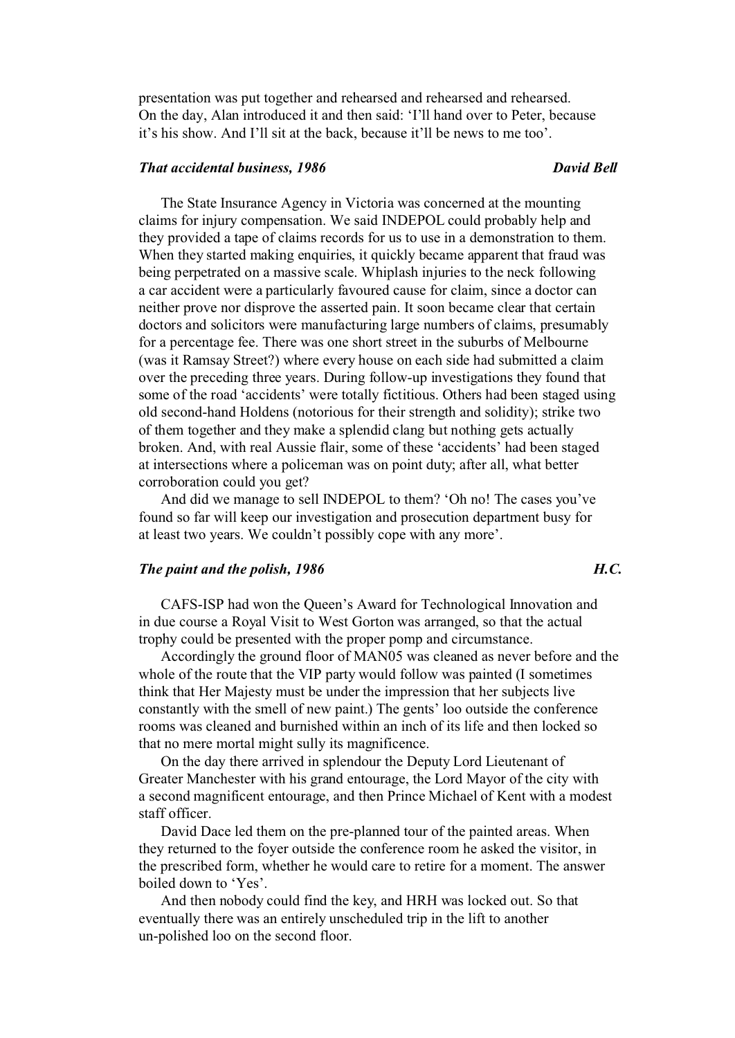presentation was put together and rehearsed and rehearsed and rehearsed. On the day, Alan introduced it and then said: 'I'll hand over to Peter, because it's his show. And I'll sit at the back, because it'll be news to me too'.

### *That accidental business, 1986* — *David Bell*

The State Insurance Agency in Victoria was concerned at the mounting claims for injury compensation. We said INDEPOL could probably help and they provided a tape of claims records for us to use in a demonstration to them. When they started making enquiries, it quickly became apparent that fraud was being perpetrated on a massive scale. Whiplash injuries to the neck following a car accident were a particularly favoured cause for claim, since a doctor can neither prove nor disprove the asserted pain. It soon became clear that certain doctors and solicitors were manufacturing large numbers of claims, presumably for a percentage fee. There was one short street in the suburbs of Melbourne (was it Ramsay Street?) where every house on each side had submitted a claim over the preceding three years. During follow-up investigations they found that some of the road 'accidents' were totally fictitious. Others had been staged using old second-hand Holdens (notorious for their strength and solidity); strike two of them together and they make a splendid clang but nothing gets actually broken. And, with real Aussie flair, some of these 'accidents' had been staged at intersections where a policeman was on point duty; after all, what better corroboration could you get?

And did we manage to sell INDEPOL to them? 'Oh no! The cases you've found so far will keep our investigation and prosecution department busy for at least two years. We couldn't possibly cope with any more'.

### *The paint and the polish, 1986* — *H.C.*

CAFS-ISP had won the Queen's Award for Technological Innovation and in due course a Royal Visit to West Gorton was arranged, so that the actual trophy could be presented with the proper pomp and circumstance.

Accordingly the ground floor of MAN05 was cleaned as never before and the whole of the route that the VIP party would follow was painted (I sometimes think that Her Majesty must be under the impression that her subjects live constantly with the smell of new paint.) The gents' loo outside the conference rooms was cleaned and burnished within an inch of its life and then locked so that no mere mortal might sully its magnificence.

On the day there arrived in splendour the Deputy Lord Lieutenant of Greater Manchester with his grand entourage, the Lord Mayor of the city with a second magnificent entourage, and then Prince Michael of Kent with a modest staff officer.

David Dace led them on the pre-planned tour of the painted areas. When they returned to the foyer outside the conference room he asked the visitor, in the prescribed form, whether he would care to retire for a moment. The answer boiled down to 'Yes'.

And then nobody could find the key, and HRH was locked out. So that eventually there was an entirely unscheduled trip in the lift to another un-polished loo on the second floor.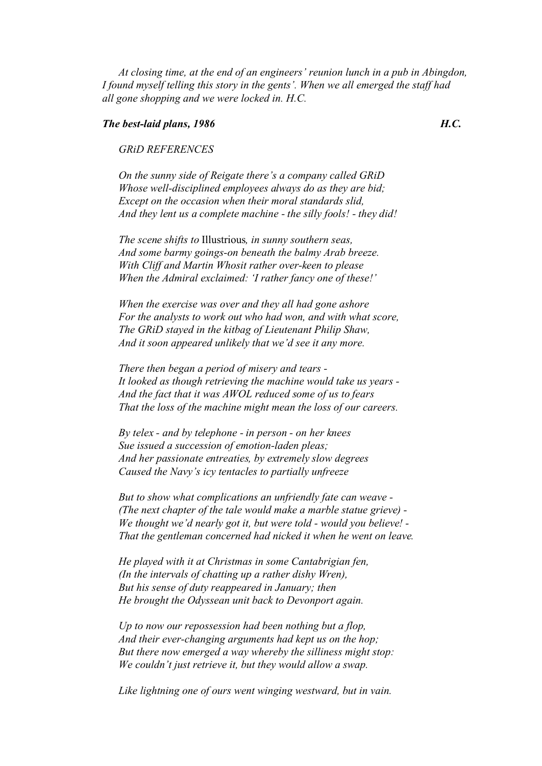*At closing time, at the end of an engineers' reunion lunch in a pub in Abingdon, I found myself telling this story in the gents'. When we all emerged the staff had all gone shopping and we were locked in. H.C.*

***The best-laid plans, 1986*** ***H.C.***

*GRiD REFERENCES*

*On the sunny side of Reigate there's a company called GRiD*
*Whose well-disciplined employees always do as they are bid;*
*Except on the occasion when their moral standards slid,*
*And they lent us a complete machine - the silly fools! - they did!*

*The scene shifts to* Illustrious*, in sunny southern seas,*
*And some barmy goings-on beneath the balmy Arab breeze.*
*With Cliff and Martin Whosit rather over-keen to please*
*When the Admiral exclaimed: 'I rather fancy one of these!'*

*When the exercise was over and they all had gone ashore*
*For the analysts to work out who had won, and with what score,*
*The GRiD stayed in the kitbag of Lieutenant Philip Shaw,*
*And it soon appeared unlikely that we'd see it any more.*

*There then began a period of misery and tears -*
*It looked as though retrieving the machine would take us years -*
*And the fact that it was AWOL reduced some of us to fears*
*That the loss of the machine might mean the loss of our careers.*

*By telex - and by telephone - in person - on her knees*
*Sue issued a succession of emotion-laden pleas;*
*And her passionate entreaties, by extremely slow degrees*
*Caused the Navy's icy tentacles to partially unfreeze*

*But to show what complications an unfriendly fate can weave -*
*(The next chapter of the tale would make a marble statue grieve) -*
*We thought we'd nearly got it, but were told - would you believe! -*
*That the gentleman concerned had nicked it when he went on leave.*

*He played with it at Christmas in some Cantabrigian fen,*
*(In the intervals of chatting up a rather dishy Wren),*
*But his sense of duty reappeared in January; then*
*He brought the Odyssean unit back to Devonport again.*

*Up to now our repossession had been nothing but a flop,*
*And their ever-changing arguments had kept us on the hop;*
*But there now emerged a way whereby the silliness might stop:*
*We couldn't just retrieve it, but they would allow a swap.*

*Like lightning one of ours went winging westward, but in vain.*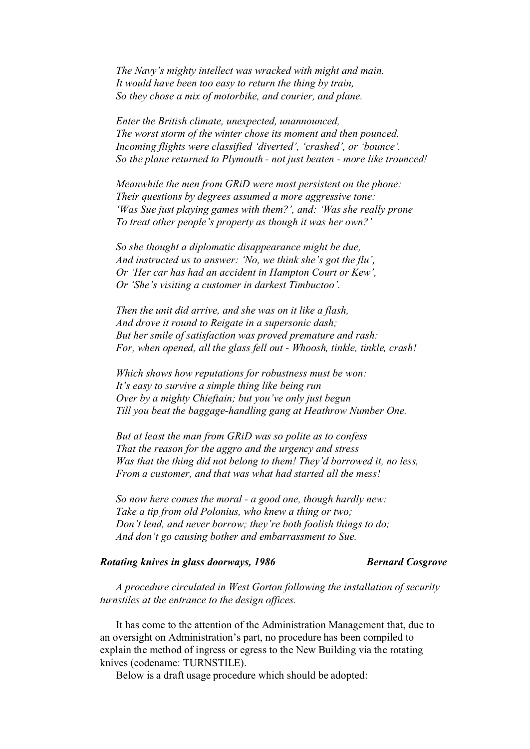*The Navy's mighty intellect was wracked with might and main.*
*It would have been too easy to return the thing by train,*
*So they chose a mix of motorbike, and courier, and plane.*

*Enter the British climate, unexpected, unannounced,*
*The worst storm of the winter chose its moment and then pounced.*
*Incoming flights were classified 'diverted', 'crashed', or 'bounce'.*
*So the plane returned to Plymouth - not just beaten - more like trounced!*

*Meanwhile the men from GRiD were most persistent on the phone:*
*Their questions by degrees assumed a more aggressive tone:*
*'Was Sue just playing games with them?', and: 'Was she really prone*
*To treat other people's property as though it was her own?'*

*So she thought a diplomatic disappearance might be due,*
*And instructed us to answer: 'No, we think she's got the flu',*
*Or 'Her car has had an accident in Hampton Court or Kew',*
*Or 'She's visiting a customer in darkest Timbuctoo'.*

*Then the unit did arrive, and she was on it like a flash,*
*And drove it round to Reigate in a supersonic dash;*
*But her smile of satisfaction was proved premature and rash:*
*For, when opened, all the glass fell out - Whoosh, tinkle, tinkle, crash!*

*Which shows how reputations for robustness must be won:*
*It's easy to survive a simple thing like being run*
*Over by a mighty Chieftain; but you've only just begun*
*Till you beat the baggage-handling gang at Heathrow Number One.*

*But at least the man from GRiD was so polite as to confess*
*That the reason for the aggro and the urgency and stress*
*Was that the thing did not belong to them! They'd borrowed it, no less,*
*From a customer, and that was what had started all the mess!*

*So now here comes the moral - a good one, though hardly new:*
*Take a tip from old Polonius, who knew a thing or two;*
*Don't lend, and never borrow; they're both foolish things to do;*
*And don't go causing bother and embarrassment to Sue.*

## ***Rotating knives in glass doorways, 1986*** — ***Bernard Cosgrove***

*A procedure circulated in West Gorton following the installation of security turnstiles at the entrance to the design offices.*

It has come to the attention of the Administration Management that, due to an oversight on Administration's part, no procedure has been compiled to explain the method of ingress or egress to the New Building via the rotating knives (codename: TURNSTILE).

Below is a draft usage procedure which should be adopted: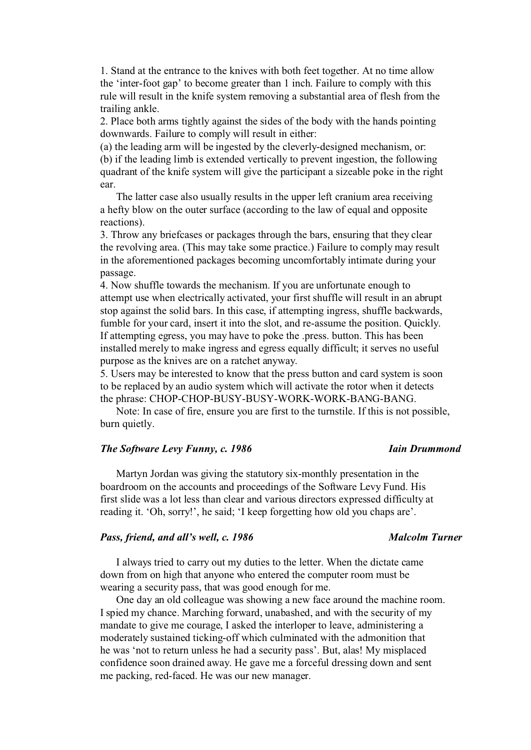1. Stand at the entrance to the knives with both feet together. At no time allow the 'inter-foot gap' to become greater than 1 inch. Failure to comply with this rule will result in the knife system removing a substantial area of flesh from the trailing ankle.

2. Place both arms tightly against the sides of the body with the hands pointing downwards. Failure to comply will result in either:

(a) the leading arm will be ingested by the cleverly-designed mechanism, or:

(b) if the leading limb is extended vertically to prevent ingestion, the following quadrant of the knife system will give the participant a sizeable poke in the right ear.

The latter case also usually results in the upper left cranium area receiving a hefty blow on the outer surface (according to the law of equal and opposite reactions).

3. Throw any briefcases or packages through the bars, ensuring that they clear the revolving area. (This may take some practice.) Failure to comply may result in the aforementioned packages becoming uncomfortably intimate during your passage.

4. Now shuffle towards the mechanism. If you are unfortunate enough to attempt use when electrically activated, your first shuffle will result in an abrupt stop against the solid bars. In this case, if attempting ingress, shuffle backwards, fumble for your card, insert it into the slot, and re-assume the position. Quickly. If attempting egress, you may have to poke the .press. button. This has been installed merely to make ingress and egress equally difficult; it serves no useful purpose as the knives are on a ratchet anyway.

5. Users may be interested to know that the press button and card system is soon to be replaced by an audio system which will activate the rotor when it detects the phrase: CHOP-CHOP-BUSY-BUSY-WORK-WORK-BANG-BANG.

Note: In case of fire, ensure you are first to the turnstile. If this is not possible, burn quietly.

### *The Software Levy Funny, c. 1986* — *Iain Drummond*

Martyn Jordan was giving the statutory six-monthly presentation in the boardroom on the accounts and proceedings of the Software Levy Fund. His first slide was a lot less than clear and various directors expressed difficulty at reading it. 'Oh, sorry!', he said; 'I keep forgetting how old you chaps are'.

### *Pass, friend, and all's well, c. 1986* — *Malcolm Turner*

I always tried to carry out my duties to the letter. When the dictate came down from on high that anyone who entered the computer room must be wearing a security pass, that was good enough for me.

One day an old colleague was showing a new face around the machine room. I spied my chance. Marching forward, unabashed, and with the security of my mandate to give me courage, I asked the interloper to leave, administering a moderately sustained ticking-off which culminated with the admonition that he was 'not to return unless he had a security pass'. But, alas! My misplaced confidence soon drained away. He gave me a forceful dressing down and sent me packing, red-faced. He was our new manager.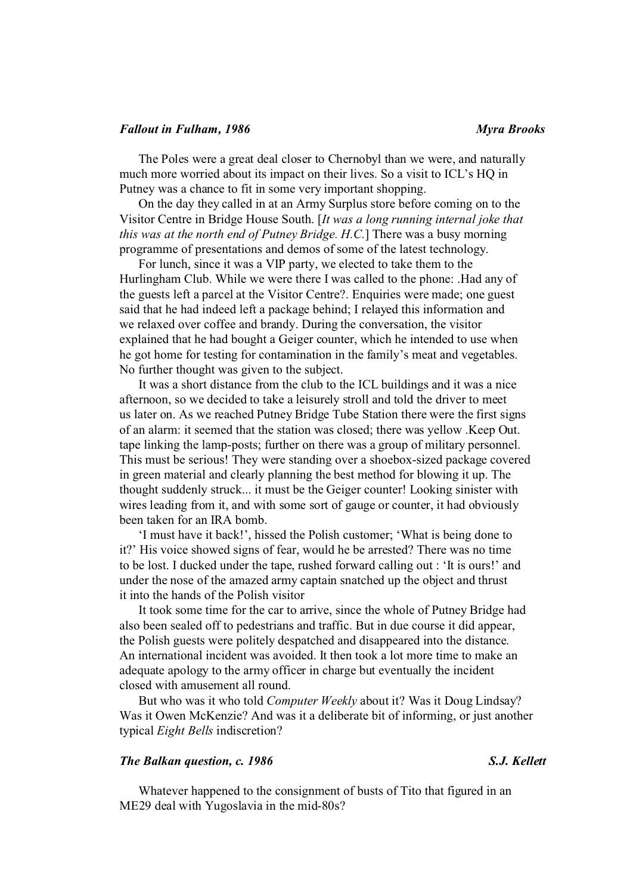### *Fallout in Fulham, 1986* — *Myra Brooks*

The Poles were a great deal closer to Chernobyl than we were, and naturally much more worried about its impact on their lives. So a visit to ICL's HQ in Putney was a chance to fit in some very important shopping.

On the day they called in at an Army Surplus store before coming on to the Visitor Centre in Bridge House South. [*It was a long running internal joke that this was at the north end of Putney Bridge. H.C.*] There was a busy morning programme of presentations and demos of some of the latest technology.

For lunch, since it was a VIP party, we elected to take them to the Hurlingham Club. While we were there I was called to the phone: .Had any of the guests left a parcel at the Visitor Centre?. Enquiries were made; one guest said that he had indeed left a package behind; I relayed this information and we relaxed over coffee and brandy. During the conversation, the visitor explained that he had bought a Geiger counter, which he intended to use when he got home for testing for contamination in the family's meat and vegetables. No further thought was given to the subject.

It was a short distance from the club to the ICL buildings and it was a nice afternoon, so we decided to take a leisurely stroll and told the driver to meet us later on. As we reached Putney Bridge Tube Station there were the first signs of an alarm: it seemed that the station was closed; there was yellow .Keep Out. tape linking the lamp-posts; further on there was a group of military personnel. This must be serious! They were standing over a shoebox-sized package covered in green material and clearly planning the best method for blowing it up. The thought suddenly struck... it must be the Geiger counter! Looking sinister with wires leading from it, and with some sort of gauge or counter, it had obviously been taken for an IRA bomb.

'I must have it back!', hissed the Polish customer; 'What is being done to it?' His voice showed signs of fear, would he be arrested? There was no time to be lost. I ducked under the tape, rushed forward calling out : 'It is ours!' and under the nose of the amazed army captain snatched up the object and thrust it into the hands of the Polish visitor

It took some time for the car to arrive, since the whole of Putney Bridge had also been sealed off to pedestrians and traffic. But in due course it did appear, the Polish guests were politely despatched and disappeared into the distance. An international incident was avoided. It then took a lot more time to make an adequate apology to the army officer in charge but eventually the incident closed with amusement all round.

But who was it who told *Computer Weekly* about it? Was it Doug Lindsay? Was it Owen McKenzie? And was it a deliberate bit of informing, or just another typical *Eight Bells* indiscretion?

### *The Balkan question, c. 1986* — *S.J. Kellett*

Whatever happened to the consignment of busts of Tito that figured in an ME29 deal with Yugoslavia in the mid-80s?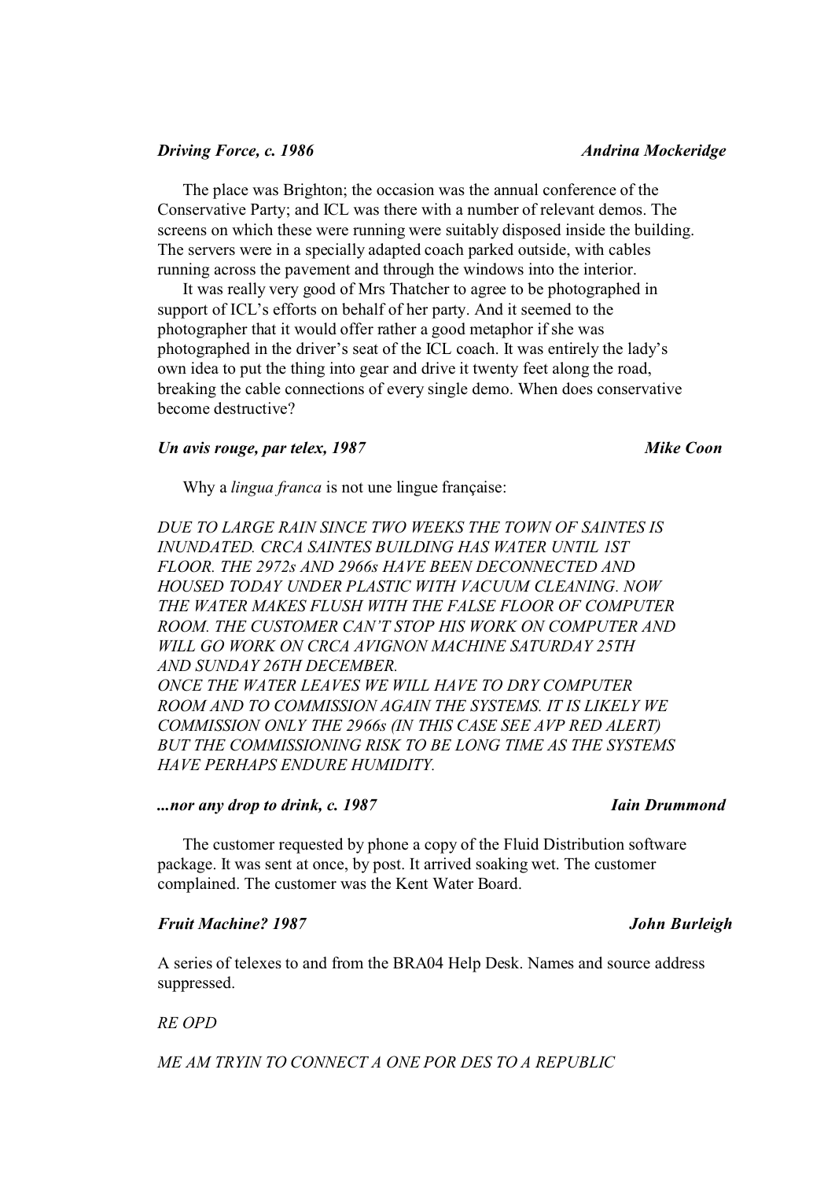***Driving Force, c. 1986*** ***Andrina Mockeridge***

The place was Brighton; the occasion was the annual conference of the Conservative Party; and ICL was there with a number of relevant demos. The screens on which these were running were suitably disposed inside the building. The servers were in a specially adapted coach parked outside, with cables running across the pavement and through the windows into the interior.

It was really very good of Mrs Thatcher to agree to be photographed in support of ICL's efforts on behalf of her party. And it seemed to the photographer that it would offer rather a good metaphor if she was photographed in the driver's seat of the ICL coach. It was entirely the lady's own idea to put the thing into gear and drive it twenty feet along the road, breaking the cable connections of every single demo. When does conservative become destructive?

***Un avis rouge, par telex, 1987*** ***Mike Coon***

Why a *lingua franca* is not une lingue française:

*DUE TO LARGE RAIN SINCE TWO WEEKS THE TOWN OF SAINTES IS INUNDATED. CRCA SAINTES BUILDING HAS WATER UNTIL 1ST FLOOR. THE 2972s AND 2966s HAVE BEEN DECONNECTED AND HOUSED TODAY UNDER PLASTIC WITH VACUUM CLEANING. NOW THE WATER MAKES FLUSH WITH THE FALSE FLOOR OF COMPUTER ROOM. THE CUSTOMER CAN'T STOP HIS WORK ON COMPUTER AND WILL GO WORK ON CRCA AVIGNON MACHINE SATURDAY 25TH AND SUNDAY 26TH DECEMBER.*
*ONCE THE WATER LEAVES WE WILL HAVE TO DRY COMPUTER ROOM AND TO COMMISSION AGAIN THE SYSTEMS. IT IS LIKELY WE COMMISSION ONLY THE 2966s (IN THIS CASE SEE AVP RED ALERT) BUT THE COMMISSIONING RISK TO BE LONG TIME AS THE SYSTEMS HAVE PERHAPS ENDURE HUMIDITY.*

***...nor any drop to drink, c. 1987*** ***Iain Drummond***

The customer requested by phone a copy of the Fluid Distribution software package. It was sent at once, by post. It arrived soaking wet. The customer complained. The customer was the Kent Water Board.

***Fruit Machine? 1987*** ***John Burleigh***

A series of telexes to and from the BRA04 Help Desk. Names and source address suppressed.

*RE OPD*

*ME AM TRYIN TO CONNECT A ONE POR DES TO A REPUBLIC*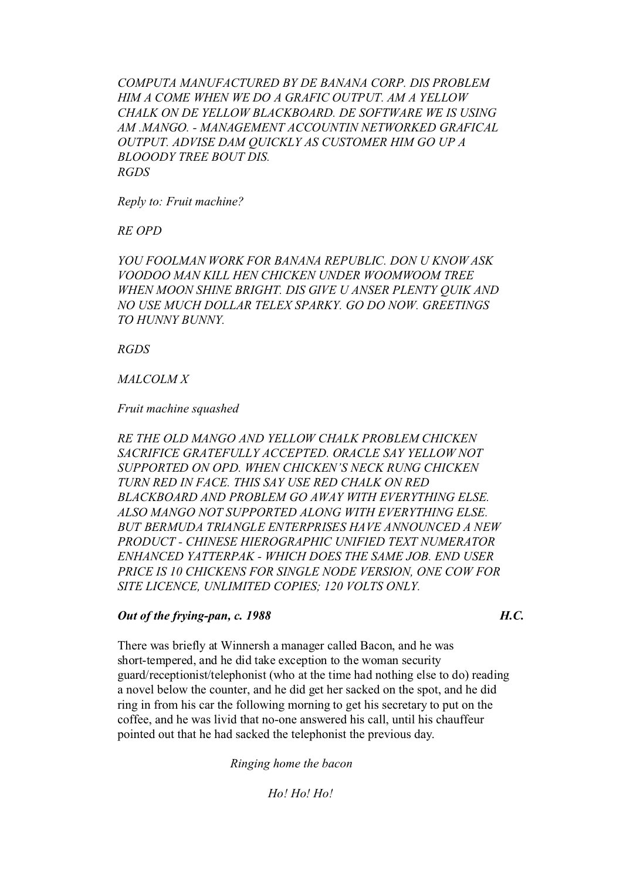*COMPUTA MANUFACTURED BY DE BANANA CORP. DIS PROBLEM HIM A COME WHEN WE DO A GRAFIC OUTPUT. AM A YELLOW CHALK ON DE YELLOW BLACKBOARD. DE SOFTWARE WE IS USING AM .MANGO. - MANAGEMENT ACCOUNTIN NETWORKED GRAFICAL OUTPUT. ADVISE DAM QUICKLY AS CUSTOMER HIM GO UP A BLOOODY TREE BOUT DIS.*
*RGDS*

*Reply to: Fruit machine?*

*RE OPD*

*YOU FOOLMAN WORK FOR BANANA REPUBLIC. DON U KNOW ASK VOODOO MAN KILL HEN CHICKEN UNDER WOOMWOOM TREE WHEN MOON SHINE BRIGHT. DIS GIVE U ANSER PLENTY QUIK AND NO USE MUCH DOLLAR TELEX SPARKY. GO DO NOW. GREETINGS TO HUNNY BUNNY.*

*RGDS*

*MALCOLM X*

*Fruit machine squashed*

*RE THE OLD MANGO AND YELLOW CHALK PROBLEM CHICKEN SACRIFICE GRATEFULLY ACCEPTED. ORACLE SAY YELLOW NOT SUPPORTED ON OPD. WHEN CHICKEN'S NECK RUNG CHICKEN TURN RED IN FACE. THIS SAY USE RED CHALK ON RED BLACKBOARD AND PROBLEM GO AWAY WITH EVERYTHING ELSE. ALSO MANGO NOT SUPPORTED ALONG WITH EVERYTHING ELSE. BUT BERMUDA TRIANGLE ENTERPRISES HAVE ANNOUNCED A NEW PRODUCT - CHINESE HIEROGRAPHIC UNIFIED TEXT NUMERATOR ENHANCED YATTERPAK - WHICH DOES THE SAME JOB. END USER PRICE IS 10 CHICKENS FOR SINGLE NODE VERSION, ONE COW FOR SITE LICENCE, UNLIMITED COPIES; 120 VOLTS ONLY.*

### *Out of the frying-pan, c. 1988* — *H.C.*

There was briefly at Winnersh a manager called Bacon, and he was short-tempered, and he did take exception to the woman security guard/receptionist/telephonist (who at the time had nothing else to do) reading a novel below the counter, and he did get her sacked on the spot, and he did ring in from his car the following morning to get his secretary to put on the coffee, and he was livid that no-one answered his call, until his chauffeur pointed out that he had sacked the telephonist the previous day.

*Ringing home the bacon*

*Ho! Ho! Ho!*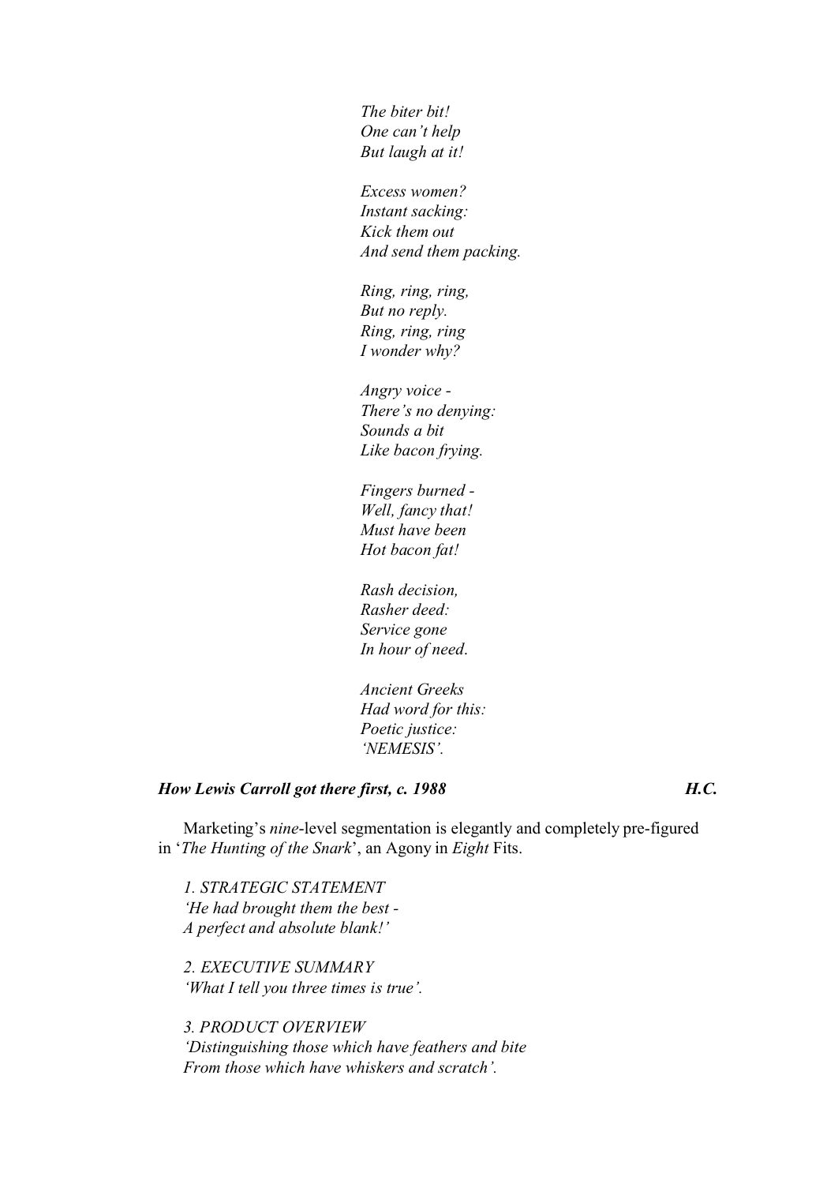*The biter bit!*
*One can't help*
*But laugh at it!*

*Excess women?*
*Instant sacking:*
*Kick them out*
*And send them packing.*

*Ring, ring, ring,*
*But no reply.*
*Ring, ring, ring*
*I wonder why?*

*Angry voice -*
*There's no denying:*
*Sounds a bit*
*Like bacon frying.*

*Fingers burned -*
*Well, fancy that!*
*Must have been*
*Hot bacon fat!*

*Rash decision,*
*Rasher deed:*
*Service gone*
*In hour of need.*

*Ancient Greeks*
*Had word for this:*
*Poetic justice:*
*'NEMESIS'.*

### ***How Lewis Carroll got there first, c. 1988*** — ***H.C.***

Marketing's *nine*-level segmentation is elegantly and completely pre-figured in '*The Hunting of the Snark*', an Agony in *Eight* Fits.

*1. STRATEGIC STATEMENT*
*'He had brought them the best -*
*A perfect and absolute blank!'*

*2. EXECUTIVE SUMMARY*
*'What I tell you three times is true'.*

*3. PRODUCT OVERVIEW*
*'Distinguishing those which have feathers and bite*
*From those which have whiskers and scratch'.*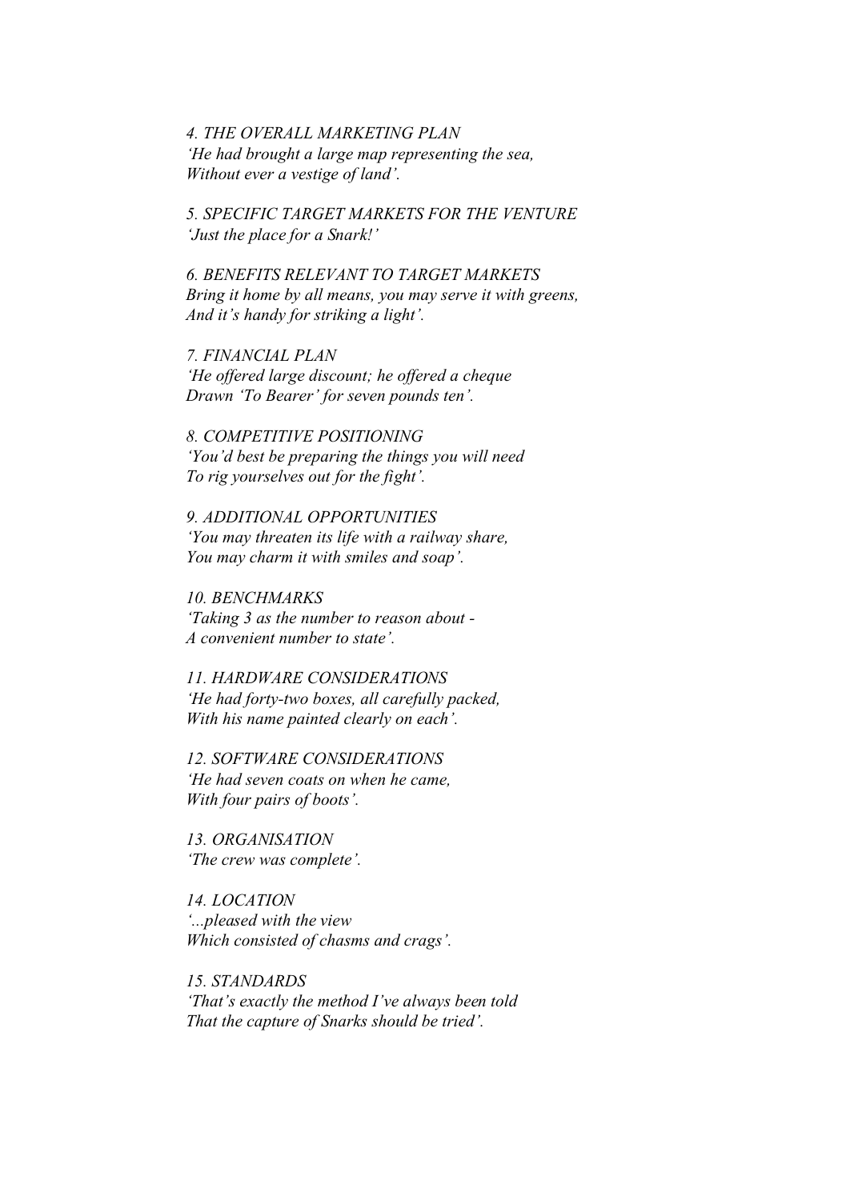*4. THE OVERALL MARKETING PLAN*
*'He had brought a large map representing the sea,*
*Without ever a vestige of land'.*

*5. SPECIFIC TARGET MARKETS FOR THE VENTURE*
*'Just the place for a Snark!'*

*6. BENEFITS RELEVANT TO TARGET MARKETS*
*Bring it home by all means, you may serve it with greens,*
*And it's handy for striking a light'.*

*7. FINANCIAL PLAN*
*'He offered large discount; he offered a cheque*
*Drawn 'To Bearer' for seven pounds ten'.*

*8. COMPETITIVE POSITIONING*
*'You'd best be preparing the things you will need*
*To rig yourselves out for the fight'.*

*9. ADDITIONAL OPPORTUNITIES*
*'You may threaten its life with a railway share,*
*You may charm it with smiles and soap'.*

*10. BENCHMARKS*
*'Taking 3 as the number to reason about -*
*A convenient number to state'.*

*11. HARDWARE CONSIDERATIONS*
*'He had forty-two boxes, all carefully packed,*
*With his name painted clearly on each'.*

*12. SOFTWARE CONSIDERATIONS*
*'He had seven coats on when he came,*
*With four pairs of boots'.*

*13. ORGANISATION*
*'The crew was complete'.*

*14. LOCATION*
*'...pleased with the view*
*Which consisted of chasms and crags'.*

*15. STANDARDS*
*'That's exactly the method I've always been told*
*That the capture of Snarks should be tried'.*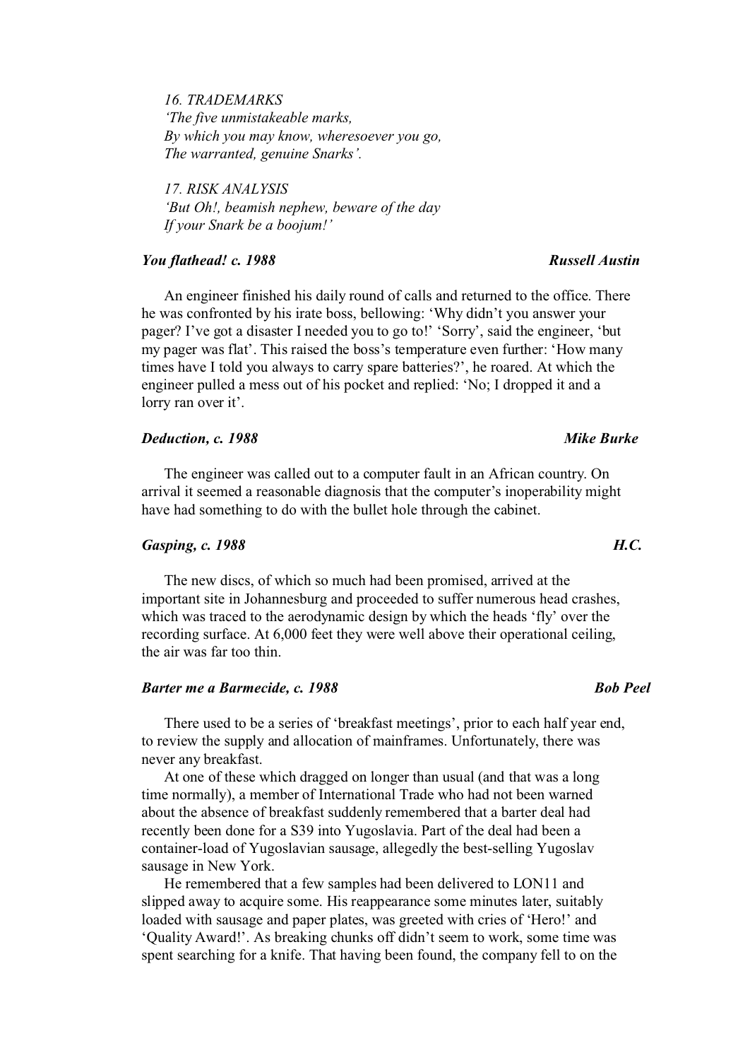*16. TRADEMARKS*
*'The five unmistakeable marks,*
*By which you may know, wheresoever you go,*
*The warranted, genuine Snarks'.*

*17. RISK ANALYSIS*
*'But Oh!, beamish nephew, beware of the day*
*If your Snark be a boojum!'*

***You flathead! c. 1988*** **Russell Austin**

An engineer finished his daily round of calls and returned to the office. There he was confronted by his irate boss, bellowing: 'Why didn't you answer your pager? I've got a disaster I needed you to go to!' 'Sorry', said the engineer, 'but my pager was flat'. This raised the boss's temperature even further: 'How many times have I told you always to carry spare batteries?', he roared. At which the engineer pulled a mess out of his pocket and replied: 'No; I dropped it and a lorry ran over it'.

***Deduction, c. 1988*** **Mike Burke**

The engineer was called out to a computer fault in an African country. On arrival it seemed a reasonable diagnosis that the computer's inoperability might have had something to do with the bullet hole through the cabinet.

***Gasping, c. 1988*** **H.C.**

The new discs, of which so much had been promised, arrived at the important site in Johannesburg and proceeded to suffer numerous head crashes, which was traced to the aerodynamic design by which the heads 'fly' over the recording surface. At 6,000 feet they were well above their operational ceiling, the air was far too thin.

***Barter me a Barmecide, c. 1988*** **Bob Peel**

There used to be a series of 'breakfast meetings', prior to each half year end, to review the supply and allocation of mainframes. Unfortunately, there was never any breakfast.

At one of these which dragged on longer than usual (and that was a long time normally), a member of International Trade who had not been warned about the absence of breakfast suddenly remembered that a barter deal had recently been done for a S39 into Yugoslavia. Part of the deal had been a container-load of Yugoslavian sausage, allegedly the best-selling Yugoslav sausage in New York.

He remembered that a few samples had been delivered to LON11 and slipped away to acquire some. His reappearance some minutes later, suitably loaded with sausage and paper plates, was greeted with cries of 'Hero!' and 'Quality Award!'. As breaking chunks off didn't seem to work, some time was spent searching for a knife. That having been found, the company fell to on the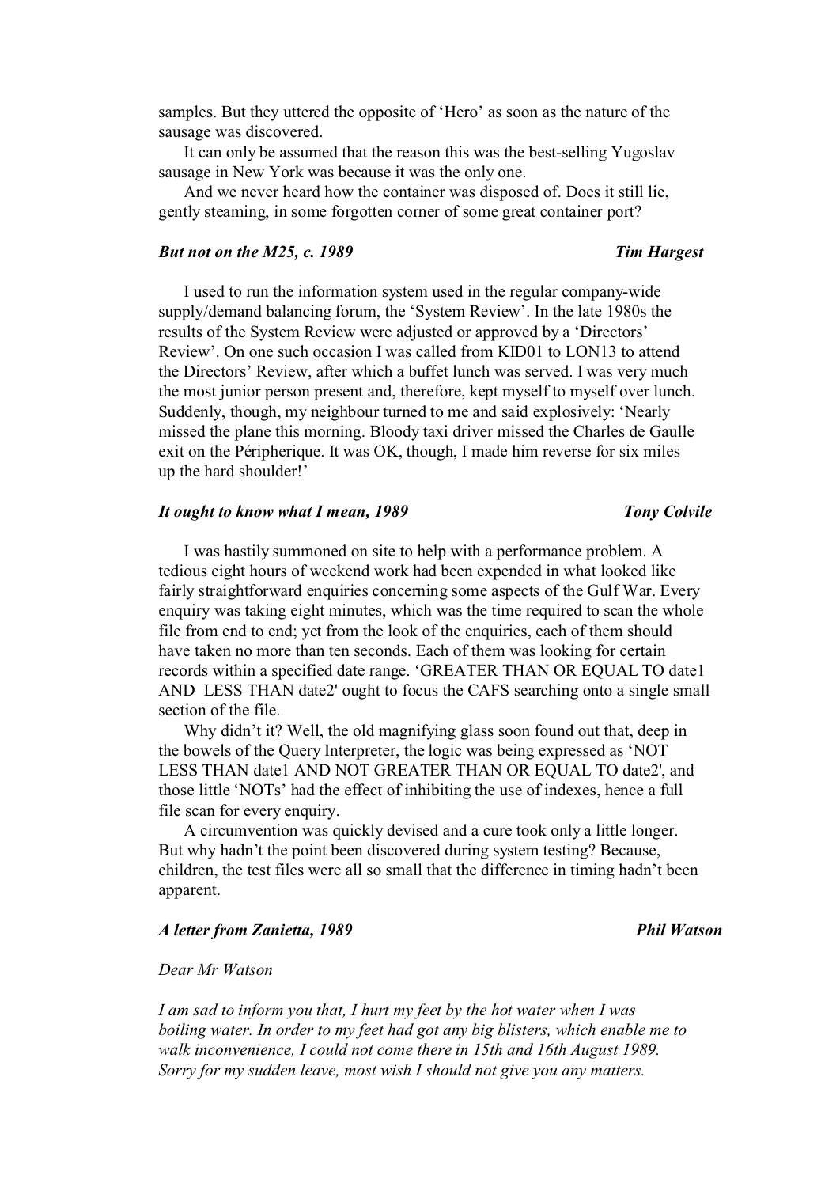samples. But they uttered the opposite of 'Hero' as soon as the nature of the sausage was discovered.

It can only be assumed that the reason this was the best-selling Yugoslav sausage in New York was because it was the only one.

And we never heard how the container was disposed of. Does it still lie, gently steaming, in some forgotten corner of some great container port?

### *But not on the M25, c. 1989* — *Tim Hargest*

I used to run the information system used in the regular company-wide supply/demand balancing forum, the 'System Review'. In the late 1980s the results of the System Review were adjusted or approved by a 'Directors' Review'. On one such occasion I was called from KID01 to LON13 to attend the Directors' Review, after which a buffet lunch was served. I was very much the most junior person present and, therefore, kept myself to myself over lunch. Suddenly, though, my neighbour turned to me and said explosively: 'Nearly missed the plane this morning. Bloody taxi driver missed the Charles de Gaulle exit on the Péripherique. It was OK, though, I made him reverse for six miles up the hard shoulder!'

### *It ought to know what I mean, 1989* — *Tony Colvile*

I was hastily summoned on site to help with a performance problem. A tedious eight hours of weekend work had been expended in what looked like fairly straightforward enquiries concerning some aspects of the Gulf War. Every enquiry was taking eight minutes, which was the time required to scan the whole file from end to end; yet from the look of the enquiries, each of them should have taken no more than ten seconds. Each of them was looking for certain records within a specified date range. 'GREATER THAN OR EQUAL TO date1 AND LESS THAN date2' ought to focus the CAFS searching onto a single small section of the file.

Why didn't it? Well, the old magnifying glass soon found out that, deep in the bowels of the Query Interpreter, the logic was being expressed as 'NOT LESS THAN date1 AND NOT GREATER THAN OR EQUAL TO date2', and those little 'NOTs' had the effect of inhibiting the use of indexes, hence a full file scan for every enquiry.

A circumvention was quickly devised and a cure took only a little longer. But why hadn't the point been discovered during system testing? Because, children, the test files were all so small that the difference in timing hadn't been apparent.

### *A letter from Zanietta, 1989* — *Phil Watson*

*Dear Mr Watson*

*I am sad to inform you that, I hurt my feet by the hot water when I was boiling water. In order to my feet had got any big blisters, which enable me to walk inconvenience, I could not come there in 15th and 16th August 1989. Sorry for my sudden leave, most wish I should not give you any matters.*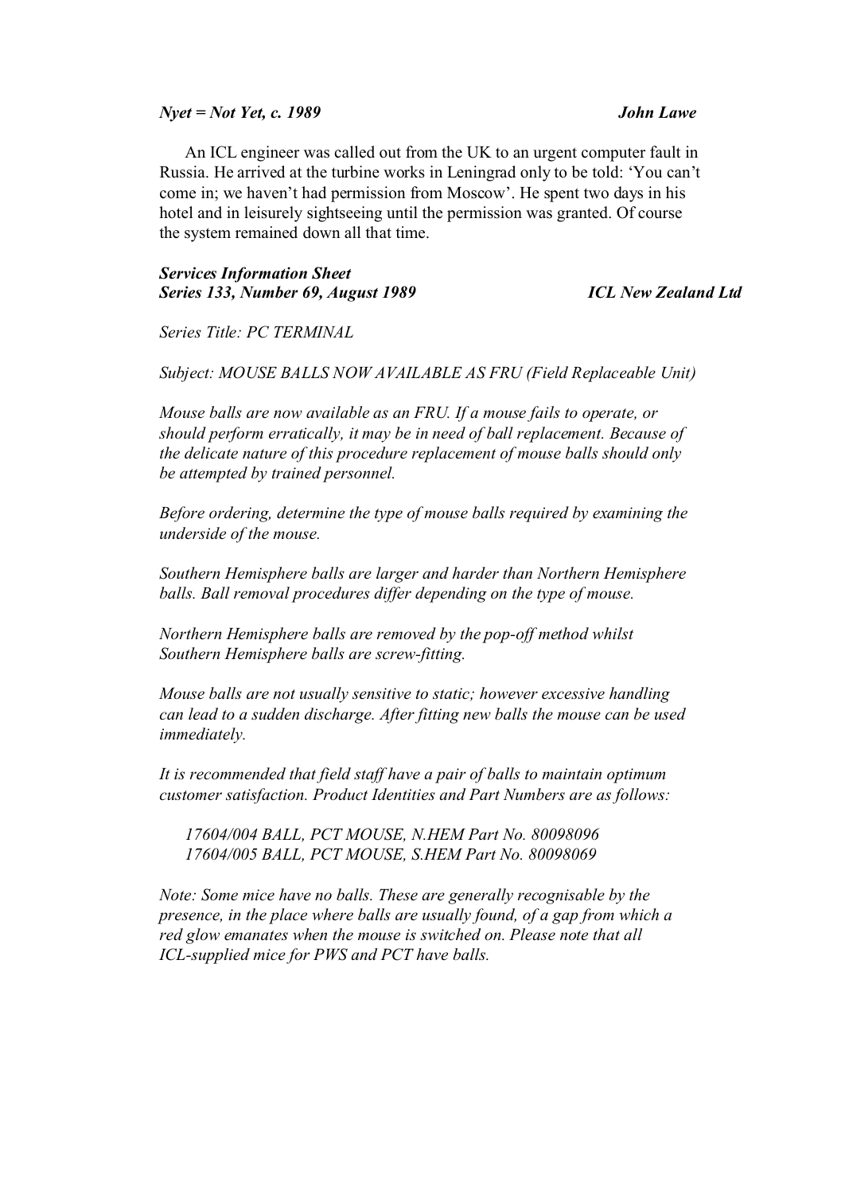***Nyet = Not Yet, c. 1989*** ***John Lawe***

An ICL engineer was called out from the UK to an urgent computer fault in Russia. He arrived at the turbine works in Leningrad only to be told: 'You can't come in; we haven't had permission from Moscow'. He spent two days in his hotel and in leisurely sightseeing until the permission was granted. Of course the system remained down all that time.

***Services Information Sheet***
***Series 133, Number 69, August 1989*** ***ICL New Zealand Ltd***

*Series Title: PC TERMINAL*

*Subject: MOUSE BALLS NOW AVAILABLE AS FRU (Field Replaceable Unit)*

*Mouse balls are now available as an FRU. If a mouse fails to operate, or should perform erratically, it may be in need of ball replacement. Because of the delicate nature of this procedure replacement of mouse balls should only be attempted by trained personnel.*

*Before ordering, determine the type of mouse balls required by examining the underside of the mouse.*

*Southern Hemisphere balls are larger and harder than Northern Hemisphere balls. Ball removal procedures differ depending on the type of mouse.*

*Northern Hemisphere balls are removed by the pop-off method whilst Southern Hemisphere balls are screw-fitting.*

*Mouse balls are not usually sensitive to static; however excessive handling can lead to a sudden discharge. After fitting new balls the mouse can be used immediately.*

*It is recommended that field staff have a pair of balls to maintain optimum customer satisfaction. Product Identities and Part Numbers are as follows:*

*17604/004 BALL, PCT MOUSE, N.HEM Part No. 80098096*
*17604/005 BALL, PCT MOUSE, S.HEM Part No. 80098069*

*Note: Some mice have no balls. These are generally recognisable by the presence, in the place where balls are usually found, of a gap from which a red glow emanates when the mouse is switched on. Please note that all ICL-supplied mice for PWS and PCT have balls.*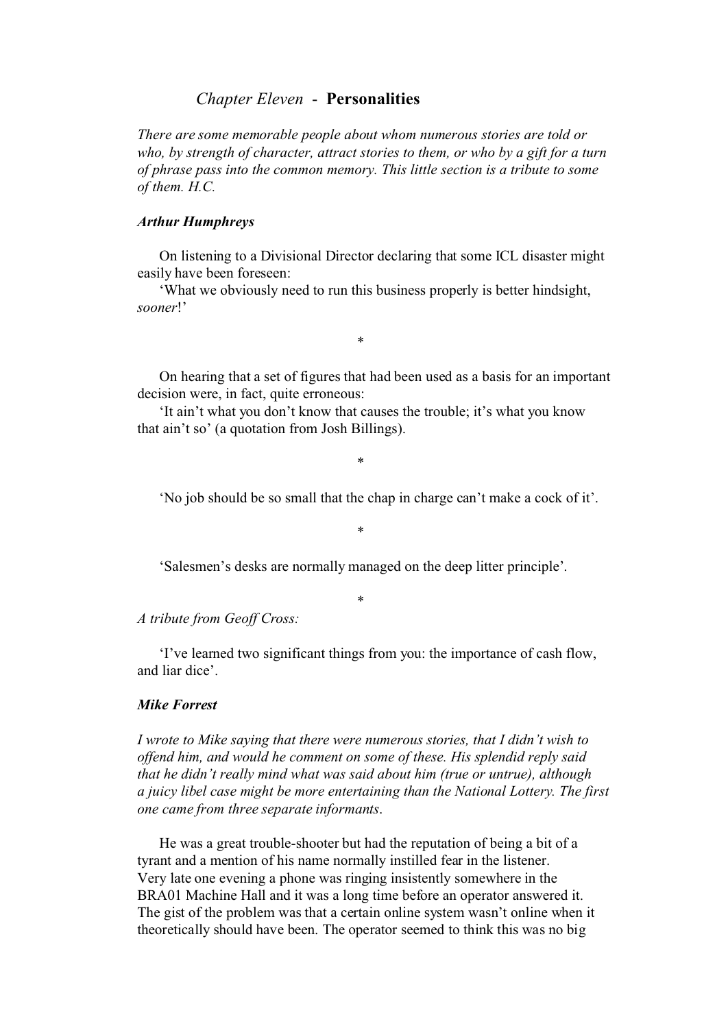## *Chapter Eleven* - **Personalities**

*There are some memorable people about whom numerous stories are told or who, by strength of character, attract stories to them, or who by a gift for a turn of phrase pass into the common memory. This little section is a tribute to some of them. H.C.*

### *Arthur Humphreys*

On listening to a Divisional Director declaring that some ICL disaster might easily have been foreseen:

'What we obviously need to run this business properly is better hindsight, *sooner*!'

*

On hearing that a set of figures that had been used as a basis for an important decision were, in fact, quite erroneous:

'It ain't what you don't know that causes the trouble; it's what you know that ain't so' (a quotation from Josh Billings).

*

'No job should be so small that the chap in charge can't make a cock of it'.

*

'Salesmen's desks are normally managed on the deep litter principle'.

*

*A tribute from Geoff Cross:*

'I've learned two significant things from you: the importance of cash flow, and liar dice'.

### *Mike Forrest*

*I wrote to Mike saying that there were numerous stories, that I didn't wish to offend him, and would he comment on some of these. His splendid reply said that he didn't really mind what was said about him (true or untrue), although a juicy libel case might be more entertaining than the National Lottery. The first one came from three separate informants.*

He was a great trouble-shooter but had the reputation of being a bit of a tyrant and a mention of his name normally instilled fear in the listener. Very late one evening a phone was ringing insistently somewhere in the BRA01 Machine Hall and it was a long time before an operator answered it. The gist of the problem was that a certain online system wasn't online when it theoretically should have been. The operator seemed to think this was no big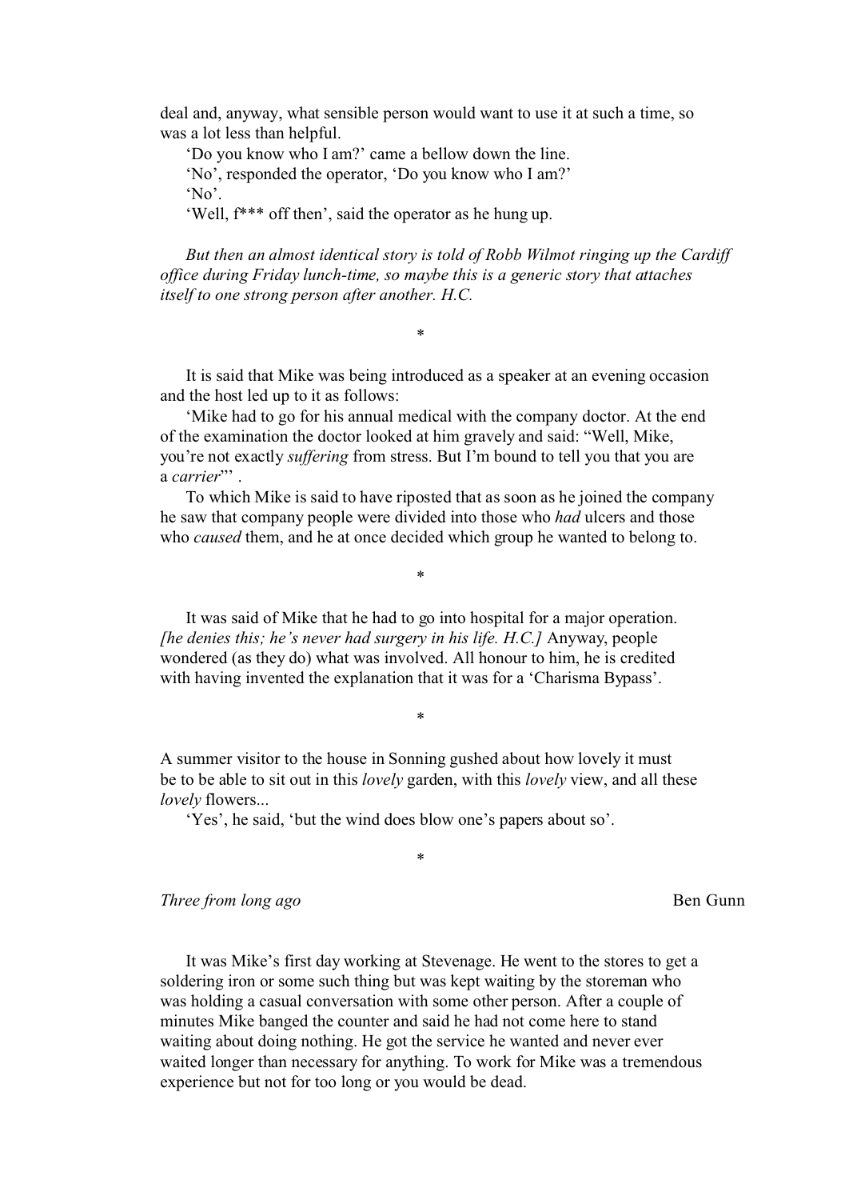deal and, anyway, what sensible person would want to use it at such a time, so was a lot less than helpful.

'Do you know who I am?' came a bellow down the line.

'No', responded the operator, 'Do you know who I am?'

'No'.

'Well, f*** off then', said the operator as he hung up.

*But then an almost identical story is told of Robb Wilmot ringing up the Cardiff office during Friday lunch-time, so maybe this is a generic story that attaches itself to one strong person after another. H.C.*

*

It is said that Mike was being introduced as a speaker at an evening occasion and the host led up to it as follows:

'Mike had to go for his annual medical with the company doctor. At the end of the examination the doctor looked at him gravely and said: "Well, Mike, you're not exactly *suffering* from stress. But I'm bound to tell you that you are a *carrier*"' .

To which Mike is said to have riposted that as soon as he joined the company he saw that company people were divided into those who *had* ulcers and those who *caused* them, and he at once decided which group he wanted to belong to.

*

It was said of Mike that he had to go into hospital for a major operation. *[he denies this; he's never had surgery in his life. H.C.]* Anyway, people wondered (as they do) what was involved. All honour to him, he is credited with having invented the explanation that it was for a 'Charisma Bypass'.

*

A summer visitor to the house in Sonning gushed about how lovely it must be to be able to sit out in this *lovely* garden, with this *lovely* view, and all these *lovely* flowers...

'Yes', he said, 'but the wind does blow one's papers about so'.

*

*Three from long ago* — Ben Gunn

It was Mike's first day working at Stevenage. He went to the stores to get a soldering iron or some such thing but was kept waiting by the storeman who was holding a casual conversation with some other person. After a couple of minutes Mike banged the counter and said he had not come here to stand waiting about doing nothing. He got the service he wanted and never ever waited longer than necessary for anything. To work for Mike was a tremendous experience but not for too long or you would be dead.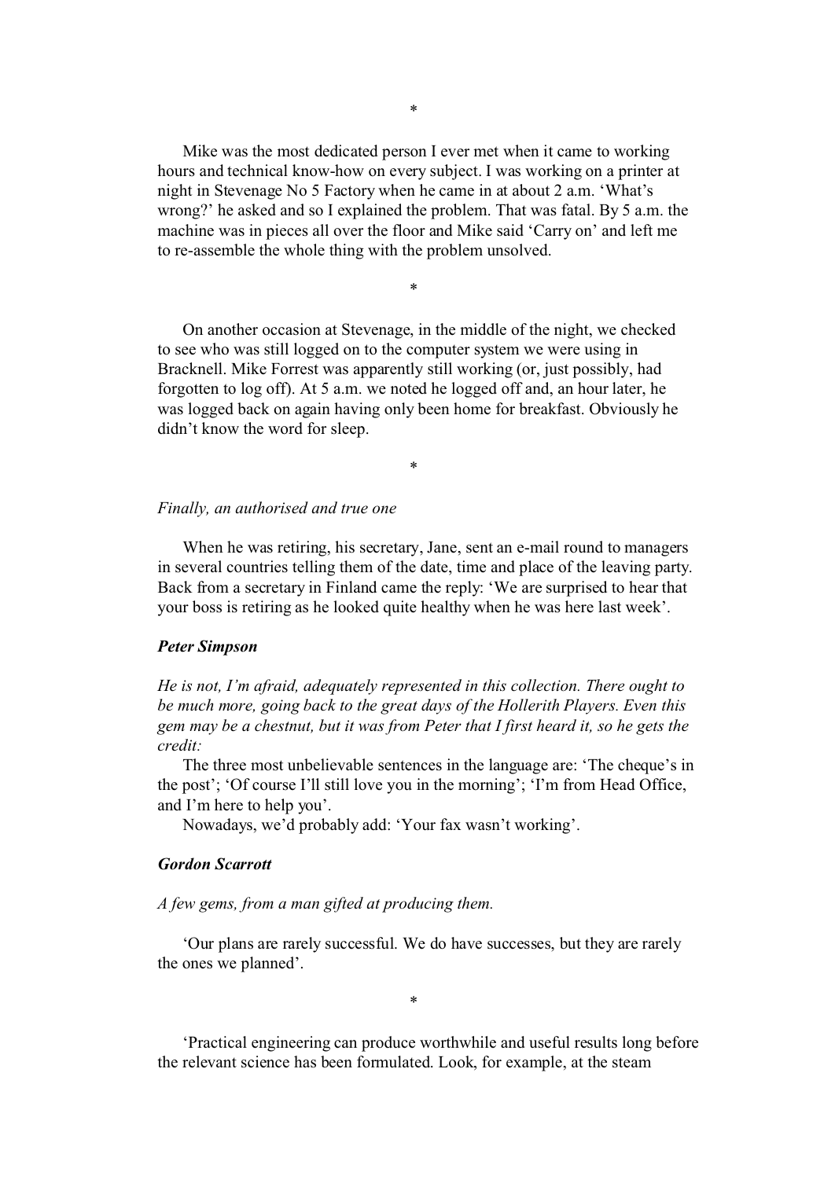*

Mike was the most dedicated person I ever met when it came to working hours and technical know-how on every subject. I was working on a printer at night in Stevenage No 5 Factory when he came in at about 2 a.m. 'What's wrong?' he asked and so I explained the problem. That was fatal. By 5 a.m. the machine was in pieces all over the floor and Mike said 'Carry on' and left me to re-assemble the whole thing with the problem unsolved.

*

On another occasion at Stevenage, in the middle of the night, we checked to see who was still logged on to the computer system we were using in Bracknell. Mike Forrest was apparently still working (or, just possibly, had forgotten to log off). At 5 a.m. we noted he logged off and, an hour later, he was logged back on again having only been home for breakfast. Obviously he didn't know the word for sleep.

*

*Finally, an authorised and true one*

When he was retiring, his secretary, Jane, sent an e-mail round to managers in several countries telling them of the date, time and place of the leaving party. Back from a secretary in Finland came the reply: 'We are surprised to hear that your boss is retiring as he looked quite healthy when he was here last week'.

***Peter Simpson***

*He is not, I'm afraid, adequately represented in this collection. There ought to be much more, going back to the great days of the Hollerith Players. Even this gem may be a chestnut, but it was from Peter that I first heard it, so he gets the credit:*

The three most unbelievable sentences in the language are: 'The cheque's in the post'; 'Of course I'll still love you in the morning'; 'I'm from Head Office, and I'm here to help you'.

Nowadays, we'd probably add: 'Your fax wasn't working'.

***Gordon Scarrott***

*A few gems, from a man gifted at producing them.*

'Our plans are rarely successful. We do have successes, but they are rarely the ones we planned'.

*

'Practical engineering can produce worthwhile and useful results long before the relevant science has been formulated. Look, for example, at the steam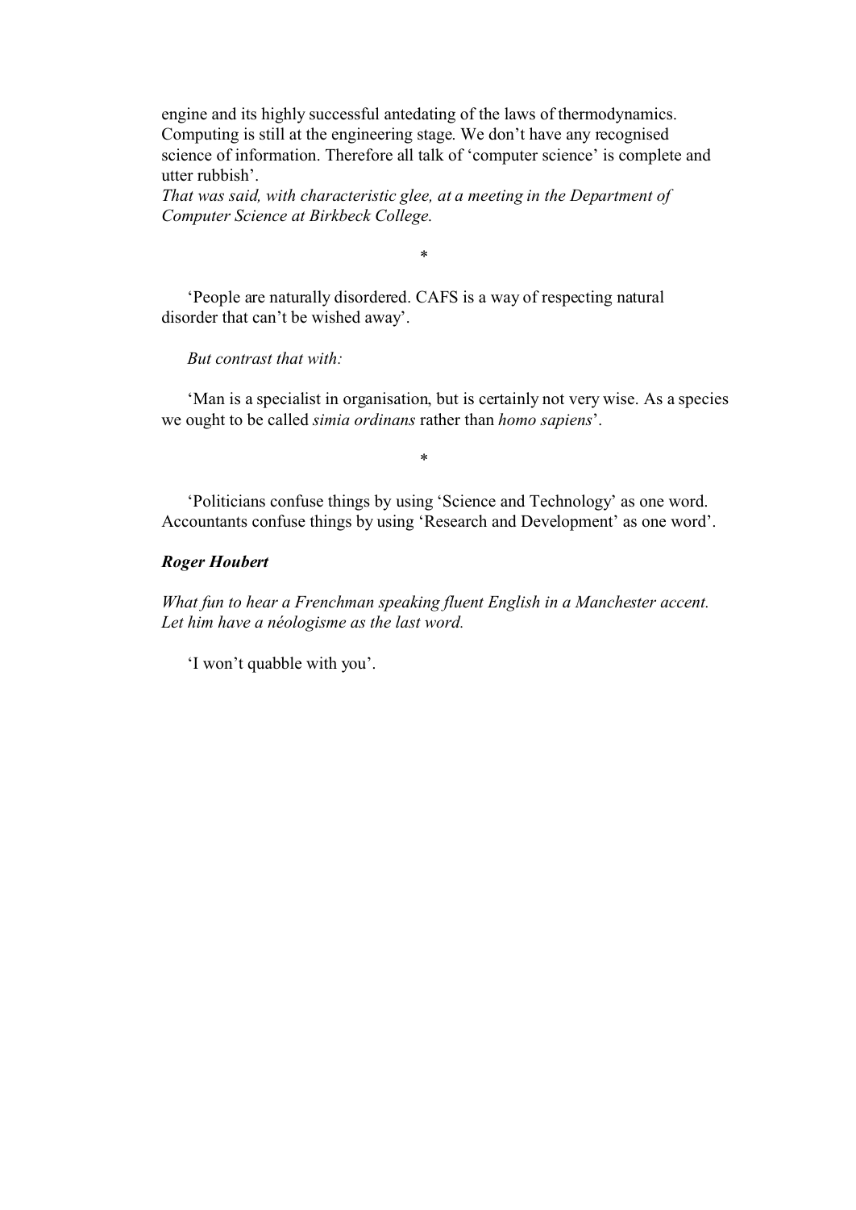engine and its highly successful antedating of the laws of thermodynamics. Computing is still at the engineering stage. We don't have any recognised science of information. Therefore all talk of 'computer science' is complete and utter rubbish'.

*That was said, with characteristic glee, at a meeting in the Department of Computer Science at Birkbeck College.*

*

'People are naturally disordered. CAFS is a way of respecting natural disorder that can't be wished away'.

*But contrast that with:*

'Man is a specialist in organisation, but is certainly not very wise. As a species we ought to be called *simia ordinans* rather than *homo sapiens*'.

*

'Politicians confuse things by using 'Science and Technology' as one word. Accountants confuse things by using 'Research and Development' as one word'.

***Roger Houbert***

*What fun to hear a Frenchman speaking fluent English in a Manchester accent. Let him have a néologisme as the last word.*

'I won't quabble with you'.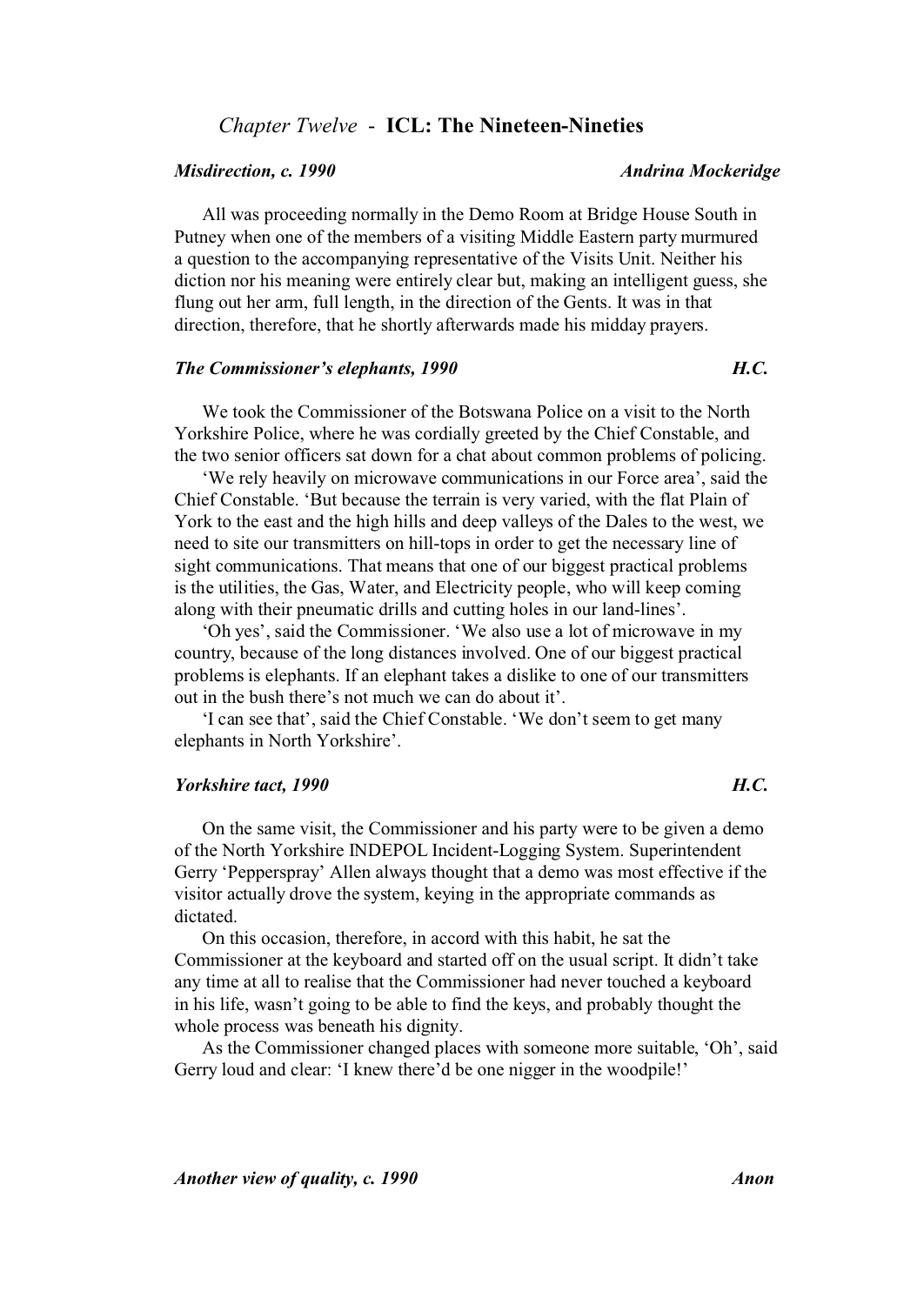## *Chapter Twelve* - **ICL: The Nineteen-Nineties**

***Misdirection, c. 1990*** ***Andrina Mockeridge***

All was proceeding normally in the Demo Room at Bridge House South in Putney when one of the members of a visiting Middle Eastern party murmured a question to the accompanying representative of the Visits Unit. Neither his diction nor his meaning were entirely clear but, making an intelligent guess, she flung out her arm, full length, in the direction of the Gents. It was in that direction, therefore, that he shortly afterwards made his midday prayers.

***The Commissioner's elephants, 1990*** ***H.C.***

We took the Commissioner of the Botswana Police on a visit to the North Yorkshire Police, where he was cordially greeted by the Chief Constable, and the two senior officers sat down for a chat about common problems of policing.

'We rely heavily on microwave communications in our Force area', said the Chief Constable. 'But because the terrain is very varied, with the flat Plain of York to the east and the high hills and deep valleys of the Dales to the west, we need to site our transmitters on hill-tops in order to get the necessary line of sight communications. That means that one of our biggest practical problems is the utilities, the Gas, Water, and Electricity people, who will keep coming along with their pneumatic drills and cutting holes in our land-lines'.

'Oh yes', said the Commissioner. 'We also use a lot of microwave in my country, because of the long distances involved. One of our biggest practical problems is elephants. If an elephant takes a dislike to one of our transmitters out in the bush there's not much we can do about it'.

'I can see that', said the Chief Constable. 'We don't seem to get many elephants in North Yorkshire'.

***Yorkshire tact, 1990*** ***H.C.***

On the same visit, the Commissioner and his party were to be given a demo of the North Yorkshire INDEPOL Incident-Logging System. Superintendent Gerry 'Pepperspray' Allen always thought that a demo was most effective if the visitor actually drove the system, keying in the appropriate commands as dictated.

On this occasion, therefore, in accord with this habit, he sat the Commissioner at the keyboard and started off on the usual script. It didn't take any time at all to realise that the Commissioner had never touched a keyboard in his life, wasn't going to be able to find the keys, and probably thought the whole process was beneath his dignity.

As the Commissioner changed places with someone more suitable, 'Oh', said Gerry loud and clear: 'I knew there'd be one nigger in the woodpile!'

***Another view of quality, c. 1990*** ***Anon***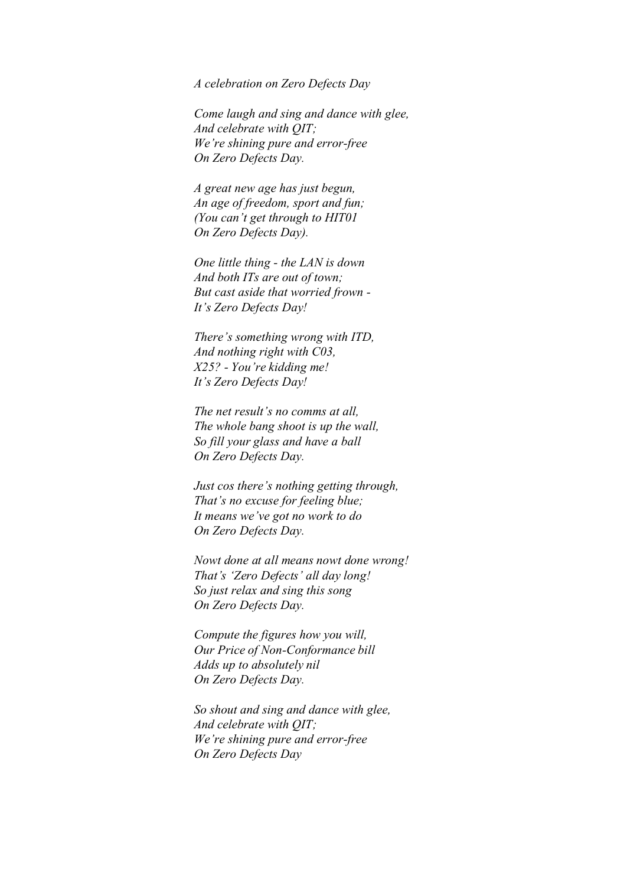*A celebration on Zero Defects Day*

*Come laugh and sing and dance with glee,*
*And celebrate with QIT;*
*We're shining pure and error-free*
*On Zero Defects Day.*

*A great new age has just begun,*
*An age of freedom, sport and fun;*
*(You can't get through to HIT01*
*On Zero Defects Day).*

*One little thing - the LAN is down*
*And both ITs are out of town;*
*But cast aside that worried frown -*
*It's Zero Defects Day!*

*There's something wrong with ITD,*
*And nothing right with C03,*
*X25? - You're kidding me!*
*It's Zero Defects Day!*

*The net result's no comms at all,*
*The whole bang shoot is up the wall,*
*So fill your glass and have a ball*
*On Zero Defects Day.*

*Just cos there's nothing getting through,*
*That's no excuse for feeling blue;*
*It means we've got no work to do*
*On Zero Defects Day.*

*Nowt done at all means nowt done wrong!*
*That's 'Zero Defects' all day long!*
*So just relax and sing this song*
*On Zero Defects Day.*

*Compute the figures how you will,*
*Our Price of Non-Conformance bill*
*Adds up to absolutely nil*
*On Zero Defects Day.*

*So shout and sing and dance with glee,*
*And celebrate with QIT;*
*We're shining pure and error-free*
*On Zero Defects Day*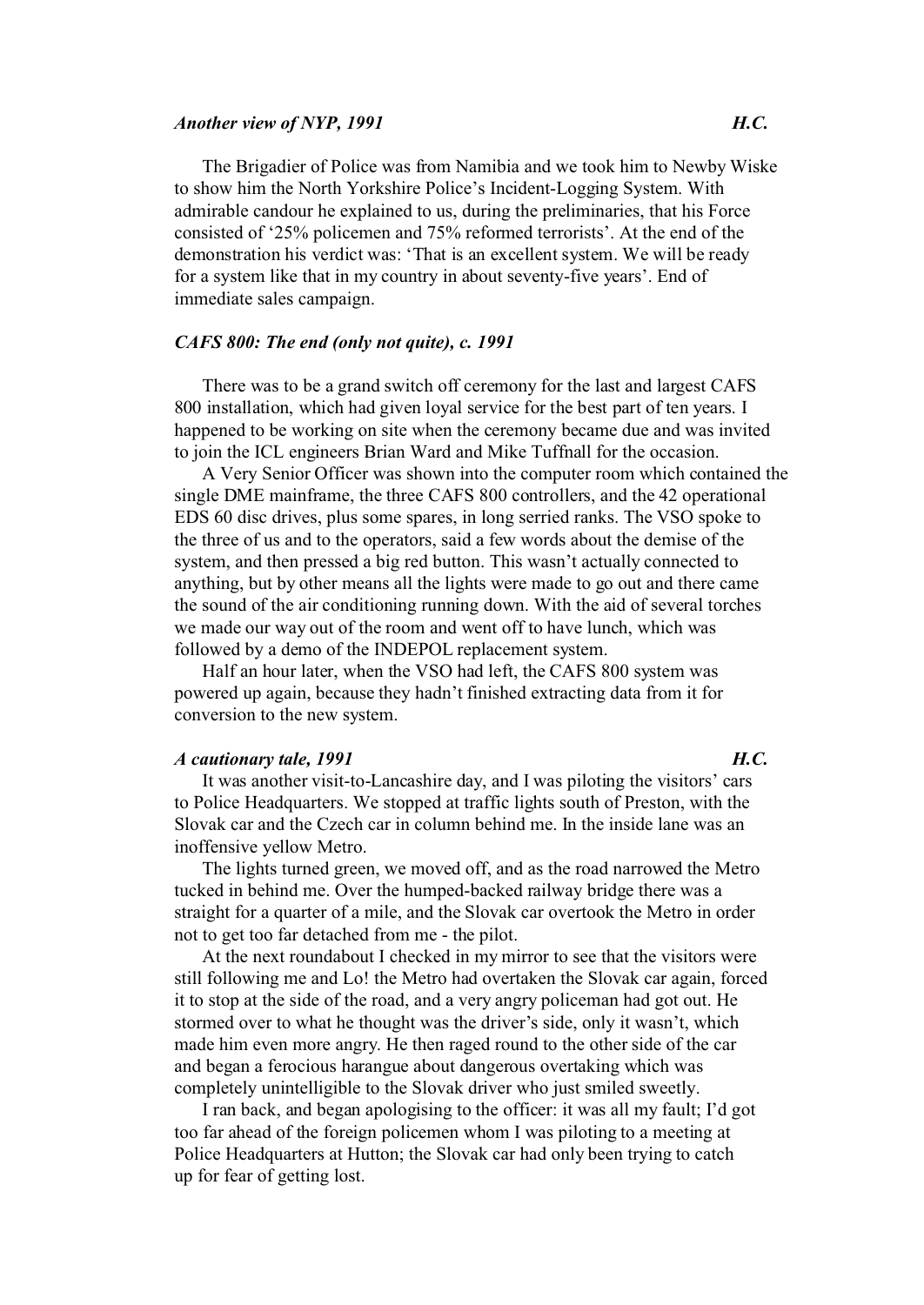### *Another view of NYP, 1991* *H.C.*

The Brigadier of Police was from Namibia and we took him to Newby Wiske to show him the North Yorkshire Police's Incident-Logging System. With admirable candour he explained to us, during the preliminaries, that his Force consisted of '25% policemen and 75% reformed terrorists'. At the end of the demonstration his verdict was: 'That is an excellent system. We will be ready for a system like that in my country in about seventy-five years'. End of immediate sales campaign.

### *CAFS 800: The end (only not quite), c. 1991*

There was to be a grand switch off ceremony for the last and largest CAFS 800 installation, which had given loyal service for the best part of ten years. I happened to be working on site when the ceremony became due and was invited to join the ICL engineers Brian Ward and Mike Tuffnall for the occasion.

A Very Senior Officer was shown into the computer room which contained the single DME mainframe, the three CAFS 800 controllers, and the 42 operational EDS 60 disc drives, plus some spares, in long serried ranks. The VSO spoke to the three of us and to the operators, said a few words about the demise of the system, and then pressed a big red button. This wasn't actually connected to anything, but by other means all the lights were made to go out and there came the sound of the air conditioning running down. With the aid of several torches we made our way out of the room and went off to have lunch, which was followed by a demo of the INDEPOL replacement system.

Half an hour later, when the VSO had left, the CAFS 800 system was powered up again, because they hadn't finished extracting data from it for conversion to the new system.

### *A cautionary tale, 1991* *H.C.*

It was another visit-to-Lancashire day, and I was piloting the visitors' cars to Police Headquarters. We stopped at traffic lights south of Preston, with the Slovak car and the Czech car in column behind me. In the inside lane was an inoffensive yellow Metro.

The lights turned green, we moved off, and as the road narrowed the Metro tucked in behind me. Over the humped-backed railway bridge there was a straight for a quarter of a mile, and the Slovak car overtook the Metro in order not to get too far detached from me - the pilot.

At the next roundabout I checked in my mirror to see that the visitors were still following me and Lo! the Metro had overtaken the Slovak car again, forced it to stop at the side of the road, and a very angry policeman had got out. He stormed over to what he thought was the driver's side, only it wasn't, which made him even more angry. He then raged round to the other side of the car and began a ferocious harangue about dangerous overtaking which was completely unintelligible to the Slovak driver who just smiled sweetly.

I ran back, and began apologising to the officer: it was all my fault; I'd got too far ahead of the foreign policemen whom I was piloting to a meeting at Police Headquarters at Hutton; the Slovak car had only been trying to catch up for fear of getting lost.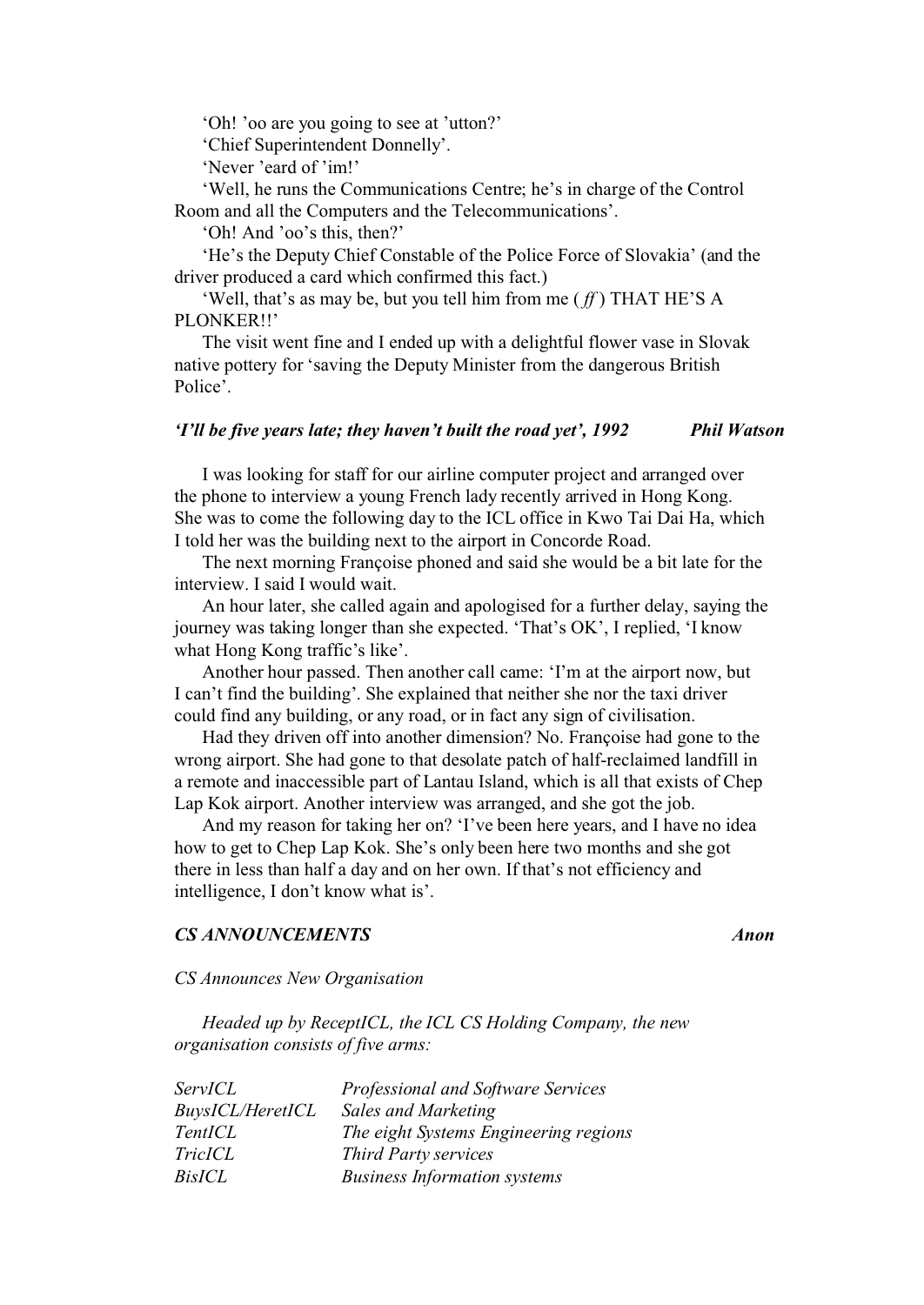‘Oh! ’oo are you going to see at ’utton?’

‘Chief Superintendent Donnelly’.

‘Never ’eard of ’im!’

‘Well, he runs the Communications Centre; he’s in charge of the Control Room and all the Computers and the Telecommunications’.

‘Oh! And ’oo’s this, then?’

‘He’s the Deputy Chief Constable of the Police Force of Slovakia’ (and the driver produced a card which confirmed this fact.)

‘Well, that’s as may be, but you tell him from me ( *ff* ) THAT HE’S A PLONKER!!’

The visit went fine and I ended up with a delightful flower vase in Slovak native pottery for ‘saving the Deputy Minister from the dangerous British Police’.

### *‘I’ll be five years late; they haven’t built the road yet’, 1992* — *Phil Watson*

I was looking for staff for our airline computer project and arranged over the phone to interview a young French lady recently arrived in Hong Kong. She was to come the following day to the ICL office in Kwo Tai Dai Ha, which I told her was the building next to the airport in Concorde Road.

The next morning Françoise phoned and said she would be a bit late for the interview. I said I would wait.

An hour later, she called again and apologised for a further delay, saying the journey was taking longer than she expected. ‘That’s OK’, I replied, ‘I know what Hong Kong traffic’s like’.

Another hour passed. Then another call came: ‘I’m at the airport now, but I can’t find the building’. She explained that neither she nor the taxi driver could find any building, or any road, or in fact any sign of civilisation.

Had they driven off into another dimension? No. Françoise had gone to the wrong airport. She had gone to that desolate patch of half-reclaimed landfill in a remote and inaccessible part of Lantau Island, which is all that exists of Chep Lap Kok airport. Another interview was arranged, and she got the job.

And my reason for taking her on? ‘I’ve been here years, and I have no idea how to get to Chep Lap Kok. She’s only been here two months and she got there in less than half a day and on her own. If that’s not efficiency and intelligence, I don’t know what is’.

### *CS ANNOUNCEMENTS* — *Anon*

*CS Announces New Organisation*

*Headed up by ReceptICL, the ICL CS Holding Company, the new organisation consists of five arms:*

| | |
|---|---|
| *ServICL* | *Professional and Software Services* |
| *BuysICL/HeretICL* | *Sales and Marketing* |
| *TentICL* | *The eight Systems Engineering regions* |
| *TricICL* | *Third Party services* |
| *BisICL* | *Business Information systems* |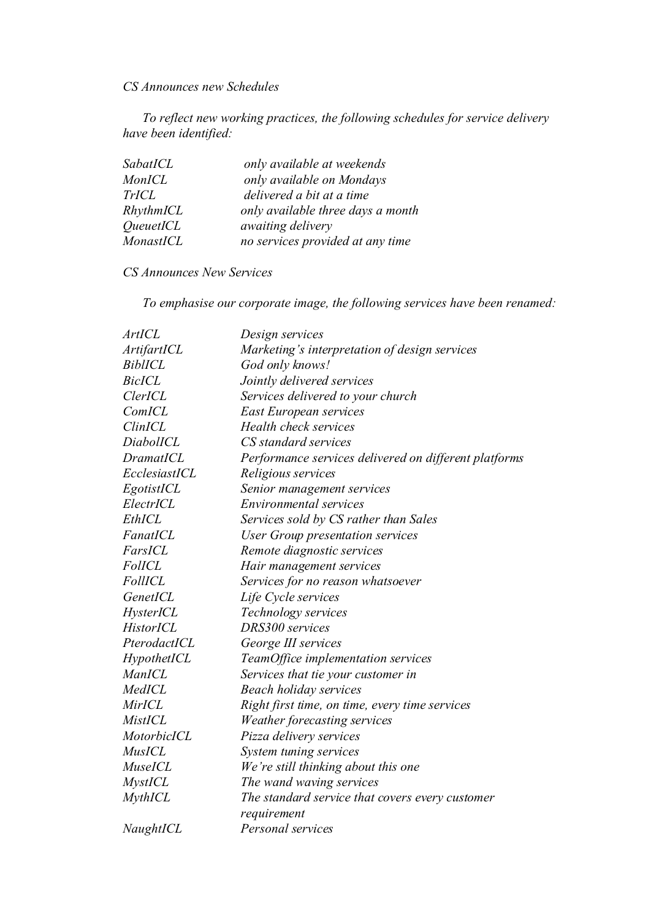*CS Announces new Schedules*

*To reflect new working practices, the following schedules for service delivery have been identified:*

| | |
|---|---|
| *SabatICL* | *only available at weekends* |
| *MonICL* | *only available on Mondays* |
| *TrICL* | *delivered a bit at a time* |
| *RhythmICL* | *only available three days a month* |
| *QueuetICL* | *awaiting delivery* |
| *MonastICL* | *no services provided at any time* |

*CS Announces New Services*

*To emphasise our corporate image, the following services have been renamed:*

| | |
|---|---|
| *ArtICL* | *Design services* |
| *ArtifartICL* | *Marketing's interpretation of design services* |
| *BiblICL* | *God only knows!* |
| *BicICL* | *Jointly delivered services* |
| *ClerICL* | *Services delivered to your church* |
| *ComICL* | *East European services* |
| *ClinICL* | *Health check services* |
| *DiabolICL* | *CS standard services* |
| *DramatICL* | *Performance services delivered on different platforms* |
| *EcclesiastICL* | *Religious services* |
| *EgotistICL* | *Senior management services* |
| *ElectrICL* | *Environmental services* |
| *EthICL* | *Services sold by CS rather than Sales* |
| *FanatICL* | *User Group presentation services* |
| *FarsICL* | *Remote diagnostic services* |
| *FolICL* | *Hair management services* |
| *FollICL* | *Services for no reason whatsoever* |
| *GenetICL* | *Life Cycle services* |
| *HysterICL* | *Technology services* |
| *HistorICL* | *DRS300 services* |
| *PterodactICL* | *George III services* |
| *HypothetICL* | *TeamOffice implementation services* |
| *ManICL* | *Services that tie your customer in* |
| *MedICL* | *Beach holiday services* |
| *MirICL* | *Right first time, on time, every time services* |
| *MistICL* | *Weather forecasting services* |
| *MotorbicICL* | *Pizza delivery services* |
| *MusICL* | *System tuning services* |
| *MuseICL* | *We're still thinking about this one* |
| *MystICL* | *The wand waving services* |
| *MythICL* | *The standard service that covers every customer requirement* |
| *NaughtICL* | *Personal services* |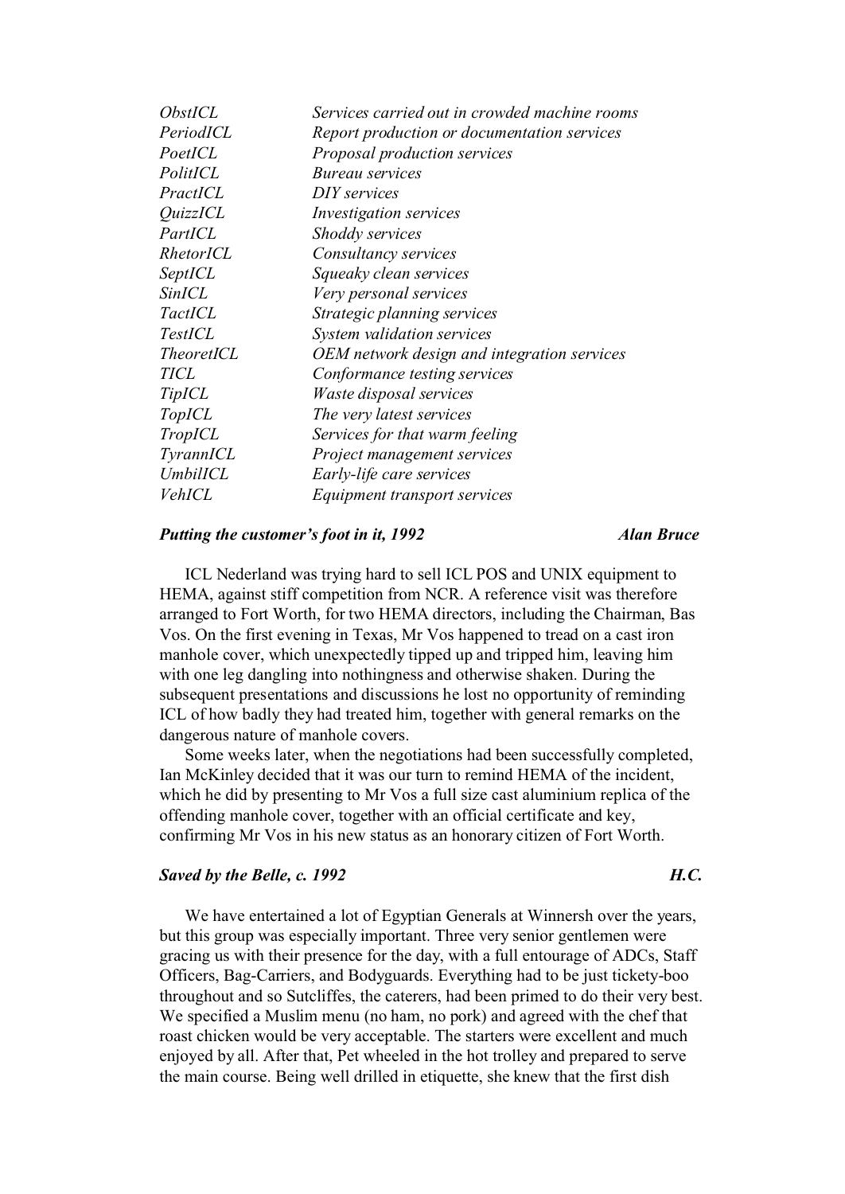| | |
|---|---|
| *ObstICL* | *Services carried out in crowded machine rooms* |
| *PeriodICL* | *Report production or documentation services* |
| *PoetICL* | *Proposal production services* |
| *PolitICL* | *Bureau services* |
| *PractICL* | *DIY services* |
| *QuizzICL* | *Investigation services* |
| *PartICL* | *Shoddy services* |
| *RhetorICL* | *Consultancy services* |
| *SeptICL* | *Squeaky clean services* |
| *SinICL* | *Very personal services* |
| *TactICL* | *Strategic planning services* |
| *TestICL* | *System validation services* |
| *TheoretICL* | *OEM network design and integration services* |
| *TICL* | *Conformance testing services* |
| *TipICL* | *Waste disposal services* |
| *TopICL* | *The very latest services* |
| *TropICL* | *Services for that warm feeling* |
| *TyrannICL* | *Project management services* |
| *UmbilICL* | *Early-life care services* |
| *VehICL* | *Equipment transport services* |

### *Putting the customer's foot in it, 1992* — *Alan Bruce*

ICL Nederland was trying hard to sell ICL POS and UNIX equipment to HEMA, against stiff competition from NCR. A reference visit was therefore arranged to Fort Worth, for two HEMA directors, including the Chairman, Bas Vos. On the first evening in Texas, Mr Vos happened to tread on a cast iron manhole cover, which unexpectedly tipped up and tripped him, leaving him with one leg dangling into nothingness and otherwise shaken. During the subsequent presentations and discussions he lost no opportunity of reminding ICL of how badly they had treated him, together with general remarks on the dangerous nature of manhole covers.

Some weeks later, when the negotiations had been successfully completed, Ian McKinley decided that it was our turn to remind HEMA of the incident, which he did by presenting to Mr Vos a full size cast aluminium replica of the offending manhole cover, together with an official certificate and key, confirming Mr Vos in his new status as an honorary citizen of Fort Worth.

### *Saved by the Belle, c. 1992* — *H.C.*

We have entertained a lot of Egyptian Generals at Winnersh over the years, but this group was especially important. Three very senior gentlemen were gracing us with their presence for the day, with a full entourage of ADCs, Staff Officers, Bag-Carriers, and Bodyguards. Everything had to be just tickety-boo throughout and so Sutcliffes, the caterers, had been primed to do their very best. We specified a Muslim menu (no ham, no pork) and agreed with the chef that roast chicken would be very acceptable. The starters were excellent and much enjoyed by all. After that, Pet wheeled in the hot trolley and prepared to serve the main course. Being well drilled in etiquette, she knew that the first dish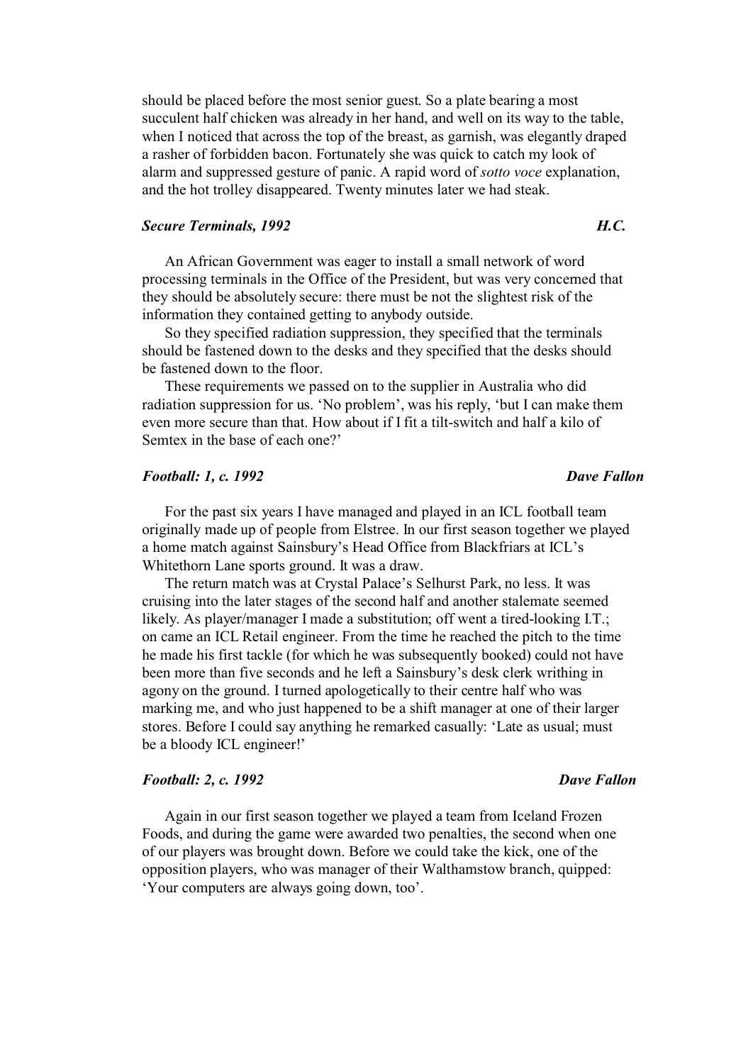should be placed before the most senior guest. So a plate bearing a most succulent half chicken was already in her hand, and well on its way to the table, when I noticed that across the top of the breast, as garnish, was elegantly draped a rasher of forbidden bacon. Fortunately she was quick to catch my look of alarm and suppressed gesture of panic. A rapid word of *sotto voce* explanation, and the hot trolley disappeared. Twenty minutes later we had steak.

### *Secure Terminals, 1992* — *H.C.*

An African Government was eager to install a small network of word processing terminals in the Office of the President, but was very concerned that they should be absolutely secure: there must be not the slightest risk of the information they contained getting to anybody outside.

So they specified radiation suppression, they specified that the terminals should be fastened down to the desks and they specified that the desks should be fastened down to the floor.

These requirements we passed on to the supplier in Australia who did radiation suppression for us. 'No problem', was his reply, 'but I can make them even more secure than that. How about if I fit a tilt-switch and half a kilo of Semtex in the base of each one?'

### *Football: 1, c. 1992* — *Dave Fallon*

For the past six years I have managed and played in an ICL football team originally made up of people from Elstree. In our first season together we played a home match against Sainsbury's Head Office from Blackfriars at ICL's Whitethorn Lane sports ground. It was a draw.

The return match was at Crystal Palace's Selhurst Park, no less. It was cruising into the later stages of the second half and another stalemate seemed likely. As player/manager I made a substitution; off went a tired-looking I.T.; on came an ICL Retail engineer. From the time he reached the pitch to the time he made his first tackle (for which he was subsequently booked) could not have been more than five seconds and he left a Sainsbury's desk clerk writhing in agony on the ground. I turned apologetically to their centre half who was marking me, and who just happened to be a shift manager at one of their larger stores. Before I could say anything he remarked casually: 'Late as usual; must be a bloody ICL engineer!'

### *Football: 2, c. 1992* — *Dave Fallon*

Again in our first season together we played a team from Iceland Frozen Foods, and during the game were awarded two penalties, the second when one of our players was brought down. Before we could take the kick, one of the opposition players, who was manager of their Walthamstow branch, quipped: 'Your computers are always going down, too'.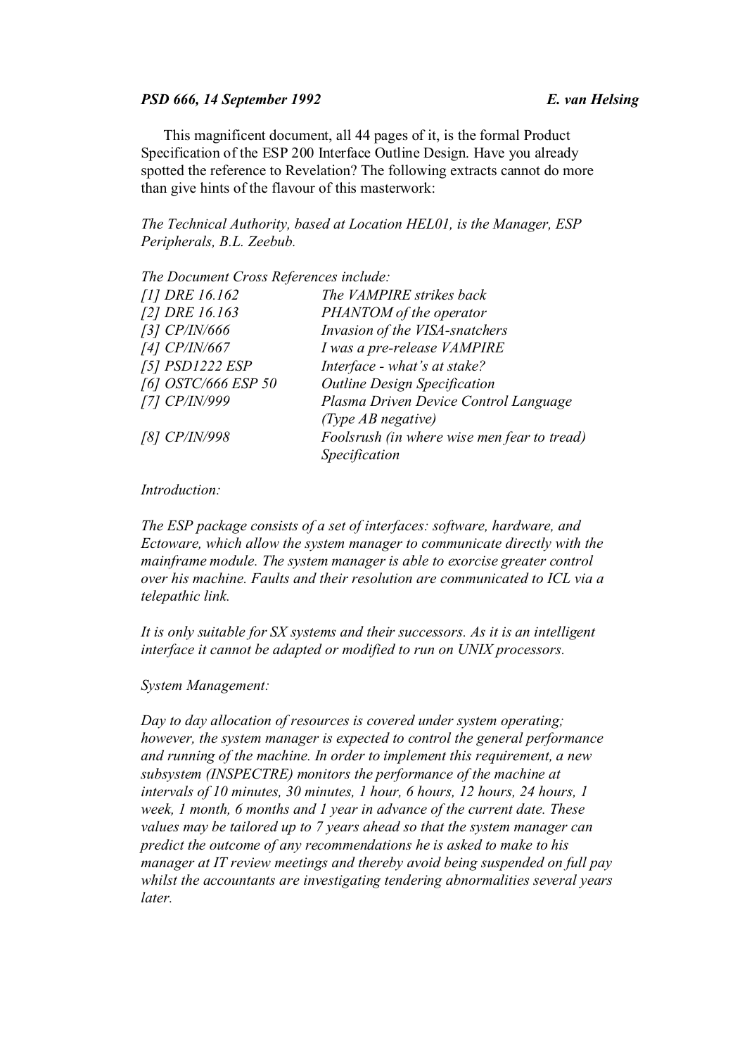***PSD 666, 14 September 1992*** **_E. van Helsing_**

This magnificent document, all 44 pages of it, is the formal Product Specification of the ESP 200 Interface Outline Design. Have you already spotted the reference to Revelation? The following extracts cannot do more than give hints of the flavour of this masterwork:

*The Technical Authority, based at Location HEL01, is the Manager, ESP Peripherals, B.L. Zeebub.*

*The Document Cross References include:*

| | |
|---|---|
| *[1] DRE 16.162* | *The VAMPIRE strikes back* |
| *[2] DRE 16.163* | *PHANTOM of the operator* |
| *[3] CP/IN/666* | *Invasion of the VISA-snatchers* |
| *[4] CP/IN/667* | *I was a pre-release VAMPIRE* |
| *[5] PSD1222 ESP* | *Interface - what's at stake?* |
| *[6] OSTC/666 ESP 50* | *Outline Design Specification* |
| *[7] CP/IN/999* | *Plasma Driven Device Control Language (Type AB negative)* |
| *[8] CP/IN/998* | *Foolsrush (in where wise men fear to tread) Specification* |

*Introduction:*

*The ESP package consists of a set of interfaces: software, hardware, and Ectoware, which allow the system manager to communicate directly with the mainframe module. The system manager is able to exorcise greater control over his machine. Faults and their resolution are communicated to ICL via a telepathic link.*

*It is only suitable for SX systems and their successors. As it is an intelligent interface it cannot be adapted or modified to run on UNIX processors.*

*System Management:*

*Day to day allocation of resources is covered under system operating; however, the system manager is expected to control the general performance and running of the machine. In order to implement this requirement, a new subsystem (INSPECTRE) monitors the performance of the machine at intervals of 10 minutes, 30 minutes, 1 hour, 6 hours, 12 hours, 24 hours, 1 week, 1 month, 6 months and 1 year in advance of the current date. These values may be tailored up to 7 years ahead so that the system manager can predict the outcome of any recommendations he is asked to make to his manager at IT review meetings and thereby avoid being suspended on full pay whilst the accountants are investigating tendering abnormalities several years later.*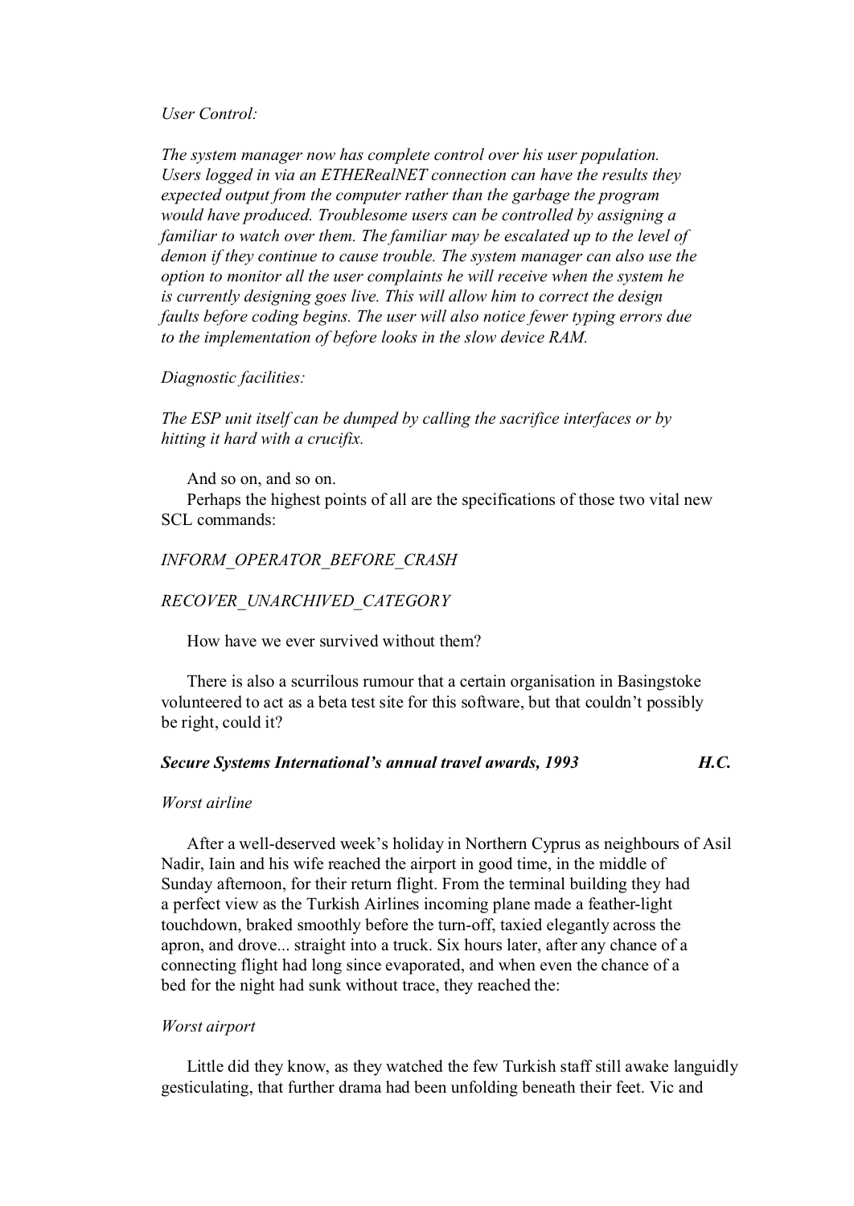*User Control:*

*The system manager now has complete control over his user population. Users logged in via an ETHERealNET connection can have the results they expected output from the computer rather than the garbage the program would have produced. Troublesome users can be controlled by assigning a familiar to watch over them. The familiar may be escalated up to the level of demon if they continue to cause trouble. The system manager can also use the option to monitor all the user complaints he will receive when the system he is currently designing goes live. This will allow him to correct the design faults before coding begins. The user will also notice fewer typing errors due to the implementation of before looks in the slow device RAM.*

*Diagnostic facilities:*

*The ESP unit itself can be dumped by calling the sacrifice interfaces or by hitting it hard with a crucifix.*

And so on, and so on.

Perhaps the highest points of all are the specifications of those two vital new SCL commands:

*INFORM_OPERATOR_BEFORE_CRASH*

*RECOVER_UNARCHIVED_CATEGORY*

How have we ever survived without them?

There is also a scurrilous rumour that a certain organisation in Basingstoke volunteered to act as a beta test site for this software, but that couldn't possibly be right, could it?

***Secure Systems International's annual travel awards, 1993*** ***H.C.***

*Worst airline*

After a well-deserved week's holiday in Northern Cyprus as neighbours of Asil Nadir, Iain and his wife reached the airport in good time, in the middle of Sunday afternoon, for their return flight. From the terminal building they had a perfect view as the Turkish Airlines incoming plane made a feather-light touchdown, braked smoothly before the turn-off, taxied elegantly across the apron, and drove... straight into a truck. Six hours later, after any chance of a connecting flight had long since evaporated, and when even the chance of a bed for the night had sunk without trace, they reached the:

*Worst airport*

Little did they know, as they watched the few Turkish staff still awake languidly gesticulating, that further drama had been unfolding beneath their feet. Vic and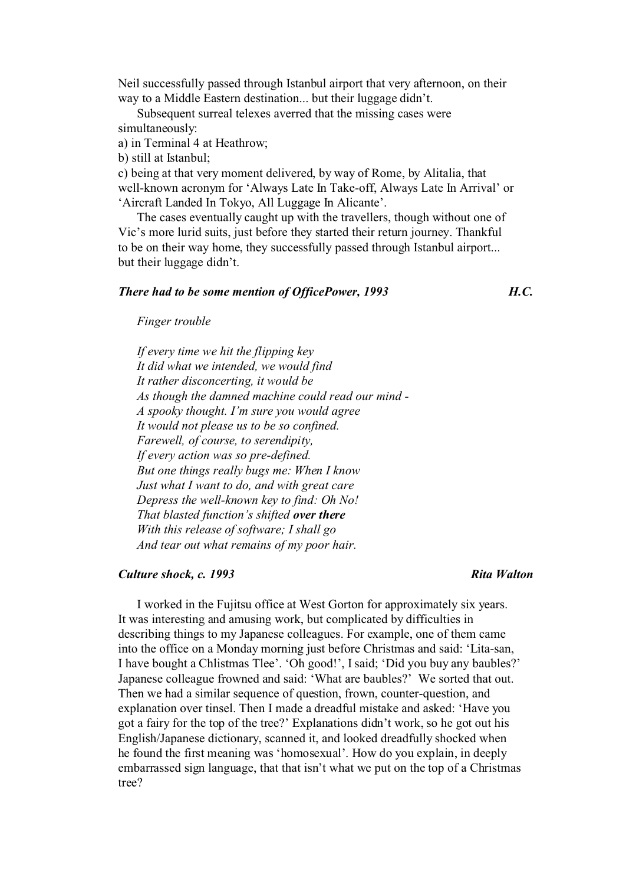Neil successfully passed through Istanbul airport that very afternoon, on their way to a Middle Eastern destination... but their luggage didn't.

Subsequent surreal telexes averred that the missing cases were simultaneously:

a) in Terminal 4 at Heathrow;
b) still at Istanbul;
c) being at that very moment delivered, by way of Rome, by Alitalia, that well-known acronym for 'Always Late In Take-off, Always Late In Arrival' or 'Aircraft Landed In Tokyo, All Luggage In Alicante'.

The cases eventually caught up with the travellers, though without one of Vic's more lurid suits, just before they started their return journey. Thankful to be on their way home, they successfully passed through Istanbul airport... but their luggage didn't.

### *There had to be some mention of OfficePower, 1993* — *H.C.*

*Finger trouble*

*If every time we hit the flipping key*
*It did what we intended, we would find*
*It rather disconcerting, it would be*
*As though the damned machine could read our mind -*
*A spooky thought. I'm sure you would agree*
*It would not please us to be so confined.*
*Farewell, of course, to serendipity,*
*If every action was so pre-defined.*
*But one things really bugs me: When I know*
*Just what I want to do, and with great care*
*Depress the well-known key to find: Oh No!*
*That blasted function's shifted **over there***
*With this release of software; I shall go*
*And tear out what remains of my poor hair.*

### *Culture shock, c. 1993* — *Rita Walton*

I worked in the Fujitsu office at West Gorton for approximately six years. It was interesting and amusing work, but complicated by difficulties in describing things to my Japanese colleagues. For example, one of them came into the office on a Monday morning just before Christmas and said: 'Lita-san, I have bought a Chlistmas Tlee'. 'Oh good!', I said; 'Did you buy any baubles?' Japanese colleague frowned and said: 'What are baubles?' We sorted that out. Then we had a similar sequence of question, frown, counter-question, and explanation over tinsel. Then I made a dreadful mistake and asked: 'Have you got a fairy for the top of the tree?' Explanations didn't work, so he got out his English/Japanese dictionary, scanned it, and looked dreadfully shocked when he found the first meaning was 'homosexual'. How do you explain, in deeply embarrassed sign language, that that isn't what we put on the top of a Christmas tree?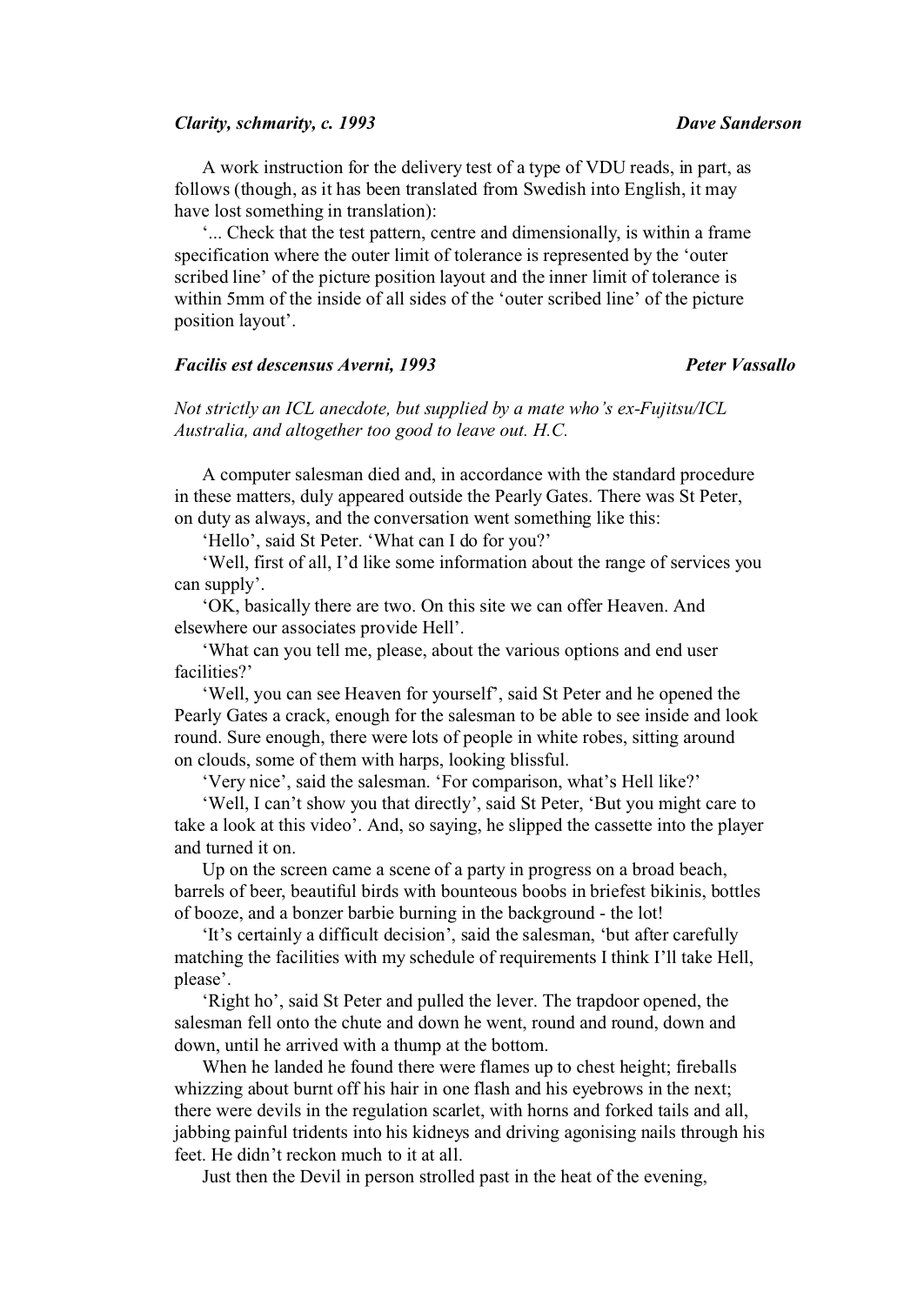***Clarity, schmarity, c. 1993*** **_Dave Sanderson_**

A work instruction for the delivery test of a type of VDU reads, in part, as follows (though, as it has been translated from Swedish into English, it may have lost something in translation):

'... Check that the test pattern, centre and dimensionally, is within a frame specification where the outer limit of tolerance is represented by the 'outer scribed line' of the picture position layout and the inner limit of tolerance is within 5mm of the inside of all sides of the 'outer scribed line' of the picture position layout'.

***Facilis est descensus Averni, 1993*** **_Peter Vassallo_**

*Not strictly an ICL anecdote, but supplied by a mate who's ex-Fujitsu/ICL Australia, and altogether too good to leave out. H.C.*

A computer salesman died and, in accordance with the standard procedure in these matters, duly appeared outside the Pearly Gates. There was St Peter, on duty as always, and the conversation went something like this:

'Hello', said St Peter. 'What can I do for you?'

'Well, first of all, I'd like some information about the range of services you can supply'.

'OK, basically there are two. On this site we can offer Heaven. And elsewhere our associates provide Hell'.

'What can you tell me, please, about the various options and end user facilities?'

'Well, you can see Heaven for yourself', said St Peter and he opened the Pearly Gates a crack, enough for the salesman to be able to see inside and look round. Sure enough, there were lots of people in white robes, sitting around on clouds, some of them with harps, looking blissful.

'Very nice', said the salesman. 'For comparison, what's Hell like?'

'Well, I can't show you that directly', said St Peter, 'But you might care to take a look at this video'. And, so saying, he slipped the cassette into the player and turned it on.

Up on the screen came a scene of a party in progress on a broad beach, barrels of beer, beautiful birds with bounteous boobs in briefest bikinis, bottles of booze, and a bonzer barbie burning in the background - the lot!

'It's certainly a difficult decision', said the salesman, 'but after carefully matching the facilities with my schedule of requirements I think I'll take Hell, please'.

'Right ho', said St Peter and pulled the lever. The trapdoor opened, the salesman fell onto the chute and down he went, round and round, down and down, until he arrived with a thump at the bottom.

When he landed he found there were flames up to chest height; fireballs whizzing about burnt off his hair in one flash and his eyebrows in the next; there were devils in the regulation scarlet, with horns and forked tails and all, jabbing painful tridents into his kidneys and driving agonising nails through his feet. He didn't reckon much to it at all.

Just then the Devil in person strolled past in the heat of the evening,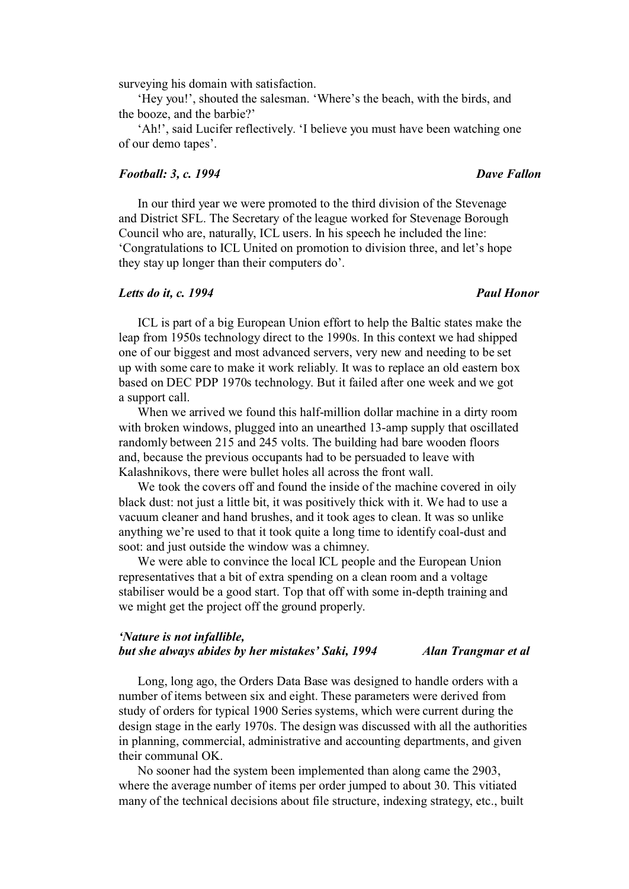surveying his domain with satisfaction.

'Hey you!', shouted the salesman. 'Where's the beach, with the birds, and the booze, and the barbie?'

'Ah!', said Lucifer reflectively. 'I believe you must have been watching one of our demo tapes'.

### *Football: 3, c. 1994* — *Dave Fallon*

In our third year we were promoted to the third division of the Stevenage and District SFL. The Secretary of the league worked for Stevenage Borough Council who are, naturally, ICL users. In his speech he included the line: 'Congratulations to ICL United on promotion to division three, and let's hope they stay up longer than their computers do'.

### *Letts do it, c. 1994* — *Paul Honor*

ICL is part of a big European Union effort to help the Baltic states make the leap from 1950s technology direct to the 1990s. In this context we had shipped one of our biggest and most advanced servers, very new and needing to be set up with some care to make it work reliably. It was to replace an old eastern box based on DEC PDP 1970s technology. But it failed after one week and we got a support call.

When we arrived we found this half-million dollar machine in a dirty room with broken windows, plugged into an unearthed 13-amp supply that oscillated randomly between 215 and 245 volts. The building had bare wooden floors and, because the previous occupants had to be persuaded to leave with Kalashnikovs, there were bullet holes all across the front wall.

We took the covers off and found the inside of the machine covered in oily black dust: not just a little bit, it was positively thick with it. We had to use a vacuum cleaner and hand brushes, and it took ages to clean. It was so unlike anything we're used to that it took quite a long time to identify coal-dust and soot: and just outside the window was a chimney.

We were able to convince the local ICL people and the European Union representatives that a bit of extra spending on a clean room and a voltage stabiliser would be a good start. Top that off with some in-depth training and we might get the project off the ground properly.

### *'Nature is not infallible, but she always abides by her mistakes' Saki, 1994* — *Alan Trangmar et al*

Long, long ago, the Orders Data Base was designed to handle orders with a number of items between six and eight. These parameters were derived from study of orders for typical 1900 Series systems, which were current during the design stage in the early 1970s. The design was discussed with all the authorities in planning, commercial, administrative and accounting departments, and given their communal OK.

No sooner had the system been implemented than along came the 2903, where the average number of items per order jumped to about 30. This vitiated many of the technical decisions about file structure, indexing strategy, etc., built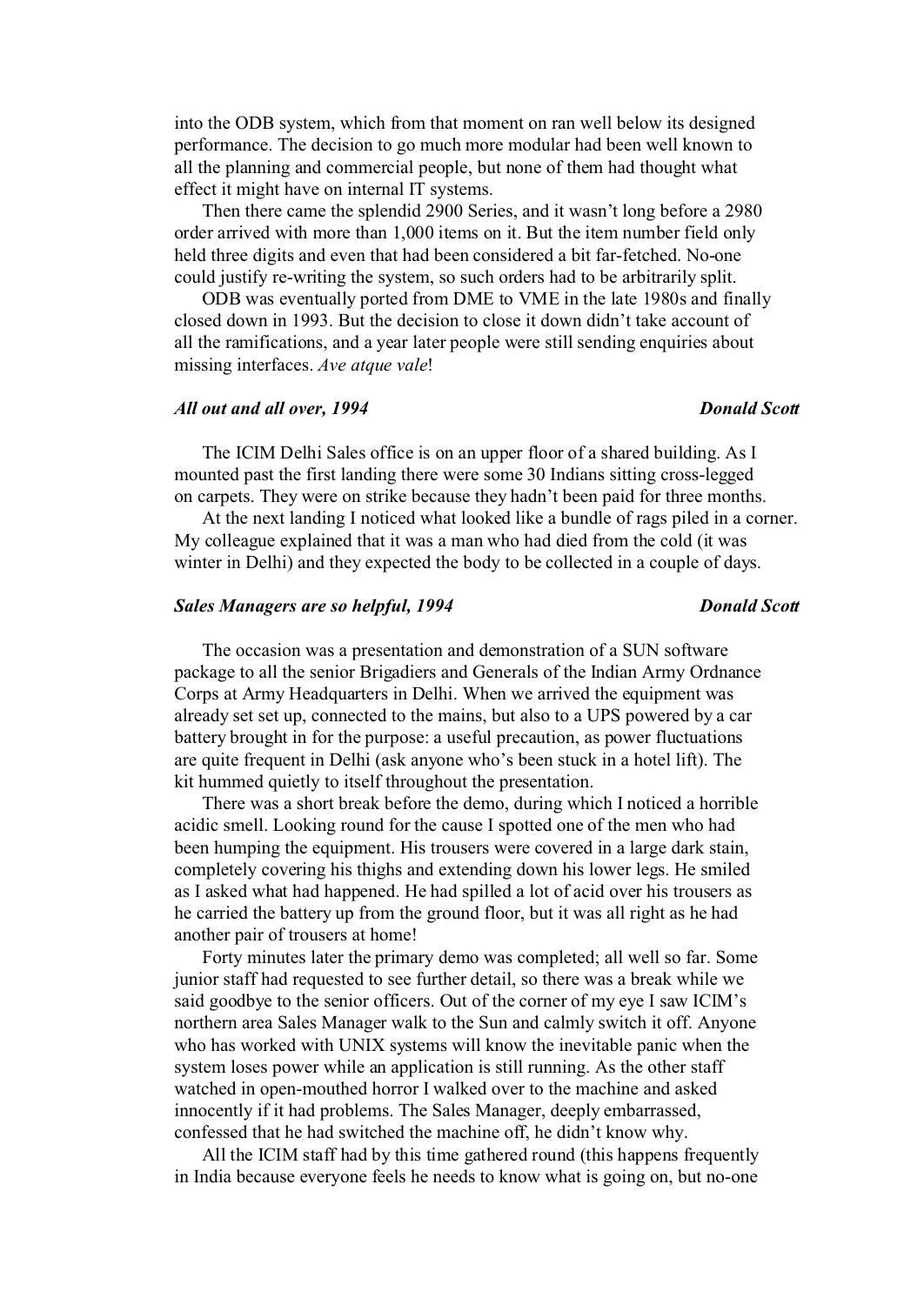into the ODB system, which from that moment on ran well below its designed performance. The decision to go much more modular had been well known to all the planning and commercial people, but none of them had thought what effect it might have on internal IT systems.

Then there came the splendid 2900 Series, and it wasn't long before a 2980 order arrived with more than 1,000 items on it. But the item number field only held three digits and even that had been considered a bit far-fetched. No-one could justify re-writing the system, so such orders had to be arbitrarily split.

ODB was eventually ported from DME to VME in the late 1980s and finally closed down in 1993. But the decision to close it down didn't take account of all the ramifications, and a year later people were still sending enquiries about missing interfaces. *Ave atque vale*!

### *All out and all over, 1994* — *Donald Scott*

The ICIM Delhi Sales office is on an upper floor of a shared building. As I mounted past the first landing there were some 30 Indians sitting cross-legged on carpets. They were on strike because they hadn't been paid for three months.

At the next landing I noticed what looked like a bundle of rags piled in a corner. My colleague explained that it was a man who had died from the cold (it was winter in Delhi) and they expected the body to be collected in a couple of days.

### *Sales Managers are so helpful, 1994* — *Donald Scott*

The occasion was a presentation and demonstration of a SUN software package to all the senior Brigadiers and Generals of the Indian Army Ordnance Corps at Army Headquarters in Delhi. When we arrived the equipment was already set set up, connected to the mains, but also to a UPS powered by a car battery brought in for the purpose: a useful precaution, as power fluctuations are quite frequent in Delhi (ask anyone who's been stuck in a hotel lift). The kit hummed quietly to itself throughout the presentation.

There was a short break before the demo, during which I noticed a horrible acidic smell. Looking round for the cause I spotted one of the men who had been humping the equipment. His trousers were covered in a large dark stain, completely covering his thighs and extending down his lower legs. He smiled as I asked what had happened. He had spilled a lot of acid over his trousers as he carried the battery up from the ground floor, but it was all right as he had another pair of trousers at home!

Forty minutes later the primary demo was completed; all well so far. Some junior staff had requested to see further detail, so there was a break while we said goodbye to the senior officers. Out of the corner of my eye I saw ICIM's northern area Sales Manager walk to the Sun and calmly switch it off. Anyone who has worked with UNIX systems will know the inevitable panic when the system loses power while an application is still running. As the other staff watched in open-mouthed horror I walked over to the machine and asked innocently if it had problems. The Sales Manager, deeply embarrassed, confessed that he had switched the machine off, he didn't know why.

All the ICIM staff had by this time gathered round (this happens frequently in India because everyone feels he needs to know what is going on, but no-one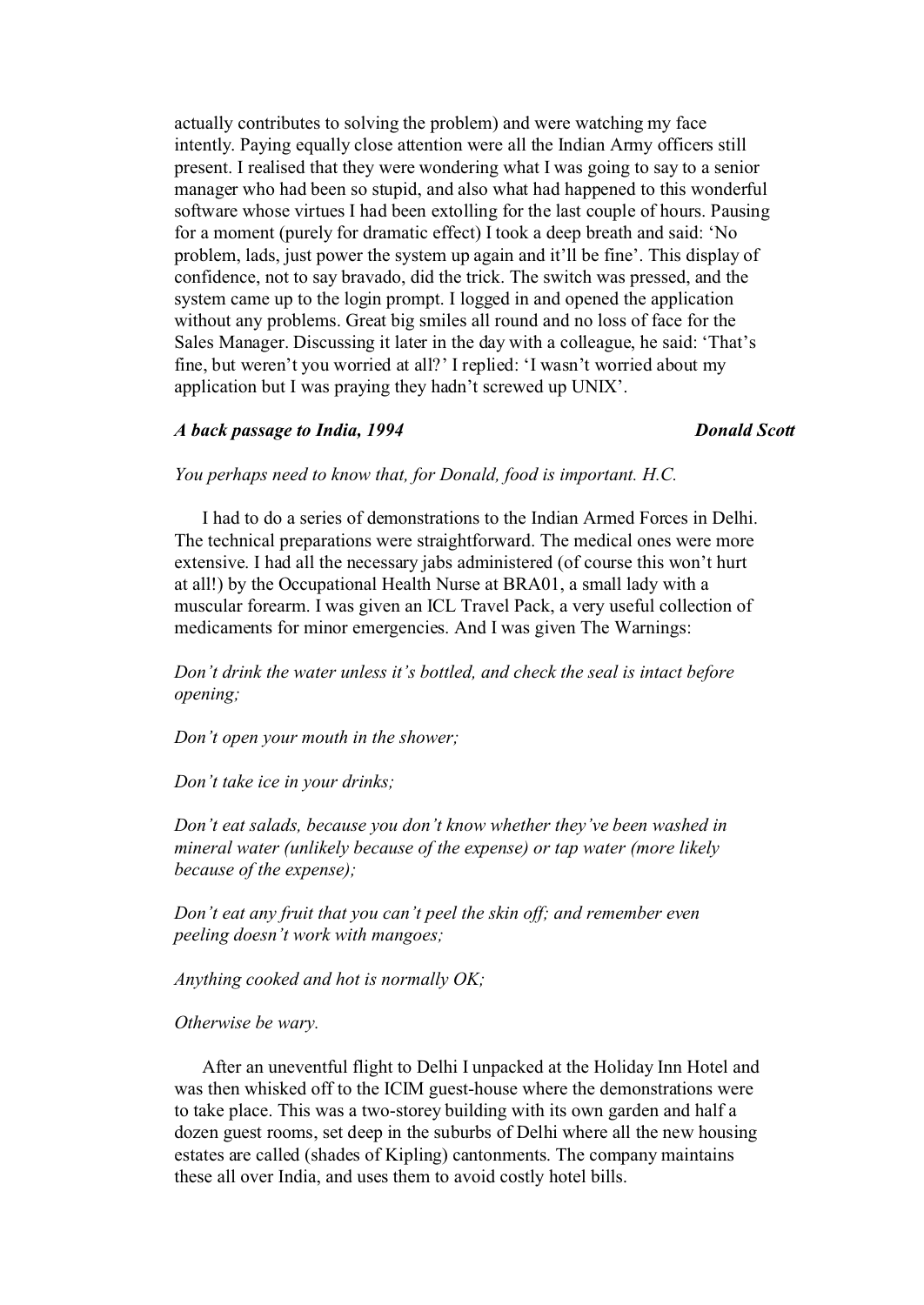actually contributes to solving the problem) and were watching my face intently. Paying equally close attention were all the Indian Army officers still present. I realised that they were wondering what I was going to say to a senior manager who had been so stupid, and also what had happened to this wonderful software whose virtues I had been extolling for the last couple of hours. Pausing for a moment (purely for dramatic effect) I took a deep breath and said: 'No problem, lads, just power the system up again and it'll be fine'. This display of confidence, not to say bravado, did the trick. The switch was pressed, and the system came up to the login prompt. I logged in and opened the application without any problems. Great big smiles all round and no loss of face for the Sales Manager. Discussing it later in the day with a colleague, he said: 'That's fine, but weren't you worried at all?' I replied: 'I wasn't worried about my application but I was praying they hadn't screwed up UNIX'.

### ***A back passage to India, 1994*** — ***Donald Scott***

*You perhaps need to know that, for Donald, food is important. H.C.*

I had to do a series of demonstrations to the Indian Armed Forces in Delhi. The technical preparations were straightforward. The medical ones were more extensive. I had all the necessary jabs administered (of course this won't hurt at all!) by the Occupational Health Nurse at BRA01, a small lady with a muscular forearm. I was given an ICL Travel Pack, a very useful collection of medicaments for minor emergencies. And I was given The Warnings:

*Don't drink the water unless it's bottled, and check the seal is intact before opening;*

*Don't open your mouth in the shower;*

*Don't take ice in your drinks;*

*Don't eat salads, because you don't know whether they've been washed in mineral water (unlikely because of the expense) or tap water (more likely because of the expense);*

*Don't eat any fruit that you can't peel the skin off; and remember even peeling doesn't work with mangoes;*

*Anything cooked and hot is normally OK;*

*Otherwise be wary.*

After an uneventful flight to Delhi I unpacked at the Holiday Inn Hotel and was then whisked off to the ICIM guest-house where the demonstrations were to take place. This was a two-storey building with its own garden and half a dozen guest rooms, set deep in the suburbs of Delhi where all the new housing estates are called (shades of Kipling) cantonments. The company maintains these all over India, and uses them to avoid costly hotel bills.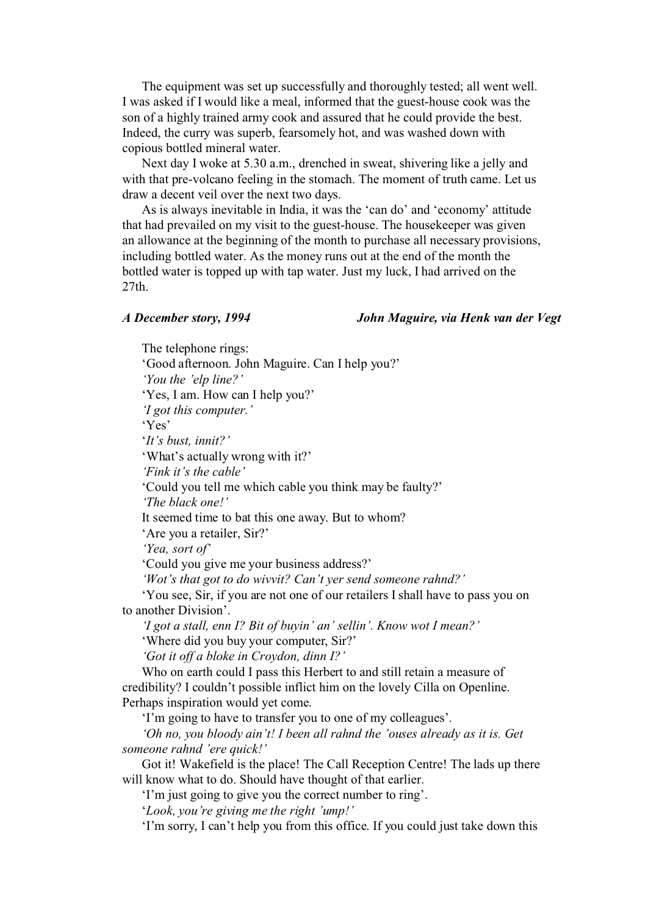The equipment was set up successfully and thoroughly tested; all went well. I was asked if I would like a meal, informed that the guest-house cook was the son of a highly trained army cook and assured that he could provide the best. Indeed, the curry was superb, fearsomely hot, and was washed down with copious bottled mineral water.

Next day I woke at 5.30 a.m., drenched in sweat, shivering like a jelly and with that pre-volcano feeling in the stomach. The moment of truth came. Let us draw a decent veil over the next two days.

As is always inevitable in India, it was the 'can do' and 'economy' attitude that had prevailed on my visit to the guest-house. The housekeeper was given an allowance at the beginning of the month to purchase all necessary provisions, including bottled water. As the money runs out at the end of the month the bottled water is topped up with tap water. Just my luck, I had arrived on the 27th.

***A December story, 1994*** ***John Maguire, via Henk van der Vegt***

The telephone rings:

'Good afternoon. John Maguire. Can I help you?'

*'You the 'elp line?'*

'Yes, I am. How can I help you?'

*'I got this computer.'*

'Yes'

'*It's bust, innit?'*

'What's actually wrong with it?'

*'Fink it's the cable'*

'Could you tell me which cable you think may be faulty?'

*'The black one!'*

It seemed time to bat this one away. But to whom?

'Are you a retailer, Sir?'

*'Yea, sort of'*

'Could you give me your business address?'

*'Wot's that got to do wivvit? Can't yer send someone rahnd?'*

'You see, Sir, if you are not one of our retailers I shall have to pass you on to another Division'.

*'I got a stall, enn I? Bit of buyin' an' sellin'. Know wot I mean?'*

'Where did you buy your computer, Sir?'

*'Got it off a bloke in Croydon, dinn I?'*

Who on earth could I pass this Herbert to and still retain a measure of credibility? I couldn't possible inflict him on the lovely Cilla on Openline. Perhaps inspiration would yet come.

'I'm going to have to transfer you to one of my colleagues'.

*'Oh no, you bloody ain't! I been all rahnd the 'ouses already as it is. Get someone rahnd 'ere quick!'*

Got it! Wakefield is the place! The Call Reception Centre! The lads up there will know what to do. Should have thought of that earlier.

'I'm just going to give you the correct number to ring'.

'*Look, you're giving me the right 'ump!'*

'I'm sorry, I can't help you from this office. If you could just take down this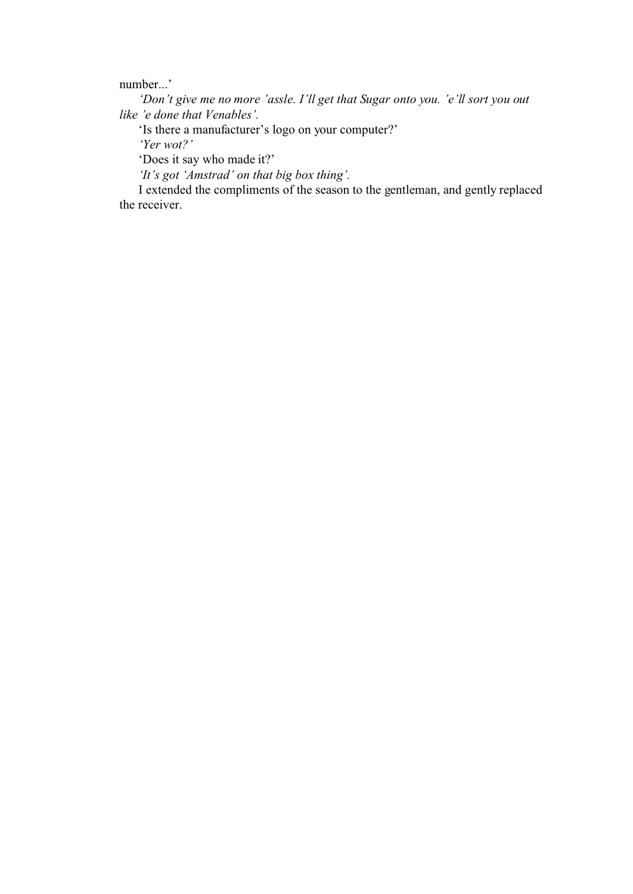number...'

*'Don't give me no more 'assle. I'll get that Sugar onto you. 'e'll sort you out like 'e done that Venables'.*

'Is there a manufacturer's logo on your computer?'

*'Yer wot?'*

'Does it say who made it?'

*'It's got 'Amstrad' on that big box thing'.*

I extended the compliments of the season to the gentleman, and gently replaced the receiver.